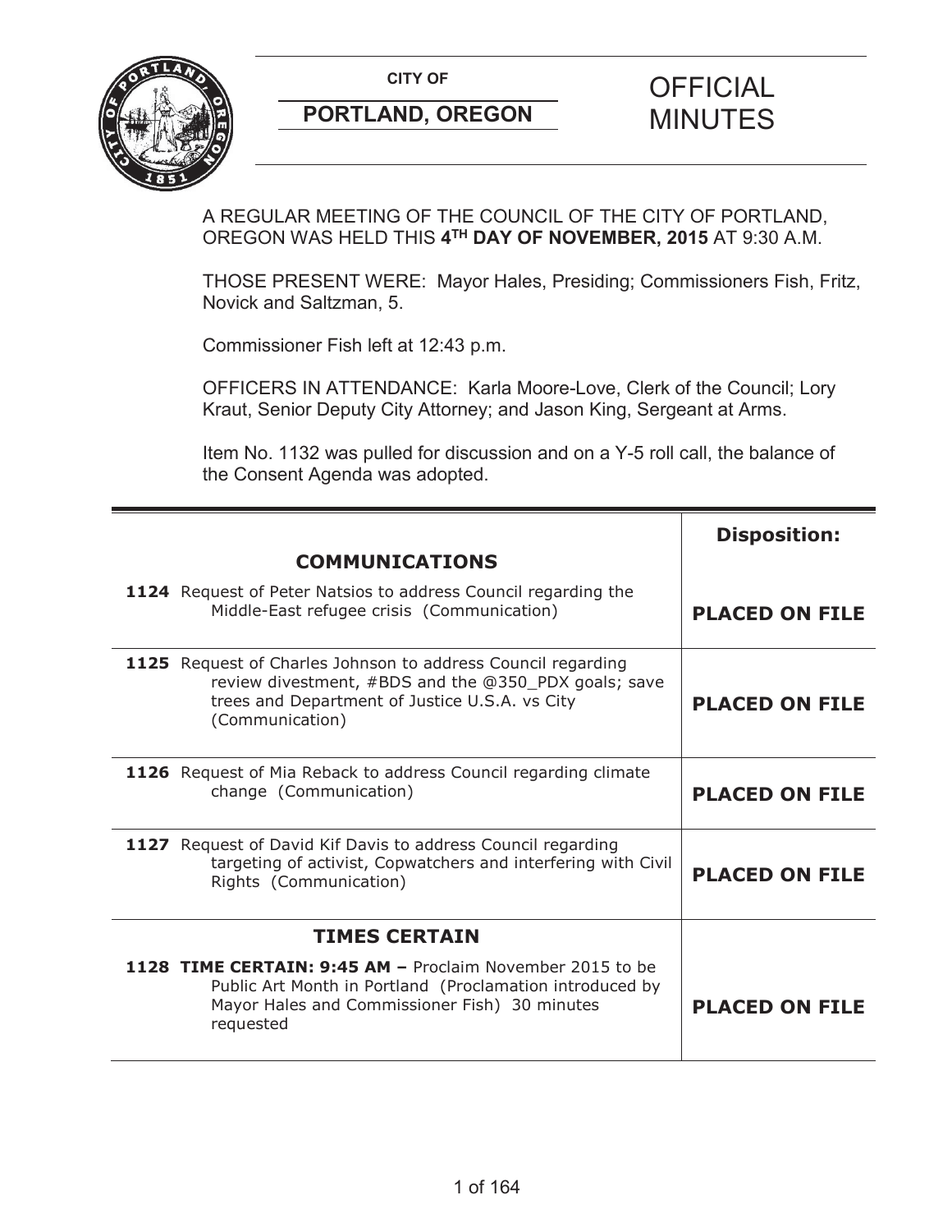**CITY OF**

**PORTLAND, OREGON**

# OFFICIAL MINUTES

A REGULAR MEETING OF THE COUNCIL OF THE CITY OF PORTLAND, OREGON WAS HELD THIS **4TH DAY OF NOVEMBER, 2015** AT 9:30 A.M.

THOSE PRESENT WERE: Mayor Hales, Presiding; Commissioners Fish, Fritz, Novick and Saltzman, 5.

Commissioner Fish left at 12:43 p.m.

OFFICERS IN ATTENDANCE: Karla Moore-Love, Clerk of the Council; Lory Kraut, Senior Deputy City Attorney; and Jason King, Sergeant at Arms.

Item No. 1132 was pulled for discussion and on a Y-5 roll call, the balance of the Consent Agenda was adopted.

| | **Disposition:** |
|---|---|
| **COMMUNICATIONS** | |
| **1124** Request of Peter Natsios to address Council regarding the Middle-East refugee crisis (Communication) | **PLACED ON FILE** |
| **1125** Request of Charles Johnson to address Council regarding review divestment, #BDS and the @350_PDX goals; save trees and Department of Justice U.S.A. vs City (Communication) | **PLACED ON FILE** |
| **1126** Request of Mia Reback to address Council regarding climate change (Communication) | **PLACED ON FILE** |
| **1127** Request of David Kif Davis to address Council regarding targeting of activist, Copwatchers and interfering with Civil Rights (Communication) | **PLACED ON FILE** |
| **TIMES CERTAIN** | |
| **1128 TIME CERTAIN: 9:45 AM –** Proclaim November 2015 to be Public Art Month in Portland (Proclamation introduced by Mayor Hales and Commissioner Fish) 30 minutes requested | **PLACED ON FILE** |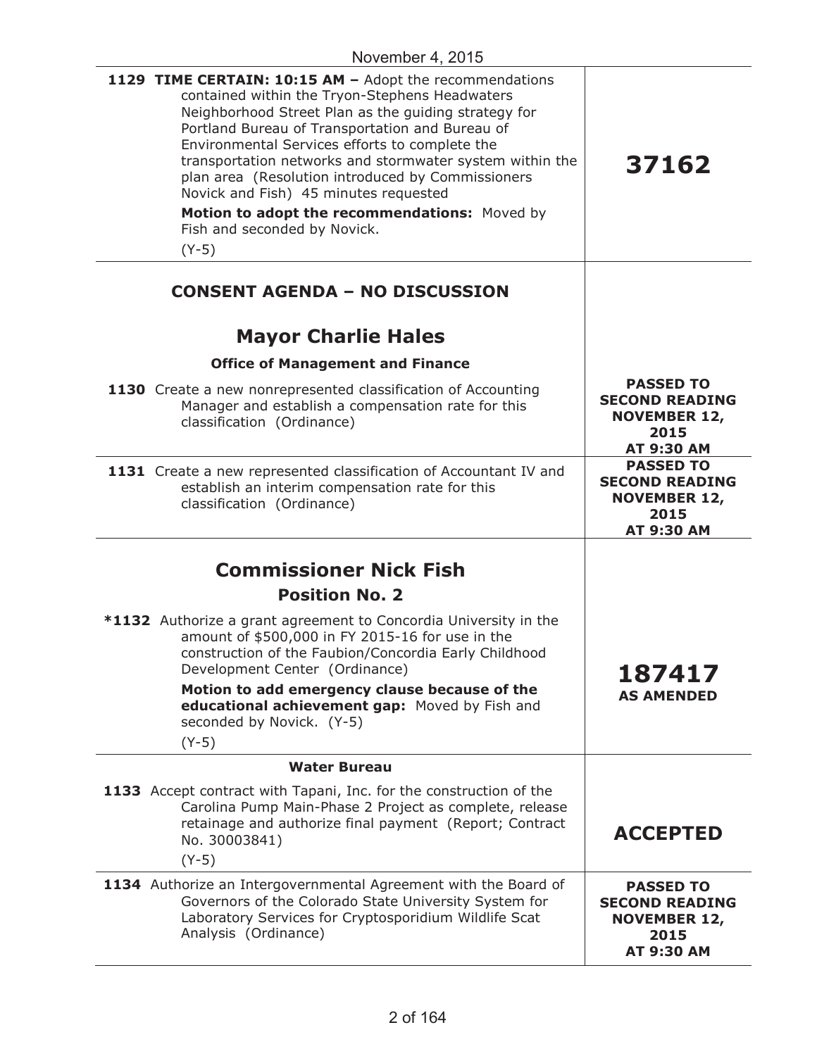November 4, 2015

| | |
|---|---|
| **1129 TIME CERTAIN: 10:15 AM –** Adopt the recommendations contained within the Tryon-Stephens Headwaters Neighborhood Street Plan as the guiding strategy for Portland Bureau of Transportation and Bureau of Environmental Services efforts to complete the transportation networks and stormwater system within the plan area (Resolution introduced by Commissioners Novick and Fish) 45 minutes requested<br><br>**Motion to adopt the recommendations:** Moved by Fish and seconded by Novick.<br><br>(Y-5) | **37162** |
| **CONSENT AGENDA – NO DISCUSSION** | |
| **Mayor Charlie Hales** | |
| **Office of Management and Finance** | |
| **1130** Create a new nonrepresented classification of Accounting Manager and establish a compensation rate for this classification (Ordinance) | **PASSED TO SECOND READING NOVEMBER 12, 2015 AT 9:30 AM** |
| **1131** Create a new represented classification of Accountant IV and establish an interim compensation rate for this classification (Ordinance) | **PASSED TO SECOND READING NOVEMBER 12, 2015 AT 9:30 AM** |
| **Commissioner Nick Fish**<br>**Position No. 2** | |
| **\*1132** Authorize a grant agreement to Concordia University in the amount of $500,000 in FY 2015-16 for use in the construction of the Faubion/Concordia Early Childhood Development Center (Ordinance)<br><br>**Motion to add emergency clause because of the educational achievement gap:** Moved by Fish and seconded by Novick. (Y-5)<br><br>(Y-5) | **187417**<br>**AS AMENDED** |
| **Water Bureau** | |
| **1133** Accept contract with Tapani, Inc. for the construction of the Carolina Pump Main-Phase 2 Project as complete, release retainage and authorize final payment (Report; Contract No. 30003841)<br><br>(Y-5) | **ACCEPTED** |
| **1134** Authorize an Intergovernmental Agreement with the Board of Governors of the Colorado State University System for Laboratory Services for Cryptosporidium Wildlife Scat Analysis (Ordinance) | **PASSED TO SECOND READING NOVEMBER 12, 2015 AT 9:30 AM** |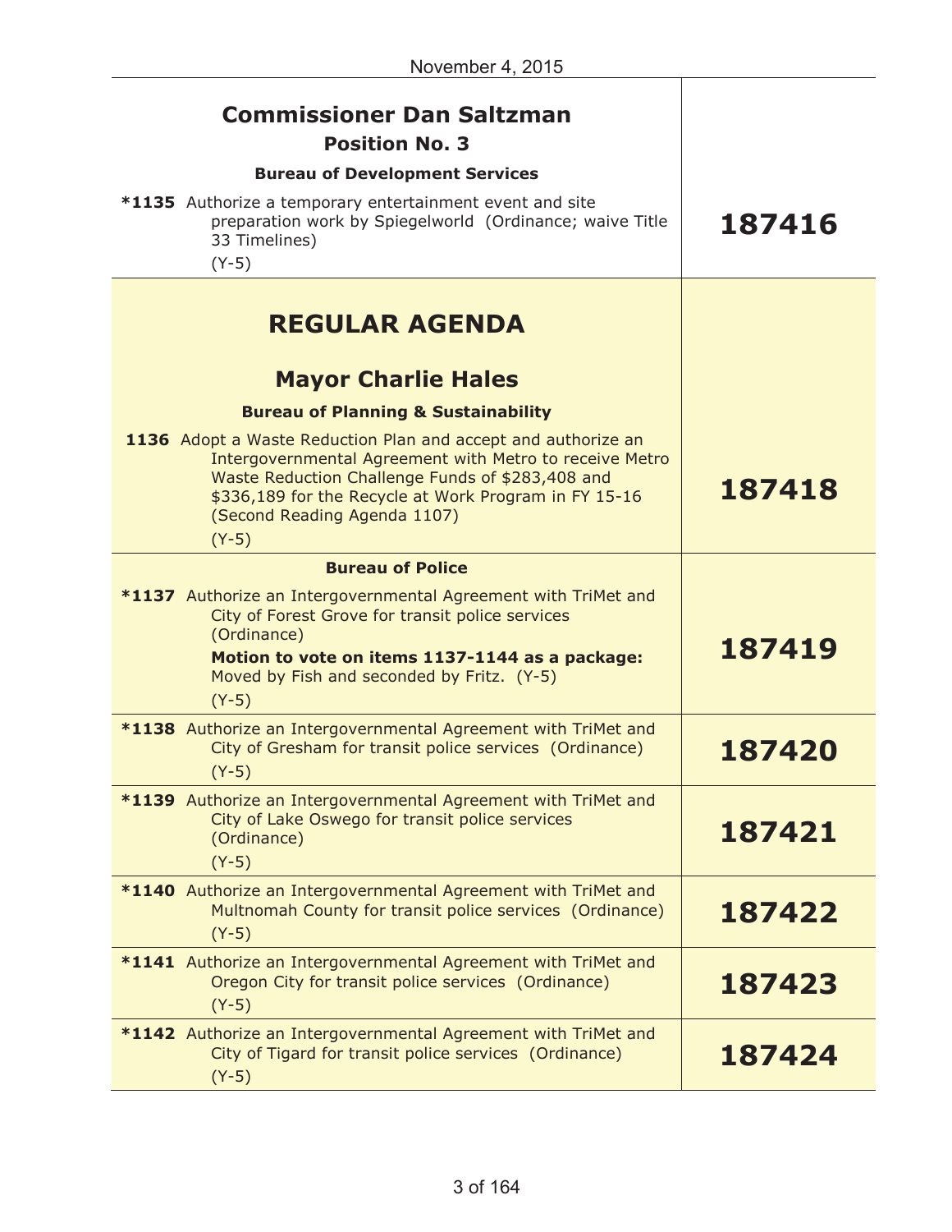November 4, 2015

| | |
|---|---|
| **Commissioner Dan Saltzman**<br>**Position No. 3**<br>**Bureau of Development Services**<br>**\*1135** Authorize a temporary entertainment event and site preparation work by Spiegelworld (Ordinance; waive Title 33 Timelines)<br>(Y-5) | **187416** |
| **REGULAR AGENDA**<br>**Mayor Charlie Hales**<br>**Bureau of Planning & Sustainability**<br>**1136** Adopt a Waste Reduction Plan and accept and authorize an Intergovernmental Agreement with Metro to receive Metro Waste Reduction Challenge Funds of $283,408 and $336,189 for the Recycle at Work Program in FY 15-16 (Second Reading Agenda 1107)<br>(Y-5) | **187418** |
| **Bureau of Police**<br>**\*1137** Authorize an Intergovernmental Agreement with TriMet and City of Forest Grove for transit police services (Ordinance)<br>**Motion to vote on items 1137-1144 as a package:** Moved by Fish and seconded by Fritz. (Y-5)<br>(Y-5) | **187419** |
| **\*1138** Authorize an Intergovernmental Agreement with TriMet and City of Gresham for transit police services (Ordinance)<br>(Y-5) | **187420** |
| **\*1139** Authorize an Intergovernmental Agreement with TriMet and City of Lake Oswego for transit police services (Ordinance)<br>(Y-5) | **187421** |
| **\*1140** Authorize an Intergovernmental Agreement with TriMet and Multnomah County for transit police services (Ordinance)<br>(Y-5) | **187422** |
| **\*1141** Authorize an Intergovernmental Agreement with TriMet and Oregon City for transit police services (Ordinance)<br>(Y-5) | **187423** |
| **\*1142** Authorize an Intergovernmental Agreement with TriMet and City of Tigard for transit police services (Ordinance)<br>(Y-5) | **187424** |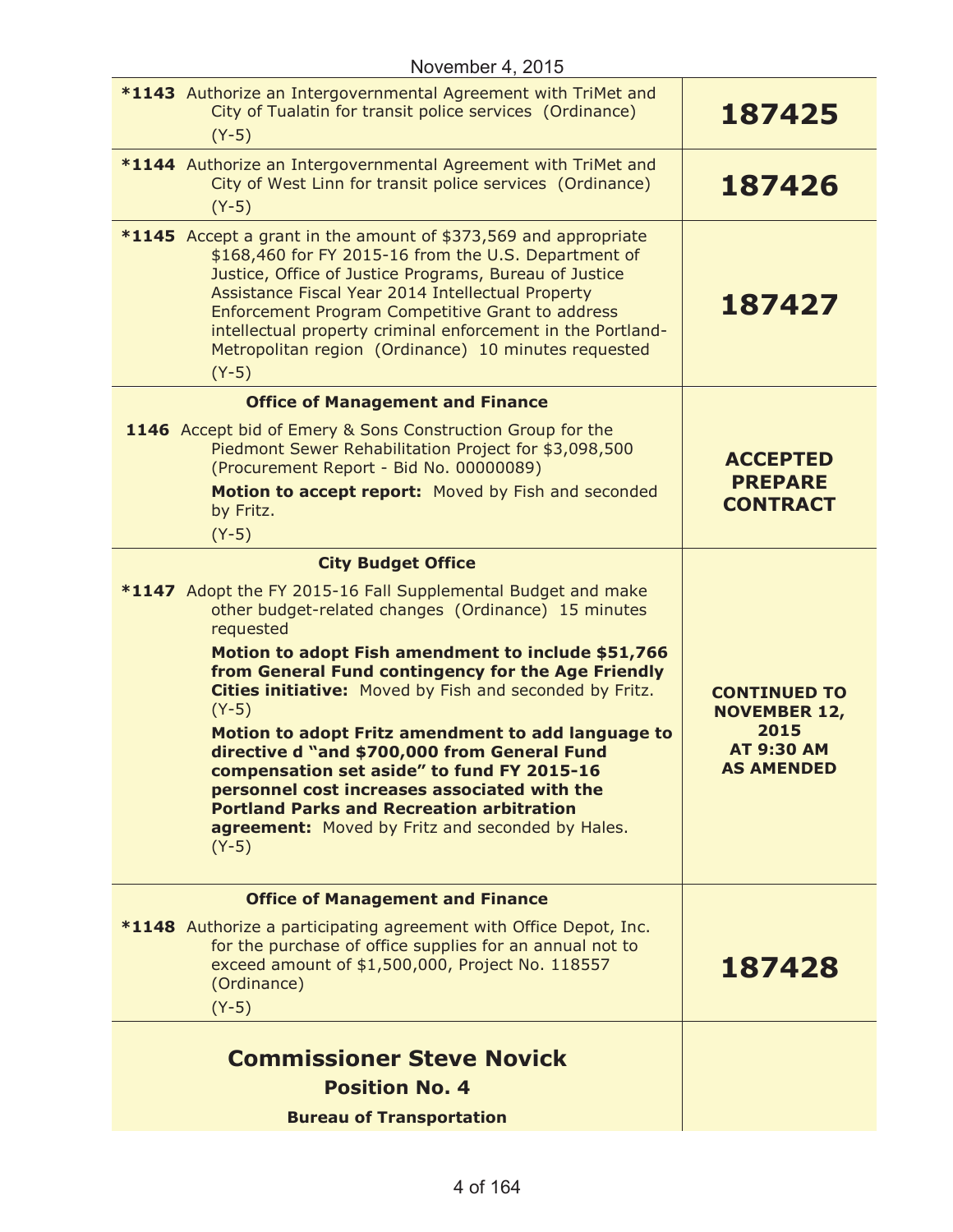November 4, 2015

| | |
|---|---|
| ***1143** Authorize an Intergovernmental Agreement with TriMet and City of Tualatin for transit police services (Ordinance)<br>(Y-5) | **187425** |
| ***1144** Authorize an Intergovernmental Agreement with TriMet and City of West Linn for transit police services (Ordinance)<br>(Y-5) | **187426** |
| ***1145** Accept a grant in the amount of $373,569 and appropriate $168,460 for FY 2015-16 from the U.S. Department of Justice, Office of Justice Programs, Bureau of Justice Assistance Fiscal Year 2014 Intellectual Property Enforcement Program Competitive Grant to address intellectual property criminal enforcement in the Portland-Metropolitan region (Ordinance) 10 minutes requested<br>(Y-5) | **187427** |
| **Office of Management and Finance**<br><br>**1146** Accept bid of Emery & Sons Construction Group for the Piedmont Sewer Rehabilitation Project for $3,098,500 (Procurement Report - Bid No. 00000089)<br>**Motion to accept report:** Moved by Fish and seconded by Fritz.<br>(Y-5) | **ACCEPTED PREPARE CONTRACT** |
| **City Budget Office**<br><br>***1147** Adopt the FY 2015-16 Fall Supplemental Budget and make other budget-related changes (Ordinance) 15 minutes requested<br>**Motion to adopt Fish amendment to include $51,766 from General Fund contingency for the Age Friendly Cities initiative:** Moved by Fish and seconded by Fritz.<br>(Y-5)<br>**Motion to adopt Fritz amendment to add language to directive d "and $700,000 from General Fund compensation set aside" to fund FY 2015-16 personnel cost increases associated with the Portland Parks and Recreation arbitration agreement:** Moved by Fritz and seconded by Hales.<br>(Y-5) | **CONTINUED TO NOVEMBER 12, 2015 AT 9:30 AM AS AMENDED** |
| **Office of Management and Finance**<br><br>***1148** Authorize a participating agreement with Office Depot, Inc. for the purchase of office supplies for an annual not to exceed amount of $1,500,000, Project No. 118557 (Ordinance)<br>(Y-5) | **187428** |

## Commissioner Steve Novick

### Position No. 4

**Bureau of Transportation**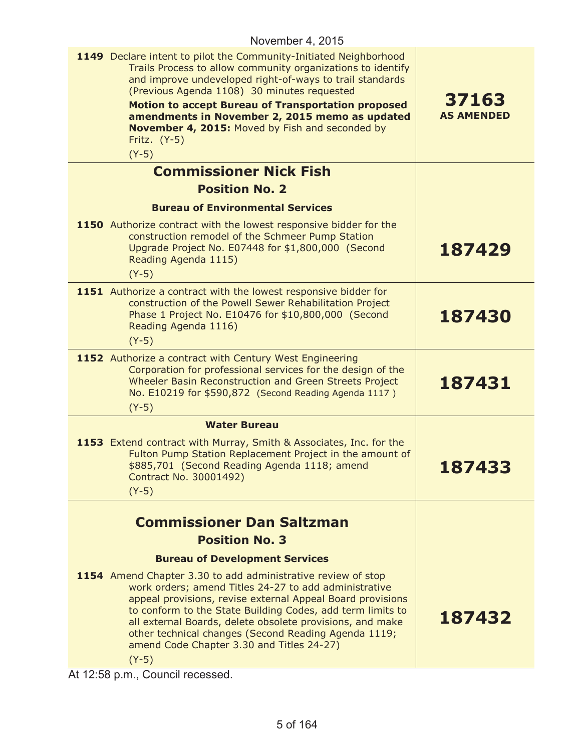November 4, 2015

| | |
|---|---|
| **1149** Declare intent to pilot the Community-Initiated Neighborhood Trails Process to allow community organizations to identify and improve undeveloped right-of-ways to trail standards (Previous Agenda 1108) 30 minutes requested<br>**Motion to accept Bureau of Transportation proposed amendments in November 2, 2015 memo as updated November 4, 2015:** Moved by Fish and seconded by Fritz. (Y-5)<br>(Y-5) | **37163 AS AMENDED** |
| **Commissioner Nick Fish**<br>**Position No. 2**<br>**Bureau of Environmental Services** | |
| **1150** Authorize contract with the lowest responsive bidder for the construction remodel of the Schmeer Pump Station Upgrade Project No. E07448 for $1,800,000 (Second Reading Agenda 1115)<br>(Y-5) | **187429** |
| **1151** Authorize a contract with the lowest responsive bidder for construction of the Powell Sewer Rehabilitation Project Phase 1 Project No. E10476 for $10,800,000 (Second Reading Agenda 1116)<br>(Y-5) | **187430** |
| **1152** Authorize a contract with Century West Engineering Corporation for professional services for the design of the Wheeler Basin Reconstruction and Green Streets Project No. E10219 for $590,872 (Second Reading Agenda 1117 )<br>(Y-5) | **187431** |
| **Water Bureau** | |
| **1153** Extend contract with Murray, Smith & Associates, Inc. for the Fulton Pump Station Replacement Project in the amount of $885,701 (Second Reading Agenda 1118; amend Contract No. 30001492)<br>(Y-5) | **187433** |
| **Commissioner Dan Saltzman**<br>**Position No. 3**<br>**Bureau of Development Services** | |
| **1154** Amend Chapter 3.30 to add administrative review of stop work orders; amend Titles 24-27 to add administrative appeal provisions, revise external Appeal Board provisions to conform to the State Building Codes, add term limits to all external Boards, delete obsolete provisions, and make other technical changes (Second Reading Agenda 1119; amend Code Chapter 3.30 and Titles 24-27)<br>(Y-5) | **187432** |

At 12:58 p.m., Council recessed.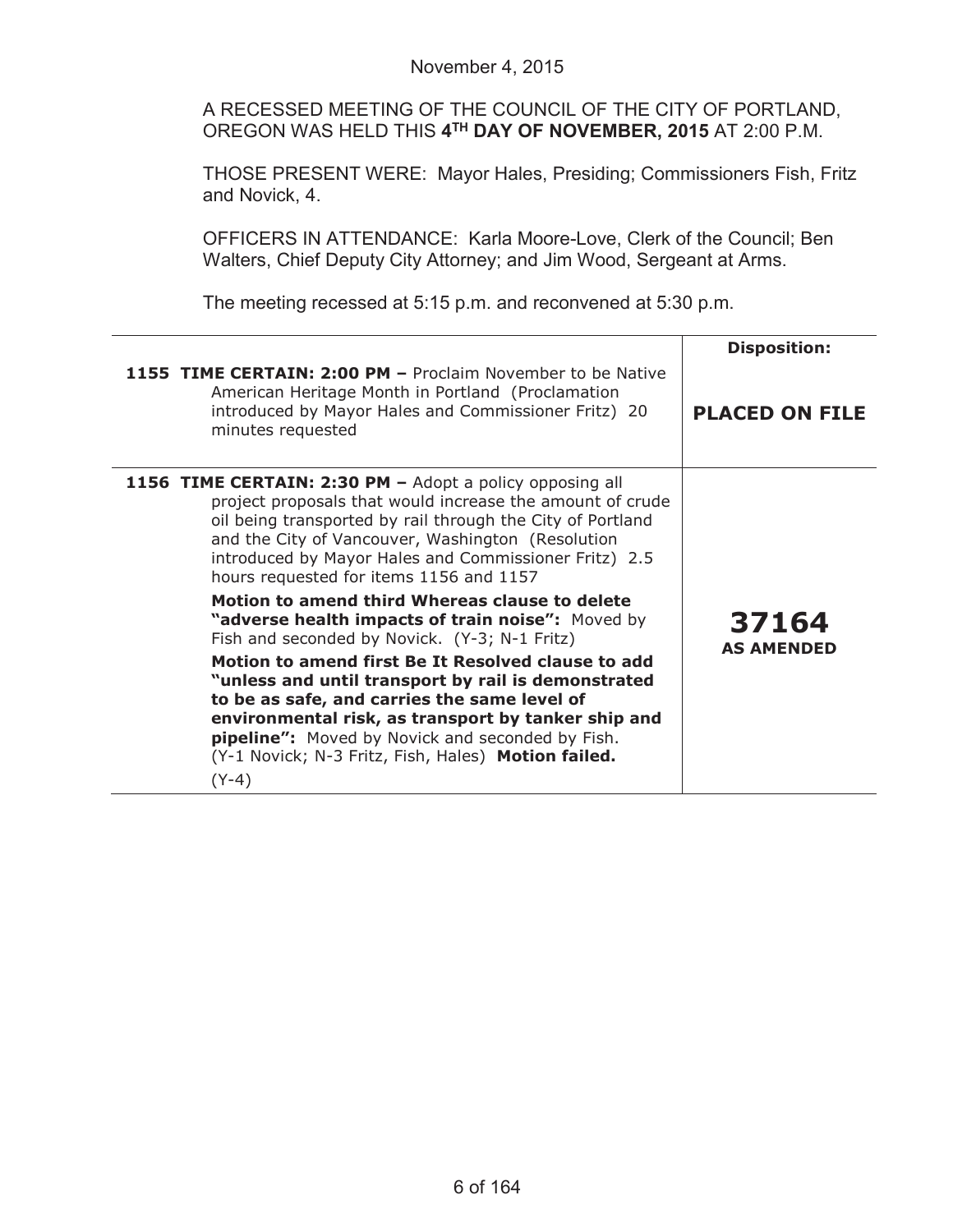November 4, 2015

A RECESSED MEETING OF THE COUNCIL OF THE CITY OF PORTLAND, OREGON WAS HELD THIS **4TH DAY OF NOVEMBER, 2015** AT 2:00 P.M.

THOSE PRESENT WERE: Mayor Hales, Presiding; Commissioners Fish, Fritz and Novick, 4.

OFFICERS IN ATTENDANCE: Karla Moore-Love, Clerk of the Council; Ben Walters, Chief Deputy City Attorney; and Jim Wood, Sergeant at Arms.

The meeting recessed at 5:15 p.m. and reconvened at 5:30 p.m.

| | **Disposition:** |
|---|---|
| **1155 TIME CERTAIN: 2:00 PM –** Proclaim November to be Native American Heritage Month in Portland (Proclamation introduced by Mayor Hales and Commissioner Fritz) 20 minutes requested | **PLACED ON FILE** |
| **1156 TIME CERTAIN: 2:30 PM –** Adopt a policy opposing all project proposals that would increase the amount of crude oil being transported by rail through the City of Portland and the City of Vancouver, Washington (Resolution introduced by Mayor Hales and Commissioner Fritz) 2.5 hours requested for items 1156 and 1157<br><br>**Motion to amend third Whereas clause to delete "adverse health impacts of train noise":** Moved by Fish and seconded by Novick. (Y-3; N-1 Fritz)<br><br>**Motion to amend first Be It Resolved clause to add "unless and until transport by rail is demonstrated to be as safe, and carries the same level of environmental risk, as transport by tanker ship and pipeline":** Moved by Novick and seconded by Fish. (Y-1 Novick; N-3 Fritz, Fish, Hales) **Motion failed.**<br><br>(Y-4) | **37164**<br>**AS AMENDED** |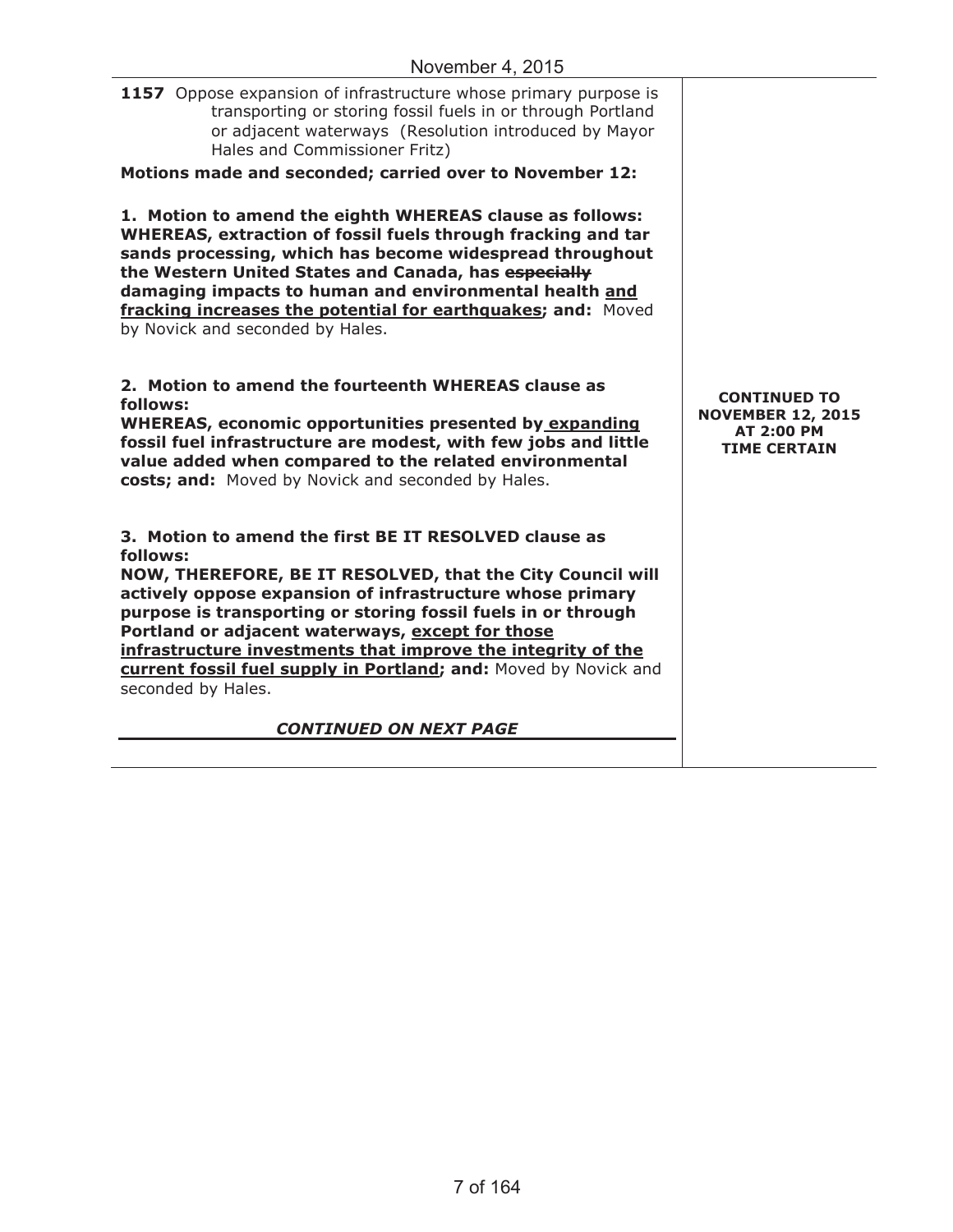November 4, 2015

| | |
|---|---|
| **1157** Oppose expansion of infrastructure whose primary purpose is transporting or storing fossil fuels in or through Portland or adjacent waterways (Resolution introduced by Mayor Hales and Commissioner Fritz)<br><br>**Motions made and seconded; carried over to November 12:**<br><br>**1. Motion to amend the eighth WHEREAS clause as follows: WHEREAS, extraction of fossil fuels through fracking and tar sands processing, which has become widespread throughout the Western United States and Canada, has ~~especially~~ damaging impacts to human and environmental health <u>and fracking increases the potential for earthquakes</u>; and:** Moved by Novick and seconded by Hales.<br><br>**2. Motion to amend the fourteenth WHEREAS clause as follows:**<br>**WHEREAS, economic opportunities presented by <u>expanding</u> fossil fuel infrastructure are modest, with few jobs and little value added when compared to the related environmental costs; and:** Moved by Novick and seconded by Hales.<br><br>**3. Motion to amend the first BE IT RESOLVED clause as follows:**<br>**NOW, THEREFORE, BE IT RESOLVED, that the City Council will actively oppose expansion of infrastructure whose primary purpose is transporting or storing fossil fuels in or through Portland or adjacent waterways, <u>except for those infrastructure investments that improve the integrity of the current fossil fuel supply in Portland</u>; and:** Moved by Novick and seconded by Hales.<br><br>***CONTINUED ON NEXT PAGE*** | **CONTINUED TO NOVEMBER 12, 2015 AT 2:00 PM TIME CERTAIN** |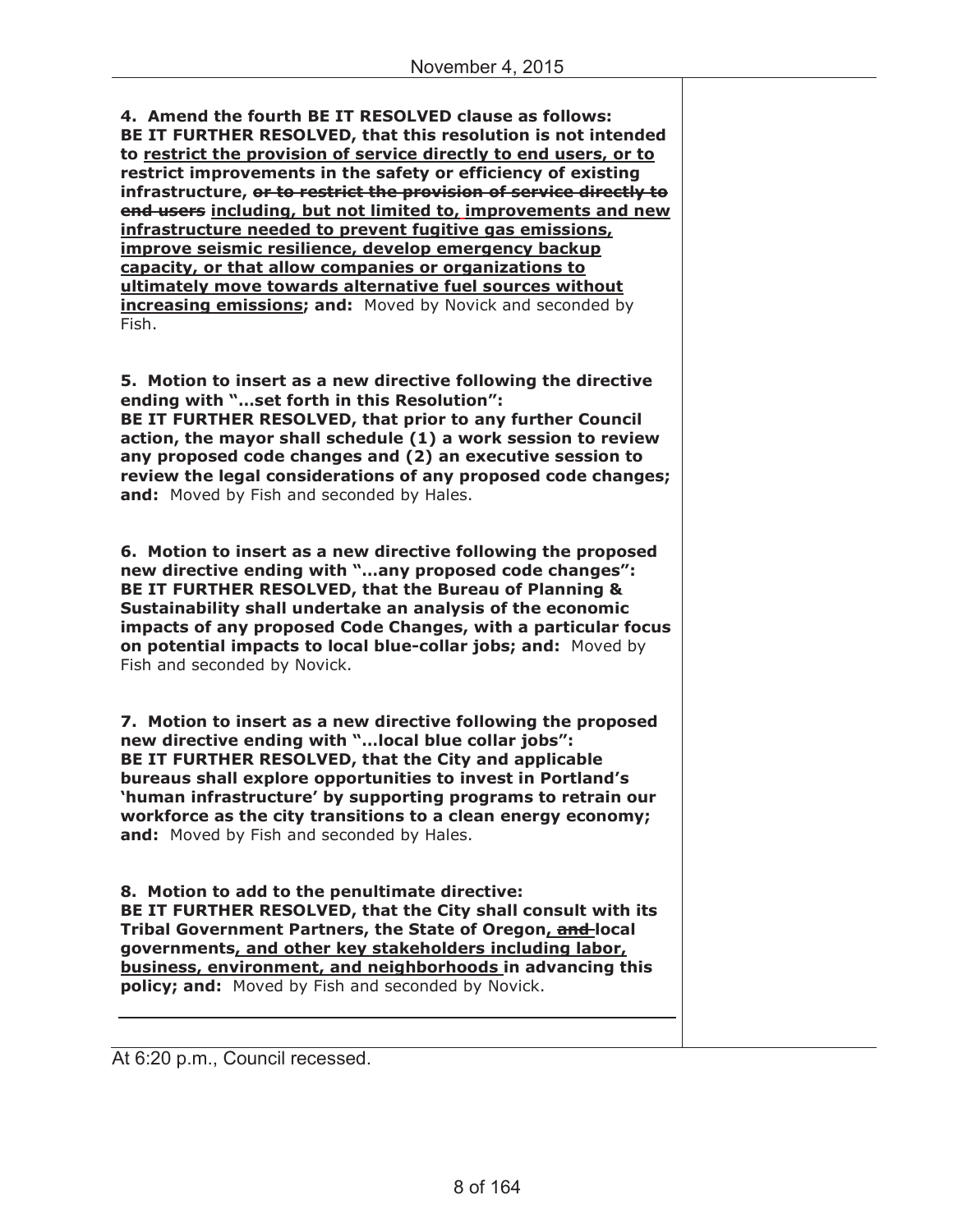**4. Amend the fourth BE IT RESOLVED clause as follows: BE IT FURTHER RESOLVED, that this resolution is not intended to <u>restrict the provision of service directly to end users, or to</u> restrict improvements in the safety or efficiency of existing infrastructure, ~~or to restrict the provision of service directly to end users~~ <u>including, but not limited to, improvements and new infrastructure needed to prevent fugitive gas emissions, improve seismic resilience, develop emergency backup capacity, or that allow companies or organizations to ultimately move towards alternative fuel sources without increasing emissions</u>; and:** Moved by Novick and seconded by Fish.

**5. Motion to insert as a new directive following the directive ending with "…set forth in this Resolution": BE IT FURTHER RESOLVED, that prior to any further Council action, the mayor shall schedule (1) a work session to review any proposed code changes and (2) an executive session to review the legal considerations of any proposed code changes; and:** Moved by Fish and seconded by Hales.

**6. Motion to insert as a new directive following the proposed new directive ending with "…any proposed code changes": BE IT FURTHER RESOLVED, that the Bureau of Planning & Sustainability shall undertake an analysis of the economic impacts of any proposed Code Changes, with a particular focus on potential impacts to local blue-collar jobs; and:** Moved by Fish and seconded by Novick.

**7. Motion to insert as a new directive following the proposed new directive ending with "…local blue collar jobs": BE IT FURTHER RESOLVED, that the City and applicable bureaus shall explore opportunities to invest in Portland's 'human infrastructure' by supporting programs to retrain our workforce as the city transitions to a clean energy economy; and:** Moved by Fish and seconded by Hales.

**8. Motion to add to the penultimate directive: BE IT FURTHER RESOLVED, that the City shall consult with its Tribal Government Partners, the State of Oregon<u>,</u> ~~and~~ local governments<u>, and other key stakeholders including labor, business, environment, and neighborhoods</u> in advancing this policy; and:** Moved by Fish and seconded by Novick.

At 6:20 p.m., Council recessed.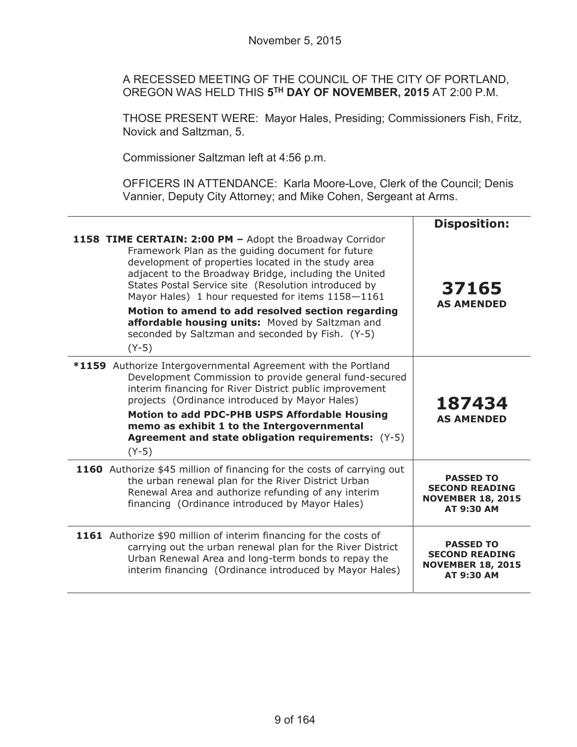November 5, 2015

A RECESSED MEETING OF THE COUNCIL OF THE CITY OF PORTLAND, OREGON WAS HELD THIS **5TH DAY OF NOVEMBER, 2015** AT 2:00 P.M.

THOSE PRESENT WERE: Mayor Hales, Presiding; Commissioners Fish, Fritz, Novick and Saltzman, 5.

Commissioner Saltzman left at 4:56 p.m.

OFFICERS IN ATTENDANCE: Karla Moore-Love, Clerk of the Council; Denis Vannier, Deputy City Attorney; and Mike Cohen, Sergeant at Arms.

| | **Disposition:** |
|---|---|
| **1158 TIME CERTAIN: 2:00 PM –** Adopt the Broadway Corridor Framework Plan as the guiding document for future development of properties located in the study area adjacent to the Broadway Bridge, including the United States Postal Service site (Resolution introduced by Mayor Hales) 1 hour requested for items 1158—1161<br>**Motion to amend to add resolved section regarding affordable housing units:** Moved by Saltzman and seconded by Saltzman and seconded by Fish. (Y-5)<br>(Y-5) | **37165**<br>**AS AMENDED** |
| ***1159** Authorize Intergovernmental Agreement with the Portland Development Commission to provide general fund-secured interim financing for River District public improvement projects (Ordinance introduced by Mayor Hales)<br>**Motion to add PDC-PHB USPS Affordable Housing memo as exhibit 1 to the Intergovernmental Agreement and state obligation requirements:** (Y-5)<br>(Y-5) | **187434**<br>**AS AMENDED** |
| **1160** Authorize $45 million of financing for the costs of carrying out the urban renewal plan for the River District Urban Renewal Area and authorize refunding of any interim financing (Ordinance introduced by Mayor Hales) | **PASSED TO SECOND READING NOVEMBER 18, 2015 AT 9:30 AM** |
| **1161** Authorize $90 million of interim financing for the costs of carrying out the urban renewal plan for the River District Urban Renewal Area and long-term bonds to repay the interim financing (Ordinance introduced by Mayor Hales) | **PASSED TO SECOND READING NOVEMBER 18, 2015 AT 9:30 AM** |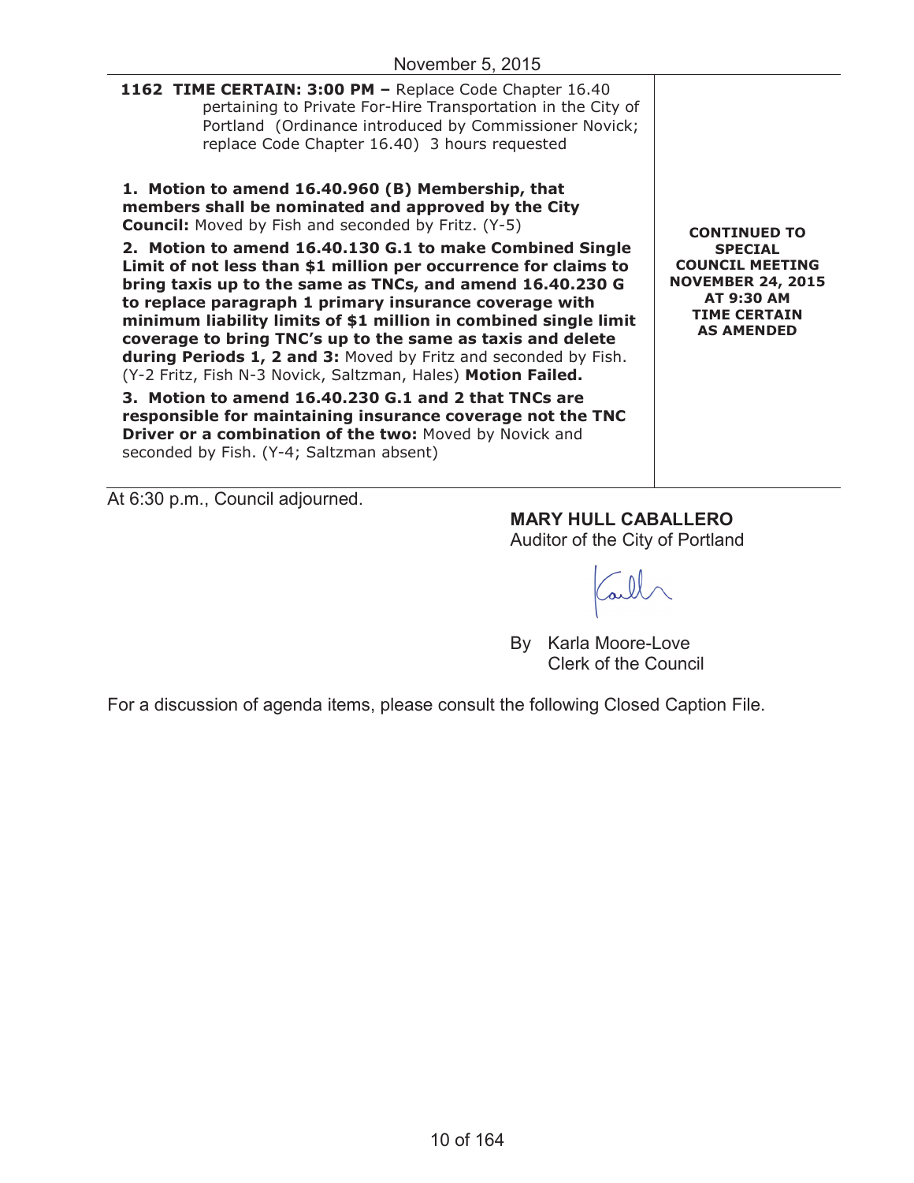November 5, 2015

| | |
|---|---|
| **1162 TIME CERTAIN: 3:00 PM –** Replace Code Chapter 16.40 pertaining to Private For-Hire Transportation in the City of Portland (Ordinance introduced by Commissioner Novick; replace Code Chapter 16.40) 3 hours requested<br><br>**1. Motion to amend 16.40.960 (B) Membership, that members shall be nominated and approved by the City Council:** Moved by Fish and seconded by Fritz. (Y-5)<br><br>**2. Motion to amend 16.40.130 G.1 to make Combined Single Limit of not less than $1 million per occurrence for claims to bring taxis up to the same as TNCs, and amend 16.40.230 G to replace paragraph 1 primary insurance coverage with minimum liability limits of $1 million in combined single limit coverage to bring TNC's up to the same as taxis and delete during Periods 1, 2 and 3:** Moved by Fritz and seconded by Fish. (Y-2 Fritz, Fish N-3 Novick, Saltzman, Hales) **Motion Failed.**<br><br>**3. Motion to amend 16.40.230 G.1 and 2 that TNCs are responsible for maintaining insurance coverage not the TNC Driver or a combination of the two:** Moved by Novick and seconded by Fish. (Y-4; Saltzman absent) | **CONTINUED TO SPECIAL COUNCIL MEETING NOVEMBER 24, 2015 AT 9:30 AM TIME CERTAIN AS AMENDED** |

At 6:30 p.m., Council adjourned.

**MARY HULL CABALLERO**
Auditor of the City of Portland

By Karla Moore-Love
Clerk of the Council

For a discussion of agenda items, please consult the following Closed Caption File.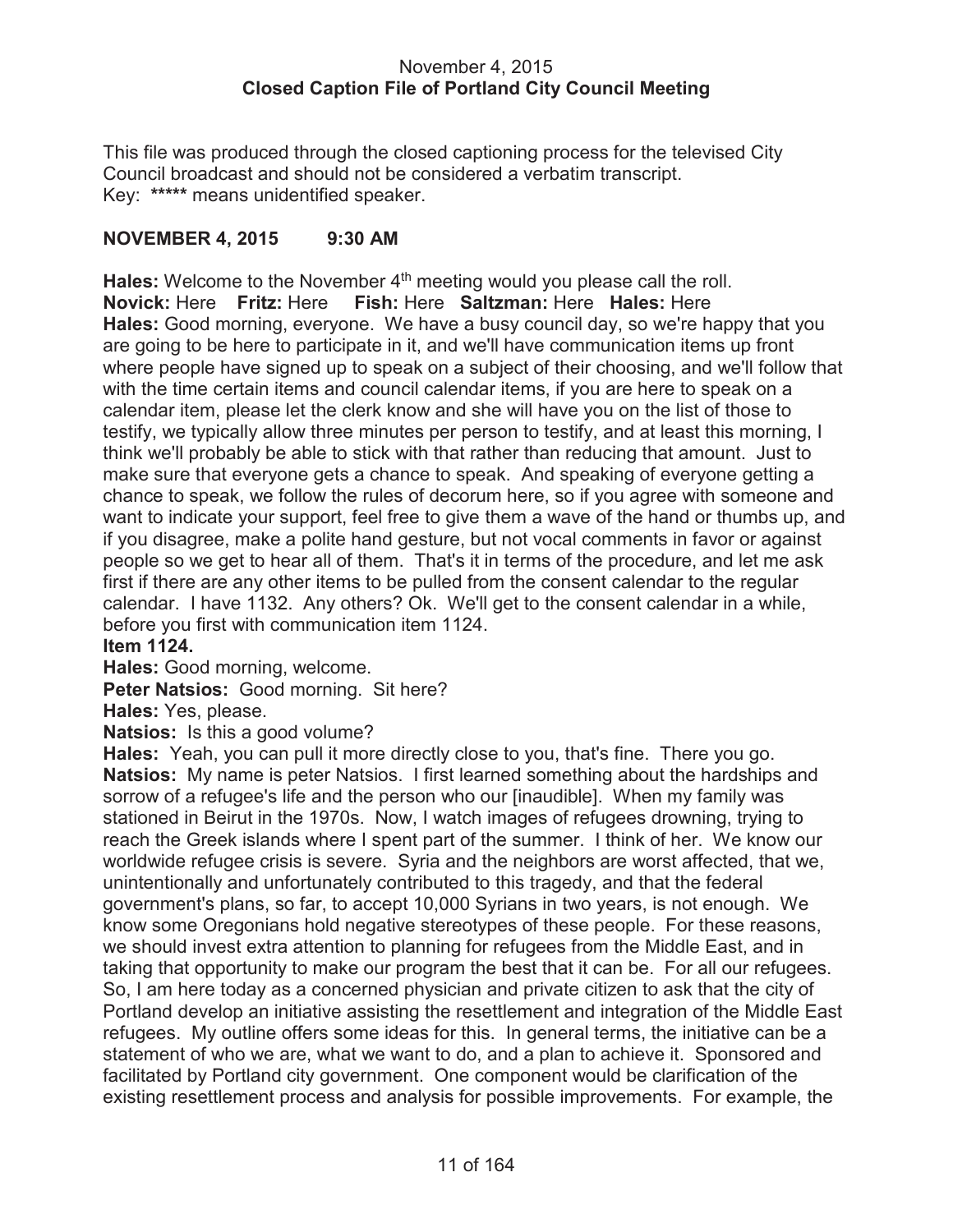November 4, 2015
**Closed Caption File of Portland City Council Meeting**

This file was produced through the closed captioning process for the televised City Council broadcast and should not be considered a verbatim transcript.
Key: **\*\*\*\*\*** means unidentified speaker.

**NOVEMBER 4, 2015 9:30 AM**

**Hales:** Welcome to the November 4th meeting would you please call the roll.
**Novick:** Here **Fritz:** Here **Fish:** Here **Saltzman:** Here **Hales:** Here
**Hales:** Good morning, everyone. We have a busy council day, so we're happy that you are going to be here to participate in it, and we'll have communication items up front where people have signed up to speak on a subject of their choosing, and we'll follow that with the time certain items and council calendar items, if you are here to speak on a calendar item, please let the clerk know and she will have you on the list of those to testify, we typically allow three minutes per person to testify, and at least this morning, I think we'll probably be able to stick with that rather than reducing that amount. Just to make sure that everyone gets a chance to speak. And speaking of everyone getting a chance to speak, we follow the rules of decorum here, so if you agree with someone and want to indicate your support, feel free to give them a wave of the hand or thumbs up, and if you disagree, make a polite hand gesture, but not vocal comments in favor or against people so we get to hear all of them. That's it in terms of the procedure, and let me ask first if there are any other items to be pulled from the consent calendar to the regular calendar. I have 1132. Any others? Ok. We'll get to the consent calendar in a while, before you first with communication item 1124.
**Item 1124.**
**Hales:** Good morning, welcome.
**Peter Natsios:** Good morning. Sit here?
**Hales:** Yes, please.
**Natsios:** Is this a good volume?
**Hales:** Yeah, you can pull it more directly close to you, that's fine. There you go.
**Natsios:** My name is peter Natsios. I first learned something about the hardships and sorrow of a refugee's life and the person who our [inaudible]. When my family was stationed in Beirut in the 1970s. Now, I watch images of refugees drowning, trying to reach the Greek islands where I spent part of the summer. I think of her. We know our worldwide refugee crisis is severe. Syria and the neighbors are worst affected, that we, unintentionally and unfortunately contributed to this tragedy, and that the federal government's plans, so far, to accept 10,000 Syrians in two years, is not enough. We know some Oregonians hold negative stereotypes of these people. For these reasons, we should invest extra attention to planning for refugees from the Middle East, and in taking that opportunity to make our program the best that it can be. For all our refugees. So, I am here today as a concerned physician and private citizen to ask that the city of Portland develop an initiative assisting the resettlement and integration of the Middle East refugees. My outline offers some ideas for this. In general terms, the initiative can be a statement of who we are, what we want to do, and a plan to achieve it. Sponsored and facilitated by Portland city government. One component would be clarification of the existing resettlement process and analysis for possible improvements. For example, the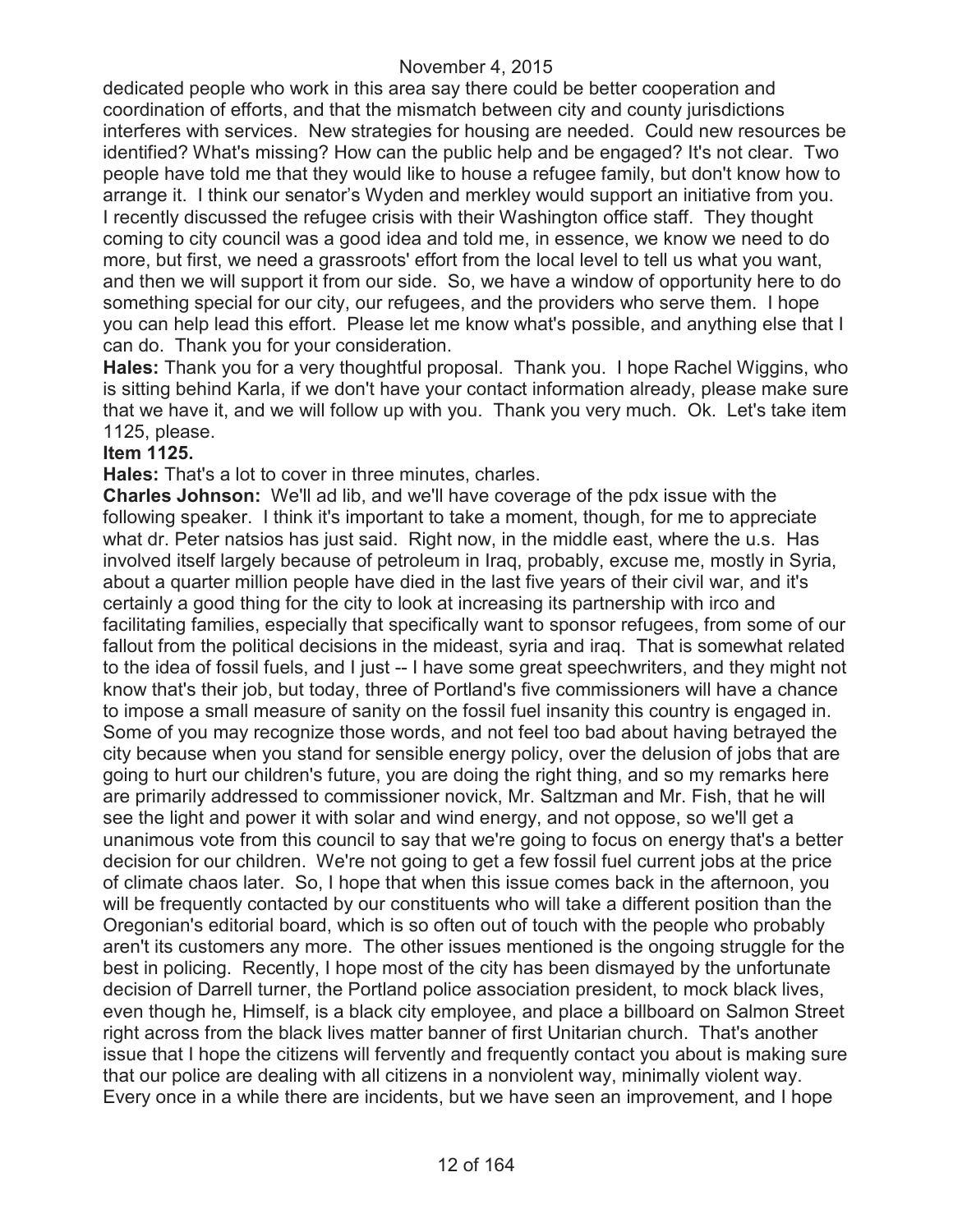dedicated people who work in this area say there could be better cooperation and coordination of efforts, and that the mismatch between city and county jurisdictions interferes with services. New strategies for housing are needed. Could new resources be identified? What's missing? How can the public help and be engaged? It's not clear. Two people have told me that they would like to house a refugee family, but don't know how to arrange it. I think our senator's Wyden and merkley would support an initiative from you. I recently discussed the refugee crisis with their Washington office staff. They thought coming to city council was a good idea and told me, in essence, we know we need to do more, but first, we need a grassroots' effort from the local level to tell us what you want, and then we will support it from our side. So, we have a window of opportunity here to do something special for our city, our refugees, and the providers who serve them. I hope you can help lead this effort. Please let me know what's possible, and anything else that I can do. Thank you for your consideration.

**Hales:** Thank you for a very thoughtful proposal. Thank you. I hope Rachel Wiggins, who is sitting behind Karla, if we don't have your contact information already, please make sure that we have it, and we will follow up with you. Thank you very much. Ok. Let's take item 1125, please.

**Item 1125.**

**Hales:** That's a lot to cover in three minutes, charles.

**Charles Johnson:** We'll ad lib, and we'll have coverage of the pdx issue with the following speaker. I think it's important to take a moment, though, for me to appreciate what dr. Peter natsios has just said. Right now, in the middle east, where the u.s. Has involved itself largely because of petroleum in Iraq, probably, excuse me, mostly in Syria, about a quarter million people have died in the last five years of their civil war, and it's certainly a good thing for the city to look at increasing its partnership with irco and facilitating families, especially that specifically want to sponsor refugees, from some of our fallout from the political decisions in the mideast, syria and iraq. That is somewhat related to the idea of fossil fuels, and I just -- I have some great speechwriters, and they might not know that's their job, but today, three of Portland's five commissioners will have a chance to impose a small measure of sanity on the fossil fuel insanity this country is engaged in. Some of you may recognize those words, and not feel too bad about having betrayed the city because when you stand for sensible energy policy, over the delusion of jobs that are going to hurt our children's future, you are doing the right thing, and so my remarks here are primarily addressed to commissioner novick, Mr. Saltzman and Mr. Fish, that he will see the light and power it with solar and wind energy, and not oppose, so we'll get a unanimous vote from this council to say that we're going to focus on energy that's a better decision for our children. We're not going to get a few fossil fuel current jobs at the price of climate chaos later. So, I hope that when this issue comes back in the afternoon, you will be frequently contacted by our constituents who will take a different position than the Oregonian's editorial board, which is so often out of touch with the people who probably aren't its customers any more. The other issues mentioned is the ongoing struggle for the best in policing. Recently, I hope most of the city has been dismayed by the unfortunate decision of Darrell turner, the Portland police association president, to mock black lives, even though he, Himself, is a black city employee, and place a billboard on Salmon Street right across from the black lives matter banner of first Unitarian church. That's another issue that I hope the citizens will fervently and frequently contact you about is making sure that our police are dealing with all citizens in a nonviolent way, minimally violent way. Every once in a while there are incidents, but we have seen an improvement, and I hope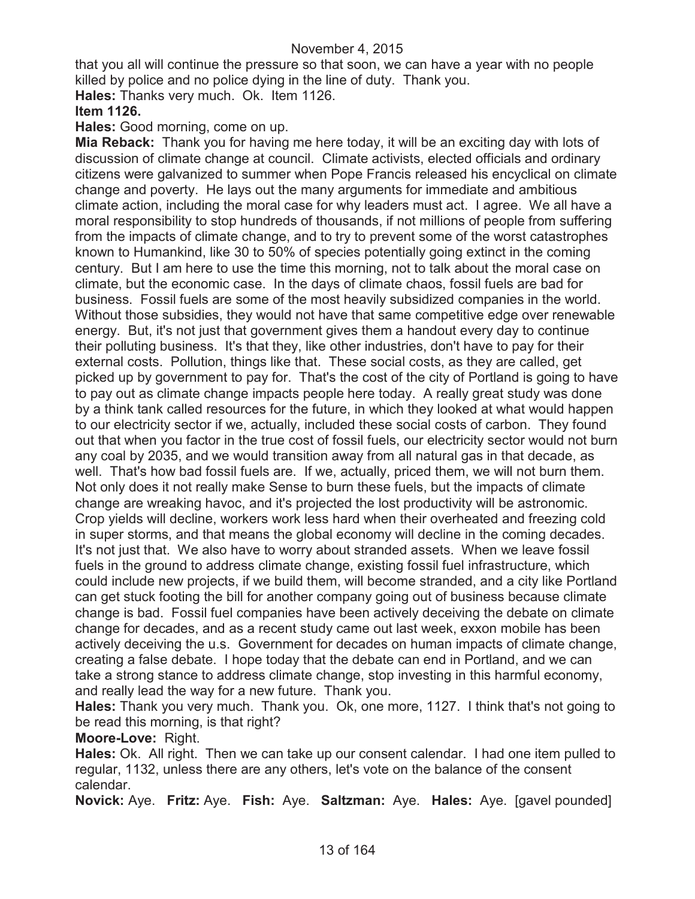that you all will continue the pressure so that soon, we can have a year with no people killed by police and no police dying in the line of duty. Thank you.

**Hales:** Thanks very much. Ok. Item 1126.

**Item 1126.**

**Hales:** Good morning, come on up.

**Mia Reback:** Thank you for having me here today, it will be an exciting day with lots of discussion of climate change at council. Climate activists, elected officials and ordinary citizens were galvanized to summer when Pope Francis released his encyclical on climate change and poverty. He lays out the many arguments for immediate and ambitious climate action, including the moral case for why leaders must act. I agree. We all have a moral responsibility to stop hundreds of thousands, if not millions of people from suffering from the impacts of climate change, and to try to prevent some of the worst catastrophes known to Humankind, like 30 to 50% of species potentially going extinct in the coming century. But I am here to use the time this morning, not to talk about the moral case on climate, but the economic case. In the days of climate chaos, fossil fuels are bad for business. Fossil fuels are some of the most heavily subsidized companies in the world. Without those subsidies, they would not have that same competitive edge over renewable energy. But, it's not just that government gives them a handout every day to continue their polluting business. It's that they, like other industries, don't have to pay for their external costs. Pollution, things like that. These social costs, as they are called, get picked up by government to pay for. That's the cost of the city of Portland is going to have to pay out as climate change impacts people here today. A really great study was done by a think tank called resources for the future, in which they looked at what would happen to our electricity sector if we, actually, included these social costs of carbon. They found out that when you factor in the true cost of fossil fuels, our electricity sector would not burn any coal by 2035, and we would transition away from all natural gas in that decade, as well. That's how bad fossil fuels are. If we, actually, priced them, we will not burn them. Not only does it not really make Sense to burn these fuels, but the impacts of climate change are wreaking havoc, and it's projected the lost productivity will be astronomic. Crop yields will decline, workers work less hard when their overheated and freezing cold in super storms, and that means the global economy will decline in the coming decades. It's not just that. We also have to worry about stranded assets. When we leave fossil fuels in the ground to address climate change, existing fossil fuel infrastructure, which could include new projects, if we build them, will become stranded, and a city like Portland can get stuck footing the bill for another company going out of business because climate change is bad. Fossil fuel companies have been actively deceiving the debate on climate change for decades, and as a recent study came out last week, exxon mobile has been actively deceiving the u.s. Government for decades on human impacts of climate change, creating a false debate. I hope today that the debate can end in Portland, and we can take a strong stance to address climate change, stop investing in this harmful economy, and really lead the way for a new future. Thank you.

**Hales:** Thank you very much. Thank you. Ok, one more, 1127. I think that's not going to be read this morning, is that right?

**Moore-Love:** Right.

**Hales:** Ok. All right. Then we can take up our consent calendar. I had one item pulled to regular, 1132, unless there are any others, let's vote on the balance of the consent calendar.

**Novick:** Aye. **Fritz:** Aye. **Fish:** Aye. **Saltzman:** Aye. **Hales:** Aye. [gavel pounded]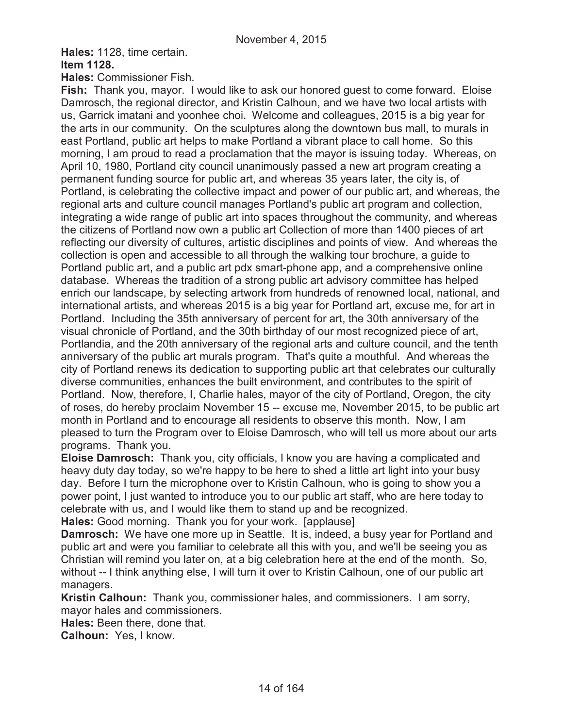November 4, 2015

**Hales:** 1128, time certain.

**Item 1128.**

**Hales:** Commissioner Fish.

**Fish:** Thank you, mayor. I would like to ask our honored guest to come forward. Eloise Damrosch, the regional director, and Kristin Calhoun, and we have two local artists with us, Garrick imatani and yoonhee choi. Welcome and colleagues, 2015 is a big year for the arts in our community. On the sculptures along the downtown bus mall, to murals in east Portland, public art helps to make Portland a vibrant place to call home. So this morning, I am proud to read a proclamation that the mayor is issuing today. Whereas, on April 10, 1980, Portland city council unanimously passed a new art program creating a permanent funding source for public art, and whereas 35 years later, the city is, of Portland, is celebrating the collective impact and power of our public art, and whereas, the regional arts and culture council manages Portland's public art program and collection, integrating a wide range of public art into spaces throughout the community, and whereas the citizens of Portland now own a public art Collection of more than 1400 pieces of art reflecting our diversity of cultures, artistic disciplines and points of view. And whereas the collection is open and accessible to all through the walking tour brochure, a guide to Portland public art, and a public art pdx smart-phone app, and a comprehensive online database. Whereas the tradition of a strong public art advisory committee has helped enrich our landscape, by selecting artwork from hundreds of renowned local, national, and international artists, and whereas 2015 is a big year for Portland art, excuse me, for art in Portland. Including the 35th anniversary of percent for art, the 30th anniversary of the visual chronicle of Portland, and the 30th birthday of our most recognized piece of art, Portlandia, and the 20th anniversary of the regional arts and culture council, and the tenth anniversary of the public art murals program. That's quite a mouthful. And whereas the city of Portland renews its dedication to supporting public art that celebrates our culturally diverse communities, enhances the built environment, and contributes to the spirit of Portland. Now, therefore, I, Charlie hales, mayor of the city of Portland, Oregon, the city of roses, do hereby proclaim November 15 -- excuse me, November 2015, to be public art month in Portland and to encourage all residents to observe this month. Now, I am pleased to turn the Program over to Eloise Damrosch, who will tell us more about our arts programs. Thank you.

**Eloise Damrosch:** Thank you, city officials, I know you are having a complicated and heavy duty day today, so we're happy to be here to shed a little art light into your busy day. Before I turn the microphone over to Kristin Calhoun, who is going to show you a power point, I just wanted to introduce you to our public art staff, who are here today to celebrate with us, and I would like them to stand up and be recognized.

**Hales:** Good morning. Thank you for your work. [applause]

**Damrosch:** We have one more up in Seattle. It is, indeed, a busy year for Portland and public art and were you familiar to celebrate all this with you, and we'll be seeing you as Christian will remind you later on, at a big celebration here at the end of the month. So, without -- I think anything else, I will turn it over to Kristin Calhoun, one of our public art managers.

**Kristin Calhoun:** Thank you, commissioner hales, and commissioners. I am sorry, mayor hales and commissioners.

**Hales:** Been there, done that.

**Calhoun:** Yes, I know.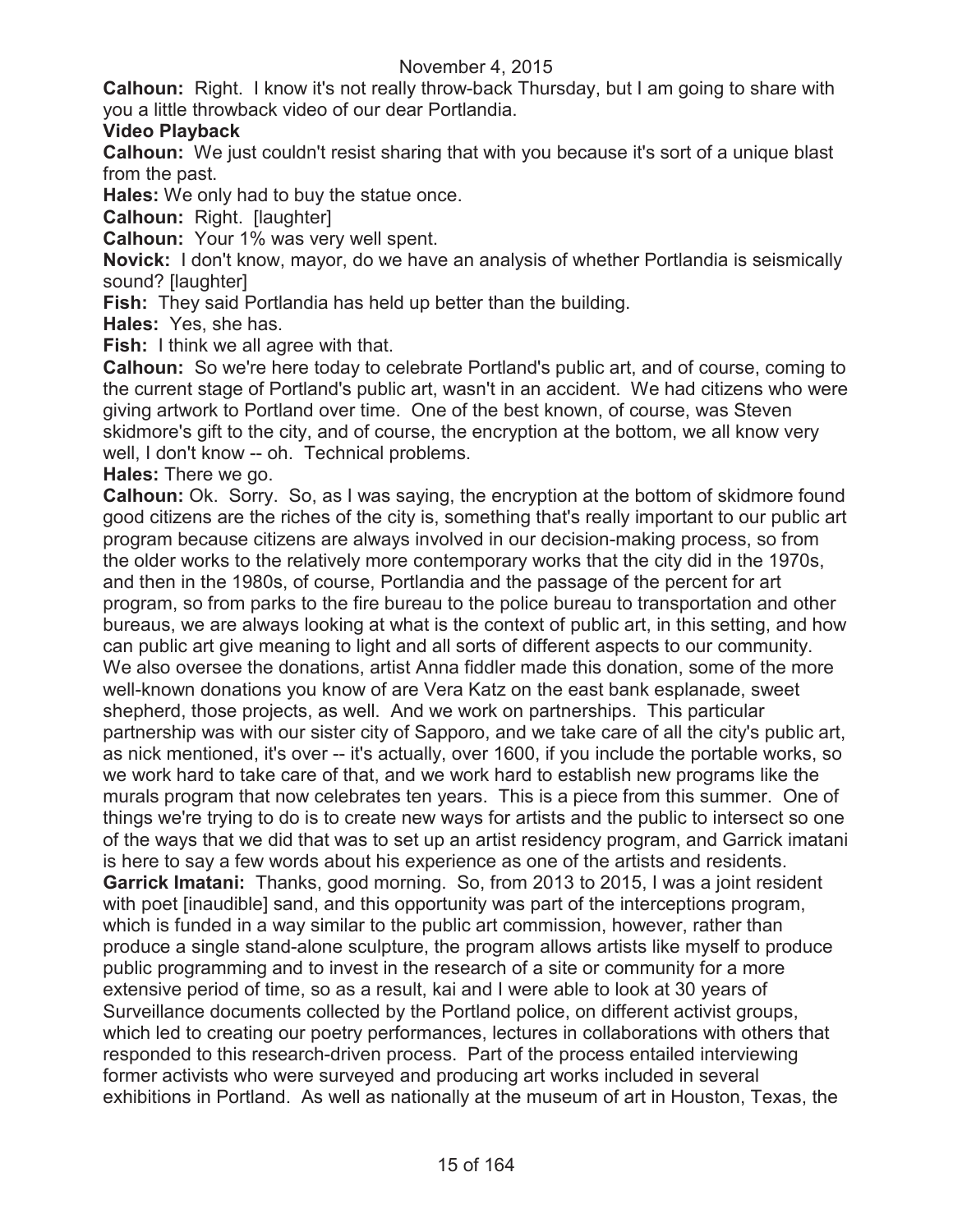**Calhoun:** Right. I know it's not really throw-back Thursday, but I am going to share with you a little throwback video of our dear Portlandia.

**Video Playback**

**Calhoun:** We just couldn't resist sharing that with you because it's sort of a unique blast from the past.

**Hales:** We only had to buy the statue once.

**Calhoun:** Right. [laughter]

**Calhoun:** Your 1% was very well spent.

**Novick:** I don't know, mayor, do we have an analysis of whether Portlandia is seismically sound? [laughter]

**Fish:** They said Portlandia has held up better than the building.

**Hales:** Yes, she has.

**Fish:** I think we all agree with that.

**Calhoun:** So we're here today to celebrate Portland's public art, and of course, coming to the current stage of Portland's public art, wasn't in an accident. We had citizens who were giving artwork to Portland over time. One of the best known, of course, was Steven skidmore's gift to the city, and of course, the encryption at the bottom, we all know very well, I don't know -- oh. Technical problems.

**Hales:** There we go.

**Calhoun:** Ok. Sorry. So, as I was saying, the encryption at the bottom of skidmore found good citizens are the riches of the city is, something that's really important to our public art program because citizens are always involved in our decision-making process, so from the older works to the relatively more contemporary works that the city did in the 1970s, and then in the 1980s, of course, Portlandia and the passage of the percent for art program, so from parks to the fire bureau to the police bureau to transportation and other bureaus, we are always looking at what is the context of public art, in this setting, and how can public art give meaning to light and all sorts of different aspects to our community. We also oversee the donations, artist Anna fiddler made this donation, some of the more well-known donations you know of are Vera Katz on the east bank esplanade, sweet shepherd, those projects, as well. And we work on partnerships. This particular partnership was with our sister city of Sapporo, and we take care of all the city's public art, as nick mentioned, it's over -- it's actually, over 1600, if you include the portable works, so we work hard to take care of that, and we work hard to establish new programs like the murals program that now celebrates ten years. This is a piece from this summer. One of things we're trying to do is to create new ways for artists and the public to intersect so one of the ways that we did that was to set up an artist residency program, and Garrick imatani is here to say a few words about his experience as one of the artists and residents.

**Garrick Imatani:** Thanks, good morning. So, from 2013 to 2015, I was a joint resident with poet [inaudible] sand, and this opportunity was part of the interceptions program, which is funded in a way similar to the public art commission, however, rather than produce a single stand-alone sculpture, the program allows artists like myself to produce public programming and to invest in the research of a site or community for a more extensive period of time, so as a result, kai and I were able to look at 30 years of Surveillance documents collected by the Portland police, on different activist groups, which led to creating our poetry performances, lectures in collaborations with others that responded to this research-driven process. Part of the process entailed interviewing former activists who were surveyed and producing art works included in several exhibitions in Portland. As well as nationally at the museum of art in Houston, Texas, the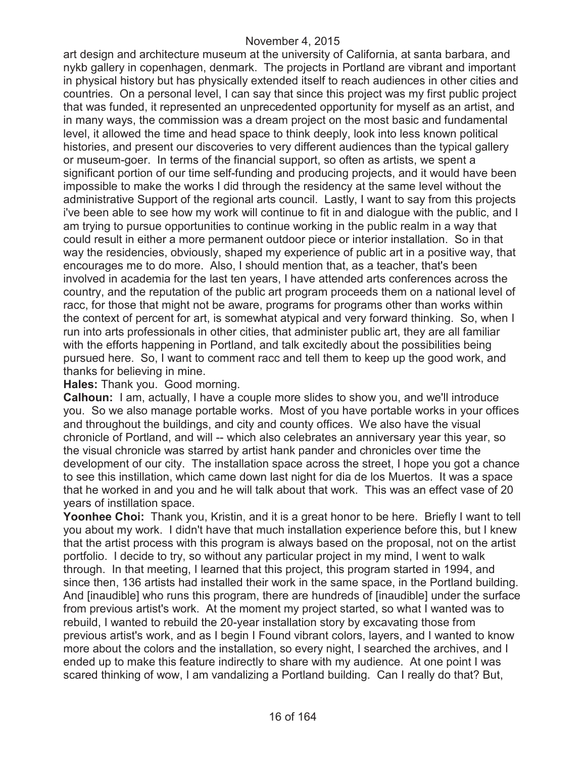art design and architecture museum at the university of California, at santa barbara, and nykb gallery in copenhagen, denmark. The projects in Portland are vibrant and important in physical history but has physically extended itself to reach audiences in other cities and countries. On a personal level, I can say that since this project was my first public project that was funded, it represented an unprecedented opportunity for myself as an artist, and in many ways, the commission was a dream project on the most basic and fundamental level, it allowed the time and head space to think deeply, look into less known political histories, and present our discoveries to very different audiences than the typical gallery or museum-goer. In terms of the financial support, so often as artists, we spent a significant portion of our time self-funding and producing projects, and it would have been impossible to make the works I did through the residency at the same level without the administrative Support of the regional arts council. Lastly, I want to say from this projects i've been able to see how my work will continue to fit in and dialogue with the public, and I am trying to pursue opportunities to continue working in the public realm in a way that could result in either a more permanent outdoor piece or interior installation. So in that way the residencies, obviously, shaped my experience of public art in a positive way, that encourages me to do more. Also, I should mention that, as a teacher, that's been involved in academia for the last ten years, I have attended arts conferences across the country, and the reputation of the public art program proceeds them on a national level of racc, for those that might not be aware, programs for programs other than works within the context of percent for art, is somewhat atypical and very forward thinking. So, when I run into arts professionals in other cities, that administer public art, they are all familiar with the efforts happening in Portland, and talk excitedly about the possibilities being pursued here. So, I want to comment racc and tell them to keep up the good work, and thanks for believing in mine.

**Hales:** Thank you. Good morning.

**Calhoun:** I am, actually, I have a couple more slides to show you, and we'll introduce you. So we also manage portable works. Most of you have portable works in your offices and throughout the buildings, and city and county offices. We also have the visual chronicle of Portland, and will -- which also celebrates an anniversary year this year, so the visual chronicle was starred by artist hank pander and chronicles over time the development of our city. The installation space across the street, I hope you got a chance to see this instillation, which came down last night for dia de los Muertos. It was a space that he worked in and you and he will talk about that work. This was an effect vase of 20 years of instillation space.

**Yoonhee Choi:** Thank you, Kristin, and it is a great honor to be here. Briefly I want to tell you about my work. I didn't have that much installation experience before this, but I knew that the artist process with this program is always based on the proposal, not on the artist portfolio. I decide to try, so without any particular project in my mind, I went to walk through. In that meeting, I learned that this project, this program started in 1994, and since then, 136 artists had installed their work in the same space, in the Portland building. And [inaudible] who runs this program, there are hundreds of [inaudible] under the surface from previous artist's work. At the moment my project started, so what I wanted was to rebuild, I wanted to rebuild the 20-year installation story by excavating those from previous artist's work, and as I begin I Found vibrant colors, layers, and I wanted to know more about the colors and the installation, so every night, I searched the archives, and I ended up to make this feature indirectly to share with my audience. At one point I was scared thinking of wow, I am vandalizing a Portland building. Can I really do that? But,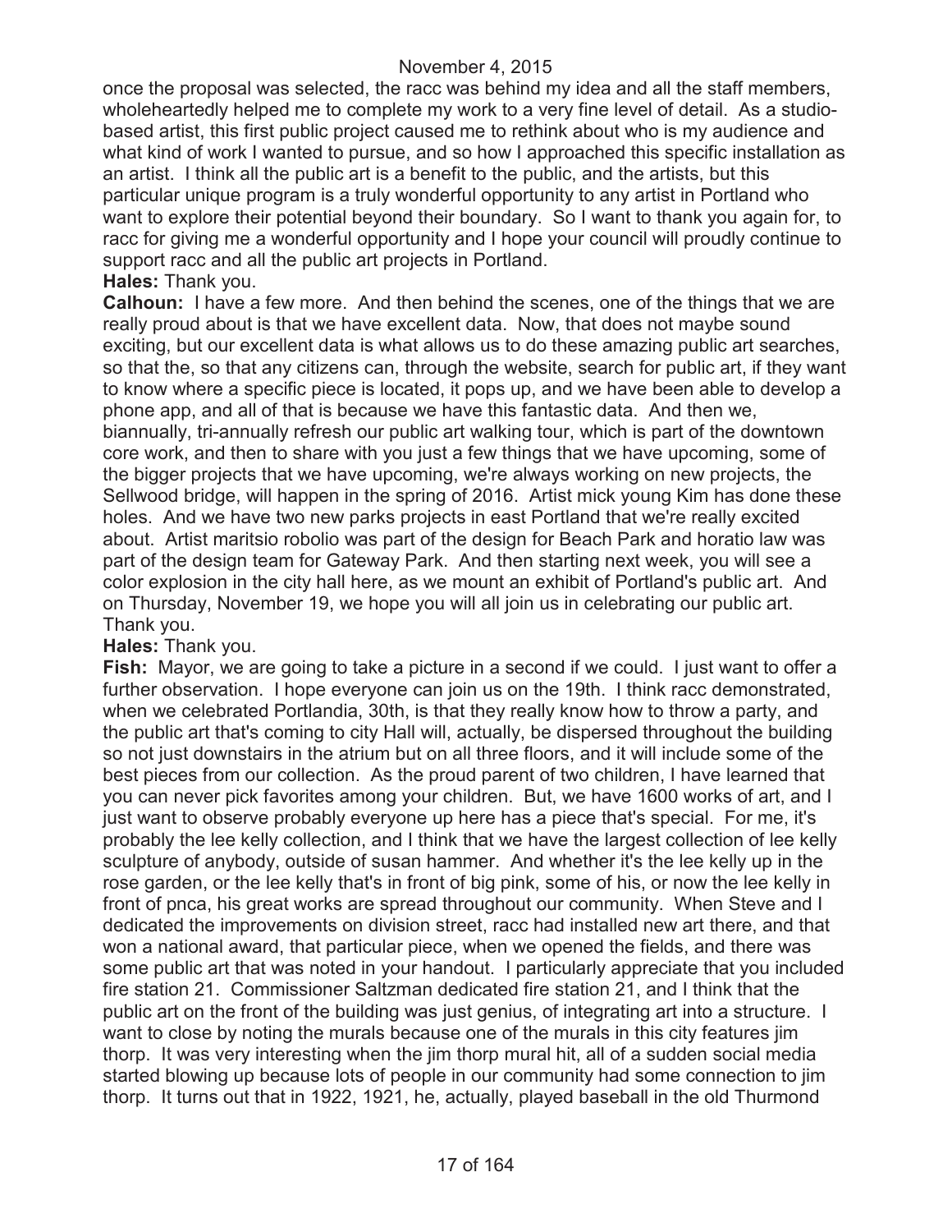once the proposal was selected, the racc was behind my idea and all the staff members, wholeheartedly helped me to complete my work to a very fine level of detail. As a studio-based artist, this first public project caused me to rethink about who is my audience and what kind of work I wanted to pursue, and so how I approached this specific installation as an artist. I think all the public art is a benefit to the public, and the artists, but this particular unique program is a truly wonderful opportunity to any artist in Portland who want to explore their potential beyond their boundary. So I want to thank you again for, to racc for giving me a wonderful opportunity and I hope your council will proudly continue to support racc and all the public art projects in Portland.

**Hales:** Thank you.

**Calhoun:** I have a few more. And then behind the scenes, one of the things that we are really proud about is that we have excellent data. Now, that does not maybe sound exciting, but our excellent data is what allows us to do these amazing public art searches, so that the, so that any citizens can, through the website, search for public art, if they want to know where a specific piece is located, it pops up, and we have been able to develop a phone app, and all of that is because we have this fantastic data. And then we, biannually, tri-annually refresh our public art walking tour, which is part of the downtown core work, and then to share with you just a few things that we have upcoming, some of the bigger projects that we have upcoming, we're always working on new projects, the Sellwood bridge, will happen in the spring of 2016. Artist mick young Kim has done these holes. And we have two new parks projects in east Portland that we're really excited about. Artist maritsio robolio was part of the design for Beach Park and horatio law was part of the design team for Gateway Park. And then starting next week, you will see a color explosion in the city hall here, as we mount an exhibit of Portland's public art. And on Thursday, November 19, we hope you will all join us in celebrating our public art. Thank you.

**Hales:** Thank you.

**Fish:** Mayor, we are going to take a picture in a second if we could. I just want to offer a further observation. I hope everyone can join us on the 19th. I think racc demonstrated, when we celebrated Portlandia, 30th, is that they really know how to throw a party, and the public art that's coming to city Hall will, actually, be dispersed throughout the building so not just downstairs in the atrium but on all three floors, and it will include some of the best pieces from our collection. As the proud parent of two children, I have learned that you can never pick favorites among your children. But, we have 1600 works of art, and I just want to observe probably everyone up here has a piece that's special. For me, it's probably the lee kelly collection, and I think that we have the largest collection of lee kelly sculpture of anybody, outside of susan hammer. And whether it's the lee kelly up in the rose garden, or the lee kelly that's in front of big pink, some of his, or now the lee kelly in front of pnca, his great works are spread throughout our community. When Steve and I dedicated the improvements on division street, racc had installed new art there, and that won a national award, that particular piece, when we opened the fields, and there was some public art that was noted in your handout. I particularly appreciate that you included fire station 21. Commissioner Saltzman dedicated fire station 21, and I think that the public art on the front of the building was just genius, of integrating art into a structure. I want to close by noting the murals because one of the murals in this city features jim thorp. It was very interesting when the jim thorp mural hit, all of a sudden social media started blowing up because lots of people in our community had some connection to jim thorp. It turns out that in 1922, 1921, he, actually, played baseball in the old Thurmond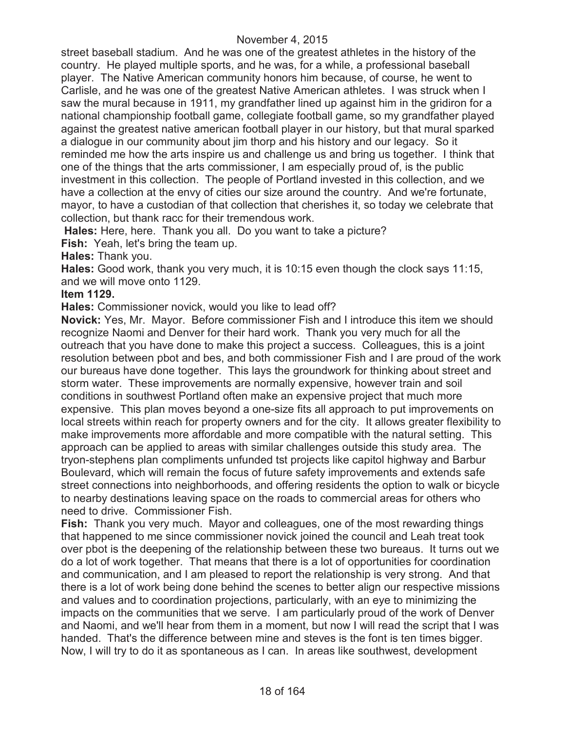street baseball stadium. And he was one of the greatest athletes in the history of the country. He played multiple sports, and he was, for a while, a professional baseball player. The Native American community honors him because, of course, he went to Carlisle, and he was one of the greatest Native American athletes. I was struck when I saw the mural because in 1911, my grandfather lined up against him in the gridiron for a national championship football game, collegiate football game, so my grandfather played against the greatest native american football player in our history, but that mural sparked a dialogue in our community about jim thorp and his history and our legacy. So it reminded me how the arts inspire us and challenge us and bring us together. I think that one of the things that the arts commissioner, I am especially proud of, is the public investment in this collection. The people of Portland invested in this collection, and we have a collection at the envy of cities our size around the country. And we're fortunate, mayor, to have a custodian of that collection that cherishes it, so today we celebrate that collection, but thank racc for their tremendous work.

**Hales:** Here, here. Thank you all. Do you want to take a picture?

**Fish:** Yeah, let's bring the team up.

**Hales:** Thank you.

**Hales:** Good work, thank you very much, it is 10:15 even though the clock says 11:15, and we will move onto 1129.

**Item 1129.**

**Hales:** Commissioner novick, would you like to lead off?

**Novick:** Yes, Mr. Mayor. Before commissioner Fish and I introduce this item we should recognize Naomi and Denver for their hard work. Thank you very much for all the outreach that you have done to make this project a success. Colleagues, this is a joint resolution between pbot and bes, and both commissioner Fish and I are proud of the work our bureaus have done together. This lays the groundwork for thinking about street and storm water. These improvements are normally expensive, however train and soil conditions in southwest Portland often make an expensive project that much more expensive. This plan moves beyond a one-size fits all approach to put improvements on local streets within reach for property owners and for the city. It allows greater flexibility to make improvements more affordable and more compatible with the natural setting. This approach can be applied to areas with similar challenges outside this study area. The tryon-stephens plan compliments unfunded tst projects like capitol highway and Barbur Boulevard, which will remain the focus of future safety improvements and extends safe street connections into neighborhoods, and offering residents the option to walk or bicycle to nearby destinations leaving space on the roads to commercial areas for others who need to drive. Commissioner Fish.

**Fish:** Thank you very much. Mayor and colleagues, one of the most rewarding things that happened to me since commissioner novick joined the council and Leah treat took over pbot is the deepening of the relationship between these two bureaus. It turns out we do a lot of work together. That means that there is a lot of opportunities for coordination and communication, and I am pleased to report the relationship is very strong. And that there is a lot of work being done behind the scenes to better align our respective missions and values and to coordination projections, particularly, with an eye to minimizing the impacts on the communities that we serve. I am particularly proud of the work of Denver and Naomi, and we'll hear from them in a moment, but now I will read the script that I was handed. That's the difference between mine and steves is the font is ten times bigger. Now, I will try to do it as spontaneous as I can. In areas like southwest, development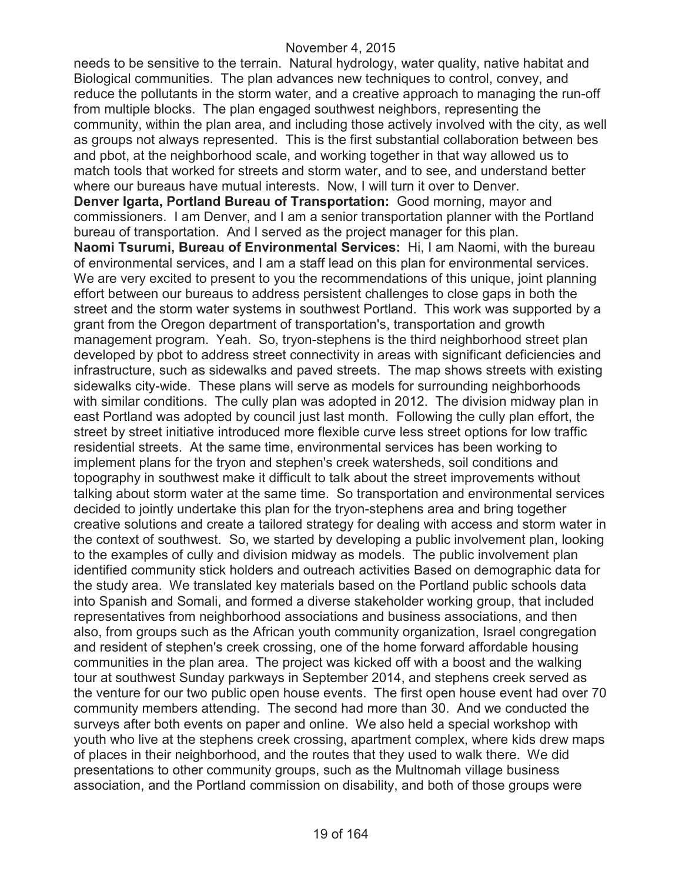needs to be sensitive to the terrain. Natural hydrology, water quality, native habitat and Biological communities. The plan advances new techniques to control, convey, and reduce the pollutants in the storm water, and a creative approach to managing the run-off from multiple blocks. The plan engaged southwest neighbors, representing the community, within the plan area, and including those actively involved with the city, as well as groups not always represented. This is the first substantial collaboration between bes and pbot, at the neighborhood scale, and working together in that way allowed us to match tools that worked for streets and storm water, and to see, and understand better where our bureaus have mutual interests. Now, I will turn it over to Denver.

**Denver Igarta, Portland Bureau of Transportation:** Good morning, mayor and commissioners. I am Denver, and I am a senior transportation planner with the Portland bureau of transportation. And I served as the project manager for this plan.

**Naomi Tsurumi, Bureau of Environmental Services:** Hi, I am Naomi, with the bureau of environmental services, and I am a staff lead on this plan for environmental services. We are very excited to present to you the recommendations of this unique, joint planning effort between our bureaus to address persistent challenges to close gaps in both the street and the storm water systems in southwest Portland. This work was supported by a grant from the Oregon department of transportation's, transportation and growth management program. Yeah. So, tryon-stephens is the third neighborhood street plan developed by pbot to address street connectivity in areas with significant deficiencies and infrastructure, such as sidewalks and paved streets. The map shows streets with existing sidewalks city-wide. These plans will serve as models for surrounding neighborhoods with similar conditions. The cully plan was adopted in 2012. The division midway plan in east Portland was adopted by council just last month. Following the cully plan effort, the street by street initiative introduced more flexible curve less street options for low traffic residential streets. At the same time, environmental services has been working to implement plans for the tryon and stephen's creek watersheds, soil conditions and topography in southwest make it difficult to talk about the street improvements without talking about storm water at the same time. So transportation and environmental services decided to jointly undertake this plan for the tryon-stephens area and bring together creative solutions and create a tailored strategy for dealing with access and storm water in the context of southwest. So, we started by developing a public involvement plan, looking to the examples of cully and division midway as models. The public involvement plan identified community stick holders and outreach activities Based on demographic data for the study area. We translated key materials based on the Portland public schools data into Spanish and Somali, and formed a diverse stakeholder working group, that included representatives from neighborhood associations and business associations, and then also, from groups such as the African youth community organization, Israel congregation and resident of stephen's creek crossing, one of the home forward affordable housing communities in the plan area. The project was kicked off with a boost and the walking tour at southwest Sunday parkways in September 2014, and stephens creek served as the venture for our two public open house events. The first open house event had over 70 community members attending. The second had more than 30. And we conducted the surveys after both events on paper and online. We also held a special workshop with youth who live at the stephens creek crossing, apartment complex, where kids drew maps of places in their neighborhood, and the routes that they used to walk there. We did presentations to other community groups, such as the Multnomah village business association, and the Portland commission on disability, and both of those groups were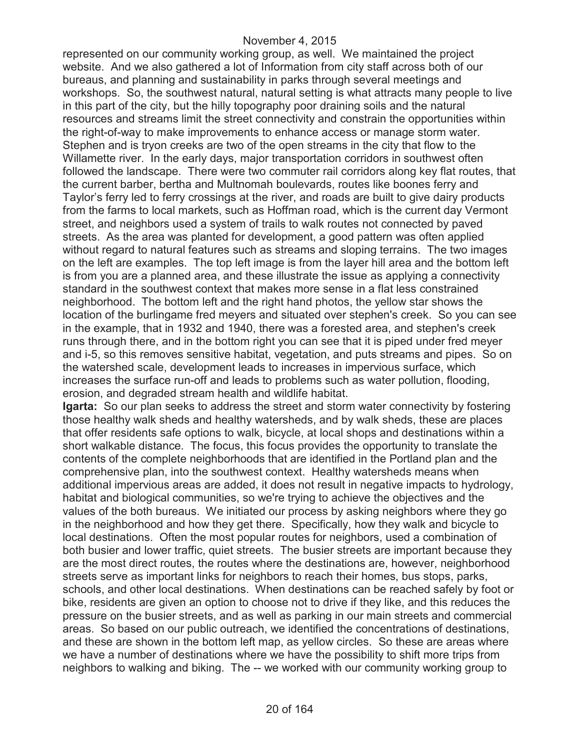represented on our community working group, as well. We maintained the project website. And we also gathered a lot of Information from city staff across both of our bureaus, and planning and sustainability in parks through several meetings and workshops. So, the southwest natural, natural setting is what attracts many people to live in this part of the city, but the hilly topography poor draining soils and the natural resources and streams limit the street connectivity and constrain the opportunities within the right-of-way to make improvements to enhance access or manage storm water. Stephen and is tryon creeks are two of the open streams in the city that flow to the Willamette river. In the early days, major transportation corridors in southwest often followed the landscape. There were two commuter rail corridors along key flat routes, that the current barber, bertha and Multnomah boulevards, routes like boones ferry and Taylor's ferry led to ferry crossings at the river, and roads are built to give dairy products from the farms to local markets, such as Hoffman road, which is the current day Vermont street, and neighbors used a system of trails to walk routes not connected by paved streets. As the area was planted for development, a good pattern was often applied without regard to natural features such as streams and sloping terrains. The two images on the left are examples. The top left image is from the layer hill area and the bottom left is from you are a planned area, and these illustrate the issue as applying a connectivity standard in the southwest context that makes more sense in a flat less constrained neighborhood. The bottom left and the right hand photos, the yellow star shows the location of the burlingame fred meyers and situated over stephen's creek. So you can see in the example, that in 1932 and 1940, there was a forested area, and stephen's creek runs through there, and in the bottom right you can see that it is piped under fred meyer and i-5, so this removes sensitive habitat, vegetation, and puts streams and pipes. So on the watershed scale, development leads to increases in impervious surface, which increases the surface run-off and leads to problems such as water pollution, flooding, erosion, and degraded stream health and wildlife habitat.

**Igarta:** So our plan seeks to address the street and storm water connectivity by fostering those healthy walk sheds and healthy watersheds, and by walk sheds, these are places that offer residents safe options to walk, bicycle, at local shops and destinations within a short walkable distance. The focus, this focus provides the opportunity to translate the contents of the complete neighborhoods that are identified in the Portland plan and the comprehensive plan, into the southwest context. Healthy watersheds means when additional impervious areas are added, it does not result in negative impacts to hydrology, habitat and biological communities, so we're trying to achieve the objectives and the values of the both bureaus. We initiated our process by asking neighbors where they go in the neighborhood and how they get there. Specifically, how they walk and bicycle to local destinations. Often the most popular routes for neighbors, used a combination of both busier and lower traffic, quiet streets. The busier streets are important because they are the most direct routes, the routes where the destinations are, however, neighborhood streets serve as important links for neighbors to reach their homes, bus stops, parks, schools, and other local destinations. When destinations can be reached safely by foot or bike, residents are given an option to choose not to drive if they like, and this reduces the pressure on the busier streets, and as well as parking in our main streets and commercial areas. So based on our public outreach, we identified the concentrations of destinations, and these are shown in the bottom left map, as yellow circles. So these are areas where we have a number of destinations where we have the possibility to shift more trips from neighbors to walking and biking. The -- we worked with our community working group to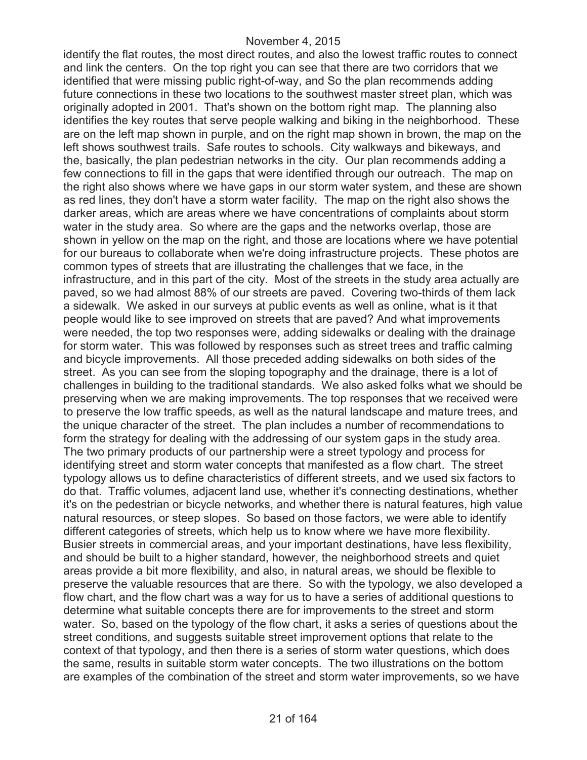identify the flat routes, the most direct routes, and also the lowest traffic routes to connect and link the centers. On the top right you can see that there are two corridors that we identified that were missing public right-of-way, and So the plan recommends adding future connections in these two locations to the southwest master street plan, which was originally adopted in 2001. That's shown on the bottom right map. The planning also identifies the key routes that serve people walking and biking in the neighborhood. These are on the left map shown in purple, and on the right map shown in brown, the map on the left shows southwest trails. Safe routes to schools. City walkways and bikeways, and the, basically, the plan pedestrian networks in the city. Our plan recommends adding a few connections to fill in the gaps that were identified through our outreach. The map on the right also shows where we have gaps in our storm water system, and these are shown as red lines, they don't have a storm water facility. The map on the right also shows the darker areas, which are areas where we have concentrations of complaints about storm water in the study area. So where are the gaps and the networks overlap, those are shown in yellow on the map on the right, and those are locations where we have potential for our bureaus to collaborate when we're doing infrastructure projects. These photos are common types of streets that are illustrating the challenges that we face, in the infrastructure, and in this part of the city. Most of the streets in the study area actually are paved, so we had almost 88% of our streets are paved. Covering two-thirds of them lack a sidewalk. We asked in our surveys at public events as well as online, what is it that people would like to see improved on streets that are paved? And what improvements were needed, the top two responses were, adding sidewalks or dealing with the drainage for storm water. This was followed by responses such as street trees and traffic calming and bicycle improvements. All those preceded adding sidewalks on both sides of the street. As you can see from the sloping topography and the drainage, there is a lot of challenges in building to the traditional standards. We also asked folks what we should be preserving when we are making improvements. The top responses that we received were to preserve the low traffic speeds, as well as the natural landscape and mature trees, and the unique character of the street. The plan includes a number of recommendations to form the strategy for dealing with the addressing of our system gaps in the study area. The two primary products of our partnership were a street typology and process for identifying street and storm water concepts that manifested as a flow chart. The street typology allows us to define characteristics of different streets, and we used six factors to do that. Traffic volumes, adjacent land use, whether it's connecting destinations, whether it's on the pedestrian or bicycle networks, and whether there is natural features, high value natural resources, or steep slopes. So based on those factors, we were able to identify different categories of streets, which help us to know where we have more flexibility. Busier streets in commercial areas, and your important destinations, have less flexibility, and should be built to a higher standard, however, the neighborhood streets and quiet areas provide a bit more flexibility, and also, in natural areas, we should be flexible to preserve the valuable resources that are there. So with the typology, we also developed a flow chart, and the flow chart was a way for us to have a series of additional questions to determine what suitable concepts there are for improvements to the street and storm water. So, based on the typology of the flow chart, it asks a series of questions about the street conditions, and suggests suitable street improvement options that relate to the context of that typology, and then there is a series of storm water questions, which does the same, results in suitable storm water concepts. The two illustrations on the bottom are examples of the combination of the street and storm water improvements, so we have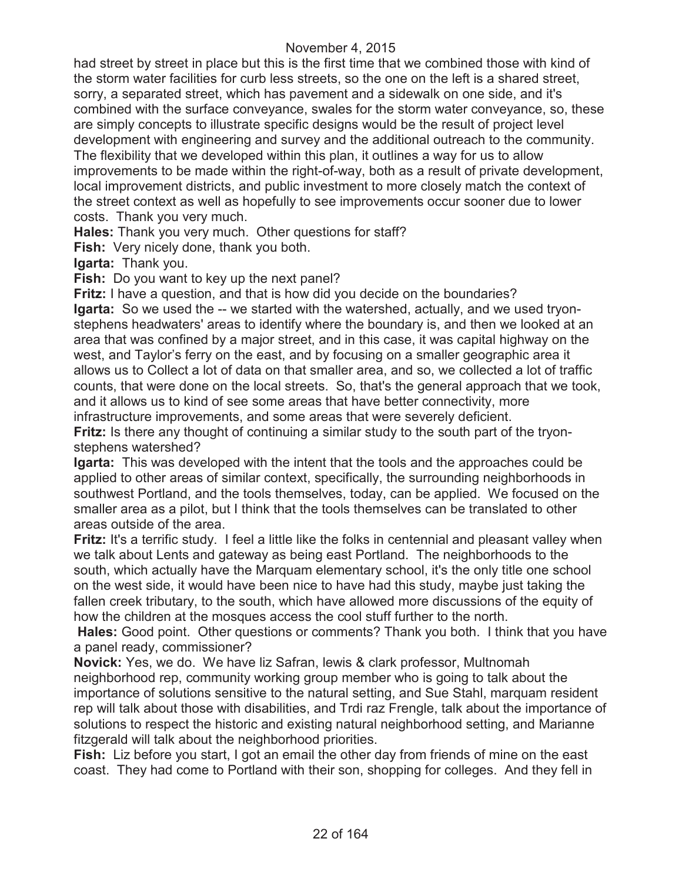had street by street in place but this is the first time that we combined those with kind of the storm water facilities for curb less streets, so the one on the left is a shared street, sorry, a separated street, which has pavement and a sidewalk on one side, and it's combined with the surface conveyance, swales for the storm water conveyance, so, these are simply concepts to illustrate specific designs would be the result of project level development with engineering and survey and the additional outreach to the community. The flexibility that we developed within this plan, it outlines a way for us to allow improvements to be made within the right-of-way, both as a result of private development, local improvement districts, and public investment to more closely match the context of the street context as well as hopefully to see improvements occur sooner due to lower costs. Thank you very much.

**Hales:** Thank you very much. Other questions for staff?

**Fish:** Very nicely done, thank you both.

**Igarta:** Thank you.

**Fish:** Do you want to key up the next panel?

**Fritz:** I have a question, and that is how did you decide on the boundaries?

**Igarta:** So we used the -- we started with the watershed, actually, and we used tryon-stephens headwaters' areas to identify where the boundary is, and then we looked at an area that was confined by a major street, and in this case, it was capital highway on the west, and Taylor's ferry on the east, and by focusing on a smaller geographic area it allows us to Collect a lot of data on that smaller area, and so, we collected a lot of traffic counts, that were done on the local streets. So, that's the general approach that we took, and it allows us to kind of see some areas that have better connectivity, more infrastructure improvements, and some areas that were severely deficient.

**Fritz:** Is there any thought of continuing a similar study to the south part of the tryon-stephens watershed?

**Igarta:** This was developed with the intent that the tools and the approaches could be applied to other areas of similar context, specifically, the surrounding neighborhoods in southwest Portland, and the tools themselves, today, can be applied. We focused on the smaller area as a pilot, but I think that the tools themselves can be translated to other areas outside of the area.

**Fritz:** It's a terrific study. I feel a little like the folks in centennial and pleasant valley when we talk about Lents and gateway as being east Portland. The neighborhoods to the south, which actually have the Marquam elementary school, it's the only title one school on the west side, it would have been nice to have had this study, maybe just taking the fallen creek tributary, to the south, which have allowed more discussions of the equity of how the children at the mosques access the cool stuff further to the north.

**Hales:** Good point. Other questions or comments? Thank you both. I think that you have a panel ready, commissioner?

**Novick:** Yes, we do. We have liz Safran, lewis & clark professor, Multnomah neighborhood rep, community working group member who is going to talk about the importance of solutions sensitive to the natural setting, and Sue Stahl, marquam resident rep will talk about those with disabilities, and Trdi raz Frengle, talk about the importance of solutions to respect the historic and existing natural neighborhood setting, and Marianne fitzgerald will talk about the neighborhood priorities.

**Fish:** Liz before you start, I got an email the other day from friends of mine on the east coast. They had come to Portland with their son, shopping for colleges. And they fell in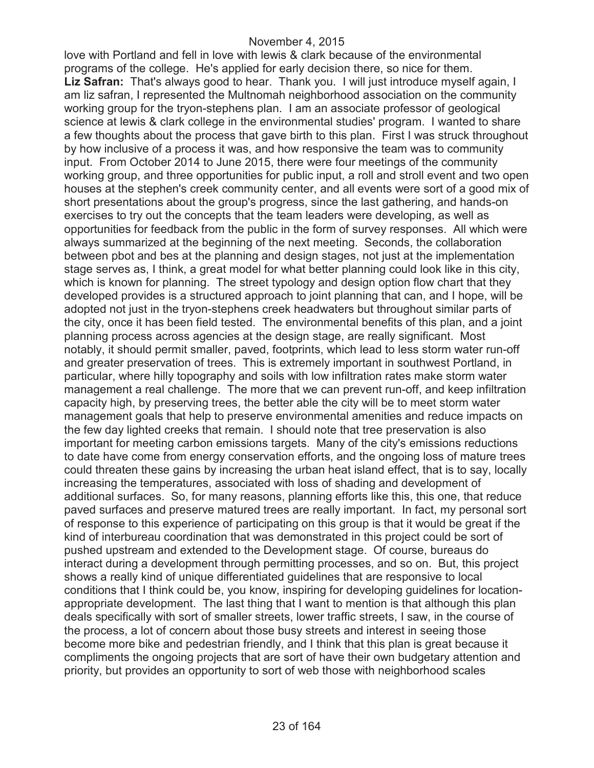love with Portland and fell in love with lewis & clark because of the environmental programs of the college. He's applied for early decision there, so nice for them.

**Liz Safran:** That's always good to hear. Thank you. I will just introduce myself again, I am liz safran, I represented the Multnomah neighborhood association on the community working group for the tryon-stephens plan. I am an associate professor of geological science at lewis & clark college in the environmental studies' program. I wanted to share a few thoughts about the process that gave birth to this plan. First I was struck throughout by how inclusive of a process it was, and how responsive the team was to community input. From October 2014 to June 2015, there were four meetings of the community working group, and three opportunities for public input, a roll and stroll event and two open houses at the stephen's creek community center, and all events were sort of a good mix of short presentations about the group's progress, since the last gathering, and hands-on exercises to try out the concepts that the team leaders were developing, as well as opportunities for feedback from the public in the form of survey responses. All which were always summarized at the beginning of the next meeting. Seconds, the collaboration between pbot and bes at the planning and design stages, not just at the implementation stage serves as, I think, a great model for what better planning could look like in this city, which is known for planning. The street typology and design option flow chart that they developed provides is a structured approach to joint planning that can, and I hope, will be adopted not just in the tryon-stephens creek headwaters but throughout similar parts of the city, once it has been field tested. The environmental benefits of this plan, and a joint planning process across agencies at the design stage, are really significant. Most notably, it should permit smaller, paved, footprints, which lead to less storm water run-off and greater preservation of trees. This is extremely important in southwest Portland, in particular, where hilly topography and soils with low infiltration rates make storm water management a real challenge. The more that we can prevent run-off, and keep infiltration capacity high, by preserving trees, the better able the city will be to meet storm water management goals that help to preserve environmental amenities and reduce impacts on the few day lighted creeks that remain. I should note that tree preservation is also important for meeting carbon emissions targets. Many of the city's emissions reductions to date have come from energy conservation efforts, and the ongoing loss of mature trees could threaten these gains by increasing the urban heat island effect, that is to say, locally increasing the temperatures, associated with loss of shading and development of additional surfaces. So, for many reasons, planning efforts like this, this one, that reduce paved surfaces and preserve matured trees are really important. In fact, my personal sort of response to this experience of participating on this group is that it would be great if the kind of interbureau coordination that was demonstrated in this project could be sort of pushed upstream and extended to the Development stage. Of course, bureaus do interact during a development through permitting processes, and so on. But, this project shows a really kind of unique differentiated guidelines that are responsive to local conditions that I think could be, you know, inspiring for developing guidelines for location-appropriate development. The last thing that I want to mention is that although this plan deals specifically with sort of smaller streets, lower traffic streets, I saw, in the course of the process, a lot of concern about those busy streets and interest in seeing those become more bike and pedestrian friendly, and I think that this plan is great because it compliments the ongoing projects that are sort of have their own budgetary attention and priority, but provides an opportunity to sort of web those with neighborhood scales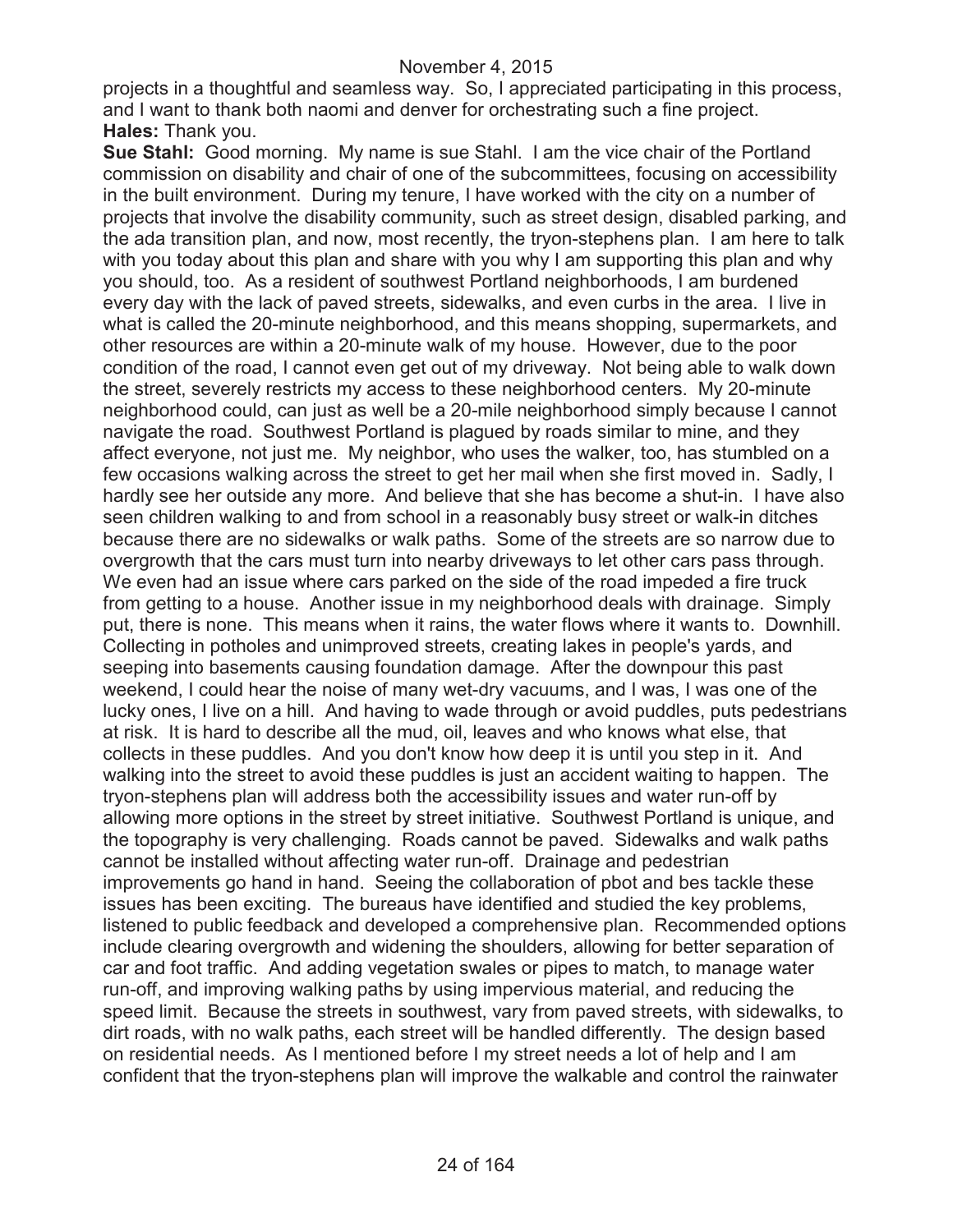projects in a thoughtful and seamless way. So, I appreciated participating in this process, and I want to thank both naomi and denver for orchestrating such a fine project.

**Hales:** Thank you.

**Sue Stahl:** Good morning. My name is sue Stahl. I am the vice chair of the Portland commission on disability and chair of one of the subcommittees, focusing on accessibility in the built environment. During my tenure, I have worked with the city on a number of projects that involve the disability community, such as street design, disabled parking, and the ada transition plan, and now, most recently, the tryon-stephens plan. I am here to talk with you today about this plan and share with you why I am supporting this plan and why you should, too. As a resident of southwest Portland neighborhoods, I am burdened every day with the lack of paved streets, sidewalks, and even curbs in the area. I live in what is called the 20-minute neighborhood, and this means shopping, supermarkets, and other resources are within a 20-minute walk of my house. However, due to the poor condition of the road, I cannot even get out of my driveway. Not being able to walk down the street, severely restricts my access to these neighborhood centers. My 20-minute neighborhood could, can just as well be a 20-mile neighborhood simply because I cannot navigate the road. Southwest Portland is plagued by roads similar to mine, and they affect everyone, not just me. My neighbor, who uses the walker, too, has stumbled on a few occasions walking across the street to get her mail when she first moved in. Sadly, I hardly see her outside any more. And believe that she has become a shut-in. I have also seen children walking to and from school in a reasonably busy street or walk-in ditches because there are no sidewalks or walk paths. Some of the streets are so narrow due to overgrowth that the cars must turn into nearby driveways to let other cars pass through. We even had an issue where cars parked on the side of the road impeded a fire truck from getting to a house. Another issue in my neighborhood deals with drainage. Simply put, there is none. This means when it rains, the water flows where it wants to. Downhill. Collecting in potholes and unimproved streets, creating lakes in people's yards, and seeping into basements causing foundation damage. After the downpour this past weekend, I could hear the noise of many wet-dry vacuums, and I was, I was one of the lucky ones, I live on a hill. And having to wade through or avoid puddles, puts pedestrians at risk. It is hard to describe all the mud, oil, leaves and who knows what else, that collects in these puddles. And you don't know how deep it is until you step in it. And walking into the street to avoid these puddles is just an accident waiting to happen. The tryon-stephens plan will address both the accessibility issues and water run-off by allowing more options in the street by street initiative. Southwest Portland is unique, and the topography is very challenging. Roads cannot be paved. Sidewalks and walk paths cannot be installed without affecting water run-off. Drainage and pedestrian improvements go hand in hand. Seeing the collaboration of pbot and bes tackle these issues has been exciting. The bureaus have identified and studied the key problems, listened to public feedback and developed a comprehensive plan. Recommended options include clearing overgrowth and widening the shoulders, allowing for better separation of car and foot traffic. And adding vegetation swales or pipes to match, to manage water run-off, and improving walking paths by using impervious material, and reducing the speed limit. Because the streets in southwest, vary from paved streets, with sidewalks, to dirt roads, with no walk paths, each street will be handled differently. The design based on residential needs. As I mentioned before I my street needs a lot of help and I am confident that the tryon-stephens plan will improve the walkable and control the rainwater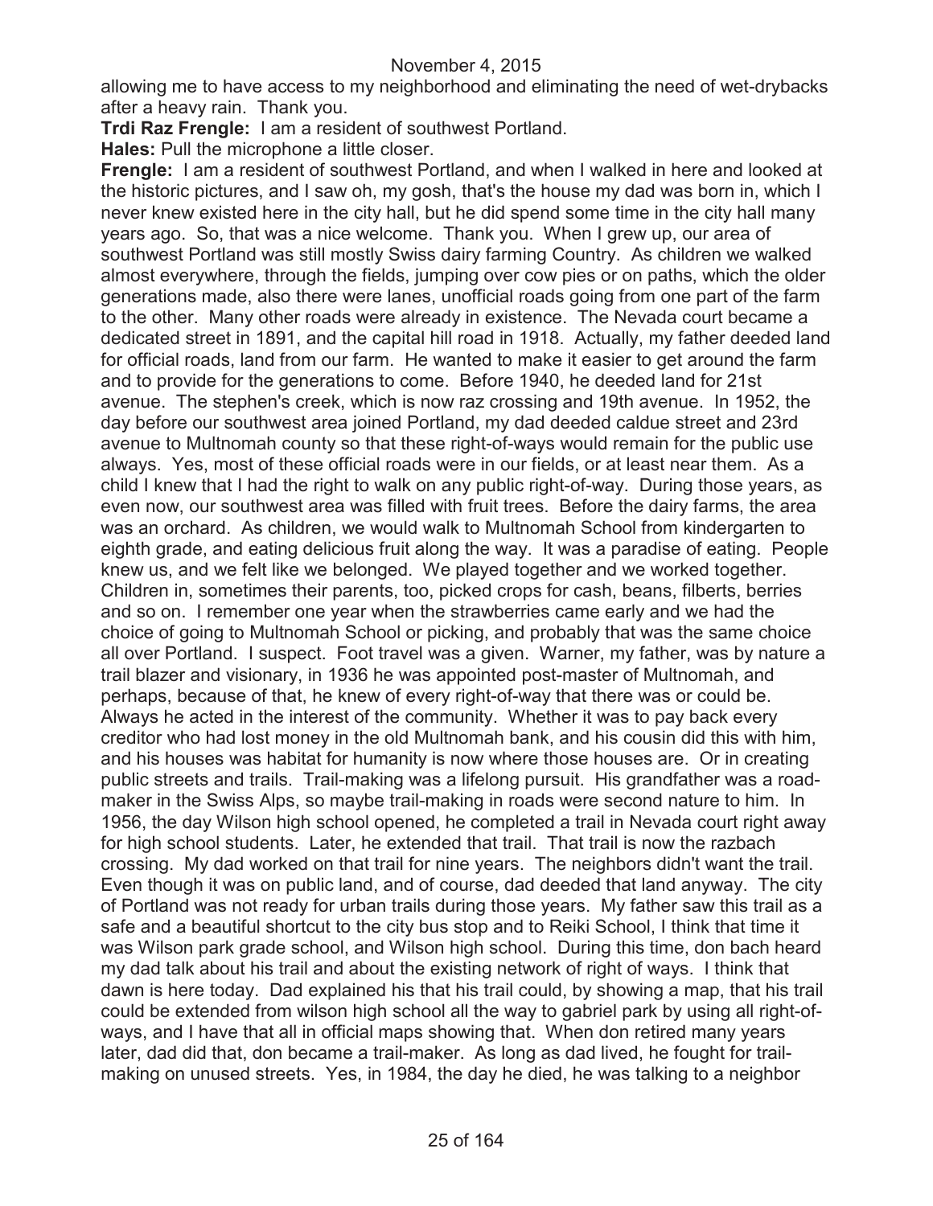allowing me to have access to my neighborhood and eliminating the need of wet-drybacks after a heavy rain. Thank you.

**Trdi Raz Frengle:** I am a resident of southwest Portland.

**Hales:** Pull the microphone a little closer.

**Frengle:** I am a resident of southwest Portland, and when I walked in here and looked at the historic pictures, and I saw oh, my gosh, that's the house my dad was born in, which I never knew existed here in the city hall, but he did spend some time in the city hall many years ago. So, that was a nice welcome. Thank you. When I grew up, our area of southwest Portland was still mostly Swiss dairy farming Country. As children we walked almost everywhere, through the fields, jumping over cow pies or on paths, which the older generations made, also there were lanes, unofficial roads going from one part of the farm to the other. Many other roads were already in existence. The Nevada court became a dedicated street in 1891, and the capital hill road in 1918. Actually, my father deeded land for official roads, land from our farm. He wanted to make it easier to get around the farm and to provide for the generations to come. Before 1940, he deeded land for 21st avenue. The stephen's creek, which is now raz crossing and 19th avenue. In 1952, the day before our southwest area joined Portland, my dad deeded caldue street and 23rd avenue to Multnomah county so that these right-of-ways would remain for the public use always. Yes, most of these official roads were in our fields, or at least near them. As a child I knew that I had the right to walk on any public right-of-way. During those years, as even now, our southwest area was filled with fruit trees. Before the dairy farms, the area was an orchard. As children, we would walk to Multnomah School from kindergarten to eighth grade, and eating delicious fruit along the way. It was a paradise of eating. People knew us, and we felt like we belonged. We played together and we worked together. Children in, sometimes their parents, too, picked crops for cash, beans, filberts, berries and so on. I remember one year when the strawberries came early and we had the choice of going to Multnomah School or picking, and probably that was the same choice all over Portland. I suspect. Foot travel was a given. Warner, my father, was by nature a trail blazer and visionary, in 1936 he was appointed post-master of Multnomah, and perhaps, because of that, he knew of every right-of-way that there was or could be. Always he acted in the interest of the community. Whether it was to pay back every creditor who had lost money in the old Multnomah bank, and his cousin did this with him, and his houses was habitat for humanity is now where those houses are. Or in creating public streets and trails. Trail-making was a lifelong pursuit. His grandfather was a road-maker in the Swiss Alps, so maybe trail-making in roads were second nature to him. In 1956, the day Wilson high school opened, he completed a trail in Nevada court right away for high school students. Later, he extended that trail. That trail is now the razbach crossing. My dad worked on that trail for nine years. The neighbors didn't want the trail. Even though it was on public land, and of course, dad deeded that land anyway. The city of Portland was not ready for urban trails during those years. My father saw this trail as a safe and a beautiful shortcut to the city bus stop and to Reiki School, I think that time it was Wilson park grade school, and Wilson high school. During this time, don bach heard my dad talk about his trail and about the existing network of right of ways. I think that dawn is here today. Dad explained his that his trail could, by showing a map, that his trail could be extended from wilson high school all the way to gabriel park by using all right-of-ways, and I have that all in official maps showing that. When don retired many years later, dad did that, don became a trail-maker. As long as dad lived, he fought for trail-making on unused streets. Yes, in 1984, the day he died, he was talking to a neighbor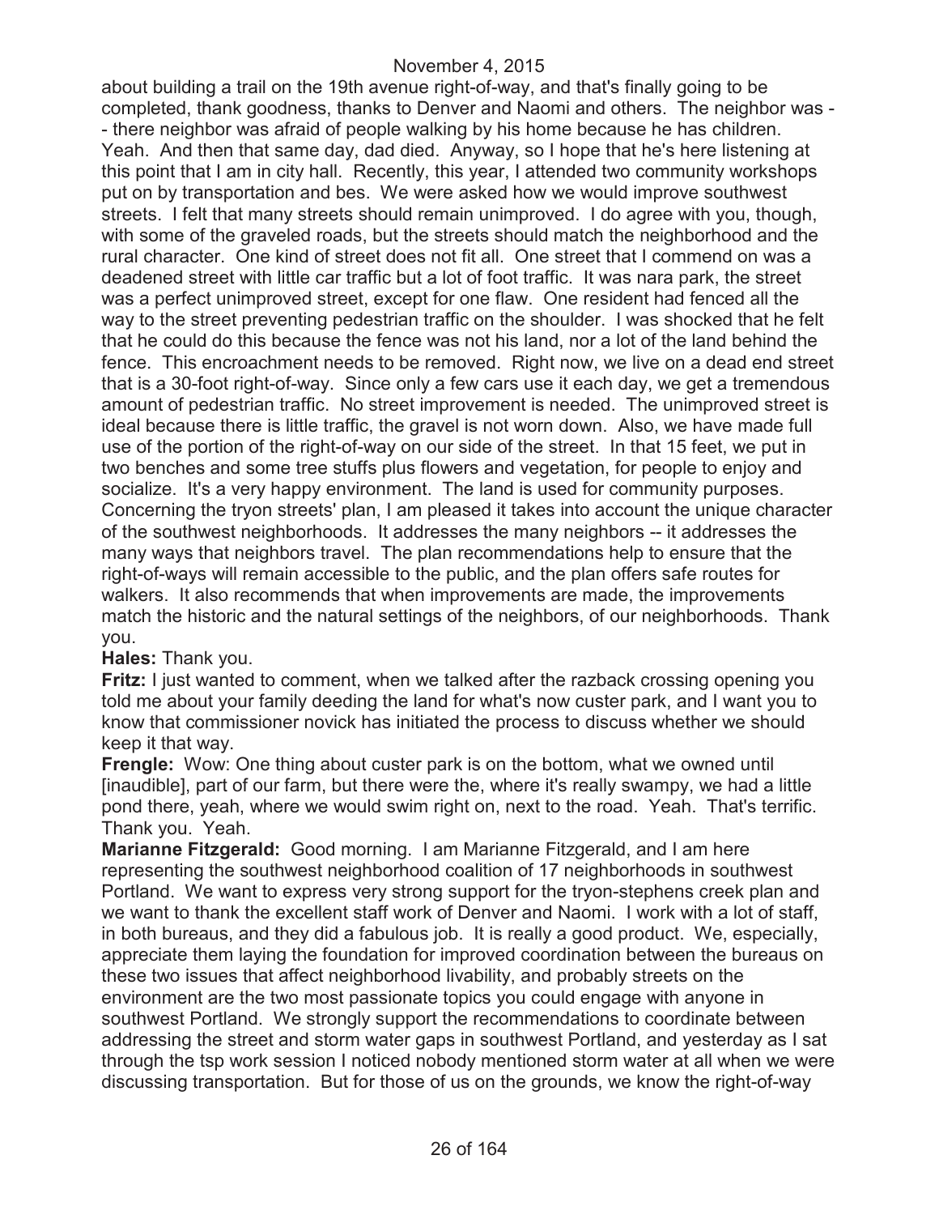about building a trail on the 19th avenue right-of-way, and that's finally going to be completed, thank goodness, thanks to Denver and Naomi and others. The neighbor was -- there neighbor was afraid of people walking by his home because he has children. Yeah. And then that same day, dad died. Anyway, so I hope that he's here listening at this point that I am in city hall. Recently, this year, I attended two community workshops put on by transportation and bes. We were asked how we would improve southwest streets. I felt that many streets should remain unimproved. I do agree with you, though, with some of the graveled roads, but the streets should match the neighborhood and the rural character. One kind of street does not fit all. One street that I commend on was a deadened street with little car traffic but a lot of foot traffic. It was nara park, the street was a perfect unimproved street, except for one flaw. One resident had fenced all the way to the street preventing pedestrian traffic on the shoulder. I was shocked that he felt that he could do this because the fence was not his land, nor a lot of the land behind the fence. This encroachment needs to be removed. Right now, we live on a dead end street that is a 30-foot right-of-way. Since only a few cars use it each day, we get a tremendous amount of pedestrian traffic. No street improvement is needed. The unimproved street is ideal because there is little traffic, the gravel is not worn down. Also, we have made full use of the portion of the right-of-way on our side of the street. In that 15 feet, we put in two benches and some tree stuffs plus flowers and vegetation, for people to enjoy and socialize. It's a very happy environment. The land is used for community purposes. Concerning the tryon streets' plan, I am pleased it takes into account the unique character of the southwest neighborhoods. It addresses the many neighbors -- it addresses the many ways that neighbors travel. The plan recommendations help to ensure that the right-of-ways will remain accessible to the public, and the plan offers safe routes for walkers. It also recommends that when improvements are made, the improvements match the historic and the natural settings of the neighbors, of our neighborhoods. Thank you.

**Hales:** Thank you.

**Fritz:** I just wanted to comment, when we talked after the razback crossing opening you told me about your family deeding the land for what's now custer park, and I want you to know that commissioner novick has initiated the process to discuss whether we should keep it that way.

**Frengle:** Wow: One thing about custer park is on the bottom, what we owned until [inaudible], part of our farm, but there were the, where it's really swampy, we had a little pond there, yeah, where we would swim right on, next to the road. Yeah. That's terrific. Thank you. Yeah.

**Marianne Fitzgerald:** Good morning. I am Marianne Fitzgerald, and I am here representing the southwest neighborhood coalition of 17 neighborhoods in southwest Portland. We want to express very strong support for the tryon-stephens creek plan and we want to thank the excellent staff work of Denver and Naomi. I work with a lot of staff, in both bureaus, and they did a fabulous job. It is really a good product. We, especially, appreciate them laying the foundation for improved coordination between the bureaus on these two issues that affect neighborhood livability, and probably streets on the environment are the two most passionate topics you could engage with anyone in southwest Portland. We strongly support the recommendations to coordinate between addressing the street and storm water gaps in southwest Portland, and yesterday as I sat through the tsp work session I noticed nobody mentioned storm water at all when we were discussing transportation. But for those of us on the grounds, we know the right-of-way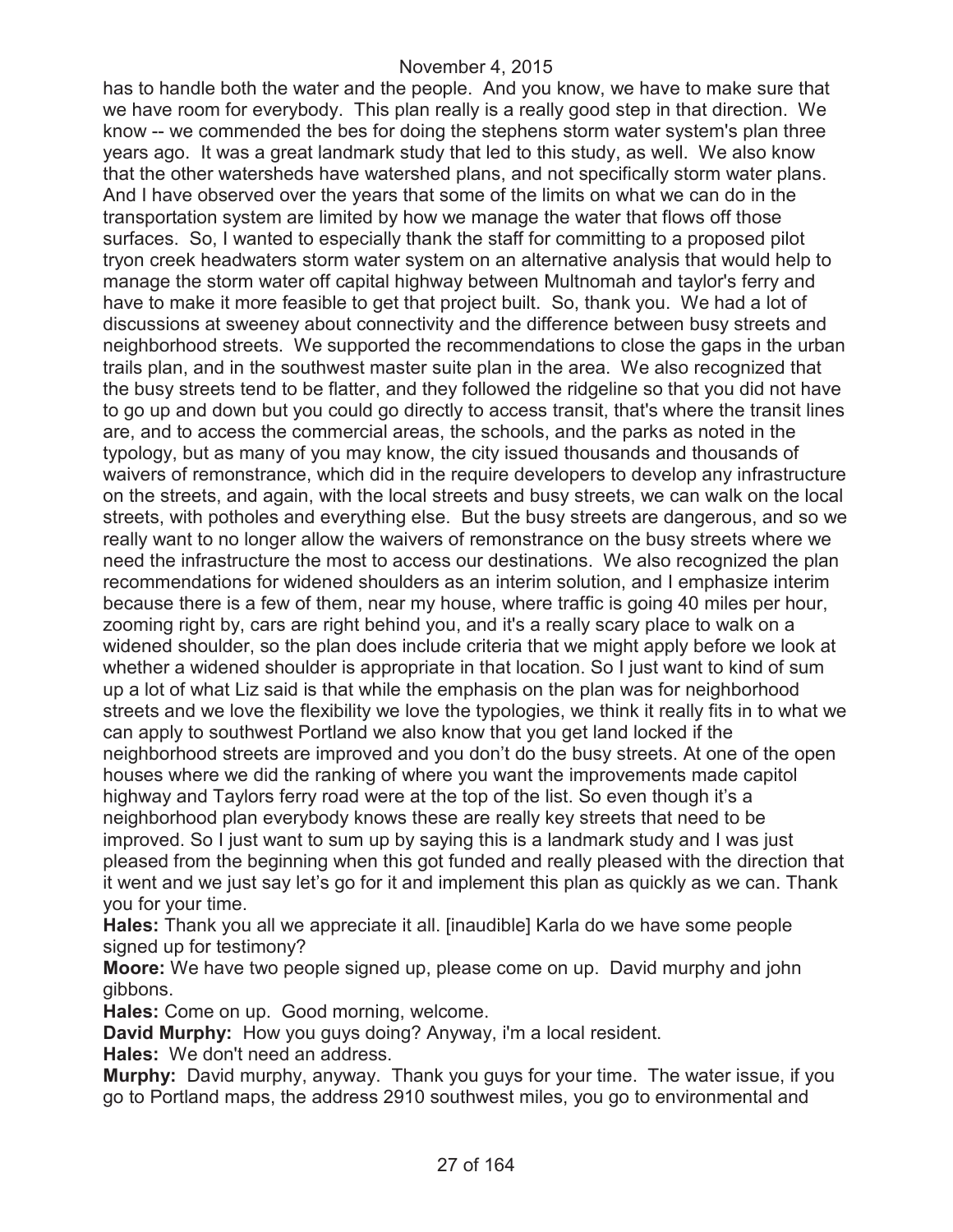has to handle both the water and the people. And you know, we have to make sure that we have room for everybody. This plan really is a really good step in that direction. We know -- we commended the bes for doing the stephens storm water system's plan three years ago. It was a great landmark study that led to this study, as well. We also know that the other watersheds have watershed plans, and not specifically storm water plans. And I have observed over the years that some of the limits on what we can do in the transportation system are limited by how we manage the water that flows off those surfaces. So, I wanted to especially thank the staff for committing to a proposed pilot tryon creek headwaters storm water system on an alternative analysis that would help to manage the storm water off capital highway between Multnomah and taylor's ferry and have to make it more feasible to get that project built. So, thank you. We had a lot of discussions at sweeney about connectivity and the difference between busy streets and neighborhood streets. We supported the recommendations to close the gaps in the urban trails plan, and in the southwest master suite plan in the area. We also recognized that the busy streets tend to be flatter, and they followed the ridgeline so that you did not have to go up and down but you could go directly to access transit, that's where the transit lines are, and to access the commercial areas, the schools, and the parks as noted in the typology, but as many of you may know, the city issued thousands and thousands of waivers of remonstrance, which did in the require developers to develop any infrastructure on the streets, and again, with the local streets and busy streets, we can walk on the local streets, with potholes and everything else. But the busy streets are dangerous, and so we really want to no longer allow the waivers of remonstrance on the busy streets where we need the infrastructure the most to access our destinations. We also recognized the plan recommendations for widened shoulders as an interim solution, and I emphasize interim because there is a few of them, near my house, where traffic is going 40 miles per hour, zooming right by, cars are right behind you, and it's a really scary place to walk on a widened shoulder, so the plan does include criteria that we might apply before we look at whether a widened shoulder is appropriate in that location. So I just want to kind of sum up a lot of what Liz said is that while the emphasis on the plan was for neighborhood streets and we love the flexibility we love the typologies, we think it really fits in to what we can apply to southwest Portland we also know that you get land locked if the neighborhood streets are improved and you don't do the busy streets. At one of the open houses where we did the ranking of where you want the improvements made capitol highway and Taylors ferry road were at the top of the list. So even though it's a neighborhood plan everybody knows these are really key streets that need to be improved. So I just want to sum up by saying this is a landmark study and I was just pleased from the beginning when this got funded and really pleased with the direction that it went and we just say let's go for it and implement this plan as quickly as we can. Thank you for your time.

**Hales:** Thank you all we appreciate it all. [inaudible] Karla do we have some people signed up for testimony?

**Moore:** We have two people signed up, please come on up. David murphy and john gibbons.

**Hales:** Come on up. Good morning, welcome.

**David Murphy:** How you guys doing? Anyway, i'm a local resident.

**Hales:** We don't need an address.

**Murphy:** David murphy, anyway. Thank you guys for your time. The water issue, if you go to Portland maps, the address 2910 southwest miles, you go to environmental and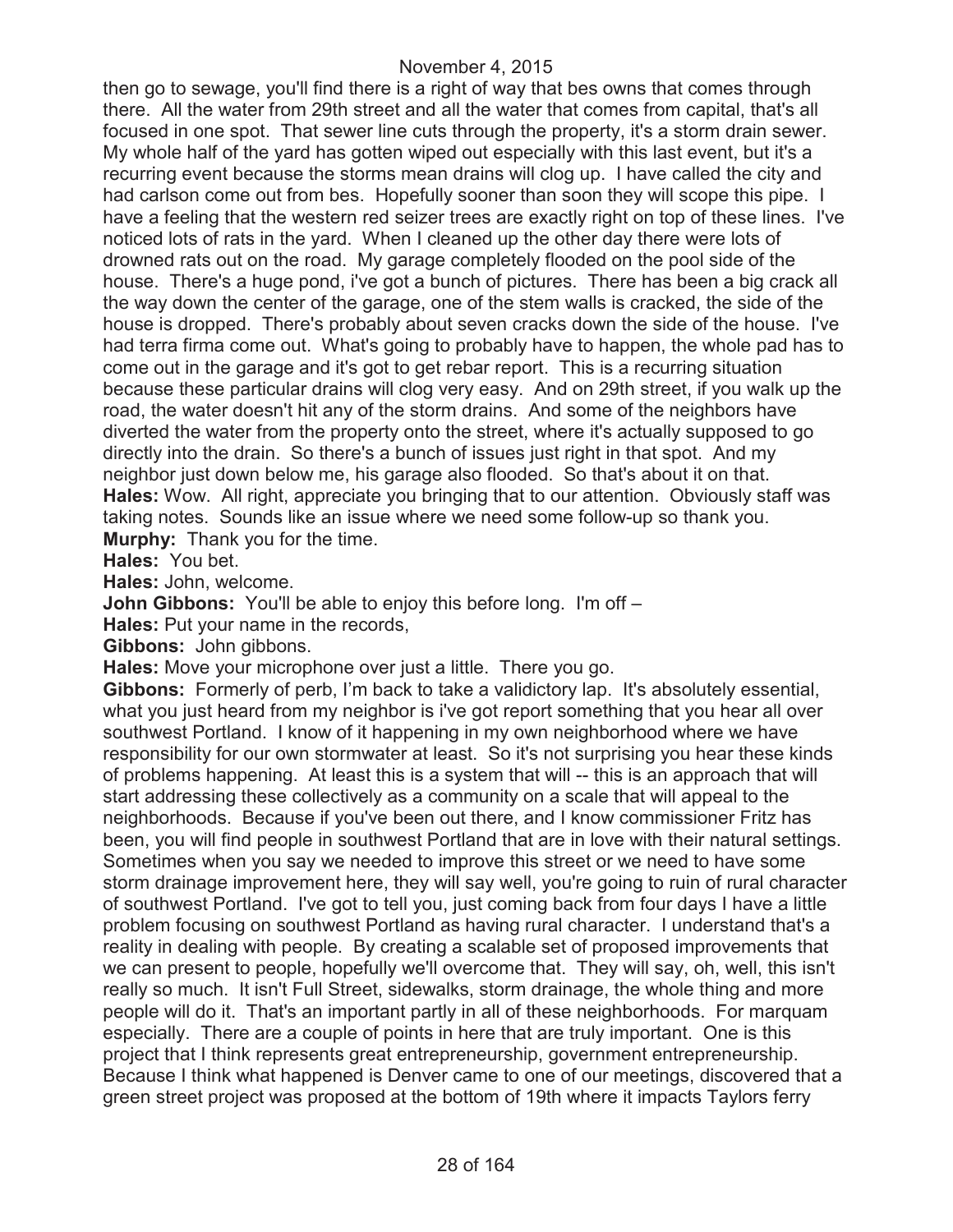then go to sewage, you'll find there is a right of way that bes owns that comes through there. All the water from 29th street and all the water that comes from capital, that's all focused in one spot. That sewer line cuts through the property, it's a storm drain sewer. My whole half of the yard has gotten wiped out especially with this last event, but it's a recurring event because the storms mean drains will clog up. I have called the city and had carlson come out from bes. Hopefully sooner than soon they will scope this pipe. I have a feeling that the western red seizer trees are exactly right on top of these lines. I've noticed lots of rats in the yard. When I cleaned up the other day there were lots of drowned rats out on the road. My garage completely flooded on the pool side of the house. There's a huge pond, i've got a bunch of pictures. There has been a big crack all the way down the center of the garage, one of the stem walls is cracked, the side of the house is dropped. There's probably about seven cracks down the side of the house. I've had terra firma come out. What's going to probably have to happen, the whole pad has to come out in the garage and it's got to get rebar report. This is a recurring situation because these particular drains will clog very easy. And on 29th street, if you walk up the road, the water doesn't hit any of the storm drains. And some of the neighbors have diverted the water from the property onto the street, where it's actually supposed to go directly into the drain. So there's a bunch of issues just right in that spot. And my neighbor just down below me, his garage also flooded. So that's about it on that.

**Hales:** Wow. All right, appreciate you bringing that to our attention. Obviously staff was taking notes. Sounds like an issue where we need some follow-up so thank you.

**Murphy:** Thank you for the time.

**Hales:** You bet.

**Hales:** John, welcome.

**John Gibbons:** You'll be able to enjoy this before long. I'm off –

**Hales:** Put your name in the records,

**Gibbons:** John gibbons.

**Hales:** Move your microphone over just a little. There you go.

**Gibbons:** Formerly of perb, I'm back to take a validictory lap. It's absolutely essential, what you just heard from my neighbor is i've got report something that you hear all over southwest Portland. I know of it happening in my own neighborhood where we have responsibility for our own stormwater at least. So it's not surprising you hear these kinds of problems happening. At least this is a system that will -- this is an approach that will start addressing these collectively as a community on a scale that will appeal to the neighborhoods. Because if you've been out there, and I know commissioner Fritz has been, you will find people in southwest Portland that are in love with their natural settings. Sometimes when you say we needed to improve this street or we need to have some storm drainage improvement here, they will say well, you're going to ruin of rural character of southwest Portland. I've got to tell you, just coming back from four days I have a little problem focusing on southwest Portland as having rural character. I understand that's a reality in dealing with people. By creating a scalable set of proposed improvements that we can present to people, hopefully we'll overcome that. They will say, oh, well, this isn't really so much. It isn't Full Street, sidewalks, storm drainage, the whole thing and more people will do it. That's an important partly in all of these neighborhoods. For marquam especially. There are a couple of points in here that are truly important. One is this project that I think represents great entrepreneurship, government entrepreneurship. Because I think what happened is Denver came to one of our meetings, discovered that a green street project was proposed at the bottom of 19th where it impacts Taylors ferry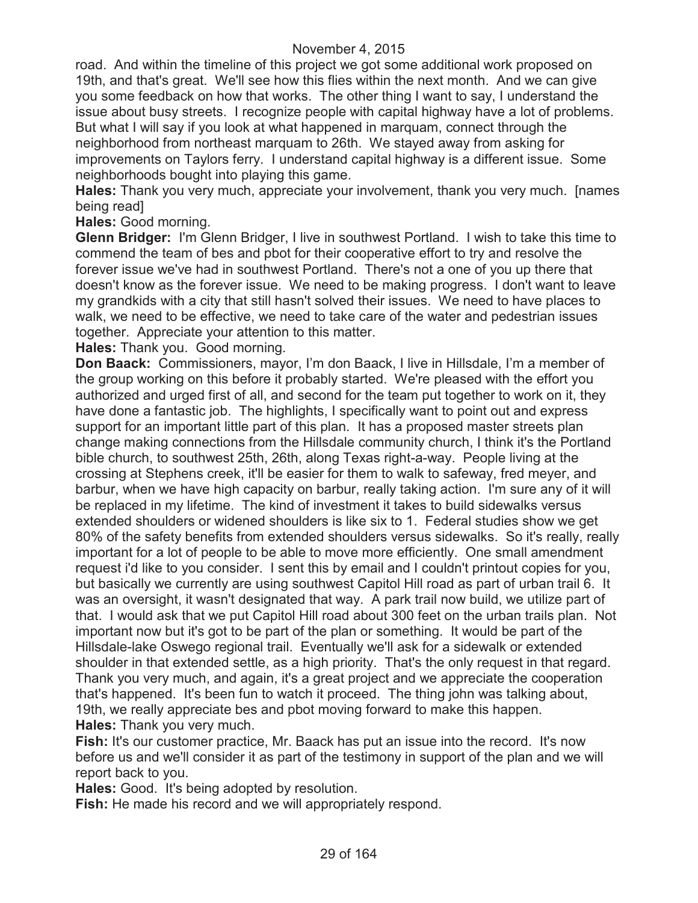road. And within the timeline of this project we got some additional work proposed on 19th, and that's great. We'll see how this flies within the next month. And we can give you some feedback on how that works. The other thing I want to say, I understand the issue about busy streets. I recognize people with capital highway have a lot of problems. But what I will say if you look at what happened in marquam, connect through the neighborhood from northeast marquam to 26th. We stayed away from asking for improvements on Taylors ferry. I understand capital highway is a different issue. Some neighborhoods bought into playing this game.

**Hales:** Thank you very much, appreciate your involvement, thank you very much. [names being read]

**Hales:** Good morning.

**Glenn Bridger:** I'm Glenn Bridger, I live in southwest Portland. I wish to take this time to commend the team of bes and pbot for their cooperative effort to try and resolve the forever issue we've had in southwest Portland. There's not a one of you up there that doesn't know as the forever issue. We need to be making progress. I don't want to leave my grandkids with a city that still hasn't solved their issues. We need to have places to walk, we need to be effective, we need to take care of the water and pedestrian issues together. Appreciate your attention to this matter.

**Hales:** Thank you. Good morning.

**Don Baack:** Commissioners, mayor, I'm don Baack, I live in Hillsdale, I'm a member of the group working on this before it probably started. We're pleased with the effort you authorized and urged first of all, and second for the team put together to work on it, they have done a fantastic job. The highlights, I specifically want to point out and express support for an important little part of this plan. It has a proposed master streets plan change making connections from the Hillsdale community church, I think it's the Portland bible church, to southwest 25th, 26th, along Texas right-a-way. People living at the crossing at Stephens creek, it'll be easier for them to walk to safeway, fred meyer, and barbur, when we have high capacity on barbur, really taking action. I'm sure any of it will be replaced in my lifetime. The kind of investment it takes to build sidewalks versus extended shoulders or widened shoulders is like six to 1. Federal studies show we get 80% of the safety benefits from extended shoulders versus sidewalks. So it's really, really important for a lot of people to be able to move more efficiently. One small amendment request i'd like to you consider. I sent this by email and I couldn't printout copies for you, but basically we currently are using southwest Capitol Hill road as part of urban trail 6. It was an oversight, it wasn't designated that way. A park trail now build, we utilize part of that. I would ask that we put Capitol Hill road about 300 feet on the urban trails plan. Not important now but it's got to be part of the plan or something. It would be part of the Hillsdale-lake Oswego regional trail. Eventually we'll ask for a sidewalk or extended shoulder in that extended settle, as a high priority. That's the only request in that regard. Thank you very much, and again, it's a great project and we appreciate the cooperation that's happened. It's been fun to watch it proceed. The thing john was talking about, 19th, we really appreciate bes and pbot moving forward to make this happen.

**Hales:** Thank you very much.

**Fish:** It's our customer practice, Mr. Baack has put an issue into the record. It's now before us and we'll consider it as part of the testimony in support of the plan and we will report back to you.

**Hales:** Good. It's being adopted by resolution.

**Fish:** He made his record and we will appropriately respond.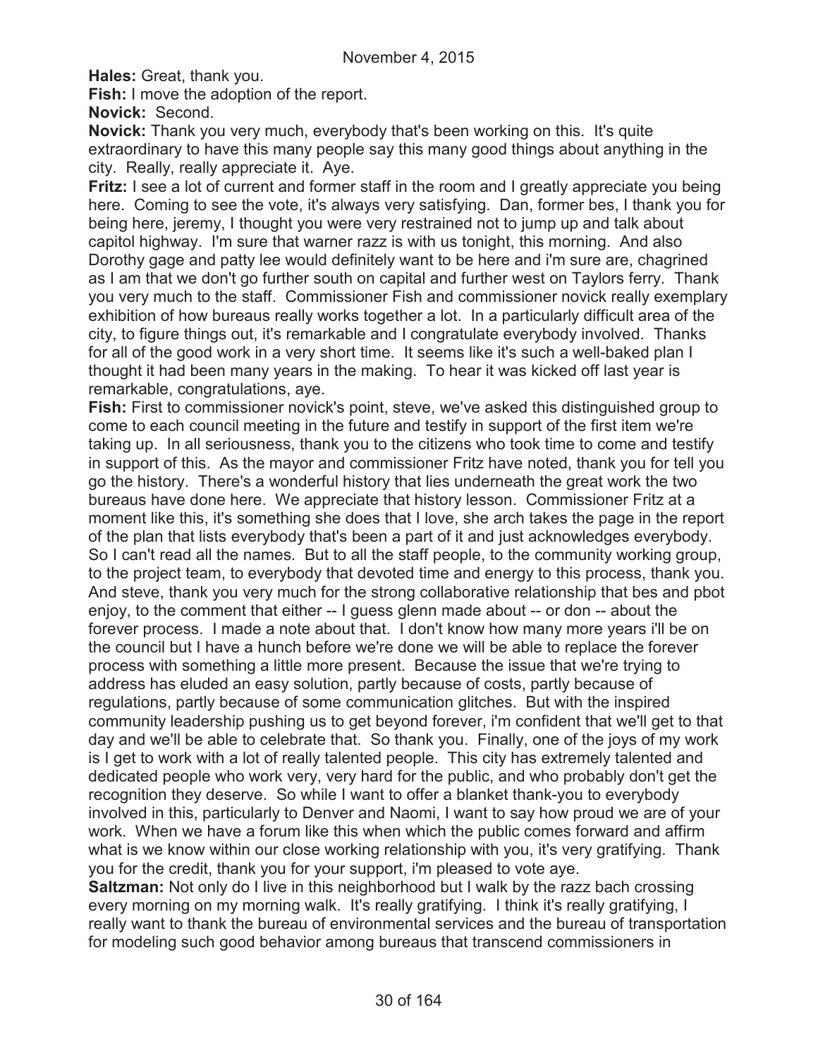**Hales:** Great, thank you.

**Fish:** I move the adoption of the report.

**Novick:** Second.

**Novick:** Thank you very much, everybody that's been working on this. It's quite extraordinary to have this many people say this many good things about anything in the city. Really, really appreciate it. Aye.

**Fritz:** I see a lot of current and former staff in the room and I greatly appreciate you being here. Coming to see the vote, it's always very satisfying. Dan, former bes, I thank you for being here, jeremy, I thought you were very restrained not to jump up and talk about capitol highway. I'm sure that warner razz is with us tonight, this morning. And also Dorothy gage and patty lee would definitely want to be here and i'm sure are, chagrined as I am that we don't go further south on capital and further west on Taylors ferry. Thank you very much to the staff. Commissioner Fish and commissioner novick really exemplary exhibition of how bureaus really works together a lot. In a particularly difficult area of the city, to figure things out, it's remarkable and I congratulate everybody involved. Thanks for all of the good work in a very short time. It seems like it's such a well-baked plan I thought it had been many years in the making. To hear it was kicked off last year is remarkable, congratulations, aye.

**Fish:** First to commissioner novick's point, steve, we've asked this distinguished group to come to each council meeting in the future and testify in support of the first item we're taking up. In all seriousness, thank you to the citizens who took time to come and testify in support of this. As the mayor and commissioner Fritz have noted, thank you for tell you go the history. There's a wonderful history that lies underneath the great work the two bureaus have done here. We appreciate that history lesson. Commissioner Fritz at a moment like this, it's something she does that I love, she arch takes the page in the report of the plan that lists everybody that's been a part of it and just acknowledges everybody. So I can't read all the names. But to all the staff people, to the community working group, to the project team, to everybody that devoted time and energy to this process, thank you. And steve, thank you very much for the strong collaborative relationship that bes and pbot enjoy, to the comment that either -- I guess glenn made about -- or don -- about the forever process. I made a note about that. I don't know how many more years i'll be on the council but I have a hunch before we're done we will be able to replace the forever process with something a little more present. Because the issue that we're trying to address has eluded an easy solution, partly because of costs, partly because of regulations, partly because of some communication glitches. But with the inspired community leadership pushing us to get beyond forever, i'm confident that we'll get to that day and we'll be able to celebrate that. So thank you. Finally, one of the joys of my work is I get to work with a lot of really talented people. This city has extremely talented and dedicated people who work very, very hard for the public, and who probably don't get the recognition they deserve. So while I want to offer a blanket thank-you to everybody involved in this, particularly to Denver and Naomi, I want to say how proud we are of your work. When we have a forum like this when which the public comes forward and affirm what is we know within our close working relationship with you, it's very gratifying. Thank you for the credit, thank you for your support, i'm pleased to vote aye.

**Saltzman:** Not only do I live in this neighborhood but I walk by the razz bach crossing every morning on my morning walk. It's really gratifying. I think it's really gratifying, I really want to thank the bureau of environmental services and the bureau of transportation for modeling such good behavior among bureaus that transcend commissioners in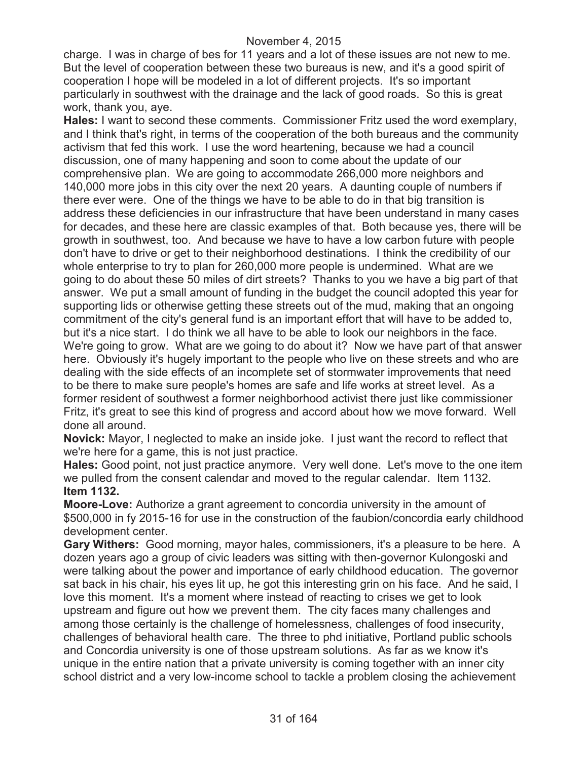charge. I was in charge of bes for 11 years and a lot of these issues are not new to me. But the level of cooperation between these two bureaus is new, and it's a good spirit of cooperation I hope will be modeled in a lot of different projects. It's so important particularly in southwest with the drainage and the lack of good roads. So this is great work, thank you, aye.

**Hales:** I want to second these comments. Commissioner Fritz used the word exemplary, and I think that's right, in terms of the cooperation of the both bureaus and the community activism that fed this work. I use the word heartening, because we had a council discussion, one of many happening and soon to come about the update of our comprehensive plan. We are going to accommodate 266,000 more neighbors and 140,000 more jobs in this city over the next 20 years. A daunting couple of numbers if there ever were. One of the things we have to be able to do in that big transition is address these deficiencies in our infrastructure that have been understand in many cases for decades, and these here are classic examples of that. Both because yes, there will be growth in southwest, too. And because we have to have a low carbon future with people don't have to drive or get to their neighborhood destinations. I think the credibility of our whole enterprise to try to plan for 260,000 more people is undermined. What are we going to do about these 50 miles of dirt streets? Thanks to you we have a big part of that answer. We put a small amount of funding in the budget the council adopted this year for supporting lids or otherwise getting these streets out of the mud, making that an ongoing commitment of the city's general fund is an important effort that will have to be added to, but it's a nice start. I do think we all have to be able to look our neighbors in the face. We're going to grow. What are we going to do about it? Now we have part of that answer here. Obviously it's hugely important to the people who live on these streets and who are dealing with the side effects of an incomplete set of stormwater improvements that need to be there to make sure people's homes are safe and life works at street level. As a former resident of southwest a former neighborhood activist there just like commissioner Fritz, it's great to see this kind of progress and accord about how we move forward. Well done all around.

**Novick:** Mayor, I neglected to make an inside joke. I just want the record to reflect that we're here for a game, this is not just practice.

**Hales:** Good point, not just practice anymore. Very well done. Let's move to the one item we pulled from the consent calendar and moved to the regular calendar. Item 1132.

**Item 1132.**

**Moore-Love:** Authorize a grant agreement to concordia university in the amount of $500,000 in fy 2015-16 for use in the construction of the faubion/concordia early childhood development center.

**Gary Withers:** Good morning, mayor hales, commissioners, it's a pleasure to be here. A dozen years ago a group of civic leaders was sitting with then-governor Kulongoski and were talking about the power and importance of early childhood education. The governor sat back in his chair, his eyes lit up, he got this interesting grin on his face. And he said, I love this moment. It's a moment where instead of reacting to crises we get to look upstream and figure out how we prevent them. The city faces many challenges and among those certainly is the challenge of homelessness, challenges of food insecurity, challenges of behavioral health care. The three to phd initiative, Portland public schools and Concordia university is one of those upstream solutions. As far as we know it's unique in the entire nation that a private university is coming together with an inner city school district and a very low-income school to tackle a problem closing the achievement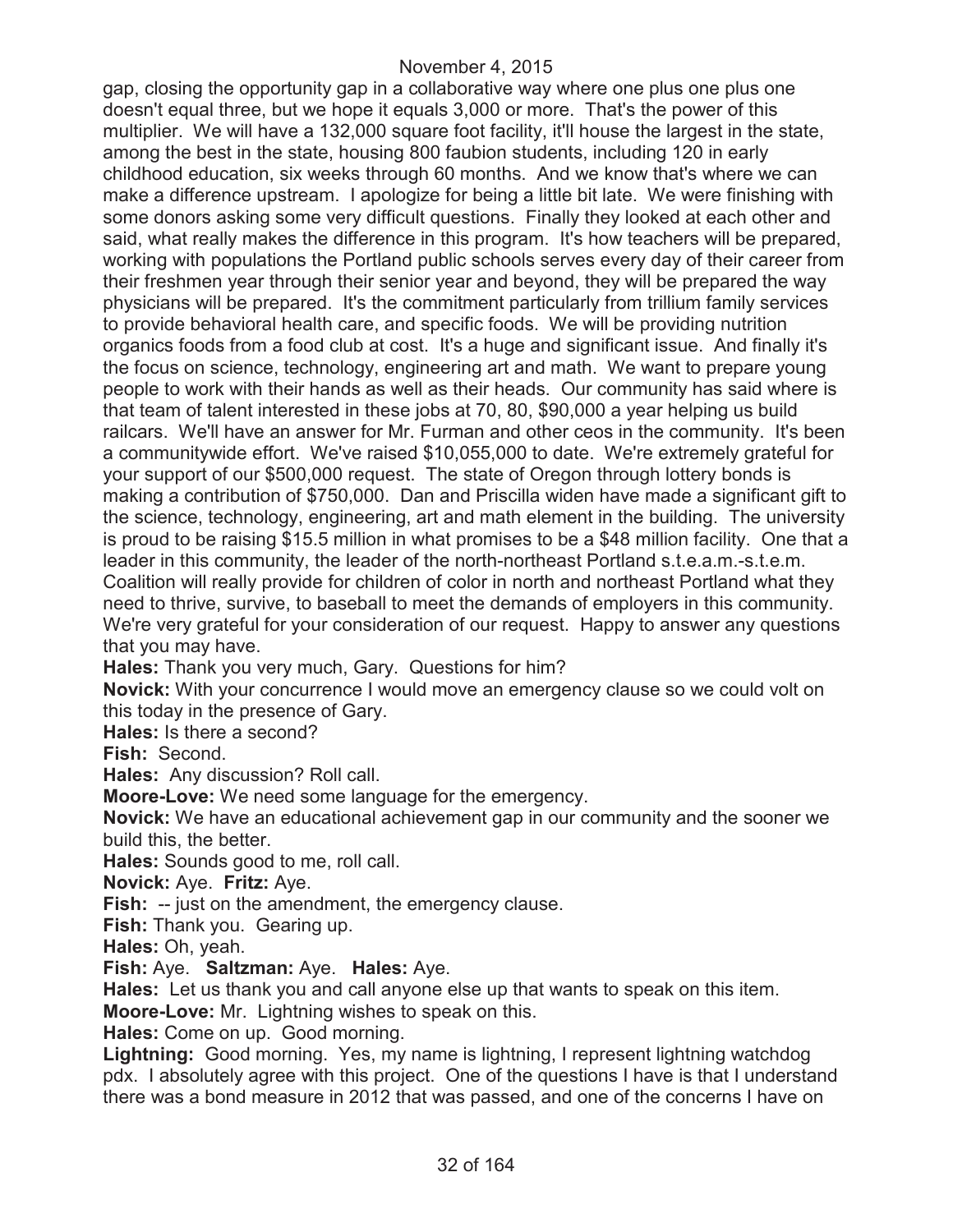gap, closing the opportunity gap in a collaborative way where one plus one plus one doesn't equal three, but we hope it equals 3,000 or more. That's the power of this multiplier. We will have a 132,000 square foot facility, it'll house the largest in the state, among the best in the state, housing 800 faubion students, including 120 in early childhood education, six weeks through 60 months. And we know that's where we can make a difference upstream. I apologize for being a little bit late. We were finishing with some donors asking some very difficult questions. Finally they looked at each other and said, what really makes the difference in this program. It's how teachers will be prepared, working with populations the Portland public schools serves every day of their career from their freshmen year through their senior year and beyond, they will be prepared the way physicians will be prepared. It's the commitment particularly from trillium family services to provide behavioral health care, and specific foods. We will be providing nutrition organics foods from a food club at cost. It's a huge and significant issue. And finally it's the focus on science, technology, engineering art and math. We want to prepare young people to work with their hands as well as their heads. Our community has said where is that team of talent interested in these jobs at 70, 80, $90,000 a year helping us build railcars. We'll have an answer for Mr. Furman and other ceos in the community. It's been a communitywide effort. We've raised $10,055,000 to date. We're extremely grateful for your support of our $500,000 request. The state of Oregon through lottery bonds is making a contribution of $750,000. Dan and Priscilla widen have made a significant gift to the science, technology, engineering, art and math element in the building. The university is proud to be raising $15.5 million in what promises to be a $48 million facility. One that a leader in this community, the leader of the north-northeast Portland s.t.e.a.m.-s.t.e.m. Coalition will really provide for children of color in north and northeast Portland what they need to thrive, survive, to baseball to meet the demands of employers in this community. We're very grateful for your consideration of our request. Happy to answer any questions that you may have.

**Hales:** Thank you very much, Gary. Questions for him?

**Novick:** With your concurrence I would move an emergency clause so we could volt on this today in the presence of Gary.

**Hales:** Is there a second?

**Fish:** Second.

**Hales:** Any discussion? Roll call.

**Moore-Love:** We need some language for the emergency.

**Novick:** We have an educational achievement gap in our community and the sooner we build this, the better.

**Hales:** Sounds good to me, roll call.

**Novick:** Aye. **Fritz:** Aye.

**Fish:** -- just on the amendment, the emergency clause.

**Fish:** Thank you. Gearing up.

**Hales:** Oh, yeah.

**Fish:** Aye. **Saltzman:** Aye. **Hales:** Aye.

**Hales:** Let us thank you and call anyone else up that wants to speak on this item.

**Moore-Love:** Mr. Lightning wishes to speak on this.

**Hales:** Come on up. Good morning.

**Lightning:** Good morning. Yes, my name is lightning, I represent lightning watchdog pdx. I absolutely agree with this project. One of the questions I have is that I understand there was a bond measure in 2012 that was passed, and one of the concerns I have on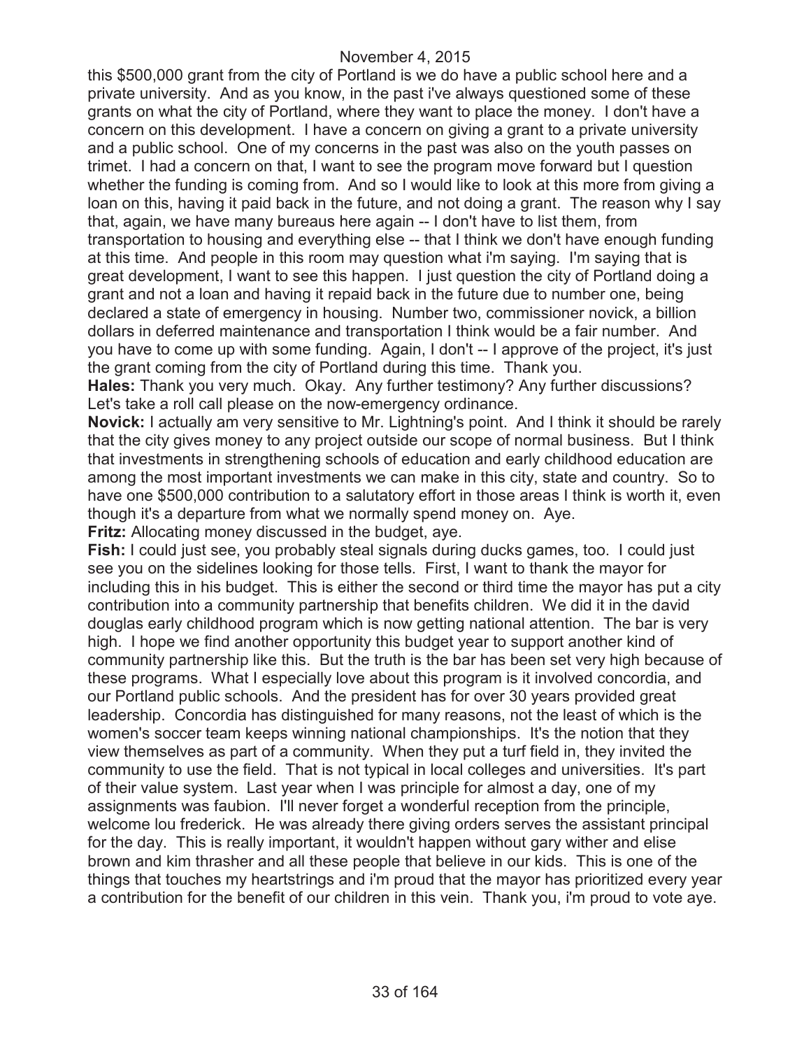this $500,000 grant from the city of Portland is we do have a public school here and a private university. And as you know, in the past i've always questioned some of these grants on what the city of Portland, where they want to place the money. I don't have a concern on this development. I have a concern on giving a grant to a private university and a public school. One of my concerns in the past was also on the youth passes on trimet. I had a concern on that, I want to see the program move forward but I question whether the funding is coming from. And so I would like to look at this more from giving a loan on this, having it paid back in the future, and not doing a grant. The reason why I say that, again, we have many bureaus here again -- I don't have to list them, from transportation to housing and everything else -- that I think we don't have enough funding at this time. And people in this room may question what i'm saying. I'm saying that is great development, I want to see this happen. I just question the city of Portland doing a grant and not a loan and having it repaid back in the future due to number one, being declared a state of emergency in housing. Number two, commissioner novick, a billion dollars in deferred maintenance and transportation I think would be a fair number. And you have to come up with some funding. Again, I don't -- I approve of the project, it's just the grant coming from the city of Portland during this time. Thank you.

**Hales:** Thank you very much. Okay. Any further testimony? Any further discussions? Let's take a roll call please on the now-emergency ordinance.

**Novick:** I actually am very sensitive to Mr. Lightning's point. And I think it should be rarely that the city gives money to any project outside our scope of normal business. But I think that investments in strengthening schools of education and early childhood education are among the most important investments we can make in this city, state and country. So to have one $500,000 contribution to a salutatory effort in those areas I think is worth it, even though it's a departure from what we normally spend money on. Aye.

**Fritz:** Allocating money discussed in the budget, aye.

**Fish:** I could just see, you probably steal signals during ducks games, too. I could just see you on the sidelines looking for those tells. First, I want to thank the mayor for including this in his budget. This is either the second or third time the mayor has put a city contribution into a community partnership that benefits children. We did it in the david douglas early childhood program which is now getting national attention. The bar is very high. I hope we find another opportunity this budget year to support another kind of community partnership like this. But the truth is the bar has been set very high because of these programs. What I especially love about this program is it involved concordia, and our Portland public schools. And the president has for over 30 years provided great leadership. Concordia has distinguished for many reasons, not the least of which is the women's soccer team keeps winning national championships. It's the notion that they view themselves as part of a community. When they put a turf field in, they invited the community to use the field. That is not typical in local colleges and universities. It's part of their value system. Last year when I was principle for almost a day, one of my assignments was faubion. I'll never forget a wonderful reception from the principle, welcome lou frederick. He was already there giving orders serves the assistant principal for the day. This is really important, it wouldn't happen without gary wither and elise brown and kim thrasher and all these people that believe in our kids. This is one of the things that touches my heartstrings and i'm proud that the mayor has prioritized every year a contribution for the benefit of our children in this vein. Thank you, i'm proud to vote aye.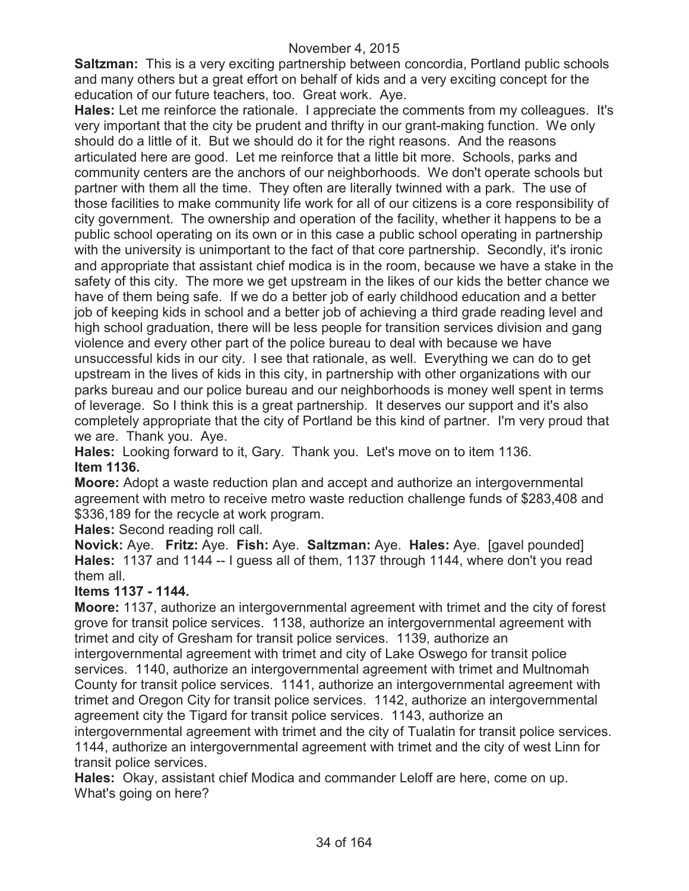**Saltzman:** This is a very exciting partnership between concordia, Portland public schools and many others but a great effort on behalf of kids and a very exciting concept for the education of our future teachers, too. Great work. Aye.

**Hales:** Let me reinforce the rationale. I appreciate the comments from my colleagues. It's very important that the city be prudent and thrifty in our grant-making function. We only should do a little of it. But we should do it for the right reasons. And the reasons articulated here are good. Let me reinforce that a little bit more. Schools, parks and community centers are the anchors of our neighborhoods. We don't operate schools but partner with them all the time. They often are literally twinned with a park. The use of those facilities to make community life work for all of our citizens is a core responsibility of city government. The ownership and operation of the facility, whether it happens to be a public school operating on its own or in this case a public school operating in partnership with the university is unimportant to the fact of that core partnership. Secondly, it's ironic and appropriate that assistant chief modica is in the room, because we have a stake in the safety of this city. The more we get upstream in the likes of our kids the better chance we have of them being safe. If we do a better job of early childhood education and a better job of keeping kids in school and a better job of achieving a third grade reading level and high school graduation, there will be less people for transition services division and gang violence and every other part of the police bureau to deal with because we have unsuccessful kids in our city. I see that rationale, as well. Everything we can do to get upstream in the lives of kids in this city, in partnership with other organizations with our parks bureau and our police bureau and our neighborhoods is money well spent in terms of leverage. So I think this is a great partnership. It deserves our support and it's also completely appropriate that the city of Portland be this kind of partner. I'm very proud that we are. Thank you. Aye.

**Hales:** Looking forward to it, Gary. Thank you. Let's move on to item 1136.

**Item 1136.**

**Moore:** Adopt a waste reduction plan and accept and authorize an intergovernmental agreement with metro to receive metro waste reduction challenge funds of $283,408 and $336,189 for the recycle at work program.

**Hales:** Second reading roll call.

**Novick:** Aye. **Fritz:** Aye. **Fish:** Aye. **Saltzman:** Aye. **Hales:** Aye. [gavel pounded]

**Hales:** 1137 and 1144 -- I guess all of them, 1137 through 1144, where don't you read them all.

**Items 1137 - 1144.**

**Moore:** 1137, authorize an intergovernmental agreement with trimet and the city of forest grove for transit police services. 1138, authorize an intergovernmental agreement with trimet and city of Gresham for transit police services. 1139, authorize an intergovernmental agreement with trimet and city of Lake Oswego for transit police services. 1140, authorize an intergovernmental agreement with trimet and Multnomah County for transit police services. 1141, authorize an intergovernmental agreement with trimet and Oregon City for transit police services. 1142, authorize an intergovernmental agreement city the Tigard for transit police services. 1143, authorize an intergovernmental agreement with trimet and the city of Tualatin for transit police services. 1144, authorize an intergovernmental agreement with trimet and the city of west Linn for transit police services.

**Hales:** Okay, assistant chief Modica and commander Leloff are here, come on up. What's going on here?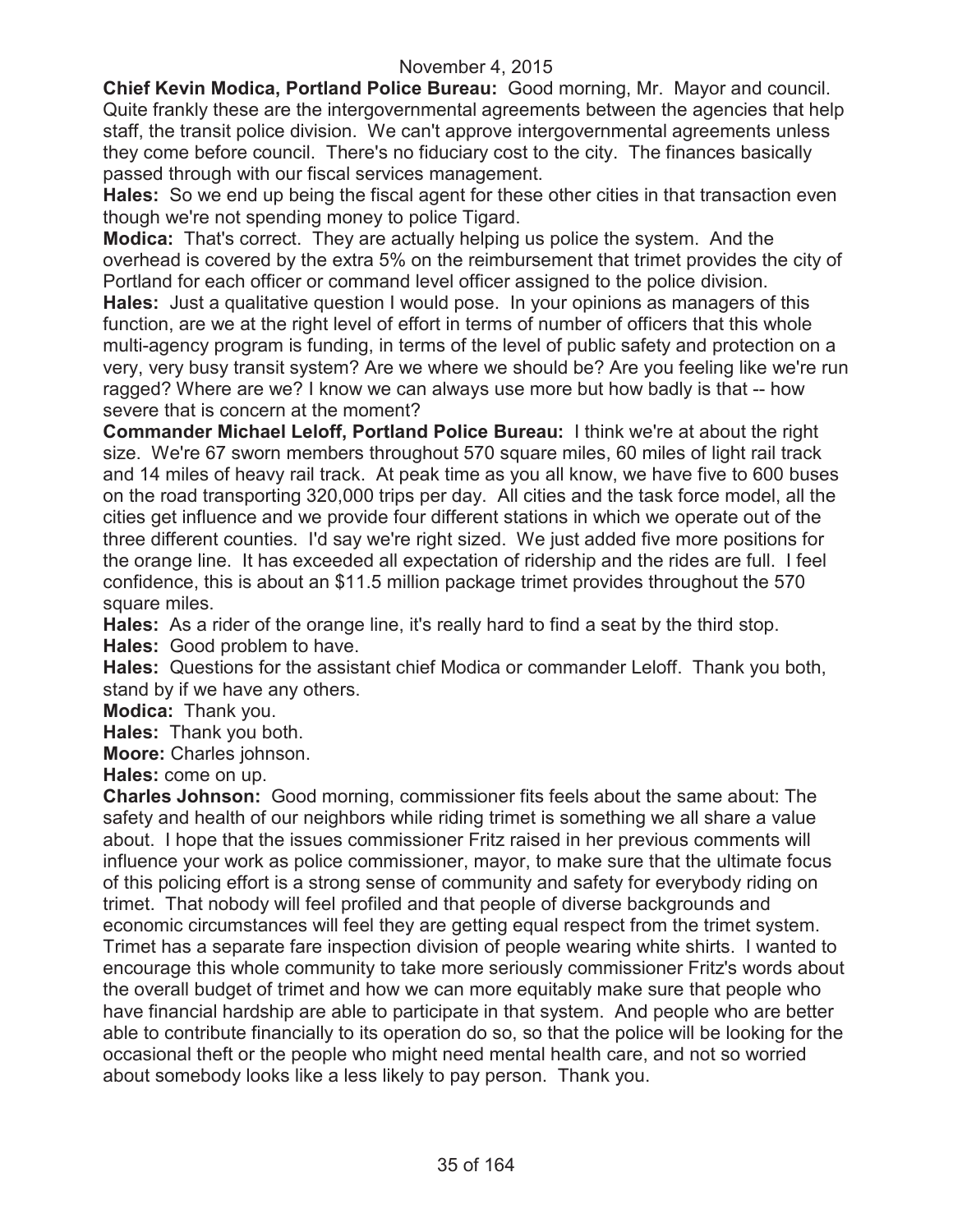November 4, 2015

**Chief Kevin Modica, Portland Police Bureau:** Good morning, Mr. Mayor and council. Quite frankly these are the intergovernmental agreements between the agencies that help staff, the transit police division. We can't approve intergovernmental agreements unless they come before council. There's no fiduciary cost to the city. The finances basically passed through with our fiscal services management.

**Hales:** So we end up being the fiscal agent for these other cities in that transaction even though we're not spending money to police Tigard.

**Modica:** That's correct. They are actually helping us police the system. And the overhead is covered by the extra 5% on the reimbursement that trimet provides the city of Portland for each officer or command level officer assigned to the police division.

**Hales:** Just a qualitative question I would pose. In your opinions as managers of this function, are we at the right level of effort in terms of number of officers that this whole multi-agency program is funding, in terms of the level of public safety and protection on a very, very busy transit system? Are we where we should be? Are you feeling like we're run ragged? Where are we? I know we can always use more but how badly is that -- how severe that is concern at the moment?

**Commander Michael Leloff, Portland Police Bureau:** I think we're at about the right size. We're 67 sworn members throughout 570 square miles, 60 miles of light rail track and 14 miles of heavy rail track. At peak time as you all know, we have five to 600 buses on the road transporting 320,000 trips per day. All cities and the task force model, all the cities get influence and we provide four different stations in which we operate out of the three different counties. I'd say we're right sized. We just added five more positions for the orange line. It has exceeded all expectation of ridership and the rides are full. I feel confidence, this is about an $11.5 million package trimet provides throughout the 570 square miles.

**Hales:** As a rider of the orange line, it's really hard to find a seat by the third stop.

**Hales:** Good problem to have.

**Hales:** Questions for the assistant chief Modica or commander Leloff. Thank you both, stand by if we have any others.

**Modica:** Thank you.

**Hales:** Thank you both.

**Moore:** Charles johnson.

**Hales:** come on up.

**Charles Johnson:** Good morning, commissioner fits feels about the same about: The safety and health of our neighbors while riding trimet is something we all share a value about. I hope that the issues commissioner Fritz raised in her previous comments will influence your work as police commissioner, mayor, to make sure that the ultimate focus of this policing effort is a strong sense of community and safety for everybody riding on trimet. That nobody will feel profiled and that people of diverse backgrounds and economic circumstances will feel they are getting equal respect from the trimet system. Trimet has a separate fare inspection division of people wearing white shirts. I wanted to encourage this whole community to take more seriously commissioner Fritz's words about the overall budget of trimet and how we can more equitably make sure that people who have financial hardship are able to participate in that system. And people who are better able to contribute financially to its operation do so, so that the police will be looking for the occasional theft or the people who might need mental health care, and not so worried about somebody looks like a less likely to pay person. Thank you.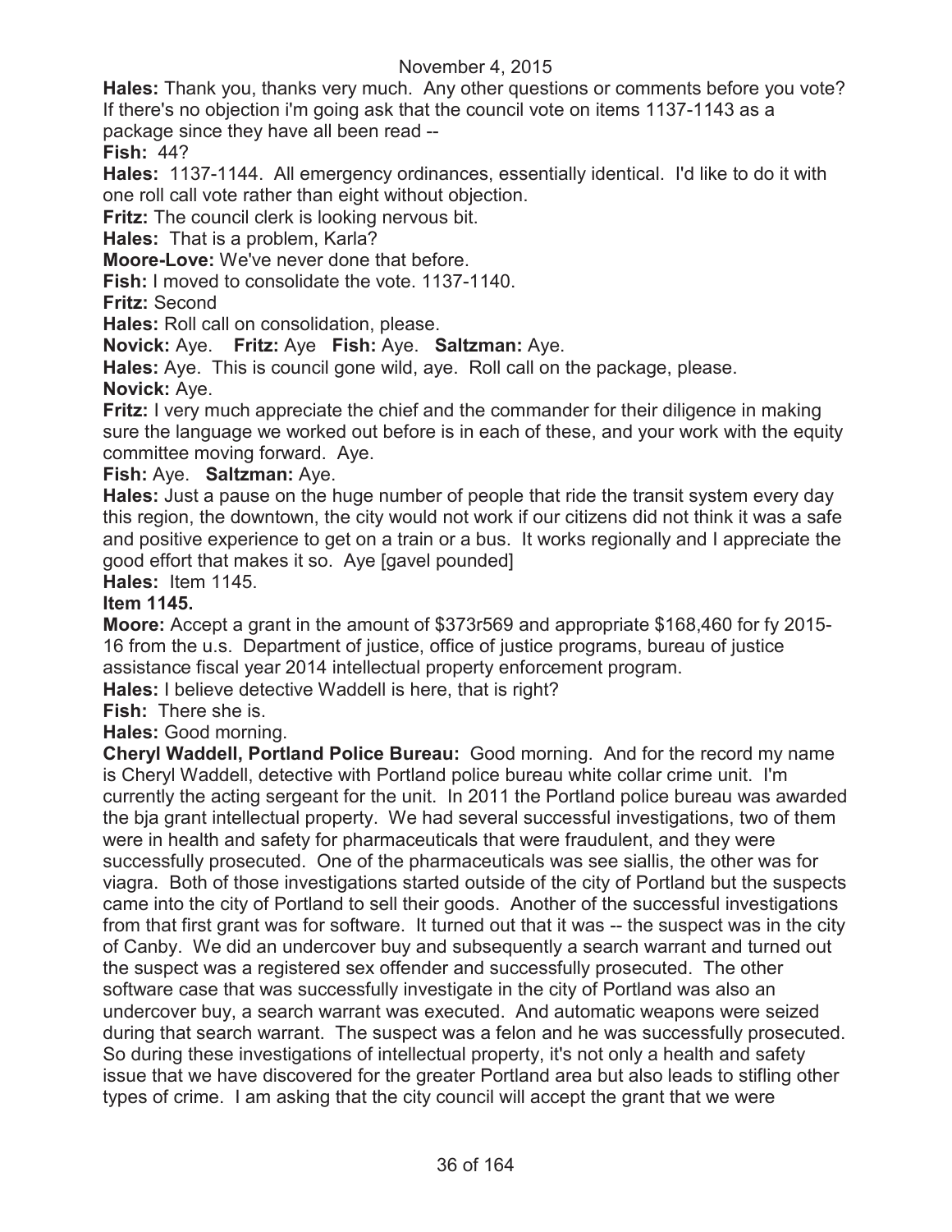**Hales:** Thank you, thanks very much. Any other questions or comments before you vote? If there's no objection i'm going ask that the council vote on items 1137-1143 as a package since they have all been read --

**Fish:** 44?

**Hales:** 1137-1144. All emergency ordinances, essentially identical. I'd like to do it with one roll call vote rather than eight without objection.

**Fritz:** The council clerk is looking nervous bit.

**Hales:** That is a problem, Karla?

**Moore-Love:** We've never done that before.

**Fish:** I moved to consolidate the vote. 1137-1140.

**Fritz:** Second

**Hales:** Roll call on consolidation, please.

**Novick:** Aye. **Fritz:** Aye **Fish:** Aye. **Saltzman:** Aye.

**Hales:** Aye. This is council gone wild, aye. Roll call on the package, please.

**Novick:** Aye.

**Fritz:** I very much appreciate the chief and the commander for their diligence in making sure the language we worked out before is in each of these, and your work with the equity committee moving forward. Aye.

**Fish:** Aye. **Saltzman:** Aye.

**Hales:** Just a pause on the huge number of people that ride the transit system every day this region, the downtown, the city would not work if our citizens did not think it was a safe and positive experience to get on a train or a bus. It works regionally and I appreciate the good effort that makes it so. Aye [gavel pounded]

**Hales:** Item 1145.

**Item 1145.**

**Moore:** Accept a grant in the amount of $373r569 and appropriate $168,460 for fy 2015-16 from the u.s. Department of justice, office of justice programs, bureau of justice assistance fiscal year 2014 intellectual property enforcement program.

**Hales:** I believe detective Waddell is here, that is right?

**Fish:** There she is.

**Hales:** Good morning.

**Cheryl Waddell, Portland Police Bureau:** Good morning. And for the record my name is Cheryl Waddell, detective with Portland police bureau white collar crime unit. I'm currently the acting sergeant for the unit. In 2011 the Portland police bureau was awarded the bja grant intellectual property. We had several successful investigations, two of them were in health and safety for pharmaceuticals that were fraudulent, and they were successfully prosecuted. One of the pharmaceuticals was see siallis, the other was for viagra. Both of those investigations started outside of the city of Portland but the suspects came into the city of Portland to sell their goods. Another of the successful investigations from that first grant was for software. It turned out that it was -- the suspect was in the city of Canby. We did an undercover buy and subsequently a search warrant and turned out the suspect was a registered sex offender and successfully prosecuted. The other software case that was successfully investigate in the city of Portland was also an undercover buy, a search warrant was executed. And automatic weapons were seized during that search warrant. The suspect was a felon and he was successfully prosecuted. So during these investigations of intellectual property, it's not only a health and safety issue that we have discovered for the greater Portland area but also leads to stifling other types of crime. I am asking that the city council will accept the grant that we were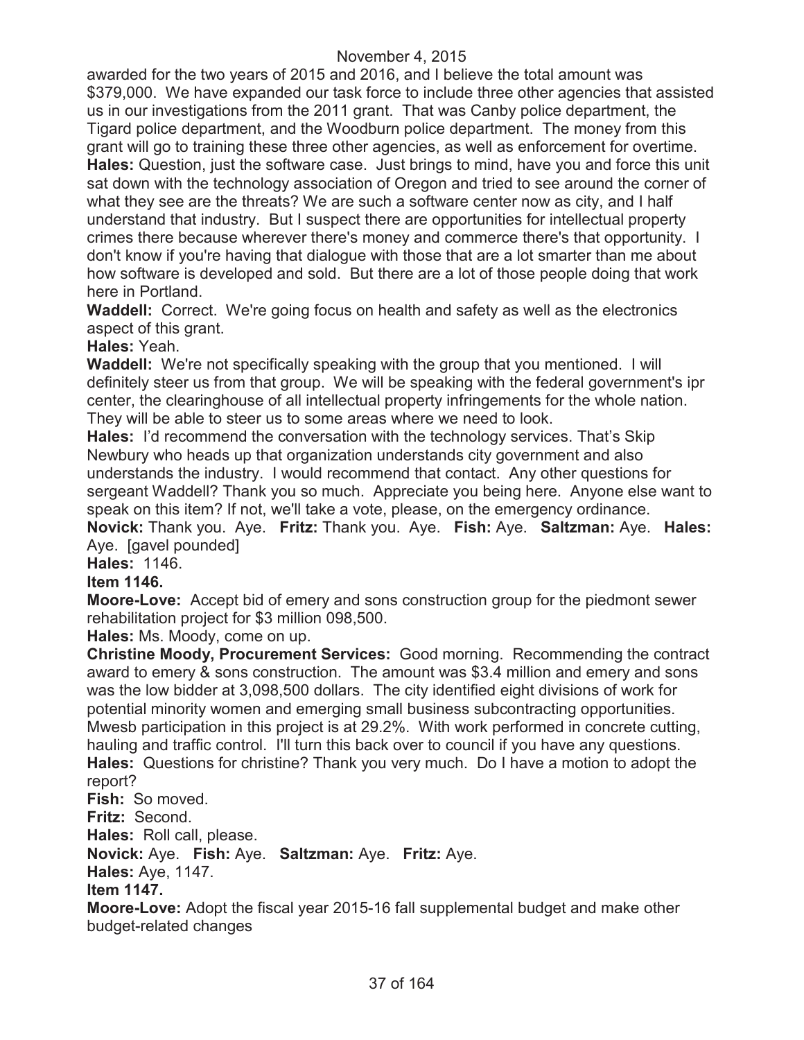awarded for the two years of 2015 and 2016, and I believe the total amount was $379,000. We have expanded our task force to include three other agencies that assisted us in our investigations from the 2011 grant. That was Canby police department, the Tigard police department, and the Woodburn police department. The money from this grant will go to training these three other agencies, as well as enforcement for overtime.

**Hales:** Question, just the software case. Just brings to mind, have you and force this unit sat down with the technology association of Oregon and tried to see around the corner of what they see are the threats? We are such a software center now as city, and I half understand that industry. But I suspect there are opportunities for intellectual property crimes there because wherever there's money and commerce there's that opportunity. I don't know if you're having that dialogue with those that are a lot smarter than me about how software is developed and sold. But there are a lot of those people doing that work here in Portland.

**Waddell:** Correct. We're going focus on health and safety as well as the electronics aspect of this grant.

**Hales:** Yeah.

**Waddell:** We're not specifically speaking with the group that you mentioned. I will definitely steer us from that group. We will be speaking with the federal government's ipr center, the clearinghouse of all intellectual property infringements for the whole nation. They will be able to steer us to some areas where we need to look.

**Hales:** I'd recommend the conversation with the technology services. That's Skip Newbury who heads up that organization understands city government and also understands the industry. I would recommend that contact. Any other questions for sergeant Waddell? Thank you so much. Appreciate you being here. Anyone else want to speak on this item? If not, we'll take a vote, please, on the emergency ordinance.

**Novick:** Thank you. Aye. **Fritz:** Thank you. Aye. **Fish:** Aye. **Saltzman:** Aye. **Hales:** Aye. [gavel pounded]

**Hales:** 1146.

**Item 1146.**

**Moore-Love:** Accept bid of emery and sons construction group for the piedmont sewer rehabilitation project for $3 million 098,500.

**Hales:** Ms. Moody, come on up.

**Christine Moody, Procurement Services:** Good morning. Recommending the contract award to emery & sons construction. The amount was $3.4 million and emery and sons was the low bidder at 3,098,500 dollars. The city identified eight divisions of work for potential minority women and emerging small business subcontracting opportunities. Mwesb participation in this project is at 29.2%. With work performed in concrete cutting, hauling and traffic control. I'll turn this back over to council if you have any questions.

**Hales:** Questions for christine? Thank you very much. Do I have a motion to adopt the report?

**Fish:** So moved.

**Fritz:** Second.

**Hales:** Roll call, please.

**Novick:** Aye. **Fish:** Aye. **Saltzman:** Aye. **Fritz:** Aye.

**Hales:** Aye, 1147.

**Item 1147.**

**Moore-Love:** Adopt the fiscal year 2015-16 fall supplemental budget and make other budget-related changes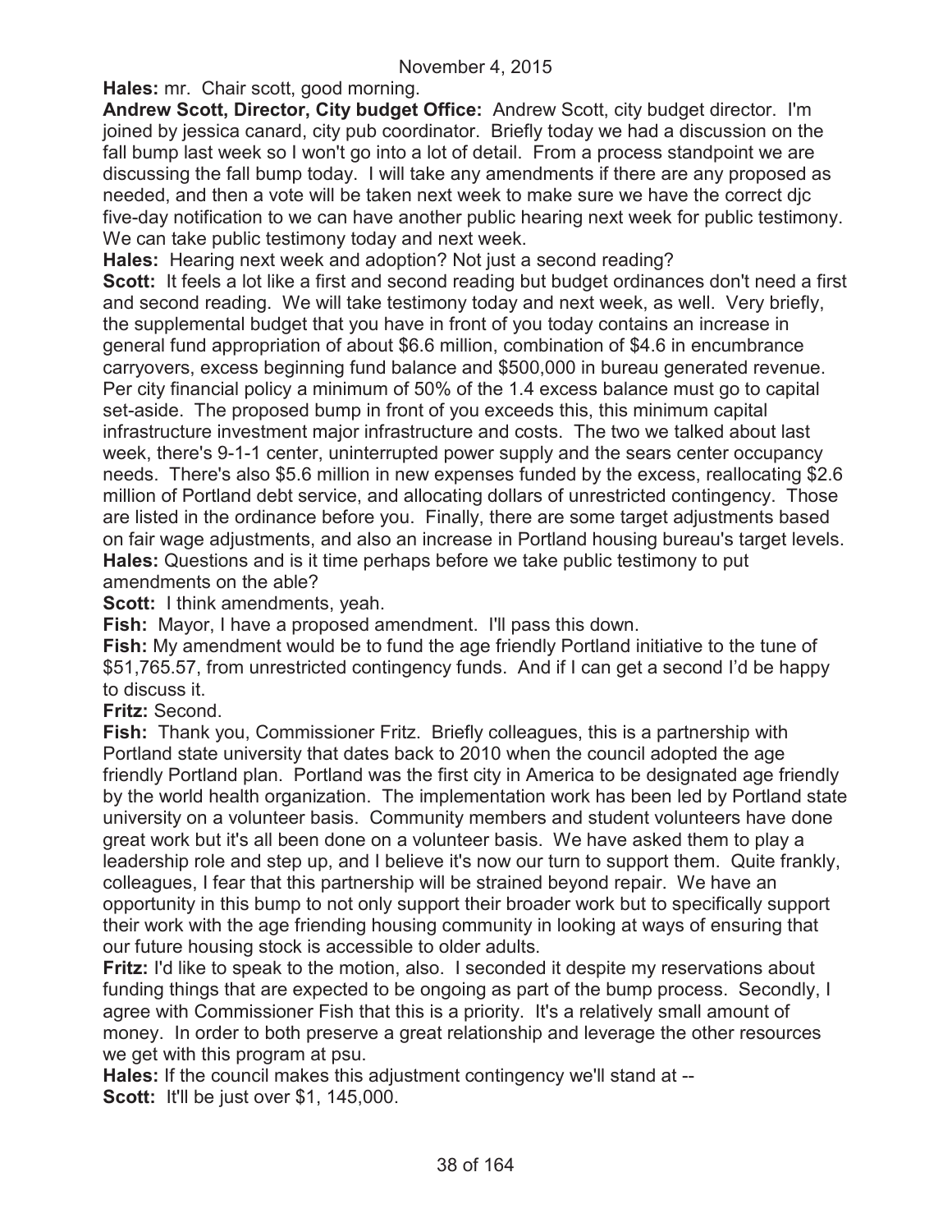November 4, 2015

**Hales:** mr. Chair scott, good morning.

**Andrew Scott, Director, City budget Office:** Andrew Scott, city budget director. I'm joined by jessica canard, city pub coordinator. Briefly today we had a discussion on the fall bump last week so I won't go into a lot of detail. From a process standpoint we are discussing the fall bump today. I will take any amendments if there are any proposed as needed, and then a vote will be taken next week to make sure we have the correct djc five-day notification to we can have another public hearing next week for public testimony. We can take public testimony today and next week.

**Hales:** Hearing next week and adoption? Not just a second reading?

**Scott:** It feels a lot like a first and second reading but budget ordinances don't need a first and second reading. We will take testimony today and next week, as well. Very briefly, the supplemental budget that you have in front of you today contains an increase in general fund appropriation of about $6.6 million, combination of $4.6 in encumbrance carryovers, excess beginning fund balance and $500,000 in bureau generated revenue. Per city financial policy a minimum of 50% of the 1.4 excess balance must go to capital set-aside. The proposed bump in front of you exceeds this, this minimum capital infrastructure investment major infrastructure and costs. The two we talked about last week, there's 9-1-1 center, uninterrupted power supply and the sears center occupancy needs. There's also $5.6 million in new expenses funded by the excess, reallocating $2.6 million of Portland debt service, and allocating dollars of unrestricted contingency. Those are listed in the ordinance before you. Finally, there are some target adjustments based on fair wage adjustments, and also an increase in Portland housing bureau's target levels.

**Hales:** Questions and is it time perhaps before we take public testimony to put amendments on the able?

**Scott:** I think amendments, yeah.

**Fish:** Mayor, I have a proposed amendment. I'll pass this down.

**Fish:** My amendment would be to fund the age friendly Portland initiative to the tune of $51,765.57, from unrestricted contingency funds. And if I can get a second I'd be happy to discuss it.

**Fritz:** Second.

**Fish:** Thank you, Commissioner Fritz. Briefly colleagues, this is a partnership with Portland state university that dates back to 2010 when the council adopted the age friendly Portland plan. Portland was the first city in America to be designated age friendly by the world health organization. The implementation work has been led by Portland state university on a volunteer basis. Community members and student volunteers have done great work but it's all been done on a volunteer basis. We have asked them to play a leadership role and step up, and I believe it's now our turn to support them. Quite frankly, colleagues, I fear that this partnership will be strained beyond repair. We have an opportunity in this bump to not only support their broader work but to specifically support their work with the age friending housing community in looking at ways of ensuring that our future housing stock is accessible to older adults.

**Fritz:** I'd like to speak to the motion, also. I seconded it despite my reservations about funding things that are expected to be ongoing as part of the bump process. Secondly, I agree with Commissioner Fish that this is a priority. It's a relatively small amount of money. In order to both preserve a great relationship and leverage the other resources we get with this program at psu.

**Hales:** If the council makes this adjustment contingency we'll stand at --

**Scott:** It'll be just over $1, 145,000.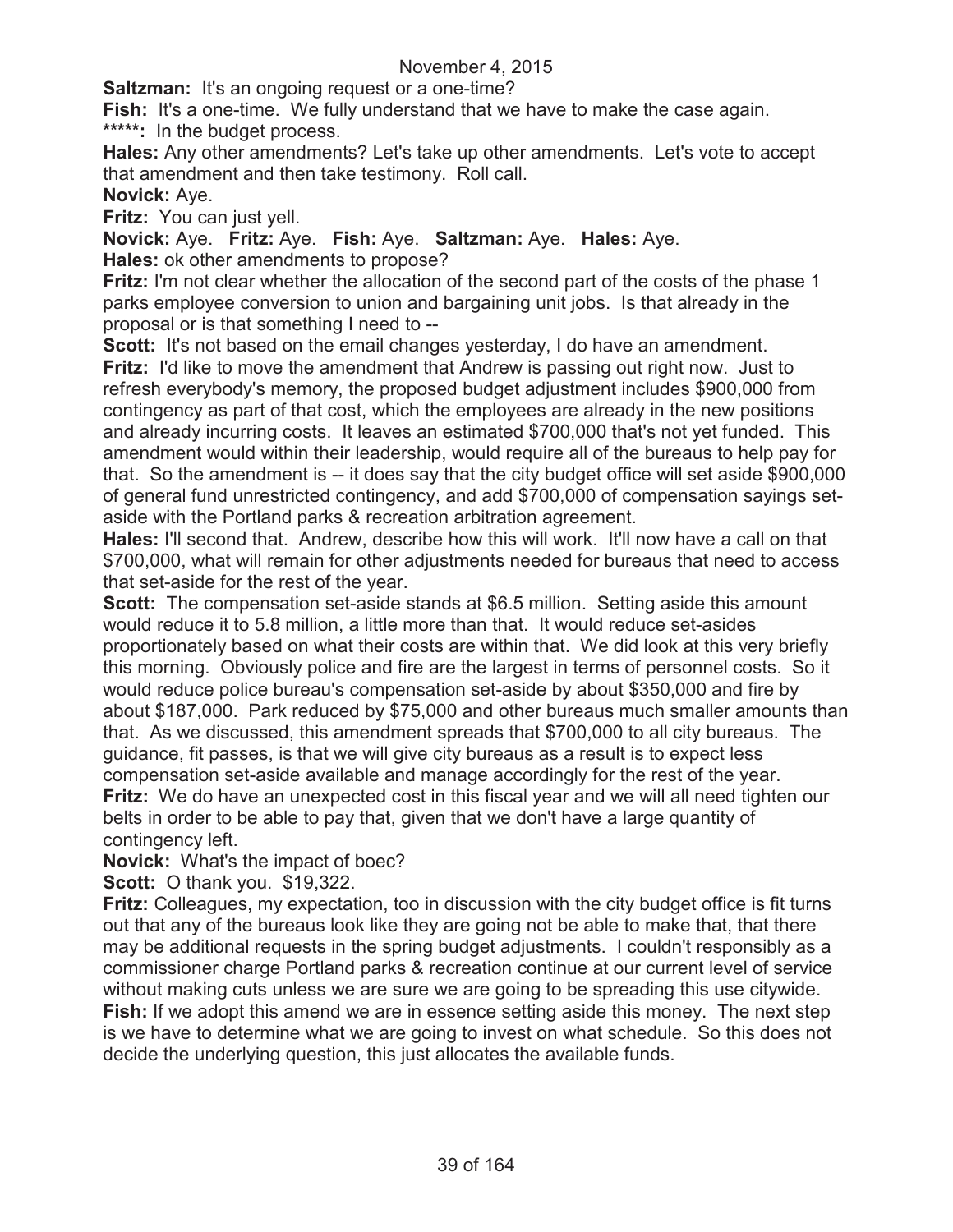November 4, 2015

**Saltzman:** It's an ongoing request or a one-time?

**Fish:** It's a one-time. We fully understand that we have to make the case again.

*****: In the budget process.

**Hales:** Any other amendments? Let's take up other amendments. Let's vote to accept that amendment and then take testimony. Roll call.

**Novick:** Aye.

**Fritz:** You can just yell.

**Novick:** Aye. **Fritz:** Aye. **Fish:** Aye. **Saltzman:** Aye. **Hales:** Aye.

**Hales:** ok other amendments to propose?

**Fritz:** I'm not clear whether the allocation of the second part of the costs of the phase 1 parks employee conversion to union and bargaining unit jobs. Is that already in the proposal or is that something I need to --

**Scott:** It's not based on the email changes yesterday, I do have an amendment.

**Fritz:** I'd like to move the amendment that Andrew is passing out right now. Just to refresh everybody's memory, the proposed budget adjustment includes $900,000 from contingency as part of that cost, which the employees are already in the new positions and already incurring costs. It leaves an estimated $700,000 that's not yet funded. This amendment would within their leadership, would require all of the bureaus to help pay for that. So the amendment is -- it does say that the city budget office will set aside $900,000 of general fund unrestricted contingency, and add $700,000 of compensation sayings set-aside with the Portland parks & recreation arbitration agreement.

**Hales:** I'll second that. Andrew, describe how this will work. It'll now have a call on that $700,000, what will remain for other adjustments needed for bureaus that need to access that set-aside for the rest of the year.

**Scott:** The compensation set-aside stands at $6.5 million. Setting aside this amount would reduce it to 5.8 million, a little more than that. It would reduce set-asides proportionately based on what their costs are within that. We did look at this very briefly this morning. Obviously police and fire are the largest in terms of personnel costs. So it would reduce police bureau's compensation set-aside by about $350,000 and fire by about $187,000. Park reduced by $75,000 and other bureaus much smaller amounts than that. As we discussed, this amendment spreads that $700,000 to all city bureaus. The guidance, fit passes, is that we will give city bureaus as a result is to expect less compensation set-aside available and manage accordingly for the rest of the year.

**Fritz:** We do have an unexpected cost in this fiscal year and we will all need tighten our belts in order to be able to pay that, given that we don't have a large quantity of contingency left.

**Novick:** What's the impact of boec?

**Scott:** O thank you. $19,322.

**Fritz:** Colleagues, my expectation, too in discussion with the city budget office is fit turns out that any of the bureaus look like they are going not be able to make that, that there may be additional requests in the spring budget adjustments. I couldn't responsibly as a commissioner charge Portland parks & recreation continue at our current level of service without making cuts unless we are sure we are going to be spreading this use citywide.

**Fish:** If we adopt this amend we are in essence setting aside this money. The next step is we have to determine what we are going to invest on what schedule. So this does not decide the underlying question, this just allocates the available funds.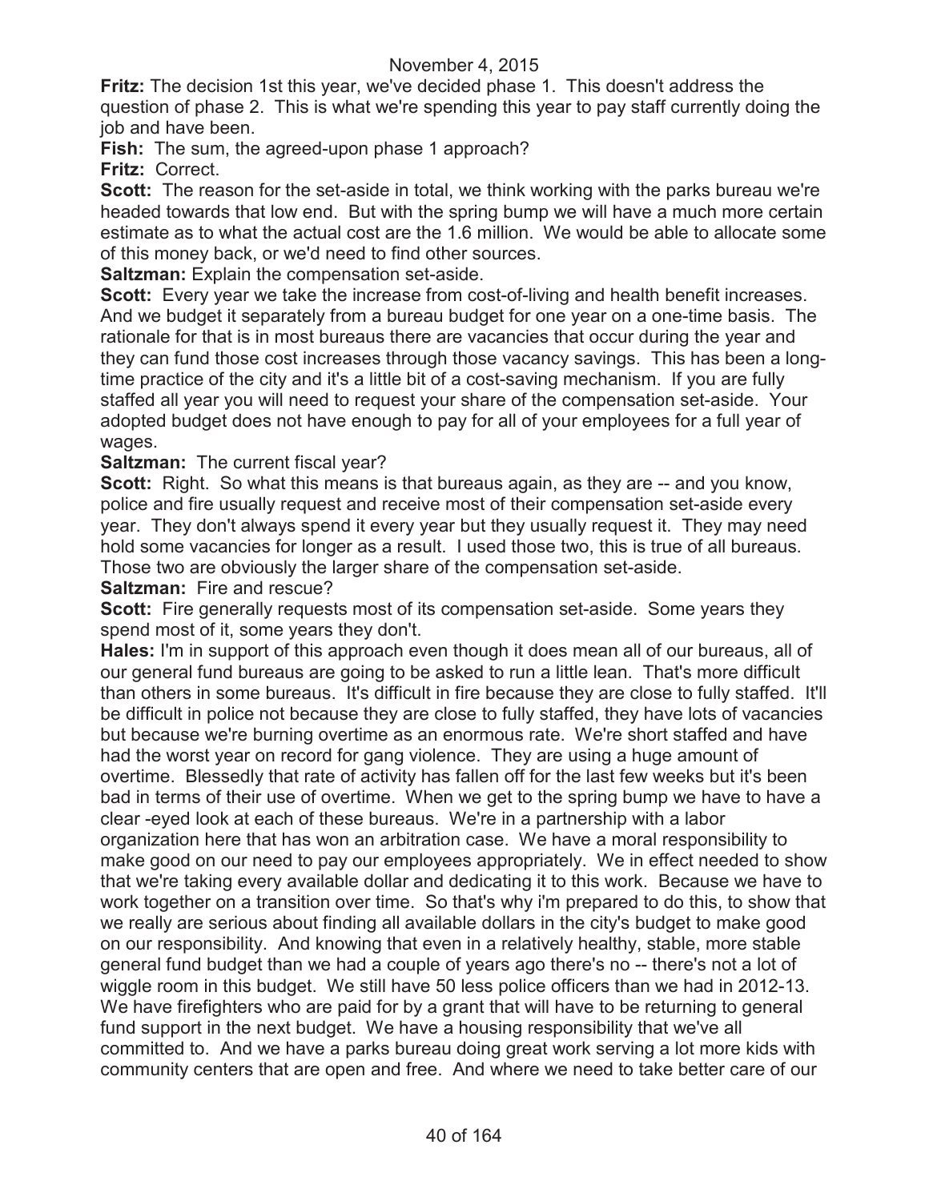**Fritz:** The decision 1st this year, we've decided phase 1. This doesn't address the question of phase 2. This is what we're spending this year to pay staff currently doing the job and have been.

**Fish:** The sum, the agreed-upon phase 1 approach?

**Fritz:** Correct.

**Scott:** The reason for the set-aside in total, we think working with the parks bureau we're headed towards that low end. But with the spring bump we will have a much more certain estimate as to what the actual cost are the 1.6 million. We would be able to allocate some of this money back, or we'd need to find other sources.

**Saltzman:** Explain the compensation set-aside.

**Scott:** Every year we take the increase from cost-of-living and health benefit increases. And we budget it separately from a bureau budget for one year on a one-time basis. The rationale for that is in most bureaus there are vacancies that occur during the year and they can fund those cost increases through those vacancy savings. This has been a long-time practice of the city and it's a little bit of a cost-saving mechanism. If you are fully staffed all year you will need to request your share of the compensation set-aside. Your adopted budget does not have enough to pay for all of your employees for a full year of wages.

**Saltzman:** The current fiscal year?

**Scott:** Right. So what this means is that bureaus again, as they are -- and you know, police and fire usually request and receive most of their compensation set-aside every year. They don't always spend it every year but they usually request it. They may need hold some vacancies for longer as a result. I used those two, this is true of all bureaus. Those two are obviously the larger share of the compensation set-aside.

**Saltzman:** Fire and rescue?

**Scott:** Fire generally requests most of its compensation set-aside. Some years they spend most of it, some years they don't.

**Hales:** I'm in support of this approach even though it does mean all of our bureaus, all of our general fund bureaus are going to be asked to run a little lean. That's more difficult than others in some bureaus. It's difficult in fire because they are close to fully staffed. It'll be difficult in police not because they are close to fully staffed, they have lots of vacancies but because we're burning overtime as an enormous rate. We're short staffed and have had the worst year on record for gang violence. They are using a huge amount of overtime. Blessedly that rate of activity has fallen off for the last few weeks but it's been bad in terms of their use of overtime. When we get to the spring bump we have to have a clear -eyed look at each of these bureaus. We're in a partnership with a labor organization here that has won an arbitration case. We have a moral responsibility to make good on our need to pay our employees appropriately. We in effect needed to show that we're taking every available dollar and dedicating it to this work. Because we have to work together on a transition over time. So that's why i'm prepared to do this, to show that we really are serious about finding all available dollars in the city's budget to make good on our responsibility. And knowing that even in a relatively healthy, stable, more stable general fund budget than we had a couple of years ago there's no -- there's not a lot of wiggle room in this budget. We still have 50 less police officers than we had in 2012-13. We have firefighters who are paid for by a grant that will have to be returning to general fund support in the next budget. We have a housing responsibility that we've all committed to. And we have a parks bureau doing great work serving a lot more kids with community centers that are open and free. And where we need to take better care of our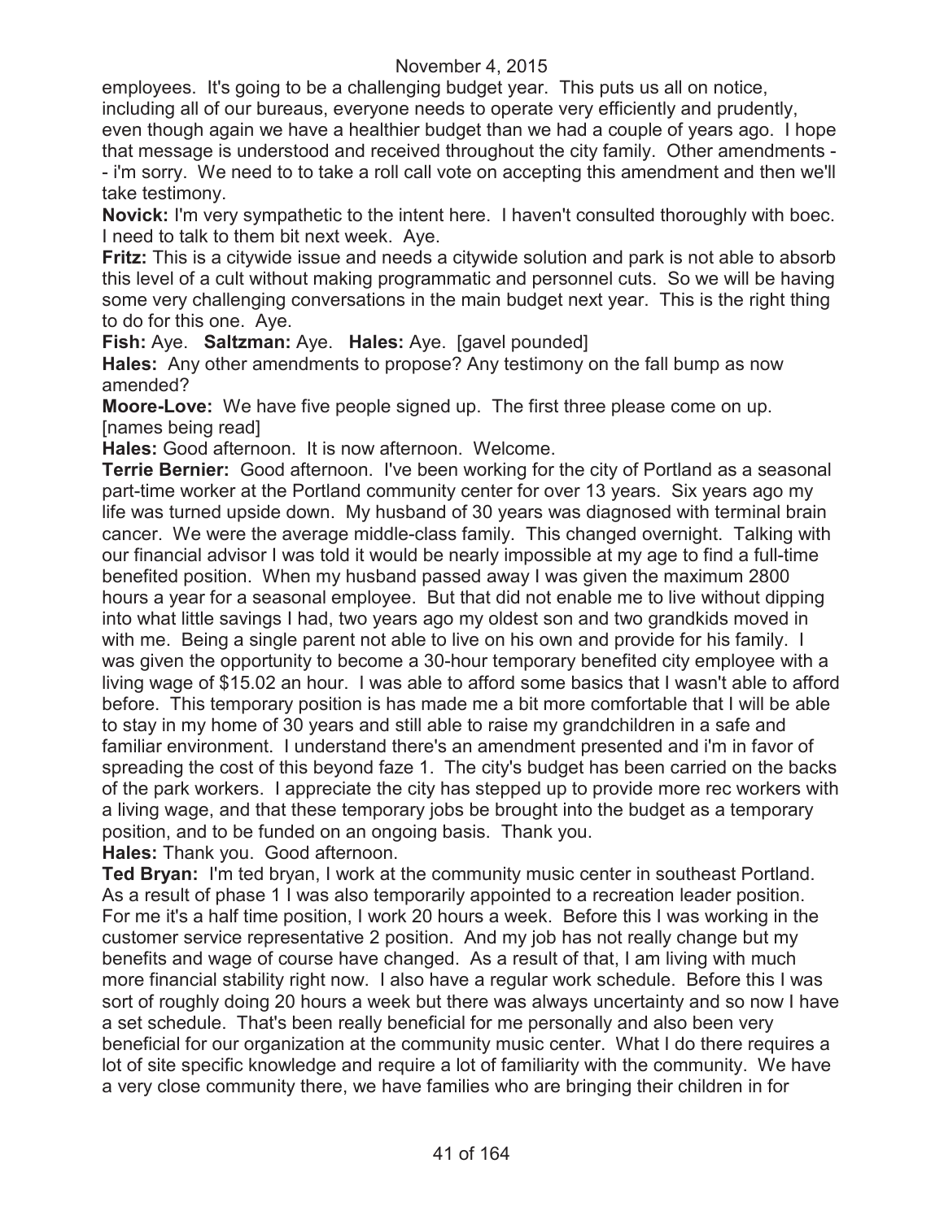employees. It's going to be a challenging budget year. This puts us all on notice, including all of our bureaus, everyone needs to operate very efficiently and prudently, even though again we have a healthier budget than we had a couple of years ago. I hope that message is understood and received throughout the city family. Other amendments -- i'm sorry. We need to to take a roll call vote on accepting this amendment and then we'll take testimony.

**Novick:** I'm very sympathetic to the intent here. I haven't consulted thoroughly with boec. I need to talk to them bit next week. Aye.

**Fritz:** This is a citywide issue and needs a citywide solution and park is not able to absorb this level of a cult without making programmatic and personnel cuts. So we will be having some very challenging conversations in the main budget next year. This is the right thing to do for this one. Aye.

**Fish:** Aye. **Saltzman:** Aye. **Hales:** Aye. [gavel pounded]

**Hales:** Any other amendments to propose? Any testimony on the fall bump as now amended?

**Moore-Love:** We have five people signed up. The first three please come on up. [names being read]

**Hales:** Good afternoon. It is now afternoon. Welcome.

**Terrie Bernier:** Good afternoon. I've been working for the city of Portland as a seasonal part-time worker at the Portland community center for over 13 years. Six years ago my life was turned upside down. My husband of 30 years was diagnosed with terminal brain cancer. We were the average middle-class family. This changed overnight. Talking with our financial advisor I was told it would be nearly impossible at my age to find a full-time benefited position. When my husband passed away I was given the maximum 2800 hours a year for a seasonal employee. But that did not enable me to live without dipping into what little savings I had, two years ago my oldest son and two grandkids moved in with me. Being a single parent not able to live on his own and provide for his family. I was given the opportunity to become a 30-hour temporary benefited city employee with a living wage of $15.02 an hour. I was able to afford some basics that I wasn't able to afford before. This temporary position is has made me a bit more comfortable that I will be able to stay in my home of 30 years and still able to raise my grandchildren in a safe and familiar environment. I understand there's an amendment presented and i'm in favor of spreading the cost of this beyond faze 1. The city's budget has been carried on the backs of the park workers. I appreciate the city has stepped up to provide more rec workers with a living wage, and that these temporary jobs be brought into the budget as a temporary position, and to be funded on an ongoing basis. Thank you.

**Hales:** Thank you. Good afternoon.

**Ted Bryan:** I'm ted bryan, I work at the community music center in southeast Portland. As a result of phase 1 I was also temporarily appointed to a recreation leader position. For me it's a half time position, I work 20 hours a week. Before this I was working in the customer service representative 2 position. And my job has not really change but my benefits and wage of course have changed. As a result of that, I am living with much more financial stability right now. I also have a regular work schedule. Before this I was sort of roughly doing 20 hours a week but there was always uncertainty and so now I have a set schedule. That's been really beneficial for me personally and also been very beneficial for our organization at the community music center. What I do there requires a lot of site specific knowledge and require a lot of familiarity with the community. We have a very close community there, we have families who are bringing their children in for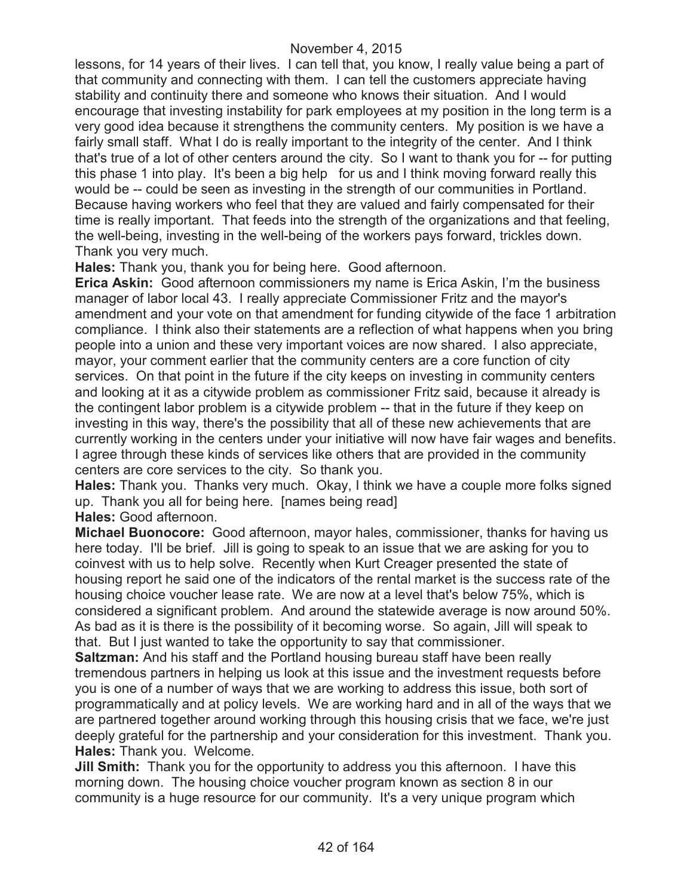lessons, for 14 years of their lives. I can tell that, you know, I really value being a part of that community and connecting with them. I can tell the customers appreciate having stability and continuity there and someone who knows their situation. And I would encourage that investing instability for park employees at my position in the long term is a very good idea because it strengthens the community centers. My position is we have a fairly small staff. What I do is really important to the integrity of the center. And I think that's true of a lot of other centers around the city. So I want to thank you for -- for putting this phase 1 into play. It's been a big help for us and I think moving forward really this would be -- could be seen as investing in the strength of our communities in Portland. Because having workers who feel that they are valued and fairly compensated for their time is really important. That feeds into the strength of the organizations and that feeling, the well-being, investing in the well-being of the workers pays forward, trickles down. Thank you very much.

**Hales:** Thank you, thank you for being here. Good afternoon.

**Erica Askin:** Good afternoon commissioners my name is Erica Askin, I'm the business manager of labor local 43. I really appreciate Commissioner Fritz and the mayor's amendment and your vote on that amendment for funding citywide of the face 1 arbitration compliance. I think also their statements are a reflection of what happens when you bring people into a union and these very important voices are now shared. I also appreciate, mayor, your comment earlier that the community centers are a core function of city services. On that point in the future if the city keeps on investing in community centers and looking at it as a citywide problem as commissioner Fritz said, because it already is the contingent labor problem is a citywide problem -- that in the future if they keep on investing in this way, there's the possibility that all of these new achievements that are currently working in the centers under your initiative will now have fair wages and benefits. I agree through these kinds of services like others that are provided in the community centers are core services to the city. So thank you.

**Hales:** Thank you. Thanks very much. Okay, I think we have a couple more folks signed up. Thank you all for being here. [names being read]

**Hales:** Good afternoon.

**Michael Buonocore:** Good afternoon, mayor hales, commissioner, thanks for having us here today. I'll be brief. Jill is going to speak to an issue that we are asking for you to coinvest with us to help solve. Recently when Kurt Creager presented the state of housing report he said one of the indicators of the rental market is the success rate of the housing choice voucher lease rate. We are now at a level that's below 75%, which is considered a significant problem. And around the statewide average is now around 50%. As bad as it is there is the possibility of it becoming worse. So again, Jill will speak to that. But I just wanted to take the opportunity to say that commissioner.

**Saltzman:** And his staff and the Portland housing bureau staff have been really tremendous partners in helping us look at this issue and the investment requests before you is one of a number of ways that we are working to address this issue, both sort of programmatically and at policy levels. We are working hard and in all of the ways that we are partnered together around working through this housing crisis that we face, we're just deeply grateful for the partnership and your consideration for this investment. Thank you.

**Hales:** Thank you. Welcome.

**Jill Smith:** Thank you for the opportunity to address you this afternoon. I have this morning down. The housing choice voucher program known as section 8 in our community is a huge resource for our community. It's a very unique program which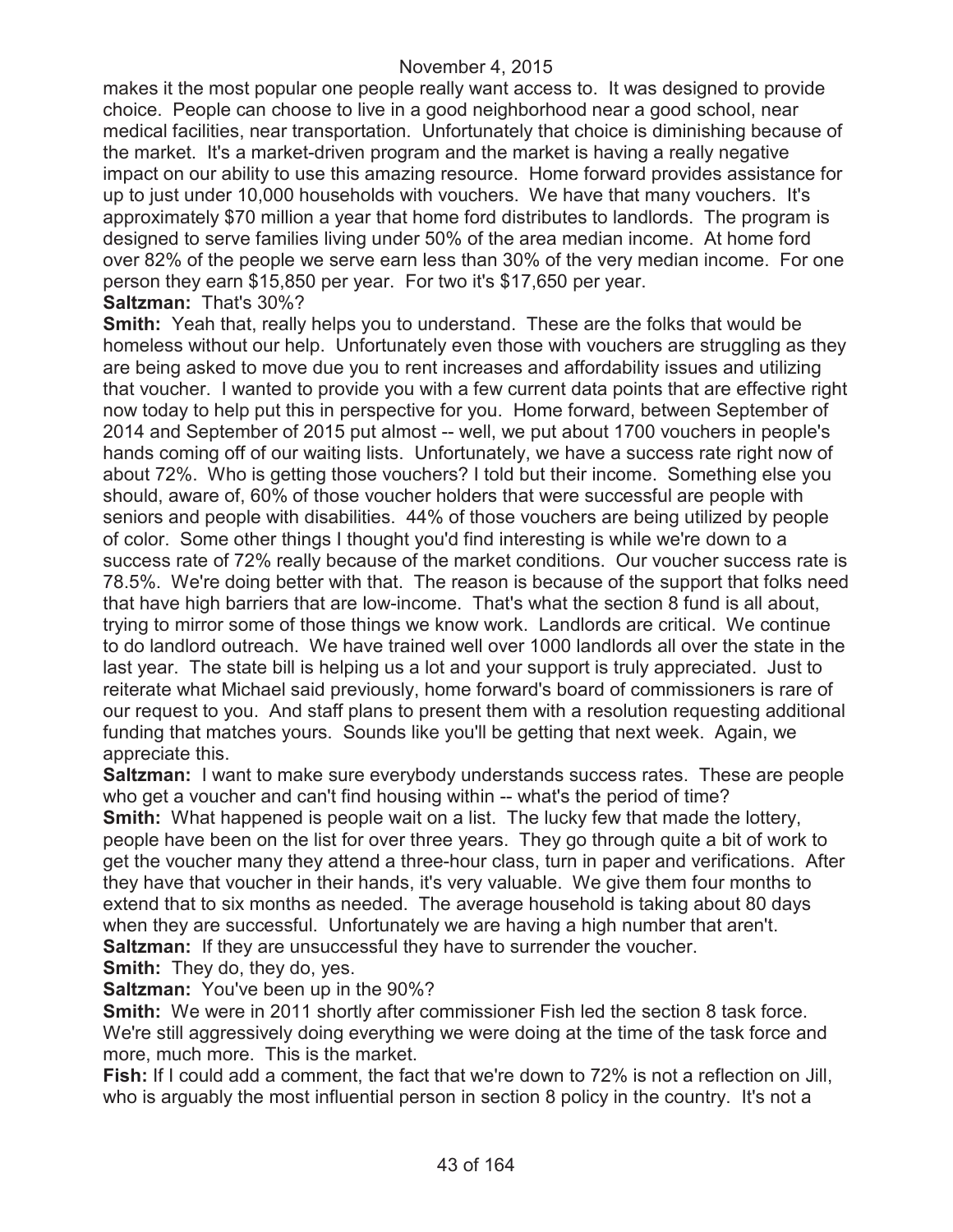makes it the most popular one people really want access to. It was designed to provide choice. People can choose to live in a good neighborhood near a good school, near medical facilities, near transportation. Unfortunately that choice is diminishing because of the market. It's a market-driven program and the market is having a really negative impact on our ability to use this amazing resource. Home forward provides assistance for up to just under 10,000 households with vouchers. We have that many vouchers. It's approximately $70 million a year that home ford distributes to landlords. The program is designed to serve families living under 50% of the area median income. At home ford over 82% of the people we serve earn less than 30% of the very median income. For one person they earn $15,850 per year. For two it's $17,650 per year.

**Saltzman:** That's 30%?

**Smith:** Yeah that, really helps you to understand. These are the folks that would be homeless without our help. Unfortunately even those with vouchers are struggling as they are being asked to move due you to rent increases and affordability issues and utilizing that voucher. I wanted to provide you with a few current data points that are effective right now today to help put this in perspective for you. Home forward, between September of 2014 and September of 2015 put almost -- well, we put about 1700 vouchers in people's hands coming off of our waiting lists. Unfortunately, we have a success rate right now of about 72%. Who is getting those vouchers? I told but their income. Something else you should, aware of, 60% of those voucher holders that were successful are people with seniors and people with disabilities. 44% of those vouchers are being utilized by people of color. Some other things I thought you'd find interesting is while we're down to a success rate of 72% really because of the market conditions. Our voucher success rate is 78.5%. We're doing better with that. The reason is because of the support that folks need that have high barriers that are low-income. That's what the section 8 fund is all about, trying to mirror some of those things we know work. Landlords are critical. We continue to do landlord outreach. We have trained well over 1000 landlords all over the state in the last year. The state bill is helping us a lot and your support is truly appreciated. Just to reiterate what Michael said previously, home forward's board of commissioners is rare of our request to you. And staff plans to present them with a resolution requesting additional funding that matches yours. Sounds like you'll be getting that next week. Again, we appreciate this.

**Saltzman:** I want to make sure everybody understands success rates. These are people who get a voucher and can't find housing within -- what's the period of time?

**Smith:** What happened is people wait on a list. The lucky few that made the lottery, people have been on the list for over three years. They go through quite a bit of work to get the voucher many they attend a three-hour class, turn in paper and verifications. After they have that voucher in their hands, it's very valuable. We give them four months to extend that to six months as needed. The average household is taking about 80 days when they are successful. Unfortunately we are having a high number that aren't.

**Saltzman:** If they are unsuccessful they have to surrender the voucher.

**Smith:** They do, they do, yes.

**Saltzman:** You've been up in the 90%?

**Smith:** We were in 2011 shortly after commissioner Fish led the section 8 task force. We're still aggressively doing everything we were doing at the time of the task force and more, much more. This is the market.

**Fish:** If I could add a comment, the fact that we're down to 72% is not a reflection on Jill, who is arguably the most influential person in section 8 policy in the country. It's not a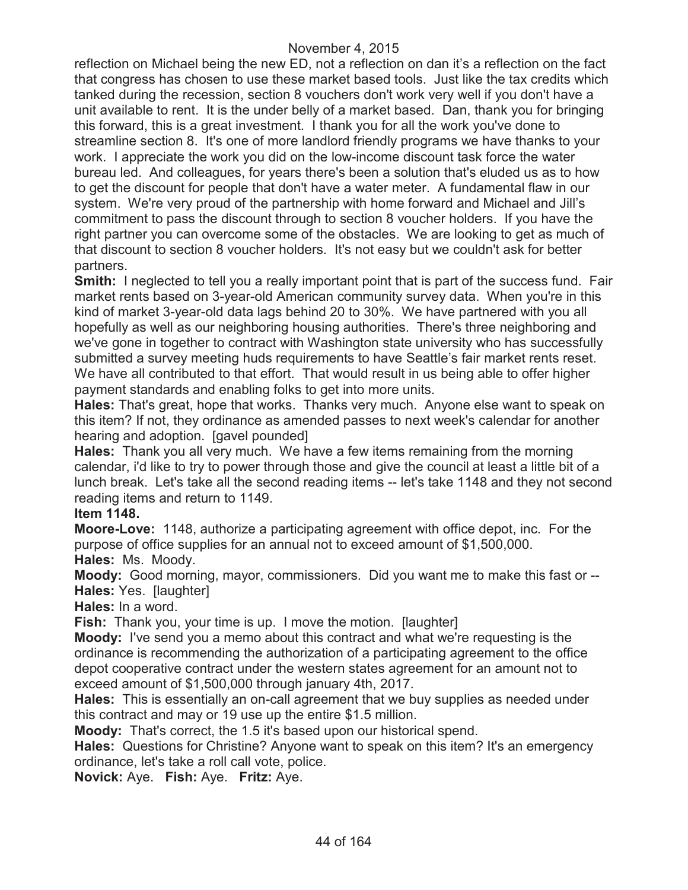reflection on Michael being the new ED, not a reflection on dan it's a reflection on the fact that congress has chosen to use these market based tools. Just like the tax credits which tanked during the recession, section 8 vouchers don't work very well if you don't have a unit available to rent. It is the under belly of a market based. Dan, thank you for bringing this forward, this is a great investment. I thank you for all the work you've done to streamline section 8. It's one of more landlord friendly programs we have thanks to your work. I appreciate the work you did on the low-income discount task force the water bureau led. And colleagues, for years there's been a solution that's eluded us as to how to get the discount for people that don't have a water meter. A fundamental flaw in our system. We're very proud of the partnership with home forward and Michael and Jill's commitment to pass the discount through to section 8 voucher holders. If you have the right partner you can overcome some of the obstacles. We are looking to get as much of that discount to section 8 voucher holders. It's not easy but we couldn't ask for better partners.

**Smith:** I neglected to tell you a really important point that is part of the success fund. Fair market rents based on 3-year-old American community survey data. When you're in this kind of market 3-year-old data lags behind 20 to 30%. We have partnered with you all hopefully as well as our neighboring housing authorities. There's three neighboring and we've gone in together to contract with Washington state university who has successfully submitted a survey meeting huds requirements to have Seattle's fair market rents reset. We have all contributed to that effort. That would result in us being able to offer higher payment standards and enabling folks to get into more units.

**Hales:** That's great, hope that works. Thanks very much. Anyone else want to speak on this item? If not, they ordinance as amended passes to next week's calendar for another hearing and adoption. [gavel pounded]

**Hales:** Thank you all very much. We have a few items remaining from the morning calendar, i'd like to try to power through those and give the council at least a little bit of a lunch break. Let's take all the second reading items -- let's take 1148 and they not second reading items and return to 1149.

**Item 1148.**

**Moore-Love:** 1148, authorize a participating agreement with office depot, inc. For the purpose of office supplies for an annual not to exceed amount of $1,500,000.

**Hales:** Ms. Moody.

**Moody:** Good morning, mayor, commissioners. Did you want me to make this fast or --

**Hales:** Yes. [laughter]

**Hales:** In a word.

**Fish:** Thank you, your time is up. I move the motion. [laughter]

**Moody:** I've send you a memo about this contract and what we're requesting is the ordinance is recommending the authorization of a participating agreement to the office depot cooperative contract under the western states agreement for an amount not to exceed amount of $1,500,000 through january 4th, 2017.

**Hales:** This is essentially an on-call agreement that we buy supplies as needed under this contract and may or 19 use up the entire $1.5 million.

**Moody:** That's correct, the 1.5 it's based upon our historical spend.

**Hales:** Questions for Christine? Anyone want to speak on this item? It's an emergency ordinance, let's take a roll call vote, police.

**Novick:** Aye. **Fish:** Aye. **Fritz:** Aye.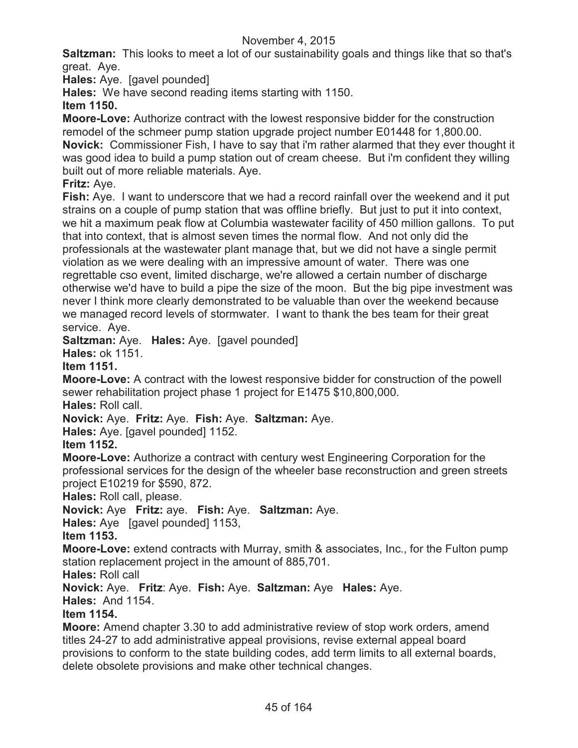**Saltzman:** This looks to meet a lot of our sustainability goals and things like that so that's great. Aye.

**Hales:** Aye. [gavel pounded]

**Hales:** We have second reading items starting with 1150.

**Item 1150.**

**Moore-Love:** Authorize contract with the lowest responsive bidder for the construction remodel of the schmeer pump station upgrade project number E01448 for 1,800.00.

**Novick:** Commissioner Fish, I have to say that i'm rather alarmed that they ever thought it was good idea to build a pump station out of cream cheese. But i'm confident they willing built out of more reliable materials. Aye.

**Fritz:** Aye.

**Fish:** Aye. I want to underscore that we had a record rainfall over the weekend and it put strains on a couple of pump station that was offline briefly. But just to put it into context, we hit a maximum peak flow at Columbia wastewater facility of 450 million gallons. To put that into context, that is almost seven times the normal flow. And not only did the professionals at the wastewater plant manage that, but we did not have a single permit violation as we were dealing with an impressive amount of water. There was one regrettable cso event, limited discharge, we're allowed a certain number of discharge otherwise we'd have to build a pipe the size of the moon. But the big pipe investment was never I think more clearly demonstrated to be valuable than over the weekend because we managed record levels of stormwater. I want to thank the bes team for their great service. Aye.

**Saltzman:** Aye. **Hales:** Aye. [gavel pounded]

**Hales:** ok 1151.

**Item 1151.**

**Moore-Love:** A contract with the lowest responsive bidder for construction of the powell sewer rehabilitation project phase 1 project for E1475 $10,800,000.

**Hales:** Roll call.

**Novick:** Aye. **Fritz:** Aye. **Fish:** Aye. **Saltzman:** Aye.

**Hales:** Aye. [gavel pounded] 1152.

**Item 1152.**

**Moore-Love:** Authorize a contract with century west Engineering Corporation for the professional services for the design of the wheeler base reconstruction and green streets project E10219 for $590, 872.

**Hales:** Roll call, please.

**Novick:** Aye **Fritz:** aye. **Fish:** Aye. **Saltzman:** Aye.

**Hales:** Aye [gavel pounded] 1153,

**Item 1153.**

**Moore-Love:** extend contracts with Murray, smith & associates, Inc., for the Fulton pump station replacement project in the amount of 885,701.

**Hales:** Roll call

**Novick:** Aye. **Fritz**: Aye. **Fish:** Aye. **Saltzman:** Aye **Hales:** Aye.

**Hales:** And 1154.

**Item 1154.**

**Moore:** Amend chapter 3.30 to add administrative review of stop work orders, amend titles 24-27 to add administrative appeal provisions, revise external appeal board provisions to conform to the state building codes, add term limits to all external boards, delete obsolete provisions and make other technical changes.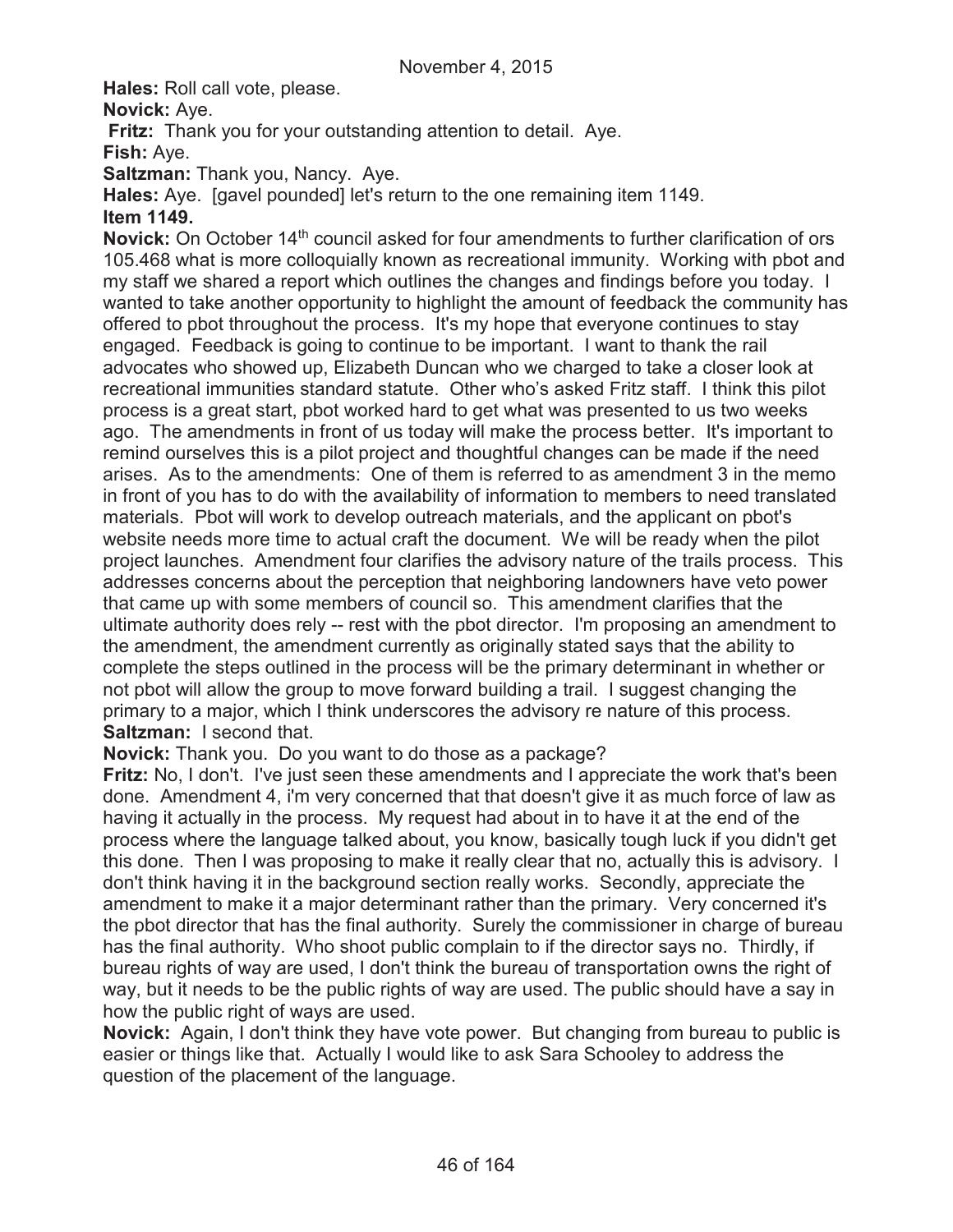**Hales:** Roll call vote, please.

**Novick:** Aye.

**Fritz:** Thank you for your outstanding attention to detail. Aye.

**Fish:** Aye.

**Saltzman:** Thank you, Nancy. Aye.

**Hales:** Aye. [gavel pounded] let's return to the one remaining item 1149.

**Item 1149.**

**Novick:** On October 14th council asked for four amendments to further clarification of ors 105.468 what is more colloquially known as recreational immunity. Working with pbot and my staff we shared a report which outlines the changes and findings before you today. I wanted to take another opportunity to highlight the amount of feedback the community has offered to pbot throughout the process. It's my hope that everyone continues to stay engaged. Feedback is going to continue to be important. I want to thank the rail advocates who showed up, Elizabeth Duncan who we charged to take a closer look at recreational immunities standard statute. Other who's asked Fritz staff. I think this pilot process is a great start, pbot worked hard to get what was presented to us two weeks ago. The amendments in front of us today will make the process better. It's important to remind ourselves this is a pilot project and thoughtful changes can be made if the need arises. As to the amendments: One of them is referred to as amendment 3 in the memo in front of you has to do with the availability of information to members to need translated materials. Pbot will work to develop outreach materials, and the applicant on pbot's website needs more time to actual craft the document. We will be ready when the pilot project launches. Amendment four clarifies the advisory nature of the trails process. This addresses concerns about the perception that neighboring landowners have veto power that came up with some members of council so. This amendment clarifies that the ultimate authority does rely -- rest with the pbot director. I'm proposing an amendment to the amendment, the amendment currently as originally stated says that the ability to complete the steps outlined in the process will be the primary determinant in whether or not pbot will allow the group to move forward building a trail. I suggest changing the primary to a major, which I think underscores the advisory re nature of this process.

**Saltzman:** I second that.

**Novick:** Thank you. Do you want to do those as a package?

**Fritz:** No, I don't. I've just seen these amendments and I appreciate the work that's been done. Amendment 4, i'm very concerned that that doesn't give it as much force of law as having it actually in the process. My request had about in to have it at the end of the process where the language talked about, you know, basically tough luck if you didn't get this done. Then I was proposing to make it really clear that no, actually this is advisory. I don't think having it in the background section really works. Secondly, appreciate the amendment to make it a major determinant rather than the primary. Very concerned it's the pbot director that has the final authority. Surely the commissioner in charge of bureau has the final authority. Who shoot public complain to if the director says no. Thirdly, if bureau rights of way are used, I don't think the bureau of transportation owns the right of way, but it needs to be the public rights of way are used. The public should have a say in how the public right of ways are used.

**Novick:** Again, I don't think they have vote power. But changing from bureau to public is easier or things like that. Actually I would like to ask Sara Schooley to address the question of the placement of the language.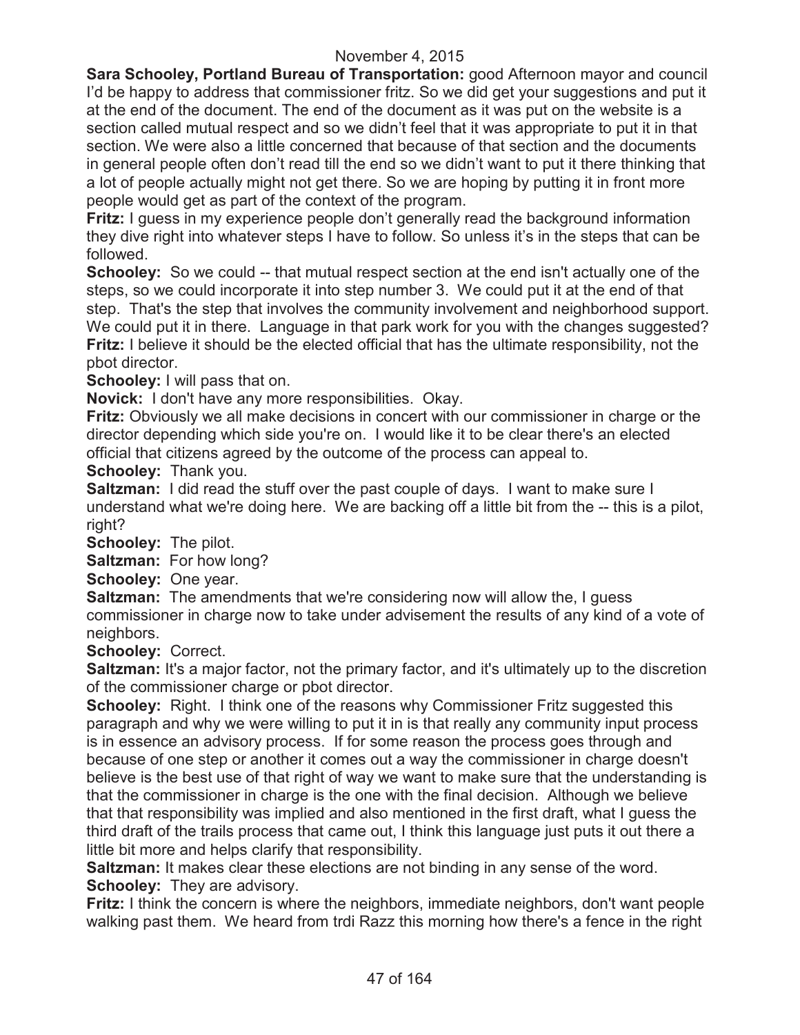**Sara Schooley, Portland Bureau of Transportation:** good Afternoon mayor and council I'd be happy to address that commissioner fritz. So we did get your suggestions and put it at the end of the document. The end of the document as it was put on the website is a section called mutual respect and so we didn't feel that it was appropriate to put it in that section. We were also a little concerned that because of that section and the documents in general people often don't read till the end so we didn't want to put it there thinking that a lot of people actually might not get there. So we are hoping by putting it in front more people would get as part of the context of the program.

**Fritz:** I guess in my experience people don't generally read the background information they dive right into whatever steps I have to follow. So unless it's in the steps that can be followed.

**Schooley:** So we could -- that mutual respect section at the end isn't actually one of the steps, so we could incorporate it into step number 3. We could put it at the end of that step. That's the step that involves the community involvement and neighborhood support. We could put it in there. Language in that park work for you with the changes suggested?

**Fritz:** I believe it should be the elected official that has the ultimate responsibility, not the pbot director.

**Schooley:** I will pass that on.

**Novick:** I don't have any more responsibilities. Okay.

**Fritz:** Obviously we all make decisions in concert with our commissioner in charge or the director depending which side you're on. I would like it to be clear there's an elected official that citizens agreed by the outcome of the process can appeal to.

**Schooley:** Thank you.

**Saltzman:** I did read the stuff over the past couple of days. I want to make sure I understand what we're doing here. We are backing off a little bit from the -- this is a pilot, right?

**Schooley:** The pilot.

**Saltzman:** For how long?

**Schooley:** One year.

**Saltzman:** The amendments that we're considering now will allow the, I guess commissioner in charge now to take under advisement the results of any kind of a vote of neighbors.

**Schooley:** Correct.

**Saltzman:** It's a major factor, not the primary factor, and it's ultimately up to the discretion of the commissioner charge or pbot director.

**Schooley:** Right. I think one of the reasons why Commissioner Fritz suggested this paragraph and why we were willing to put it in is that really any community input process is in essence an advisory process. If for some reason the process goes through and because of one step or another it comes out a way the commissioner in charge doesn't believe is the best use of that right of way we want to make sure that the understanding is that the commissioner in charge is the one with the final decision. Although we believe that that responsibility was implied and also mentioned in the first draft, what I guess the third draft of the trails process that came out, I think this language just puts it out there a little bit more and helps clarify that responsibility.

**Saltzman:** It makes clear these elections are not binding in any sense of the word.

**Schooley:** They are advisory.

**Fritz:** I think the concern is where the neighbors, immediate neighbors, don't want people walking past them. We heard from trdi Razz this morning how there's a fence in the right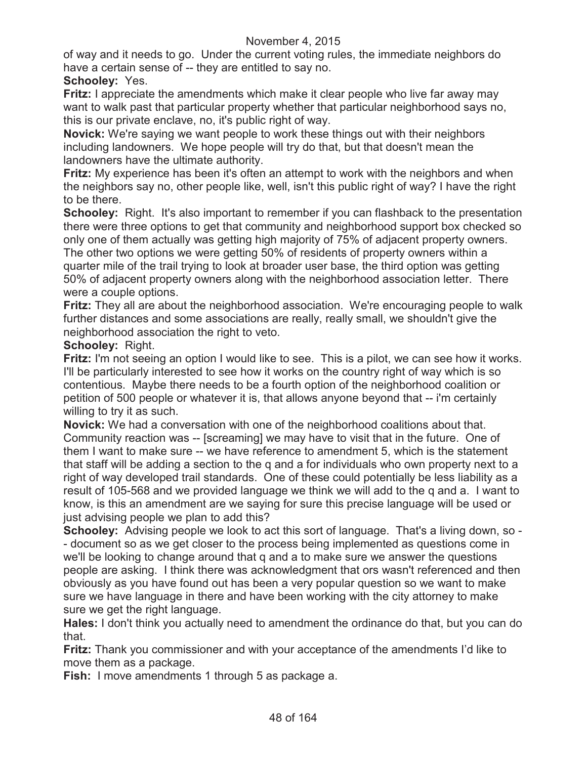of way and it needs to go. Under the current voting rules, the immediate neighbors do have a certain sense of -- they are entitled to say no.

**Schooley:** Yes.

**Fritz:** I appreciate the amendments which make it clear people who live far away may want to walk past that particular property whether that particular neighborhood says no, this is our private enclave, no, it's public right of way.

**Novick:** We're saying we want people to work these things out with their neighbors including landowners. We hope people will try do that, but that doesn't mean the landowners have the ultimate authority.

**Fritz:** My experience has been it's often an attempt to work with the neighbors and when the neighbors say no, other people like, well, isn't this public right of way? I have the right to be there.

**Schooley:** Right. It's also important to remember if you can flashback to the presentation there were three options to get that community and neighborhood support box checked so only one of them actually was getting high majority of 75% of adjacent property owners. The other two options we were getting 50% of residents of property owners within a quarter mile of the trail trying to look at broader user base, the third option was getting 50% of adjacent property owners along with the neighborhood association letter. There were a couple options.

**Fritz:** They all are about the neighborhood association. We're encouraging people to walk further distances and some associations are really, really small, we shouldn't give the neighborhood association the right to veto.

**Schooley:** Right.

**Fritz:** I'm not seeing an option I would like to see. This is a pilot, we can see how it works. I'll be particularly interested to see how it works on the country right of way which is so contentious. Maybe there needs to be a fourth option of the neighborhood coalition or petition of 500 people or whatever it is, that allows anyone beyond that -- i'm certainly willing to try it as such.

**Novick:** We had a conversation with one of the neighborhood coalitions about that. Community reaction was -- [screaming] we may have to visit that in the future. One of them I want to make sure -- we have reference to amendment 5, which is the statement that staff will be adding a section to the q and a for individuals who own property next to a right of way developed trail standards. One of these could potentially be less liability as a result of 105-568 and we provided language we think we will add to the q and a. I want to know, is this an amendment are we saying for sure this precise language will be used or just advising people we plan to add this?

**Schooley:** Advising people we look to act this sort of language. That's a living down, so -- document so as we get closer to the process being implemented as questions come in we'll be looking to change around that q and a to make sure we answer the questions people are asking. I think there was acknowledgment that ors wasn't referenced and then obviously as you have found out has been a very popular question so we want to make sure we have language in there and have been working with the city attorney to make sure we get the right language.

**Hales:** I don't think you actually need to amendment the ordinance do that, but you can do that.

**Fritz:** Thank you commissioner and with your acceptance of the amendments I'd like to move them as a package.

**Fish:** I move amendments 1 through 5 as package a.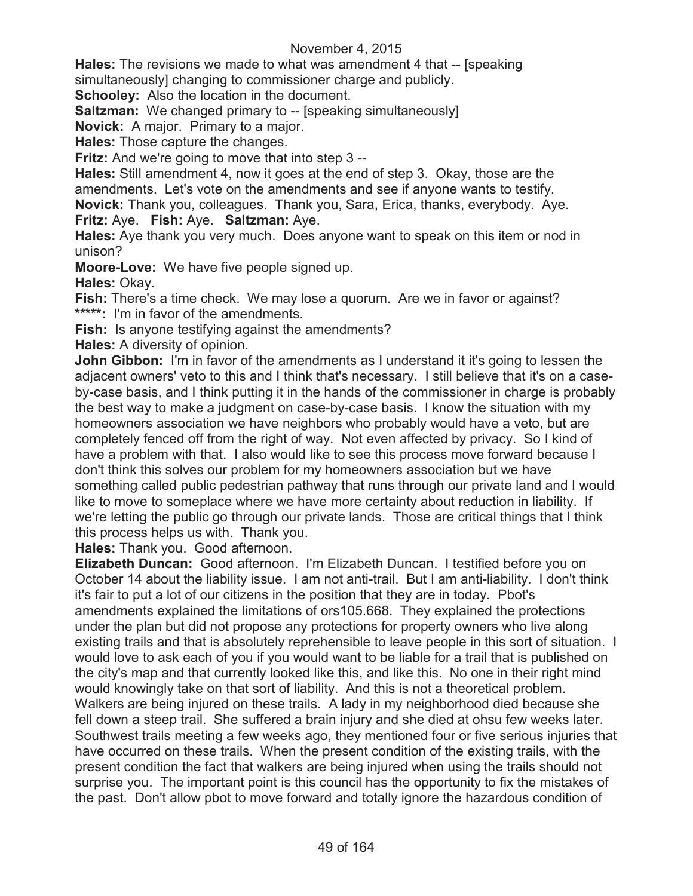November 4, 2015

**Hales:** The revisions we made to what was amendment 4 that -- [speaking simultaneously] changing to commissioner charge and publicly.

**Schooley:** Also the location in the document.

**Saltzman:** We changed primary to -- [speaking simultaneously]

**Novick:** A major. Primary to a major.

**Hales:** Those capture the changes.

**Fritz:** And we're going to move that into step 3 --

**Hales:** Still amendment 4, now it goes at the end of step 3. Okay, those are the amendments. Let's vote on the amendments and see if anyone wants to testify.

**Novick:** Thank you, colleagues. Thank you, Sara, Erica, thanks, everybody. Aye.

**Fritz:** Aye. **Fish:** Aye. **Saltzman:** Aye.

**Hales:** Aye thank you very much. Does anyone want to speak on this item or nod in unison?

**Moore-Love:** We have five people signed up.

**Hales:** Okay.

**Fish:** There's a time check. We may lose a quorum. Are we in favor or against?

**\*\*\*\*\*:** I'm in favor of the amendments.

**Fish:** Is anyone testifying against the amendments?

**Hales:** A diversity of opinion.

**John Gibbon:** I'm in favor of the amendments as I understand it it's going to lessen the adjacent owners' veto to this and I think that's necessary. I still believe that it's on a case-by-case basis, and I think putting it in the hands of the commissioner in charge is probably the best way to make a judgment on case-by-case basis. I know the situation with my homeowners association we have neighbors who probably would have a veto, but are completely fenced off from the right of way. Not even affected by privacy. So I kind of have a problem with that. I also would like to see this process move forward because I don't think this solves our problem for my homeowners association but we have something called public pedestrian pathway that runs through our private land and I would like to move to someplace where we have more certainty about reduction in liability. If we're letting the public go through our private lands. Those are critical things that I think this process helps us with. Thank you.

**Hales:** Thank you. Good afternoon.

**Elizabeth Duncan:** Good afternoon. I'm Elizabeth Duncan. I testified before you on October 14 about the liability issue. I am not anti-trail. But I am anti-liability. I don't think it's fair to put a lot of our citizens in the position that they are in today. Pbot's amendments explained the limitations of ors105.668. They explained the protections under the plan but did not propose any protections for property owners who live along existing trails and that is absolutely reprehensible to leave people in this sort of situation. I would love to ask each of you if you would want to be liable for a trail that is published on the city's map and that currently looked like this, and like this. No one in their right mind would knowingly take on that sort of liability. And this is not a theoretical problem. Walkers are being injured on these trails. A lady in my neighborhood died because she fell down a steep trail. She suffered a brain injury and she died at ohsu few weeks later. Southwest trails meeting a few weeks ago, they mentioned four or five serious injuries that have occurred on these trails. When the present condition of the existing trails, with the present condition the fact that walkers are being injured when using the trails should not surprise you. The important point is this council has the opportunity to fix the mistakes of the past. Don't allow pbot to move forward and totally ignore the hazardous condition of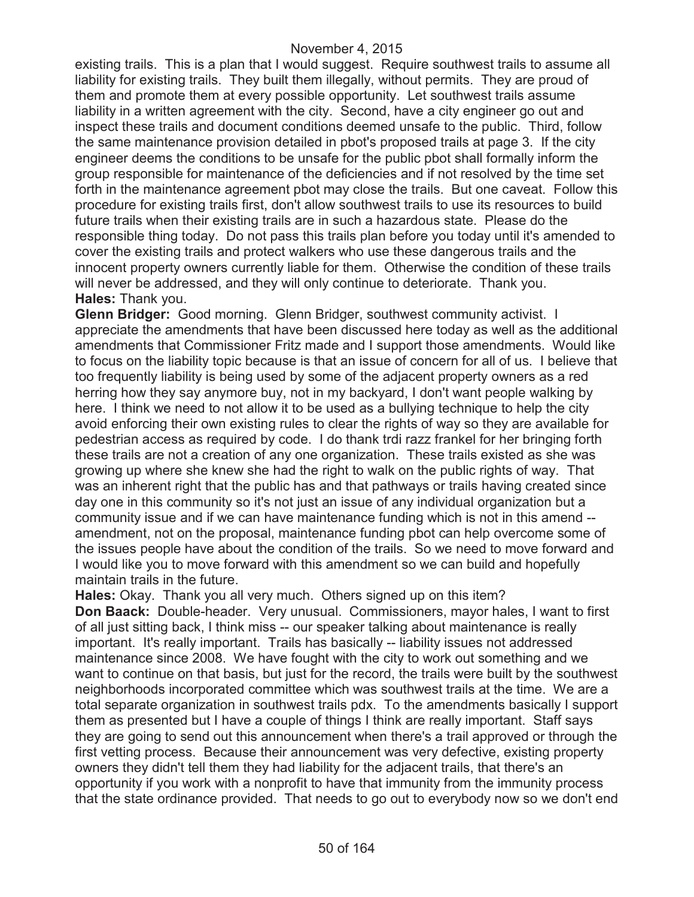existing trails. This is a plan that I would suggest. Require southwest trails to assume all liability for existing trails. They built them illegally, without permits. They are proud of them and promote them at every possible opportunity. Let southwest trails assume liability in a written agreement with the city. Second, have a city engineer go out and inspect these trails and document conditions deemed unsafe to the public. Third, follow the same maintenance provision detailed in pbot's proposed trails at page 3. If the city engineer deems the conditions to be unsafe for the public pbot shall formally inform the group responsible for maintenance of the deficiencies and if not resolved by the time set forth in the maintenance agreement pbot may close the trails. But one caveat. Follow this procedure for existing trails first, don't allow southwest trails to use its resources to build future trails when their existing trails are in such a hazardous state. Please do the responsible thing today. Do not pass this trails plan before you today until it's amended to cover the existing trails and protect walkers who use these dangerous trails and the innocent property owners currently liable for them. Otherwise the condition of these trails will never be addressed, and they will only continue to deteriorate. Thank you.

**Hales:** Thank you.

**Glenn Bridger:** Good morning. Glenn Bridger, southwest community activist. I appreciate the amendments that have been discussed here today as well as the additional amendments that Commissioner Fritz made and I support those amendments. Would like to focus on the liability topic because is that an issue of concern for all of us. I believe that too frequently liability is being used by some of the adjacent property owners as a red herring how they say anymore buy, not in my backyard, I don't want people walking by here. I think we need to not allow it to be used as a bullying technique to help the city avoid enforcing their own existing rules to clear the rights of way so they are available for pedestrian access as required by code. I do thank trdi razz frankel for her bringing forth these trails are not a creation of any one organization. These trails existed as she was growing up where she knew she had the right to walk on the public rights of way. That was an inherent right that the public has and that pathways or trails having created since day one in this community so it's not just an issue of any individual organization but a community issue and if we can have maintenance funding which is not in this amend -- amendment, not on the proposal, maintenance funding pbot can help overcome some of the issues people have about the condition of the trails. So we need to move forward and I would like you to move forward with this amendment so we can build and hopefully maintain trails in the future.

**Hales:** Okay. Thank you all very much. Others signed up on this item?

**Don Baack:** Double-header. Very unusual. Commissioners, mayor hales, I want to first of all just sitting back, I think miss -- our speaker talking about maintenance is really important. It's really important. Trails has basically -- liability issues not addressed maintenance since 2008. We have fought with the city to work out something and we want to continue on that basis, but just for the record, the trails were built by the southwest neighborhoods incorporated committee which was southwest trails at the time. We are a total separate organization in southwest trails pdx. To the amendments basically I support them as presented but I have a couple of things I think are really important. Staff says they are going to send out this announcement when there's a trail approved or through the first vetting process. Because their announcement was very defective, existing property owners they didn't tell them they had liability for the adjacent trails, that there's an opportunity if you work with a nonprofit to have that immunity from the immunity process that the state ordinance provided. That needs to go out to everybody now so we don't end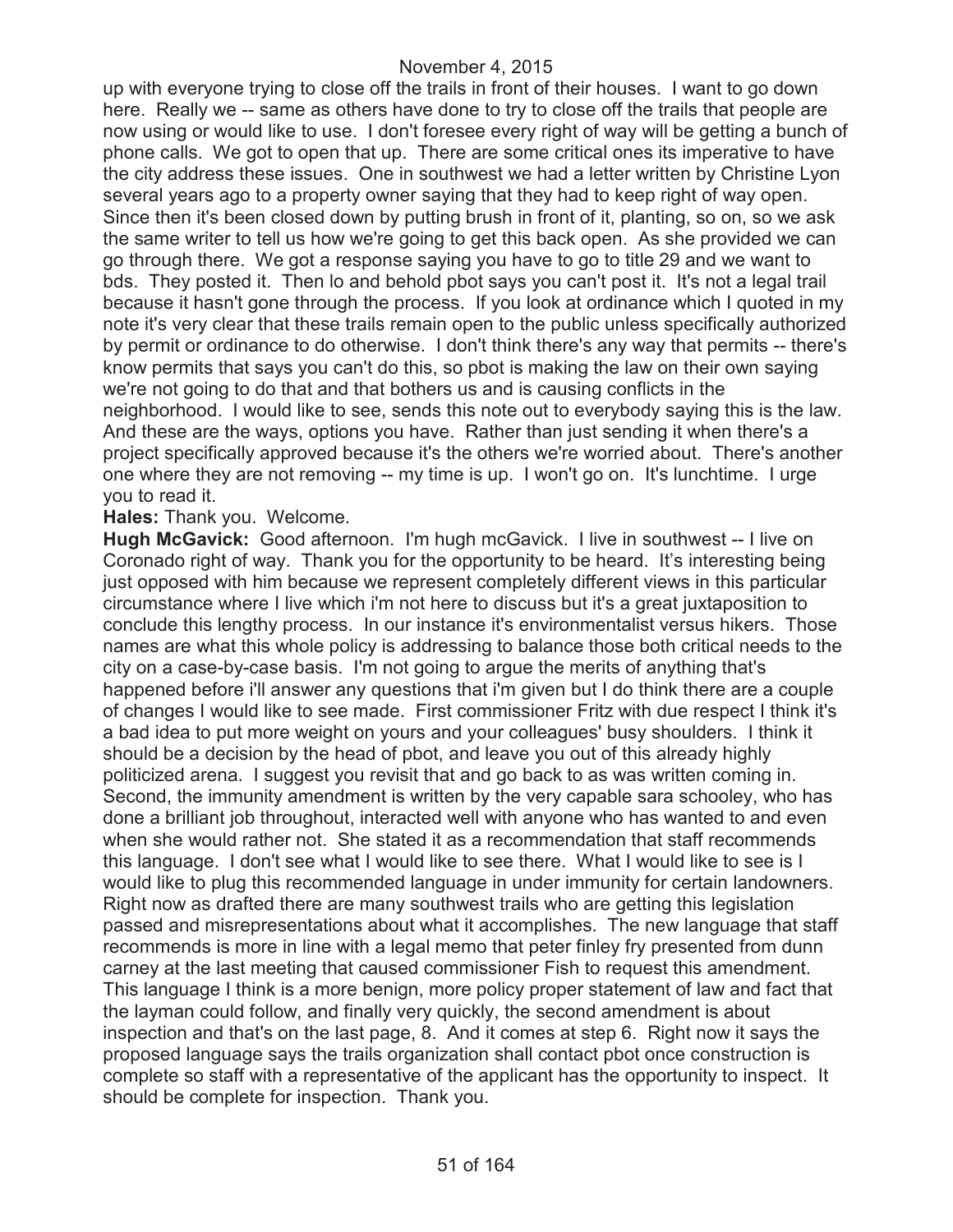up with everyone trying to close off the trails in front of their houses. I want to go down here. Really we -- same as others have done to try to close off the trails that people are now using or would like to use. I don't foresee every right of way will be getting a bunch of phone calls. We got to open that up. There are some critical ones its imperative to have the city address these issues. One in southwest we had a letter written by Christine Lyon several years ago to a property owner saying that they had to keep right of way open. Since then it's been closed down by putting brush in front of it, planting, so on, so we ask the same writer to tell us how we're going to get this back open. As she provided we can go through there. We got a response saying you have to go to title 29 and we want to bds. They posted it. Then lo and behold pbot says you can't post it. It's not a legal trail because it hasn't gone through the process. If you look at ordinance which I quoted in my note it's very clear that these trails remain open to the public unless specifically authorized by permit or ordinance to do otherwise. I don't think there's any way that permits -- there's know permits that says you can't do this, so pbot is making the law on their own saying we're not going to do that and that bothers us and is causing conflicts in the neighborhood. I would like to see, sends this note out to everybody saying this is the law. And these are the ways, options you have. Rather than just sending it when there's a project specifically approved because it's the others we're worried about. There's another one where they are not removing -- my time is up. I won't go on. It's lunchtime. I urge you to read it.

**Hales:** Thank you. Welcome.

**Hugh McGavick:** Good afternoon. I'm hugh mcGavick. I live in southwest -- I live on Coronado right of way. Thank you for the opportunity to be heard. It's interesting being just opposed with him because we represent completely different views in this particular circumstance where I live which i'm not here to discuss but it's a great juxtaposition to conclude this lengthy process. In our instance it's environmentalist versus hikers. Those names are what this whole policy is addressing to balance those both critical needs to the city on a case-by-case basis. I'm not going to argue the merits of anything that's happened before i'll answer any questions that i'm given but I do think there are a couple of changes I would like to see made. First commissioner Fritz with due respect I think it's a bad idea to put more weight on yours and your colleagues' busy shoulders. I think it should be a decision by the head of pbot, and leave you out of this already highly politicized arena. I suggest you revisit that and go back to as was written coming in. Second, the immunity amendment is written by the very capable sara schooley, who has done a brilliant job throughout, interacted well with anyone who has wanted to and even when she would rather not. She stated it as a recommendation that staff recommends this language. I don't see what I would like to see there. What I would like to see is I would like to plug this recommended language in under immunity for certain landowners. Right now as drafted there are many southwest trails who are getting this legislation passed and misrepresentations about what it accomplishes. The new language that staff recommends is more in line with a legal memo that peter finley fry presented from dunn carney at the last meeting that caused commissioner Fish to request this amendment. This language I think is a more benign, more policy proper statement of law and fact that the layman could follow, and finally very quickly, the second amendment is about inspection and that's on the last page, 8. And it comes at step 6. Right now it says the proposed language says the trails organization shall contact pbot once construction is complete so staff with a representative of the applicant has the opportunity to inspect. It should be complete for inspection. Thank you.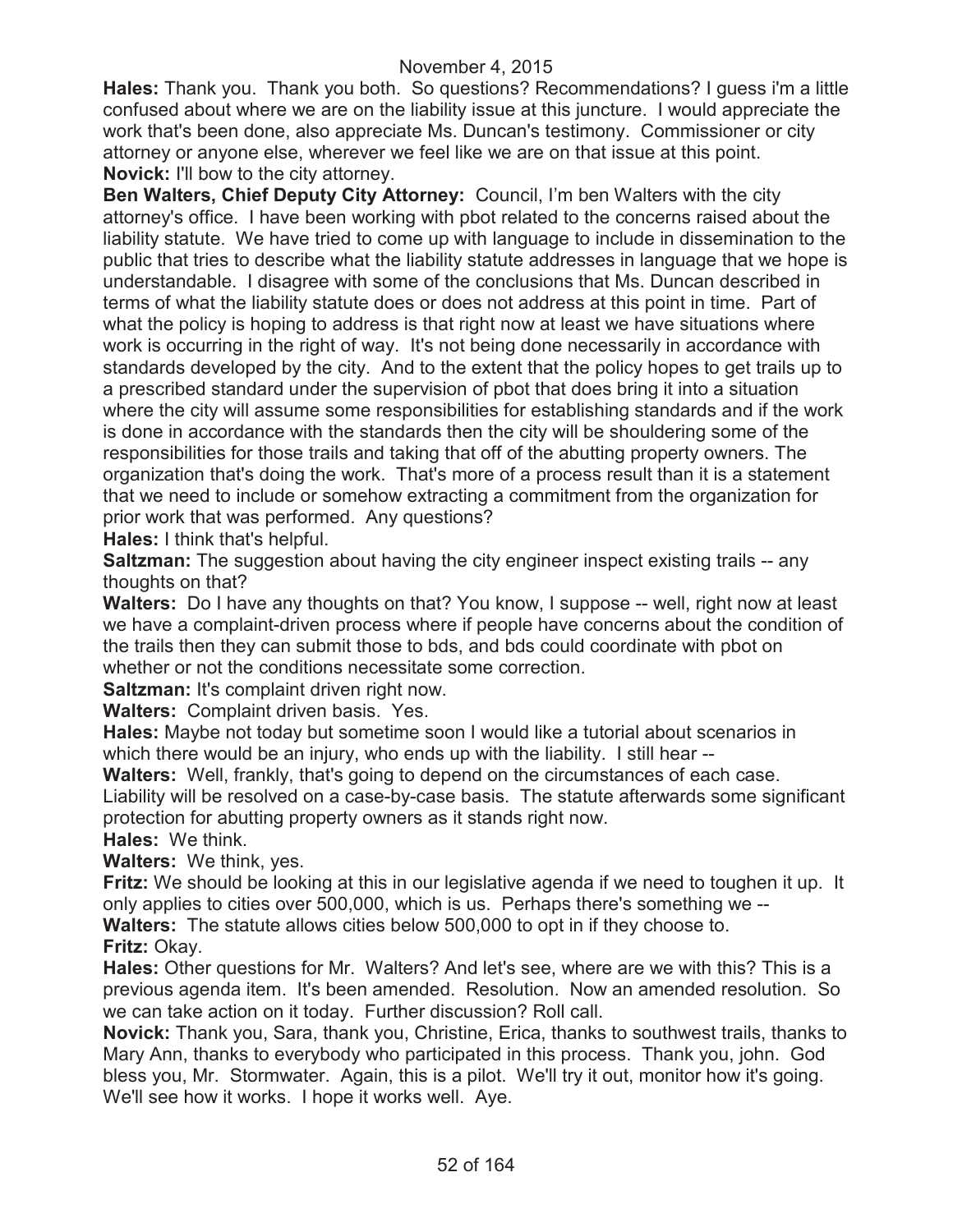**Hales:** Thank you. Thank you both. So questions? Recommendations? I guess i'm a little confused about where we are on the liability issue at this juncture. I would appreciate the work that's been done, also appreciate Ms. Duncan's testimony. Commissioner or city attorney or anyone else, wherever we feel like we are on that issue at this point.

**Novick:** I'll bow to the city attorney.

**Ben Walters, Chief Deputy City Attorney:** Council, I'm ben Walters with the city attorney's office. I have been working with pbot related to the concerns raised about the liability statute. We have tried to come up with language to include in dissemination to the public that tries to describe what the liability statute addresses in language that we hope is understandable. I disagree with some of the conclusions that Ms. Duncan described in terms of what the liability statute does or does not address at this point in time. Part of what the policy is hoping to address is that right now at least we have situations where work is occurring in the right of way. It's not being done necessarily in accordance with standards developed by the city. And to the extent that the policy hopes to get trails up to a prescribed standard under the supervision of pbot that does bring it into a situation where the city will assume some responsibilities for establishing standards and if the work is done in accordance with the standards then the city will be shouldering some of the responsibilities for those trails and taking that off of the abutting property owners. The organization that's doing the work. That's more of a process result than it is a statement that we need to include or somehow extracting a commitment from the organization for prior work that was performed. Any questions?

**Hales:** I think that's helpful.

**Saltzman:** The suggestion about having the city engineer inspect existing trails -- any thoughts on that?

**Walters:** Do I have any thoughts on that? You know, I suppose -- well, right now at least we have a complaint-driven process where if people have concerns about the condition of the trails then they can submit those to bds, and bds could coordinate with pbot on whether or not the conditions necessitate some correction.

**Saltzman:** It's complaint driven right now.

**Walters:** Complaint driven basis. Yes.

**Hales:** Maybe not today but sometime soon I would like a tutorial about scenarios in which there would be an injury, who ends up with the liability. I still hear --

**Walters:** Well, frankly, that's going to depend on the circumstances of each case. Liability will be resolved on a case-by-case basis. The statute afterwards some significant protection for abutting property owners as it stands right now.

**Hales:** We think.

**Walters:** We think, yes.

**Fritz:** We should be looking at this in our legislative agenda if we need to toughen it up. It only applies to cities over 500,000, which is us. Perhaps there's something we --

**Walters:** The statute allows cities below 500,000 to opt in if they choose to.

**Fritz:** Okay.

**Hales:** Other questions for Mr. Walters? And let's see, where are we with this? This is a previous agenda item. It's been amended. Resolution. Now an amended resolution. So we can take action on it today. Further discussion? Roll call.

**Novick:** Thank you, Sara, thank you, Christine, Erica, thanks to southwest trails, thanks to Mary Ann, thanks to everybody who participated in this process. Thank you, john. God bless you, Mr. Stormwater. Again, this is a pilot. We'll try it out, monitor how it's going. We'll see how it works. I hope it works well. Aye.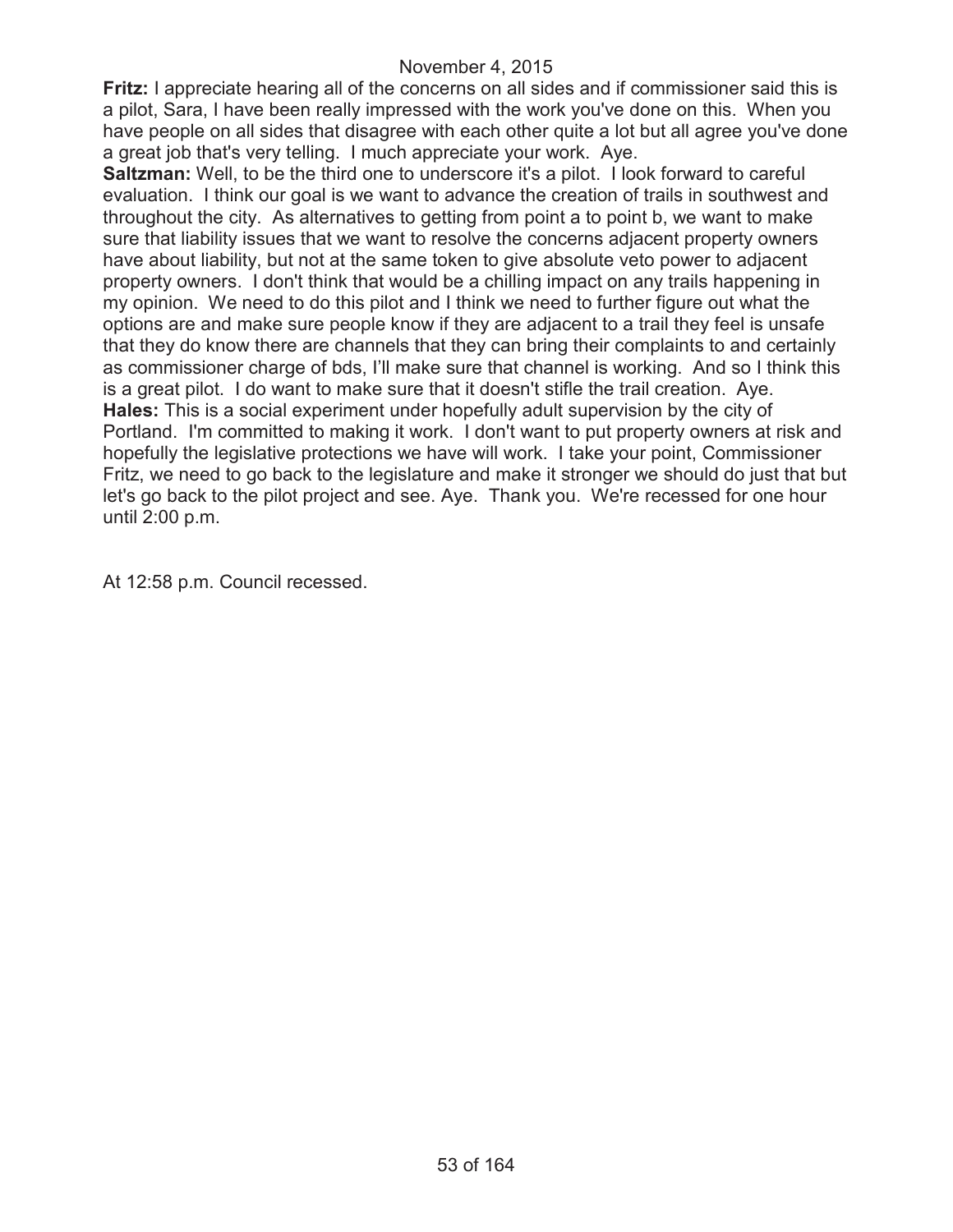**Fritz:** I appreciate hearing all of the concerns on all sides and if commissioner said this is a pilot, Sara, I have been really impressed with the work you've done on this. When you have people on all sides that disagree with each other quite a lot but all agree you've done a great job that's very telling. I much appreciate your work. Aye.

**Saltzman:** Well, to be the third one to underscore it's a pilot. I look forward to careful evaluation. I think our goal is we want to advance the creation of trails in southwest and throughout the city. As alternatives to getting from point a to point b, we want to make sure that liability issues that we want to resolve the concerns adjacent property owners have about liability, but not at the same token to give absolute veto power to adjacent property owners. I don't think that would be a chilling impact on any trails happening in my opinion. We need to do this pilot and I think we need to further figure out what the options are and make sure people know if they are adjacent to a trail they feel is unsafe that they do know there are channels that they can bring their complaints to and certainly as commissioner charge of bds, I'll make sure that channel is working. And so I think this is a great pilot. I do want to make sure that it doesn't stifle the trail creation. Aye.

**Hales:** This is a social experiment under hopefully adult supervision by the city of Portland. I'm committed to making it work. I don't want to put property owners at risk and hopefully the legislative protections we have will work. I take your point, Commissioner Fritz, we need to go back to the legislature and make it stronger we should do just that but let's go back to the pilot project and see. Aye. Thank you. We're recessed for one hour until 2:00 p.m.

At 12:58 p.m. Council recessed.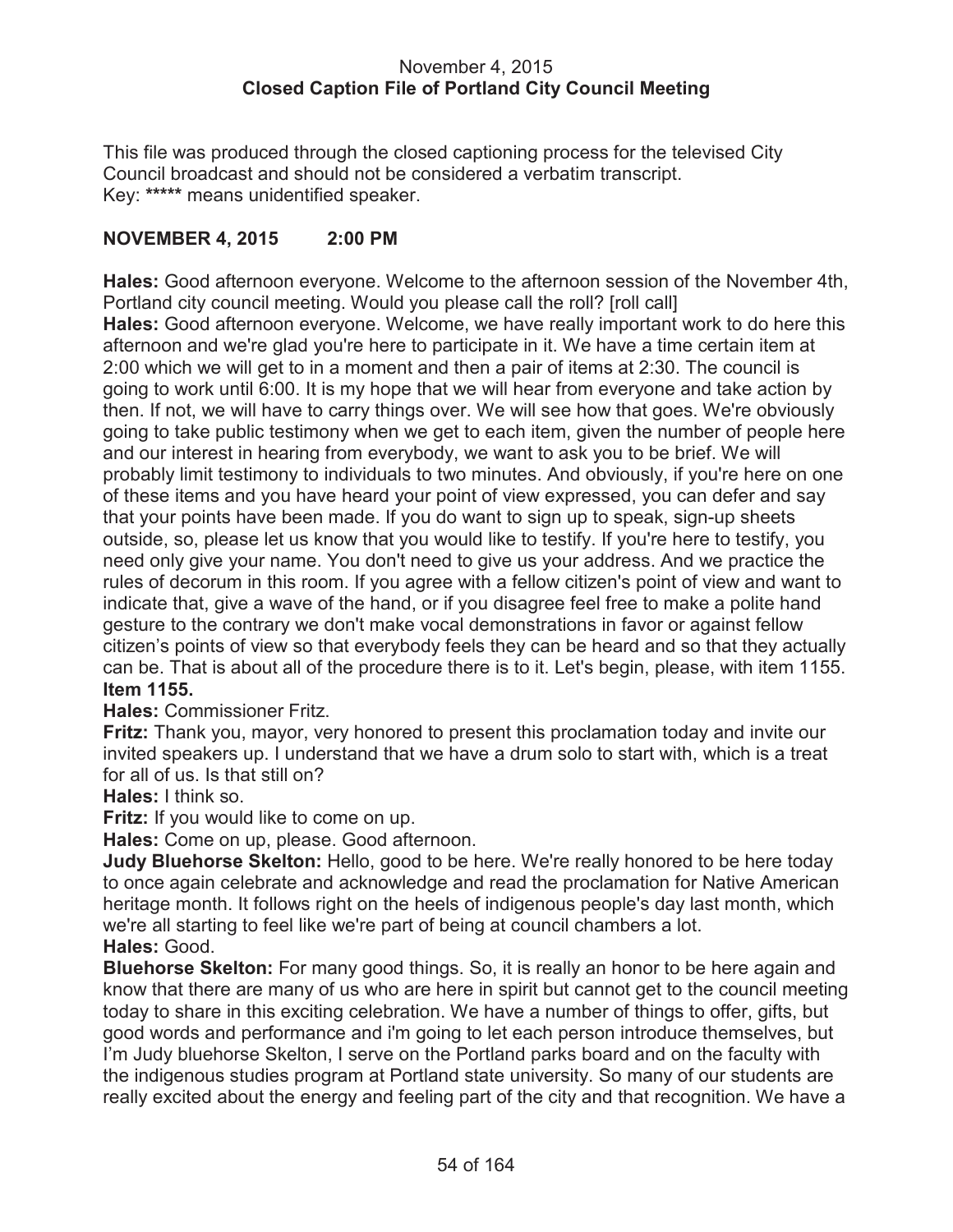November 4, 2015
**Closed Caption File of Portland City Council Meeting**

This file was produced through the closed captioning process for the televised City Council broadcast and should not be considered a verbatim transcript.
Key: ***** means unidentified speaker.

**NOVEMBER 4, 2015 2:00 PM**

**Hales:** Good afternoon everyone. Welcome to the afternoon session of the November 4th, Portland city council meeting. Would you please call the roll? [roll call]

**Hales:** Good afternoon everyone. Welcome, we have really important work to do here this afternoon and we're glad you're here to participate in it. We have a time certain item at 2:00 which we will get to in a moment and then a pair of items at 2:30. The council is going to work until 6:00. It is my hope that we will hear from everyone and take action by then. If not, we will have to carry things over. We will see how that goes. We're obviously going to take public testimony when we get to each item, given the number of people here and our interest in hearing from everybody, we want to ask you to be brief. We will probably limit testimony to individuals to two minutes. And obviously, if you're here on one of these items and you have heard your point of view expressed, you can defer and say that your points have been made. If you do want to sign up to speak, sign-up sheets outside, so, please let us know that you would like to testify. If you're here to testify, you need only give your name. You don't need to give us your address. And we practice the rules of decorum in this room. If you agree with a fellow citizen's point of view and want to indicate that, give a wave of the hand, or if you disagree feel free to make a polite hand gesture to the contrary we don't make vocal demonstrations in favor or against fellow citizen's points of view so that everybody feels they can be heard and so that they actually can be. That is about all of the procedure there is to it. Let's begin, please, with item 1155.

**Item 1155.**

**Hales:** Commissioner Fritz.

**Fritz:** Thank you, mayor, very honored to present this proclamation today and invite our invited speakers up. I understand that we have a drum solo to start with, which is a treat for all of us. Is that still on?

**Hales:** I think so.

**Fritz:** If you would like to come on up.

**Hales:** Come on up, please. Good afternoon.

**Judy Bluehorse Skelton:** Hello, good to be here. We're really honored to be here today to once again celebrate and acknowledge and read the proclamation for Native American heritage month. It follows right on the heels of indigenous people's day last month, which we're all starting to feel like we're part of being at council chambers a lot.

**Hales:** Good.

**Bluehorse Skelton:** For many good things. So, it is really an honor to be here again and know that there are many of us who are here in spirit but cannot get to the council meeting today to share in this exciting celebration. We have a number of things to offer, gifts, but good words and performance and i'm going to let each person introduce themselves, but I'm Judy bluehorse Skelton, I serve on the Portland parks board and on the faculty with the indigenous studies program at Portland state university. So many of our students are really excited about the energy and feeling part of the city and that recognition. We have a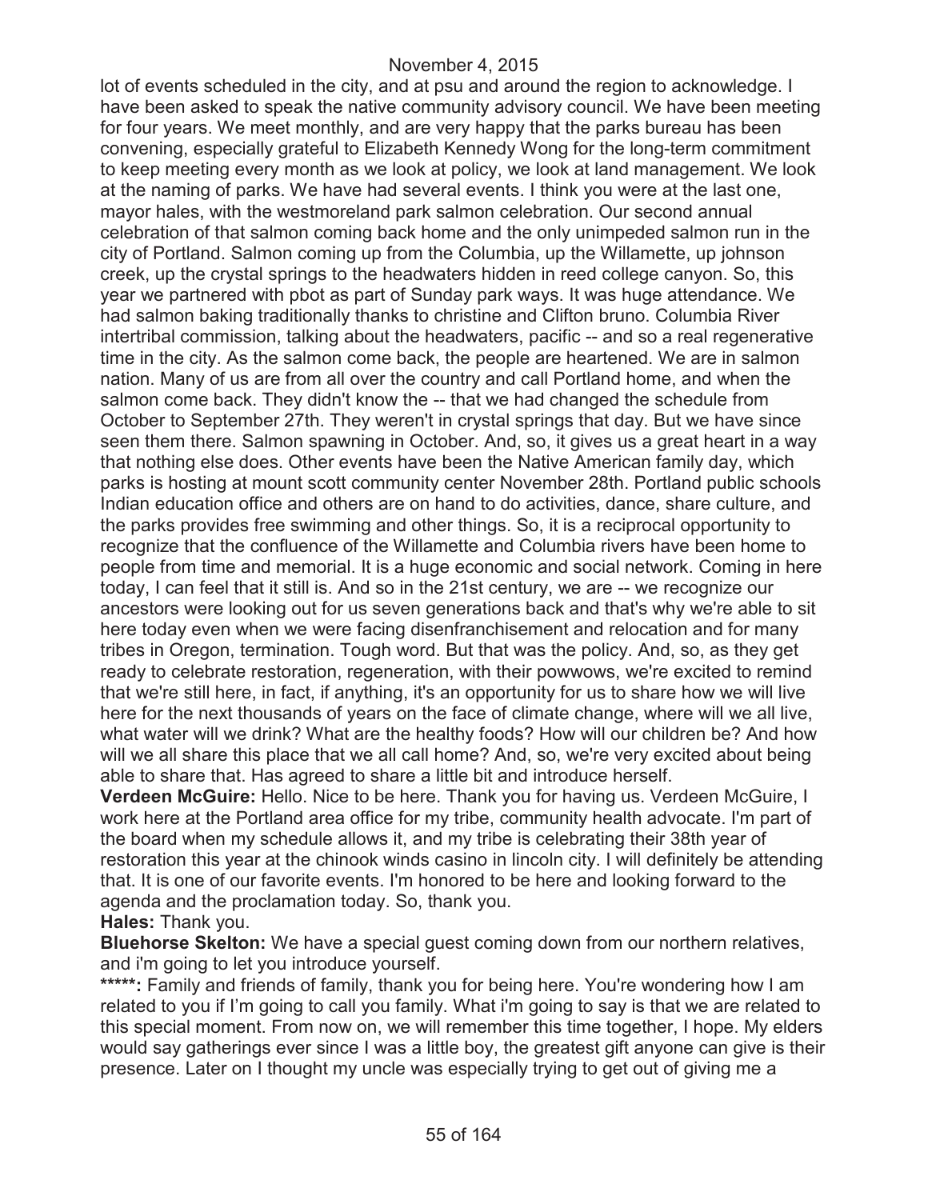lot of events scheduled in the city, and at psu and around the region to acknowledge. I have been asked to speak the native community advisory council. We have been meeting for four years. We meet monthly, and are very happy that the parks bureau has been convening, especially grateful to Elizabeth Kennedy Wong for the long-term commitment to keep meeting every month as we look at policy, we look at land management. We look at the naming of parks. We have had several events. I think you were at the last one, mayor hales, with the westmoreland park salmon celebration. Our second annual celebration of that salmon coming back home and the only unimpeded salmon run in the city of Portland. Salmon coming up from the Columbia, up the Willamette, up johnson creek, up the crystal springs to the headwaters hidden in reed college canyon. So, this year we partnered with pbot as part of Sunday park ways. It was huge attendance. We had salmon baking traditionally thanks to christine and Clifton bruno. Columbia River intertribal commission, talking about the headwaters, pacific -- and so a real regenerative time in the city. As the salmon come back, the people are heartened. We are in salmon nation. Many of us are from all over the country and call Portland home, and when the salmon come back. They didn't know the -- that we had changed the schedule from October to September 27th. They weren't in crystal springs that day. But we have since seen them there. Salmon spawning in October. And, so, it gives us a great heart in a way that nothing else does. Other events have been the Native American family day, which parks is hosting at mount scott community center November 28th. Portland public schools Indian education office and others are on hand to do activities, dance, share culture, and the parks provides free swimming and other things. So, it is a reciprocal opportunity to recognize that the confluence of the Willamette and Columbia rivers have been home to people from time and memorial. It is a huge economic and social network. Coming in here today, I can feel that it still is. And so in the 21st century, we are -- we recognize our ancestors were looking out for us seven generations back and that's why we're able to sit here today even when we were facing disenfranchisement and relocation and for many tribes in Oregon, termination. Tough word. But that was the policy. And, so, as they get ready to celebrate restoration, regeneration, with their powwows, we're excited to remind that we're still here, in fact, if anything, it's an opportunity for us to share how we will live here for the next thousands of years on the face of climate change, where will we all live, what water will we drink? What are the healthy foods? How will our children be? And how will we all share this place that we all call home? And, so, we're very excited about being able to share that. Has agreed to share a little bit and introduce herself.

**Verdeen McGuire:** Hello. Nice to be here. Thank you for having us. Verdeen McGuire, I work here at the Portland area office for my tribe, community health advocate. I'm part of the board when my schedule allows it, and my tribe is celebrating their 38th year of restoration this year at the chinook winds casino in lincoln city. I will definitely be attending that. It is one of our favorite events. I'm honored to be here and looking forward to the agenda and the proclamation today. So, thank you.

**Hales:** Thank you.

**Bluehorse Skelton:** We have a special guest coming down from our northern relatives, and i'm going to let you introduce yourself.

**\*\*\*\*\*:** Family and friends of family, thank you for being here. You're wondering how I am related to you if I'm going to call you family. What i'm going to say is that we are related to this special moment. From now on, we will remember this time together, I hope. My elders would say gatherings ever since I was a little boy, the greatest gift anyone can give is their presence. Later on I thought my uncle was especially trying to get out of giving me a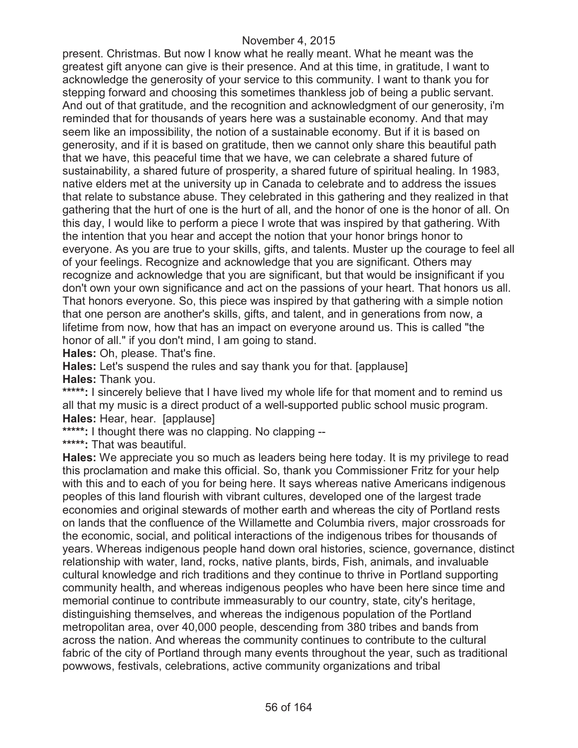present. Christmas. But now I know what he really meant. What he meant was the greatest gift anyone can give is their presence. And at this time, in gratitude, I want to acknowledge the generosity of your service to this community. I want to thank you for stepping forward and choosing this sometimes thankless job of being a public servant. And out of that gratitude, and the recognition and acknowledgment of our generosity, i'm reminded that for thousands of years here was a sustainable economy. And that may seem like an impossibility, the notion of a sustainable economy. But if it is based on generosity, and if it is based on gratitude, then we cannot only share this beautiful path that we have, this peaceful time that we have, we can celebrate a shared future of sustainability, a shared future of prosperity, a shared future of spiritual healing. In 1983, native elders met at the university up in Canada to celebrate and to address the issues that relate to substance abuse. They celebrated in this gathering and they realized in that gathering that the hurt of one is the hurt of all, and the honor of one is the honor of all. On this day, I would like to perform a piece I wrote that was inspired by that gathering. With the intention that you hear and accept the notion that your honor brings honor to everyone. As you are true to your skills, gifts, and talents. Muster up the courage to feel all of your feelings. Recognize and acknowledge that you are significant. Others may recognize and acknowledge that you are significant, but that would be insignificant if you don't own your own significance and act on the passions of your heart. That honors us all. That honors everyone. So, this piece was inspired by that gathering with a simple notion that one person are another's skills, gifts, and talent, and in generations from now, a lifetime from now, how that has an impact on everyone around us. This is called "the honor of all." if you don't mind, I am going to stand.

**Hales:** Oh, please. That's fine.

**Hales:** Let's suspend the rules and say thank you for that. [applause]

**Hales:** Thank you.

**\*\*\*\*\*:** I sincerely believe that I have lived my whole life for that moment and to remind us all that my music is a direct product of a well-supported public school music program.

**Hales:** Hear, hear. [applause]

**\*\*\*\*\*:** I thought there was no clapping. No clapping --

**\*\*\*\*\*:** That was beautiful.

**Hales:** We appreciate you so much as leaders being here today. It is my privilege to read this proclamation and make this official. So, thank you Commissioner Fritz for your help with this and to each of you for being here. It says whereas native Americans indigenous peoples of this land flourish with vibrant cultures, developed one of the largest trade economies and original stewards of mother earth and whereas the city of Portland rests on lands that the confluence of the Willamette and Columbia rivers, major crossroads for the economic, social, and political interactions of the indigenous tribes for thousands of years. Whereas indigenous people hand down oral histories, science, governance, distinct relationship with water, land, rocks, native plants, birds, Fish, animals, and invaluable cultural knowledge and rich traditions and they continue to thrive in Portland supporting community health, and whereas indigenous peoples who have been here since time and memorial continue to contribute immeasurably to our country, state, city's heritage, distinguishing themselves, and whereas the indigenous population of the Portland metropolitan area, over 40,000 people, descending from 380 tribes and bands from across the nation. And whereas the community continues to contribute to the cultural fabric of the city of Portland through many events throughout the year, such as traditional powwows, festivals, celebrations, active community organizations and tribal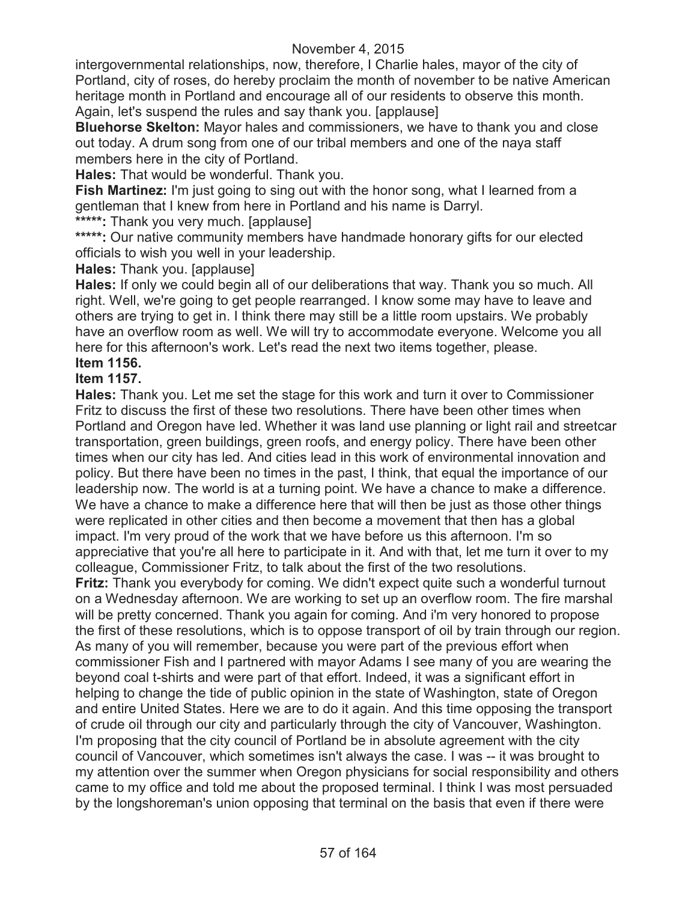intergovernmental relationships, now, therefore, I Charlie hales, mayor of the city of Portland, city of roses, do hereby proclaim the month of november to be native American heritage month in Portland and encourage all of our residents to observe this month. Again, let's suspend the rules and say thank you. [applause]

**Bluehorse Skelton:** Mayor hales and commissioners, we have to thank you and close out today. A drum song from one of our tribal members and one of the naya staff members here in the city of Portland.

**Hales:** That would be wonderful. Thank you.

**Fish Martinez:** I'm just going to sing out with the honor song, what I learned from a gentleman that I knew from here in Portland and his name is Darryl.

**\*\*\*\*\*:** Thank you very much. [applause]

**\*\*\*\*\*:** Our native community members have handmade honorary gifts for our elected officials to wish you well in your leadership.

**Hales:** Thank you. [applause]

**Hales:** If only we could begin all of our deliberations that way. Thank you so much. All right. Well, we're going to get people rearranged. I know some may have to leave and others are trying to get in. I think there may still be a little room upstairs. We probably have an overflow room as well. We will try to accommodate everyone. Welcome you all here for this afternoon's work. Let's read the next two items together, please.

**Item 1156.**

**Item 1157.**

**Hales:** Thank you. Let me set the stage for this work and turn it over to Commissioner Fritz to discuss the first of these two resolutions. There have been other times when Portland and Oregon have led. Whether it was land use planning or light rail and streetcar transportation, green buildings, green roofs, and energy policy. There have been other times when our city has led. And cities lead in this work of environmental innovation and policy. But there have been no times in the past, I think, that equal the importance of our leadership now. The world is at a turning point. We have a chance to make a difference. We have a chance to make a difference here that will then be just as those other things were replicated in other cities and then become a movement that then has a global impact. I'm very proud of the work that we have before us this afternoon. I'm so appreciative that you're all here to participate in it. And with that, let me turn it over to my colleague, Commissioner Fritz, to talk about the first of the two resolutions.

**Fritz:** Thank you everybody for coming. We didn't expect quite such a wonderful turnout on a Wednesday afternoon. We are working to set up an overflow room. The fire marshal will be pretty concerned. Thank you again for coming. And i'm very honored to propose the first of these resolutions, which is to oppose transport of oil by train through our region. As many of you will remember, because you were part of the previous effort when commissioner Fish and I partnered with mayor Adams I see many of you are wearing the beyond coal t-shirts and were part of that effort. Indeed, it was a significant effort in helping to change the tide of public opinion in the state of Washington, state of Oregon and entire United States. Here we are to do it again. And this time opposing the transport of crude oil through our city and particularly through the city of Vancouver, Washington. I'm proposing that the city council of Portland be in absolute agreement with the city council of Vancouver, which sometimes isn't always the case. I was -- it was brought to my attention over the summer when Oregon physicians for social responsibility and others came to my office and told me about the proposed terminal. I think I was most persuaded by the longshoreman's union opposing that terminal on the basis that even if there were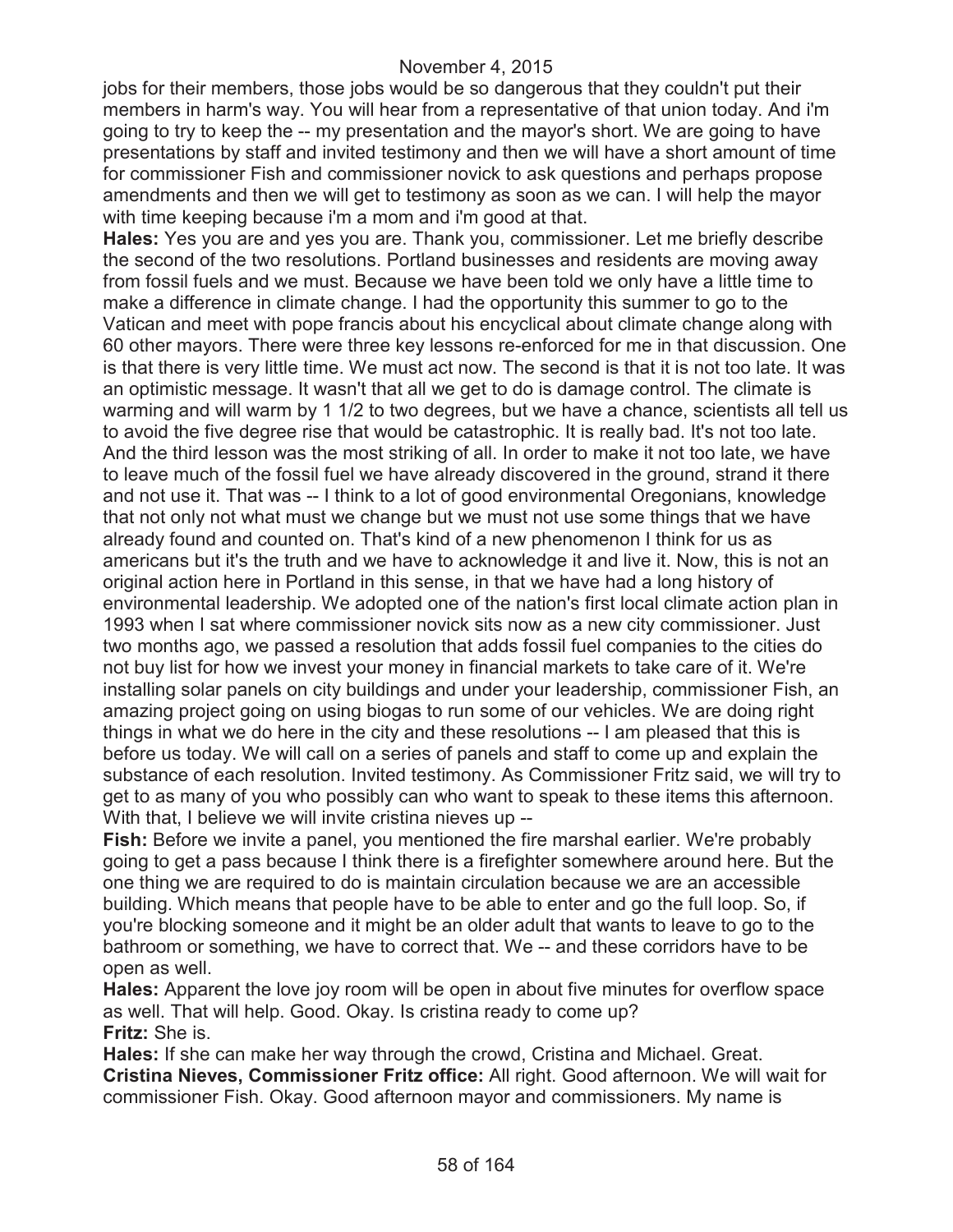jobs for their members, those jobs would be so dangerous that they couldn't put their members in harm's way. You will hear from a representative of that union today. And i'm going to try to keep the -- my presentation and the mayor's short. We are going to have presentations by staff and invited testimony and then we will have a short amount of time for commissioner Fish and commissioner novick to ask questions and perhaps propose amendments and then we will get to testimony as soon as we can. I will help the mayor with time keeping because i'm a mom and i'm good at that.

**Hales:** Yes you are and yes you are. Thank you, commissioner. Let me briefly describe the second of the two resolutions. Portland businesses and residents are moving away from fossil fuels and we must. Because we have been told we only have a little time to make a difference in climate change. I had the opportunity this summer to go to the Vatican and meet with pope francis about his encyclical about climate change along with 60 other mayors. There were three key lessons re-enforced for me in that discussion. One is that there is very little time. We must act now. The second is that it is not too late. It was an optimistic message. It wasn't that all we get to do is damage control. The climate is warming and will warm by 1 1/2 to two degrees, but we have a chance, scientists all tell us to avoid the five degree rise that would be catastrophic. It is really bad. It's not too late. And the third lesson was the most striking of all. In order to make it not too late, we have to leave much of the fossil fuel we have already discovered in the ground, strand it there and not use it. That was -- I think to a lot of good environmental Oregonians, knowledge that not only not what must we change but we must not use some things that we have already found and counted on. That's kind of a new phenomenon I think for us as americans but it's the truth and we have to acknowledge it and live it. Now, this is not an original action here in Portland in this sense, in that we have had a long history of environmental leadership. We adopted one of the nation's first local climate action plan in 1993 when I sat where commissioner novick sits now as a new city commissioner. Just two months ago, we passed a resolution that adds fossil fuel companies to the cities do not buy list for how we invest your money in financial markets to take care of it. We're installing solar panels on city buildings and under your leadership, commissioner Fish, an amazing project going on using biogas to run some of our vehicles. We are doing right things in what we do here in the city and these resolutions -- I am pleased that this is before us today. We will call on a series of panels and staff to come up and explain the substance of each resolution. Invited testimony. As Commissioner Fritz said, we will try to get to as many of you who possibly can who want to speak to these items this afternoon. With that, I believe we will invite cristina nieves up --

**Fish:** Before we invite a panel, you mentioned the fire marshal earlier. We're probably going to get a pass because I think there is a firefighter somewhere around here. But the one thing we are required to do is maintain circulation because we are an accessible building. Which means that people have to be able to enter and go the full loop. So, if you're blocking someone and it might be an older adult that wants to leave to go to the bathroom or something, we have to correct that. We -- and these corridors have to be open as well.

**Hales:** Apparent the love joy room will be open in about five minutes for overflow space as well. That will help. Good. Okay. Is cristina ready to come up?

**Fritz:** She is.

**Hales:** If she can make her way through the crowd, Cristina and Michael. Great.

**Cristina Nieves, Commissioner Fritz office:** All right. Good afternoon. We will wait for commissioner Fish. Okay. Good afternoon mayor and commissioners. My name is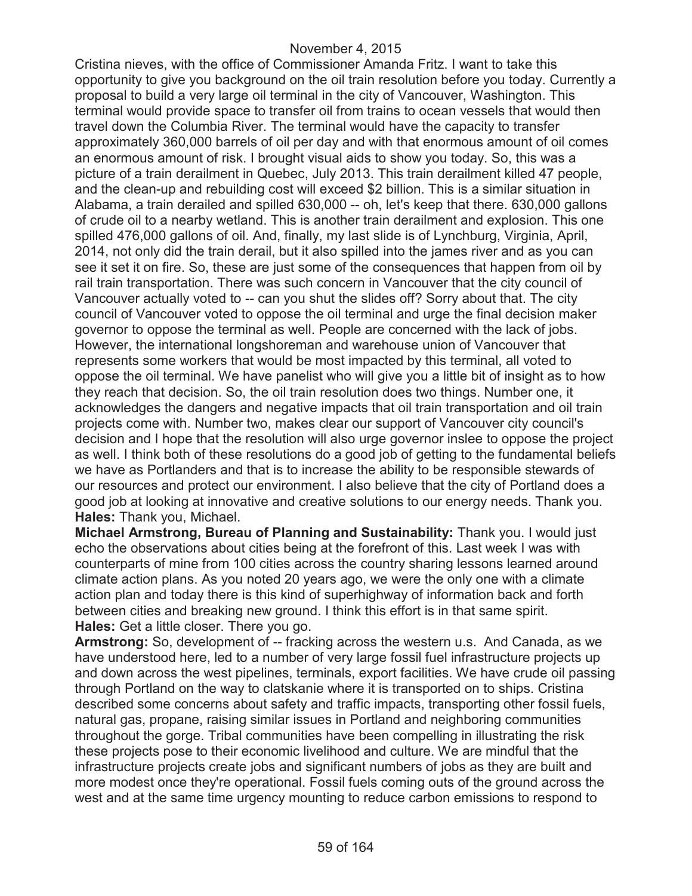Cristina nieves, with the office of Commissioner Amanda Fritz. I want to take this opportunity to give you background on the oil train resolution before you today. Currently a proposal to build a very large oil terminal in the city of Vancouver, Washington. This terminal would provide space to transfer oil from trains to ocean vessels that would then travel down the Columbia River. The terminal would have the capacity to transfer approximately 360,000 barrels of oil per day and with that enormous amount of oil comes an enormous amount of risk. I brought visual aids to show you today. So, this was a picture of a train derailment in Quebec, July 2013. This train derailment killed 47 people, and the clean-up and rebuilding cost will exceed $2 billion. This is a similar situation in Alabama, a train derailed and spilled 630,000 -- oh, let's keep that there. 630,000 gallons of crude oil to a nearby wetland. This is another train derailment and explosion. This one spilled 476,000 gallons of oil. And, finally, my last slide is of Lynchburg, Virginia, April, 2014, not only did the train derail, but it also spilled into the james river and as you can see it set it on fire. So, these are just some of the consequences that happen from oil by rail train transportation. There was such concern in Vancouver that the city council of Vancouver actually voted to -- can you shut the slides off? Sorry about that. The city council of Vancouver voted to oppose the oil terminal and urge the final decision maker governor to oppose the terminal as well. People are concerned with the lack of jobs. However, the international longshoreman and warehouse union of Vancouver that represents some workers that would be most impacted by this terminal, all voted to oppose the oil terminal. We have panelist who will give you a little bit of insight as to how they reach that decision. So, the oil train resolution does two things. Number one, it acknowledges the dangers and negative impacts that oil train transportation and oil train projects come with. Number two, makes clear our support of Vancouver city council's decision and I hope that the resolution will also urge governor inslee to oppose the project as well. I think both of these resolutions do a good job of getting to the fundamental beliefs we have as Portlanders and that is to increase the ability to be responsible stewards of our resources and protect our environment. I also believe that the city of Portland does a good job at looking at innovative and creative solutions to our energy needs. Thank you.

**Hales:** Thank you, Michael.

**Michael Armstrong, Bureau of Planning and Sustainability:** Thank you. I would just echo the observations about cities being at the forefront of this. Last week I was with counterparts of mine from 100 cities across the country sharing lessons learned around climate action plans. As you noted 20 years ago, we were the only one with a climate action plan and today there is this kind of superhighway of information back and forth between cities and breaking new ground. I think this effort is in that same spirit.

**Hales:** Get a little closer. There you go.

**Armstrong:** So, development of -- fracking across the western u.s. And Canada, as we have understood here, led to a number of very large fossil fuel infrastructure projects up and down across the west pipelines, terminals, export facilities. We have crude oil passing through Portland on the way to clatskanie where it is transported on to ships. Cristina described some concerns about safety and traffic impacts, transporting other fossil fuels, natural gas, propane, raising similar issues in Portland and neighboring communities throughout the gorge. Tribal communities have been compelling in illustrating the risk these projects pose to their economic livelihood and culture. We are mindful that the infrastructure projects create jobs and significant numbers of jobs as they are built and more modest once they're operational. Fossil fuels coming outs of the ground across the west and at the same time urgency mounting to reduce carbon emissions to respond to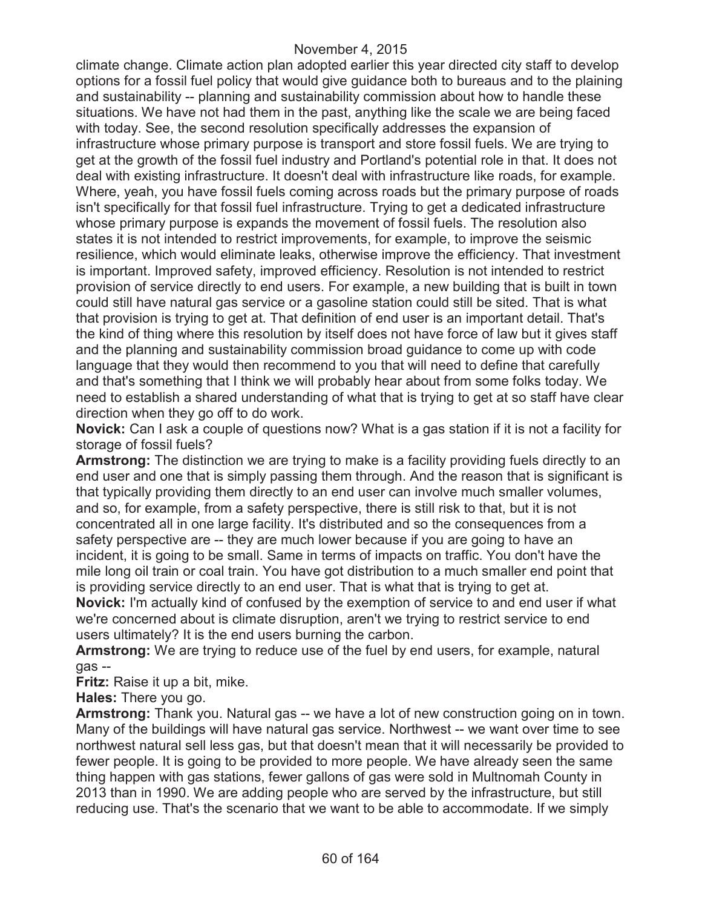climate change. Climate action plan adopted earlier this year directed city staff to develop options for a fossil fuel policy that would give guidance both to bureaus and to the plaining and sustainability -- planning and sustainability commission about how to handle these situations. We have not had them in the past, anything like the scale we are being faced with today. See, the second resolution specifically addresses the expansion of infrastructure whose primary purpose is transport and store fossil fuels. We are trying to get at the growth of the fossil fuel industry and Portland's potential role in that. It does not deal with existing infrastructure. It doesn't deal with infrastructure like roads, for example. Where, yeah, you have fossil fuels coming across roads but the primary purpose of roads isn't specifically for that fossil fuel infrastructure. Trying to get a dedicated infrastructure whose primary purpose is expands the movement of fossil fuels. The resolution also states it is not intended to restrict improvements, for example, to improve the seismic resilience, which would eliminate leaks, otherwise improve the efficiency. That investment is important. Improved safety, improved efficiency. Resolution is not intended to restrict provision of service directly to end users. For example, a new building that is built in town could still have natural gas service or a gasoline station could still be sited. That is what that provision is trying to get at. That definition of end user is an important detail. That's the kind of thing where this resolution by itself does not have force of law but it gives staff and the planning and sustainability commission broad guidance to come up with code language that they would then recommend to you that will need to define that carefully and that's something that I think we will probably hear about from some folks today. We need to establish a shared understanding of what that is trying to get at so staff have clear direction when they go off to do work.

**Novick:** Can I ask a couple of questions now? What is a gas station if it is not a facility for storage of fossil fuels?

**Armstrong:** The distinction we are trying to make is a facility providing fuels directly to an end user and one that is simply passing them through. And the reason that is significant is that typically providing them directly to an end user can involve much smaller volumes, and so, for example, from a safety perspective, there is still risk to that, but it is not concentrated all in one large facility. It's distributed and so the consequences from a safety perspective are -- they are much lower because if you are going to have an incident, it is going to be small. Same in terms of impacts on traffic. You don't have the mile long oil train or coal train. You have got distribution to a much smaller end point that is providing service directly to an end user. That is what that is trying to get at.

**Novick:** I'm actually kind of confused by the exemption of service to and end user if what we're concerned about is climate disruption, aren't we trying to restrict service to end users ultimately? It is the end users burning the carbon.

**Armstrong:** We are trying to reduce use of the fuel by end users, for example, natural gas --

**Fritz:** Raise it up a bit, mike.

**Hales:** There you go.

**Armstrong:** Thank you. Natural gas -- we have a lot of new construction going on in town. Many of the buildings will have natural gas service. Northwest -- we want over time to see northwest natural sell less gas, but that doesn't mean that it will necessarily be provided to fewer people. It is going to be provided to more people. We have already seen the same thing happen with gas stations, fewer gallons of gas were sold in Multnomah County in 2013 than in 1990. We are adding people who are served by the infrastructure, but still reducing use. That's the scenario that we want to be able to accommodate. If we simply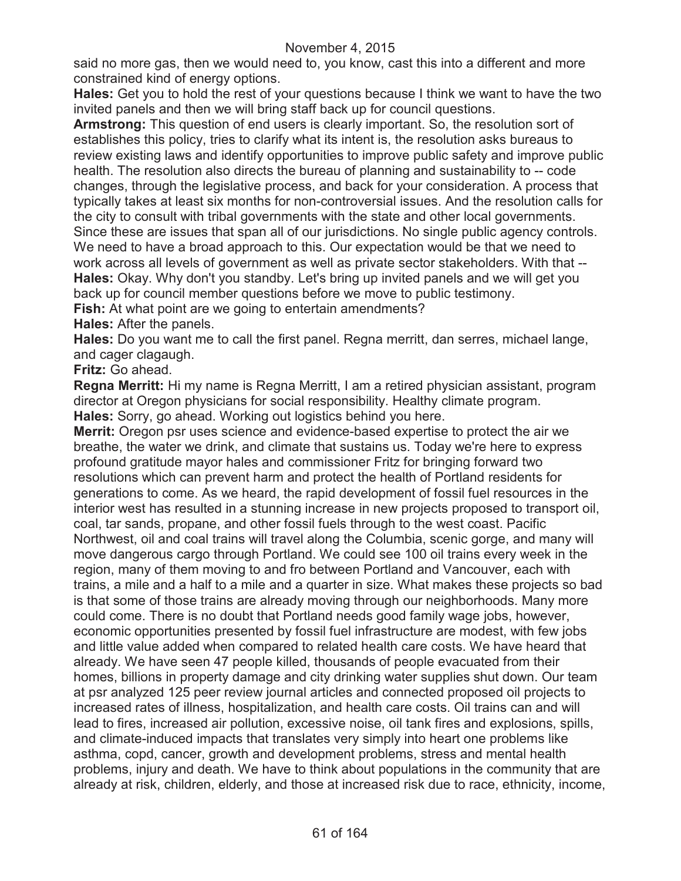said no more gas, then we would need to, you know, cast this into a different and more constrained kind of energy options.

**Hales:** Get you to hold the rest of your questions because I think we want to have the two invited panels and then we will bring staff back up for council questions.

**Armstrong:** This question of end users is clearly important. So, the resolution sort of establishes this policy, tries to clarify what its intent is, the resolution asks bureaus to review existing laws and identify opportunities to improve public safety and improve public health. The resolution also directs the bureau of planning and sustainability to -- code changes, through the legislative process, and back for your consideration. A process that typically takes at least six months for non-controversial issues. And the resolution calls for the city to consult with tribal governments with the state and other local governments. Since these are issues that span all of our jurisdictions. No single public agency controls. We need to have a broad approach to this. Our expectation would be that we need to work across all levels of government as well as private sector stakeholders. With that --

**Hales:** Okay. Why don't you standby. Let's bring up invited panels and we will get you back up for council member questions before we move to public testimony.

**Fish:** At what point are we going to entertain amendments?

**Hales:** After the panels.

**Hales:** Do you want me to call the first panel. Regna merritt, dan serres, michael lange, and cager clagaugh.

**Fritz:** Go ahead.

**Regna Merritt:** Hi my name is Regna Merritt, I am a retired physician assistant, program director at Oregon physicians for social responsibility. Healthy climate program.

**Hales:** Sorry, go ahead. Working out logistics behind you here.

**Merrit:** Oregon psr uses science and evidence-based expertise to protect the air we breathe, the water we drink, and climate that sustains us. Today we're here to express profound gratitude mayor hales and commissioner Fritz for bringing forward two resolutions which can prevent harm and protect the health of Portland residents for generations to come. As we heard, the rapid development of fossil fuel resources in the interior west has resulted in a stunning increase in new projects proposed to transport oil, coal, tar sands, propane, and other fossil fuels through to the west coast. Pacific Northwest, oil and coal trains will travel along the Columbia, scenic gorge, and many will move dangerous cargo through Portland. We could see 100 oil trains every week in the region, many of them moving to and fro between Portland and Vancouver, each with trains, a mile and a half to a mile and a quarter in size. What makes these projects so bad is that some of those trains are already moving through our neighborhoods. Many more could come. There is no doubt that Portland needs good family wage jobs, however, economic opportunities presented by fossil fuel infrastructure are modest, with few jobs and little value added when compared to related health care costs. We have heard that already. We have seen 47 people killed, thousands of people evacuated from their homes, billions in property damage and city drinking water supplies shut down. Our team at psr analyzed 125 peer review journal articles and connected proposed oil projects to increased rates of illness, hospitalization, and health care costs. Oil trains can and will lead to fires, increased air pollution, excessive noise, oil tank fires and explosions, spills, and climate-induced impacts that translates very simply into heart one problems like asthma, copd, cancer, growth and development problems, stress and mental health problems, injury and death. We have to think about populations in the community that are already at risk, children, elderly, and those at increased risk due to race, ethnicity, income,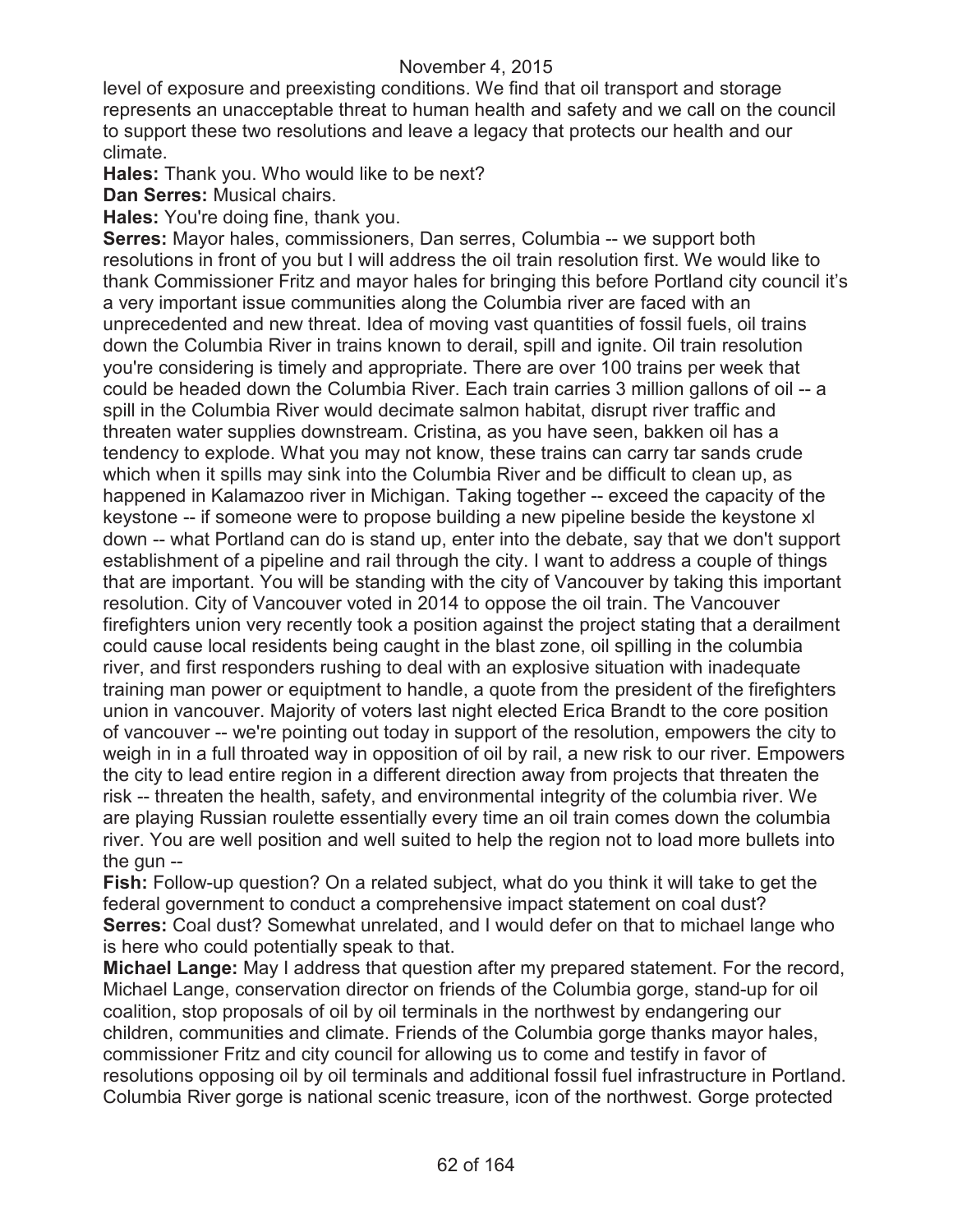level of exposure and preexisting conditions. We find that oil transport and storage represents an unacceptable threat to human health and safety and we call on the council to support these two resolutions and leave a legacy that protects our health and our climate.

**Hales:** Thank you. Who would like to be next?

**Dan Serres:** Musical chairs.

**Hales:** You're doing fine, thank you.

**Serres:** Mayor hales, commissioners, Dan serres, Columbia -- we support both resolutions in front of you but I will address the oil train resolution first. We would like to thank Commissioner Fritz and mayor hales for bringing this before Portland city council it's a very important issue communities along the Columbia river are faced with an unprecedented and new threat. Idea of moving vast quantities of fossil fuels, oil trains down the Columbia River in trains known to derail, spill and ignite. Oil train resolution you're considering is timely and appropriate. There are over 100 trains per week that could be headed down the Columbia River. Each train carries 3 million gallons of oil -- a spill in the Columbia River would decimate salmon habitat, disrupt river traffic and threaten water supplies downstream. Cristina, as you have seen, bakken oil has a tendency to explode. What you may not know, these trains can carry tar sands crude which when it spills may sink into the Columbia River and be difficult to clean up, as happened in Kalamazoo river in Michigan. Taking together -- exceed the capacity of the keystone -- if someone were to propose building a new pipeline beside the keystone xl down -- what Portland can do is stand up, enter into the debate, say that we don't support establishment of a pipeline and rail through the city. I want to address a couple of things that are important. You will be standing with the city of Vancouver by taking this important resolution. City of Vancouver voted in 2014 to oppose the oil train. The Vancouver firefighters union very recently took a position against the project stating that a derailment could cause local residents being caught in the blast zone, oil spilling in the columbia river, and first responders rushing to deal with an explosive situation with inadequate training man power or equiptment to handle, a quote from the president of the firefighters union in vancouver. Majority of voters last night elected Erica Brandt to the core position of vancouver -- we're pointing out today in support of the resolution, empowers the city to weigh in in a full throated way in opposition of oil by rail, a new risk to our river. Empowers the city to lead entire region in a different direction away from projects that threaten the risk -- threaten the health, safety, and environmental integrity of the columbia river. We are playing Russian roulette essentially every time an oil train comes down the columbia river. You are well position and well suited to help the region not to load more bullets into the gun --

**Fish:** Follow-up question? On a related subject, what do you think it will take to get the federal government to conduct a comprehensive impact statement on coal dust?

**Serres:** Coal dust? Somewhat unrelated, and I would defer on that to michael lange who is here who could potentially speak to that.

**Michael Lange:** May I address that question after my prepared statement. For the record, Michael Lange, conservation director on friends of the Columbia gorge, stand-up for oil coalition, stop proposals of oil by oil terminals in the northwest by endangering our children, communities and climate. Friends of the Columbia gorge thanks mayor hales, commissioner Fritz and city council for allowing us to come and testify in favor of resolutions opposing oil by oil terminals and additional fossil fuel infrastructure in Portland. Columbia River gorge is national scenic treasure, icon of the northwest. Gorge protected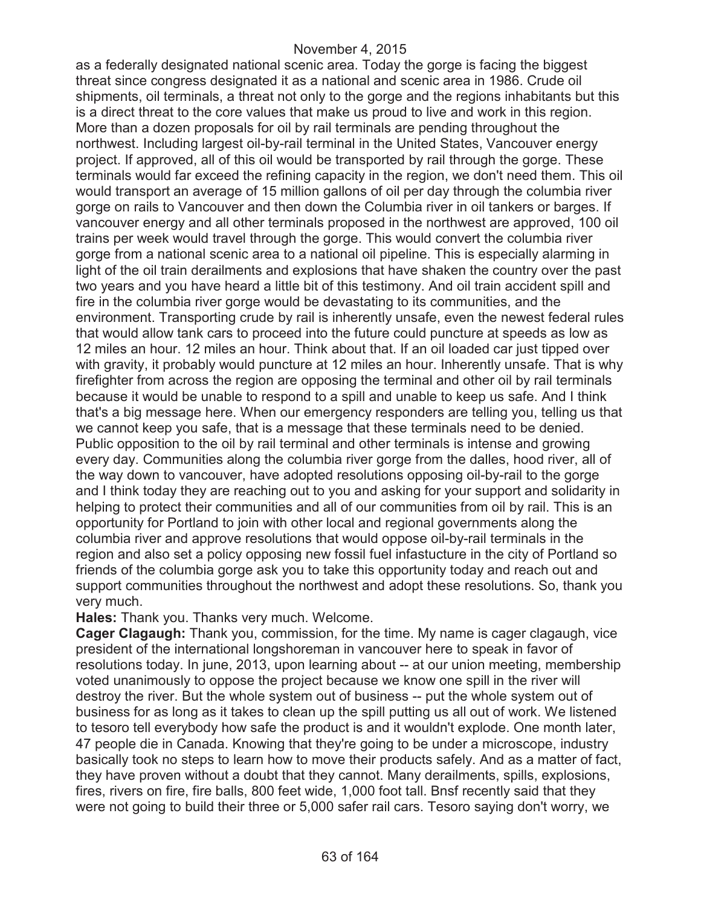as a federally designated national scenic area. Today the gorge is facing the biggest threat since congress designated it as a national and scenic area in 1986. Crude oil shipments, oil terminals, a threat not only to the gorge and the regions inhabitants but this is a direct threat to the core values that make us proud to live and work in this region. More than a dozen proposals for oil by rail terminals are pending throughout the northwest. Including largest oil-by-rail terminal in the United States, Vancouver energy project. If approved, all of this oil would be transported by rail through the gorge. These terminals would far exceed the refining capacity in the region, we don't need them. This oil would transport an average of 15 million gallons of oil per day through the columbia river gorge on rails to Vancouver and then down the Columbia river in oil tankers or barges. If vancouver energy and all other terminals proposed in the northwest are approved, 100 oil trains per week would travel through the gorge. This would convert the columbia river gorge from a national scenic area to a national oil pipeline. This is especially alarming in light of the oil train derailments and explosions that have shaken the country over the past two years and you have heard a little bit of this testimony. And oil train accident spill and fire in the columbia river gorge would be devastating to its communities, and the environment. Transporting crude by rail is inherently unsafe, even the newest federal rules that would allow tank cars to proceed into the future could puncture at speeds as low as 12 miles an hour. 12 miles an hour. Think about that. If an oil loaded car just tipped over with gravity, it probably would puncture at 12 miles an hour. Inherently unsafe. That is why firefighter from across the region are opposing the terminal and other oil by rail terminals because it would be unable to respond to a spill and unable to keep us safe. And I think that's a big message here. When our emergency responders are telling you, telling us that we cannot keep you safe, that is a message that these terminals need to be denied. Public opposition to the oil by rail terminal and other terminals is intense and growing every day. Communities along the columbia river gorge from the dalles, hood river, all of the way down to vancouver, have adopted resolutions opposing oil-by-rail to the gorge and I think today they are reaching out to you and asking for your support and solidarity in helping to protect their communities and all of our communities from oil by rail. This is an opportunity for Portland to join with other local and regional governments along the columbia river and approve resolutions that would oppose oil-by-rail terminals in the region and also set a policy opposing new fossil fuel infastucture in the city of Portland so friends of the columbia gorge ask you to take this opportunity today and reach out and support communities throughout the northwest and adopt these resolutions. So, thank you very much.

**Hales:** Thank you. Thanks very much. Welcome.

**Cager Clagaugh:** Thank you, commission, for the time. My name is cager clagaugh, vice president of the international longshoreman in vancouver here to speak in favor of resolutions today. In june, 2013, upon learning about -- at our union meeting, membership voted unanimously to oppose the project because we know one spill in the river will destroy the river. But the whole system out of business -- put the whole system out of business for as long as it takes to clean up the spill putting us all out of work. We listened to tesoro tell everybody how safe the product is and it wouldn't explode. One month later, 47 people die in Canada. Knowing that they're going to be under a microscope, industry basically took no steps to learn how to move their products safely. And as a matter of fact, they have proven without a doubt that they cannot. Many derailments, spills, explosions, fires, rivers on fire, fire balls, 800 feet wide, 1,000 foot tall. Bnsf recently said that they were not going to build their three or 5,000 safer rail cars. Tesoro saying don't worry, we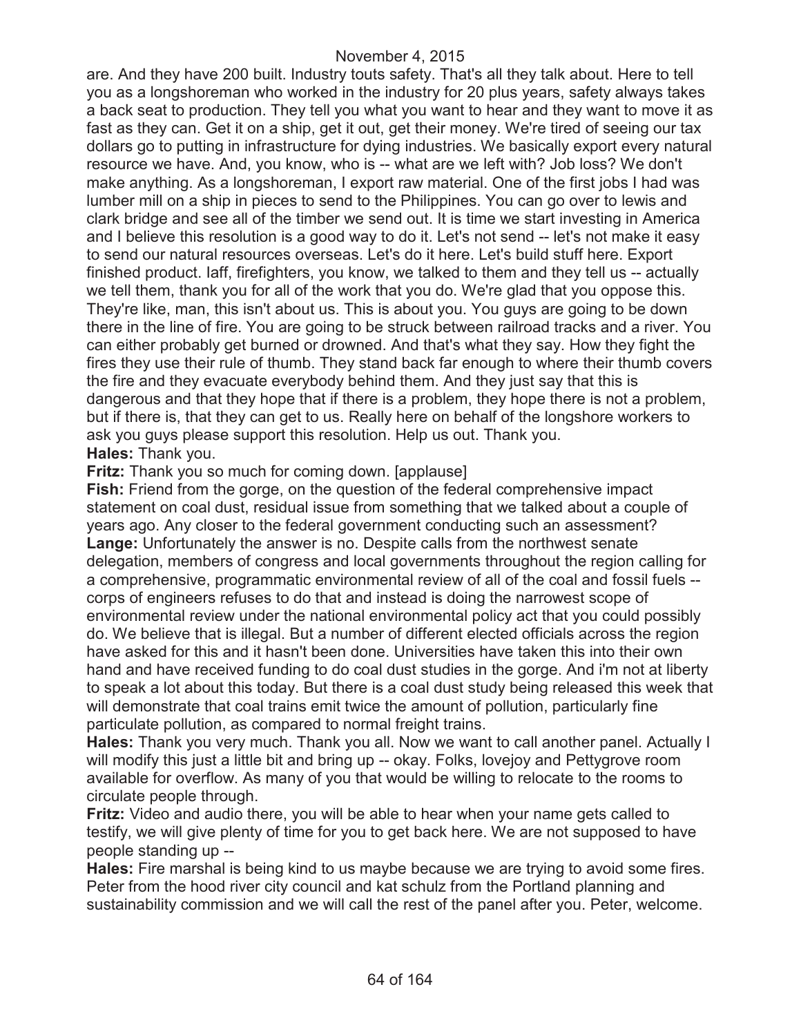are. And they have 200 built. Industry touts safety. That's all they talk about. Here to tell you as a longshoreman who worked in the industry for 20 plus years, safety always takes a back seat to production. They tell you what you want to hear and they want to move it as fast as they can. Get it on a ship, get it out, get their money. We're tired of seeing our tax dollars go to putting in infrastructure for dying industries. We basically export every natural resource we have. And, you know, who is -- what are we left with? Job loss? We don't make anything. As a longshoreman, I export raw material. One of the first jobs I had was lumber mill on a ship in pieces to send to the Philippines. You can go over to lewis and clark bridge and see all of the timber we send out. It is time we start investing in America and I believe this resolution is a good way to do it. Let's not send -- let's not make it easy to send our natural resources overseas. Let's do it here. Let's build stuff here. Export finished product. Iaff, firefighters, you know, we talked to them and they tell us -- actually we tell them, thank you for all of the work that you do. We're glad that you oppose this. They're like, man, this isn't about us. This is about you. You guys are going to be down there in the line of fire. You are going to be struck between railroad tracks and a river. You can either probably get burned or drowned. And that's what they say. How they fight the fires they use their rule of thumb. They stand back far enough to where their thumb covers the fire and they evacuate everybody behind them. And they just say that this is dangerous and that they hope that if there is a problem, they hope there is not a problem, but if there is, that they can get to us. Really here on behalf of the longshore workers to ask you guys please support this resolution. Help us out. Thank you.

**Hales:** Thank you.

**Fritz:** Thank you so much for coming down. [applause]

**Fish:** Friend from the gorge, on the question of the federal comprehensive impact statement on coal dust, residual issue from something that we talked about a couple of years ago. Any closer to the federal government conducting such an assessment?

**Lange:** Unfortunately the answer is no. Despite calls from the northwest senate delegation, members of congress and local governments throughout the region calling for a comprehensive, programmatic environmental review of all of the coal and fossil fuels -- corps of engineers refuses to do that and instead is doing the narrowest scope of environmental review under the national environmental policy act that you could possibly do. We believe that is illegal. But a number of different elected officials across the region have asked for this and it hasn't been done. Universities have taken this into their own hand and have received funding to do coal dust studies in the gorge. And i'm not at liberty to speak a lot about this today. But there is a coal dust study being released this week that will demonstrate that coal trains emit twice the amount of pollution, particularly fine particulate pollution, as compared to normal freight trains.

**Hales:** Thank you very much. Thank you all. Now we want to call another panel. Actually I will modify this just a little bit and bring up -- okay. Folks, lovejoy and Pettygrove room available for overflow. As many of you that would be willing to relocate to the rooms to circulate people through.

**Fritz:** Video and audio there, you will be able to hear when your name gets called to testify, we will give plenty of time for you to get back here. We are not supposed to have people standing up --

**Hales:** Fire marshal is being kind to us maybe because we are trying to avoid some fires. Peter from the hood river city council and kat schulz from the Portland planning and sustainability commission and we will call the rest of the panel after you. Peter, welcome.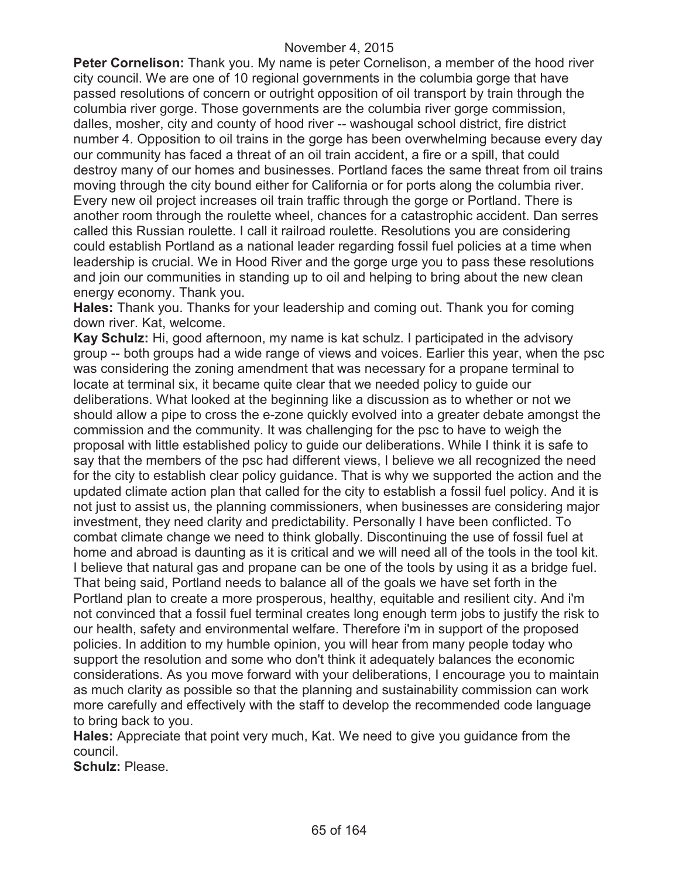November 4, 2015

**Peter Cornelison:** Thank you. My name is peter Cornelison, a member of the hood river city council. We are one of 10 regional governments in the columbia gorge that have passed resolutions of concern or outright opposition of oil transport by train through the columbia river gorge. Those governments are the columbia river gorge commission, dalles, mosher, city and county of hood river -- washougal school district, fire district number 4. Opposition to oil trains in the gorge has been overwhelming because every day our community has faced a threat of an oil train accident, a fire or a spill, that could destroy many of our homes and businesses. Portland faces the same threat from oil trains moving through the city bound either for California or for ports along the columbia river. Every new oil project increases oil train traffic through the gorge or Portland. There is another room through the roulette wheel, chances for a catastrophic accident. Dan serres called this Russian roulette. I call it railroad roulette. Resolutions you are considering could establish Portland as a national leader regarding fossil fuel policies at a time when leadership is crucial. We in Hood River and the gorge urge you to pass these resolutions and join our communities in standing up to oil and helping to bring about the new clean energy economy. Thank you.

**Hales:** Thank you. Thanks for your leadership and coming out. Thank you for coming down river. Kat, welcome.

**Kay Schulz:** Hi, good afternoon, my name is kat schulz. I participated in the advisory group -- both groups had a wide range of views and voices. Earlier this year, when the psc was considering the zoning amendment that was necessary for a propane terminal to locate at terminal six, it became quite clear that we needed policy to guide our deliberations. What looked at the beginning like a discussion as to whether or not we should allow a pipe to cross the e-zone quickly evolved into a greater debate amongst the commission and the community. It was challenging for the psc to have to weigh the proposal with little established policy to guide our deliberations. While I think it is safe to say that the members of the psc had different views, I believe we all recognized the need for the city to establish clear policy guidance. That is why we supported the action and the updated climate action plan that called for the city to establish a fossil fuel policy. And it is not just to assist us, the planning commissioners, when businesses are considering major investment, they need clarity and predictability. Personally I have been conflicted. To combat climate change we need to think globally. Discontinuing the use of fossil fuel at home and abroad is daunting as it is critical and we will need all of the tools in the tool kit. I believe that natural gas and propane can be one of the tools by using it as a bridge fuel. That being said, Portland needs to balance all of the goals we have set forth in the Portland plan to create a more prosperous, healthy, equitable and resilient city. And i'm not convinced that a fossil fuel terminal creates long enough term jobs to justify the risk to our health, safety and environmental welfare. Therefore i'm in support of the proposed policies. In addition to my humble opinion, you will hear from many people today who support the resolution and some who don't think it adequately balances the economic considerations. As you move forward with your deliberations, I encourage you to maintain as much clarity as possible so that the planning and sustainability commission can work more carefully and effectively with the staff to develop the recommended code language to bring back to you.

**Hales:** Appreciate that point very much, Kat. We need to give you guidance from the council.

**Schulz:** Please.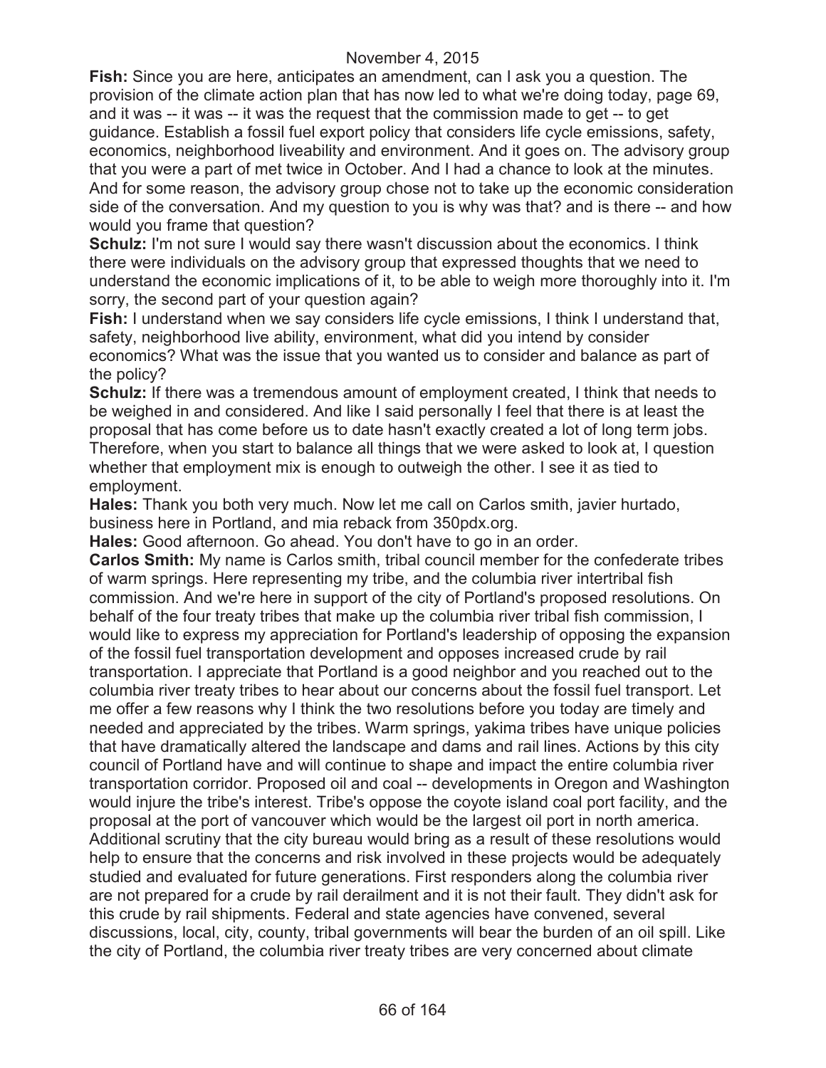**Fish:** Since you are here, anticipates an amendment, can I ask you a question. The provision of the climate action plan that has now led to what we're doing today, page 69, and it was -- it was -- it was the request that the commission made to get -- to get guidance. Establish a fossil fuel export policy that considers life cycle emissions, safety, economics, neighborhood liveability and environment. And it goes on. The advisory group that you were a part of met twice in October. And I had a chance to look at the minutes. And for some reason, the advisory group chose not to take up the economic consideration side of the conversation. And my question to you is why was that? and is there -- and how would you frame that question?

**Schulz:** I'm not sure I would say there wasn't discussion about the economics. I think there were individuals on the advisory group that expressed thoughts that we need to understand the economic implications of it, to be able to weigh more thoroughly into it. I'm sorry, the second part of your question again?

**Fish:** I understand when we say considers life cycle emissions, I think I understand that, safety, neighborhood live ability, environment, what did you intend by consider economics? What was the issue that you wanted us to consider and balance as part of the policy?

**Schulz:** If there was a tremendous amount of employment created, I think that needs to be weighed in and considered. And like I said personally I feel that there is at least the proposal that has come before us to date hasn't exactly created a lot of long term jobs. Therefore, when you start to balance all things that we were asked to look at, I question whether that employment mix is enough to outweigh the other. I see it as tied to employment.

**Hales:** Thank you both very much. Now let me call on Carlos smith, javier hurtado, business here in Portland, and mia reback from 350pdx.org.

**Hales:** Good afternoon. Go ahead. You don't have to go in an order.

**Carlos Smith:** My name is Carlos smith, tribal council member for the confederate tribes of warm springs. Here representing my tribe, and the columbia river intertribal fish commission. And we're here in support of the city of Portland's proposed resolutions. On behalf of the four treaty tribes that make up the columbia river tribal fish commission, I would like to express my appreciation for Portland's leadership of opposing the expansion of the fossil fuel transportation development and opposes increased crude by rail transportation. I appreciate that Portland is a good neighbor and you reached out to the columbia river treaty tribes to hear about our concerns about the fossil fuel transport. Let me offer a few reasons why I think the two resolutions before you today are timely and needed and appreciated by the tribes. Warm springs, yakima tribes have unique policies that have dramatically altered the landscape and dams and rail lines. Actions by this city council of Portland have and will continue to shape and impact the entire columbia river transportation corridor. Proposed oil and coal -- developments in Oregon and Washington would injure the tribe's interest. Tribe's oppose the coyote island coal port facility, and the proposal at the port of vancouver which would be the largest oil port in north america. Additional scrutiny that the city bureau would bring as a result of these resolutions would help to ensure that the concerns and risk involved in these projects would be adequately studied and evaluated for future generations. First responders along the columbia river are not prepared for a crude by rail derailment and it is not their fault. They didn't ask for this crude by rail shipments. Federal and state agencies have convened, several discussions, local, city, county, tribal governments will bear the burden of an oil spill. Like the city of Portland, the columbia river treaty tribes are very concerned about climate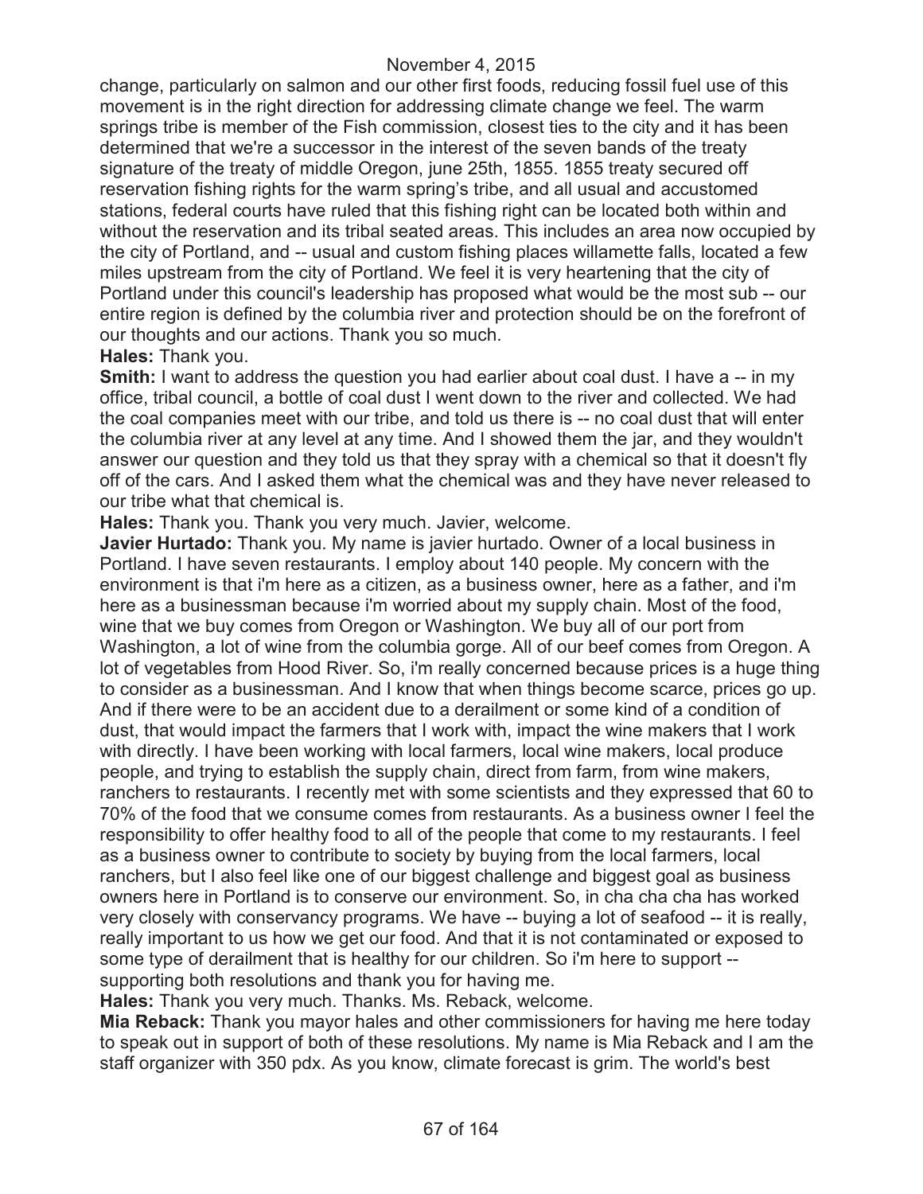change, particularly on salmon and our other first foods, reducing fossil fuel use of this movement is in the right direction for addressing climate change we feel. The warm springs tribe is member of the Fish commission, closest ties to the city and it has been determined that we're a successor in the interest of the seven bands of the treaty signature of the treaty of middle Oregon, june 25th, 1855. 1855 treaty secured off reservation fishing rights for the warm spring's tribe, and all usual and accustomed stations, federal courts have ruled that this fishing right can be located both within and without the reservation and its tribal seated areas. This includes an area now occupied by the city of Portland, and -- usual and custom fishing places willamette falls, located a few miles upstream from the city of Portland. We feel it is very heartening that the city of Portland under this council's leadership has proposed what would be the most sub -- our entire region is defined by the columbia river and protection should be on the forefront of our thoughts and our actions. Thank you so much.

**Hales:** Thank you.

**Smith:** I want to address the question you had earlier about coal dust. I have a -- in my office, tribal council, a bottle of coal dust I went down to the river and collected. We had the coal companies meet with our tribe, and told us there is -- no coal dust that will enter the columbia river at any level at any time. And I showed them the jar, and they wouldn't answer our question and they told us that they spray with a chemical so that it doesn't fly off of the cars. And I asked them what the chemical was and they have never released to our tribe what that chemical is.

**Hales:** Thank you. Thank you very much. Javier, welcome.

**Javier Hurtado:** Thank you. My name is javier hurtado. Owner of a local business in Portland. I have seven restaurants. I employ about 140 people. My concern with the environment is that i'm here as a citizen, as a business owner, here as a father, and i'm here as a businessman because i'm worried about my supply chain. Most of the food, wine that we buy comes from Oregon or Washington. We buy all of our port from Washington, a lot of wine from the columbia gorge. All of our beef comes from Oregon. A lot of vegetables from Hood River. So, i'm really concerned because prices is a huge thing to consider as a businessman. And I know that when things become scarce, prices go up. And if there were to be an accident due to a derailment or some kind of a condition of dust, that would impact the farmers that I work with, impact the wine makers that I work with directly. I have been working with local farmers, local wine makers, local produce people, and trying to establish the supply chain, direct from farm, from wine makers, ranchers to restaurants. I recently met with some scientists and they expressed that 60 to 70% of the food that we consume comes from restaurants. As a business owner I feel the responsibility to offer healthy food to all of the people that come to my restaurants. I feel as a business owner to contribute to society by buying from the local farmers, local ranchers, but I also feel like one of our biggest challenge and biggest goal as business owners here in Portland is to conserve our environment. So, in cha cha cha has worked very closely with conservancy programs. We have -- buying a lot of seafood -- it is really, really important to us how we get our food. And that it is not contaminated or exposed to some type of derailment that is healthy for our children. So i'm here to support -- supporting both resolutions and thank you for having me.

**Hales:** Thank you very much. Thanks. Ms. Reback, welcome.

**Mia Reback:** Thank you mayor hales and other commissioners for having me here today to speak out in support of both of these resolutions. My name is Mia Reback and I am the staff organizer with 350 pdx. As you know, climate forecast is grim. The world's best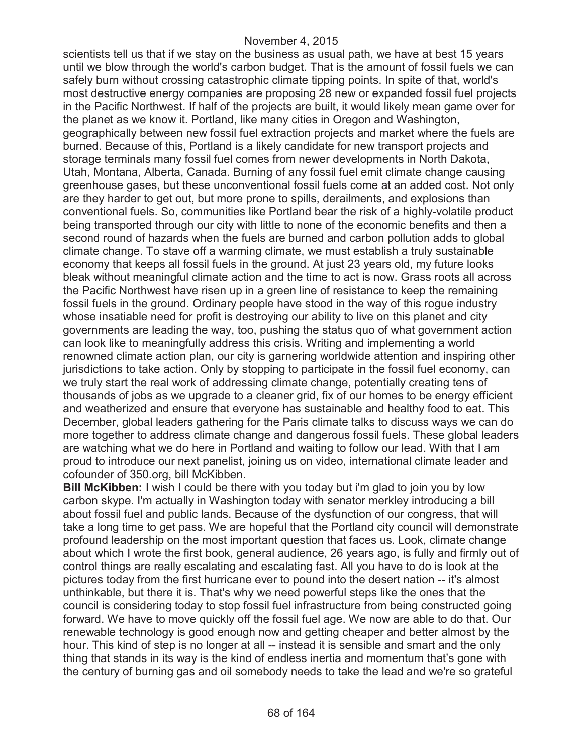scientists tell us that if we stay on the business as usual path, we have at best 15 years until we blow through the world's carbon budget. That is the amount of fossil fuels we can safely burn without crossing catastrophic climate tipping points. In spite of that, world's most destructive energy companies are proposing 28 new or expanded fossil fuel projects in the Pacific Northwest. If half of the projects are built, it would likely mean game over for the planet as we know it. Portland, like many cities in Oregon and Washington, geographically between new fossil fuel extraction projects and market where the fuels are burned. Because of this, Portland is a likely candidate for new transport projects and storage terminals many fossil fuel comes from newer developments in North Dakota, Utah, Montana, Alberta, Canada. Burning of any fossil fuel emit climate change causing greenhouse gases, but these unconventional fossil fuels come at an added cost. Not only are they harder to get out, but more prone to spills, derailments, and explosions than conventional fuels. So, communities like Portland bear the risk of a highly-volatile product being transported through our city with little to none of the economic benefits and then a second round of hazards when the fuels are burned and carbon pollution adds to global climate change. To stave off a warming climate, we must establish a truly sustainable economy that keeps all fossil fuels in the ground. At just 23 years old, my future looks bleak without meaningful climate action and the time to act is now. Grass roots all across the Pacific Northwest have risen up in a green line of resistance to keep the remaining fossil fuels in the ground. Ordinary people have stood in the way of this rogue industry whose insatiable need for profit is destroying our ability to live on this planet and city governments are leading the way, too, pushing the status quo of what government action can look like to meaningfully address this crisis. Writing and implementing a world renowned climate action plan, our city is garnering worldwide attention and inspiring other jurisdictions to take action. Only by stopping to participate in the fossil fuel economy, can we truly start the real work of addressing climate change, potentially creating tens of thousands of jobs as we upgrade to a cleaner grid, fix of our homes to be energy efficient and weatherized and ensure that everyone has sustainable and healthy food to eat. This December, global leaders gathering for the Paris climate talks to discuss ways we can do more together to address climate change and dangerous fossil fuels. These global leaders are watching what we do here in Portland and waiting to follow our lead. With that I am proud to introduce our next panelist, joining us on video, international climate leader and cofounder of 350.org, bill McKibben.

**Bill McKibben:** I wish I could be there with you today but i'm glad to join you by low carbon skype. I'm actually in Washington today with senator merkley introducing a bill about fossil fuel and public lands. Because of the dysfunction of our congress, that will take a long time to get pass. We are hopeful that the Portland city council will demonstrate profound leadership on the most important question that faces us. Look, climate change about which I wrote the first book, general audience, 26 years ago, is fully and firmly out of control things are really escalating and escalating fast. All you have to do is look at the pictures today from the first hurricane ever to pound into the desert nation -- it's almost unthinkable, but there it is. That's why we need powerful steps like the ones that the council is considering today to stop fossil fuel infrastructure from being constructed going forward. We have to move quickly off the fossil fuel age. We now are able to do that. Our renewable technology is good enough now and getting cheaper and better almost by the hour. This kind of step is no longer at all -- instead it is sensible and smart and the only thing that stands in its way is the kind of endless inertia and momentum that's gone with the century of burning gas and oil somebody needs to take the lead and we're so grateful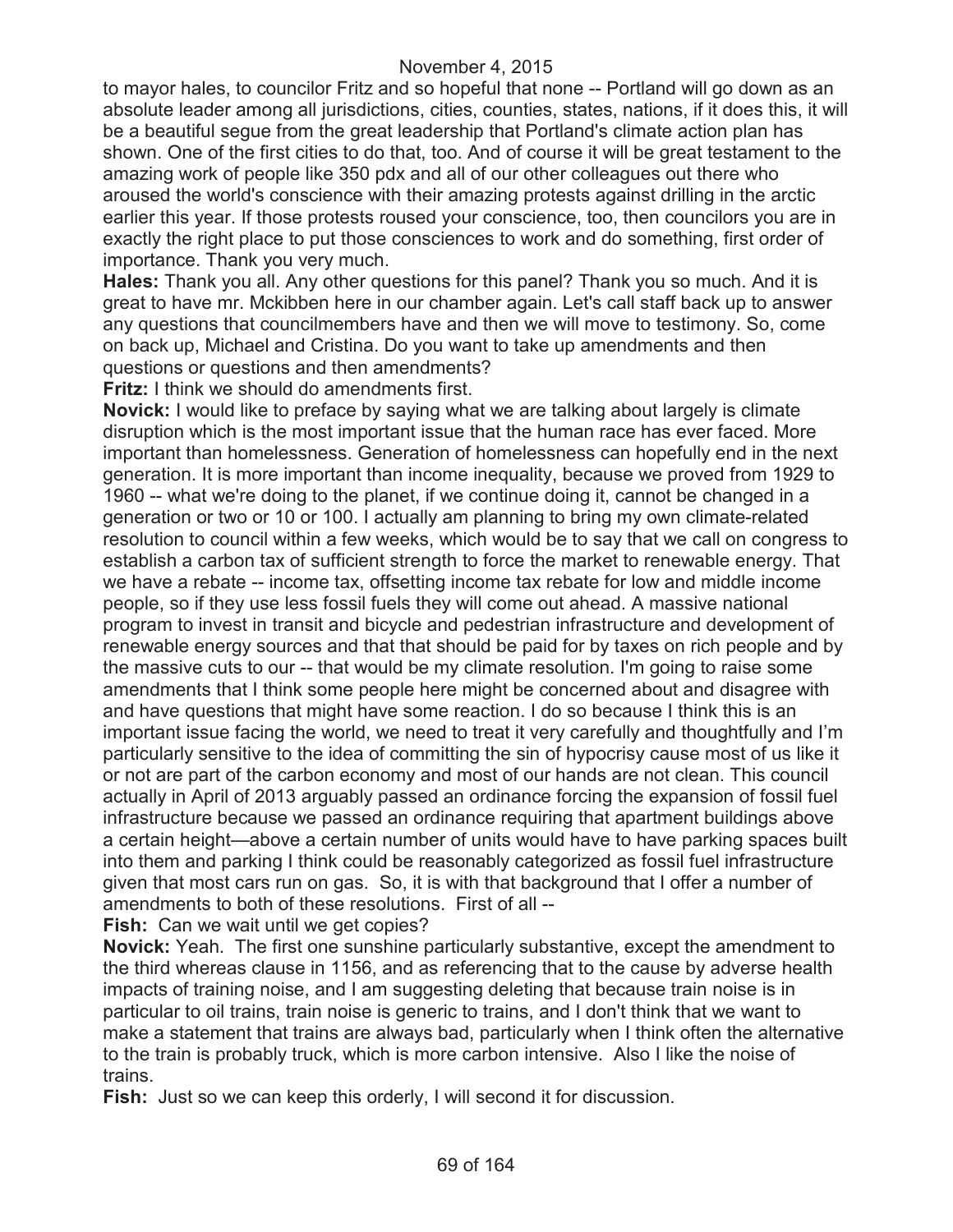to mayor hales, to councilor Fritz and so hopeful that none -- Portland will go down as an absolute leader among all jurisdictions, cities, counties, states, nations, if it does this, it will be a beautiful segue from the great leadership that Portland's climate action plan has shown. One of the first cities to do that, too. And of course it will be great testament to the amazing work of people like 350 pdx and all of our other colleagues out there who aroused the world's conscience with their amazing protests against drilling in the arctic earlier this year. If those protests roused your conscience, too, then councilors you are in exactly the right place to put those consciences to work and do something, first order of importance. Thank you very much.

**Hales:** Thank you all. Any other questions for this panel? Thank you so much. And it is great to have mr. Mckibben here in our chamber again. Let's call staff back up to answer any questions that councilmembers have and then we will move to testimony. So, come on back up, Michael and Cristina. Do you want to take up amendments and then questions or questions and then amendments?

**Fritz:** I think we should do amendments first.

**Novick:** I would like to preface by saying what we are talking about largely is climate disruption which is the most important issue that the human race has ever faced. More important than homelessness. Generation of homelessness can hopefully end in the next generation. It is more important than income inequality, because we proved from 1929 to 1960 -- what we're doing to the planet, if we continue doing it, cannot be changed in a generation or two or 10 or 100. I actually am planning to bring my own climate-related resolution to council within a few weeks, which would be to say that we call on congress to establish a carbon tax of sufficient strength to force the market to renewable energy. That we have a rebate -- income tax, offsetting income tax rebate for low and middle income people, so if they use less fossil fuels they will come out ahead. A massive national program to invest in transit and bicycle and pedestrian infrastructure and development of renewable energy sources and that that should be paid for by taxes on rich people and by the massive cuts to our -- that would be my climate resolution. I'm going to raise some amendments that I think some people here might be concerned about and disagree with and have questions that might have some reaction. I do so because I think this is an important issue facing the world, we need to treat it very carefully and thoughtfully and I'm particularly sensitive to the idea of committing the sin of hypocrisy cause most of us like it or not are part of the carbon economy and most of our hands are not clean. This council actually in April of 2013 arguably passed an ordinance forcing the expansion of fossil fuel infrastructure because we passed an ordinance requiring that apartment buildings above a certain height—above a certain number of units would have to have parking spaces built into them and parking I think could be reasonably categorized as fossil fuel infrastructure given that most cars run on gas. So, it is with that background that I offer a number of amendments to both of these resolutions. First of all --

**Fish:** Can we wait until we get copies?

**Novick:** Yeah. The first one sunshine particularly substantive, except the amendment to the third whereas clause in 1156, and as referencing that to the cause by adverse health impacts of training noise, and I am suggesting deleting that because train noise is in particular to oil trains, train noise is generic to trains, and I don't think that we want to make a statement that trains are always bad, particularly when I think often the alternative to the train is probably truck, which is more carbon intensive. Also I like the noise of trains.

**Fish:** Just so we can keep this orderly, I will second it for discussion.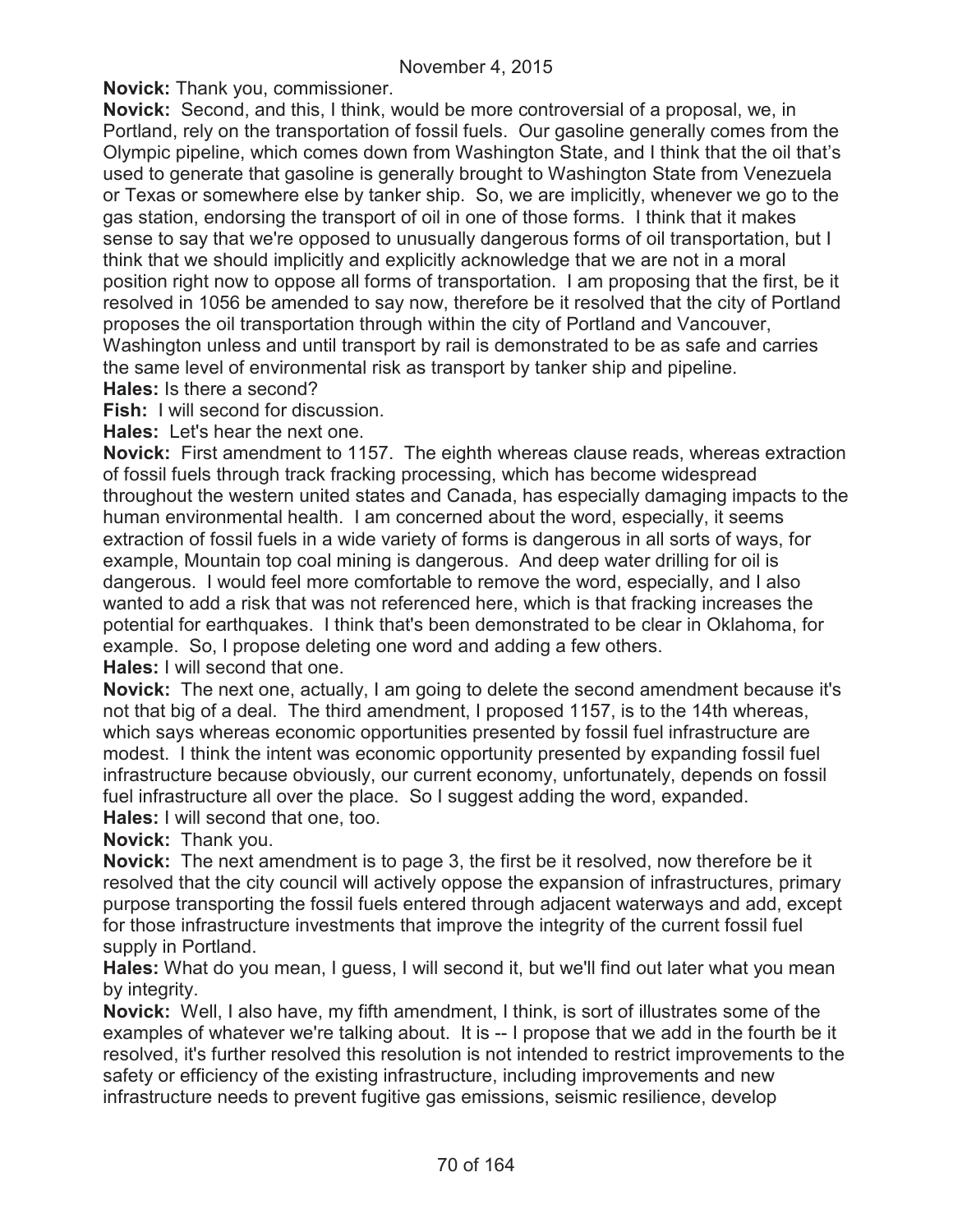**Novick:** Thank you, commissioner.

**Novick:** Second, and this, I think, would be more controversial of a proposal, we, in Portland, rely on the transportation of fossil fuels. Our gasoline generally comes from the Olympic pipeline, which comes down from Washington State, and I think that the oil that's used to generate that gasoline is generally brought to Washington State from Venezuela or Texas or somewhere else by tanker ship. So, we are implicitly, whenever we go to the gas station, endorsing the transport of oil in one of those forms. I think that it makes sense to say that we're opposed to unusually dangerous forms of oil transportation, but I think that we should implicitly and explicitly acknowledge that we are not in a moral position right now to oppose all forms of transportation. I am proposing that the first, be it resolved in 1056 be amended to say now, therefore be it resolved that the city of Portland proposes the oil transportation through within the city of Portland and Vancouver, Washington unless and until transport by rail is demonstrated to be as safe and carries the same level of environmental risk as transport by tanker ship and pipeline.

**Hales:** Is there a second?

**Fish:** I will second for discussion.

**Hales:** Let's hear the next one.

**Novick:** First amendment to 1157. The eighth whereas clause reads, whereas extraction of fossil fuels through track fracking processing, which has become widespread throughout the western united states and Canada, has especially damaging impacts to the human environmental health. I am concerned about the word, especially, it seems extraction of fossil fuels in a wide variety of forms is dangerous in all sorts of ways, for example, Mountain top coal mining is dangerous. And deep water drilling for oil is dangerous. I would feel more comfortable to remove the word, especially, and I also wanted to add a risk that was not referenced here, which is that fracking increases the potential for earthquakes. I think that's been demonstrated to be clear in Oklahoma, for example. So, I propose deleting one word and adding a few others.

**Hales:** I will second that one.

**Novick:** The next one, actually, I am going to delete the second amendment because it's not that big of a deal. The third amendment, I proposed 1157, is to the 14th whereas, which says whereas economic opportunities presented by fossil fuel infrastructure are modest. I think the intent was economic opportunity presented by expanding fossil fuel infrastructure because obviously, our current economy, unfortunately, depends on fossil fuel infrastructure all over the place. So I suggest adding the word, expanded.

**Hales:** I will second that one, too.

**Novick:** Thank you.

**Novick:** The next amendment is to page 3, the first be it resolved, now therefore be it resolved that the city council will actively oppose the expansion of infrastructures, primary purpose transporting the fossil fuels entered through adjacent waterways and add, except for those infrastructure investments that improve the integrity of the current fossil fuel supply in Portland.

**Hales:** What do you mean, I guess, I will second it, but we'll find out later what you mean by integrity.

**Novick:** Well, I also have, my fifth amendment, I think, is sort of illustrates some of the examples of whatever we're talking about. It is -- I propose that we add in the fourth be it resolved, it's further resolved this resolution is not intended to restrict improvements to the safety or efficiency of the existing infrastructure, including improvements and new infrastructure needs to prevent fugitive gas emissions, seismic resilience, develop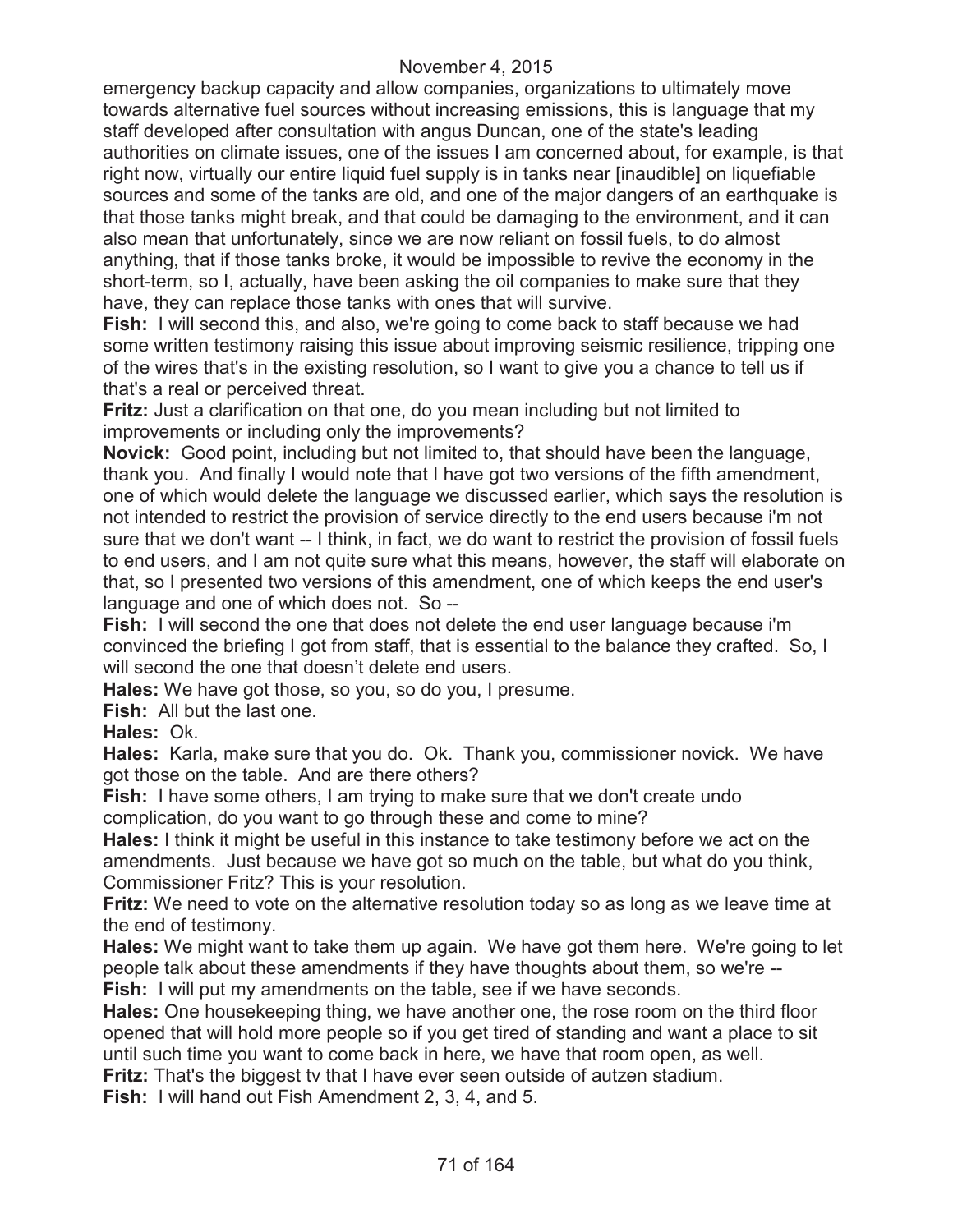emergency backup capacity and allow companies, organizations to ultimately move towards alternative fuel sources without increasing emissions, this is language that my staff developed after consultation with angus Duncan, one of the state's leading authorities on climate issues, one of the issues I am concerned about, for example, is that right now, virtually our entire liquid fuel supply is in tanks near [inaudible] on liquefiable sources and some of the tanks are old, and one of the major dangers of an earthquake is that those tanks might break, and that could be damaging to the environment, and it can also mean that unfortunately, since we are now reliant on fossil fuels, to do almost anything, that if those tanks broke, it would be impossible to revive the economy in the short-term, so I, actually, have been asking the oil companies to make sure that they have, they can replace those tanks with ones that will survive.

**Fish:** I will second this, and also, we're going to come back to staff because we had some written testimony raising this issue about improving seismic resilience, tripping one of the wires that's in the existing resolution, so I want to give you a chance to tell us if that's a real or perceived threat.

**Fritz:** Just a clarification on that one, do you mean including but not limited to improvements or including only the improvements?

**Novick:** Good point, including but not limited to, that should have been the language, thank you. And finally I would note that I have got two versions of the fifth amendment, one of which would delete the language we discussed earlier, which says the resolution is not intended to restrict the provision of service directly to the end users because i'm not sure that we don't want -- I think, in fact, we do want to restrict the provision of fossil fuels to end users, and I am not quite sure what this means, however, the staff will elaborate on that, so I presented two versions of this amendment, one of which keeps the end user's language and one of which does not. So --

**Fish:** I will second the one that does not delete the end user language because i'm convinced the briefing I got from staff, that is essential to the balance they crafted. So, I will second the one that doesn't delete end users.

**Hales:** We have got those, so you, so do you, I presume.

**Fish:** All but the last one.

**Hales:** Ok.

**Hales:** Karla, make sure that you do. Ok. Thank you, commissioner novick. We have got those on the table. And are there others?

**Fish:** I have some others, I am trying to make sure that we don't create undo complication, do you want to go through these and come to mine?

**Hales:** I think it might be useful in this instance to take testimony before we act on the amendments. Just because we have got so much on the table, but what do you think, Commissioner Fritz? This is your resolution.

**Fritz:** We need to vote on the alternative resolution today so as long as we leave time at the end of testimony.

**Hales:** We might want to take them up again. We have got them here. We're going to let people talk about these amendments if they have thoughts about them, so we're --

**Fish:** I will put my amendments on the table, see if we have seconds.

**Hales:** One housekeeping thing, we have another one, the rose room on the third floor opened that will hold more people so if you get tired of standing and want a place to sit until such time you want to come back in here, we have that room open, as well.

**Fritz:** That's the biggest tv that I have ever seen outside of autzen stadium.

**Fish:** I will hand out Fish Amendment 2, 3, 4, and 5.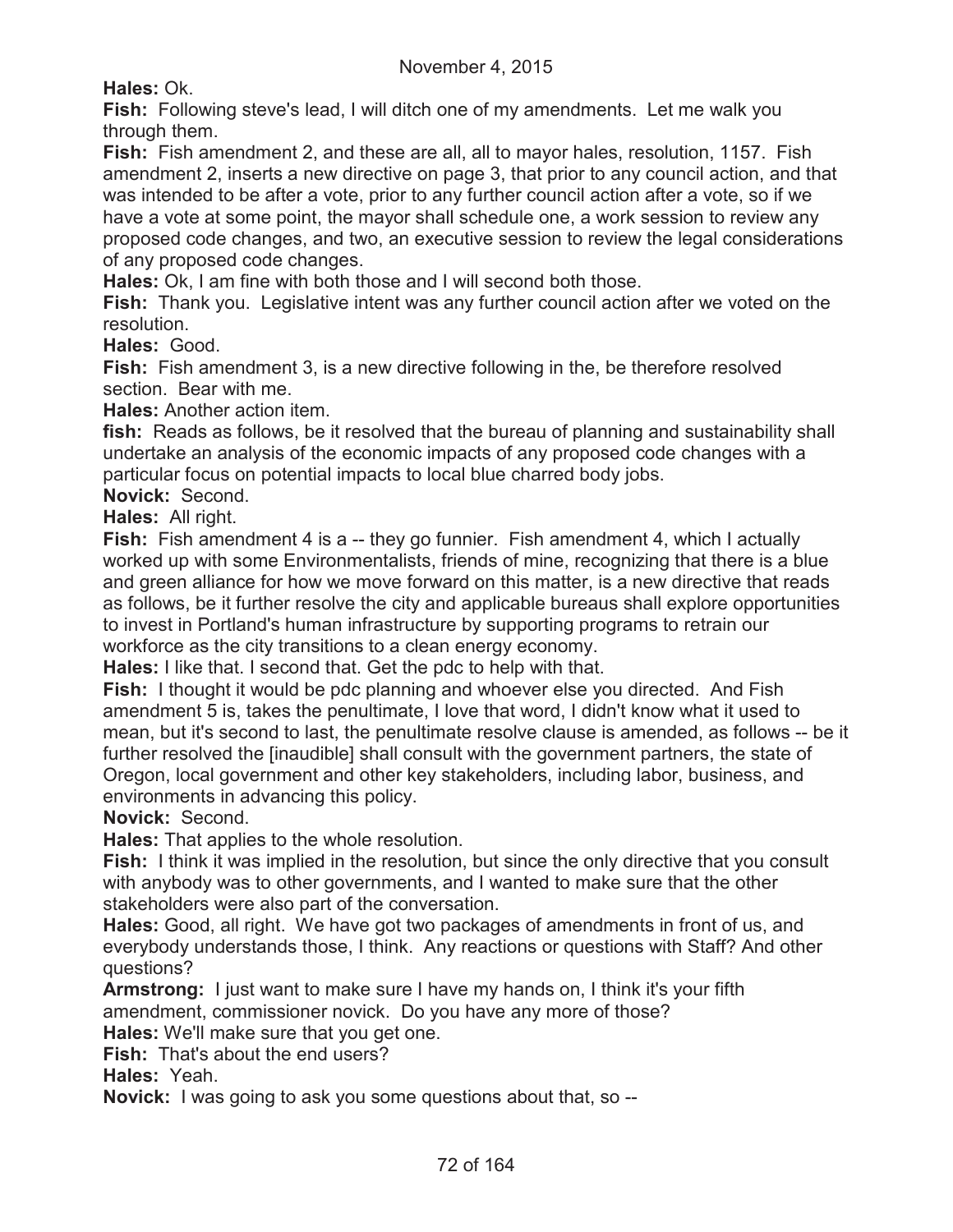**Hales:** Ok.

**Fish:** Following steve's lead, I will ditch one of my amendments. Let me walk you through them.

**Fish:** Fish amendment 2, and these are all, all to mayor hales, resolution, 1157. Fish amendment 2, inserts a new directive on page 3, that prior to any council action, and that was intended to be after a vote, prior to any further council action after a vote, so if we have a vote at some point, the mayor shall schedule one, a work session to review any proposed code changes, and two, an executive session to review the legal considerations of any proposed code changes.

**Hales:** Ok, I am fine with both those and I will second both those.

**Fish:** Thank you. Legislative intent was any further council action after we voted on the resolution.

**Hales:** Good.

**Fish:** Fish amendment 3, is a new directive following in the, be therefore resolved section. Bear with me.

**Hales:** Another action item.

**fish:** Reads as follows, be it resolved that the bureau of planning and sustainability shall undertake an analysis of the economic impacts of any proposed code changes with a particular focus on potential impacts to local blue charred body jobs.

**Novick:** Second.

**Hales:** All right.

**Fish:** Fish amendment 4 is a -- they go funnier. Fish amendment 4, which I actually worked up with some Environmentalists, friends of mine, recognizing that there is a blue and green alliance for how we move forward on this matter, is a new directive that reads as follows, be it further resolve the city and applicable bureaus shall explore opportunities to invest in Portland's human infrastructure by supporting programs to retrain our workforce as the city transitions to a clean energy economy.

**Hales:** I like that. I second that. Get the pdc to help with that.

**Fish:** I thought it would be pdc planning and whoever else you directed. And Fish amendment 5 is, takes the penultimate, I love that word, I didn't know what it used to mean, but it's second to last, the penultimate resolve clause is amended, as follows -- be it further resolved the [inaudible] shall consult with the government partners, the state of Oregon, local government and other key stakeholders, including labor, business, and environments in advancing this policy.

**Novick:** Second.

**Hales:** That applies to the whole resolution.

**Fish:** I think it was implied in the resolution, but since the only directive that you consult with anybody was to other governments, and I wanted to make sure that the other stakeholders were also part of the conversation.

**Hales:** Good, all right. We have got two packages of amendments in front of us, and everybody understands those, I think. Any reactions or questions with Staff? And other questions?

**Armstrong:** I just want to make sure I have my hands on, I think it's your fifth amendment, commissioner novick. Do you have any more of those?

**Hales:** We'll make sure that you get one.

**Fish:** That's about the end users?

**Hales:** Yeah.

**Novick:** I was going to ask you some questions about that, so --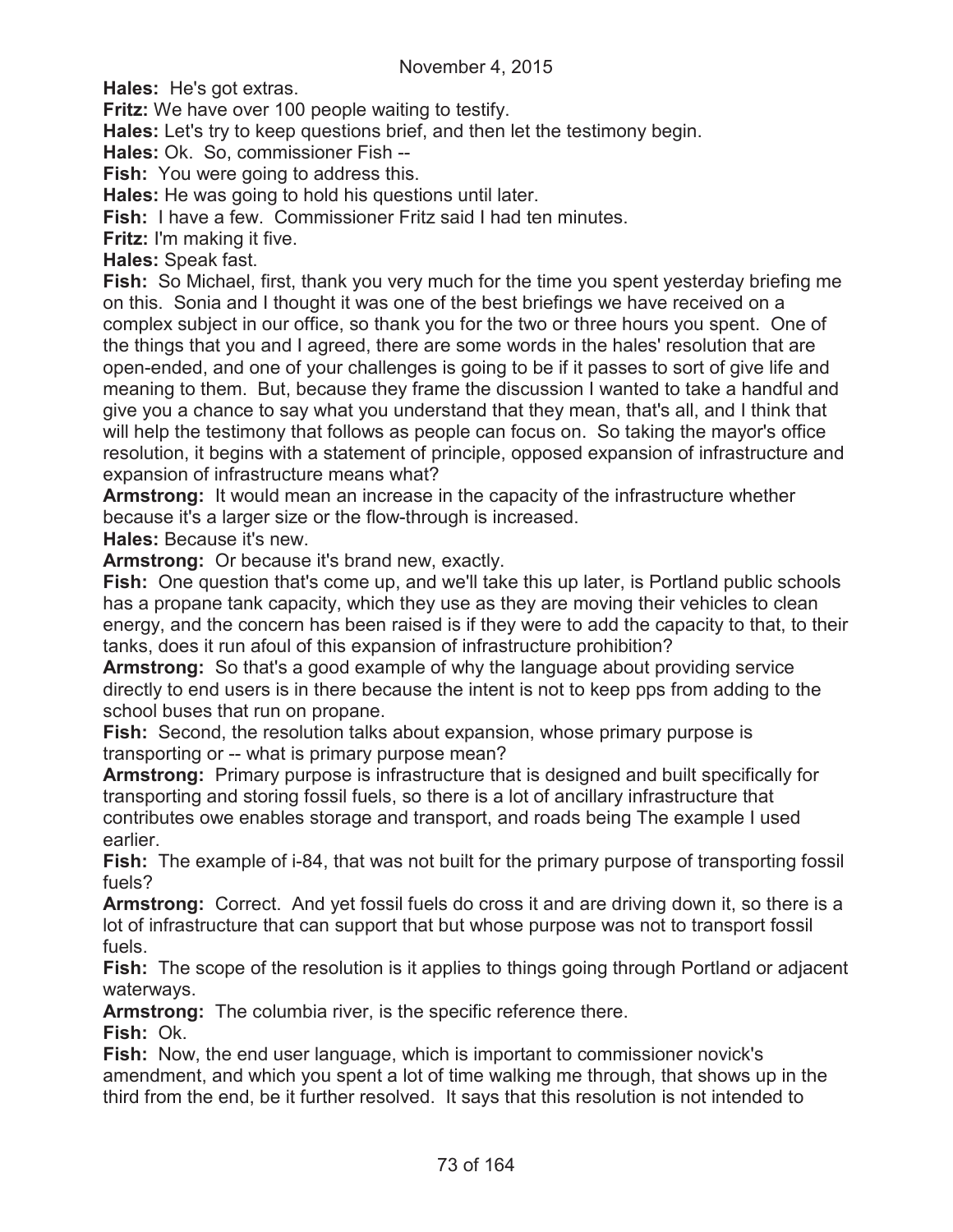November 4, 2015

**Hales:** He's got extras.

**Fritz:** We have over 100 people waiting to testify.

**Hales:** Let's try to keep questions brief, and then let the testimony begin.

**Hales:** Ok. So, commissioner Fish --

**Fish:** You were going to address this.

**Hales:** He was going to hold his questions until later.

**Fish:** I have a few. Commissioner Fritz said I had ten minutes.

**Fritz:** I'm making it five.

**Hales:** Speak fast.

**Fish:** So Michael, first, thank you very much for the time you spent yesterday briefing me on this. Sonia and I thought it was one of the best briefings we have received on a complex subject in our office, so thank you for the two or three hours you spent. One of the things that you and I agreed, there are some words in the hales' resolution that are open-ended, and one of your challenges is going to be if it passes to sort of give life and meaning to them. But, because they frame the discussion I wanted to take a handful and give you a chance to say what you understand that they mean, that's all, and I think that will help the testimony that follows as people can focus on. So taking the mayor's office resolution, it begins with a statement of principle, opposed expansion of infrastructure and expansion of infrastructure means what?

**Armstrong:** It would mean an increase in the capacity of the infrastructure whether because it's a larger size or the flow-through is increased.

**Hales:** Because it's new.

**Armstrong:** Or because it's brand new, exactly.

**Fish:** One question that's come up, and we'll take this up later, is Portland public schools has a propane tank capacity, which they use as they are moving their vehicles to clean energy, and the concern has been raised is if they were to add the capacity to that, to their tanks, does it run afoul of this expansion of infrastructure prohibition?

**Armstrong:** So that's a good example of why the language about providing service directly to end users is in there because the intent is not to keep pps from adding to the school buses that run on propane.

**Fish:** Second, the resolution talks about expansion, whose primary purpose is transporting or -- what is primary purpose mean?

**Armstrong:** Primary purpose is infrastructure that is designed and built specifically for transporting and storing fossil fuels, so there is a lot of ancillary infrastructure that contributes owe enables storage and transport, and roads being The example I used earlier.

**Fish:** The example of i-84, that was not built for the primary purpose of transporting fossil fuels?

**Armstrong:** Correct. And yet fossil fuels do cross it and are driving down it, so there is a lot of infrastructure that can support that but whose purpose was not to transport fossil fuels.

**Fish:** The scope of the resolution is it applies to things going through Portland or adjacent waterways.

**Armstrong:** The columbia river, is the specific reference there.

**Fish:** Ok.

**Fish:** Now, the end user language, which is important to commissioner novick's amendment, and which you spent a lot of time walking me through, that shows up in the third from the end, be it further resolved. It says that this resolution is not intended to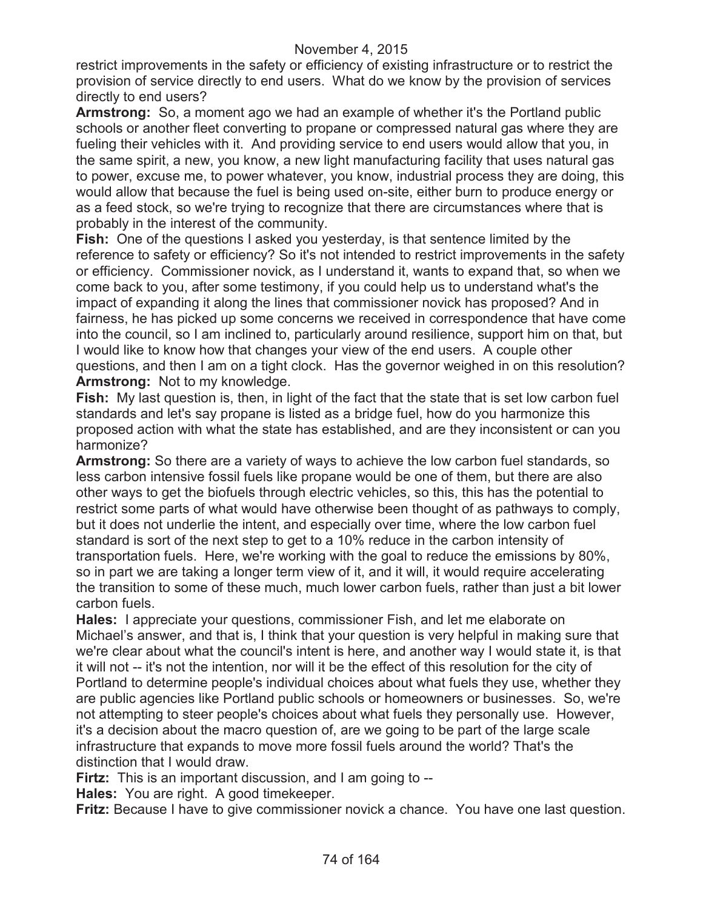restrict improvements in the safety or efficiency of existing infrastructure or to restrict the provision of service directly to end users. What do we know by the provision of services directly to end users?

**Armstrong:** So, a moment ago we had an example of whether it's the Portland public schools or another fleet converting to propane or compressed natural gas where they are fueling their vehicles with it. And providing service to end users would allow that you, in the same spirit, a new, you know, a new light manufacturing facility that uses natural gas to power, excuse me, to power whatever, you know, industrial process they are doing, this would allow that because the fuel is being used on-site, either burn to produce energy or as a feed stock, so we're trying to recognize that there are circumstances where that is probably in the interest of the community.

**Fish:** One of the questions I asked you yesterday, is that sentence limited by the reference to safety or efficiency? So it's not intended to restrict improvements in the safety or efficiency. Commissioner novick, as I understand it, wants to expand that, so when we come back to you, after some testimony, if you could help us to understand what's the impact of expanding it along the lines that commissioner novick has proposed? And in fairness, he has picked up some concerns we received in correspondence that have come into the council, so I am inclined to, particularly around resilience, support him on that, but I would like to know how that changes your view of the end users. A couple other questions, and then I am on a tight clock. Has the governor weighed in on this resolution?

**Armstrong:** Not to my knowledge.

**Fish:** My last question is, then, in light of the fact that the state that is set low carbon fuel standards and let's say propane is listed as a bridge fuel, how do you harmonize this proposed action with what the state has established, and are they inconsistent or can you harmonize?

**Armstrong:** So there are a variety of ways to achieve the low carbon fuel standards, so less carbon intensive fossil fuels like propane would be one of them, but there are also other ways to get the biofuels through electric vehicles, so this, this has the potential to restrict some parts of what would have otherwise been thought of as pathways to comply, but it does not underlie the intent, and especially over time, where the low carbon fuel standard is sort of the next step to get to a 10% reduce in the carbon intensity of transportation fuels. Here, we're working with the goal to reduce the emissions by 80%, so in part we are taking a longer term view of it, and it will, it would require accelerating the transition to some of these much, much lower carbon fuels, rather than just a bit lower carbon fuels.

**Hales:** I appreciate your questions, commissioner Fish, and let me elaborate on Michael's answer, and that is, I think that your question is very helpful in making sure that we're clear about what the council's intent is here, and another way I would state it, is that it will not -- it's not the intention, nor will it be the effect of this resolution for the city of Portland to determine people's individual choices about what fuels they use, whether they are public agencies like Portland public schools or homeowners or businesses. So, we're not attempting to steer people's choices about what fuels they personally use. However, it's a decision about the macro question of, are we going to be part of the large scale infrastructure that expands to move more fossil fuels around the world? That's the distinction that I would draw.

**Firtz:** This is an important discussion, and I am going to --

**Hales:** You are right. A good timekeeper.

**Fritz:** Because I have to give commissioner novick a chance. You have one last question.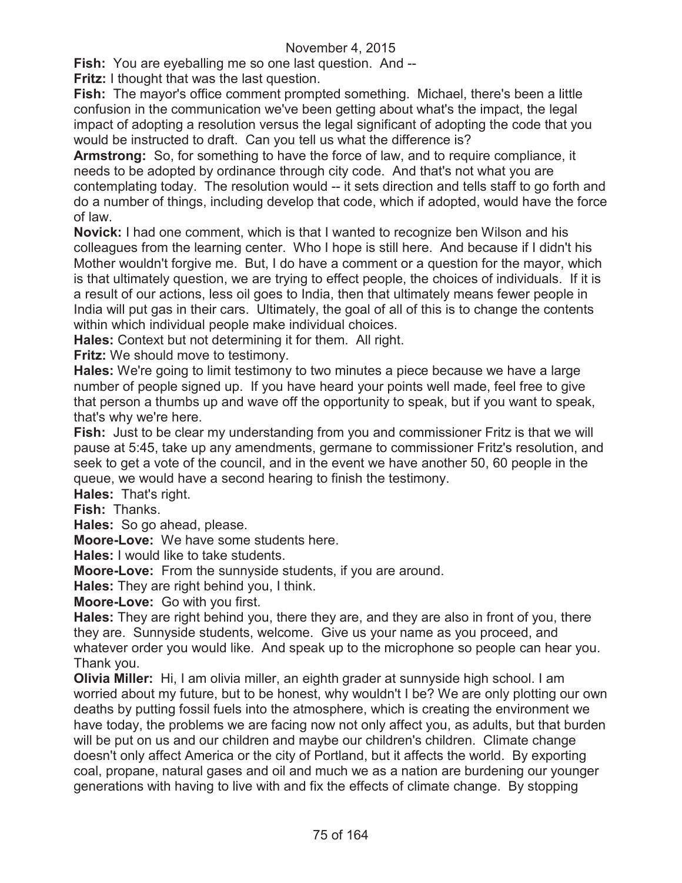**Fish:** You are eyeballing me so one last question. And --

**Fritz:** I thought that was the last question.

**Fish:** The mayor's office comment prompted something. Michael, there's been a little confusion in the communication we've been getting about what's the impact, the legal impact of adopting a resolution versus the legal significant of adopting the code that you would be instructed to draft. Can you tell us what the difference is?

**Armstrong:** So, for something to have the force of law, and to require compliance, it needs to be adopted by ordinance through city code. And that's not what you are contemplating today. The resolution would -- it sets direction and tells staff to go forth and do a number of things, including develop that code, which if adopted, would have the force of law.

**Novick:** I had one comment, which is that I wanted to recognize ben Wilson and his colleagues from the learning center. Who I hope is still here. And because if I didn't his Mother wouldn't forgive me. But, I do have a comment or a question for the mayor, which is that ultimately question, we are trying to effect people, the choices of individuals. If it is a result of our actions, less oil goes to India, then that ultimately means fewer people in India will put gas in their cars. Ultimately, the goal of all of this is to change the contents within which individual people make individual choices.

**Hales:** Context but not determining it for them. All right.

**Fritz:** We should move to testimony.

**Hales:** We're going to limit testimony to two minutes a piece because we have a large number of people signed up. If you have heard your points well made, feel free to give that person a thumbs up and wave off the opportunity to speak, but if you want to speak, that's why we're here.

**Fish:** Just to be clear my understanding from you and commissioner Fritz is that we will pause at 5:45, take up any amendments, germane to commissioner Fritz's resolution, and seek to get a vote of the council, and in the event we have another 50, 60 people in the queue, we would have a second hearing to finish the testimony.

**Hales:** That's right.

**Fish:** Thanks.

**Hales:** So go ahead, please.

**Moore-Love:** We have some students here.

**Hales:** I would like to take students.

**Moore-Love:** From the sunnyside students, if you are around.

**Hales:** They are right behind you, I think.

**Moore-Love:** Go with you first.

**Hales:** They are right behind you, there they are, and they are also in front of you, there they are. Sunnyside students, welcome. Give us your name as you proceed, and whatever order you would like. And speak up to the microphone so people can hear you. Thank you.

**Olivia Miller:** Hi, I am olivia miller, an eighth grader at sunnyside high school. I am worried about my future, but to be honest, why wouldn't I be? We are only plotting our own deaths by putting fossil fuels into the atmosphere, which is creating the environment we have today, the problems we are facing now not only affect you, as adults, but that burden will be put on us and our children and maybe our children's children. Climate change doesn't only affect America or the city of Portland, but it affects the world. By exporting coal, propane, natural gases and oil and much we as a nation are burdening our younger generations with having to live with and fix the effects of climate change. By stopping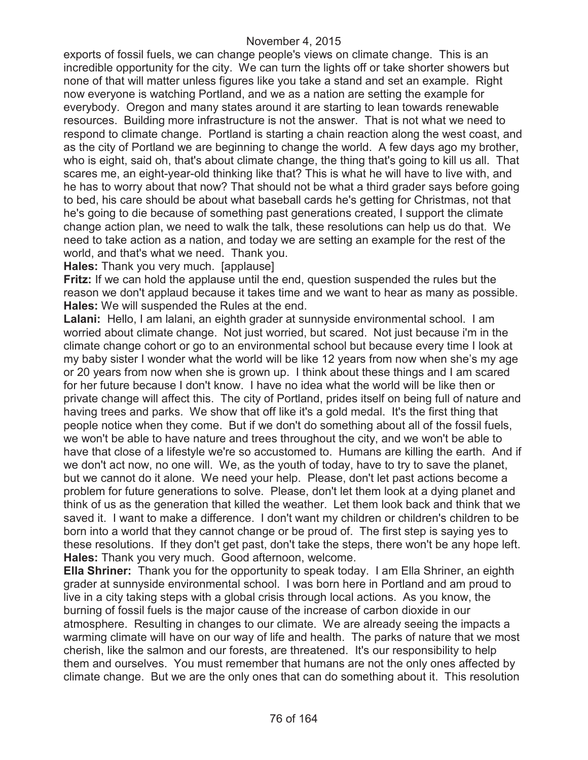exports of fossil fuels, we can change people's views on climate change. This is an incredible opportunity for the city. We can turn the lights off or take shorter showers but none of that will matter unless figures like you take a stand and set an example. Right now everyone is watching Portland, and we as a nation are setting the example for everybody. Oregon and many states around it are starting to lean towards renewable resources. Building more infrastructure is not the answer. That is not what we need to respond to climate change. Portland is starting a chain reaction along the west coast, and as the city of Portland we are beginning to change the world. A few days ago my brother, who is eight, said oh, that's about climate change, the thing that's going to kill us all. That scares me, an eight-year-old thinking like that? This is what he will have to live with, and he has to worry about that now? That should not be what a third grader says before going to bed, his care should be about what baseball cards he's getting for Christmas, not that he's going to die because of something past generations created, I support the climate change action plan, we need to walk the talk, these resolutions can help us do that. We need to take action as a nation, and today we are setting an example for the rest of the world, and that's what we need. Thank you.

**Hales:** Thank you very much. [applause]

**Fritz:** If we can hold the applause until the end, question suspended the rules but the reason we don't applaud because it takes time and we want to hear as many as possible.

**Hales:** We will suspended the Rules at the end.

**Lalani:** Hello, I am lalani, an eighth grader at sunnyside environmental school. I am worried about climate change. Not just worried, but scared. Not just because i'm in the climate change cohort or go to an environmental school but because every time I look at my baby sister I wonder what the world will be like 12 years from now when she's my age or 20 years from now when she is grown up. I think about these things and I am scared for her future because I don't know. I have no idea what the world will be like then or private change will affect this. The city of Portland, prides itself on being full of nature and having trees and parks. We show that off like it's a gold medal. It's the first thing that people notice when they come. But if we don't do something about all of the fossil fuels, we won't be able to have nature and trees throughout the city, and we won't be able to have that close of a lifestyle we're so accustomed to. Humans are killing the earth. And if we don't act now, no one will. We, as the youth of today, have to try to save the planet, but we cannot do it alone. We need your help. Please, don't let past actions become a problem for future generations to solve. Please, don't let them look at a dying planet and think of us as the generation that killed the weather. Let them look back and think that we saved it. I want to make a difference. I don't want my children or children's children to be born into a world that they cannot change or be proud of. The first step is saying yes to these resolutions. If they don't get past, don't take the steps, there won't be any hope left.

**Hales:** Thank you very much. Good afternoon, welcome.

**Ella Shriner:** Thank you for the opportunity to speak today. I am Ella Shriner, an eighth grader at sunnyside environmental school. I was born here in Portland and am proud to live in a city taking steps with a global crisis through local actions. As you know, the burning of fossil fuels is the major cause of the increase of carbon dioxide in our atmosphere. Resulting in changes to our climate. We are already seeing the impacts a warming climate will have on our way of life and health. The parks of nature that we most cherish, like the salmon and our forests, are threatened. It's our responsibility to help them and ourselves. You must remember that humans are not the only ones affected by climate change. But we are the only ones that can do something about it. This resolution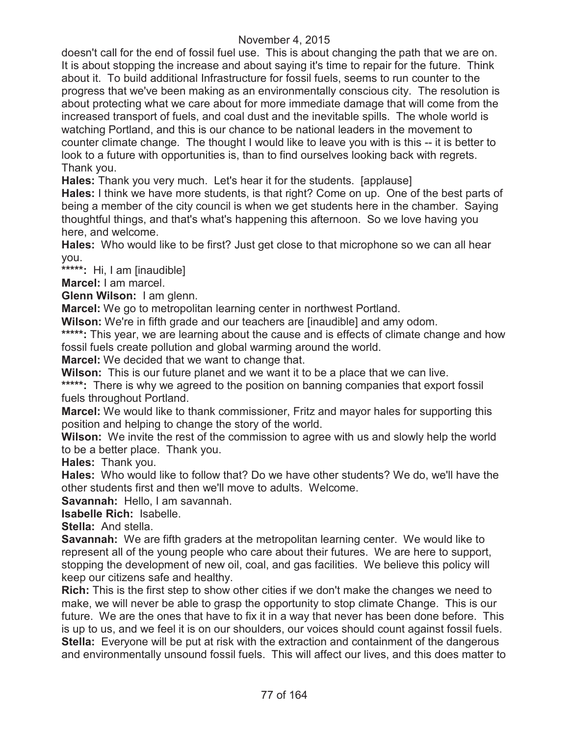doesn't call for the end of fossil fuel use. This is about changing the path that we are on. It is about stopping the increase and about saying it's time to repair for the future. Think about it. To build additional Infrastructure for fossil fuels, seems to run counter to the progress that we've been making as an environmentally conscious city. The resolution is about protecting what we care about for more immediate damage that will come from the increased transport of fuels, and coal dust and the inevitable spills. The whole world is watching Portland, and this is our chance to be national leaders in the movement to counter climate change. The thought I would like to leave you with is this -- it is better to look to a future with opportunities is, than to find ourselves looking back with regrets. Thank you.

**Hales:** Thank you very much. Let's hear it for the students. [applause]

**Hales:** I think we have more students, is that right? Come on up. One of the best parts of being a member of the city council is when we get students here in the chamber. Saying thoughtful things, and that's what's happening this afternoon. So we love having you here, and welcome.

**Hales:** Who would like to be first? Just get close to that microphone so we can all hear you.

**\*\*\*\*\*:** Hi, I am [inaudible]

**Marcel:** I am marcel.

**Glenn Wilson:** I am glenn.

**Marcel:** We go to metropolitan learning center in northwest Portland.

**Wilson:** We're in fifth grade and our teachers are [inaudible] and amy odom.

**\*\*\*\*\*:** This year, we are learning about the cause and is effects of climate change and how fossil fuels create pollution and global warming around the world.

**Marcel:** We decided that we want to change that.

**Wilson:** This is our future planet and we want it to be a place that we can live.

**\*\*\*\*\*:** There is why we agreed to the position on banning companies that export fossil fuels throughout Portland.

**Marcel:** We would like to thank commissioner, Fritz and mayor hales for supporting this position and helping to change the story of the world.

**Wilson:** We invite the rest of the commission to agree with us and slowly help the world to be a better place. Thank you.

**Hales:** Thank you.

**Hales:** Who would like to follow that? Do we have other students? We do, we'll have the other students first and then we'll move to adults. Welcome.

**Savannah:** Hello, I am savannah.

**Isabelle Rich:** Isabelle.

**Stella:** And stella.

**Savannah:** We are fifth graders at the metropolitan learning center. We would like to represent all of the young people who care about their futures. We are here to support, stopping the development of new oil, coal, and gas facilities. We believe this policy will keep our citizens safe and healthy.

**Rich:** This is the first step to show other cities if we don't make the changes we need to make, we will never be able to grasp the opportunity to stop climate Change. This is our future. We are the ones that have to fix it in a way that never has been done before. This is up to us, and we feel it is on our shoulders, our voices should count against fossil fuels.

**Stella:** Everyone will be put at risk with the extraction and containment of the dangerous and environmentally unsound fossil fuels. This will affect our lives, and this does matter to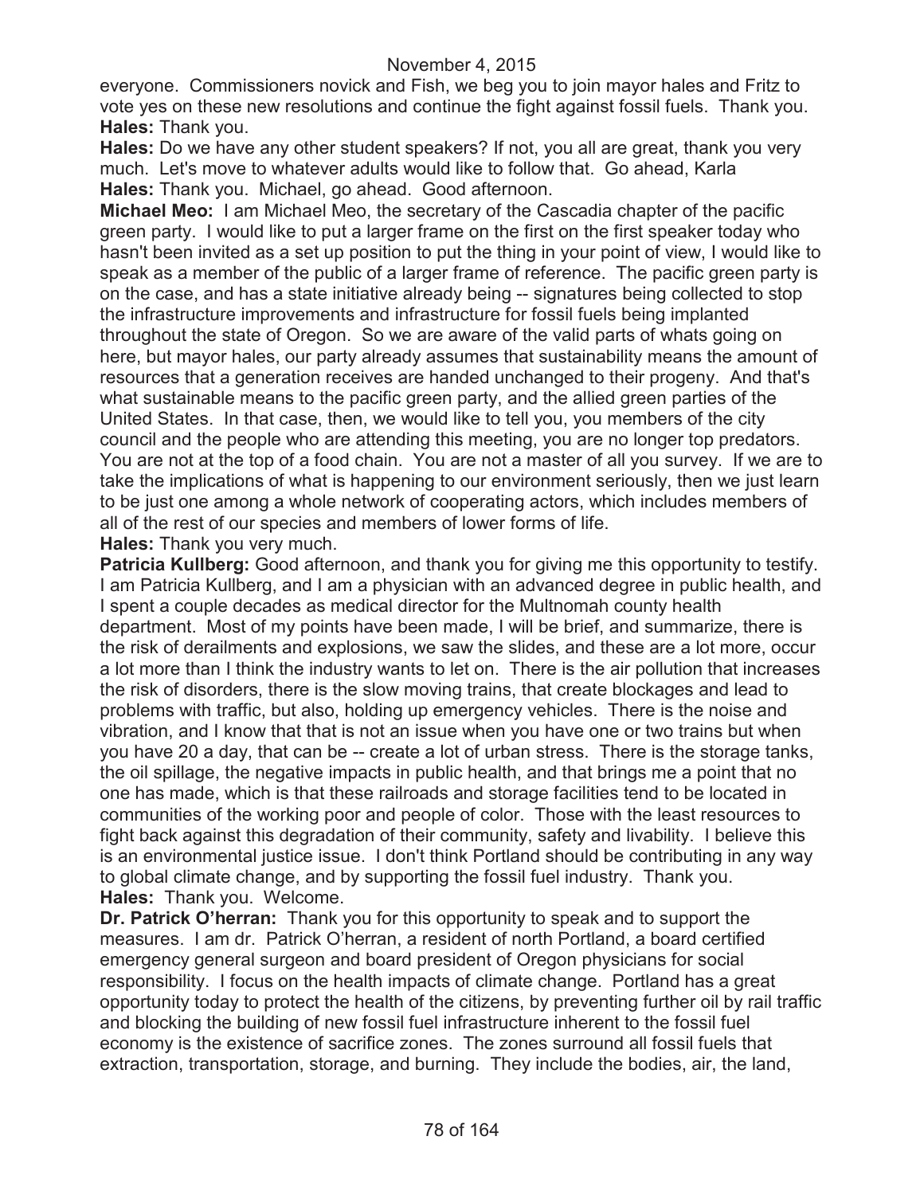everyone. Commissioners novick and Fish, we beg you to join mayor hales and Fritz to vote yes on these new resolutions and continue the fight against fossil fuels. Thank you.
**Hales:** Thank you.
**Hales:** Do we have any other student speakers? If not, you all are great, thank you very much. Let's move to whatever adults would like to follow that. Go ahead, Karla
**Hales:** Thank you. Michael, go ahead. Good afternoon.
**Michael Meo:** I am Michael Meo, the secretary of the Cascadia chapter of the pacific green party. I would like to put a larger frame on the first on the first speaker today who hasn't been invited as a set up position to put the thing in your point of view, I would like to speak as a member of the public of a larger frame of reference. The pacific green party is on the case, and has a state initiative already being -- signatures being collected to stop the infrastructure improvements and infrastructure for fossil fuels being implanted throughout the state of Oregon. So we are aware of the valid parts of whats going on here, but mayor hales, our party already assumes that sustainability means the amount of resources that a generation receives are handed unchanged to their progeny. And that's what sustainable means to the pacific green party, and the allied green parties of the United States. In that case, then, we would like to tell you, you members of the city council and the people who are attending this meeting, you are no longer top predators. You are not at the top of a food chain. You are not a master of all you survey. If we are to take the implications of what is happening to our environment seriously, then we just learn to be just one among a whole network of cooperating actors, which includes members of all of the rest of our species and members of lower forms of life.
**Hales:** Thank you very much.
**Patricia Kullberg:** Good afternoon, and thank you for giving me this opportunity to testify. I am Patricia Kullberg, and I am a physician with an advanced degree in public health, and I spent a couple decades as medical director for the Multnomah county health department. Most of my points have been made, I will be brief, and summarize, there is the risk of derailments and explosions, we saw the slides, and these are a lot more, occur a lot more than I think the industry wants to let on. There is the air pollution that increases the risk of disorders, there is the slow moving trains, that create blockages and lead to problems with traffic, but also, holding up emergency vehicles. There is the noise and vibration, and I know that that is not an issue when you have one or two trains but when you have 20 a day, that can be -- create a lot of urban stress. There is the storage tanks, the oil spillage, the negative impacts in public health, and that brings me a point that no one has made, which is that these railroads and storage facilities tend to be located in communities of the working poor and people of color. Those with the least resources to fight back against this degradation of their community, safety and livability. I believe this is an environmental justice issue. I don't think Portland should be contributing in any way to global climate change, and by supporting the fossil fuel industry. Thank you.
**Hales:** Thank you. Welcome.
**Dr. Patrick O'herran:** Thank you for this opportunity to speak and to support the measures. I am dr. Patrick O'herran, a resident of north Portland, a board certified emergency general surgeon and board president of Oregon physicians for social responsibility. I focus on the health impacts of climate change. Portland has a great opportunity today to protect the health of the citizens, by preventing further oil by rail traffic and blocking the building of new fossil fuel infrastructure inherent to the fossil fuel economy is the existence of sacrifice zones. The zones surround all fossil fuels that extraction, transportation, storage, and burning. They include the bodies, air, the land,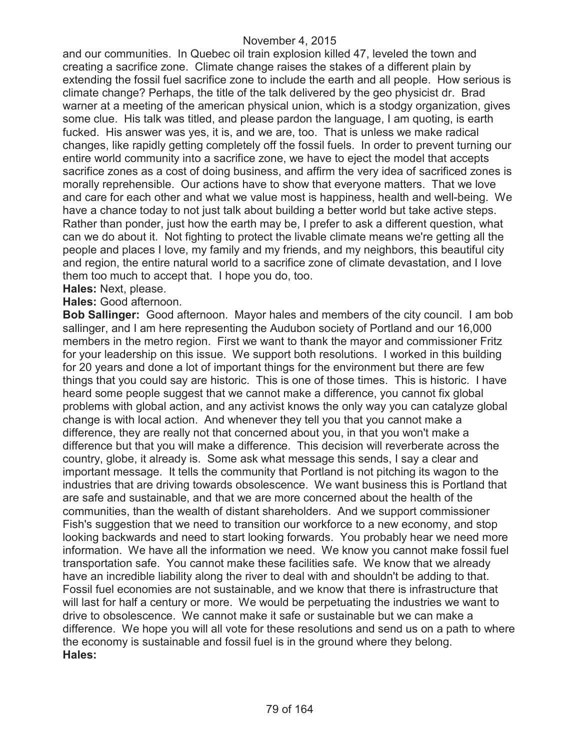and our communities. In Quebec oil train explosion killed 47, leveled the town and creating a sacrifice zone. Climate change raises the stakes of a different plain by extending the fossil fuel sacrifice zone to include the earth and all people. How serious is climate change? Perhaps, the title of the talk delivered by the geo physicist dr. Brad warner at a meeting of the american physical union, which is a stodgy organization, gives some clue. His talk was titled, and please pardon the language, I am quoting, is earth fucked. His answer was yes, it is, and we are, too. That is unless we make radical changes, like rapidly getting completely off the fossil fuels. In order to prevent turning our entire world community into a sacrifice zone, we have to eject the model that accepts sacrifice zones as a cost of doing business, and affirm the very idea of sacrificed zones is morally reprehensible. Our actions have to show that everyone matters. That we love and care for each other and what we value most is happiness, health and well-being. We have a chance today to not just talk about building a better world but take active steps. Rather than ponder, just how the earth may be, I prefer to ask a different question, what can we do about it. Not fighting to protect the livable climate means we're getting all the people and places I love, my family and my friends, and my neighbors, this beautiful city and region, the entire natural world to a sacrifice zone of climate devastation, and I love them too much to accept that. I hope you do, too.

**Hales:** Next, please.

**Hales:** Good afternoon.

**Bob Sallinger:** Good afternoon. Mayor hales and members of the city council. I am bob sallinger, and I am here representing the Audubon society of Portland and our 16,000 members in the metro region. First we want to thank the mayor and commissioner Fritz for your leadership on this issue. We support both resolutions. I worked in this building for 20 years and done a lot of important things for the environment but there are few things that you could say are historic. This is one of those times. This is historic. I have heard some people suggest that we cannot make a difference, you cannot fix global problems with global action, and any activist knows the only way you can catalyze global change is with local action. And whenever they tell you that you cannot make a difference, they are really not that concerned about you, in that you won't make a difference but that you will make a difference. This decision will reverberate across the country, globe, it already is. Some ask what message this sends, I say a clear and important message. It tells the community that Portland is not pitching its wagon to the industries that are driving towards obsolescence. We want business this is Portland that are safe and sustainable, and that we are more concerned about the health of the communities, than the wealth of distant shareholders. And we support commissioner Fish's suggestion that we need to transition our workforce to a new economy, and stop looking backwards and need to start looking forwards. You probably hear we need more information. We have all the information we need. We know you cannot make fossil fuel transportation safe. You cannot make these facilities safe. We know that we already have an incredible liability along the river to deal with and shouldn't be adding to that. Fossil fuel economies are not sustainable, and we know that there is infrastructure that will last for half a century or more. We would be perpetuating the industries we want to drive to obsolescence. We cannot make it safe or sustainable but we can make a difference. We hope you will all vote for these resolutions and send us on a path to where the economy is sustainable and fossil fuel is in the ground where they belong.

**Hales:**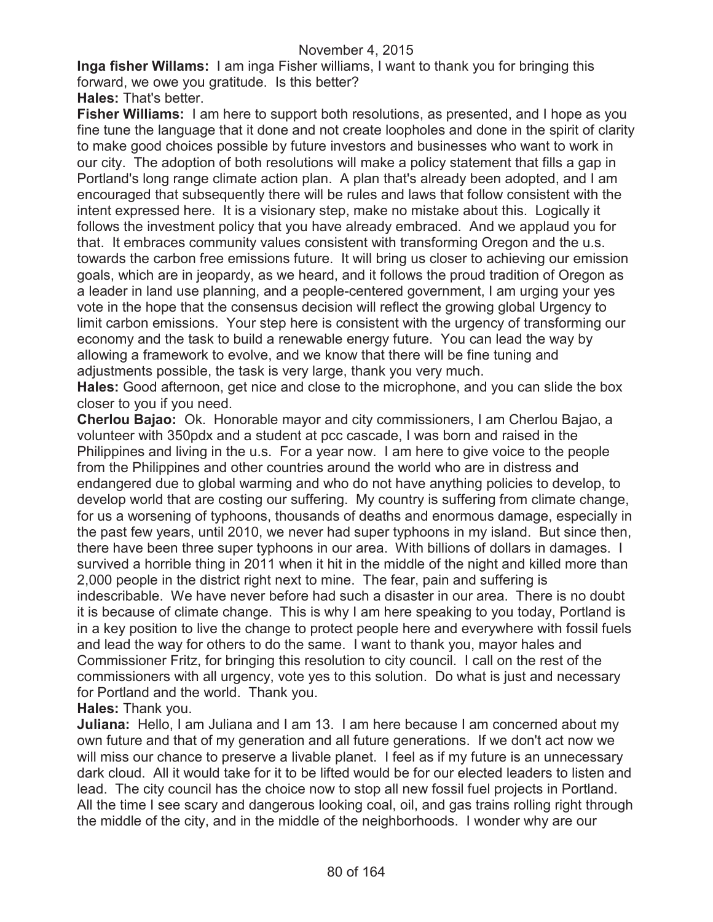**Inga fisher Willams:** I am inga Fisher williams, I want to thank you for bringing this forward, we owe you gratitude. Is this better?

**Hales:** That's better.

**Fisher Williams:** I am here to support both resolutions, as presented, and I hope as you fine tune the language that it done and not create loopholes and done in the spirit of clarity to make good choices possible by future investors and businesses who want to work in our city. The adoption of both resolutions will make a policy statement that fills a gap in Portland's long range climate action plan. A plan that's already been adopted, and I am encouraged that subsequently there will be rules and laws that follow consistent with the intent expressed here. It is a visionary step, make no mistake about this. Logically it follows the investment policy that you have already embraced. And we applaud you for that. It embraces community values consistent with transforming Oregon and the u.s. towards the carbon free emissions future. It will bring us closer to achieving our emission goals, which are in jeopardy, as we heard, and it follows the proud tradition of Oregon as a leader in land use planning, and a people-centered government, I am urging your yes vote in the hope that the consensus decision will reflect the growing global Urgency to limit carbon emissions. Your step here is consistent with the urgency of transforming our economy and the task to build a renewable energy future. You can lead the way by allowing a framework to evolve, and we know that there will be fine tuning and adjustments possible, the task is very large, thank you very much.

**Hales:** Good afternoon, get nice and close to the microphone, and you can slide the box closer to you if you need.

**Cherlou Bajao:** Ok. Honorable mayor and city commissioners, I am Cherlou Bajao, a volunteer with 350pdx and a student at pcc cascade, I was born and raised in the Philippines and living in the u.s. For a year now. I am here to give voice to the people from the Philippines and other countries around the world who are in distress and endangered due to global warming and who do not have anything policies to develop, to develop world that are costing our suffering. My country is suffering from climate change, for us a worsening of typhoons, thousands of deaths and enormous damage, especially in the past few years, until 2010, we never had super typhoons in my island. But since then, there have been three super typhoons in our area. With billions of dollars in damages. I survived a horrible thing in 2011 when it hit in the middle of the night and killed more than 2,000 people in the district right next to mine. The fear, pain and suffering is indescribable. We have never before had such a disaster in our area. There is no doubt it is because of climate change. This is why I am here speaking to you today, Portland is in a key position to live the change to protect people here and everywhere with fossil fuels and lead the way for others to do the same. I want to thank you, mayor hales and Commissioner Fritz, for bringing this resolution to city council. I call on the rest of the commissioners with all urgency, vote yes to this solution. Do what is just and necessary for Portland and the world. Thank you.

**Hales:** Thank you.

**Juliana:** Hello, I am Juliana and I am 13. I am here because I am concerned about my own future and that of my generation and all future generations. If we don't act now we will miss our chance to preserve a livable planet. I feel as if my future is an unnecessary dark cloud. All it would take for it to be lifted would be for our elected leaders to listen and lead. The city council has the choice now to stop all new fossil fuel projects in Portland. All the time I see scary and dangerous looking coal, oil, and gas trains rolling right through the middle of the city, and in the middle of the neighborhoods. I wonder why are our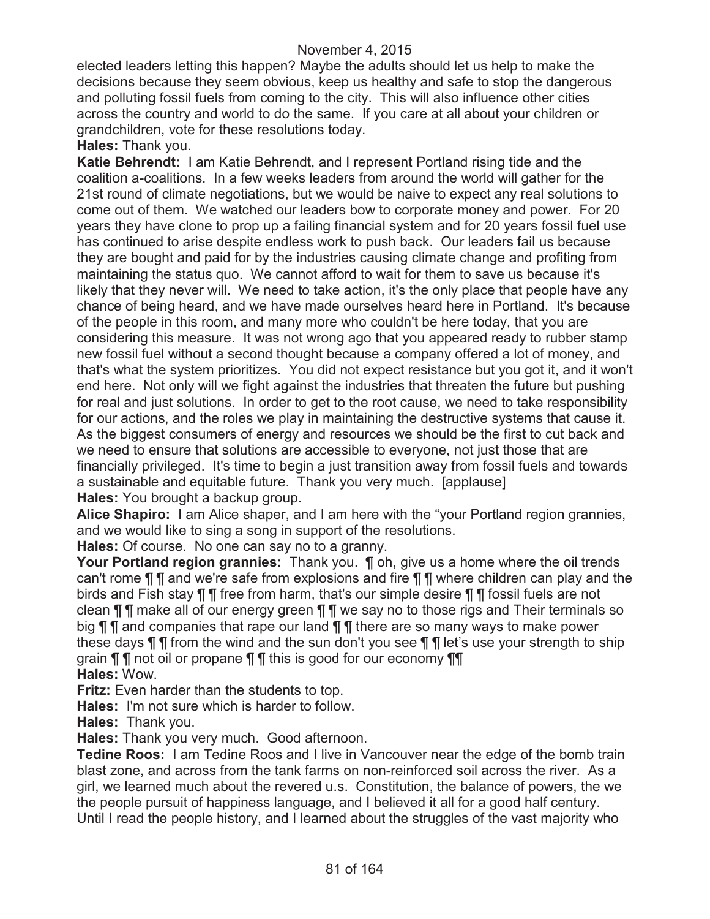elected leaders letting this happen? Maybe the adults should let us help to make the decisions because they seem obvious, keep us healthy and safe to stop the dangerous and polluting fossil fuels from coming to the city. This will also influence other cities across the country and world to do the same. If you care at all about your children or grandchildren, vote for these resolutions today.

**Hales:** Thank you.

**Katie Behrendt:** I am Katie Behrendt, and I represent Portland rising tide and the coalition a-coalitions. In a few weeks leaders from around the world will gather for the 21st round of climate negotiations, but we would be naive to expect any real solutions to come out of them. We watched our leaders bow to corporate money and power. For 20 years they have clone to prop up a failing financial system and for 20 years fossil fuel use has continued to arise despite endless work to push back. Our leaders fail us because they are bought and paid for by the industries causing climate change and profiting from maintaining the status quo. We cannot afford to wait for them to save us because it's likely that they never will. We need to take action, it's the only place that people have any chance of being heard, and we have made ourselves heard here in Portland. It's because of the people in this room, and many more who couldn't be here today, that you are considering this measure. It was not wrong ago that you appeared ready to rubber stamp new fossil fuel without a second thought because a company offered a lot of money, and that's what the system prioritizes. You did not expect resistance but you got it, and it won't end here. Not only will we fight against the industries that threaten the future but pushing for real and just solutions. In order to get to the root cause, we need to take responsibility for our actions, and the roles we play in maintaining the destructive systems that cause it. As the biggest consumers of energy and resources we should be the first to cut back and we need to ensure that solutions are accessible to everyone, not just those that are financially privileged. It's time to begin a just transition away from fossil fuels and towards a sustainable and equitable future. Thank you very much. [applause]

**Hales:** You brought a backup group.

**Alice Shapiro:** I am Alice shaper, and I am here with the "your Portland region grannies, and we would like to sing a song in support of the resolutions.

**Hales:** Of course. No one can say no to a granny.

**Your Portland region grannies:** Thank you. ¶ oh, give us a home where the oil trends can't rome ¶ ¶ and we're safe from explosions and fire ¶ ¶ where children can play and the birds and Fish stay ¶ ¶ free from harm, that's our simple desire ¶ ¶ fossil fuels are not clean ¶ ¶ make all of our energy green ¶ ¶ we say no to those rigs and Their terminals so big ¶ ¶ and companies that rape our land ¶ ¶ there are so many ways to make power these days ¶ ¶ from the wind and the sun don't you see ¶ ¶ let's use your strength to ship grain ¶ ¶ not oil or propane ¶ ¶ this is good for our economy ¶¶

**Hales:** Wow.

**Fritz:** Even harder than the students to top.

**Hales:** I'm not sure which is harder to follow.

**Hales:** Thank you.

**Hales:** Thank you very much. Good afternoon.

**Tedine Roos:** I am Tedine Roos and I live in Vancouver near the edge of the bomb train blast zone, and across from the tank farms on non-reinforced soil across the river. As a girl, we learned much about the revered u.s. Constitution, the balance of powers, the we the people pursuit of happiness language, and I believed it all for a good half century. Until I read the people history, and I learned about the struggles of the vast majority who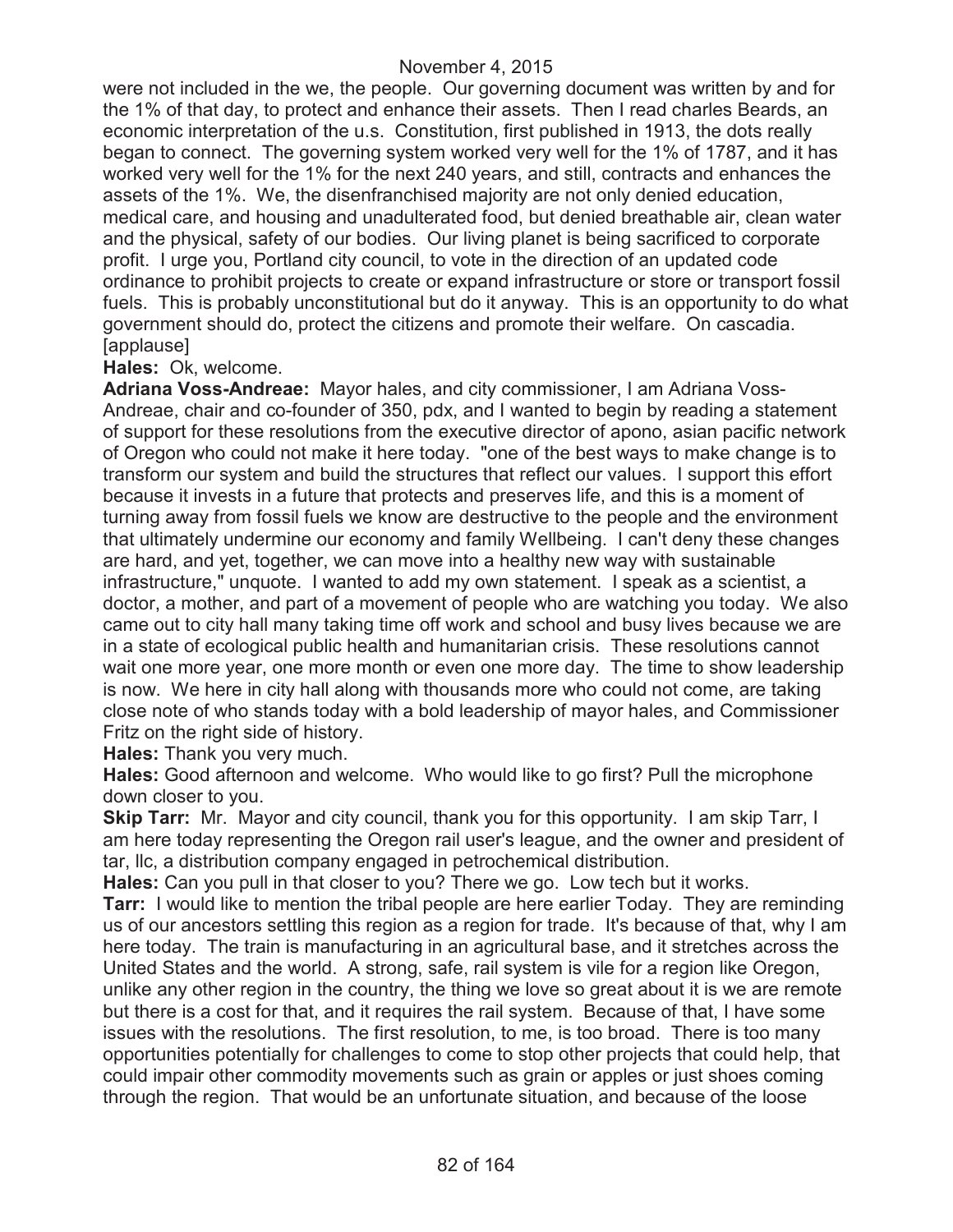were not included in the we, the people. Our governing document was written by and for the 1% of that day, to protect and enhance their assets. Then I read charles Beards, an economic interpretation of the u.s. Constitution, first published in 1913, the dots really began to connect. The governing system worked very well for the 1% of 1787, and it has worked very well for the 1% for the next 240 years, and still, contracts and enhances the assets of the 1%. We, the disenfranchised majority are not only denied education, medical care, and housing and unadulterated food, but denied breathable air, clean water and the physical, safety of our bodies. Our living planet is being sacrificed to corporate profit. I urge you, Portland city council, to vote in the direction of an updated code ordinance to prohibit projects to create or expand infrastructure or store or transport fossil fuels. This is probably unconstitutional but do it anyway. This is an opportunity to do what government should do, protect the citizens and promote their welfare. On cascadia. [applause]

**Hales:** Ok, welcome.

**Adriana Voss-Andreae:** Mayor hales, and city commissioner, I am Adriana Voss-Andreae, chair and co-founder of 350, pdx, and I wanted to begin by reading a statement of support for these resolutions from the executive director of apono, asian pacific network of Oregon who could not make it here today. "one of the best ways to make change is to transform our system and build the structures that reflect our values. I support this effort because it invests in a future that protects and preserves life, and this is a moment of turning away from fossil fuels we know are destructive to the people and the environment that ultimately undermine our economy and family Wellbeing. I can't deny these changes are hard, and yet, together, we can move into a healthy new way with sustainable infrastructure," unquote. I wanted to add my own statement. I speak as a scientist, a doctor, a mother, and part of a movement of people who are watching you today. We also came out to city hall many taking time off work and school and busy lives because we are in a state of ecological public health and humanitarian crisis. These resolutions cannot wait one more year, one more month or even one more day. The time to show leadership is now. We here in city hall along with thousands more who could not come, are taking close note of who stands today with a bold leadership of mayor hales, and Commissioner Fritz on the right side of history.

**Hales:** Thank you very much.

**Hales:** Good afternoon and welcome. Who would like to go first? Pull the microphone down closer to you.

**Skip Tarr:** Mr. Mayor and city council, thank you for this opportunity. I am skip Tarr, I am here today representing the Oregon rail user's league, and the owner and president of tar, llc, a distribution company engaged in petrochemical distribution.

**Hales:** Can you pull in that closer to you? There we go. Low tech but it works.

**Tarr:** I would like to mention the tribal people are here earlier Today. They are reminding us of our ancestors settling this region as a region for trade. It's because of that, why I am here today. The train is manufacturing in an agricultural base, and it stretches across the United States and the world. A strong, safe, rail system is vile for a region like Oregon, unlike any other region in the country, the thing we love so great about it is we are remote but there is a cost for that, and it requires the rail system. Because of that, I have some issues with the resolutions. The first resolution, to me, is too broad. There is too many opportunities potentially for challenges to come to stop other projects that could help, that could impair other commodity movements such as grain or apples or just shoes coming through the region. That would be an unfortunate situation, and because of the loose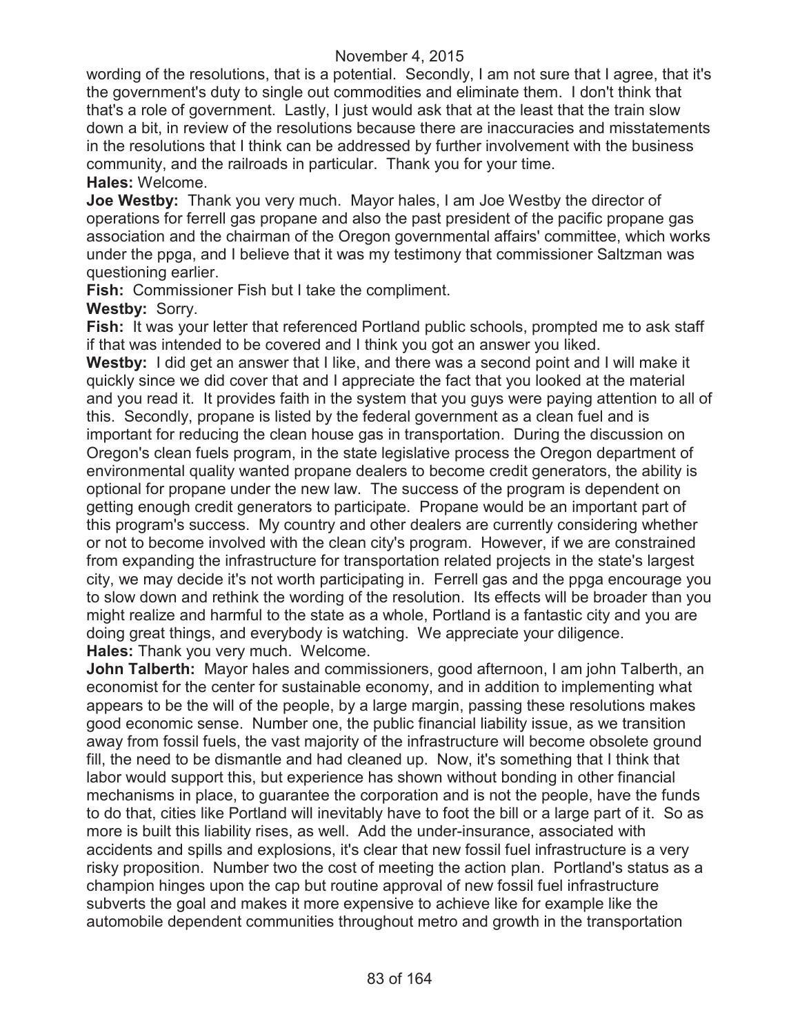wording of the resolutions, that is a potential. Secondly, I am not sure that I agree, that it's the government's duty to single out commodities and eliminate them. I don't think that that's a role of government. Lastly, I just would ask that at the least that the train slow down a bit, in review of the resolutions because there are inaccuracies and misstatements in the resolutions that I think can be addressed by further involvement with the business community, and the railroads in particular. Thank you for your time.

**Hales:** Welcome.

**Joe Westby:** Thank you very much. Mayor hales, I am Joe Westby the director of operations for ferrell gas propane and also the past president of the pacific propane gas association and the chairman of the Oregon governmental affairs' committee, which works under the ppga, and I believe that it was my testimony that commissioner Saltzman was questioning earlier.

**Fish:** Commissioner Fish but I take the compliment.

**Westby:** Sorry.

**Fish:** It was your letter that referenced Portland public schools, prompted me to ask staff if that was intended to be covered and I think you got an answer you liked.

**Westby:** I did get an answer that I like, and there was a second point and I will make it quickly since we did cover that and I appreciate the fact that you looked at the material and you read it. It provides faith in the system that you guys were paying attention to all of this. Secondly, propane is listed by the federal government as a clean fuel and is important for reducing the clean house gas in transportation. During the discussion on Oregon's clean fuels program, in the state legislative process the Oregon department of environmental quality wanted propane dealers to become credit generators, the ability is optional for propane under the new law. The success of the program is dependent on getting enough credit generators to participate. Propane would be an important part of this program's success. My country and other dealers are currently considering whether or not to become involved with the clean city's program. However, if we are constrained from expanding the infrastructure for transportation related projects in the state's largest city, we may decide it's not worth participating in. Ferrell gas and the ppga encourage you to slow down and rethink the wording of the resolution. Its effects will be broader than you might realize and harmful to the state as a whole, Portland is a fantastic city and you are doing great things, and everybody is watching. We appreciate your diligence.

**Hales:** Thank you very much. Welcome.

**John Talberth:** Mayor hales and commissioners, good afternoon, I am john Talberth, an economist for the center for sustainable economy, and in addition to implementing what appears to be the will of the people, by a large margin, passing these resolutions makes good economic sense. Number one, the public financial liability issue, as we transition away from fossil fuels, the vast majority of the infrastructure will become obsolete ground fill, the need to be dismantle and had cleaned up. Now, it's something that I think that labor would support this, but experience has shown without bonding in other financial mechanisms in place, to guarantee the corporation and is not the people, have the funds to do that, cities like Portland will inevitably have to foot the bill or a large part of it. So as more is built this liability rises, as well. Add the under-insurance, associated with accidents and spills and explosions, it's clear that new fossil fuel infrastructure is a very risky proposition. Number two the cost of meeting the action plan. Portland's status as a champion hinges upon the cap but routine approval of new fossil fuel infrastructure subverts the goal and makes it more expensive to achieve like for example like the automobile dependent communities throughout metro and growth in the transportation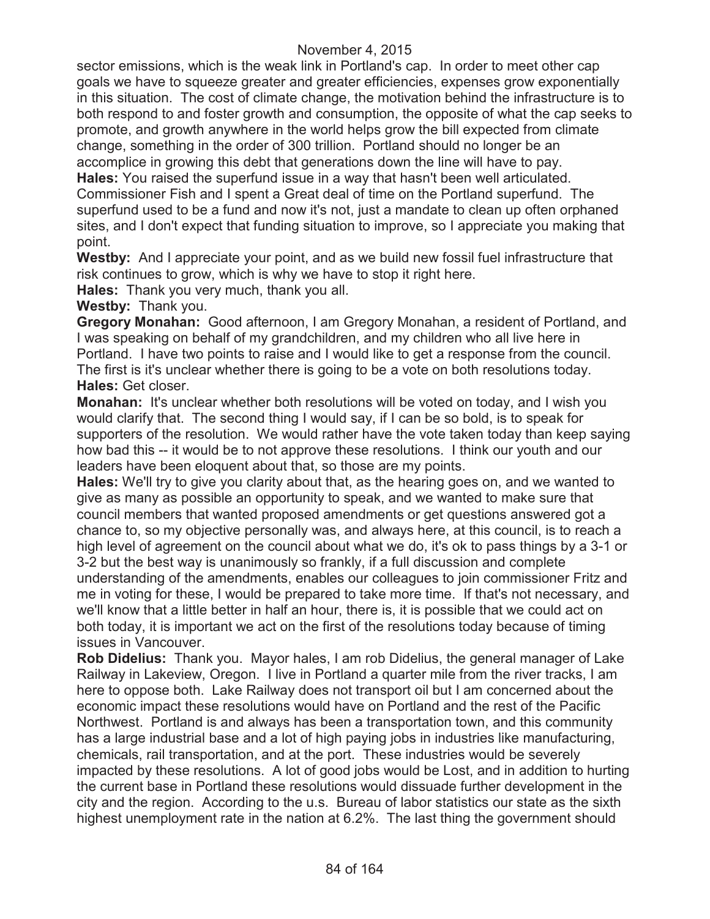sector emissions, which is the weak link in Portland's cap. In order to meet other cap goals we have to squeeze greater and greater efficiencies, expenses grow exponentially in this situation. The cost of climate change, the motivation behind the infrastructure is to both respond to and foster growth and consumption, the opposite of what the cap seeks to promote, and growth anywhere in the world helps grow the bill expected from climate change, something in the order of 300 trillion. Portland should no longer be an accomplice in growing this debt that generations down the line will have to pay.

**Hales:** You raised the superfund issue in a way that hasn't been well articulated. Commissioner Fish and I spent a Great deal of time on the Portland superfund. The superfund used to be a fund and now it's not, just a mandate to clean up often orphaned sites, and I don't expect that funding situation to improve, so I appreciate you making that point.

**Westby:** And I appreciate your point, and as we build new fossil fuel infrastructure that risk continues to grow, which is why we have to stop it right here.

**Hales:** Thank you very much, thank you all.

**Westby:** Thank you.

**Gregory Monahan:** Good afternoon, I am Gregory Monahan, a resident of Portland, and I was speaking on behalf of my grandchildren, and my children who all live here in Portland. I have two points to raise and I would like to get a response from the council. The first is it's unclear whether there is going to be a vote on both resolutions today.

**Hales:** Get closer.

**Monahan:** It's unclear whether both resolutions will be voted on today, and I wish you would clarify that. The second thing I would say, if I can be so bold, is to speak for supporters of the resolution. We would rather have the vote taken today than keep saying how bad this -- it would be to not approve these resolutions. I think our youth and our leaders have been eloquent about that, so those are my points.

**Hales:** We'll try to give you clarity about that, as the hearing goes on, and we wanted to give as many as possible an opportunity to speak, and we wanted to make sure that council members that wanted proposed amendments or get questions answered got a chance to, so my objective personally was, and always here, at this council, is to reach a high level of agreement on the council about what we do, it's ok to pass things by a 3-1 or 3-2 but the best way is unanimously so frankly, if a full discussion and complete understanding of the amendments, enables our colleagues to join commissioner Fritz and me in voting for these, I would be prepared to take more time. If that's not necessary, and we'll know that a little better in half an hour, there is, it is possible that we could act on both today, it is important we act on the first of the resolutions today because of timing issues in Vancouver.

**Rob Didelius:** Thank you. Mayor hales, I am rob Didelius, the general manager of Lake Railway in Lakeview, Oregon. I live in Portland a quarter mile from the river tracks, I am here to oppose both. Lake Railway does not transport oil but I am concerned about the economic impact these resolutions would have on Portland and the rest of the Pacific Northwest. Portland is and always has been a transportation town, and this community has a large industrial base and a lot of high paying jobs in industries like manufacturing, chemicals, rail transportation, and at the port. These industries would be severely impacted by these resolutions. A lot of good jobs would be Lost, and in addition to hurting the current base in Portland these resolutions would dissuade further development in the city and the region. According to the u.s. Bureau of labor statistics our state as the sixth highest unemployment rate in the nation at 6.2%. The last thing the government should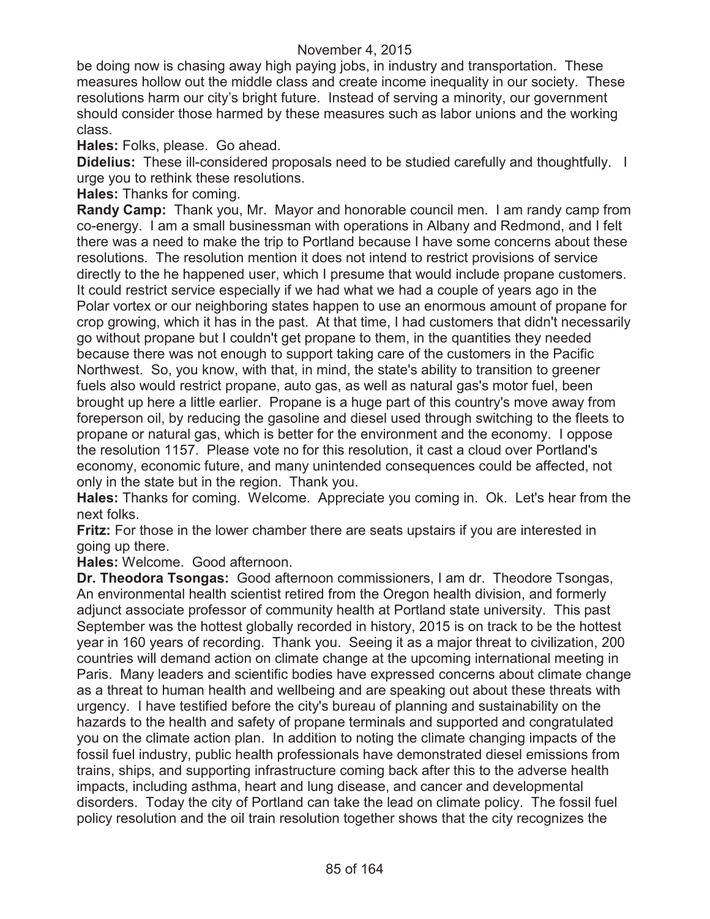be doing now is chasing away high paying jobs, in industry and transportation. These measures hollow out the middle class and create income inequality in our society. These resolutions harm our city's bright future. Instead of serving a minority, our government should consider those harmed by these measures such as labor unions and the working class.

**Hales:** Folks, please. Go ahead.

**Didelius:** These ill-considered proposals need to be studied carefully and thoughtfully. I urge you to rethink these resolutions.

**Hales:** Thanks for coming.

**Randy Camp:** Thank you, Mr. Mayor and honorable council men. I am randy camp from co-energy. I am a small businessman with operations in Albany and Redmond, and I felt there was a need to make the trip to Portland because I have some concerns about these resolutions. The resolution mention it does not intend to restrict provisions of service directly to the he happened user, which I presume that would include propane customers. It could restrict service especially if we had what we had a couple of years ago in the Polar vortex or our neighboring states happen to use an enormous amount of propane for crop growing, which it has in the past. At that time, I had customers that didn't necessarily go without propane but I couldn't get propane to them, in the quantities they needed because there was not enough to support taking care of the customers in the Pacific Northwest. So, you know, with that, in mind, the state's ability to transition to greener fuels also would restrict propane, auto gas, as well as natural gas's motor fuel, been brought up here a little earlier. Propane is a huge part of this country's move away from foreperson oil, by reducing the gasoline and diesel used through switching to the fleets to propane or natural gas, which is better for the environment and the economy. I oppose the resolution 1157. Please vote no for this resolution, it cast a cloud over Portland's economy, economic future, and many unintended consequences could be affected, not only in the state but in the region. Thank you.

**Hales:** Thanks for coming. Welcome. Appreciate you coming in. Ok. Let's hear from the next folks.

**Fritz:** For those in the lower chamber there are seats upstairs if you are interested in going up there.

**Hales:** Welcome. Good afternoon.

**Dr. Theodora Tsongas:** Good afternoon commissioners, I am dr. Theodore Tsongas, An environmental health scientist retired from the Oregon health division, and formerly adjunct associate professor of community health at Portland state university. This past September was the hottest globally recorded in history, 2015 is on track to be the hottest year in 160 years of recording. Thank you. Seeing it as a major threat to civilization, 200 countries will demand action on climate change at the upcoming international meeting in Paris. Many leaders and scientific bodies have expressed concerns about climate change as a threat to human health and wellbeing and are speaking out about these threats with urgency. I have testified before the city's bureau of planning and sustainability on the hazards to the health and safety of propane terminals and supported and congratulated you on the climate action plan. In addition to noting the climate changing impacts of the fossil fuel industry, public health professionals have demonstrated diesel emissions from trains, ships, and supporting infrastructure coming back after this to the adverse health impacts, including asthma, heart and lung disease, and cancer and developmental disorders. Today the city of Portland can take the lead on climate policy. The fossil fuel policy resolution and the oil train resolution together shows that the city recognizes the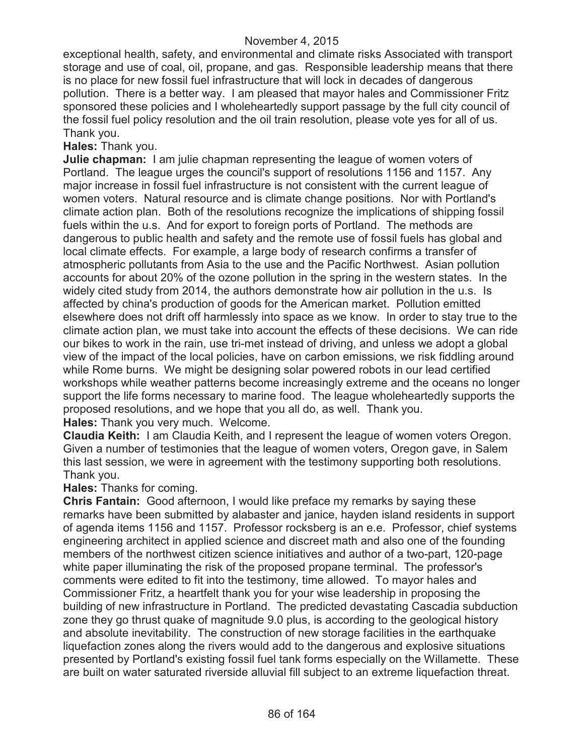exceptional health, safety, and environmental and climate risks Associated with transport storage and use of coal, oil, propane, and gas. Responsible leadership means that there is no place for new fossil fuel infrastructure that will lock in decades of dangerous pollution. There is a better way. I am pleased that mayor hales and Commissioner Fritz sponsored these policies and I wholeheartedly support passage by the full city council of the fossil fuel policy resolution and the oil train resolution, please vote yes for all of us. Thank you.

**Hales:** Thank you.

**Julie chapman:** I am julie chapman representing the league of women voters of Portland. The league urges the council's support of resolutions 1156 and 1157. Any major increase in fossil fuel infrastructure is not consistent with the current league of women voters. Natural resource and is climate change positions. Nor with Portland's climate action plan. Both of the resolutions recognize the implications of shipping fossil fuels within the u.s. And for export to foreign ports of Portland. The methods are dangerous to public health and safety and the remote use of fossil fuels has global and local climate effects. For example, a large body of research confirms a transfer of atmospheric pollutants from Asia to the use and the Pacific Northwest. Asian pollution accounts for about 20% of the ozone pollution in the spring in the western states. In the widely cited study from 2014, the authors demonstrate how air pollution in the u.s. Is affected by china's production of goods for the American market. Pollution emitted elsewhere does not drift off harmlessly into space as we know. In order to stay true to the climate action plan, we must take into account the effects of these decisions. We can ride our bikes to work in the rain, use tri-met instead of driving, and unless we adopt a global view of the impact of the local policies, have on carbon emissions, we risk fiddling around while Rome burns. We might be designing solar powered robots in our lead certified workshops while weather patterns become increasingly extreme and the oceans no longer support the life forms necessary to marine food. The league wholeheartedly supports the proposed resolutions, and we hope that you all do, as well. Thank you.

**Hales:** Thank you very much. Welcome.

**Claudia Keith:** I am Claudia Keith, and I represent the league of women voters Oregon. Given a number of testimonies that the league of women voters, Oregon gave, in Salem this last session, we were in agreement with the testimony supporting both resolutions. Thank you.

**Hales:** Thanks for coming.

**Chris Fantain:** Good afternoon, I would like preface my remarks by saying these remarks have been submitted by alabaster and janice, hayden island residents in support of agenda items 1156 and 1157. Professor rocksberg is an e.e. Professor, chief systems engineering architect in applied science and discreet math and also one of the founding members of the northwest citizen science initiatives and author of a two-part, 120-page white paper illuminating the risk of the proposed propane terminal. The professor's comments were edited to fit into the testimony, time allowed. To mayor hales and Commissioner Fritz, a heartfelt thank you for your wise leadership in proposing the building of new infrastructure in Portland. The predicted devastating Cascadia subduction zone they go thrust quake of magnitude 9.0 plus, is according to the geological history and absolute inevitability. The construction of new storage facilities in the earthquake liquefaction zones along the rivers would add to the dangerous and explosive situations presented by Portland's existing fossil fuel tank forms especially on the Willamette. These are built on water saturated riverside alluvial fill subject to an extreme liquefaction threat.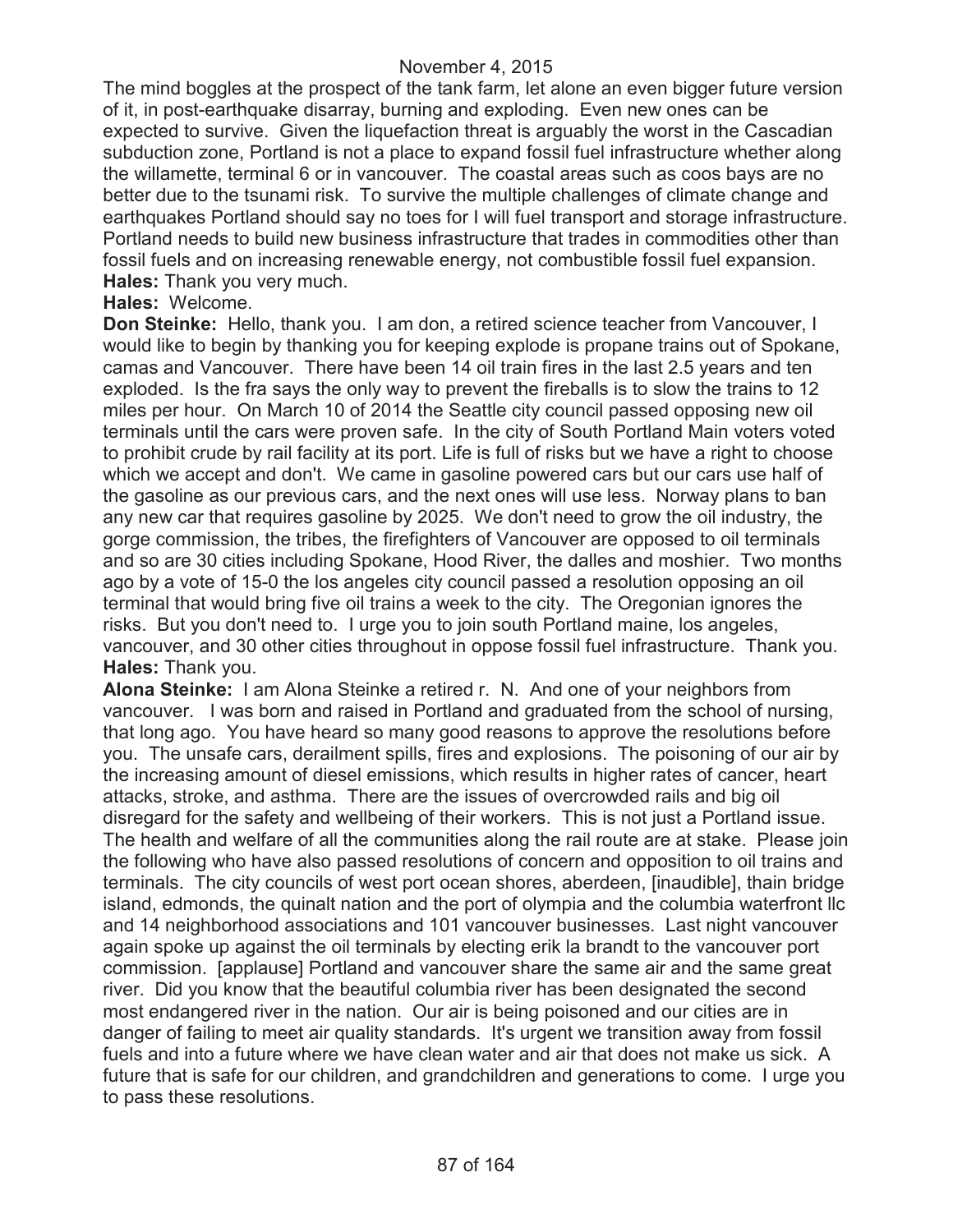The mind boggles at the prospect of the tank farm, let alone an even bigger future version of it, in post-earthquake disarray, burning and exploding. Even new ones can be expected to survive. Given the liquefaction threat is arguably the worst in the Cascadian subduction zone, Portland is not a place to expand fossil fuel infrastructure whether along the willamette, terminal 6 or in vancouver. The coastal areas such as coos bays are no better due to the tsunami risk. To survive the multiple challenges of climate change and earthquakes Portland should say no toes for I will fuel transport and storage infrastructure. Portland needs to build new business infrastructure that trades in commodities other than fossil fuels and on increasing renewable energy, not combustible fossil fuel expansion.

**Hales:** Thank you very much.

**Hales:** Welcome.

**Don Steinke:** Hello, thank you. I am don, a retired science teacher from Vancouver, I would like to begin by thanking you for keeping explode is propane trains out of Spokane, camas and Vancouver. There have been 14 oil train fires in the last 2.5 years and ten exploded. Is the fra says the only way to prevent the fireballs is to slow the trains to 12 miles per hour. On March 10 of 2014 the Seattle city council passed opposing new oil terminals until the cars were proven safe. In the city of South Portland Main voters voted to prohibit crude by rail facility at its port. Life is full of risks but we have a right to choose which we accept and don't. We came in gasoline powered cars but our cars use half of the gasoline as our previous cars, and the next ones will use less. Norway plans to ban any new car that requires gasoline by 2025. We don't need to grow the oil industry, the gorge commission, the tribes, the firefighters of Vancouver are opposed to oil terminals and so are 30 cities including Spokane, Hood River, the dalles and moshier. Two months ago by a vote of 15-0 the los angeles city council passed a resolution opposing an oil terminal that would bring five oil trains a week to the city. The Oregonian ignores the risks. But you don't need to. I urge you to join south Portland maine, los angeles, vancouver, and 30 other cities throughout in oppose fossil fuel infrastructure. Thank you.

**Hales:** Thank you.

**Alona Steinke:** I am Alona Steinke a retired r. N. And one of your neighbors from vancouver. I was born and raised in Portland and graduated from the school of nursing, that long ago. You have heard so many good reasons to approve the resolutions before you. The unsafe cars, derailment spills, fires and explosions. The poisoning of our air by the increasing amount of diesel emissions, which results in higher rates of cancer, heart attacks, stroke, and asthma. There are the issues of overcrowded rails and big oil disregard for the safety and wellbeing of their workers. This is not just a Portland issue. The health and welfare of all the communities along the rail route are at stake. Please join the following who have also passed resolutions of concern and opposition to oil trains and terminals. The city councils of west port ocean shores, aberdeen, [inaudible], thain bridge island, edmonds, the quinalt nation and the port of olympia and the columbia waterfront llc and 14 neighborhood associations and 101 vancouver businesses. Last night vancouver again spoke up against the oil terminals by electing erik la brandt to the vancouver port commission. [applause] Portland and vancouver share the same air and the same great river. Did you know that the beautiful columbia river has been designated the second most endangered river in the nation. Our air is being poisoned and our cities are in danger of failing to meet air quality standards. It's urgent we transition away from fossil fuels and into a future where we have clean water and air that does not make us sick. A future that is safe for our children, and grandchildren and generations to come. I urge you to pass these resolutions.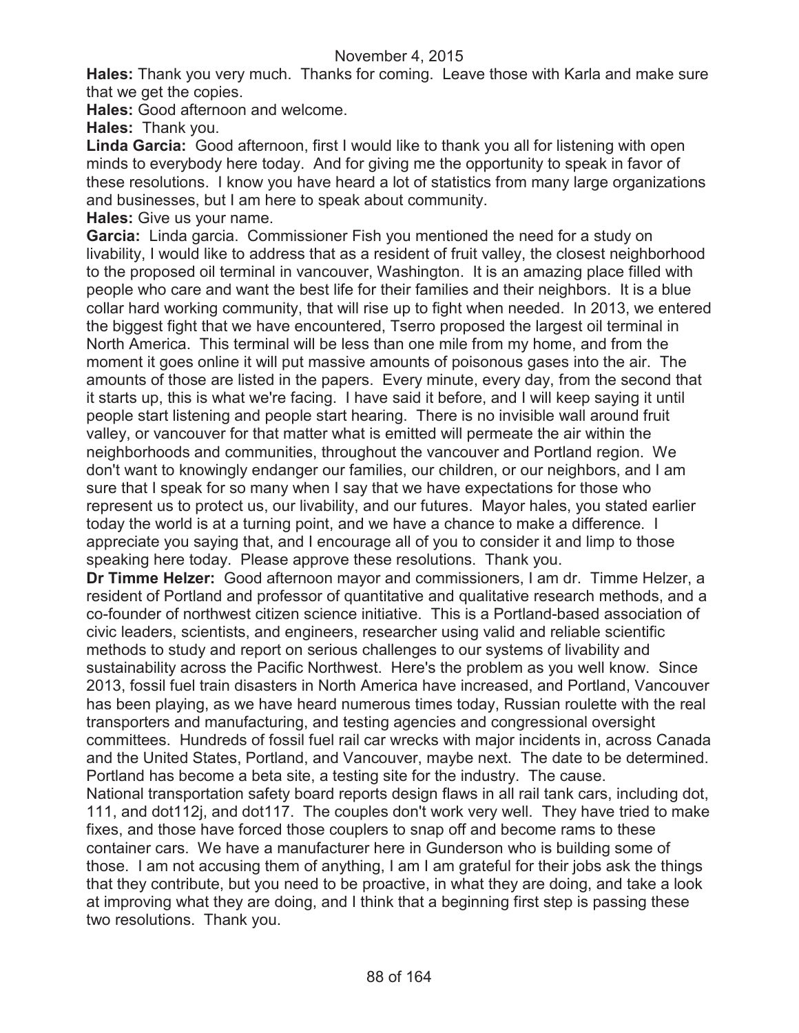November 4, 2015

**Hales:** Thank you very much. Thanks for coming. Leave those with Karla and make sure that we get the copies.

**Hales:** Good afternoon and welcome.

**Hales:** Thank you.

**Linda Garcia:** Good afternoon, first I would like to thank you all for listening with open minds to everybody here today. And for giving me the opportunity to speak in favor of these resolutions. I know you have heard a lot of statistics from many large organizations and businesses, but I am here to speak about community.

**Hales:** Give us your name.

**Garcia:** Linda garcia. Commissioner Fish you mentioned the need for a study on livability, I would like to address that as a resident of fruit valley, the closest neighborhood to the proposed oil terminal in vancouver, Washington. It is an amazing place filled with people who care and want the best life for their families and their neighbors. It is a blue collar hard working community, that will rise up to fight when needed. In 2013, we entered the biggest fight that we have encountered, Tserro proposed the largest oil terminal in North America. This terminal will be less than one mile from my home, and from the moment it goes online it will put massive amounts of poisonous gases into the air. The amounts of those are listed in the papers. Every minute, every day, from the second that it starts up, this is what we're facing. I have said it before, and I will keep saying it until people start listening and people start hearing. There is no invisible wall around fruit valley, or vancouver for that matter what is emitted will permeate the air within the neighborhoods and communities, throughout the vancouver and Portland region. We don't want to knowingly endanger our families, our children, or our neighbors, and I am sure that I speak for so many when I say that we have expectations for those who represent us to protect us, our livability, and our futures. Mayor hales, you stated earlier today the world is at a turning point, and we have a chance to make a difference. I appreciate you saying that, and I encourage all of you to consider it and limp to those speaking here today. Please approve these resolutions. Thank you.

**Dr Timme Helzer:** Good afternoon mayor and commissioners, I am dr. Timme Helzer, a resident of Portland and professor of quantitative and qualitative research methods, and a co-founder of northwest citizen science initiative. This is a Portland-based association of civic leaders, scientists, and engineers, researcher using valid and reliable scientific methods to study and report on serious challenges to our systems of livability and sustainability across the Pacific Northwest. Here's the problem as you well know. Since 2013, fossil fuel train disasters in North America have increased, and Portland, Vancouver has been playing, as we have heard numerous times today, Russian roulette with the real transporters and manufacturing, and testing agencies and congressional oversight committees. Hundreds of fossil fuel rail car wrecks with major incidents in, across Canada and the United States, Portland, and Vancouver, maybe next. The date to be determined. Portland has become a beta site, a testing site for the industry. The cause. National transportation safety board reports design flaws in all rail tank cars, including dot, 111, and dot112j, and dot117. The couples don't work very well. They have tried to make fixes, and those have forced those couplers to snap off and become rams to these container cars. We have a manufacturer here in Gunderson who is building some of those. I am not accusing them of anything, I am I am grateful for their jobs ask the things that they contribute, but you need to be proactive, in what they are doing, and take a look at improving what they are doing, and I think that a beginning first step is passing these two resolutions. Thank you.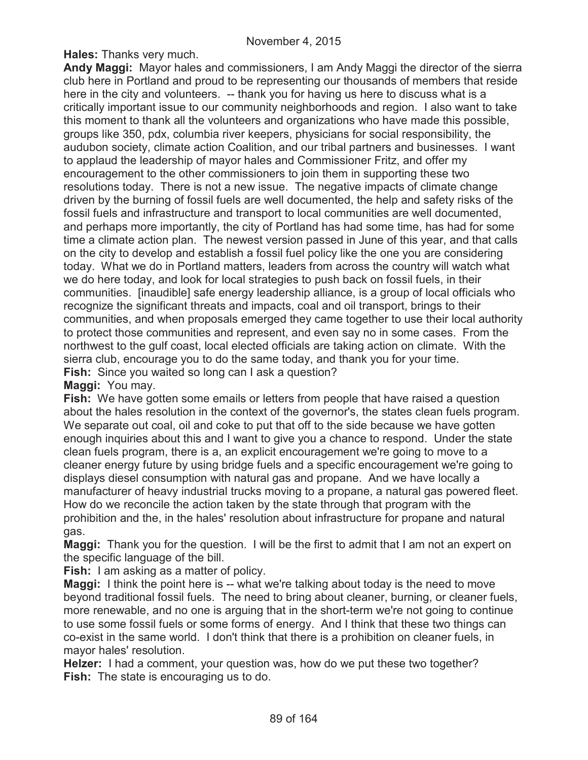**Hales:** Thanks very much.

**Andy Maggi:** Mayor hales and commissioners, I am Andy Maggi the director of the sierra club here in Portland and proud to be representing our thousands of members that reside here in the city and volunteers. -- thank you for having us here to discuss what is a critically important issue to our community neighborhoods and region. I also want to take this moment to thank all the volunteers and organizations who have made this possible, groups like 350, pdx, columbia river keepers, physicians for social responsibility, the audubon society, climate action Coalition, and our tribal partners and businesses. I want to applaud the leadership of mayor hales and Commissioner Fritz, and offer my encouragement to the other commissioners to join them in supporting these two resolutions today. There is not a new issue. The negative impacts of climate change driven by the burning of fossil fuels are well documented, the help and safety risks of the fossil fuels and infrastructure and transport to local communities are well documented, and perhaps more importantly, the city of Portland has had some time, has had for some time a climate action plan. The newest version passed in June of this year, and that calls on the city to develop and establish a fossil fuel policy like the one you are considering today. What we do in Portland matters, leaders from across the country will watch what we do here today, and look for local strategies to push back on fossil fuels, in their communities. [inaudible] safe energy leadership alliance, is a group of local officials who recognize the significant threats and impacts, coal and oil transport, brings to their communities, and when proposals emerged they came together to use their local authority to protect those communities and represent, and even say no in some cases. From the northwest to the gulf coast, local elected officials are taking action on climate. With the sierra club, encourage you to do the same today, and thank you for your time.

**Fish:** Since you waited so long can I ask a question?

**Maggi:** You may.

**Fish:** We have gotten some emails or letters from people that have raised a question about the hales resolution in the context of the governor's, the states clean fuels program. We separate out coal, oil and coke to put that off to the side because we have gotten enough inquiries about this and I want to give you a chance to respond. Under the state clean fuels program, there is a, an explicit encouragement we're going to move to a cleaner energy future by using bridge fuels and a specific encouragement we're going to displays diesel consumption with natural gas and propane. And we have locally a manufacturer of heavy industrial trucks moving to a propane, a natural gas powered fleet. How do we reconcile the action taken by the state through that program with the prohibition and the, in the hales' resolution about infrastructure for propane and natural gas.

**Maggi:** Thank you for the question. I will be the first to admit that I am not an expert on the specific language of the bill.

**Fish:** I am asking as a matter of policy.

**Maggi:** I think the point here is -- what we're talking about today is the need to move beyond traditional fossil fuels. The need to bring about cleaner, burning, or cleaner fuels, more renewable, and no one is arguing that in the short-term we're not going to continue to use some fossil fuels or some forms of energy. And I think that these two things can co-exist in the same world. I don't think that there is a prohibition on cleaner fuels, in mayor hales' resolution.

**Helzer:** I had a comment, your question was, how do we put these two together?

**Fish:** The state is encouraging us to do.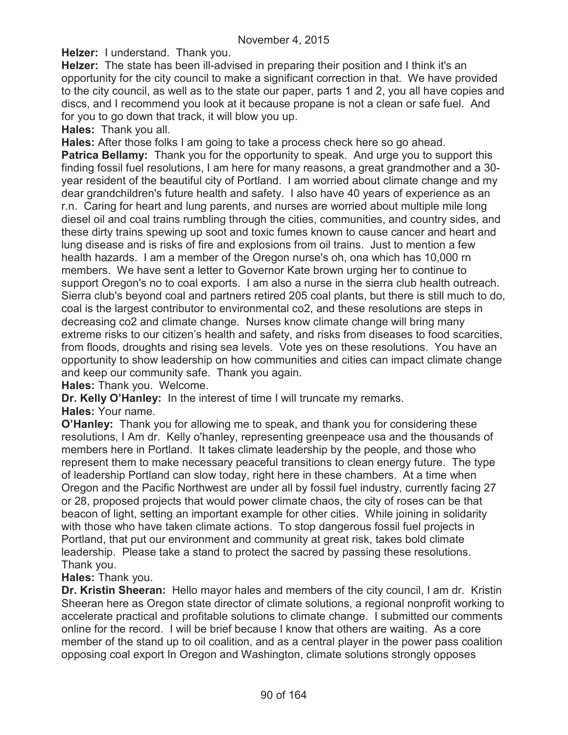November 4, 2015

**Helzer:** I understand. Thank you.

**Helzer:** The state has been ill-advised in preparing their position and I think it's an opportunity for the city council to make a significant correction in that. We have provided to the city council, as well as to the state our paper, parts 1 and 2, you all have copies and discs, and I recommend you look at it because propane is not a clean or safe fuel. And for you to go down that track, it will blow you up.

**Hales:** Thank you all.

**Hales:** After those folks I am going to take a process check here so go ahead.

**Patrica Bellamy:** Thank you for the opportunity to speak. And urge you to support this finding fossil fuel resolutions, I am here for many reasons, a great grandmother and a 30-year resident of the beautiful city of Portland. I am worried about climate change and my dear grandchildren's future health and safety. I also have 40 years of experience as an r.n. Caring for heart and lung parents, and nurses are worried about multiple mile long diesel oil and coal trains rumbling through the cities, communities, and country sides, and these dirty trains spewing up soot and toxic fumes known to cause cancer and heart and lung disease and is risks of fire and explosions from oil trains. Just to mention a few health hazards. I am a member of the Oregon nurse's oh, ona which has 10,000 rn members. We have sent a letter to Governor Kate brown urging her to continue to support Oregon's no to coal exports. I am also a nurse in the sierra club health outreach. Sierra club's beyond coal and partners retired 205 coal plants, but there is still much to do, coal is the largest contributor to environmental co2, and these resolutions are steps in decreasing co2 and climate change. Nurses know climate change will bring many extreme risks to our citizen's health and safety, and risks from diseases to food scarcities, from floods, droughts and rising sea levels. Vote yes on these resolutions. You have an opportunity to show leadership on how communities and cities can impact climate change and keep our community safe. Thank you again.

**Hales:** Thank you. Welcome.

**Dr. Kelly O'Hanley:** In the interest of time I will truncate my remarks.

**Hales:** Your name.

**O'Hanley:** Thank you for allowing me to speak, and thank you for considering these resolutions, I Am dr. Kelly o'hanley, representing greenpeace usa and the thousands of members here in Portland. It takes climate leadership by the people, and those who represent them to make necessary peaceful transitions to clean energy future. The type of leadership Portland can slow today, right here in these chambers. At a time when Oregon and the Pacific Northwest are under all by fossil fuel industry, currently facing 27 or 28, proposed projects that would power climate chaos, the city of roses can be that beacon of light, setting an important example for other cities. While joining in solidarity with those who have taken climate actions. To stop dangerous fossil fuel projects in Portland, that put our environment and community at great risk, takes bold climate leadership. Please take a stand to protect the sacred by passing these resolutions. Thank you.

**Hales:** Thank you.

**Dr. Kristin Sheeran:** Hello mayor hales and members of the city council, I am dr. Kristin Sheeran here as Oregon state director of climate solutions, a regional nonprofit working to accelerate practical and profitable solutions to climate change. I submitted our comments online for the record. I will be brief because I know that others are waiting. As a core member of the stand up to oil coalition, and as a central player in the power pass coalition opposing coal export In Oregon and Washington, climate solutions strongly opposes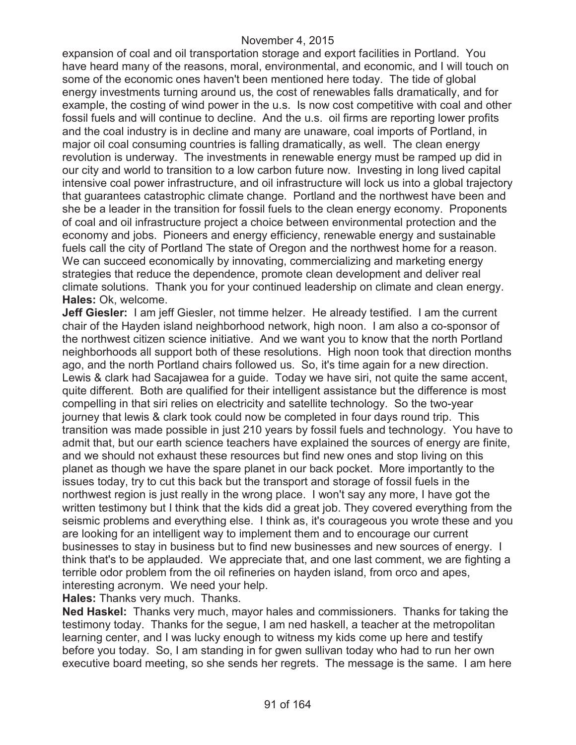expansion of coal and oil transportation storage and export facilities in Portland. You have heard many of the reasons, moral, environmental, and economic, and I will touch on some of the economic ones haven't been mentioned here today. The tide of global energy investments turning around us, the cost of renewables falls dramatically, and for example, the costing of wind power in the u.s. Is now cost competitive with coal and other fossil fuels and will continue to decline. And the u.s. oil firms are reporting lower profits and the coal industry is in decline and many are unaware, coal imports of Portland, in major oil coal consuming countries is falling dramatically, as well. The clean energy revolution is underway. The investments in renewable energy must be ramped up did in our city and world to transition to a low carbon future now. Investing in long lived capital intensive coal power infrastructure, and oil infrastructure will lock us into a global trajectory that guarantees catastrophic climate change. Portland and the northwest have been and she be a leader in the transition for fossil fuels to the clean energy economy. Proponents of coal and oil infrastructure project a choice between environmental protection and the economy and jobs. Pioneers and energy efficiency, renewable energy and sustainable fuels call the city of Portland The state of Oregon and the northwest home for a reason. We can succeed economically by innovating, commercializing and marketing energy strategies that reduce the dependence, promote clean development and deliver real climate solutions. Thank you for your continued leadership on climate and clean energy.

**Hales:** Ok, welcome.

**Jeff Giesler:** I am jeff Giesler, not timme helzer. He already testified. I am the current chair of the Hayden island neighborhood network, high noon. I am also a co-sponsor of the northwest citizen science initiative. And we want you to know that the north Portland neighborhoods all support both of these resolutions. High noon took that direction months ago, and the north Portland chairs followed us. So, it's time again for a new direction. Lewis & clark had Sacajawea for a guide. Today we have siri, not quite the same accent, quite different. Both are qualified for their intelligent assistance but the difference is most compelling in that siri relies on electricity and satellite technology. So the two-year journey that lewis & clark took could now be completed in four days round trip. This transition was made possible in just 210 years by fossil fuels and technology. You have to admit that, but our earth science teachers have explained the sources of energy are finite, and we should not exhaust these resources but find new ones and stop living on this planet as though we have the spare planet in our back pocket. More importantly to the issues today, try to cut this back but the transport and storage of fossil fuels in the northwest region is just really in the wrong place. I won't say any more, I have got the written testimony but I think that the kids did a great job. They covered everything from the seismic problems and everything else. I think as, it's courageous you wrote these and you are looking for an intelligent way to implement them and to encourage our current businesses to stay in business but to find new businesses and new sources of energy. I think that's to be applauded. We appreciate that, and one last comment, we are fighting a terrible odor problem from the oil refineries on hayden island, from orco and apes, interesting acronym. We need your help.

**Hales:** Thanks very much. Thanks.

**Ned Haskel:** Thanks very much, mayor hales and commissioners. Thanks for taking the testimony today. Thanks for the segue, I am ned haskell, a teacher at the metropolitan learning center, and I was lucky enough to witness my kids come up here and testify before you today. So, I am standing in for gwen sullivan today who had to run her own executive board meeting, so she sends her regrets. The message is the same. I am here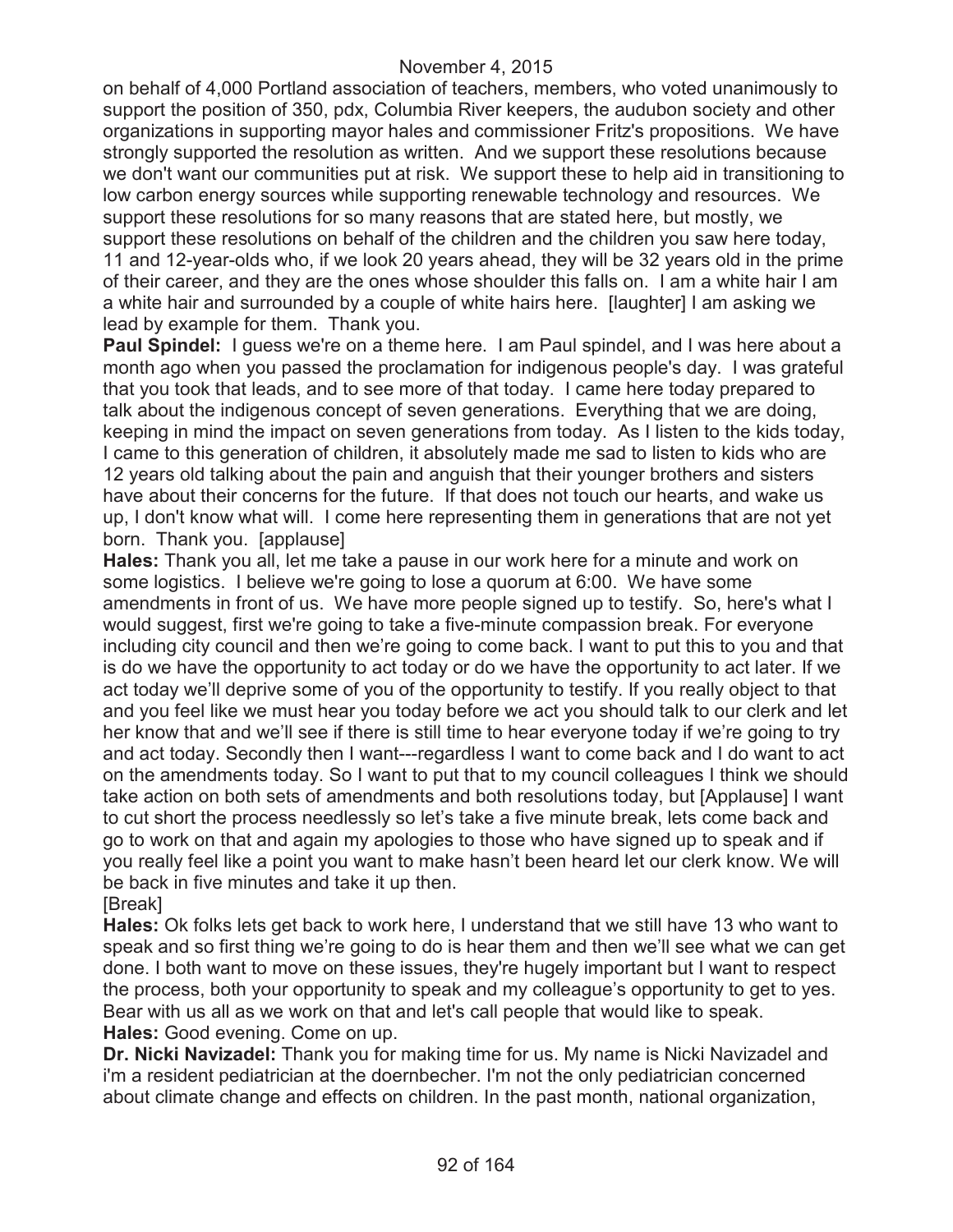on behalf of 4,000 Portland association of teachers, members, who voted unanimously to support the position of 350, pdx, Columbia River keepers, the audubon society and other organizations in supporting mayor hales and commissioner Fritz's propositions. We have strongly supported the resolution as written. And we support these resolutions because we don't want our communities put at risk. We support these to help aid in transitioning to low carbon energy sources while supporting renewable technology and resources. We support these resolutions for so many reasons that are stated here, but mostly, we support these resolutions on behalf of the children and the children you saw here today, 11 and 12-year-olds who, if we look 20 years ahead, they will be 32 years old in the prime of their career, and they are the ones whose shoulder this falls on. I am a white hair I am a white hair and surrounded by a couple of white hairs here. [laughter] I am asking we lead by example for them. Thank you.

**Paul Spindel:** I guess we're on a theme here. I am Paul spindel, and I was here about a month ago when you passed the proclamation for indigenous people's day. I was grateful that you took that leads, and to see more of that today. I came here today prepared to talk about the indigenous concept of seven generations. Everything that we are doing, keeping in mind the impact on seven generations from today. As I listen to the kids today, I came to this generation of children, it absolutely made me sad to listen to kids who are 12 years old talking about the pain and anguish that their younger brothers and sisters have about their concerns for the future. If that does not touch our hearts, and wake us up, I don't know what will. I come here representing them in generations that are not yet born. Thank you. [applause]

**Hales:** Thank you all, let me take a pause in our work here for a minute and work on some logistics. I believe we're going to lose a quorum at 6:00. We have some amendments in front of us. We have more people signed up to testify. So, here's what I would suggest, first we're going to take a five-minute compassion break. For everyone including city council and then we're going to come back. I want to put this to you and that is do we have the opportunity to act today or do we have the opportunity to act later. If we act today we'll deprive some of you of the opportunity to testify. If you really object to that and you feel like we must hear you today before we act you should talk to our clerk and let her know that and we'll see if there is still time to hear everyone today if we're going to try and act today. Secondly then I want---regardless I want to come back and I do want to act on the amendments today. So I want to put that to my council colleagues I think we should take action on both sets of amendments and both resolutions today, but [Applause] I want to cut short the process needlessly so let's take a five minute break, lets come back and go to work on that and again my apologies to those who have signed up to speak and if you really feel like a point you want to make hasn't been heard let our clerk know. We will be back in five minutes and take it up then.

[Break]

**Hales:** Ok folks lets get back to work here, I understand that we still have 13 who want to speak and so first thing we're going to do is hear them and then we'll see what we can get done. I both want to move on these issues, they're hugely important but I want to respect the process, both your opportunity to speak and my colleague's opportunity to get to yes. Bear with us all as we work on that and let's call people that would like to speak.

**Hales:** Good evening. Come on up.

**Dr. Nicki Navizadel:** Thank you for making time for us. My name is Nicki Navizadel and i'm a resident pediatrician at the doernbecher. I'm not the only pediatrician concerned about climate change and effects on children. In the past month, national organization,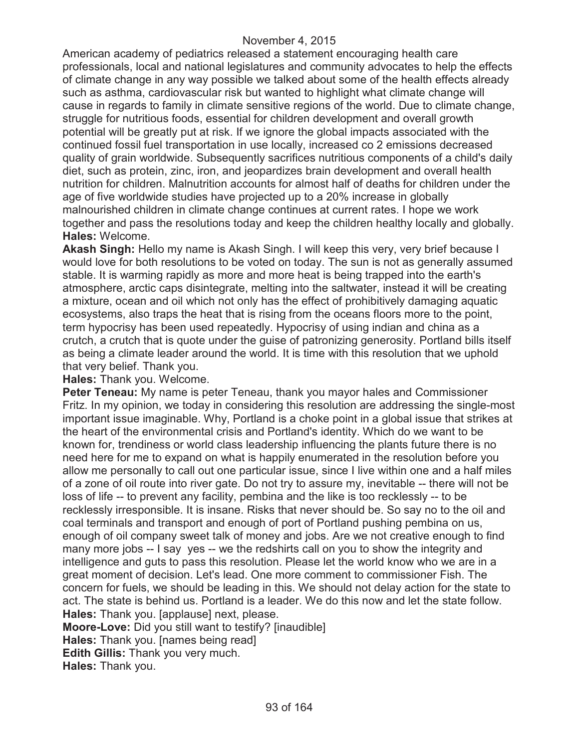American academy of pediatrics released a statement encouraging health care professionals, local and national legislatures and community advocates to help the effects of climate change in any way possible we talked about some of the health effects already such as asthma, cardiovascular risk but wanted to highlight what climate change will cause in regards to family in climate sensitive regions of the world. Due to climate change, struggle for nutritious foods, essential for children development and overall growth potential will be greatly put at risk. If we ignore the global impacts associated with the continued fossil fuel transportation in use locally, increased co 2 emissions decreased quality of grain worldwide. Subsequently sacrifices nutritious components of a child's daily diet, such as protein, zinc, iron, and jeopardizes brain development and overall health nutrition for children. Malnutrition accounts for almost half of deaths for children under the age of five worldwide studies have projected up to a 20% increase in globally malnourished children in climate change continues at current rates. I hope we work together and pass the resolutions today and keep the children healthy locally and globally.

**Hales:** Welcome.

**Akash Singh:** Hello my name is Akash Singh. I will keep this very, very brief because I would love for both resolutions to be voted on today. The sun is not as generally assumed stable. It is warming rapidly as more and more heat is being trapped into the earth's atmosphere, arctic caps disintegrate, melting into the saltwater, instead it will be creating a mixture, ocean and oil which not only has the effect of prohibitively damaging aquatic ecosystems, also traps the heat that is rising from the oceans floors more to the point, term hypocrisy has been used repeatedly. Hypocrisy of using indian and china as a crutch, a crutch that is quote under the guise of patronizing generosity. Portland bills itself as being a climate leader around the world. It is time with this resolution that we uphold that very belief. Thank you.

**Hales:** Thank you. Welcome.

**Peter Teneau:** My name is peter Teneau, thank you mayor hales and Commissioner Fritz. In my opinion, we today in considering this resolution are addressing the single-most important issue imaginable. Why, Portland is a choke point in a global issue that strikes at the heart of the environmental crisis and Portland's identity. Which do we want to be known for, trendiness or world class leadership influencing the plants future there is no need here for me to expand on what is happily enumerated in the resolution before you allow me personally to call out one particular issue, since I live within one and a half miles of a zone of oil route into river gate. Do not try to assure my, inevitable -- there will not be loss of life -- to prevent any facility, pembina and the like is too recklessly -- to be recklessly irresponsible. It is insane. Risks that never should be. So say no to the oil and coal terminals and transport and enough of port of Portland pushing pembina on us, enough of oil company sweet talk of money and jobs. Are we not creative enough to find many more jobs -- I say yes -- we the redshirts call on you to show the integrity and intelligence and guts to pass this resolution. Please let the world know who we are in a great moment of decision. Let's lead. One more comment to commissioner Fish. The concern for fuels, we should be leading in this. We should not delay action for the state to act. The state is behind us. Portland is a leader. We do this now and let the state follow.

**Hales:** Thank you. [applause] next, please.

**Moore-Love:** Did you still want to testify? [inaudible]

**Hales:** Thank you. [names being read]

**Edith Gillis:** Thank you very much.

**Hales:** Thank you.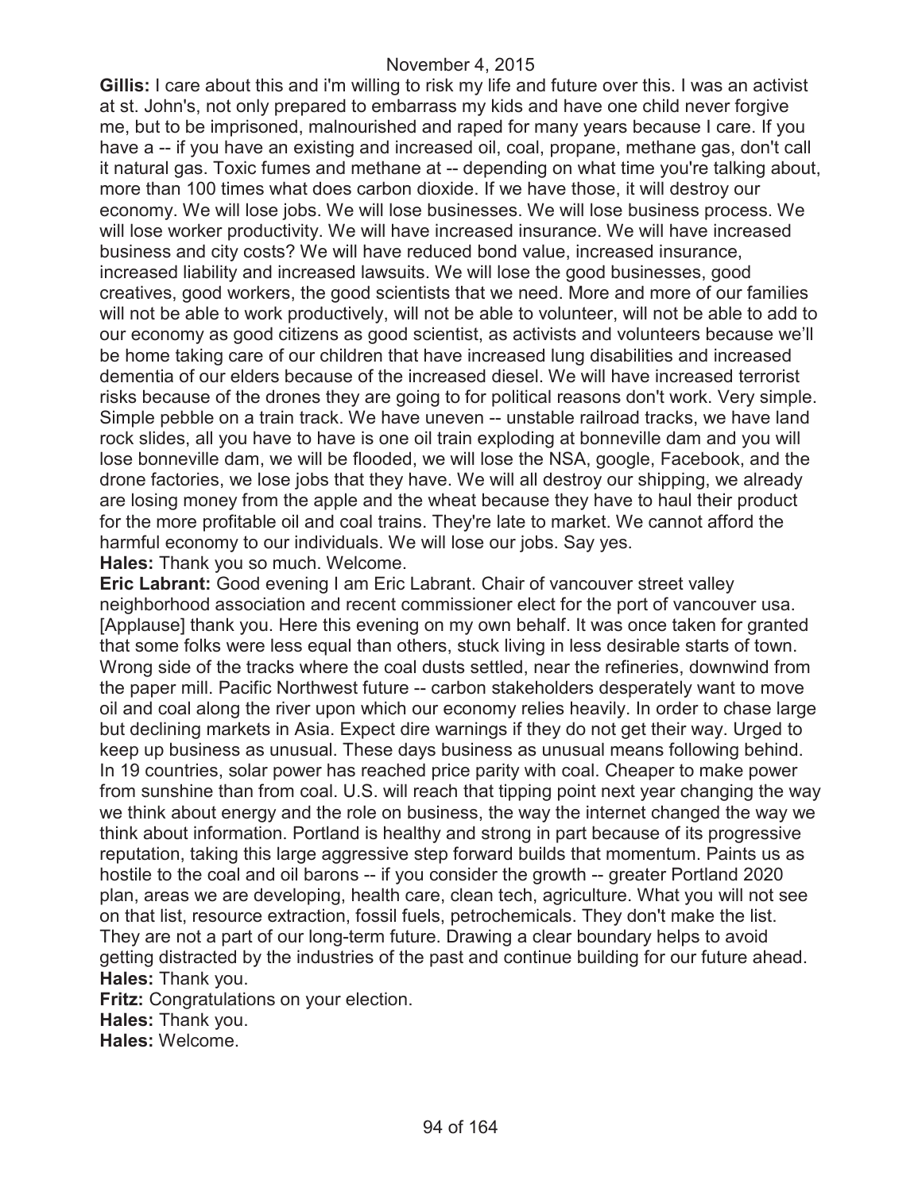**Gillis:** I care about this and i'm willing to risk my life and future over this. I was an activist at st. John's, not only prepared to embarrass my kids and have one child never forgive me, but to be imprisoned, malnourished and raped for many years because I care. If you have a -- if you have an existing and increased oil, coal, propane, methane gas, don't call it natural gas. Toxic fumes and methane at -- depending on what time you're talking about, more than 100 times what does carbon dioxide. If we have those, it will destroy our economy. We will lose jobs. We will lose businesses. We will lose business process. We will lose worker productivity. We will have increased insurance. We will have increased business and city costs? We will have reduced bond value, increased insurance, increased liability and increased lawsuits. We will lose the good businesses, good creatives, good workers, the good scientists that we need. More and more of our families will not be able to work productively, will not be able to volunteer, will not be able to add to our economy as good citizens as good scientist, as activists and volunteers because we'll be home taking care of our children that have increased lung disabilities and increased dementia of our elders because of the increased diesel. We will have increased terrorist risks because of the drones they are going to for political reasons don't work. Very simple. Simple pebble on a train track. We have uneven -- unstable railroad tracks, we have land rock slides, all you have to have is one oil train exploding at bonneville dam and you will lose bonneville dam, we will be flooded, we will lose the NSA, google, Facebook, and the drone factories, we lose jobs that they have. We will all destroy our shipping, we already are losing money from the apple and the wheat because they have to haul their product for the more profitable oil and coal trains. They're late to market. We cannot afford the harmful economy to our individuals. We will lose our jobs. Say yes.

**Hales:** Thank you so much. Welcome.

**Eric Labrant:** Good evening I am Eric Labrant. Chair of vancouver street valley neighborhood association and recent commissioner elect for the port of vancouver usa. [Applause] thank you. Here this evening on my own behalf. It was once taken for granted that some folks were less equal than others, stuck living in less desirable starts of town. Wrong side of the tracks where the coal dusts settled, near the refineries, downwind from the paper mill. Pacific Northwest future -- carbon stakeholders desperately want to move oil and coal along the river upon which our economy relies heavily. In order to chase large but declining markets in Asia. Expect dire warnings if they do not get their way. Urged to keep up business as unusual. These days business as unusual means following behind. In 19 countries, solar power has reached price parity with coal. Cheaper to make power from sunshine than from coal. U.S. will reach that tipping point next year changing the way we think about energy and the role on business, the way the internet changed the way we think about information. Portland is healthy and strong in part because of its progressive reputation, taking this large aggressive step forward builds that momentum. Paints us as hostile to the coal and oil barons -- if you consider the growth -- greater Portland 2020 plan, areas we are developing, health care, clean tech, agriculture. What you will not see on that list, resource extraction, fossil fuels, petrochemicals. They don't make the list. They are not a part of our long-term future. Drawing a clear boundary helps to avoid getting distracted by the industries of the past and continue building for our future ahead.

**Hales:** Thank you.

**Fritz:** Congratulations on your election.

**Hales:** Thank you.

**Hales:** Welcome.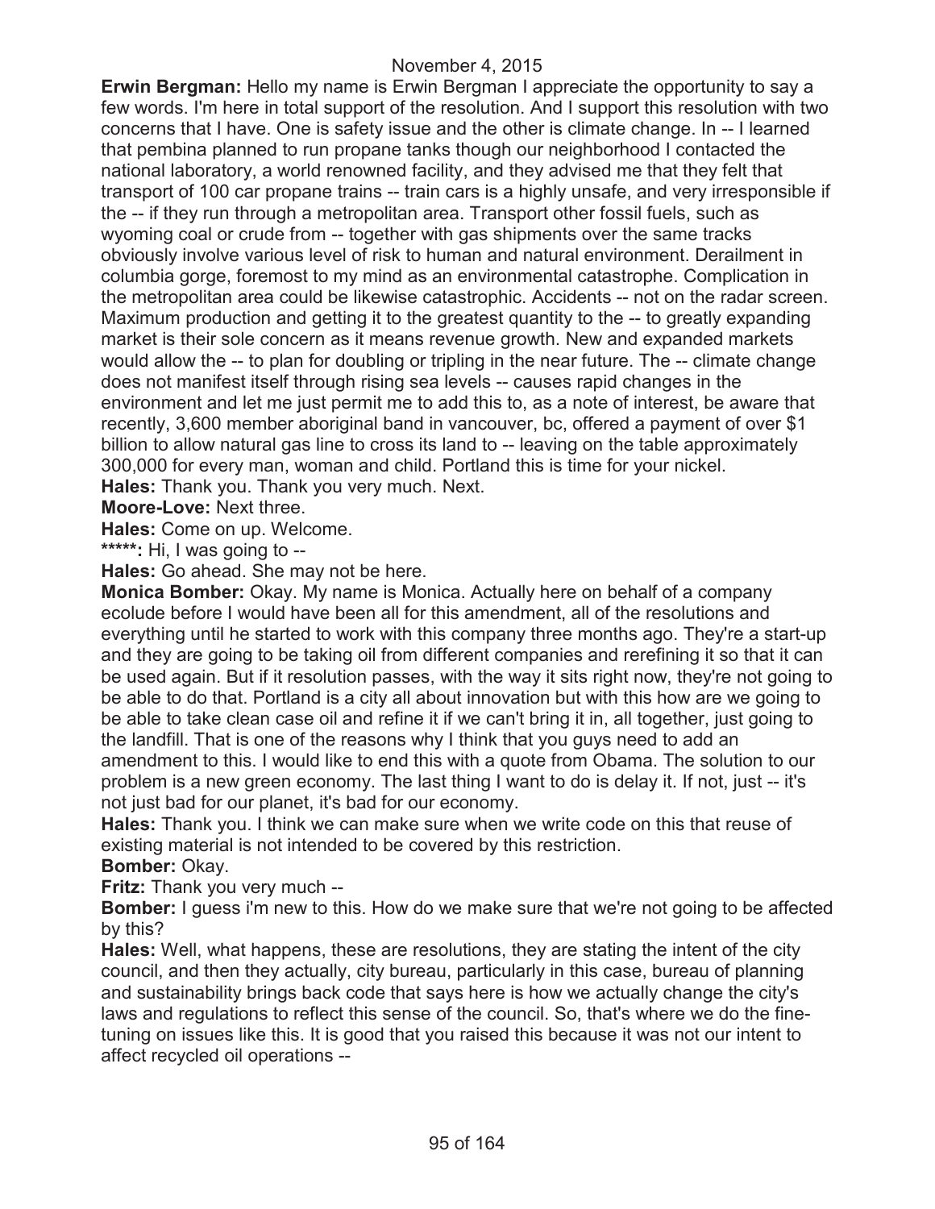November 4, 2015

**Erwin Bergman:** Hello my name is Erwin Bergman I appreciate the opportunity to say a few words. I'm here in total support of the resolution. And I support this resolution with two concerns that I have. One is safety issue and the other is climate change. In -- I learned that pembina planned to run propane tanks though our neighborhood I contacted the national laboratory, a world renowned facility, and they advised me that they felt that transport of 100 car propane trains -- train cars is a highly unsafe, and very irresponsible if the -- if they run through a metropolitan area. Transport other fossil fuels, such as wyoming coal or crude from -- together with gas shipments over the same tracks obviously involve various level of risk to human and natural environment. Derailment in columbia gorge, foremost to my mind as an environmental catastrophe. Complication in the metropolitan area could be likewise catastrophic. Accidents -- not on the radar screen. Maximum production and getting it to the greatest quantity to the -- to greatly expanding market is their sole concern as it means revenue growth. New and expanded markets would allow the -- to plan for doubling or tripling in the near future. The -- climate change does not manifest itself through rising sea levels -- causes rapid changes in the environment and let me just permit me to add this to, as a note of interest, be aware that recently, 3,600 member aboriginal band in vancouver, bc, offered a payment of over $1 billion to allow natural gas line to cross its land to -- leaving on the table approximately 300,000 for every man, woman and child. Portland this is time for your nickel.

**Hales:** Thank you. Thank you very much. Next.

**Moore-Love:** Next three.

**Hales:** Come on up. Welcome.

**\*\*\*\*\*:** Hi, I was going to --

**Hales:** Go ahead. She may not be here.

**Monica Bomber:** Okay. My name is Monica. Actually here on behalf of a company ecolude before I would have been all for this amendment, all of the resolutions and everything until he started to work with this company three months ago. They're a start-up and they are going to be taking oil from different companies and rerefining it so that it can be used again. But if it resolution passes, with the way it sits right now, they're not going to be able to do that. Portland is a city all about innovation but with this how are we going to be able to take clean case oil and refine it if we can't bring it in, all together, just going to the landfill. That is one of the reasons why I think that you guys need to add an amendment to this. I would like to end this with a quote from Obama. The solution to our problem is a new green economy. The last thing I want to do is delay it. If not, just -- it's not just bad for our planet, it's bad for our economy.

**Hales:** Thank you. I think we can make sure when we write code on this that reuse of existing material is not intended to be covered by this restriction.

**Bomber:** Okay.

**Fritz:** Thank you very much --

**Bomber:** I guess i'm new to this. How do we make sure that we're not going to be affected by this?

**Hales:** Well, what happens, these are resolutions, they are stating the intent of the city council, and then they actually, city bureau, particularly in this case, bureau of planning and sustainability brings back code that says here is how we actually change the city's laws and regulations to reflect this sense of the council. So, that's where we do the fine-tuning on issues like this. It is good that you raised this because it was not our intent to affect recycled oil operations --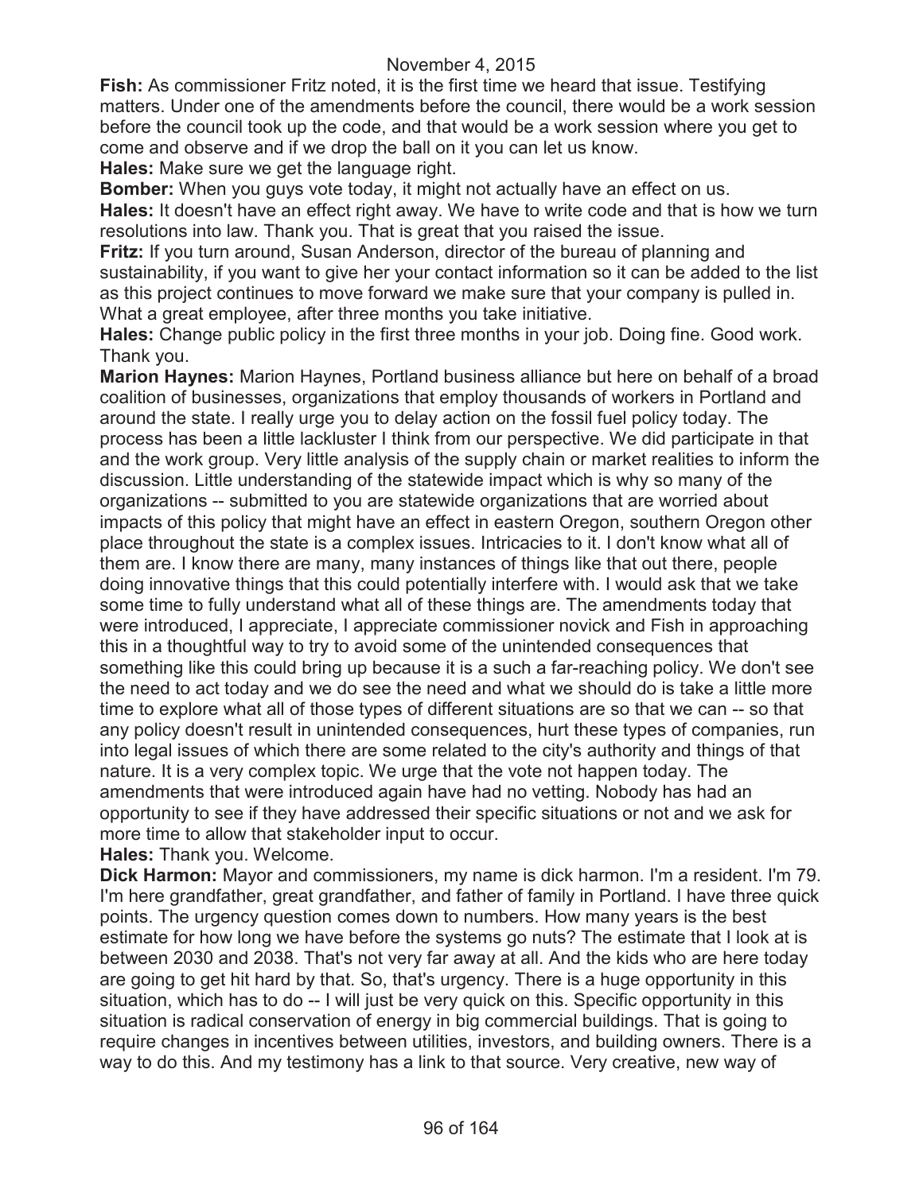**Fish:** As commissioner Fritz noted, it is the first time we heard that issue. Testifying matters. Under one of the amendments before the council, there would be a work session before the council took up the code, and that would be a work session where you get to come and observe and if we drop the ball on it you can let us know.

**Hales:** Make sure we get the language right.

**Bomber:** When you guys vote today, it might not actually have an effect on us.

**Hales:** It doesn't have an effect right away. We have to write code and that is how we turn resolutions into law. Thank you. That is great that you raised the issue.

**Fritz:** If you turn around, Susan Anderson, director of the bureau of planning and sustainability, if you want to give her your contact information so it can be added to the list as this project continues to move forward we make sure that your company is pulled in. What a great employee, after three months you take initiative.

**Hales:** Change public policy in the first three months in your job. Doing fine. Good work. Thank you.

**Marion Haynes:** Marion Haynes, Portland business alliance but here on behalf of a broad coalition of businesses, organizations that employ thousands of workers in Portland and around the state. I really urge you to delay action on the fossil fuel policy today. The process has been a little lackluster I think from our perspective. We did participate in that and the work group. Very little analysis of the supply chain or market realities to inform the discussion. Little understanding of the statewide impact which is why so many of the organizations -- submitted to you are statewide organizations that are worried about impacts of this policy that might have an effect in eastern Oregon, southern Oregon other place throughout the state is a complex issues. Intricacies to it. I don't know what all of them are. I know there are many, many instances of things like that out there, people doing innovative things that this could potentially interfere with. I would ask that we take some time to fully understand what all of these things are. The amendments today that were introduced, I appreciate, I appreciate commissioner novick and Fish in approaching this in a thoughtful way to try to avoid some of the unintended consequences that something like this could bring up because it is a such a far-reaching policy. We don't see the need to act today and we do see the need and what we should do is take a little more time to explore what all of those types of different situations are so that we can -- so that any policy doesn't result in unintended consequences, hurt these types of companies, run into legal issues of which there are some related to the city's authority and things of that nature. It is a very complex topic. We urge that the vote not happen today. The amendments that were introduced again have had no vetting. Nobody has had an opportunity to see if they have addressed their specific situations or not and we ask for more time to allow that stakeholder input to occur.

**Hales:** Thank you. Welcome.

**Dick Harmon:** Mayor and commissioners, my name is dick harmon. I'm a resident. I'm 79. I'm here grandfather, great grandfather, and father of family in Portland. I have three quick points. The urgency question comes down to numbers. How many years is the best estimate for how long we have before the systems go nuts? The estimate that I look at is between 2030 and 2038. That's not very far away at all. And the kids who are here today are going to get hit hard by that. So, that's urgency. There is a huge opportunity in this situation, which has to do -- I will just be very quick on this. Specific opportunity in this situation is radical conservation of energy in big commercial buildings. That is going to require changes in incentives between utilities, investors, and building owners. There is a way to do this. And my testimony has a link to that source. Very creative, new way of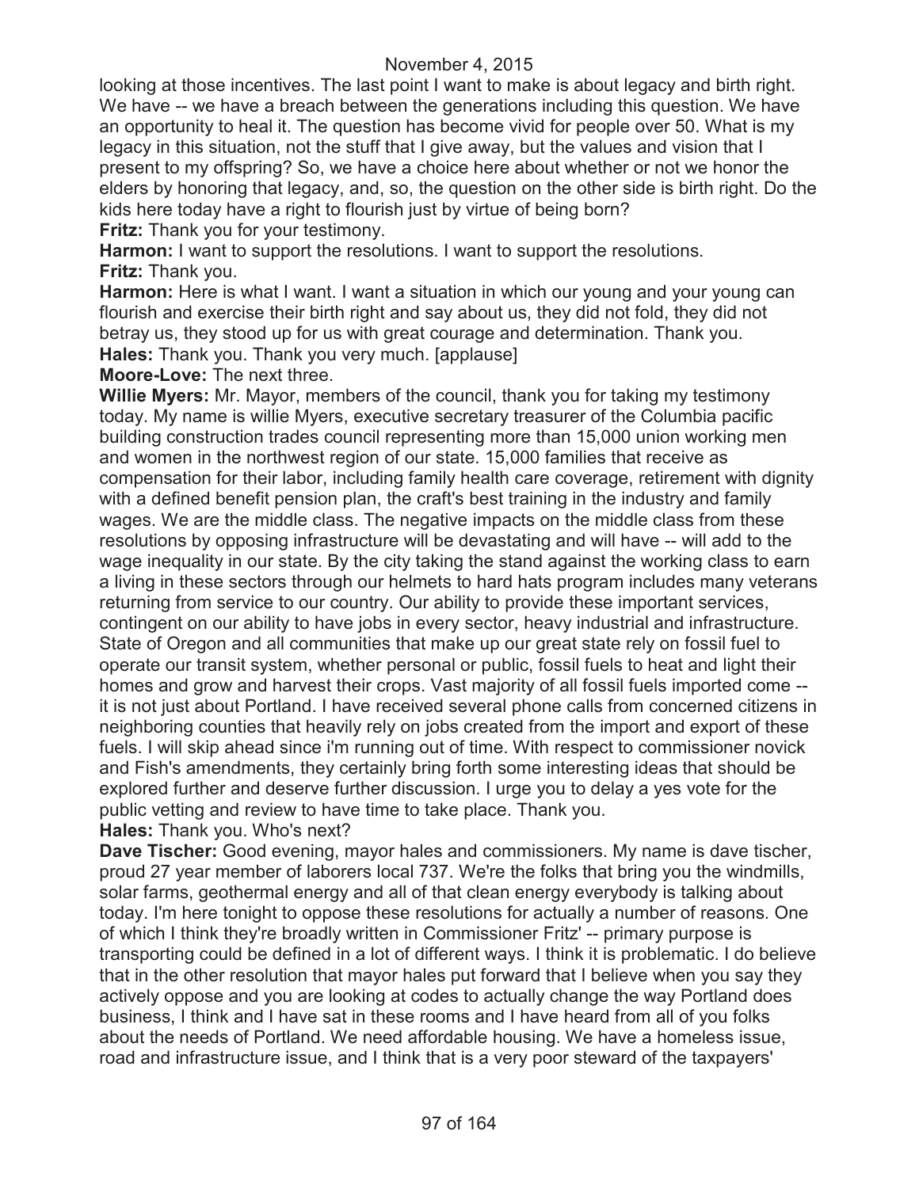looking at those incentives. The last point I want to make is about legacy and birth right. We have -- we have a breach between the generations including this question. We have an opportunity to heal it. The question has become vivid for people over 50. What is my legacy in this situation, not the stuff that I give away, but the values and vision that I present to my offspring? So, we have a choice here about whether or not we honor the elders by honoring that legacy, and, so, the question on the other side is birth right. Do the kids here today have a right to flourish just by virtue of being born?

**Fritz:** Thank you for your testimony.

**Harmon:** I want to support the resolutions. I want to support the resolutions.

**Fritz:** Thank you.

**Harmon:** Here is what I want. I want a situation in which our young and your young can flourish and exercise their birth right and say about us, they did not fold, they did not betray us, they stood up for us with great courage and determination. Thank you.

**Hales:** Thank you. Thank you very much. [applause]

**Moore-Love:** The next three.

**Willie Myers:** Mr. Mayor, members of the council, thank you for taking my testimony today. My name is willie Myers, executive secretary treasurer of the Columbia pacific building construction trades council representing more than 15,000 union working men and women in the northwest region of our state. 15,000 families that receive as compensation for their labor, including family health care coverage, retirement with dignity with a defined benefit pension plan, the craft's best training in the industry and family wages. We are the middle class. The negative impacts on the middle class from these resolutions by opposing infrastructure will be devastating and will have -- will add to the wage inequality in our state. By the city taking the stand against the working class to earn a living in these sectors through our helmets to hard hats program includes many veterans returning from service to our country. Our ability to provide these important services, contingent on our ability to have jobs in every sector, heavy industrial and infrastructure. State of Oregon and all communities that make up our great state rely on fossil fuel to operate our transit system, whether personal or public, fossil fuels to heat and light their homes and grow and harvest their crops. Vast majority of all fossil fuels imported come -- it is not just about Portland. I have received several phone calls from concerned citizens in neighboring counties that heavily rely on jobs created from the import and export of these fuels. I will skip ahead since i'm running out of time. With respect to commissioner novick and Fish's amendments, they certainly bring forth some interesting ideas that should be explored further and deserve further discussion. I urge you to delay a yes vote for the public vetting and review to have time to take place. Thank you.

**Hales:** Thank you. Who's next?

**Dave Tischer:** Good evening, mayor hales and commissioners. My name is dave tischer, proud 27 year member of laborers local 737. We're the folks that bring you the windmills, solar farms, geothermal energy and all of that clean energy everybody is talking about today. I'm here tonight to oppose these resolutions for actually a number of reasons. One of which I think they're broadly written in Commissioner Fritz' -- primary purpose is transporting could be defined in a lot of different ways. I think it is problematic. I do believe that in the other resolution that mayor hales put forward that I believe when you say they actively oppose and you are looking at codes to actually change the way Portland does business, I think and I have sat in these rooms and I have heard from all of you folks about the needs of Portland. We need affordable housing. We have a homeless issue, road and infrastructure issue, and I think that is a very poor steward of the taxpayers'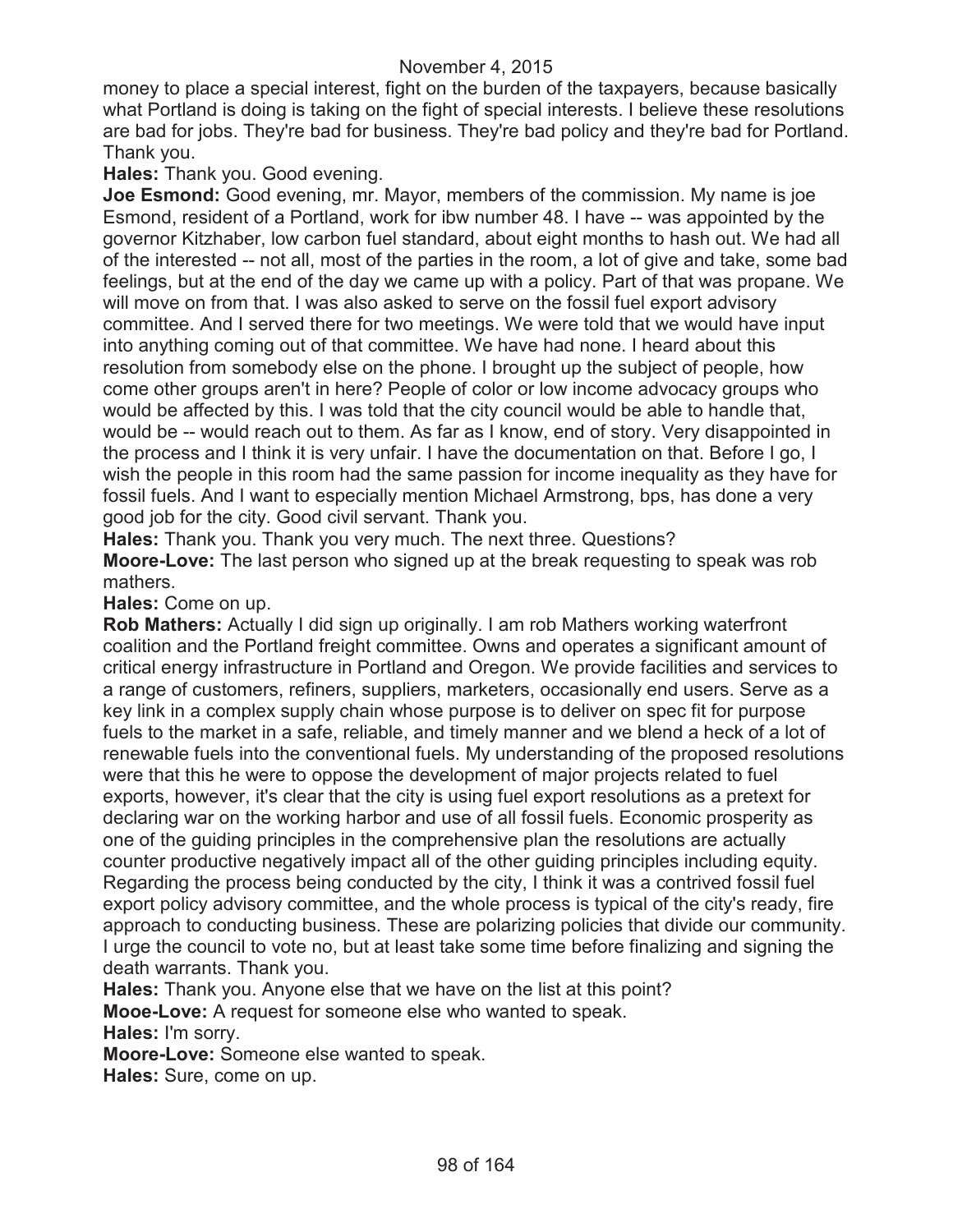money to place a special interest, fight on the burden of the taxpayers, because basically what Portland is doing is taking on the fight of special interests. I believe these resolutions are bad for jobs. They're bad for business. They're bad policy and they're bad for Portland. Thank you.

**Hales:** Thank you. Good evening.

**Joe Esmond:** Good evening, mr. Mayor, members of the commission. My name is joe Esmond, resident of a Portland, work for ibw number 48. I have -- was appointed by the governor Kitzhaber, low carbon fuel standard, about eight months to hash out. We had all of the interested -- not all, most of the parties in the room, a lot of give and take, some bad feelings, but at the end of the day we came up with a policy. Part of that was propane. We will move on from that. I was also asked to serve on the fossil fuel export advisory committee. And I served there for two meetings. We were told that we would have input into anything coming out of that committee. We have had none. I heard about this resolution from somebody else on the phone. I brought up the subject of people, how come other groups aren't in here? People of color or low income advocacy groups who would be affected by this. I was told that the city council would be able to handle that, would be -- would reach out to them. As far as I know, end of story. Very disappointed in the process and I think it is very unfair. I have the documentation on that. Before I go, I wish the people in this room had the same passion for income inequality as they have for fossil fuels. And I want to especially mention Michael Armstrong, bps, has done a very good job for the city. Good civil servant. Thank you.

**Hales:** Thank you. Thank you very much. The next three. Questions?

**Moore-Love:** The last person who signed up at the break requesting to speak was rob mathers.

**Hales:** Come on up.

**Rob Mathers:** Actually I did sign up originally. I am rob Mathers working waterfront coalition and the Portland freight committee. Owns and operates a significant amount of critical energy infrastructure in Portland and Oregon. We provide facilities and services to a range of customers, refiners, suppliers, marketers, occasionally end users. Serve as a key link in a complex supply chain whose purpose is to deliver on spec fit for purpose fuels to the market in a safe, reliable, and timely manner and we blend a heck of a lot of renewable fuels into the conventional fuels. My understanding of the proposed resolutions were that this he were to oppose the development of major projects related to fuel exports, however, it's clear that the city is using fuel export resolutions as a pretext for declaring war on the working harbor and use of all fossil fuels. Economic prosperity as one of the guiding principles in the comprehensive plan the resolutions are actually counter productive negatively impact all of the other guiding principles including equity. Regarding the process being conducted by the city, I think it was a contrived fossil fuel export policy advisory committee, and the whole process is typical of the city's ready, fire approach to conducting business. These are polarizing policies that divide our community. I urge the council to vote no, but at least take some time before finalizing and signing the death warrants. Thank you.

**Hales:** Thank you. Anyone else that we have on the list at this point?

**Mooe-Love:** A request for someone else who wanted to speak.

**Hales:** I'm sorry.

**Moore-Love:** Someone else wanted to speak.

**Hales:** Sure, come on up.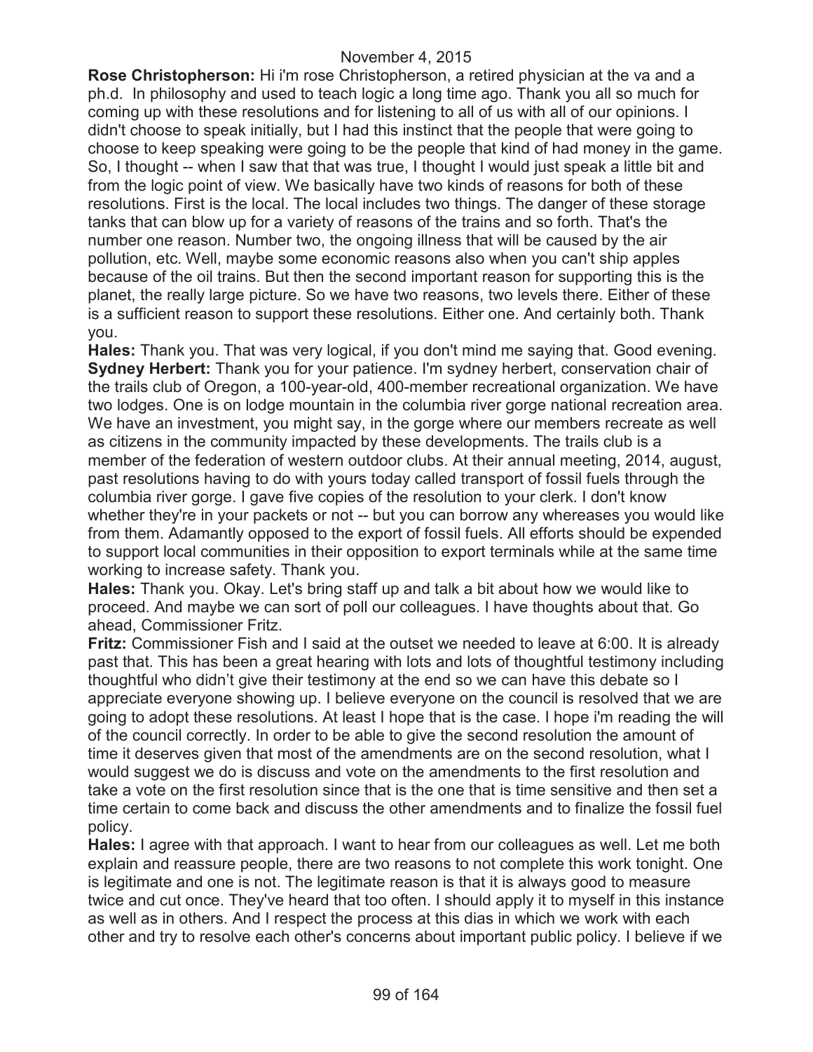**Rose Christopherson:** Hi i'm rose Christopherson, a retired physician at the va and a ph.d. In philosophy and used to teach logic a long time ago. Thank you all so much for coming up with these resolutions and for listening to all of us with all of our opinions. I didn't choose to speak initially, but I had this instinct that the people that were going to choose to keep speaking were going to be the people that kind of had money in the game. So, I thought -- when I saw that that was true, I thought I would just speak a little bit and from the logic point of view. We basically have two kinds of reasons for both of these resolutions. First is the local. The local includes two things. The danger of these storage tanks that can blow up for a variety of reasons of the trains and so forth. That's the number one reason. Number two, the ongoing illness that will be caused by the air pollution, etc. Well, maybe some economic reasons also when you can't ship apples because of the oil trains. But then the second important reason for supporting this is the planet, the really large picture. So we have two reasons, two levels there. Either of these is a sufficient reason to support these resolutions. Either one. And certainly both. Thank you.

**Hales:** Thank you. That was very logical, if you don't mind me saying that. Good evening.

**Sydney Herbert:** Thank you for your patience. I'm sydney herbert, conservation chair of the trails club of Oregon, a 100-year-old, 400-member recreational organization. We have two lodges. One is on lodge mountain in the columbia river gorge national recreation area. We have an investment, you might say, in the gorge where our members recreate as well as citizens in the community impacted by these developments. The trails club is a member of the federation of western outdoor clubs. At their annual meeting, 2014, august, past resolutions having to do with yours today called transport of fossil fuels through the columbia river gorge. I gave five copies of the resolution to your clerk. I don't know whether they're in your packets or not -- but you can borrow any whereases you would like from them. Adamantly opposed to the export of fossil fuels. All efforts should be expended to support local communities in their opposition to export terminals while at the same time working to increase safety. Thank you.

**Hales:** Thank you. Okay. Let's bring staff up and talk a bit about how we would like to proceed. And maybe we can sort of poll our colleagues. I have thoughts about that. Go ahead, Commissioner Fritz.

**Fritz:** Commissioner Fish and I said at the outset we needed to leave at 6:00. It is already past that. This has been a great hearing with lots and lots of thoughtful testimony including thoughtful who didn't give their testimony at the end so we can have this debate so I appreciate everyone showing up. I believe everyone on the council is resolved that we are going to adopt these resolutions. At least I hope that is the case. I hope i'm reading the will of the council correctly. In order to be able to give the second resolution the amount of time it deserves given that most of the amendments are on the second resolution, what I would suggest we do is discuss and vote on the amendments to the first resolution and take a vote on the first resolution since that is the one that is time sensitive and then set a time certain to come back and discuss the other amendments and to finalize the fossil fuel policy.

**Hales:** I agree with that approach. I want to hear from our colleagues as well. Let me both explain and reassure people, there are two reasons to not complete this work tonight. One is legitimate and one is not. The legitimate reason is that it is always good to measure twice and cut once. They've heard that too often. I should apply it to myself in this instance as well as in others. And I respect the process at this dias in which we work with each other and try to resolve each other's concerns about important public policy. I believe if we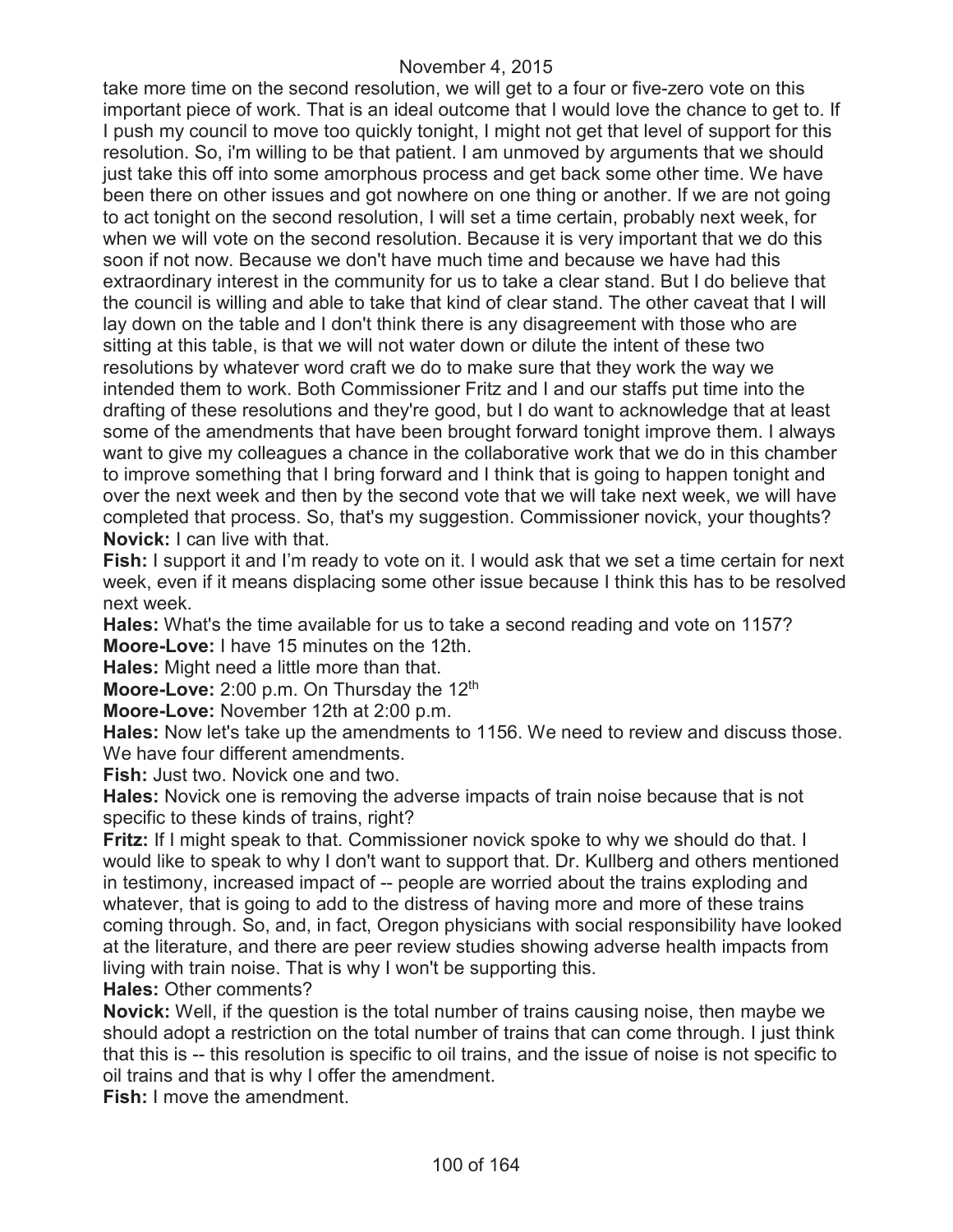take more time on the second resolution, we will get to a four or five-zero vote on this important piece of work. That is an ideal outcome that I would love the chance to get to. If I push my council to move too quickly tonight, I might not get that level of support for this resolution. So, i'm willing to be that patient. I am unmoved by arguments that we should just take this off into some amorphous process and get back some other time. We have been there on other issues and got nowhere on one thing or another. If we are not going to act tonight on the second resolution, I will set a time certain, probably next week, for when we will vote on the second resolution. Because it is very important that we do this soon if not now. Because we don't have much time and because we have had this extraordinary interest in the community for us to take a clear stand. But I do believe that the council is willing and able to take that kind of clear stand. The other caveat that I will lay down on the table and I don't think there is any disagreement with those who are sitting at this table, is that we will not water down or dilute the intent of these two resolutions by whatever word craft we do to make sure that they work the way we intended them to work. Both Commissioner Fritz and I and our staffs put time into the drafting of these resolutions and they're good, but I do want to acknowledge that at least some of the amendments that have been brought forward tonight improve them. I always want to give my colleagues a chance in the collaborative work that we do in this chamber to improve something that I bring forward and I think that is going to happen tonight and over the next week and then by the second vote that we will take next week, we will have completed that process. So, that's my suggestion. Commissioner novick, your thoughts?

**Novick:** I can live with that.

**Fish:** I support it and I'm ready to vote on it. I would ask that we set a time certain for next week, even if it means displacing some other issue because I think this has to be resolved next week.

**Hales:** What's the time available for us to take a second reading and vote on 1157?

**Moore-Love:** I have 15 minutes on the 12th.

**Hales:** Might need a little more than that.

**Moore-Love:** 2:00 p.m. On Thursday the 12th

**Moore-Love:** November 12th at 2:00 p.m.

**Hales:** Now let's take up the amendments to 1156. We need to review and discuss those. We have four different amendments.

**Fish:** Just two. Novick one and two.

**Hales:** Novick one is removing the adverse impacts of train noise because that is not specific to these kinds of trains, right?

**Fritz:** If I might speak to that. Commissioner novick spoke to why we should do that. I would like to speak to why I don't want to support that. Dr. Kullberg and others mentioned in testimony, increased impact of -- people are worried about the trains exploding and whatever, that is going to add to the distress of having more and more of these trains coming through. So, and, in fact, Oregon physicians with social responsibility have looked at the literature, and there are peer review studies showing adverse health impacts from living with train noise. That is why I won't be supporting this.

**Hales:** Other comments?

**Novick:** Well, if the question is the total number of trains causing noise, then maybe we should adopt a restriction on the total number of trains that can come through. I just think that this is -- this resolution is specific to oil trains, and the issue of noise is not specific to oil trains and that is why I offer the amendment.

**Fish:** I move the amendment.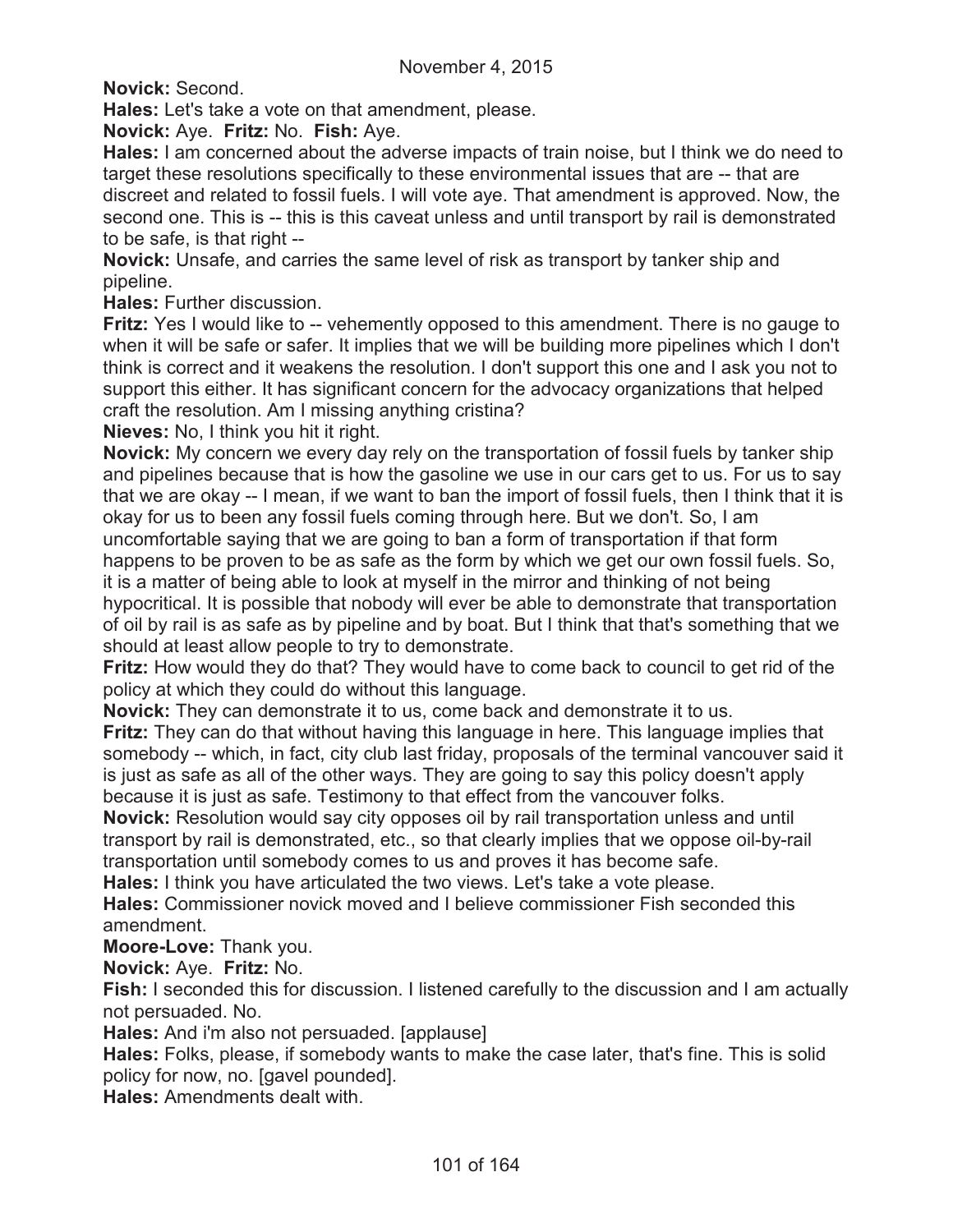**Novick:** Second.

**Hales:** Let's take a vote on that amendment, please.

**Novick:** Aye. **Fritz:** No. **Fish:** Aye.

**Hales:** I am concerned about the adverse impacts of train noise, but I think we do need to target these resolutions specifically to these environmental issues that are -- that are discreet and related to fossil fuels. I will vote aye. That amendment is approved. Now, the second one. This is -- this is this caveat unless and until transport by rail is demonstrated to be safe, is that right --

**Novick:** Unsafe, and carries the same level of risk as transport by tanker ship and pipeline.

**Hales:** Further discussion.

**Fritz:** Yes I would like to -- vehemently opposed to this amendment. There is no gauge to when it will be safe or safer. It implies that we will be building more pipelines which I don't think is correct and it weakens the resolution. I don't support this one and I ask you not to support this either. It has significant concern for the advocacy organizations that helped craft the resolution. Am I missing anything cristina?

**Nieves:** No, I think you hit it right.

**Novick:** My concern we every day rely on the transportation of fossil fuels by tanker ship and pipelines because that is how the gasoline we use in our cars get to us. For us to say that we are okay -- I mean, if we want to ban the import of fossil fuels, then I think that it is okay for us to been any fossil fuels coming through here. But we don't. So, I am uncomfortable saying that we are going to ban a form of transportation if that form happens to be proven to be as safe as the form by which we get our own fossil fuels. So, it is a matter of being able to look at myself in the mirror and thinking of not being hypocritical. It is possible that nobody will ever be able to demonstrate that transportation of oil by rail is as safe as by pipeline and by boat. But I think that that's something that we should at least allow people to try to demonstrate.

**Fritz:** How would they do that? They would have to come back to council to get rid of the policy at which they could do without this language.

**Novick:** They can demonstrate it to us, come back and demonstrate it to us.

**Fritz:** They can do that without having this language in here. This language implies that somebody -- which, in fact, city club last friday, proposals of the terminal vancouver said it is just as safe as all of the other ways. They are going to say this policy doesn't apply because it is just as safe. Testimony to that effect from the vancouver folks.

**Novick:** Resolution would say city opposes oil by rail transportation unless and until transport by rail is demonstrated, etc., so that clearly implies that we oppose oil-by-rail transportation until somebody comes to us and proves it has become safe.

**Hales:** I think you have articulated the two views. Let's take a vote please.

**Hales:** Commissioner novick moved and I believe commissioner Fish seconded this amendment.

**Moore-Love:** Thank you.

**Novick:** Aye. **Fritz:** No.

**Fish:** I seconded this for discussion. I listened carefully to the discussion and I am actually not persuaded. No.

**Hales:** And i'm also not persuaded. [applause]

**Hales:** Folks, please, if somebody wants to make the case later, that's fine. This is solid policy for now, no. [gavel pounded].

**Hales:** Amendments dealt with.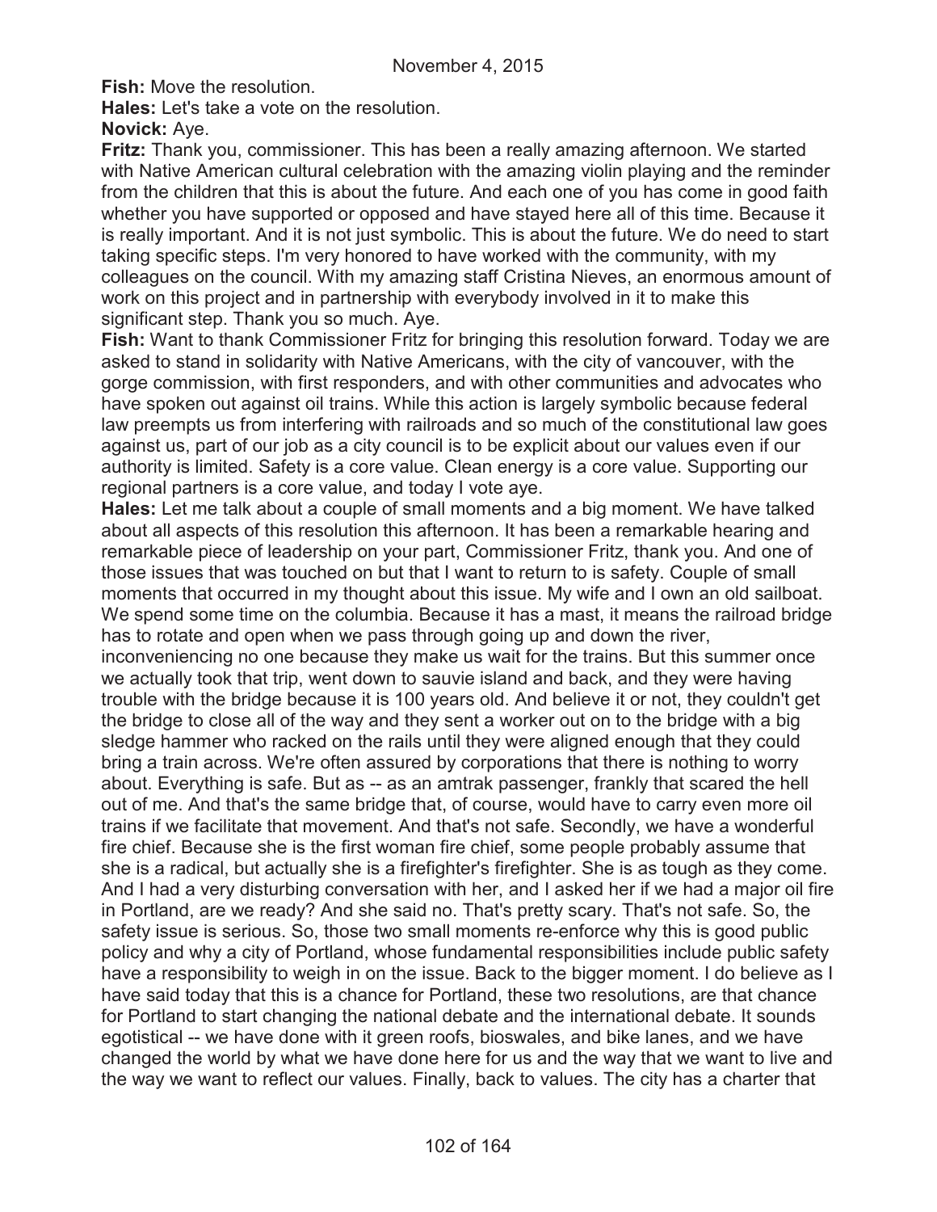**Fish:** Move the resolution.

**Hales:** Let's take a vote on the resolution.

**Novick:** Aye.

**Fritz:** Thank you, commissioner. This has been a really amazing afternoon. We started with Native American cultural celebration with the amazing violin playing and the reminder from the children that this is about the future. And each one of you has come in good faith whether you have supported or opposed and have stayed here all of this time. Because it is really important. And it is not just symbolic. This is about the future. We do need to start taking specific steps. I'm very honored to have worked with the community, with my colleagues on the council. With my amazing staff Cristina Nieves, an enormous amount of work on this project and in partnership with everybody involved in it to make this significant step. Thank you so much. Aye.

**Fish:** Want to thank Commissioner Fritz for bringing this resolution forward. Today we are asked to stand in solidarity with Native Americans, with the city of vancouver, with the gorge commission, with first responders, and with other communities and advocates who have spoken out against oil trains. While this action is largely symbolic because federal law preempts us from interfering with railroads and so much of the constitutional law goes against us, part of our job as a city council is to be explicit about our values even if our authority is limited. Safety is a core value. Clean energy is a core value. Supporting our regional partners is a core value, and today I vote aye.

**Hales:** Let me talk about a couple of small moments and a big moment. We have talked about all aspects of this resolution this afternoon. It has been a remarkable hearing and remarkable piece of leadership on your part, Commissioner Fritz, thank you. And one of those issues that was touched on but that I want to return to is safety. Couple of small moments that occurred in my thought about this issue. My wife and I own an old sailboat. We spend some time on the columbia. Because it has a mast, it means the railroad bridge has to rotate and open when we pass through going up and down the river, inconveniencing no one because they make us wait for the trains. But this summer once we actually took that trip, went down to sauvie island and back, and they were having trouble with the bridge because it is 100 years old. And believe it or not, they couldn't get the bridge to close all of the way and they sent a worker out on to the bridge with a big sledge hammer who racked on the rails until they were aligned enough that they could bring a train across. We're often assured by corporations that there is nothing to worry about. Everything is safe. But as -- as an amtrak passenger, frankly that scared the hell out of me. And that's the same bridge that, of course, would have to carry even more oil trains if we facilitate that movement. And that's not safe. Secondly, we have a wonderful fire chief. Because she is the first woman fire chief, some people probably assume that she is a radical, but actually she is a firefighter's firefighter. She is as tough as they come. And I had a very disturbing conversation with her, and I asked her if we had a major oil fire in Portland, are we ready? And she said no. That's pretty scary. That's not safe. So, the safety issue is serious. So, those two small moments re-enforce why this is good public policy and why a city of Portland, whose fundamental responsibilities include public safety have a responsibility to weigh in on the issue. Back to the bigger moment. I do believe as I have said today that this is a chance for Portland, these two resolutions, are that chance for Portland to start changing the national debate and the international debate. It sounds egotistical -- we have done with it green roofs, bioswales, and bike lanes, and we have changed the world by what we have done here for us and the way that we want to live and the way we want to reflect our values. Finally, back to values. The city has a charter that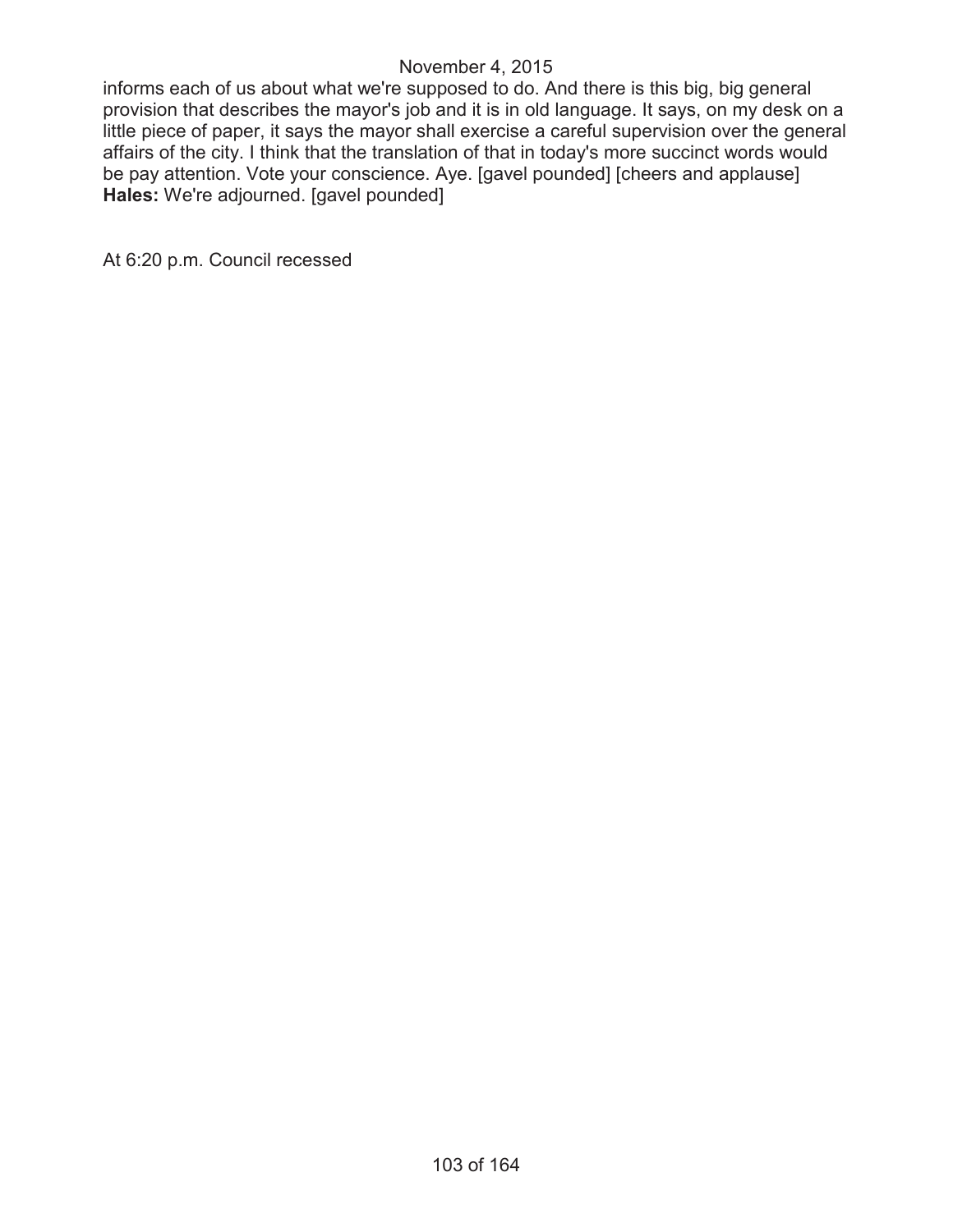informs each of us about what we're supposed to do. And there is this big, big general provision that describes the mayor's job and it is in old language. It says, on my desk on a little piece of paper, it says the mayor shall exercise a careful supervision over the general affairs of the city. I think that the translation of that in today's more succinct words would be pay attention. Vote your conscience. Aye. [gavel pounded] [cheers and applause]
**Hales:** We're adjourned. [gavel pounded]

At 6:20 p.m. Council recessed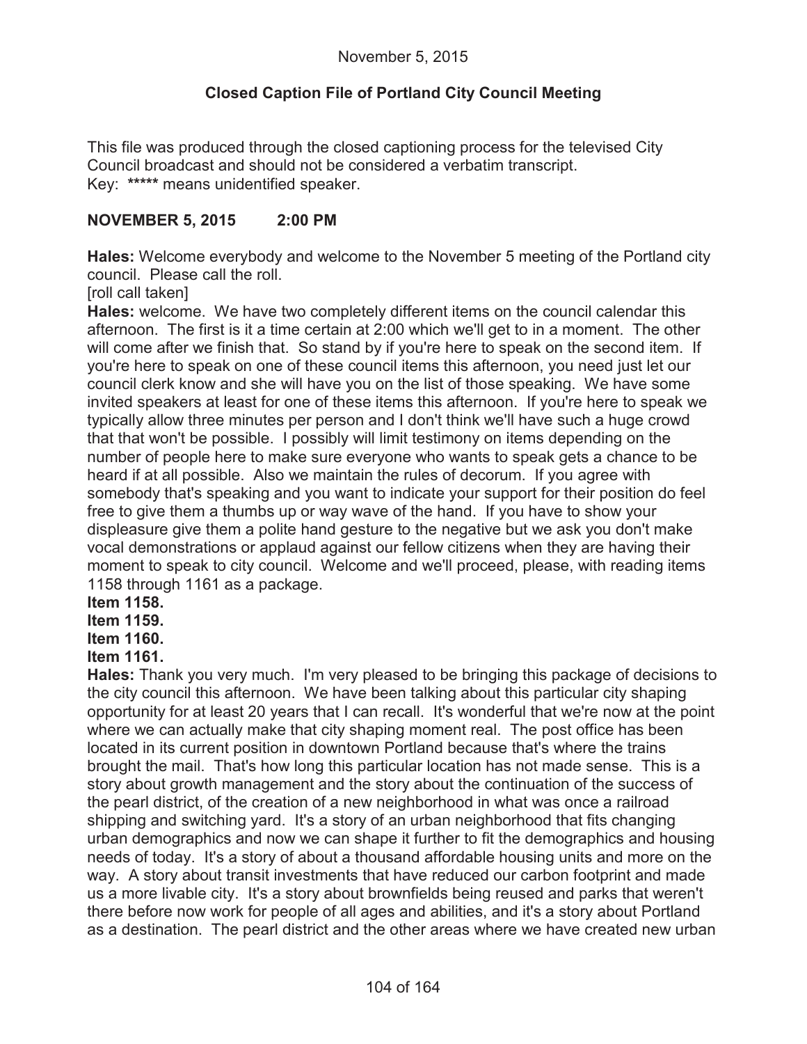November 5, 2015

**Closed Caption File of Portland City Council Meeting**

This file was produced through the closed captioning process for the televised City Council broadcast and should not be considered a verbatim transcript.
Key: ***** means unidentified speaker.

**NOVEMBER 5, 2015 2:00 PM**

**Hales:** Welcome everybody and welcome to the November 5 meeting of the Portland city council. Please call the roll.
[roll call taken]
**Hales:** welcome. We have two completely different items on the council calendar this afternoon. The first is it a time certain at 2:00 which we'll get to in a moment. The other will come after we finish that. So stand by if you're here to speak on the second item. If you're here to speak on one of these council items this afternoon, you need just let our council clerk know and she will have you on the list of those speaking. We have some invited speakers at least for one of these items this afternoon. If you're here to speak we typically allow three minutes per person and I don't think we'll have such a huge crowd that that won't be possible. I possibly will limit testimony on items depending on the number of people here to make sure everyone who wants to speak gets a chance to be heard if at all possible. Also we maintain the rules of decorum. If you agree with somebody that's speaking and you want to indicate your support for their position do feel free to give them a thumbs up or way wave of the hand. If you have to show your displeasure give them a polite hand gesture to the negative but we ask you don't make vocal demonstrations or applaud against our fellow citizens when they are having their moment to speak to city council. Welcome and we'll proceed, please, with reading items 1158 through 1161 as a package.
**Item 1158.**
**Item 1159.**
**Item 1160.**
**Item 1161.**
**Hales:** Thank you very much. I'm very pleased to be bringing this package of decisions to the city council this afternoon. We have been talking about this particular city shaping opportunity for at least 20 years that I can recall. It's wonderful that we're now at the point where we can actually make that city shaping moment real. The post office has been located in its current position in downtown Portland because that's where the trains brought the mail. That's how long this particular location has not made sense. This is a story about growth management and the story about the continuation of the success of the pearl district, of the creation of a new neighborhood in what was once a railroad shipping and switching yard. It's a story of an urban neighborhood that fits changing urban demographics and now we can shape it further to fit the demographics and housing needs of today. It's a story of about a thousand affordable housing units and more on the way. A story about transit investments that have reduced our carbon footprint and made us a more livable city. It's a story about brownfields being reused and parks that weren't there before now work for people of all ages and abilities, and it's a story about Portland as a destination. The pearl district and the other areas where we have created new urban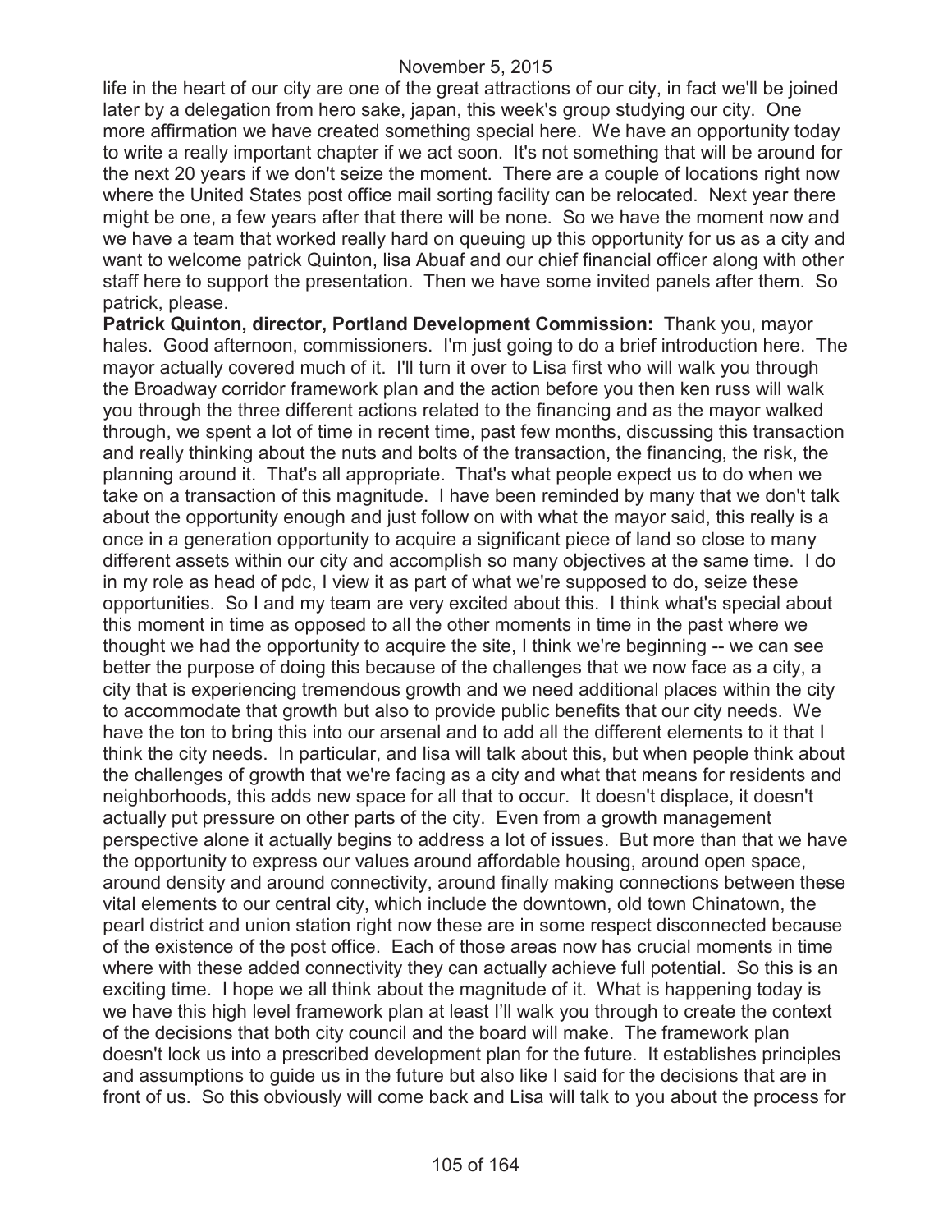life in the heart of our city are one of the great attractions of our city, in fact we'll be joined later by a delegation from hero sake, japan, this week's group studying our city. One more affirmation we have created something special here. We have an opportunity today to write a really important chapter if we act soon. It's not something that will be around for the next 20 years if we don't seize the moment. There are a couple of locations right now where the United States post office mail sorting facility can be relocated. Next year there might be one, a few years after that there will be none. So we have the moment now and we have a team that worked really hard on queuing up this opportunity for us as a city and want to welcome patrick Quinton, lisa Abuaf and our chief financial officer along with other staff here to support the presentation. Then we have some invited panels after them. So patrick, please.

**Patrick Quinton, director, Portland Development Commission:** Thank you, mayor hales. Good afternoon, commissioners. I'm just going to do a brief introduction here. The mayor actually covered much of it. I'll turn it over to Lisa first who will walk you through the Broadway corridor framework plan and the action before you then ken russ will walk you through the three different actions related to the financing and as the mayor walked through, we spent a lot of time in recent time, past few months, discussing this transaction and really thinking about the nuts and bolts of the transaction, the financing, the risk, the planning around it. That's all appropriate. That's what people expect us to do when we take on a transaction of this magnitude. I have been reminded by many that we don't talk about the opportunity enough and just follow on with what the mayor said, this really is a once in a generation opportunity to acquire a significant piece of land so close to many different assets within our city and accomplish so many objectives at the same time. I do in my role as head of pdc, I view it as part of what we're supposed to do, seize these opportunities. So I and my team are very excited about this. I think what's special about this moment in time as opposed to all the other moments in time in the past where we thought we had the opportunity to acquire the site, I think we're beginning -- we can see better the purpose of doing this because of the challenges that we now face as a city, a city that is experiencing tremendous growth and we need additional places within the city to accommodate that growth but also to provide public benefits that our city needs. We have the ton to bring this into our arsenal and to add all the different elements to it that I think the city needs. In particular, and lisa will talk about this, but when people think about the challenges of growth that we're facing as a city and what that means for residents and neighborhoods, this adds new space for all that to occur. It doesn't displace, it doesn't actually put pressure on other parts of the city. Even from a growth management perspective alone it actually begins to address a lot of issues. But more than that we have the opportunity to express our values around affordable housing, around open space, around density and around connectivity, around finally making connections between these vital elements to our central city, which include the downtown, old town Chinatown, the pearl district and union station right now these are in some respect disconnected because of the existence of the post office. Each of those areas now has crucial moments in time where with these added connectivity they can actually achieve full potential. So this is an exciting time. I hope we all think about the magnitude of it. What is happening today is we have this high level framework plan at least I'll walk you through to create the context of the decisions that both city council and the board will make. The framework plan doesn't lock us into a prescribed development plan for the future. It establishes principles and assumptions to guide us in the future but also like I said for the decisions that are in front of us. So this obviously will come back and Lisa will talk to you about the process for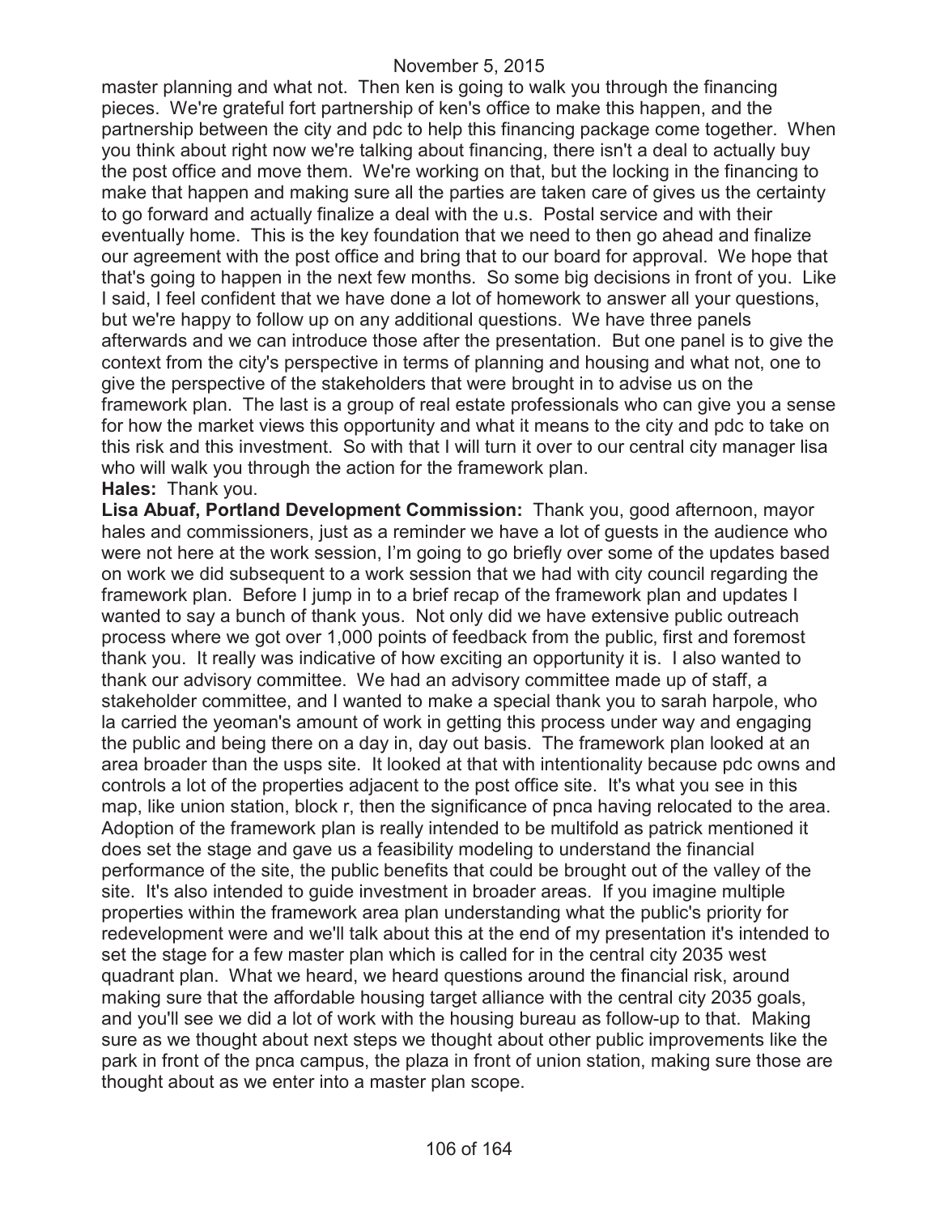master planning and what not. Then ken is going to walk you through the financing pieces. We're grateful fort partnership of ken's office to make this happen, and the partnership between the city and pdc to help this financing package come together. When you think about right now we're talking about financing, there isn't a deal to actually buy the post office and move them. We're working on that, but the locking in the financing to make that happen and making sure all the parties are taken care of gives us the certainty to go forward and actually finalize a deal with the u.s. Postal service and with their eventually home. This is the key foundation that we need to then go ahead and finalize our agreement with the post office and bring that to our board for approval. We hope that that's going to happen in the next few months. So some big decisions in front of you. Like I said, I feel confident that we have done a lot of homework to answer all your questions, but we're happy to follow up on any additional questions. We have three panels afterwards and we can introduce those after the presentation. But one panel is to give the context from the city's perspective in terms of planning and housing and what not, one to give the perspective of the stakeholders that were brought in to advise us on the framework plan. The last is a group of real estate professionals who can give you a sense for how the market views this opportunity and what it means to the city and pdc to take on this risk and this investment. So with that I will turn it over to our central city manager lisa who will walk you through the action for the framework plan.

**Hales:** Thank you.

**Lisa Abuaf, Portland Development Commission:** Thank you, good afternoon, mayor hales and commissioners, just as a reminder we have a lot of guests in the audience who were not here at the work session, I'm going to go briefly over some of the updates based on work we did subsequent to a work session that we had with city council regarding the framework plan. Before I jump in to a brief recap of the framework plan and updates I wanted to say a bunch of thank yous. Not only did we have extensive public outreach process where we got over 1,000 points of feedback from the public, first and foremost thank you. It really was indicative of how exciting an opportunity it is. I also wanted to thank our advisory committee. We had an advisory committee made up of staff, a stakeholder committee, and I wanted to make a special thank you to sarah harpole, who la carried the yeoman's amount of work in getting this process under way and engaging the public and being there on a day in, day out basis. The framework plan looked at an area broader than the usps site. It looked at that with intentionality because pdc owns and controls a lot of the properties adjacent to the post office site. It's what you see in this map, like union station, block r, then the significance of pnca having relocated to the area. Adoption of the framework plan is really intended to be multifold as patrick mentioned it does set the stage and gave us a feasibility modeling to understand the financial performance of the site, the public benefits that could be brought out of the valley of the site. It's also intended to guide investment in broader areas. If you imagine multiple properties within the framework area plan understanding what the public's priority for redevelopment were and we'll talk about this at the end of my presentation it's intended to set the stage for a few master plan which is called for in the central city 2035 west quadrant plan. What we heard, we heard questions around the financial risk, around making sure that the affordable housing target alliance with the central city 2035 goals, and you'll see we did a lot of work with the housing bureau as follow-up to that. Making sure as we thought about next steps we thought about other public improvements like the park in front of the pnca campus, the plaza in front of union station, making sure those are thought about as we enter into a master plan scope.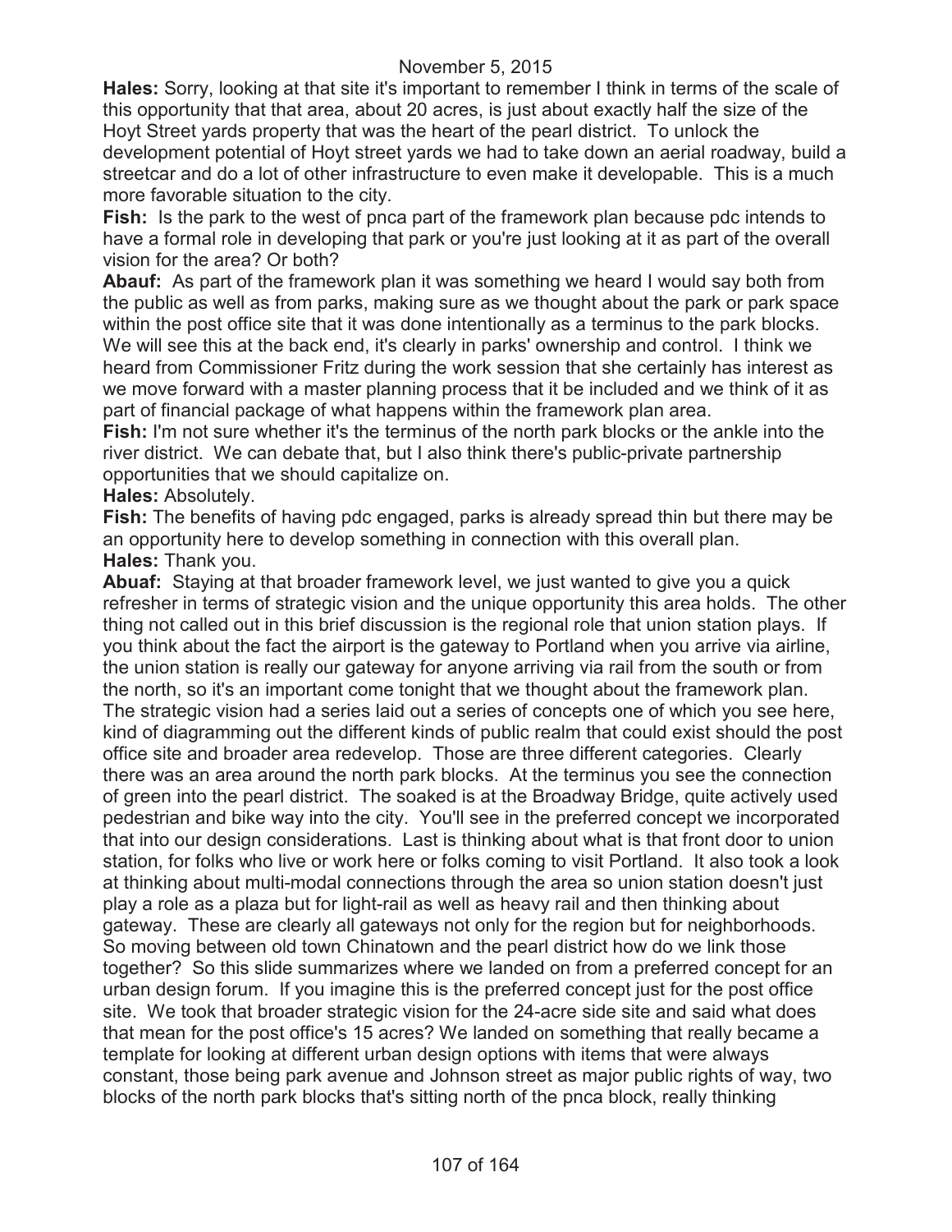**Hales:** Sorry, looking at that site it's important to remember I think in terms of the scale of this opportunity that that area, about 20 acres, is just about exactly half the size of the Hoyt Street yards property that was the heart of the pearl district. To unlock the development potential of Hoyt street yards we had to take down an aerial roadway, build a streetcar and do a lot of other infrastructure to even make it developable. This is a much more favorable situation to the city.

**Fish:** Is the park to the west of pnca part of the framework plan because pdc intends to have a formal role in developing that park or you're just looking at it as part of the overall vision for the area? Or both?

**Abauf:** As part of the framework plan it was something we heard I would say both from the public as well as from parks, making sure as we thought about the park or park space within the post office site that it was done intentionally as a terminus to the park blocks. We will see this at the back end, it's clearly in parks' ownership and control. I think we heard from Commissioner Fritz during the work session that she certainly has interest as we move forward with a master planning process that it be included and we think of it as part of financial package of what happens within the framework plan area.

**Fish:** I'm not sure whether it's the terminus of the north park blocks or the ankle into the river district. We can debate that, but I also think there's public-private partnership opportunities that we should capitalize on.

**Hales:** Absolutely.

**Fish:** The benefits of having pdc engaged, parks is already spread thin but there may be an opportunity here to develop something in connection with this overall plan.

**Hales:** Thank you.

**Abuaf:** Staying at that broader framework level, we just wanted to give you a quick refresher in terms of strategic vision and the unique opportunity this area holds. The other thing not called out in this brief discussion is the regional role that union station plays. If you think about the fact the airport is the gateway to Portland when you arrive via airline, the union station is really our gateway for anyone arriving via rail from the south or from the north, so it's an important come tonight that we thought about the framework plan. The strategic vision had a series laid out a series of concepts one of which you see here, kind of diagramming out the different kinds of public realm that could exist should the post office site and broader area redevelop. Those are three different categories. Clearly there was an area around the north park blocks. At the terminus you see the connection of green into the pearl district. The soaked is at the Broadway Bridge, quite actively used pedestrian and bike way into the city. You'll see in the preferred concept we incorporated that into our design considerations. Last is thinking about what is that front door to union station, for folks who live or work here or folks coming to visit Portland. It also took a look at thinking about multi-modal connections through the area so union station doesn't just play a role as a plaza but for light-rail as well as heavy rail and then thinking about gateway. These are clearly all gateways not only for the region but for neighborhoods. So moving between old town Chinatown and the pearl district how do we link those together? So this slide summarizes where we landed on from a preferred concept for an urban design forum. If you imagine this is the preferred concept just for the post office site. We took that broader strategic vision for the 24-acre side site and said what does that mean for the post office's 15 acres? We landed on something that really became a template for looking at different urban design options with items that were always constant, those being park avenue and Johnson street as major public rights of way, two blocks of the north park blocks that's sitting north of the pnca block, really thinking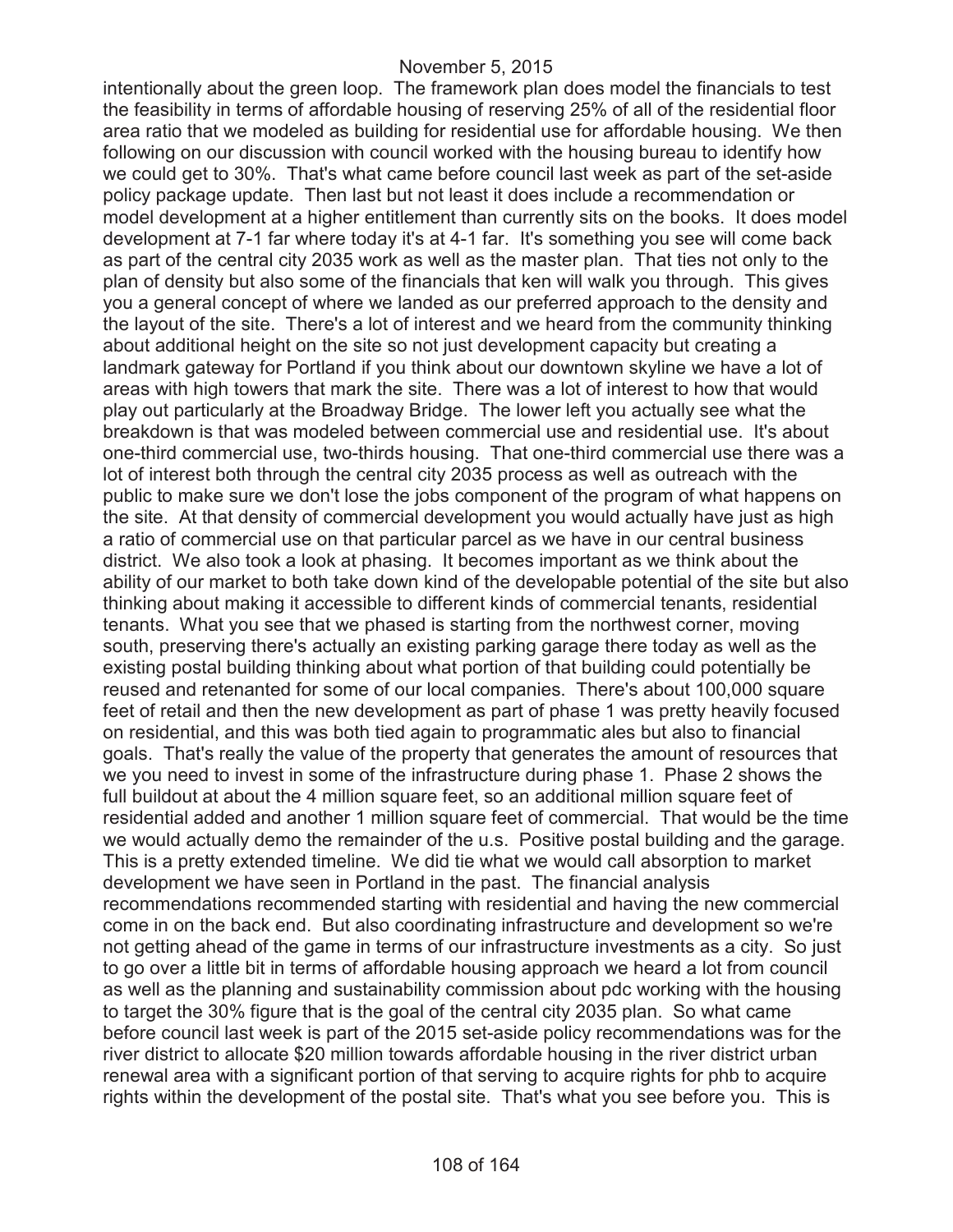intentionally about the green loop. The framework plan does model the financials to test the feasibility in terms of affordable housing of reserving 25% of all of the residential floor area ratio that we modeled as building for residential use for affordable housing. We then following on our discussion with council worked with the housing bureau to identify how we could get to 30%. That's what came before council last week as part of the set-aside policy package update. Then last but not least it does include a recommendation or model development at a higher entitlement than currently sits on the books. It does model development at 7-1 far where today it's at 4-1 far. It's something you see will come back as part of the central city 2035 work as well as the master plan. That ties not only to the plan of density but also some of the financials that ken will walk you through. This gives you a general concept of where we landed as our preferred approach to the density and the layout of the site. There's a lot of interest and we heard from the community thinking about additional height on the site so not just development capacity but creating a landmark gateway for Portland if you think about our downtown skyline we have a lot of areas with high towers that mark the site. There was a lot of interest to how that would play out particularly at the Broadway Bridge. The lower left you actually see what the breakdown is that was modeled between commercial use and residential use. It's about one-third commercial use, two-thirds housing. That one-third commercial use there was a lot of interest both through the central city 2035 process as well as outreach with the public to make sure we don't lose the jobs component of the program of what happens on the site. At that density of commercial development you would actually have just as high a ratio of commercial use on that particular parcel as we have in our central business district. We also took a look at phasing. It becomes important as we think about the ability of our market to both take down kind of the developable potential of the site but also thinking about making it accessible to different kinds of commercial tenants, residential tenants. What you see that we phased is starting from the northwest corner, moving south, preserving there's actually an existing parking garage there today as well as the existing postal building thinking about what portion of that building could potentially be reused and retenanted for some of our local companies. There's about 100,000 square feet of retail and then the new development as part of phase 1 was pretty heavily focused on residential, and this was both tied again to programmatic ales but also to financial goals. That's really the value of the property that generates the amount of resources that we you need to invest in some of the infrastructure during phase 1. Phase 2 shows the full buildout at about the 4 million square feet, so an additional million square feet of residential added and another 1 million square feet of commercial. That would be the time we would actually demo the remainder of the u.s. Positive postal building and the garage. This is a pretty extended timeline. We did tie what we would call absorption to market development we have seen in Portland in the past. The financial analysis recommendations recommended starting with residential and having the new commercial come in on the back end. But also coordinating infrastructure and development so we're not getting ahead of the game in terms of our infrastructure investments as a city. So just to go over a little bit in terms of affordable housing approach we heard a lot from council as well as the planning and sustainability commission about pdc working with the housing to target the 30% figure that is the goal of the central city 2035 plan. So what came before council last week is part of the 2015 set-aside policy recommendations was for the river district to allocate $20 million towards affordable housing in the river district urban renewal area with a significant portion of that serving to acquire rights for phb to acquire rights within the development of the postal site. That's what you see before you. This is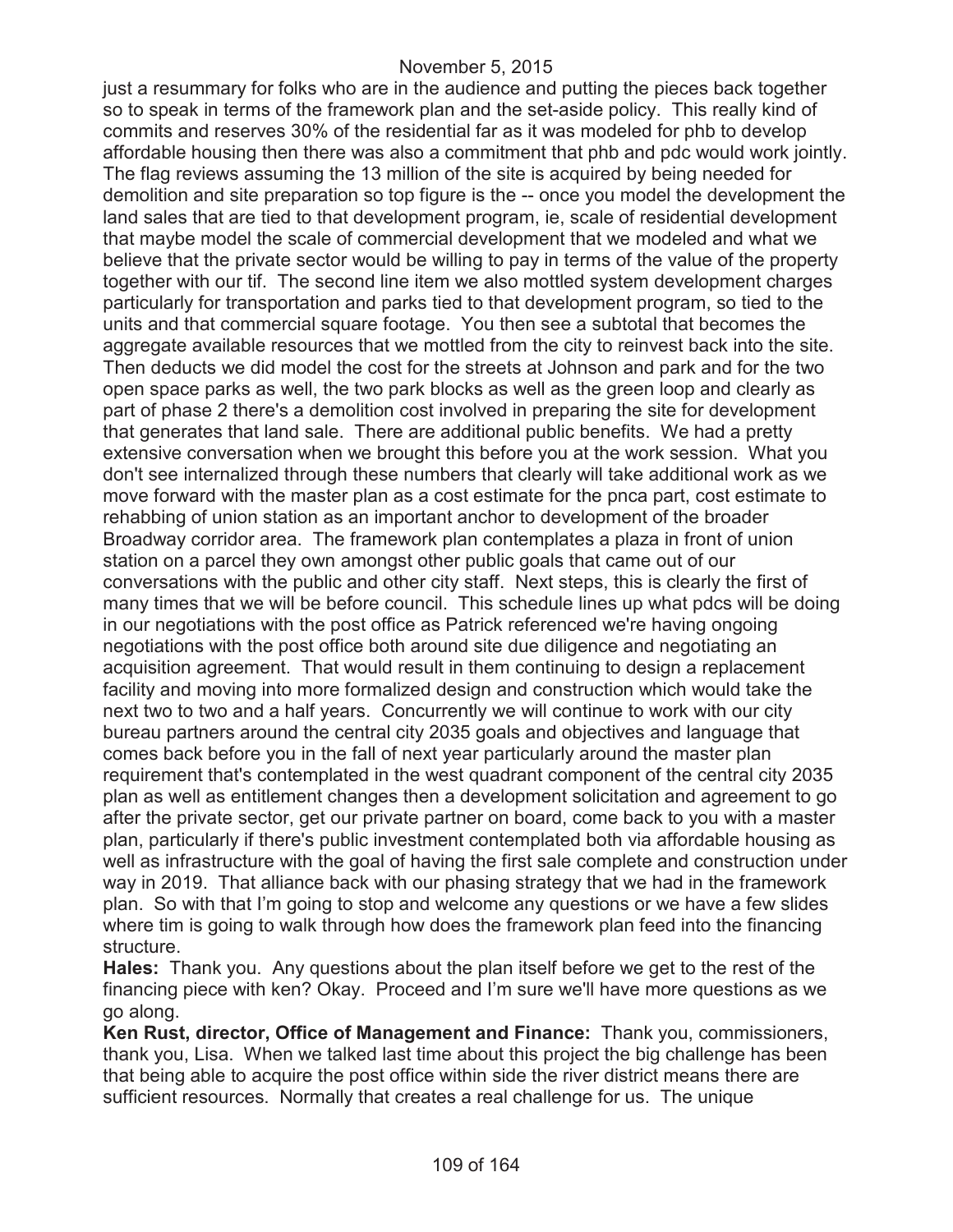just a resummary for folks who are in the audience and putting the pieces back together so to speak in terms of the framework plan and the set-aside policy. This really kind of commits and reserves 30% of the residential far as it was modeled for phb to develop affordable housing then there was also a commitment that phb and pdc would work jointly. The flag reviews assuming the 13 million of the site is acquired by being needed for demolition and site preparation so top figure is the -- once you model the development the land sales that are tied to that development program, ie, scale of residential development that maybe model the scale of commercial development that we modeled and what we believe that the private sector would be willing to pay in terms of the value of the property together with our tif. The second line item we also mottled system development charges particularly for transportation and parks tied to that development program, so tied to the units and that commercial square footage. You then see a subtotal that becomes the aggregate available resources that we mottled from the city to reinvest back into the site. Then deducts we did model the cost for the streets at Johnson and park and for the two open space parks as well, the two park blocks as well as the green loop and clearly as part of phase 2 there's a demolition cost involved in preparing the site for development that generates that land sale. There are additional public benefits. We had a pretty extensive conversation when we brought this before you at the work session. What you don't see internalized through these numbers that clearly will take additional work as we move forward with the master plan as a cost estimate for the pnca part, cost estimate to rehabbing of union station as an important anchor to development of the broader Broadway corridor area. The framework plan contemplates a plaza in front of union station on a parcel they own amongst other public goals that came out of our conversations with the public and other city staff. Next steps, this is clearly the first of many times that we will be before council. This schedule lines up what pdcs will be doing in our negotiations with the post office as Patrick referenced we're having ongoing negotiations with the post office both around site due diligence and negotiating an acquisition agreement. That would result in them continuing to design a replacement facility and moving into more formalized design and construction which would take the next two to two and a half years. Concurrently we will continue to work with our city bureau partners around the central city 2035 goals and objectives and language that comes back before you in the fall of next year particularly around the master plan requirement that's contemplated in the west quadrant component of the central city 2035 plan as well as entitlement changes then a development solicitation and agreement to go after the private sector, get our private partner on board, come back to you with a master plan, particularly if there's public investment contemplated both via affordable housing as well as infrastructure with the goal of having the first sale complete and construction under way in 2019. That alliance back with our phasing strategy that we had in the framework plan. So with that I'm going to stop and welcome any questions or we have a few slides where tim is going to walk through how does the framework plan feed into the financing structure.

**Hales:** Thank you. Any questions about the plan itself before we get to the rest of the financing piece with ken? Okay. Proceed and I'm sure we'll have more questions as we go along.

**Ken Rust, director, Office of Management and Finance:** Thank you, commissioners, thank you, Lisa. When we talked last time about this project the big challenge has been that being able to acquire the post office within side the river district means there are sufficient resources. Normally that creates a real challenge for us. The unique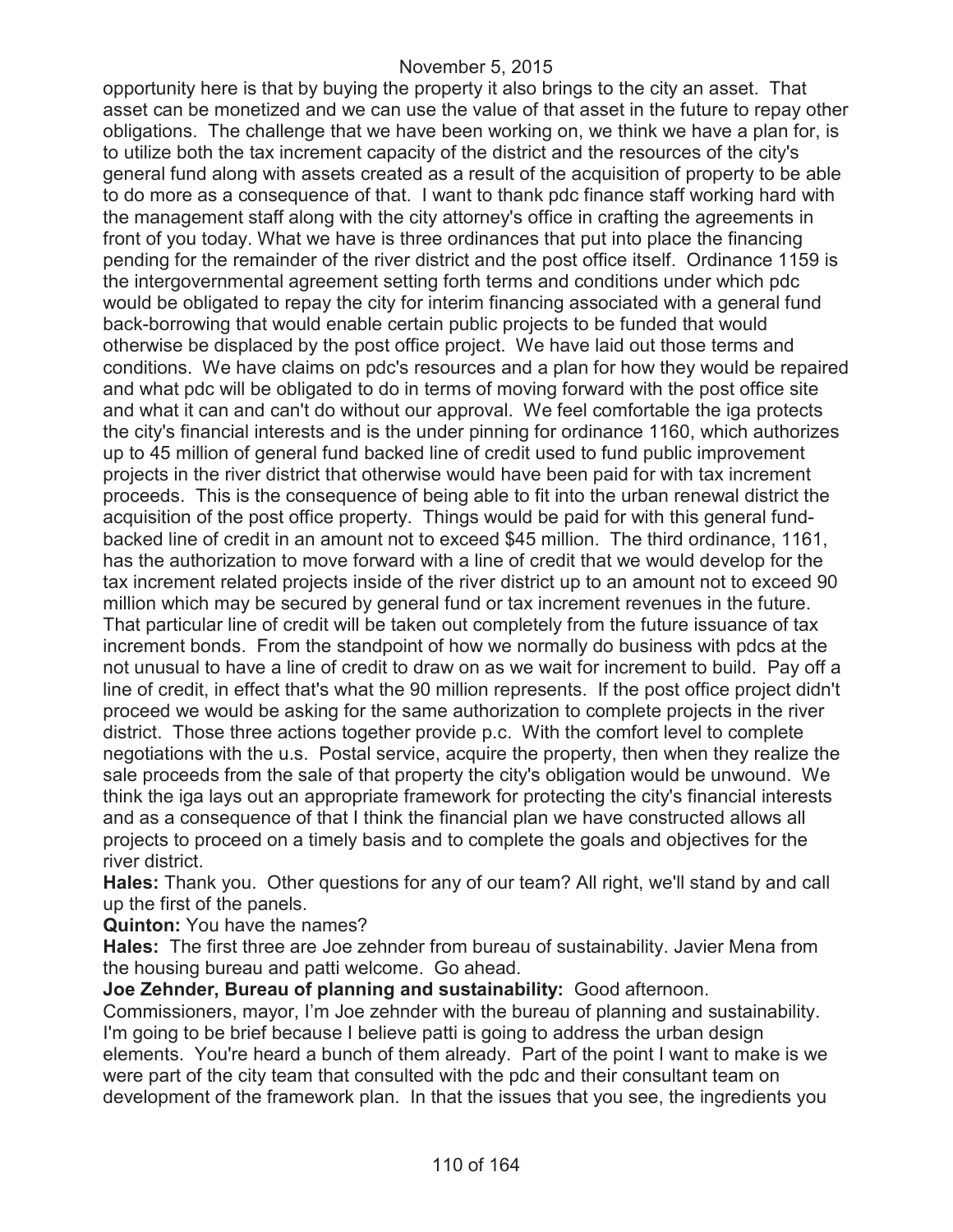opportunity here is that by buying the property it also brings to the city an asset. That asset can be monetized and we can use the value of that asset in the future to repay other obligations. The challenge that we have been working on, we think we have a plan for, is to utilize both the tax increment capacity of the district and the resources of the city's general fund along with assets created as a result of the acquisition of property to be able to do more as a consequence of that. I want to thank pdc finance staff working hard with the management staff along with the city attorney's office in crafting the agreements in front of you today. What we have is three ordinances that put into place the financing pending for the remainder of the river district and the post office itself. Ordinance 1159 is the intergovernmental agreement setting forth terms and conditions under which pdc would be obligated to repay the city for interim financing associated with a general fund back-borrowing that would enable certain public projects to be funded that would otherwise be displaced by the post office project. We have laid out those terms and conditions. We have claims on pdc's resources and a plan for how they would be repaired and what pdc will be obligated to do in terms of moving forward with the post office site and what it can and can't do without our approval. We feel comfortable the iga protects the city's financial interests and is the under pinning for ordinance 1160, which authorizes up to 45 million of general fund backed line of credit used to fund public improvement projects in the river district that otherwise would have been paid for with tax increment proceeds. This is the consequence of being able to fit into the urban renewal district the acquisition of the post office property. Things would be paid for with this general fund-backed line of credit in an amount not to exceed $45 million. The third ordinance, 1161, has the authorization to move forward with a line of credit that we would develop for the tax increment related projects inside of the river district up to an amount not to exceed 90 million which may be secured by general fund or tax increment revenues in the future. That particular line of credit will be taken out completely from the future issuance of tax increment bonds. From the standpoint of how we normally do business with pdcs at the not unusual to have a line of credit to draw on as we wait for increment to build. Pay off a line of credit, in effect that's what the 90 million represents. If the post office project didn't proceed we would be asking for the same authorization to complete projects in the river district. Those three actions together provide p.c. With the comfort level to complete negotiations with the u.s. Postal service, acquire the property, then when they realize the sale proceeds from the sale of that property the city's obligation would be unwound. We think the iga lays out an appropriate framework for protecting the city's financial interests and as a consequence of that I think the financial plan we have constructed allows all projects to proceed on a timely basis and to complete the goals and objectives for the river district.

**Hales:** Thank you. Other questions for any of our team? All right, we'll stand by and call up the first of the panels.

**Quinton:** You have the names?

**Hales:** The first three are Joe zehnder from bureau of sustainability. Javier Mena from the housing bureau and patti welcome. Go ahead.

**Joe Zehnder, Bureau of planning and sustainability:** Good afternoon. Commissioners, mayor, I'm Joe zehnder with the bureau of planning and sustainability. I'm going to be brief because I believe patti is going to address the urban design elements. You're heard a bunch of them already. Part of the point I want to make is we were part of the city team that consulted with the pdc and their consultant team on development of the framework plan. In that the issues that you see, the ingredients you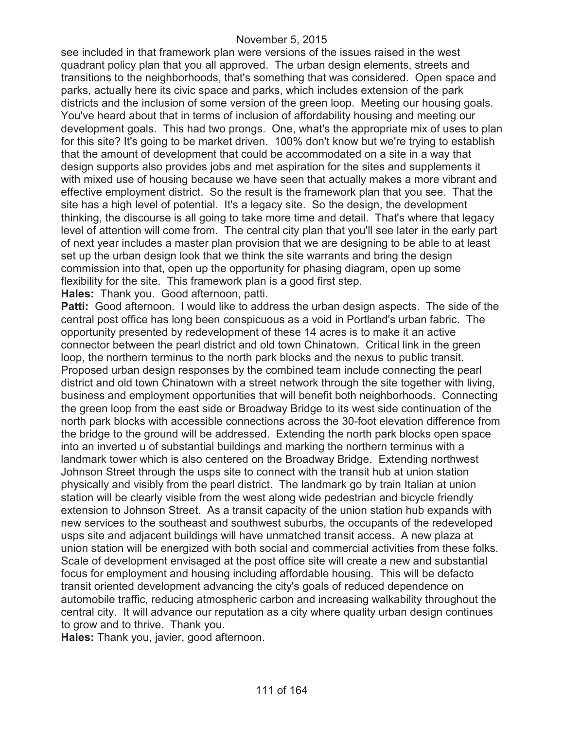see included in that framework plan were versions of the issues raised in the west quadrant policy plan that you all approved. The urban design elements, streets and transitions to the neighborhoods, that's something that was considered. Open space and parks, actually here its civic space and parks, which includes extension of the park districts and the inclusion of some version of the green loop. Meeting our housing goals. You've heard about that in terms of inclusion of affordability housing and meeting our development goals. This had two prongs. One, what's the appropriate mix of uses to plan for this site? It's going to be market driven. 100% don't know but we're trying to establish that the amount of development that could be accommodated on a site in a way that design supports also provides jobs and met aspiration for the sites and supplements it with mixed use of housing because we have seen that actually makes a more vibrant and effective employment district. So the result is the framework plan that you see. That the site has a high level of potential. It's a legacy site. So the design, the development thinking, the discourse is all going to take more time and detail. That's where that legacy level of attention will come from. The central city plan that you'll see later in the early part of next year includes a master plan provision that we are designing to be able to at least set up the urban design look that we think the site warrants and bring the design commission into that, open up the opportunity for phasing diagram, open up some flexibility for the site. This framework plan is a good first step.

**Hales:** Thank you. Good afternoon, patti.

**Patti:** Good afternoon. I would like to address the urban design aspects. The side of the central post office has long been conspicuous as a void in Portland's urban fabric. The opportunity presented by redevelopment of these 14 acres is to make it an active connector between the pearl district and old town Chinatown. Critical link in the green loop, the northern terminus to the north park blocks and the nexus to public transit. Proposed urban design responses by the combined team include connecting the pearl district and old town Chinatown with a street network through the site together with living, business and employment opportunities that will benefit both neighborhoods. Connecting the green loop from the east side or Broadway Bridge to its west side continuation of the north park blocks with accessible connections across the 30-foot elevation difference from the bridge to the ground will be addressed. Extending the north park blocks open space into an inverted u of substantial buildings and marking the northern terminus with a landmark tower which is also centered on the Broadway Bridge. Extending northwest Johnson Street through the usps site to connect with the transit hub at union station physically and visibly from the pearl district. The landmark go by train Italian at union station will be clearly visible from the west along wide pedestrian and bicycle friendly extension to Johnson Street. As a transit capacity of the union station hub expands with new services to the southeast and southwest suburbs, the occupants of the redeveloped usps site and adjacent buildings will have unmatched transit access. A new plaza at union station will be energized with both social and commercial activities from these folks. Scale of development envisaged at the post office site will create a new and substantial focus for employment and housing including affordable housing. This will be defacto transit oriented development advancing the city's goals of reduced dependence on automobile traffic, reducing atmospheric carbon and increasing walkability throughout the central city. It will advance our reputation as a city where quality urban design continues to grow and to thrive. Thank you.

**Hales:** Thank you, javier, good afternoon.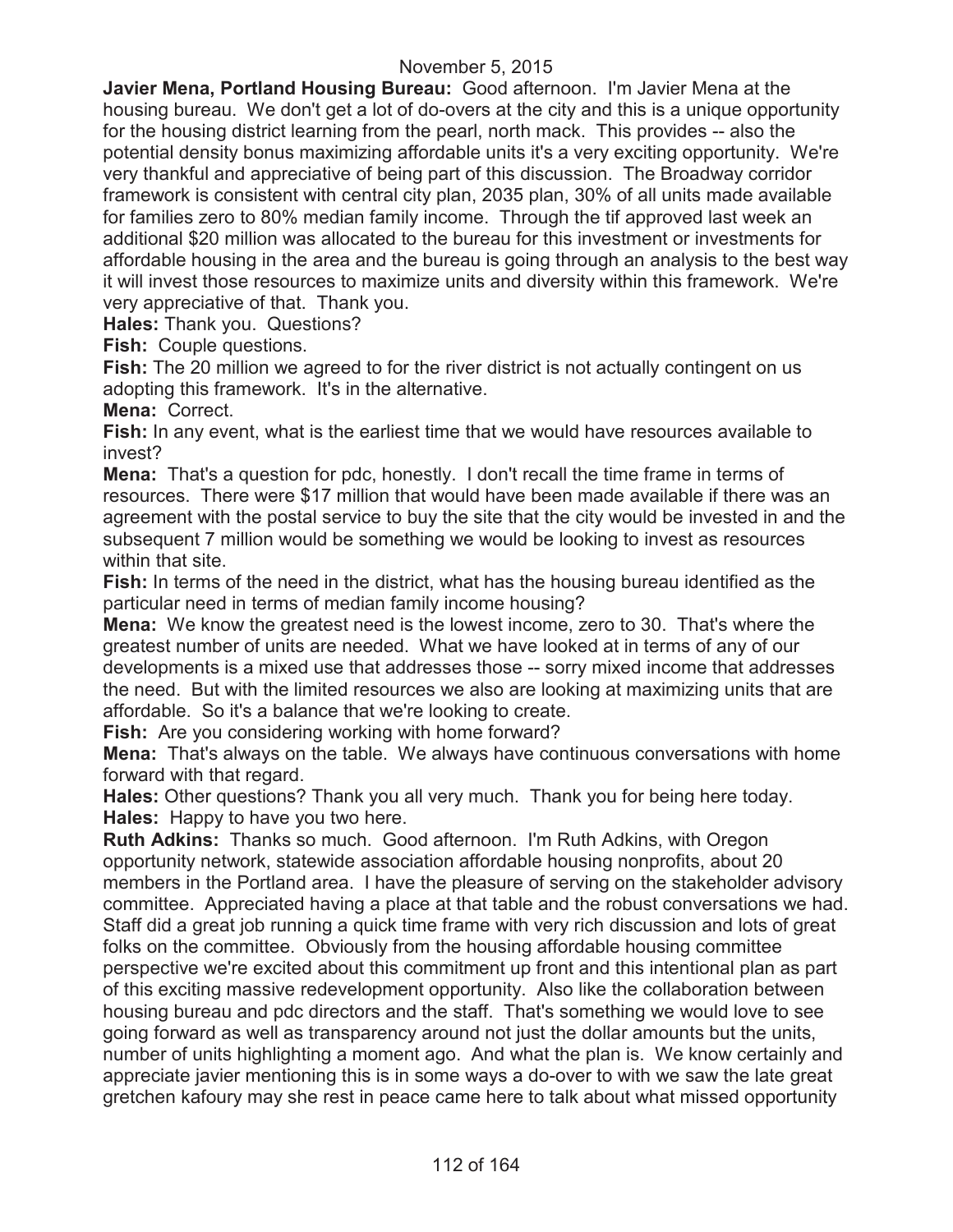**Javier Mena, Portland Housing Bureau:** Good afternoon. I'm Javier Mena at the housing bureau. We don't get a lot of do-overs at the city and this is a unique opportunity for the housing district learning from the pearl, north mack. This provides -- also the potential density bonus maximizing affordable units it's a very exciting opportunity. We're very thankful and appreciative of being part of this discussion. The Broadway corridor framework is consistent with central city plan, 2035 plan, 30% of all units made available for families zero to 80% median family income. Through the tif approved last week an additional $20 million was allocated to the bureau for this investment or investments for affordable housing in the area and the bureau is going through an analysis to the best way it will invest those resources to maximize units and diversity within this framework. We're very appreciative of that. Thank you.

**Hales:** Thank you. Questions?

**Fish:** Couple questions.

**Fish:** The 20 million we agreed to for the river district is not actually contingent on us adopting this framework. It's in the alternative.

**Mena:** Correct.

**Fish:** In any event, what is the earliest time that we would have resources available to invest?

**Mena:** That's a question for pdc, honestly. I don't recall the time frame in terms of resources. There were $17 million that would have been made available if there was an agreement with the postal service to buy the site that the city would be invested in and the subsequent 7 million would be something we would be looking to invest as resources within that site.

**Fish:** In terms of the need in the district, what has the housing bureau identified as the particular need in terms of median family income housing?

**Mena:** We know the greatest need is the lowest income, zero to 30. That's where the greatest number of units are needed. What we have looked at in terms of any of our developments is a mixed use that addresses those -- sorry mixed income that addresses the need. But with the limited resources we also are looking at maximizing units that are affordable. So it's a balance that we're looking to create.

**Fish:** Are you considering working with home forward?

**Mena:** That's always on the table. We always have continuous conversations with home forward with that regard.

**Hales:** Other questions? Thank you all very much. Thank you for being here today.

**Hales:** Happy to have you two here.

**Ruth Adkins:** Thanks so much. Good afternoon. I'm Ruth Adkins, with Oregon opportunity network, statewide association affordable housing nonprofits, about 20 members in the Portland area. I have the pleasure of serving on the stakeholder advisory committee. Appreciated having a place at that table and the robust conversations we had. Staff did a great job running a quick time frame with very rich discussion and lots of great folks on the committee. Obviously from the housing affordable housing committee perspective we're excited about this commitment up front and this intentional plan as part of this exciting massive redevelopment opportunity. Also like the collaboration between housing bureau and pdc directors and the staff. That's something we would love to see going forward as well as transparency around not just the dollar amounts but the units, number of units highlighting a moment ago. And what the plan is. We know certainly and appreciate javier mentioning this is in some ways a do-over to with we saw the late great gretchen kafoury may she rest in peace came here to talk about what missed opportunity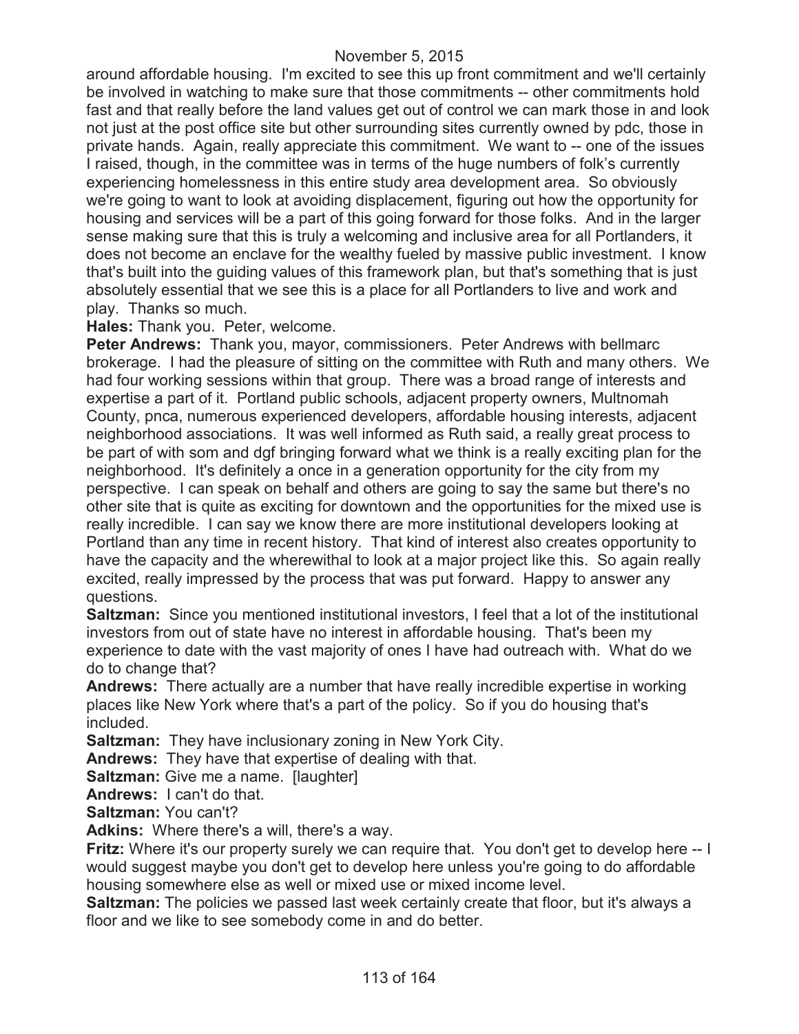around affordable housing. I'm excited to see this up front commitment and we'll certainly be involved in watching to make sure that those commitments -- other commitments hold fast and that really before the land values get out of control we can mark those in and look not just at the post office site but other surrounding sites currently owned by pdc, those in private hands. Again, really appreciate this commitment. We want to -- one of the issues I raised, though, in the committee was in terms of the huge numbers of folk's currently experiencing homelessness in this entire study area development area. So obviously we're going to want to look at avoiding displacement, figuring out how the opportunity for housing and services will be a part of this going forward for those folks. And in the larger sense making sure that this is truly a welcoming and inclusive area for all Portlanders, it does not become an enclave for the wealthy fueled by massive public investment. I know that's built into the guiding values of this framework plan, but that's something that is just absolutely essential that we see this is a place for all Portlanders to live and work and play. Thanks so much.

**Hales:** Thank you. Peter, welcome.

**Peter Andrews:** Thank you, mayor, commissioners. Peter Andrews with bellmarc brokerage. I had the pleasure of sitting on the committee with Ruth and many others. We had four working sessions within that group. There was a broad range of interests and expertise a part of it. Portland public schools, adjacent property owners, Multnomah County, pnca, numerous experienced developers, affordable housing interests, adjacent neighborhood associations. It was well informed as Ruth said, a really great process to be part of with som and dgf bringing forward what we think is a really exciting plan for the neighborhood. It's definitely a once in a generation opportunity for the city from my perspective. I can speak on behalf and others are going to say the same but there's no other site that is quite as exciting for downtown and the opportunities for the mixed use is really incredible. I can say we know there are more institutional developers looking at Portland than any time in recent history. That kind of interest also creates opportunity to have the capacity and the wherewithal to look at a major project like this. So again really excited, really impressed by the process that was put forward. Happy to answer any questions.

**Saltzman:** Since you mentioned institutional investors, I feel that a lot of the institutional investors from out of state have no interest in affordable housing. That's been my experience to date with the vast majority of ones I have had outreach with. What do we do to change that?

**Andrews:** There actually are a number that have really incredible expertise in working places like New York where that's a part of the policy. So if you do housing that's included.

**Saltzman:** They have inclusionary zoning in New York City.

**Andrews:** They have that expertise of dealing with that.

**Saltzman:** Give me a name. [laughter]

**Andrews:** I can't do that.

**Saltzman:** You can't?

**Adkins:** Where there's a will, there's a way.

**Fritz:** Where it's our property surely we can require that. You don't get to develop here -- I would suggest maybe you don't get to develop here unless you're going to do affordable housing somewhere else as well or mixed use or mixed income level.

**Saltzman:** The policies we passed last week certainly create that floor, but it's always a floor and we like to see somebody come in and do better.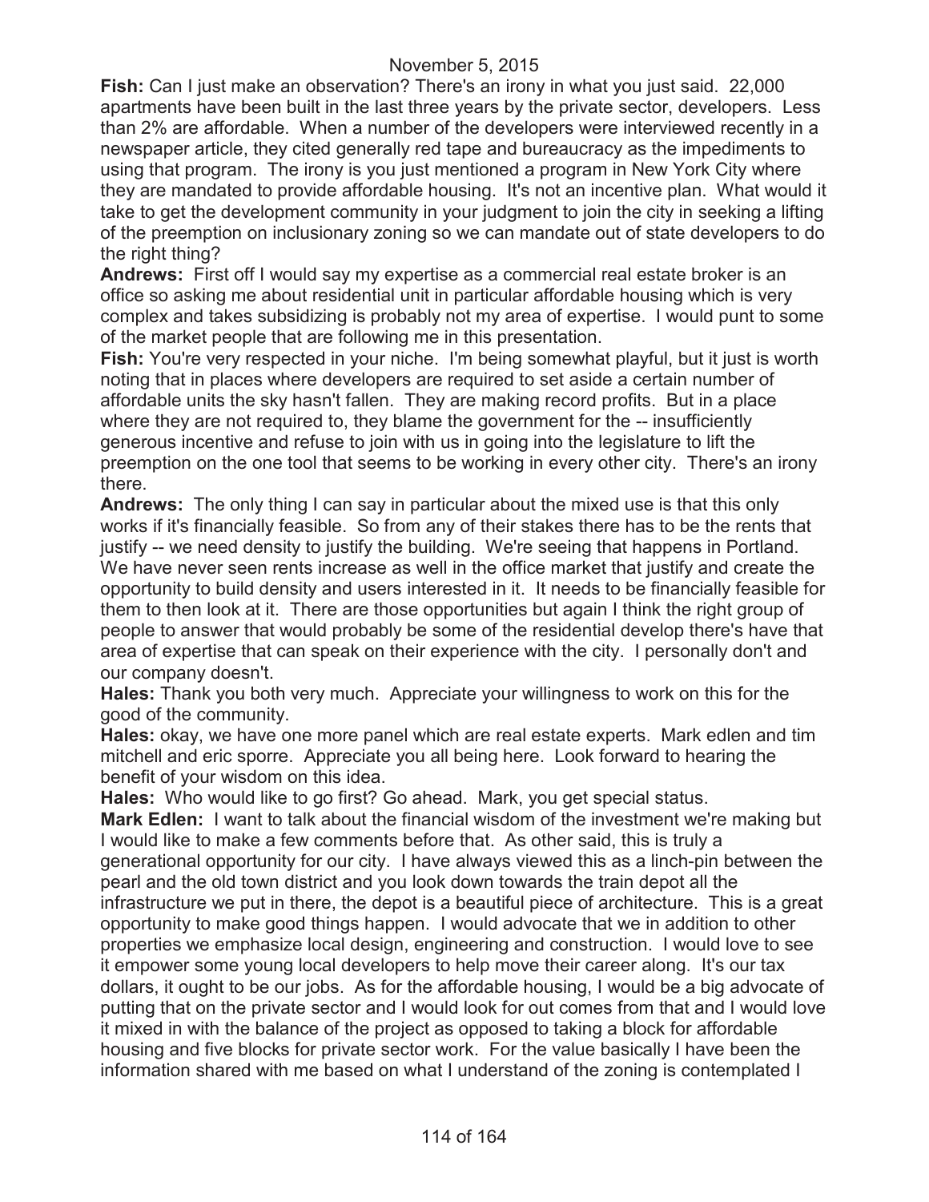November 5, 2015

**Fish:** Can I just make an observation? There's an irony in what you just said. 22,000 apartments have been built in the last three years by the private sector, developers. Less than 2% are affordable. When a number of the developers were interviewed recently in a newspaper article, they cited generally red tape and bureaucracy as the impediments to using that program. The irony is you just mentioned a program in New York City where they are mandated to provide affordable housing. It's not an incentive plan. What would it take to get the development community in your judgment to join the city in seeking a lifting of the preemption on inclusionary zoning so we can mandate out of state developers to do the right thing?

**Andrews:** First off I would say my expertise as a commercial real estate broker is an office so asking me about residential unit in particular affordable housing which is very complex and takes subsidizing is probably not my area of expertise. I would punt to some of the market people that are following me in this presentation.

**Fish:** You're very respected in your niche. I'm being somewhat playful, but it just is worth noting that in places where developers are required to set aside a certain number of affordable units the sky hasn't fallen. They are making record profits. But in a place where they are not required to, they blame the government for the -- insufficiently generous incentive and refuse to join with us in going into the legislature to lift the preemption on the one tool that seems to be working in every other city. There's an irony there.

**Andrews:** The only thing I can say in particular about the mixed use is that this only works if it's financially feasible. So from any of their stakes there has to be the rents that justify -- we need density to justify the building. We're seeing that happens in Portland. We have never seen rents increase as well in the office market that justify and create the opportunity to build density and users interested in it. It needs to be financially feasible for them to then look at it. There are those opportunities but again I think the right group of people to answer that would probably be some of the residential develop there's have that area of expertise that can speak on their experience with the city. I personally don't and our company doesn't.

**Hales:** Thank you both very much. Appreciate your willingness to work on this for the good of the community.

**Hales:** okay, we have one more panel which are real estate experts. Mark edlen and tim mitchell and eric sporre. Appreciate you all being here. Look forward to hearing the benefit of your wisdom on this idea.

**Hales:** Who would like to go first? Go ahead. Mark, you get special status.

**Mark Edlen:** I want to talk about the financial wisdom of the investment we're making but I would like to make a few comments before that. As other said, this is truly a generational opportunity for our city. I have always viewed this as a linch-pin between the pearl and the old town district and you look down towards the train depot all the infrastructure we put in there, the depot is a beautiful piece of architecture. This is a great opportunity to make good things happen. I would advocate that we in addition to other properties we emphasize local design, engineering and construction. I would love to see it empower some young local developers to help move their career along. It's our tax dollars, it ought to be our jobs. As for the affordable housing, I would be a big advocate of putting that on the private sector and I would look for out comes from that and I would love it mixed in with the balance of the project as opposed to taking a block for affordable housing and five blocks for private sector work. For the value basically I have been the information shared with me based on what I understand of the zoning is contemplated I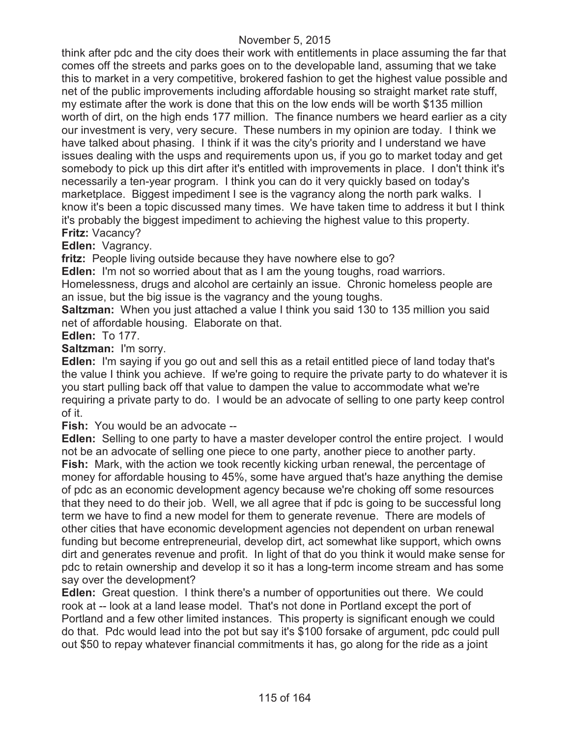think after pdc and the city does their work with entitlements in place assuming the far that comes off the streets and parks goes on to the developable land, assuming that we take this to market in a very competitive, brokered fashion to get the highest value possible and net of the public improvements including affordable housing so straight market rate stuff, my estimate after the work is done that this on the low ends will be worth $135 million worth of dirt, on the high ends 177 million. The finance numbers we heard earlier as a city our investment is very, very secure. These numbers in my opinion are today. I think we have talked about phasing. I think if it was the city's priority and I understand we have issues dealing with the usps and requirements upon us, if you go to market today and get somebody to pick up this dirt after it's entitled with improvements in place. I don't think it's necessarily a ten-year program. I think you can do it very quickly based on today's marketplace. Biggest impediment I see is the vagrancy along the north park walks. I know it's been a topic discussed many times. We have taken time to address it but I think it's probably the biggest impediment to achieving the highest value to this property.

**Fritz:** Vacancy?

**Edlen:** Vagrancy.

**fritz:** People living outside because they have nowhere else to go?

**Edlen:** I'm not so worried about that as I am the young toughs, road warriors. Homelessness, drugs and alcohol are certainly an issue. Chronic homeless people are an issue, but the big issue is the vagrancy and the young toughs.

**Saltzman:** When you just attached a value I think you said 130 to 135 million you said net of affordable housing. Elaborate on that.

**Edlen:** To 177.

**Saltzman:** I'm sorry.

**Edlen:** I'm saying if you go out and sell this as a retail entitled piece of land today that's the value I think you achieve. If we're going to require the private party to do whatever it is you start pulling back off that value to dampen the value to accommodate what we're requiring a private party to do. I would be an advocate of selling to one party keep control of it.

**Fish:** You would be an advocate --

**Edlen:** Selling to one party to have a master developer control the entire project. I would not be an advocate of selling one piece to one party, another piece to another party.

**Fish:** Mark, with the action we took recently kicking urban renewal, the percentage of money for affordable housing to 45%, some have argued that's haze anything the demise of pdc as an economic development agency because we're choking off some resources that they need to do their job. Well, we all agree that if pdc is going to be successful long term we have to find a new model for them to generate revenue. There are models of other cities that have economic development agencies not dependent on urban renewal funding but become entrepreneurial, develop dirt, act somewhat like support, which owns dirt and generates revenue and profit. In light of that do you think it would make sense for pdc to retain ownership and develop it so it has a long-term income stream and has some say over the development?

**Edlen:** Great question. I think there's a number of opportunities out there. We could rook at -- look at a land lease model. That's not done in Portland except the port of Portland and a few other limited instances. This property is significant enough we could do that. Pdc would lead into the pot but say it's $100 forsake of argument, pdc could pull out $50 to repay whatever financial commitments it has, go along for the ride as a joint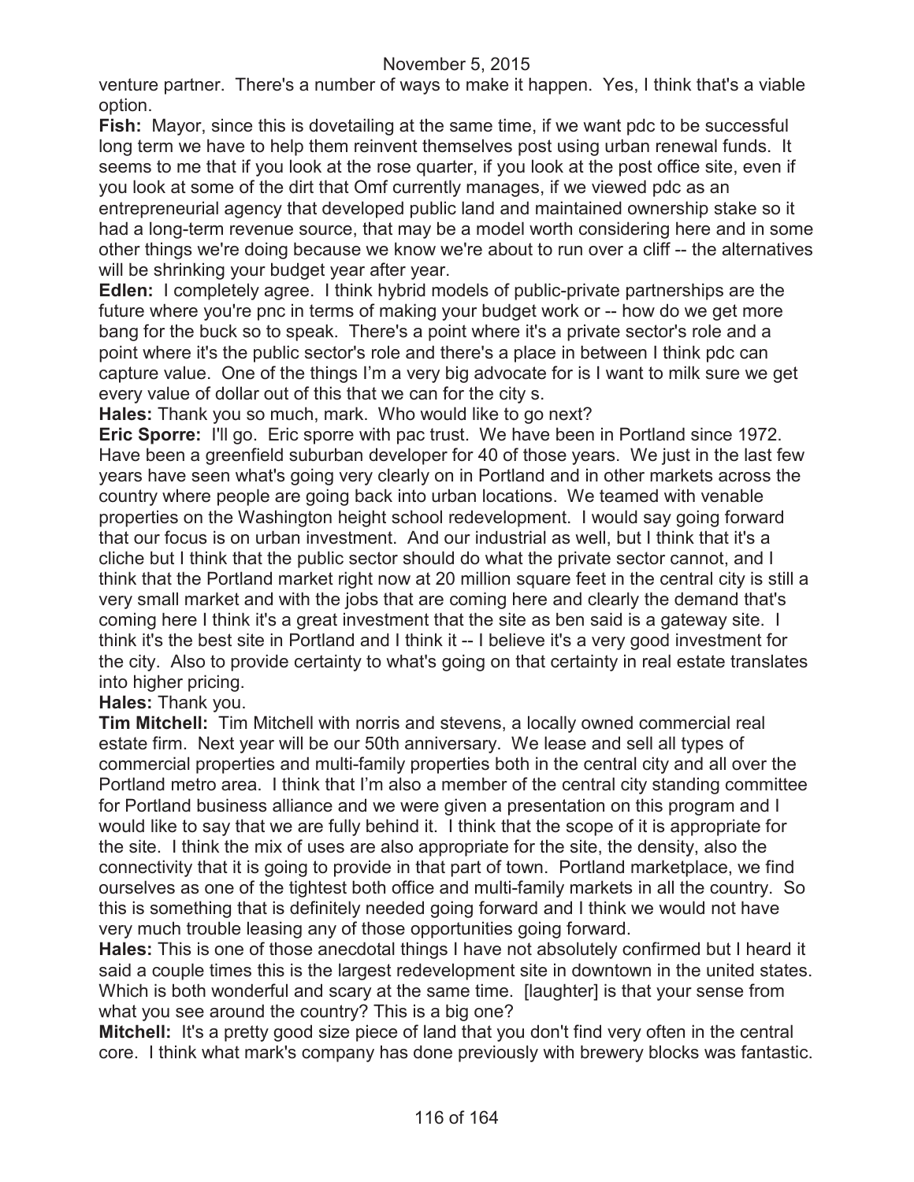venture partner. There's a number of ways to make it happen. Yes, I think that's a viable option.

**Fish:** Mayor, since this is dovetailing at the same time, if we want pdc to be successful long term we have to help them reinvent themselves post using urban renewal funds. It seems to me that if you look at the rose quarter, if you look at the post office site, even if you look at some of the dirt that Omf currently manages, if we viewed pdc as an entrepreneurial agency that developed public land and maintained ownership stake so it had a long-term revenue source, that may be a model worth considering here and in some other things we're doing because we know we're about to run over a cliff -- the alternatives will be shrinking your budget year after year.

**Edlen:** I completely agree. I think hybrid models of public-private partnerships are the future where you're pnc in terms of making your budget work or -- how do we get more bang for the buck so to speak. There's a point where it's a private sector's role and a point where it's the public sector's role and there's a place in between I think pdc can capture value. One of the things I'm a very big advocate for is I want to milk sure we get every value of dollar out of this that we can for the city s.

**Hales:** Thank you so much, mark. Who would like to go next?

**Eric Sporre:** I'll go. Eric sporre with pac trust. We have been in Portland since 1972. Have been a greenfield suburban developer for 40 of those years. We just in the last few years have seen what's going very clearly on in Portland and in other markets across the country where people are going back into urban locations. We teamed with venable properties on the Washington height school redevelopment. I would say going forward that our focus is on urban investment. And our industrial as well, but I think that it's a cliche but I think that the public sector should do what the private sector cannot, and I think that the Portland market right now at 20 million square feet in the central city is still a very small market and with the jobs that are coming here and clearly the demand that's coming here I think it's a great investment that the site as ben said is a gateway site. I think it's the best site in Portland and I think it -- I believe it's a very good investment for the city. Also to provide certainty to what's going on that certainty in real estate translates into higher pricing.

**Hales:** Thank you.

**Tim Mitchell:** Tim Mitchell with norris and stevens, a locally owned commercial real estate firm. Next year will be our 50th anniversary. We lease and sell all types of commercial properties and multi-family properties both in the central city and all over the Portland metro area. I think that I'm also a member of the central city standing committee for Portland business alliance and we were given a presentation on this program and I would like to say that we are fully behind it. I think that the scope of it is appropriate for the site. I think the mix of uses are also appropriate for the site, the density, also the connectivity that it is going to provide in that part of town. Portland marketplace, we find ourselves as one of the tightest both office and multi-family markets in all the country. So this is something that is definitely needed going forward and I think we would not have very much trouble leasing any of those opportunities going forward.

**Hales:** This is one of those anecdotal things I have not absolutely confirmed but I heard it said a couple times this is the largest redevelopment site in downtown in the united states. Which is both wonderful and scary at the same time. [laughter] is that your sense from what you see around the country? This is a big one?

**Mitchell:** It's a pretty good size piece of land that you don't find very often in the central core. I think what mark's company has done previously with brewery blocks was fantastic.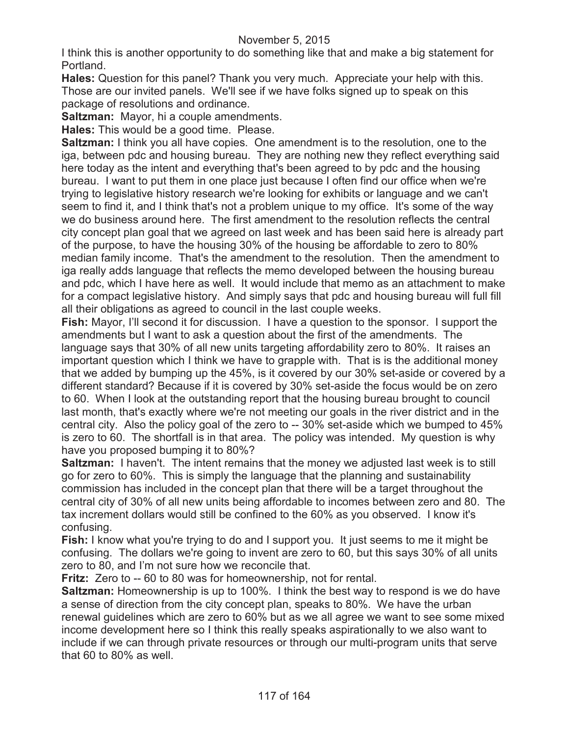I think this is another opportunity to do something like that and make a big statement for Portland.

**Hales:** Question for this panel? Thank you very much. Appreciate your help with this. Those are our invited panels. We'll see if we have folks signed up to speak on this package of resolutions and ordinance.

**Saltzman:** Mayor, hi a couple amendments.

**Hales:** This would be a good time. Please.

**Saltzman:** I think you all have copies. One amendment is to the resolution, one to the iga, between pdc and housing bureau. They are nothing new they reflect everything said here today as the intent and everything that's been agreed to by pdc and the housing bureau. I want to put them in one place just because I often find our office when we're trying to legislative history research we're looking for exhibits or language and we can't seem to find it, and I think that's not a problem unique to my office. It's some of the way we do business around here. The first amendment to the resolution reflects the central city concept plan goal that we agreed on last week and has been said here is already part of the purpose, to have the housing 30% of the housing be affordable to zero to 80% median family income. That's the amendment to the resolution. Then the amendment to iga really adds language that reflects the memo developed between the housing bureau and pdc, which I have here as well. It would include that memo as an attachment to make for a compact legislative history. And simply says that pdc and housing bureau will full fill all their obligations as agreed to council in the last couple weeks.

**Fish:** Mayor, I'll second it for discussion. I have a question to the sponsor. I support the amendments but I want to ask a question about the first of the amendments. The language says that 30% of all new units targeting affordability zero to 80%. It raises an important question which I think we have to grapple with. That is is the additional money that we added by bumping up the 45%, is it covered by our 30% set-aside or covered by a different standard? Because if it is covered by 30% set-aside the focus would be on zero to 60. When I look at the outstanding report that the housing bureau brought to council last month, that's exactly where we're not meeting our goals in the river district and in the central city. Also the policy goal of the zero to -- 30% set-aside which we bumped to 45% is zero to 60. The shortfall is in that area. The policy was intended. My question is why have you proposed bumping it to 80%?

**Saltzman:** I haven't. The intent remains that the money we adjusted last week is to still go for zero to 60%. This is simply the language that the planning and sustainability commission has included in the concept plan that there will be a target throughout the central city of 30% of all new units being affordable to incomes between zero and 80. The tax increment dollars would still be confined to the 60% as you observed. I know it's confusing.

**Fish:** I know what you're trying to do and I support you. It just seems to me it might be confusing. The dollars we're going to invent are zero to 60, but this says 30% of all units zero to 80, and I'm not sure how we reconcile that.

**Fritz:** Zero to -- 60 to 80 was for homeownership, not for rental.

**Saltzman:** Homeownership is up to 100%. I think the best way to respond is we do have a sense of direction from the city concept plan, speaks to 80%. We have the urban renewal guidelines which are zero to 60% but as we all agree we want to see some mixed income development here so I think this really speaks aspirationally to we also want to include if we can through private resources or through our multi-program units that serve that 60 to 80% as well.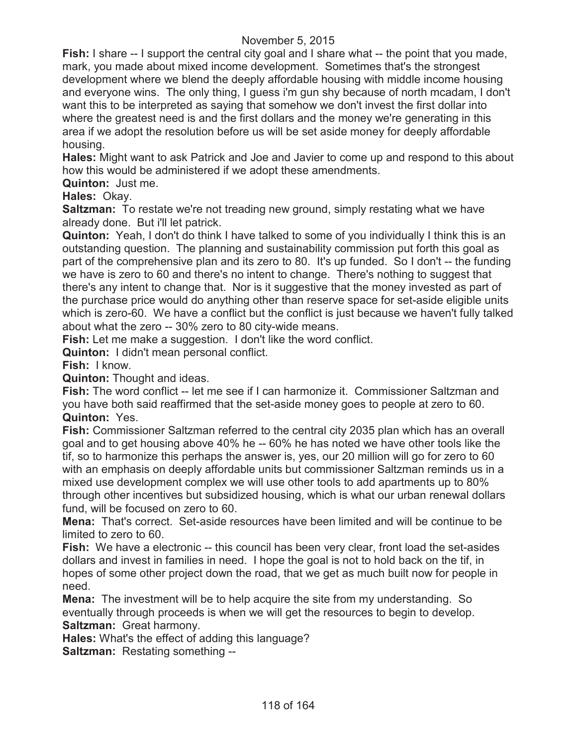**Fish:** I share -- I support the central city goal and I share what -- the point that you made, mark, you made about mixed income development. Sometimes that's the strongest development where we blend the deeply affordable housing with middle income housing and everyone wins. The only thing, I guess i'm gun shy because of north mcadam, I don't want this to be interpreted as saying that somehow we don't invest the first dollar into where the greatest need is and the first dollars and the money we're generating in this area if we adopt the resolution before us will be set aside money for deeply affordable housing.

**Hales:** Might want to ask Patrick and Joe and Javier to come up and respond to this about how this would be administered if we adopt these amendments.

**Quinton:** Just me.

**Hales:** Okay.

**Saltzman:** To restate we're not treading new ground, simply restating what we have already done. But i'll let patrick.

**Quinton:** Yeah, I don't do think I have talked to some of you individually I think this is an outstanding question. The planning and sustainability commission put forth this goal as part of the comprehensive plan and its zero to 80. It's up funded. So I don't -- the funding we have is zero to 60 and there's no intent to change. There's nothing to suggest that there's any intent to change that. Nor is it suggestive that the money invested as part of the purchase price would do anything other than reserve space for set-aside eligible units which is zero-60. We have a conflict but the conflict is just because we haven't fully talked about what the zero -- 30% zero to 80 city-wide means.

**Fish:** Let me make a suggestion. I don't like the word conflict.

**Quinton:** I didn't mean personal conflict.

**Fish:** I know.

**Quinton:** Thought and ideas.

**Fish:** The word conflict -- let me see if I can harmonize it. Commissioner Saltzman and you have both said reaffirmed that the set-aside money goes to people at zero to 60.

**Quinton:** Yes.

**Fish:** Commissioner Saltzman referred to the central city 2035 plan which has an overall goal and to get housing above 40% he -- 60% he has noted we have other tools like the tif, so to harmonize this perhaps the answer is, yes, our 20 million will go for zero to 60 with an emphasis on deeply affordable units but commissioner Saltzman reminds us in a mixed use development complex we will use other tools to add apartments up to 80% through other incentives but subsidized housing, which is what our urban renewal dollars fund, will be focused on zero to 60.

**Mena:** That's correct. Set-aside resources have been limited and will be continue to be limited to zero to 60.

**Fish:** We have a electronic -- this council has been very clear, front load the set-asides dollars and invest in families in need. I hope the goal is not to hold back on the tif, in hopes of some other project down the road, that we get as much built now for people in need.

**Mena:** The investment will be to help acquire the site from my understanding. So eventually through proceeds is when we will get the resources to begin to develop.

**Saltzman:** Great harmony.

**Hales:** What's the effect of adding this language?

**Saltzman:** Restating something --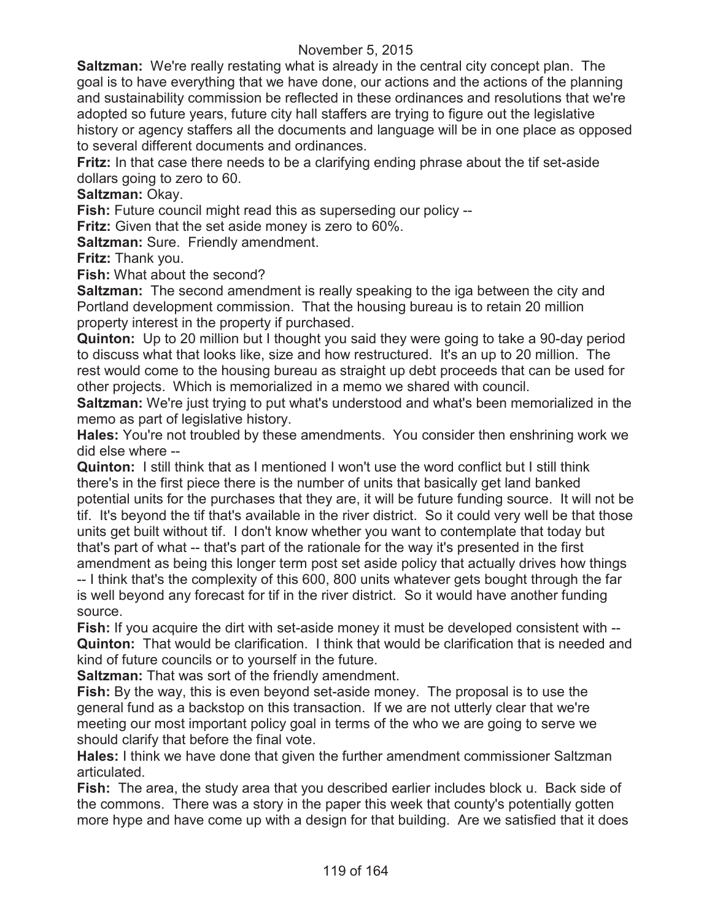**Saltzman:** We're really restating what is already in the central city concept plan. The goal is to have everything that we have done, our actions and the actions of the planning and sustainability commission be reflected in these ordinances and resolutions that we're adopted so future years, future city hall staffers are trying to figure out the legislative history or agency staffers all the documents and language will be in one place as opposed to several different documents and ordinances.

**Fritz:** In that case there needs to be a clarifying ending phrase about the tif set-aside dollars going to zero to 60.

**Saltzman:** Okay.

**Fish:** Future council might read this as superseding our policy --

**Fritz:** Given that the set aside money is zero to 60%.

**Saltzman:** Sure. Friendly amendment.

**Fritz:** Thank you.

**Fish:** What about the second?

**Saltzman:** The second amendment is really speaking to the iga between the city and Portland development commission. That the housing bureau is to retain 20 million property interest in the property if purchased.

**Quinton:** Up to 20 million but I thought you said they were going to take a 90-day period to discuss what that looks like, size and how restructured. It's an up to 20 million. The rest would come to the housing bureau as straight up debt proceeds that can be used for other projects. Which is memorialized in a memo we shared with council.

**Saltzman:** We're just trying to put what's understood and what's been memorialized in the memo as part of legislative history.

**Hales:** You're not troubled by these amendments. You consider then enshrining work we did else where --

**Quinton:** I still think that as I mentioned I won't use the word conflict but I still think there's in the first piece there is the number of units that basically get land banked potential units for the purchases that they are, it will be future funding source. It will not be tif. It's beyond the tif that's available in the river district. So it could very well be that those units get built without tif. I don't know whether you want to contemplate that today but that's part of what -- that's part of the rationale for the way it's presented in the first amendment as being this longer term post set aside policy that actually drives how things -- I think that's the complexity of this 600, 800 units whatever gets bought through the far is well beyond any forecast for tif in the river district. So it would have another funding source.

**Fish:** If you acquire the dirt with set-aside money it must be developed consistent with --

**Quinton:** That would be clarification. I think that would be clarification that is needed and kind of future councils or to yourself in the future.

**Saltzman:** That was sort of the friendly amendment.

**Fish:** By the way, this is even beyond set-aside money. The proposal is to use the general fund as a backstop on this transaction. If we are not utterly clear that we're meeting our most important policy goal in terms of the who we are going to serve we should clarify that before the final vote.

**Hales:** I think we have done that given the further amendment commissioner Saltzman articulated.

**Fish:** The area, the study area that you described earlier includes block u. Back side of the commons. There was a story in the paper this week that county's potentially gotten more hype and have come up with a design for that building. Are we satisfied that it does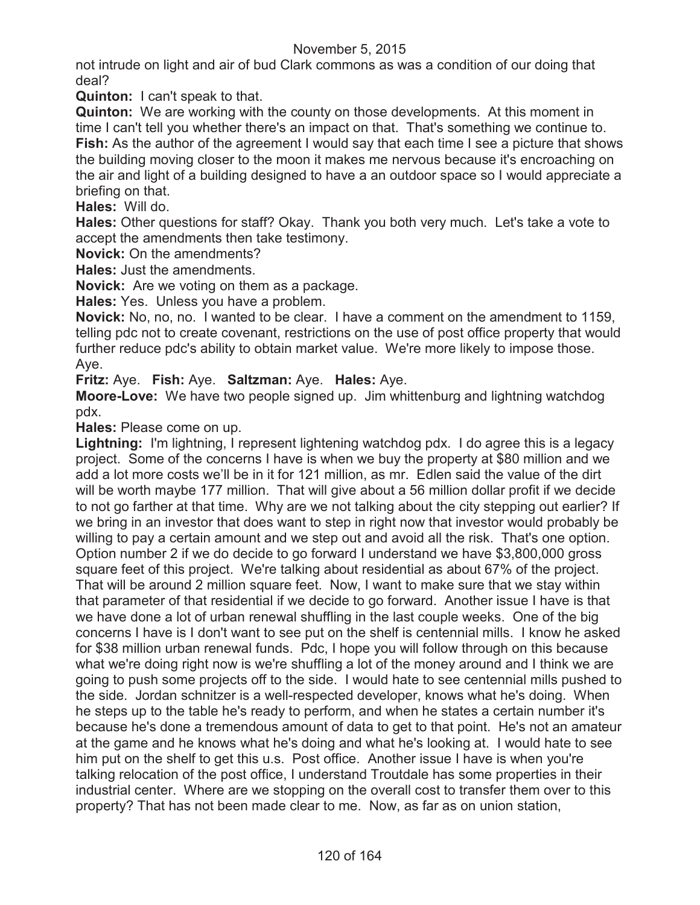not intrude on light and air of bud Clark commons as was a condition of our doing that deal?

**Quinton:** I can't speak to that.

**Quinton:** We are working with the county on those developments. At this moment in time I can't tell you whether there's an impact on that. That's something we continue to.

**Fish:** As the author of the agreement I would say that each time I see a picture that shows the building moving closer to the moon it makes me nervous because it's encroaching on the air and light of a building designed to have a an outdoor space so I would appreciate a briefing on that.

**Hales:** Will do.

**Hales:** Other questions for staff? Okay. Thank you both very much. Let's take a vote to accept the amendments then take testimony.

**Novick:** On the amendments?

**Hales:** Just the amendments.

**Novick:** Are we voting on them as a package.

**Hales:** Yes. Unless you have a problem.

**Novick:** No, no, no. I wanted to be clear. I have a comment on the amendment to 1159, telling pdc not to create covenant, restrictions on the use of post office property that would further reduce pdc's ability to obtain market value. We're more likely to impose those. Aye.

**Fritz:** Aye. **Fish:** Aye. **Saltzman:** Aye. **Hales:** Aye.

**Moore-Love:** We have two people signed up. Jim whittenburg and lightning watchdog pdx.

**Hales:** Please come on up.

**Lightning:** I'm lightning, I represent lightening watchdog pdx. I do agree this is a legacy project. Some of the concerns I have is when we buy the property at $80 million and we add a lot more costs we'll be in it for 121 million, as mr. Edlen said the value of the dirt will be worth maybe 177 million. That will give about a 56 million dollar profit if we decide to not go farther at that time. Why are we not talking about the city stepping out earlier? If we bring in an investor that does want to step in right now that investor would probably be willing to pay a certain amount and we step out and avoid all the risk. That's one option. Option number 2 if we do decide to go forward I understand we have $3,800,000 gross square feet of this project. We're talking about residential as about 67% of the project. That will be around 2 million square feet. Now, I want to make sure that we stay within that parameter of that residential if we decide to go forward. Another issue I have is that we have done a lot of urban renewal shuffling in the last couple weeks. One of the big concerns I have is I don't want to see put on the shelf is centennial mills. I know he asked for $38 million urban renewal funds. Pdc, I hope you will follow through on this because what we're doing right now is we're shuffling a lot of the money around and I think we are going to push some projects off to the side. I would hate to see centennial mills pushed to the side. Jordan schnitzer is a well-respected developer, knows what he's doing. When he steps up to the table he's ready to perform, and when he states a certain number it's because he's done a tremendous amount of data to get to that point. He's not an amateur at the game and he knows what he's doing and what he's looking at. I would hate to see him put on the shelf to get this u.s. Post office. Another issue I have is when you're talking relocation of the post office, I understand Troutdale has some properties in their industrial center. Where are we stopping on the overall cost to transfer them over to this property? That has not been made clear to me. Now, as far as on union station,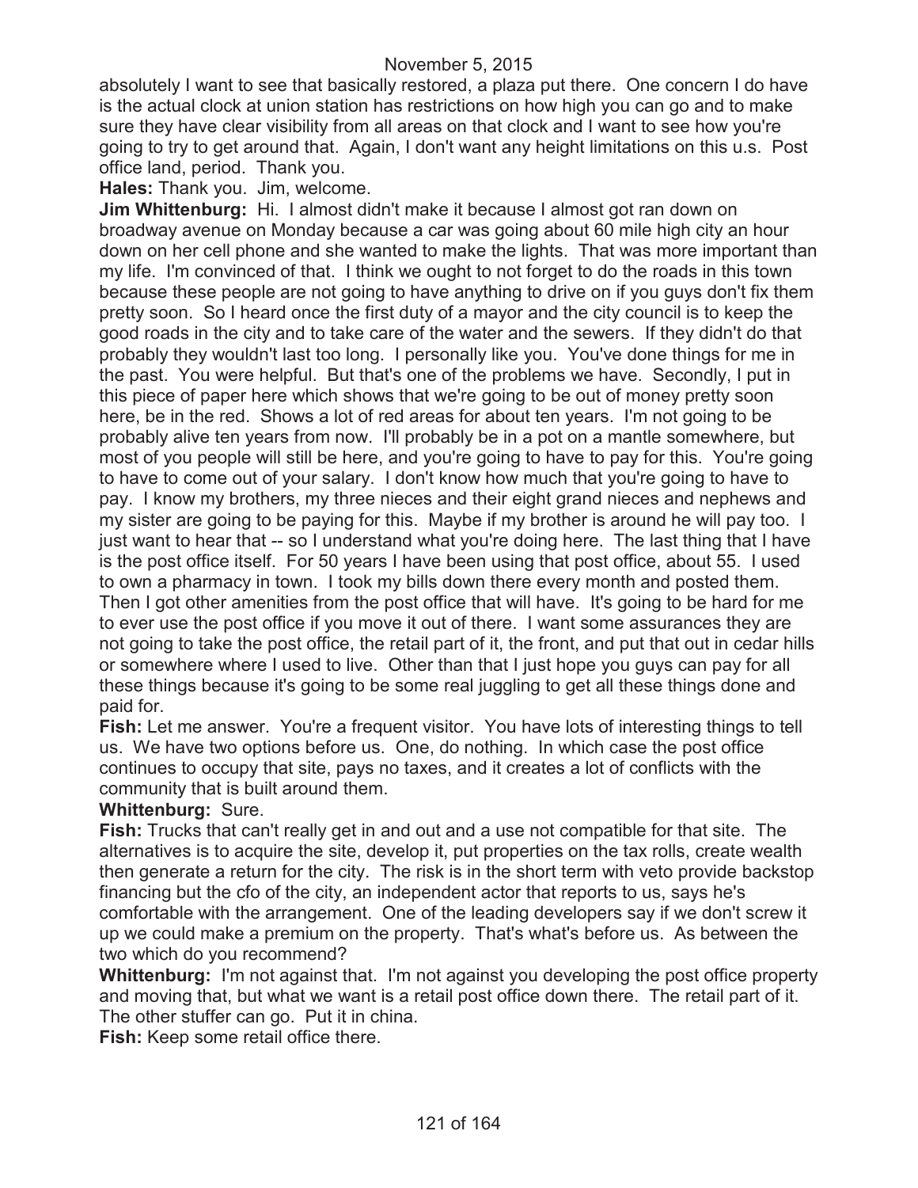absolutely I want to see that basically restored, a plaza put there. One concern I do have is the actual clock at union station has restrictions on how high you can go and to make sure they have clear visibility from all areas on that clock and I want to see how you're going to try to get around that. Again, I don't want any height limitations on this u.s. Post office land, period. Thank you.

**Hales:** Thank you. Jim, welcome.

**Jim Whittenburg:** Hi. I almost didn't make it because I almost got ran down on broadway avenue on Monday because a car was going about 60 mile high city an hour down on her cell phone and she wanted to make the lights. That was more important than my life. I'm convinced of that. I think we ought to not forget to do the roads in this town because these people are not going to have anything to drive on if you guys don't fix them pretty soon. So I heard once the first duty of a mayor and the city council is to keep the good roads in the city and to take care of the water and the sewers. If they didn't do that probably they wouldn't last too long. I personally like you. You've done things for me in the past. You were helpful. But that's one of the problems we have. Secondly, I put in this piece of paper here which shows that we're going to be out of money pretty soon here, be in the red. Shows a lot of red areas for about ten years. I'm not going to be probably alive ten years from now. I'll probably be in a pot on a mantle somewhere, but most of you people will still be here, and you're going to have to pay for this. You're going to have to come out of your salary. I don't know how much that you're going to have to pay. I know my brothers, my three nieces and their eight grand nieces and nephews and my sister are going to be paying for this. Maybe if my brother is around he will pay too. I just want to hear that -- so I understand what you're doing here. The last thing that I have is the post office itself. For 50 years I have been using that post office, about 55. I used to own a pharmacy in town. I took my bills down there every month and posted them. Then I got other amenities from the post office that will have. It's going to be hard for me to ever use the post office if you move it out of there. I want some assurances they are not going to take the post office, the retail part of it, the front, and put that out in cedar hills or somewhere where I used to live. Other than that I just hope you guys can pay for all these things because it's going to be some real juggling to get all these things done and paid for.

**Fish:** Let me answer. You're a frequent visitor. You have lots of interesting things to tell us. We have two options before us. One, do nothing. In which case the post office continues to occupy that site, pays no taxes, and it creates a lot of conflicts with the community that is built around them.

**Whittenburg:** Sure.

**Fish:** Trucks that can't really get in and out and a use not compatible for that site. The alternatives is to acquire the site, develop it, put properties on the tax rolls, create wealth then generate a return for the city. The risk is in the short term with veto provide backstop financing but the cfo of the city, an independent actor that reports to us, says he's comfortable with the arrangement. One of the leading developers say if we don't screw it up we could make a premium on the property. That's what's before us. As between the two which do you recommend?

**Whittenburg:** I'm not against that. I'm not against you developing the post office property and moving that, but what we want is a retail post office down there. The retail part of it. The other stuffer can go. Put it in china.

**Fish:** Keep some retail office there.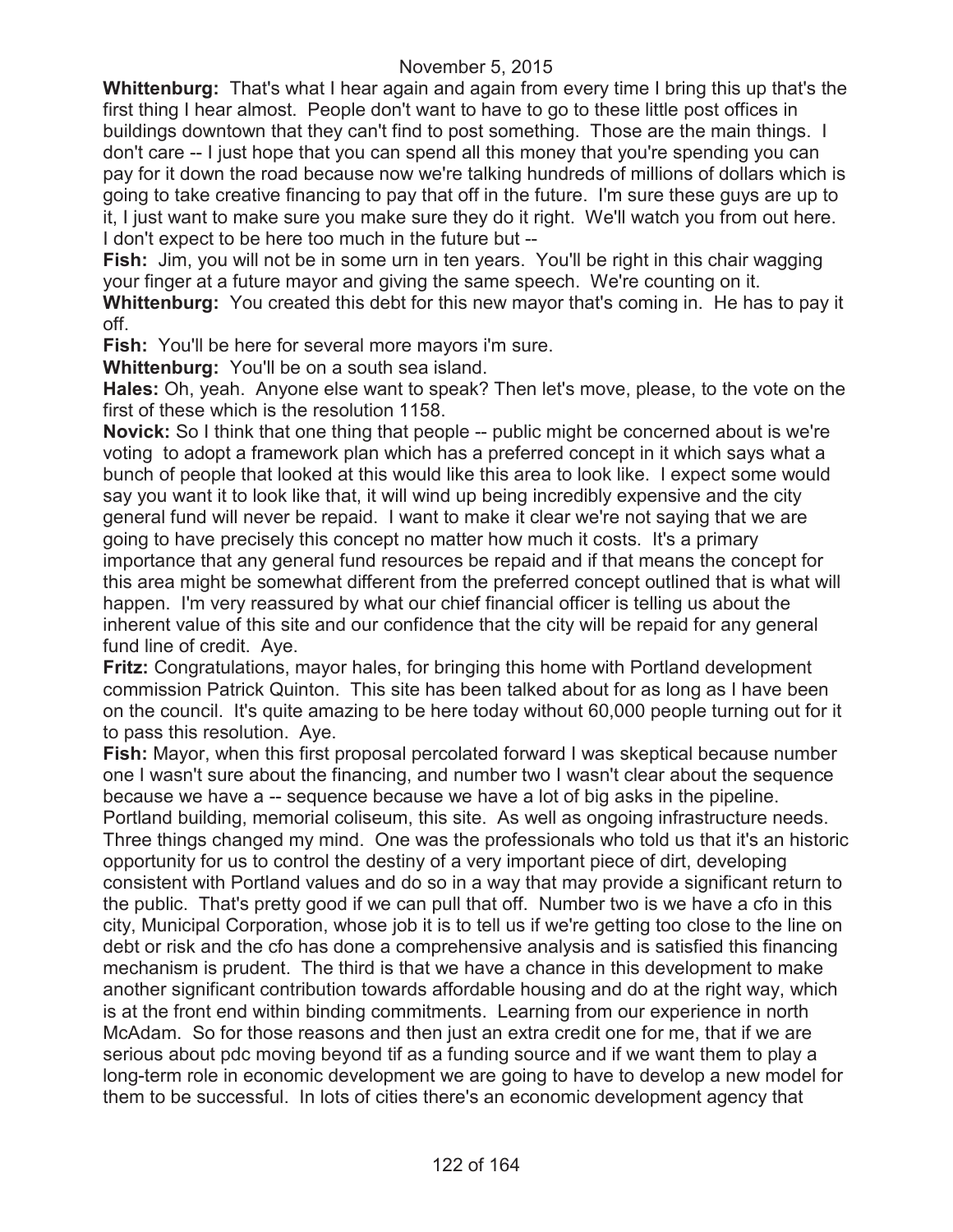**Whittenburg:** That's what I hear again and again from every time I bring this up that's the first thing I hear almost. People don't want to have to go to these little post offices in buildings downtown that they can't find to post something. Those are the main things. I don't care -- I just hope that you can spend all this money that you're spending you can pay for it down the road because now we're talking hundreds of millions of dollars which is going to take creative financing to pay that off in the future. I'm sure these guys are up to it, I just want to make sure you make sure they do it right. We'll watch you from out here. I don't expect to be here too much in the future but --

**Fish:** Jim, you will not be in some urn in ten years. You'll be right in this chair wagging your finger at a future mayor and giving the same speech. We're counting on it.

**Whittenburg:** You created this debt for this new mayor that's coming in. He has to pay it off.

**Fish:** You'll be here for several more mayors i'm sure.

**Whittenburg:** You'll be on a south sea island.

**Hales:** Oh, yeah. Anyone else want to speak? Then let's move, please, to the vote on the first of these which is the resolution 1158.

**Novick:** So I think that one thing that people -- public might be concerned about is we're voting to adopt a framework plan which has a preferred concept in it which says what a bunch of people that looked at this would like this area to look like. I expect some would say you want it to look like that, it will wind up being incredibly expensive and the city general fund will never be repaid. I want to make it clear we're not saying that we are going to have precisely this concept no matter how much it costs. It's a primary importance that any general fund resources be repaid and if that means the concept for this area might be somewhat different from the preferred concept outlined that is what will happen. I'm very reassured by what our chief financial officer is telling us about the inherent value of this site and our confidence that the city will be repaid for any general fund line of credit. Aye.

**Fritz:** Congratulations, mayor hales, for bringing this home with Portland development commission Patrick Quinton. This site has been talked about for as long as I have been on the council. It's quite amazing to be here today without 60,000 people turning out for it to pass this resolution. Aye.

**Fish:** Mayor, when this first proposal percolated forward I was skeptical because number one I wasn't sure about the financing, and number two I wasn't clear about the sequence because we have a -- sequence because we have a lot of big asks in the pipeline. Portland building, memorial coliseum, this site. As well as ongoing infrastructure needs. Three things changed my mind. One was the professionals who told us that it's an historic opportunity for us to control the destiny of a very important piece of dirt, developing consistent with Portland values and do so in a way that may provide a significant return to the public. That's pretty good if we can pull that off. Number two is we have a cfo in this city, Municipal Corporation, whose job it is to tell us if we're getting too close to the line on debt or risk and the cfo has done a comprehensive analysis and is satisfied this financing mechanism is prudent. The third is that we have a chance in this development to make another significant contribution towards affordable housing and do at the right way, which is at the front end within binding commitments. Learning from our experience in north McAdam. So for those reasons and then just an extra credit one for me, that if we are serious about pdc moving beyond tif as a funding source and if we want them to play a long-term role in economic development we are going to have to develop a new model for them to be successful. In lots of cities there's an economic development agency that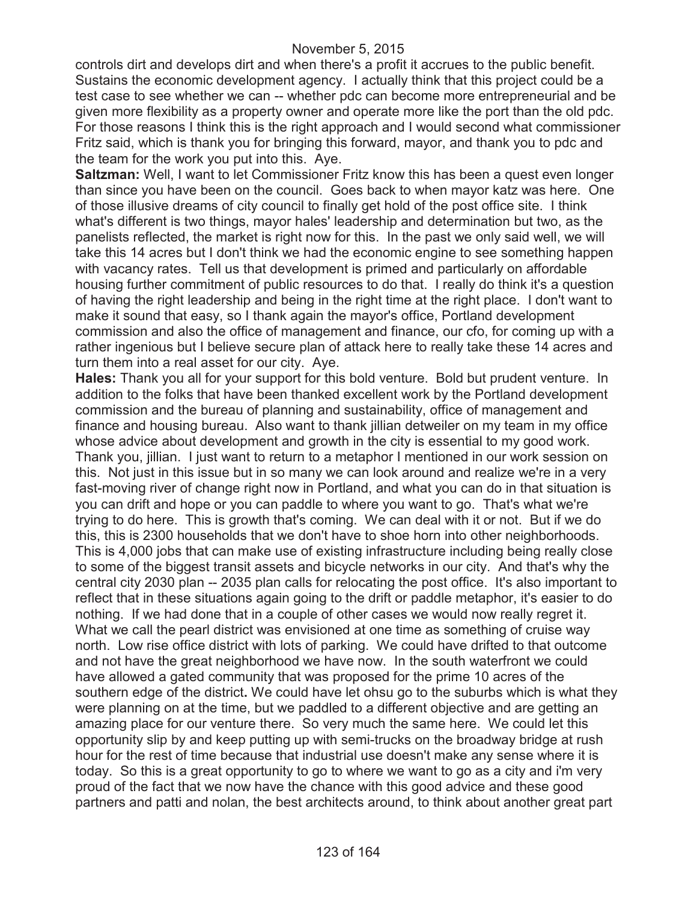controls dirt and develops dirt and when there's a profit it accrues to the public benefit. Sustains the economic development agency. I actually think that this project could be a test case to see whether we can -- whether pdc can become more entrepreneurial and be given more flexibility as a property owner and operate more like the port than the old pdc. For those reasons I think this is the right approach and I would second what commissioner Fritz said, which is thank you for bringing this forward, mayor, and thank you to pdc and the team for the work you put into this. Aye.

**Saltzman:** Well, I want to let Commissioner Fritz know this has been a quest even longer than since you have been on the council. Goes back to when mayor katz was here. One of those illusive dreams of city council to finally get hold of the post office site. I think what's different is two things, mayor hales' leadership and determination but two, as the panelists reflected, the market is right now for this. In the past we only said well, we will take this 14 acres but I don't think we had the economic engine to see something happen with vacancy rates. Tell us that development is primed and particularly on affordable housing further commitment of public resources to do that. I really do think it's a question of having the right leadership and being in the right time at the right place. I don't want to make it sound that easy, so I thank again the mayor's office, Portland development commission and also the office of management and finance, our cfo, for coming up with a rather ingenious but I believe secure plan of attack here to really take these 14 acres and turn them into a real asset for our city. Aye.

**Hales:** Thank you all for your support for this bold venture. Bold but prudent venture. In addition to the folks that have been thanked excellent work by the Portland development commission and the bureau of planning and sustainability, office of management and finance and housing bureau. Also want to thank jillian detweiler on my team in my office whose advice about development and growth in the city is essential to my good work. Thank you, jillian. I just want to return to a metaphor I mentioned in our work session on this. Not just in this issue but in so many we can look around and realize we're in a very fast-moving river of change right now in Portland, and what you can do in that situation is you can drift and hope or you can paddle to where you want to go. That's what we're trying to do here. This is growth that's coming. We can deal with it or not. But if we do this, this is 2300 households that we don't have to shoe horn into other neighborhoods. This is 4,000 jobs that can make use of existing infrastructure including being really close to some of the biggest transit assets and bicycle networks in our city. And that's why the central city 2030 plan -- 2035 plan calls for relocating the post office. It's also important to reflect that in these situations again going to the drift or paddle metaphor, it's easier to do nothing. If we had done that in a couple of other cases we would now really regret it. What we call the pearl district was envisioned at one time as something of cruise way north. Low rise office district with lots of parking. We could have drifted to that outcome and not have the great neighborhood we have now. In the south waterfront we could have allowed a gated community that was proposed for the prime 10 acres of the southern edge of the district**.** We could have let ohsu go to the suburbs which is what they were planning on at the time, but we paddled to a different objective and are getting an amazing place for our venture there. So very much the same here. We could let this opportunity slip by and keep putting up with semi-trucks on the broadway bridge at rush hour for the rest of time because that industrial use doesn't make any sense where it is today. So this is a great opportunity to go to where we want to go as a city and i'm very proud of the fact that we now have the chance with this good advice and these good partners and patti and nolan, the best architects around, to think about another great part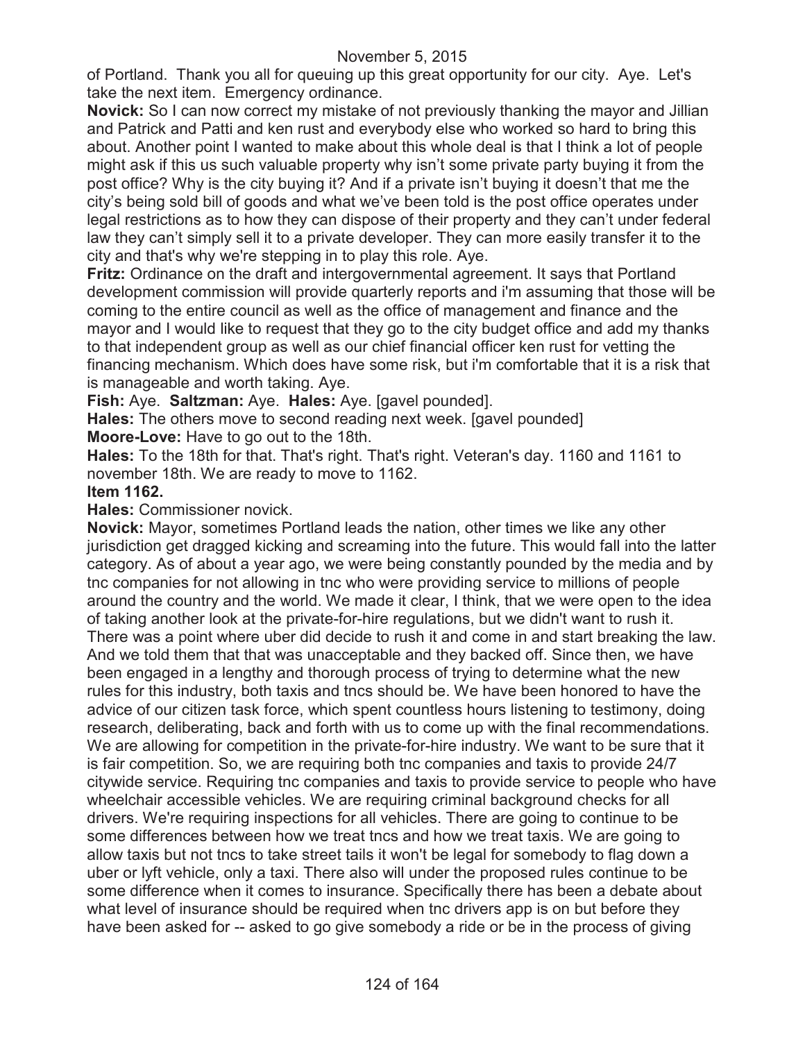of Portland. Thank you all for queuing up this great opportunity for our city. Aye. Let's take the next item. Emergency ordinance.

**Novick:** So I can now correct my mistake of not previously thanking the mayor and Jillian and Patrick and Patti and ken rust and everybody else who worked so hard to bring this about. Another point I wanted to make about this whole deal is that I think a lot of people might ask if this us such valuable property why isn't some private party buying it from the post office? Why is the city buying it? And if a private isn't buying it doesn't that me the city's being sold bill of goods and what we've been told is the post office operates under legal restrictions as to how they can dispose of their property and they can't under federal law they can't simply sell it to a private developer. They can more easily transfer it to the city and that's why we're stepping in to play this role. Aye.

**Fritz:** Ordinance on the draft and intergovernmental agreement. It says that Portland development commission will provide quarterly reports and i'm assuming that those will be coming to the entire council as well as the office of management and finance and the mayor and I would like to request that they go to the city budget office and add my thanks to that independent group as well as our chief financial officer ken rust for vetting the financing mechanism. Which does have some risk, but i'm comfortable that it is a risk that is manageable and worth taking. Aye.

**Fish:** Aye. **Saltzman:** Aye. **Hales:** Aye. [gavel pounded].

**Hales:** The others move to second reading next week. [gavel pounded]

**Moore-Love:** Have to go out to the 18th.

**Hales:** To the 18th for that. That's right. That's right. Veteran's day. 1160 and 1161 to november 18th. We are ready to move to 1162.

**Item 1162.**

**Hales:** Commissioner novick.

**Novick:** Mayor, sometimes Portland leads the nation, other times we like any other jurisdiction get dragged kicking and screaming into the future. This would fall into the latter category. As of about a year ago, we were being constantly pounded by the media and by tnc companies for not allowing in tnc who were providing service to millions of people around the country and the world. We made it clear, I think, that we were open to the idea of taking another look at the private-for-hire regulations, but we didn't want to rush it. There was a point where uber did decide to rush it and come in and start breaking the law. And we told them that that was unacceptable and they backed off. Since then, we have been engaged in a lengthy and thorough process of trying to determine what the new rules for this industry, both taxis and tncs should be. We have been honored to have the advice of our citizen task force, which spent countless hours listening to testimony, doing research, deliberating, back and forth with us to come up with the final recommendations. We are allowing for competition in the private-for-hire industry. We want to be sure that it is fair competition. So, we are requiring both tnc companies and taxis to provide 24/7 citywide service. Requiring tnc companies and taxis to provide service to people who have wheelchair accessible vehicles. We are requiring criminal background checks for all drivers. We're requiring inspections for all vehicles. There are going to continue to be some differences between how we treat tncs and how we treat taxis. We are going to allow taxis but not tncs to take street tails it won't be legal for somebody to flag down a uber or lyft vehicle, only a taxi. There also will under the proposed rules continue to be some difference when it comes to insurance. Specifically there has been a debate about what level of insurance should be required when tnc drivers app is on but before they have been asked for -- asked to go give somebody a ride or be in the process of giving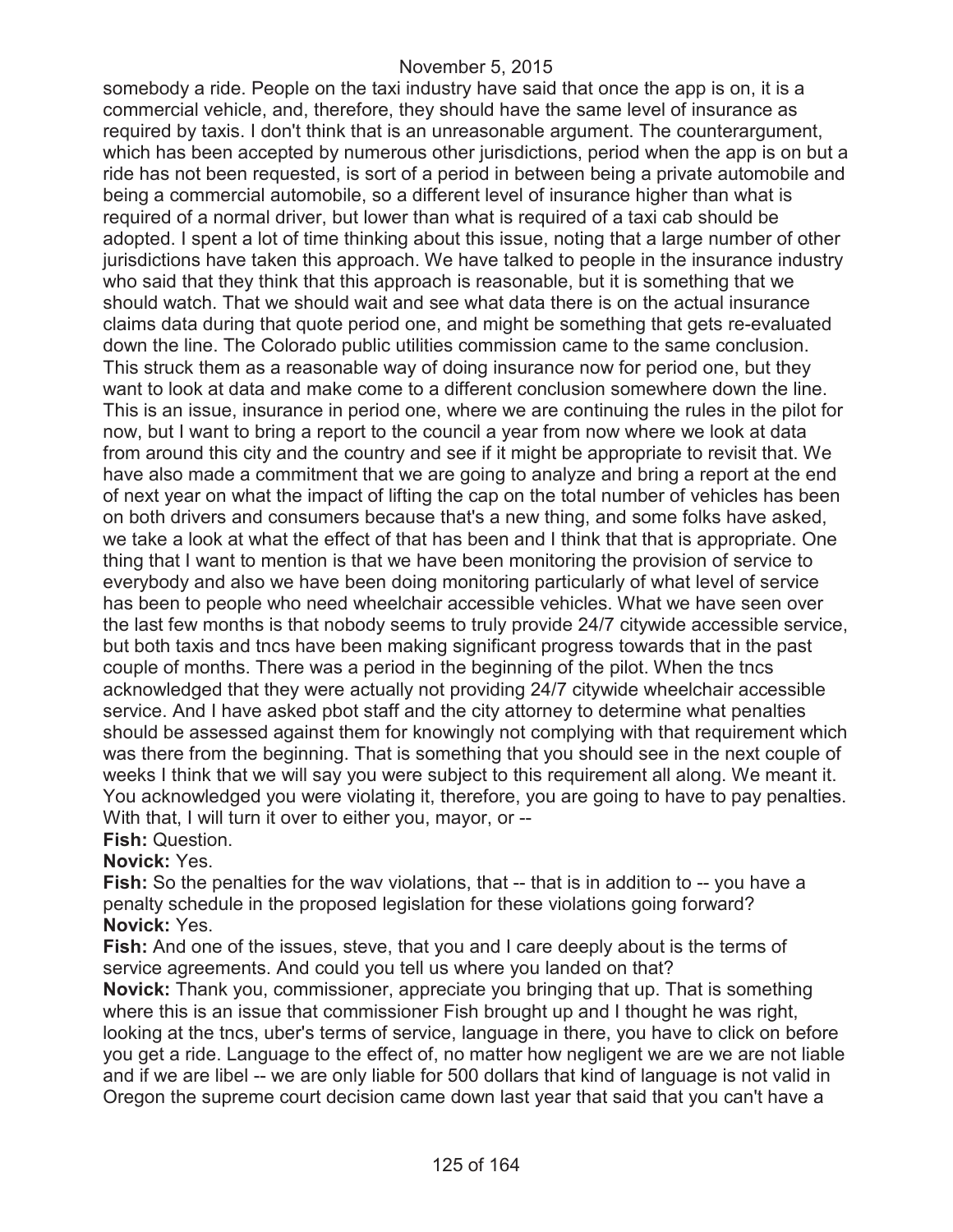somebody a ride. People on the taxi industry have said that once the app is on, it is a commercial vehicle, and, therefore, they should have the same level of insurance as required by taxis. I don't think that is an unreasonable argument. The counterargument, which has been accepted by numerous other jurisdictions, period when the app is on but a ride has not been requested, is sort of a period in between being a private automobile and being a commercial automobile, so a different level of insurance higher than what is required of a normal driver, but lower than what is required of a taxi cab should be adopted. I spent a lot of time thinking about this issue, noting that a large number of other jurisdictions have taken this approach. We have talked to people in the insurance industry who said that they think that this approach is reasonable, but it is something that we should watch. That we should wait and see what data there is on the actual insurance claims data during that quote period one, and might be something that gets re-evaluated down the line. The Colorado public utilities commission came to the same conclusion. This struck them as a reasonable way of doing insurance now for period one, but they want to look at data and make come to a different conclusion somewhere down the line. This is an issue, insurance in period one, where we are continuing the rules in the pilot for now, but I want to bring a report to the council a year from now where we look at data from around this city and the country and see if it might be appropriate to revisit that. We have also made a commitment that we are going to analyze and bring a report at the end of next year on what the impact of lifting the cap on the total number of vehicles has been on both drivers and consumers because that's a new thing, and some folks have asked, we take a look at what the effect of that has been and I think that that is appropriate. One thing that I want to mention is that we have been monitoring the provision of service to everybody and also we have been doing monitoring particularly of what level of service has been to people who need wheelchair accessible vehicles. What we have seen over the last few months is that nobody seems to truly provide 24/7 citywide accessible service, but both taxis and tncs have been making significant progress towards that in the past couple of months. There was a period in the beginning of the pilot. When the tncs acknowledged that they were actually not providing 24/7 citywide wheelchair accessible service. And I have asked pbot staff and the city attorney to determine what penalties should be assessed against them for knowingly not complying with that requirement which was there from the beginning. That is something that you should see in the next couple of weeks I think that we will say you were subject to this requirement all along. We meant it. You acknowledged you were violating it, therefore, you are going to have to pay penalties. With that, I will turn it over to either you, mayor, or --

**Fish:** Question.

**Novick:** Yes.

**Fish:** So the penalties for the wav violations, that -- that is in addition to -- you have a penalty schedule in the proposed legislation for these violations going forward?

**Novick:** Yes.

**Fish:** And one of the issues, steve, that you and I care deeply about is the terms of service agreements. And could you tell us where you landed on that?

**Novick:** Thank you, commissioner, appreciate you bringing that up. That is something where this is an issue that commissioner Fish brought up and I thought he was right, looking at the tncs, uber's terms of service, language in there, you have to click on before you get a ride. Language to the effect of, no matter how negligent we are we are not liable and if we are libel -- we are only liable for 500 dollars that kind of language is not valid in Oregon the supreme court decision came down last year that said that you can't have a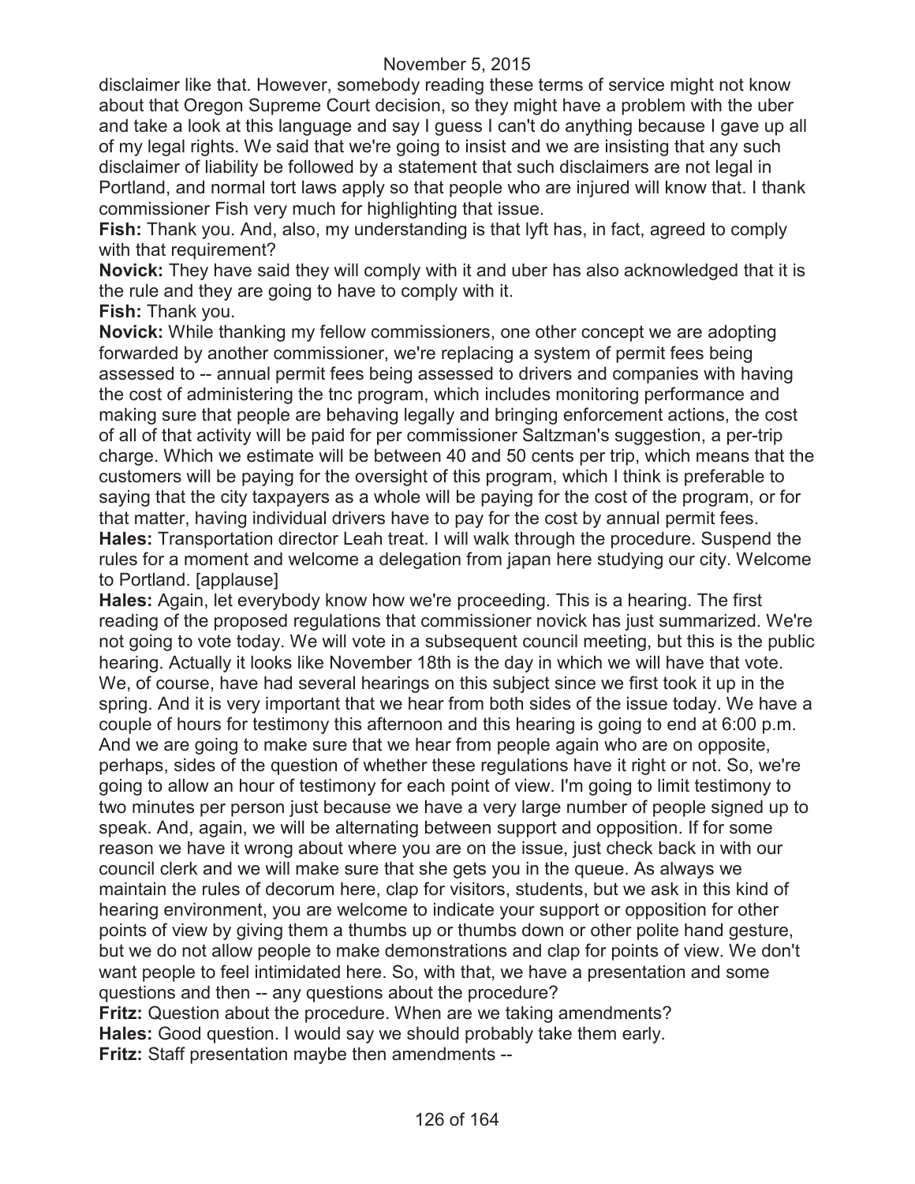disclaimer like that. However, somebody reading these terms of service might not know about that Oregon Supreme Court decision, so they might have a problem with the uber and take a look at this language and say I guess I can't do anything because I gave up all of my legal rights. We said that we're going to insist and we are insisting that any such disclaimer of liability be followed by a statement that such disclaimers are not legal in Portland, and normal tort laws apply so that people who are injured will know that. I thank commissioner Fish very much for highlighting that issue.

**Fish:** Thank you. And, also, my understanding is that lyft has, in fact, agreed to comply with that requirement?

**Novick:** They have said they will comply with it and uber has also acknowledged that it is the rule and they are going to have to comply with it.

**Fish:** Thank you.

**Novick:** While thanking my fellow commissioners, one other concept we are adopting forwarded by another commissioner, we're replacing a system of permit fees being assessed to -- annual permit fees being assessed to drivers and companies with having the cost of administering the tnc program, which includes monitoring performance and making sure that people are behaving legally and bringing enforcement actions, the cost of all of that activity will be paid for per commissioner Saltzman's suggestion, a per-trip charge. Which we estimate will be between 40 and 50 cents per trip, which means that the customers will be paying for the oversight of this program, which I think is preferable to saying that the city taxpayers as a whole will be paying for the cost of the program, or for that matter, having individual drivers have to pay for the cost by annual permit fees.

**Hales:** Transportation director Leah treat. I will walk through the procedure. Suspend the rules for a moment and welcome a delegation from japan here studying our city. Welcome to Portland. [applause]

**Hales:** Again, let everybody know how we're proceeding. This is a hearing. The first reading of the proposed regulations that commissioner novick has just summarized. We're not going to vote today. We will vote in a subsequent council meeting, but this is the public hearing. Actually it looks like November 18th is the day in which we will have that vote. We, of course, have had several hearings on this subject since we first took it up in the spring. And it is very important that we hear from both sides of the issue today. We have a couple of hours for testimony this afternoon and this hearing is going to end at 6:00 p.m. And we are going to make sure that we hear from people again who are on opposite, perhaps, sides of the question of whether these regulations have it right or not. So, we're going to allow an hour of testimony for each point of view. I'm going to limit testimony to two minutes per person just because we have a very large number of people signed up to speak. And, again, we will be alternating between support and opposition. If for some reason we have it wrong about where you are on the issue, just check back in with our council clerk and we will make sure that she gets you in the queue. As always we maintain the rules of decorum here, clap for visitors, students, but we ask in this kind of hearing environment, you are welcome to indicate your support or opposition for other points of view by giving them a thumbs up or thumbs down or other polite hand gesture, but we do not allow people to make demonstrations and clap for points of view. We don't want people to feel intimidated here. So, with that, we have a presentation and some questions and then -- any questions about the procedure?

**Fritz:** Question about the procedure. When are we taking amendments?

**Hales:** Good question. I would say we should probably take them early.

**Fritz:** Staff presentation maybe then amendments --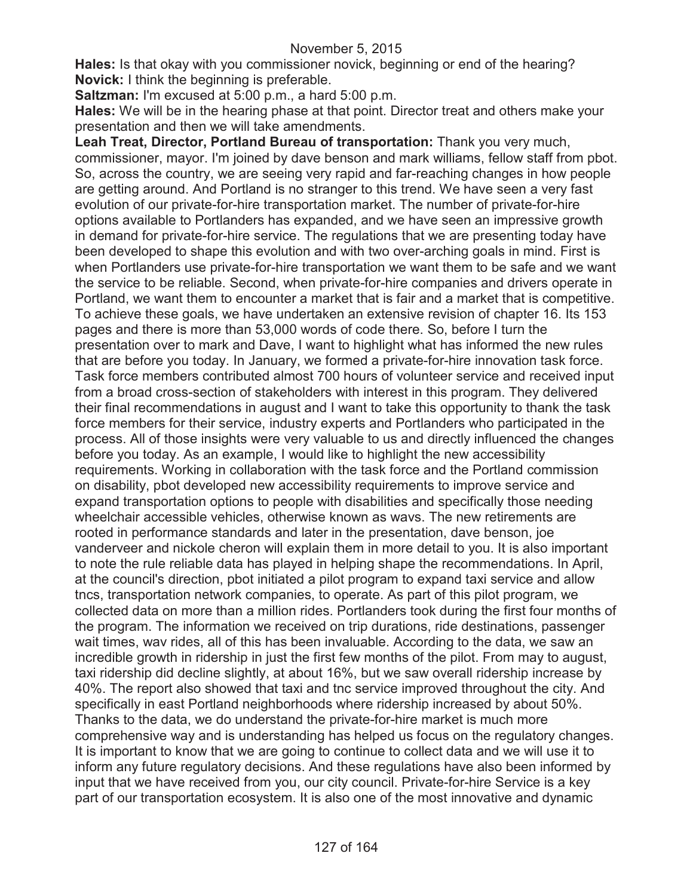**Hales:** Is that okay with you commissioner novick, beginning or end of the hearing?
**Novick:** I think the beginning is preferable.
**Saltzman:** I'm excused at 5:00 p.m., a hard 5:00 p.m.
**Hales:** We will be in the hearing phase at that point. Director treat and others make your presentation and then we will take amendments.
**Leah Treat, Director, Portland Bureau of transportation:** Thank you very much, commissioner, mayor. I'm joined by dave benson and mark williams, fellow staff from pbot. So, across the country, we are seeing very rapid and far-reaching changes in how people are getting around. And Portland is no stranger to this trend. We have seen a very fast evolution of our private-for-hire transportation market. The number of private-for-hire options available to Portlanders has expanded, and we have seen an impressive growth in demand for private-for-hire service. The regulations that we are presenting today have been developed to shape this evolution and with two over-arching goals in mind. First is when Portlanders use private-for-hire transportation we want them to be safe and we want the service to be reliable. Second, when private-for-hire companies and drivers operate in Portland, we want them to encounter a market that is fair and a market that is competitive. To achieve these goals, we have undertaken an extensive revision of chapter 16. Its 153 pages and there is more than 53,000 words of code there. So, before I turn the presentation over to mark and Dave, I want to highlight what has informed the new rules that are before you today. In January, we formed a private-for-hire innovation task force. Task force members contributed almost 700 hours of volunteer service and received input from a broad cross-section of stakeholders with interest in this program. They delivered their final recommendations in august and I want to take this opportunity to thank the task force members for their service, industry experts and Portlanders who participated in the process. All of those insights were very valuable to us and directly influenced the changes before you today. As an example, I would like to highlight the new accessibility requirements. Working in collaboration with the task force and the Portland commission on disability, pbot developed new accessibility requirements to improve service and expand transportation options to people with disabilities and specifically those needing wheelchair accessible vehicles, otherwise known as wavs. The new retirements are rooted in performance standards and later in the presentation, dave benson, joe vanderveer and nickole cheron will explain them in more detail to you. It is also important to note the rule reliable data has played in helping shape the recommendations. In April, at the council's direction, pbot initiated a pilot program to expand taxi service and allow tncs, transportation network companies, to operate. As part of this pilot program, we collected data on more than a million rides. Portlanders took during the first four months of the program. The information we received on trip durations, ride destinations, passenger wait times, wav rides, all of this has been invaluable. According to the data, we saw an incredible growth in ridership in just the first few months of the pilot. From may to august, taxi ridership did decline slightly, at about 16%, but we saw overall ridership increase by 40%. The report also showed that taxi and tnc service improved throughout the city. And specifically in east Portland neighborhoods where ridership increased by about 50%. Thanks to the data, we do understand the private-for-hire market is much more comprehensive way and is understanding has helped us focus on the regulatory changes. It is important to know that we are going to continue to collect data and we will use it to inform any future regulatory decisions. And these regulations have also been informed by input that we have received from you, our city council. Private-for-hire Service is a key part of our transportation ecosystem. It is also one of the most innovative and dynamic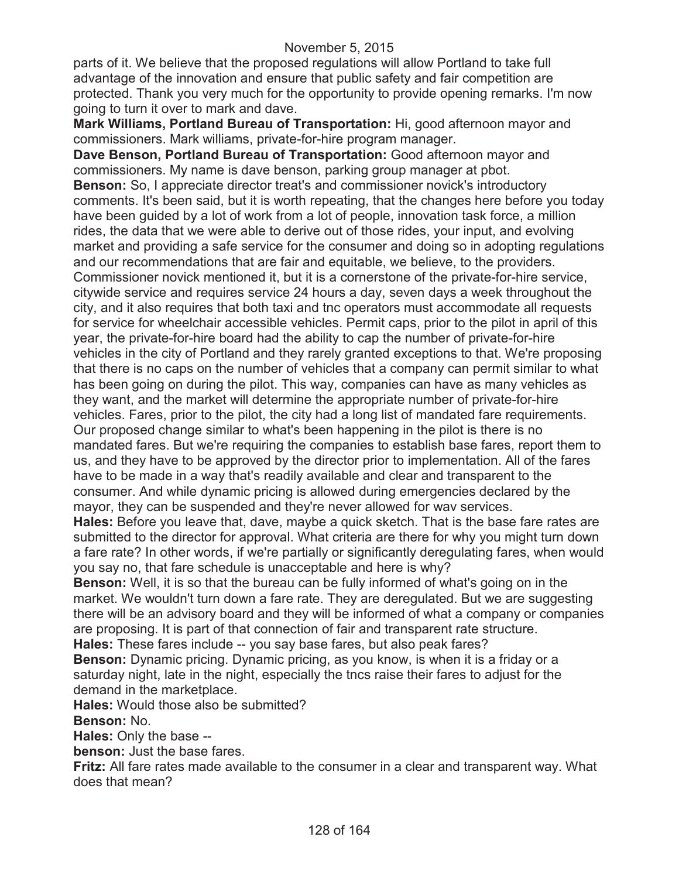parts of it. We believe that the proposed regulations will allow Portland to take full advantage of the innovation and ensure that public safety and fair competition are protected. Thank you very much for the opportunity to provide opening remarks. I'm now going to turn it over to mark and dave.

**Mark Williams, Portland Bureau of Transportation:** Hi, good afternoon mayor and commissioners. Mark williams, private-for-hire program manager.

**Dave Benson, Portland Bureau of Transportation:** Good afternoon mayor and commissioners. My name is dave benson, parking group manager at pbot.

**Benson:** So, I appreciate director treat's and commissioner novick's introductory comments. It's been said, but it is worth repeating, that the changes here before you today have been guided by a lot of work from a lot of people, innovation task force, a million rides, the data that we were able to derive out of those rides, your input, and evolving market and providing a safe service for the consumer and doing so in adopting regulations and our recommendations that are fair and equitable, we believe, to the providers. Commissioner novick mentioned it, but it is a cornerstone of the private-for-hire service, citywide service and requires service 24 hours a day, seven days a week throughout the city, and it also requires that both taxi and tnc operators must accommodate all requests for service for wheelchair accessible vehicles. Permit caps, prior to the pilot in april of this year, the private-for-hire board had the ability to cap the number of private-for-hire vehicles in the city of Portland and they rarely granted exceptions to that. We're proposing that there is no caps on the number of vehicles that a company can permit similar to what has been going on during the pilot. This way, companies can have as many vehicles as they want, and the market will determine the appropriate number of private-for-hire vehicles. Fares, prior to the pilot, the city had a long list of mandated fare requirements. Our proposed change similar to what's been happening in the pilot is there is no mandated fares. But we're requiring the companies to establish base fares, report them to us, and they have to be approved by the director prior to implementation. All of the fares have to be made in a way that's readily available and clear and transparent to the consumer. And while dynamic pricing is allowed during emergencies declared by the mayor, they can be suspended and they're never allowed for wav services.

**Hales:** Before you leave that, dave, maybe a quick sketch. That is the base fare rates are submitted to the director for approval. What criteria are there for why you might turn down a fare rate? In other words, if we're partially or significantly deregulating fares, when would you say no, that fare schedule is unacceptable and here is why?

**Benson:** Well, it is so that the bureau can be fully informed of what's going on in the market. We wouldn't turn down a fare rate. They are deregulated. But we are suggesting there will be an advisory board and they will be informed of what a company or companies are proposing. It is part of that connection of fair and transparent rate structure.

**Hales:** These fares include -- you say base fares, but also peak fares?

**Benson:** Dynamic pricing. Dynamic pricing, as you know, is when it is a friday or a saturday night, late in the night, especially the tncs raise their fares to adjust for the demand in the marketplace.

**Hales:** Would those also be submitted?

**Benson:** No.

**Hales:** Only the base --

**benson:** Just the base fares.

**Fritz:** All fare rates made available to the consumer in a clear and transparent way. What does that mean?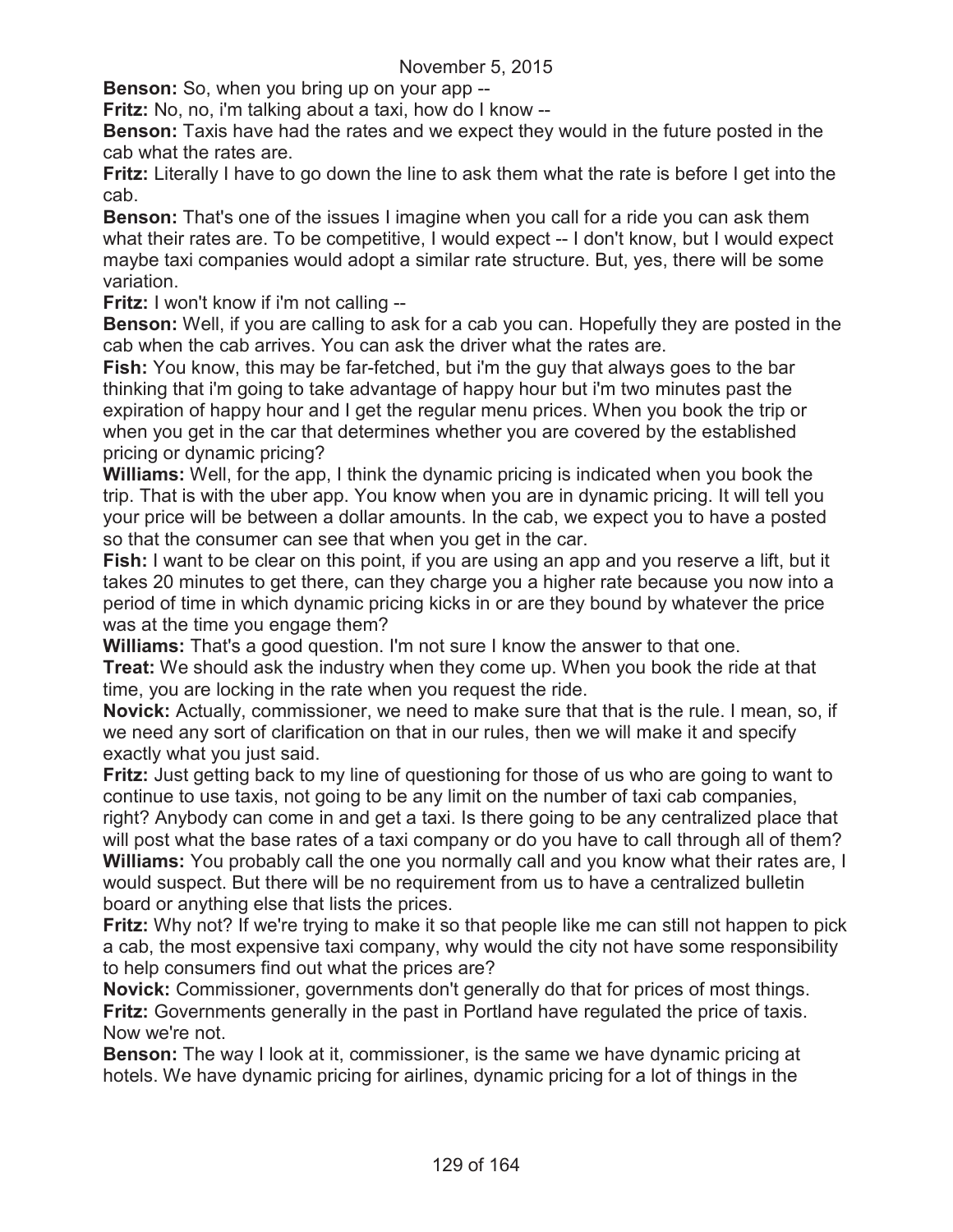November 5, 2015

**Benson:** So, when you bring up on your app --

**Fritz:** No, no, i'm talking about a taxi, how do I know --

**Benson:** Taxis have had the rates and we expect they would in the future posted in the cab what the rates are.

**Fritz:** Literally I have to go down the line to ask them what the rate is before I get into the cab.

**Benson:** That's one of the issues I imagine when you call for a ride you can ask them what their rates are. To be competitive, I would expect -- I don't know, but I would expect maybe taxi companies would adopt a similar rate structure. But, yes, there will be some variation.

**Fritz:** I won't know if i'm not calling --

**Benson:** Well, if you are calling to ask for a cab you can. Hopefully they are posted in the cab when the cab arrives. You can ask the driver what the rates are.

**Fish:** You know, this may be far-fetched, but i'm the guy that always goes to the bar thinking that i'm going to take advantage of happy hour but i'm two minutes past the expiration of happy hour and I get the regular menu prices. When you book the trip or when you get in the car that determines whether you are covered by the established pricing or dynamic pricing?

**Williams:** Well, for the app, I think the dynamic pricing is indicated when you book the trip. That is with the uber app. You know when you are in dynamic pricing. It will tell you your price will be between a dollar amounts. In the cab, we expect you to have a posted so that the consumer can see that when you get in the car.

**Fish:** I want to be clear on this point, if you are using an app and you reserve a lift, but it takes 20 minutes to get there, can they charge you a higher rate because you now into a period of time in which dynamic pricing kicks in or are they bound by whatever the price was at the time you engage them?

**Williams:** That's a good question. I'm not sure I know the answer to that one.

**Treat:** We should ask the industry when they come up. When you book the ride at that time, you are locking in the rate when you request the ride.

**Novick:** Actually, commissioner, we need to make sure that that is the rule. I mean, so, if we need any sort of clarification on that in our rules, then we will make it and specify exactly what you just said.

**Fritz:** Just getting back to my line of questioning for those of us who are going to want to continue to use taxis, not going to be any limit on the number of taxi cab companies, right? Anybody can come in and get a taxi. Is there going to be any centralized place that will post what the base rates of a taxi company or do you have to call through all of them?

**Williams:** You probably call the one you normally call and you know what their rates are, I would suspect. But there will be no requirement from us to have a centralized bulletin board or anything else that lists the prices.

**Fritz:** Why not? If we're trying to make it so that people like me can still not happen to pick a cab, the most expensive taxi company, why would the city not have some responsibility to help consumers find out what the prices are?

**Novick:** Commissioner, governments don't generally do that for prices of most things.

**Fritz:** Governments generally in the past in Portland have regulated the price of taxis. Now we're not.

**Benson:** The way I look at it, commissioner, is the same we have dynamic pricing at hotels. We have dynamic pricing for airlines, dynamic pricing for a lot of things in the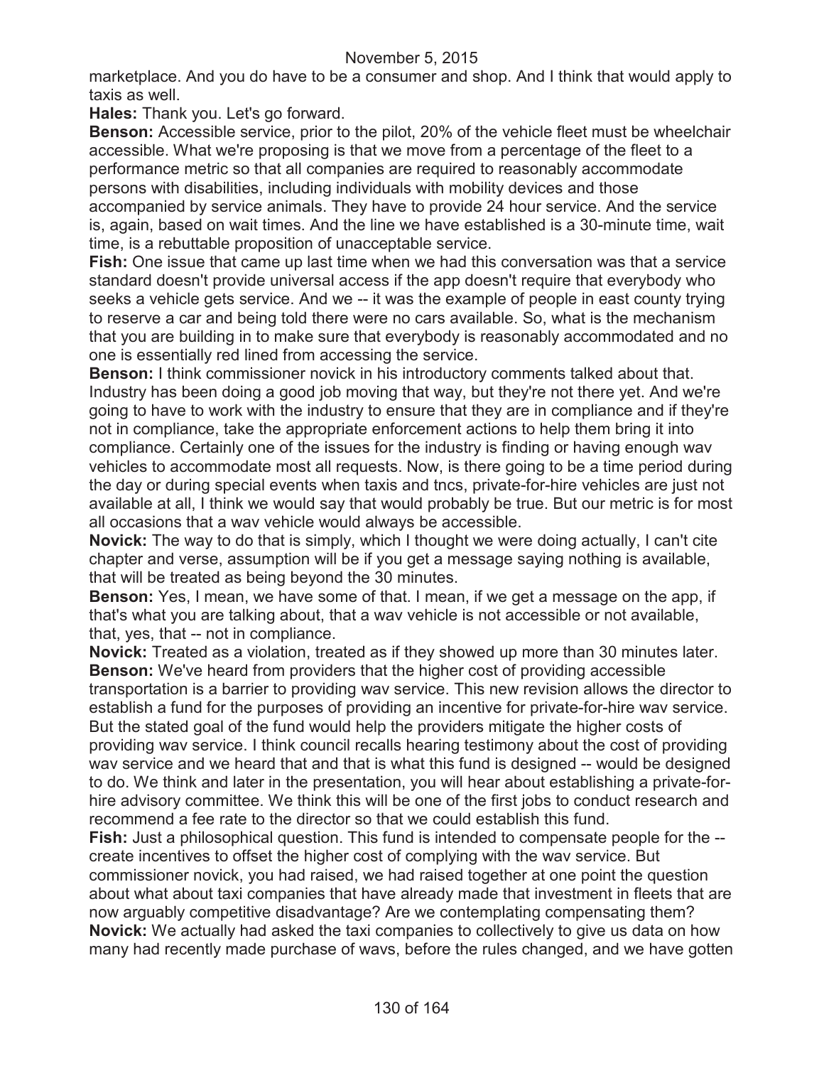marketplace. And you do have to be a consumer and shop. And I think that would apply to taxis as well.

**Hales:** Thank you. Let's go forward.

**Benson:** Accessible service, prior to the pilot, 20% of the vehicle fleet must be wheelchair accessible. What we're proposing is that we move from a percentage of the fleet to a performance metric so that all companies are required to reasonably accommodate persons with disabilities, including individuals with mobility devices and those accompanied by service animals. They have to provide 24 hour service. And the service is, again, based on wait times. And the line we have established is a 30-minute time, wait time, is a rebuttable proposition of unacceptable service.

**Fish:** One issue that came up last time when we had this conversation was that a service standard doesn't provide universal access if the app doesn't require that everybody who seeks a vehicle gets service. And we -- it was the example of people in east county trying to reserve a car and being told there were no cars available. So, what is the mechanism that you are building in to make sure that everybody is reasonably accommodated and no one is essentially red lined from accessing the service.

**Benson:** I think commissioner novick in his introductory comments talked about that. Industry has been doing a good job moving that way, but they're not there yet. And we're going to have to work with the industry to ensure that they are in compliance and if they're not in compliance, take the appropriate enforcement actions to help them bring it into compliance. Certainly one of the issues for the industry is finding or having enough wav vehicles to accommodate most all requests. Now, is there going to be a time period during the day or during special events when taxis and tncs, private-for-hire vehicles are just not available at all, I think we would say that would probably be true. But our metric is for most all occasions that a wav vehicle would always be accessible.

**Novick:** The way to do that is simply, which I thought we were doing actually, I can't cite chapter and verse, assumption will be if you get a message saying nothing is available, that will be treated as being beyond the 30 minutes.

**Benson:** Yes, I mean, we have some of that. I mean, if we get a message on the app, if that's what you are talking about, that a wav vehicle is not accessible or not available, that, yes, that -- not in compliance.

**Novick:** Treated as a violation, treated as if they showed up more than 30 minutes later.

**Benson:** We've heard from providers that the higher cost of providing accessible transportation is a barrier to providing wav service. This new revision allows the director to establish a fund for the purposes of providing an incentive for private-for-hire wav service. But the stated goal of the fund would help the providers mitigate the higher costs of providing wav service. I think council recalls hearing testimony about the cost of providing wav service and we heard that and that is what this fund is designed -- would be designed to do. We think and later in the presentation, you will hear about establishing a private-for-hire advisory committee. We think this will be one of the first jobs to conduct research and recommend a fee rate to the director so that we could establish this fund.

**Fish:** Just a philosophical question. This fund is intended to compensate people for the -- create incentives to offset the higher cost of complying with the wav service. But commissioner novick, you had raised, we had raised together at one point the question about what about taxi companies that have already made that investment in fleets that are now arguably competitive disadvantage? Are we contemplating compensating them?

**Novick:** We actually had asked the taxi companies to collectively to give us data on how many had recently made purchase of wavs, before the rules changed, and we have gotten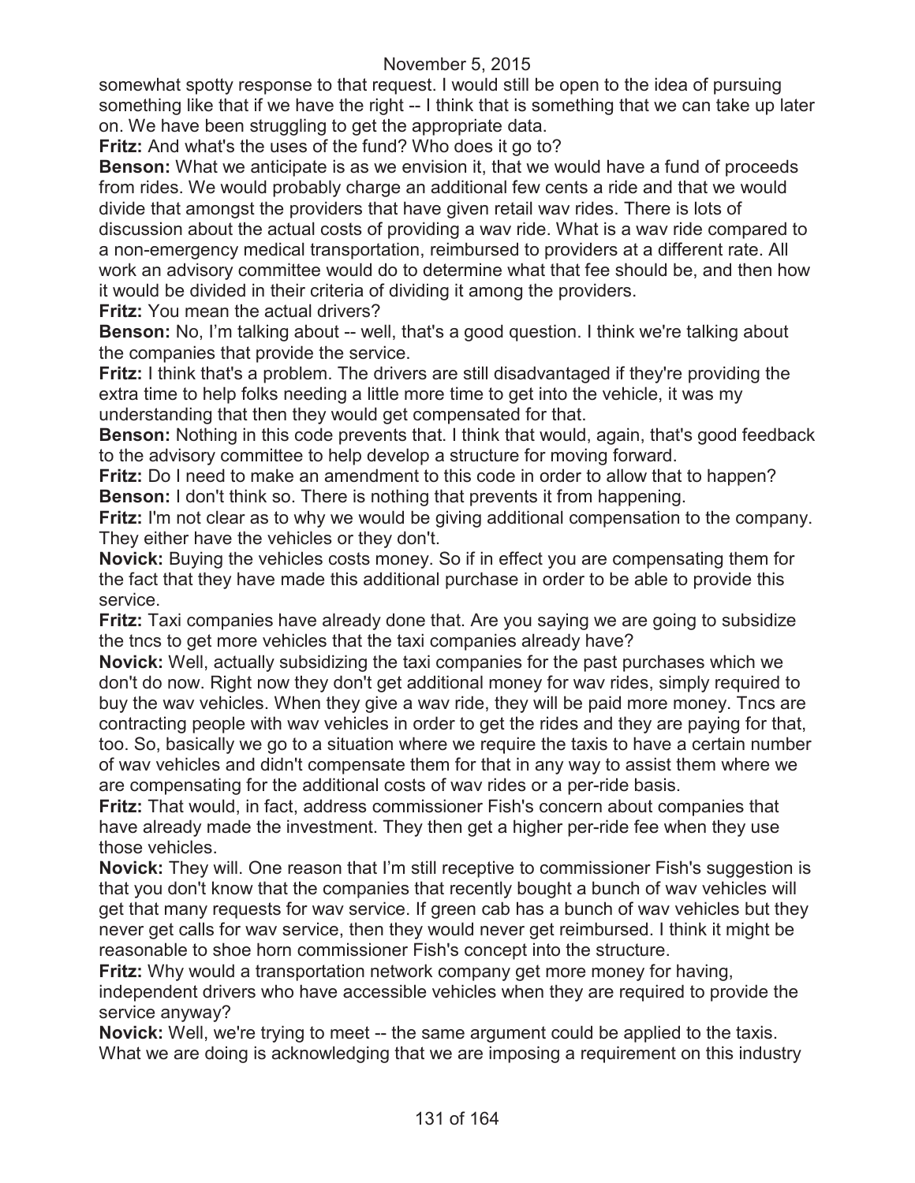somewhat spotty response to that request. I would still be open to the idea of pursuing something like that if we have the right -- I think that is something that we can take up later on. We have been struggling to get the appropriate data.

**Fritz:** And what's the uses of the fund? Who does it go to?

**Benson:** What we anticipate is as we envision it, that we would have a fund of proceeds from rides. We would probably charge an additional few cents a ride and that we would divide that amongst the providers that have given retail wav rides. There is lots of discussion about the actual costs of providing a wav ride. What is a wav ride compared to a non-emergency medical transportation, reimbursed to providers at a different rate. All work an advisory committee would do to determine what that fee should be, and then how it would be divided in their criteria of dividing it among the providers.

**Fritz:** You mean the actual drivers?

**Benson:** No, I'm talking about -- well, that's a good question. I think we're talking about the companies that provide the service.

**Fritz:** I think that's a problem. The drivers are still disadvantaged if they're providing the extra time to help folks needing a little more time to get into the vehicle, it was my understanding that then they would get compensated for that.

**Benson:** Nothing in this code prevents that. I think that would, again, that's good feedback to the advisory committee to help develop a structure for moving forward.

**Fritz:** Do I need to make an amendment to this code in order to allow that to happen?

**Benson:** I don't think so. There is nothing that prevents it from happening.

**Fritz:** I'm not clear as to why we would be giving additional compensation to the company. They either have the vehicles or they don't.

**Novick:** Buying the vehicles costs money. So if in effect you are compensating them for the fact that they have made this additional purchase in order to be able to provide this service.

**Fritz:** Taxi companies have already done that. Are you saying we are going to subsidize the tncs to get more vehicles that the taxi companies already have?

**Novick:** Well, actually subsidizing the taxi companies for the past purchases which we don't do now. Right now they don't get additional money for wav rides, simply required to buy the wav vehicles. When they give a wav ride, they will be paid more money. Tncs are contracting people with wav vehicles in order to get the rides and they are paying for that, too. So, basically we go to a situation where we require the taxis to have a certain number of wav vehicles and didn't compensate them for that in any way to assist them where we are compensating for the additional costs of wav rides or a per-ride basis.

**Fritz:** That would, in fact, address commissioner Fish's concern about companies that have already made the investment. They then get a higher per-ride fee when they use those vehicles.

**Novick:** They will. One reason that I'm still receptive to commissioner Fish's suggestion is that you don't know that the companies that recently bought a bunch of wav vehicles will get that many requests for wav service. If green cab has a bunch of wav vehicles but they never get calls for wav service, then they would never get reimbursed. I think it might be reasonable to shoe horn commissioner Fish's concept into the structure.

**Fritz:** Why would a transportation network company get more money for having, independent drivers who have accessible vehicles when they are required to provide the service anyway?

**Novick:** Well, we're trying to meet -- the same argument could be applied to the taxis. What we are doing is acknowledging that we are imposing a requirement on this industry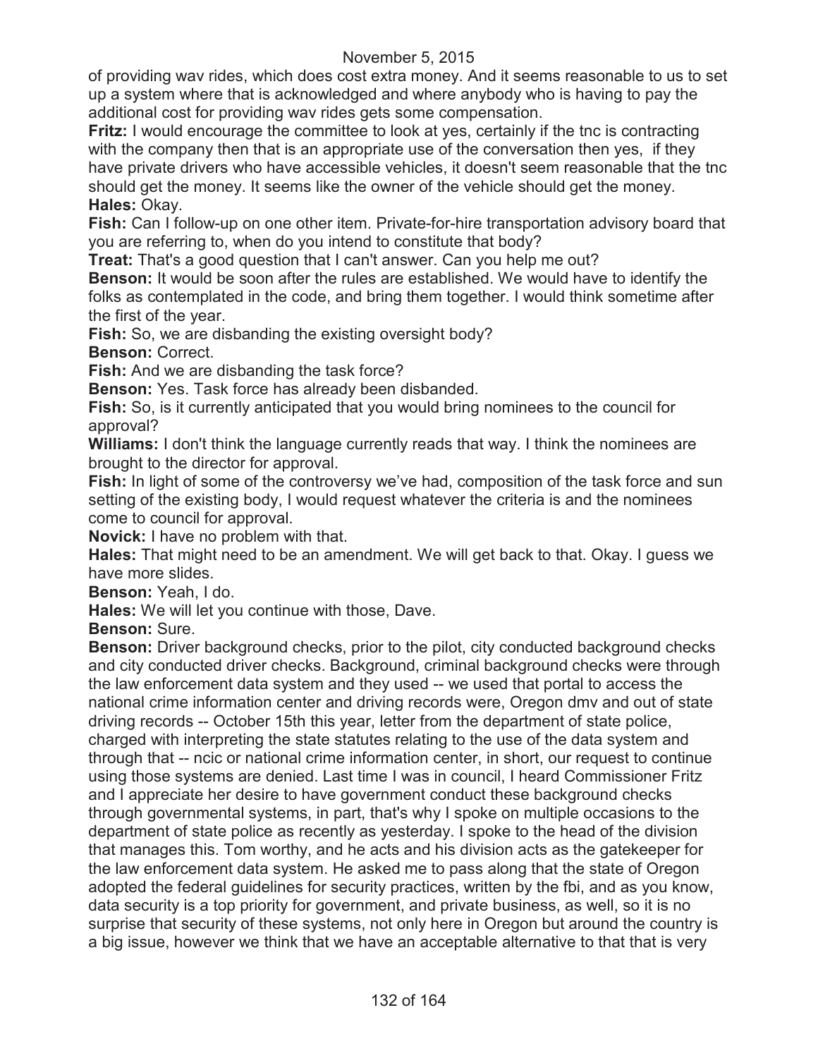of providing wav rides, which does cost extra money. And it seems reasonable to us to set up a system where that is acknowledged and where anybody who is having to pay the additional cost for providing wav rides gets some compensation.

**Fritz:** I would encourage the committee to look at yes, certainly if the tnc is contracting with the company then that is an appropriate use of the conversation then yes, if they have private drivers who have accessible vehicles, it doesn't seem reasonable that the tnc should get the money. It seems like the owner of the vehicle should get the money.

**Hales:** Okay.

**Fish:** Can I follow-up on one other item. Private-for-hire transportation advisory board that you are referring to, when do you intend to constitute that body?

**Treat:** That's a good question that I can't answer. Can you help me out?

**Benson:** It would be soon after the rules are established. We would have to identify the folks as contemplated in the code, and bring them together. I would think sometime after the first of the year.

**Fish:** So, we are disbanding the existing oversight body?

**Benson:** Correct.

**Fish:** And we are disbanding the task force?

**Benson:** Yes. Task force has already been disbanded.

**Fish:** So, is it currently anticipated that you would bring nominees to the council for approval?

**Williams:** I don't think the language currently reads that way. I think the nominees are brought to the director for approval.

**Fish:** In light of some of the controversy we've had, composition of the task force and sun setting of the existing body, I would request whatever the criteria is and the nominees come to council for approval.

**Novick:** I have no problem with that.

**Hales:** That might need to be an amendment. We will get back to that. Okay. I guess we have more slides.

**Benson:** Yeah, I do.

**Hales:** We will let you continue with those, Dave.

**Benson:** Sure.

**Benson:** Driver background checks, prior to the pilot, city conducted background checks and city conducted driver checks. Background, criminal background checks were through the law enforcement data system and they used -- we used that portal to access the national crime information center and driving records were, Oregon dmv and out of state driving records -- October 15th this year, letter from the department of state police, charged with interpreting the state statutes relating to the use of the data system and through that -- ncic or national crime information center, in short, our request to continue using those systems are denied. Last time I was in council, I heard Commissioner Fritz and I appreciate her desire to have government conduct these background checks through governmental systems, in part, that's why I spoke on multiple occasions to the department of state police as recently as yesterday. I spoke to the head of the division that manages this. Tom worthy, and he acts and his division acts as the gatekeeper for the law enforcement data system. He asked me to pass along that the state of Oregon adopted the federal guidelines for security practices, written by the fbi, and as you know, data security is a top priority for government, and private business, as well, so it is no surprise that security of these systems, not only here in Oregon but around the country is a big issue, however we think that we have an acceptable alternative to that that is very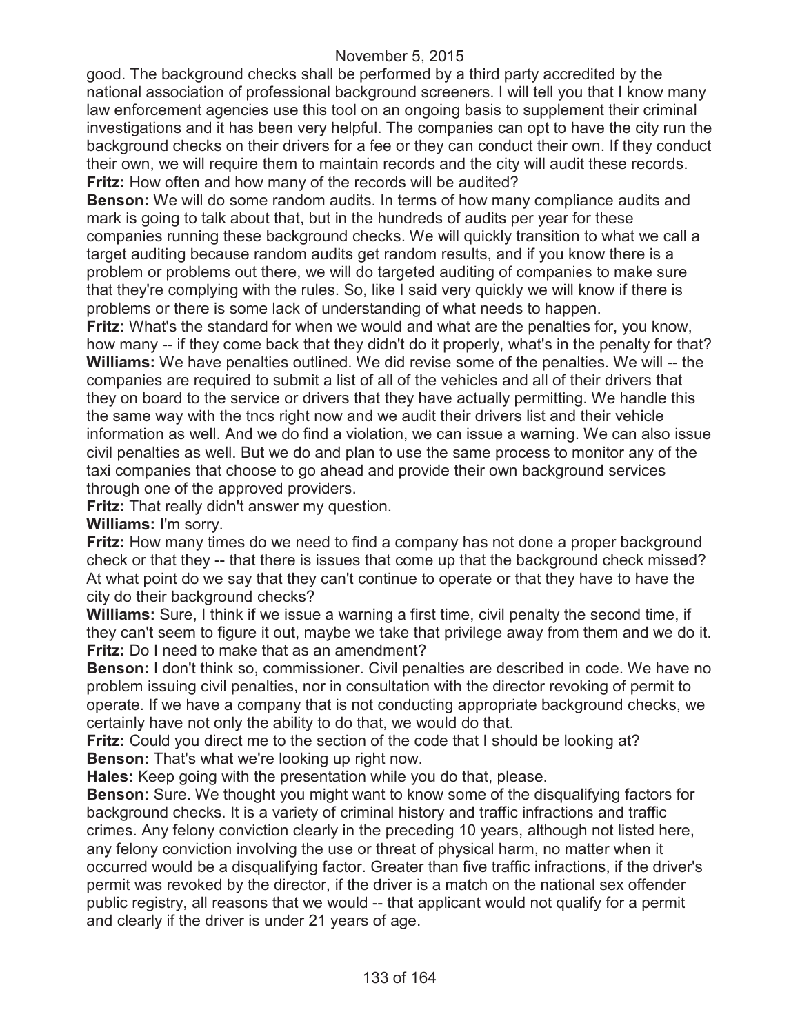good. The background checks shall be performed by a third party accredited by the national association of professional background screeners. I will tell you that I know many law enforcement agencies use this tool on an ongoing basis to supplement their criminal investigations and it has been very helpful. The companies can opt to have the city run the background checks on their drivers for a fee or they can conduct their own. If they conduct their own, we will require them to maintain records and the city will audit these records.

**Fritz:** How often and how many of the records will be audited?

**Benson:** We will do some random audits. In terms of how many compliance audits and mark is going to talk about that, but in the hundreds of audits per year for these companies running these background checks. We will quickly transition to what we call a target auditing because random audits get random results, and if you know there is a problem or problems out there, we will do targeted auditing of companies to make sure that they're complying with the rules. So, like I said very quickly we will know if there is problems or there is some lack of understanding of what needs to happen.

**Fritz:** What's the standard for when we would and what are the penalties for, you know, how many -- if they come back that they didn't do it properly, what's in the penalty for that?

**Williams:** We have penalties outlined. We did revise some of the penalties. We will -- the companies are required to submit a list of all of the vehicles and all of their drivers that they on board to the service or drivers that they have actually permitting. We handle this the same way with the tncs right now and we audit their drivers list and their vehicle information as well. And we do find a violation, we can issue a warning. We can also issue civil penalties as well. But we do and plan to use the same process to monitor any of the taxi companies that choose to go ahead and provide their own background services through one of the approved providers.

**Fritz:** That really didn't answer my question.

**Williams:** I'm sorry.

**Fritz:** How many times do we need to find a company has not done a proper background check or that they -- that there is issues that come up that the background check missed? At what point do we say that they can't continue to operate or that they have to have the city do their background checks?

**Williams:** Sure, I think if we issue a warning a first time, civil penalty the second time, if they can't seem to figure it out, maybe we take that privilege away from them and we do it.

**Fritz:** Do I need to make that as an amendment?

**Benson:** I don't think so, commissioner. Civil penalties are described in code. We have no problem issuing civil penalties, nor in consultation with the director revoking of permit to operate. If we have a company that is not conducting appropriate background checks, we certainly have not only the ability to do that, we would do that.

**Fritz:** Could you direct me to the section of the code that I should be looking at?

**Benson:** That's what we're looking up right now.

**Hales:** Keep going with the presentation while you do that, please.

**Benson:** Sure. We thought you might want to know some of the disqualifying factors for background checks. It is a variety of criminal history and traffic infractions and traffic crimes. Any felony conviction clearly in the preceding 10 years, although not listed here, any felony conviction involving the use or threat of physical harm, no matter when it occurred would be a disqualifying factor. Greater than five traffic infractions, if the driver's permit was revoked by the director, if the driver is a match on the national sex offender public registry, all reasons that we would -- that applicant would not qualify for a permit and clearly if the driver is under 21 years of age.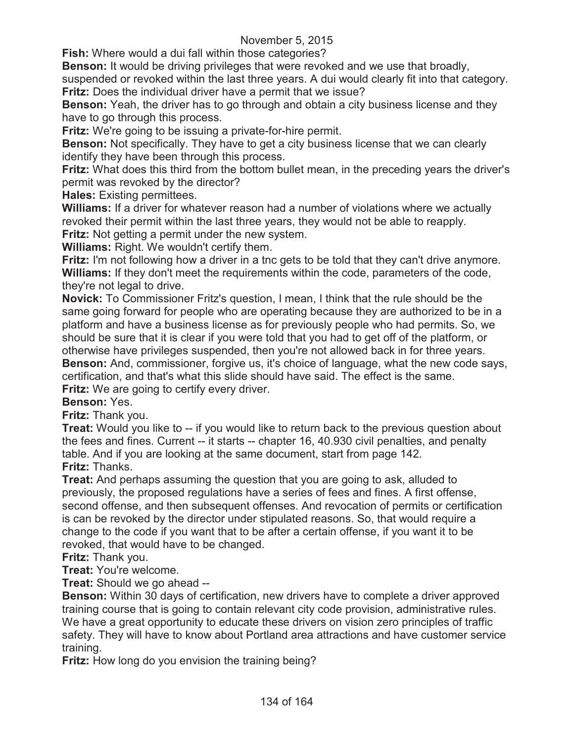**Fish:** Where would a dui fall within those categories?

**Benson:** It would be driving privileges that were revoked and we use that broadly, suspended or revoked within the last three years. A dui would clearly fit into that category.

**Fritz:** Does the individual driver have a permit that we issue?

**Benson:** Yeah, the driver has to go through and obtain a city business license and they have to go through this process.

**Fritz:** We're going to be issuing a private-for-hire permit.

**Benson:** Not specifically. They have to get a city business license that we can clearly identify they have been through this process.

**Fritz:** What does this third from the bottom bullet mean, in the preceding years the driver's permit was revoked by the director?

**Hales:** Existing permittees.

**Williams:** If a driver for whatever reason had a number of violations where we actually revoked their permit within the last three years, they would not be able to reapply.

**Fritz:** Not getting a permit under the new system.

**Williams:** Right. We wouldn't certify them.

**Fritz:** I'm not following how a driver in a tnc gets to be told that they can't drive anymore.

**Williams:** If they don't meet the requirements within the code, parameters of the code, they're not legal to drive.

**Novick:** To Commissioner Fritz's question, I mean, I think that the rule should be the same going forward for people who are operating because they are authorized to be in a platform and have a business license as for previously people who had permits. So, we should be sure that it is clear if you were told that you had to get off of the platform, or otherwise have privileges suspended, then you're not allowed back in for three years.

**Benson:** And, commissioner, forgive us, it's choice of language, what the new code says, certification, and that's what this slide should have said. The effect is the same.

**Fritz:** We are going to certify every driver.

**Benson:** Yes.

**Fritz:** Thank you.

**Treat:** Would you like to -- if you would like to return back to the previous question about the fees and fines. Current -- it starts -- chapter 16, 40.930 civil penalties, and penalty table. And if you are looking at the same document, start from page 142.

**Fritz:** Thanks.

**Treat:** And perhaps assuming the question that you are going to ask, alluded to previously, the proposed regulations have a series of fees and fines. A first offense, second offense, and then subsequent offenses. And revocation of permits or certification is can be revoked by the director under stipulated reasons. So, that would require a change to the code if you want that to be after a certain offense, if you want it to be revoked, that would have to be changed.

**Fritz:** Thank you.

**Treat:** You're welcome.

**Treat:** Should we go ahead --

**Benson:** Within 30 days of certification, new drivers have to complete a driver approved training course that is going to contain relevant city code provision, administrative rules. We have a great opportunity to educate these drivers on vision zero principles of traffic safety. They will have to know about Portland area attractions and have customer service training.

**Fritz:** How long do you envision the training being?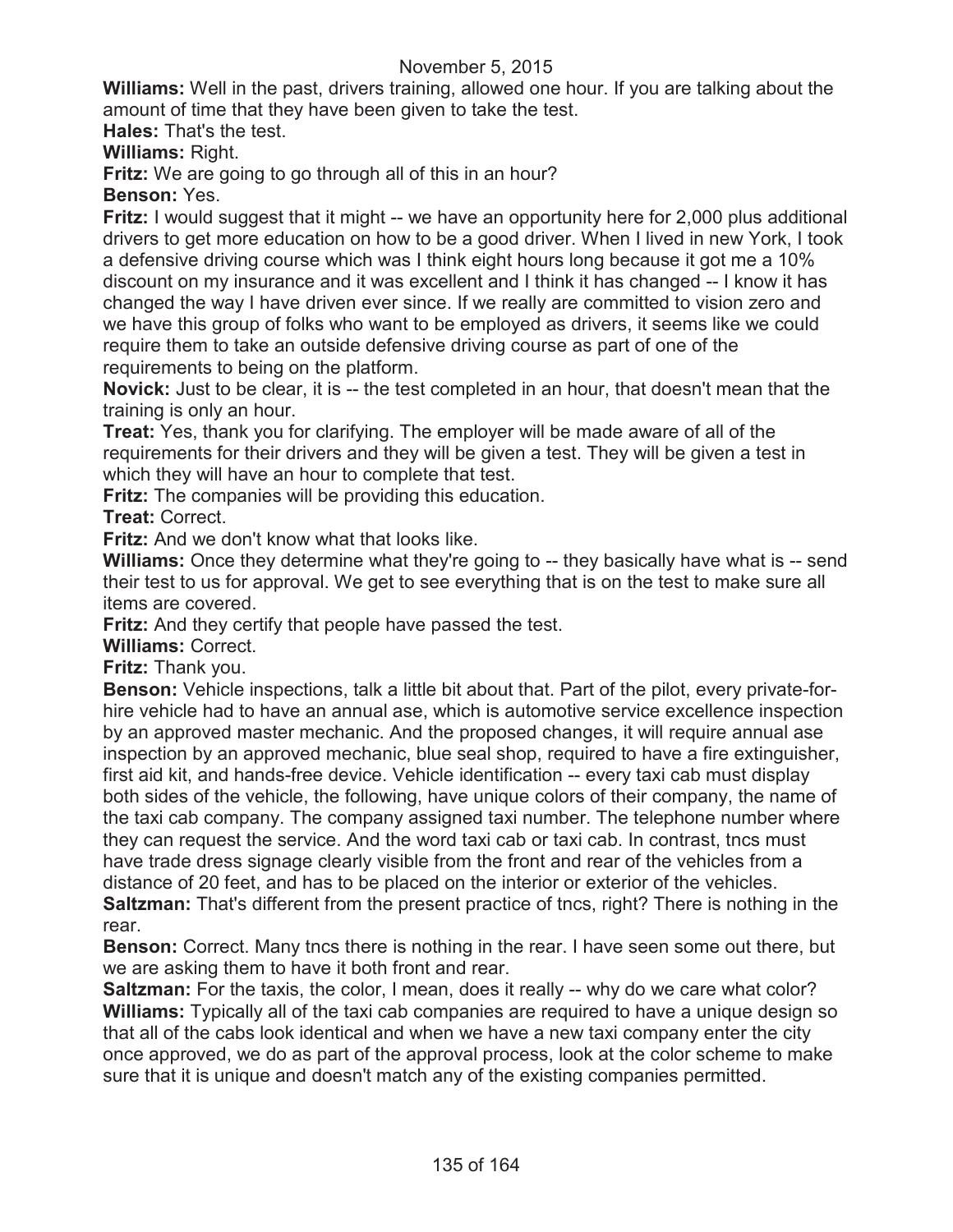**Williams:** Well in the past, drivers training, allowed one hour. If you are talking about the amount of time that they have been given to take the test.

**Hales:** That's the test.

**Williams:** Right.

**Fritz:** We are going to go through all of this in an hour?

**Benson:** Yes.

**Fritz:** I would suggest that it might -- we have an opportunity here for 2,000 plus additional drivers to get more education on how to be a good driver. When I lived in new York, I took a defensive driving course which was I think eight hours long because it got me a 10% discount on my insurance and it was excellent and I think it has changed -- I know it has changed the way I have driven ever since. If we really are committed to vision zero and we have this group of folks who want to be employed as drivers, it seems like we could require them to take an outside defensive driving course as part of one of the requirements to being on the platform.

**Novick:** Just to be clear, it is -- the test completed in an hour, that doesn't mean that the training is only an hour.

**Treat:** Yes, thank you for clarifying. The employer will be made aware of all of the requirements for their drivers and they will be given a test. They will be given a test in which they will have an hour to complete that test.

**Fritz:** The companies will be providing this education.

**Treat:** Correct.

**Fritz:** And we don't know what that looks like.

**Williams:** Once they determine what they're going to -- they basically have what is -- send their test to us for approval. We get to see everything that is on the test to make sure all items are covered.

**Fritz:** And they certify that people have passed the test.

**Williams:** Correct.

**Fritz:** Thank you.

**Benson:** Vehicle inspections, talk a little bit about that. Part of the pilot, every private-for-hire vehicle had to have an annual ase, which is automotive service excellence inspection by an approved master mechanic. And the proposed changes, it will require annual ase inspection by an approved mechanic, blue seal shop, required to have a fire extinguisher, first aid kit, and hands-free device. Vehicle identification -- every taxi cab must display both sides of the vehicle, the following, have unique colors of their company, the name of the taxi cab company. The company assigned taxi number. The telephone number where they can request the service. And the word taxi cab or taxi cab. In contrast, tncs must have trade dress signage clearly visible from the front and rear of the vehicles from a distance of 20 feet, and has to be placed on the interior or exterior of the vehicles.

**Saltzman:** That's different from the present practice of tncs, right? There is nothing in the rear.

**Benson:** Correct. Many tncs there is nothing in the rear. I have seen some out there, but we are asking them to have it both front and rear.

**Saltzman:** For the taxis, the color, I mean, does it really -- why do we care what color?

**Williams:** Typically all of the taxi cab companies are required to have a unique design so that all of the cabs look identical and when we have a new taxi company enter the city once approved, we do as part of the approval process, look at the color scheme to make sure that it is unique and doesn't match any of the existing companies permitted.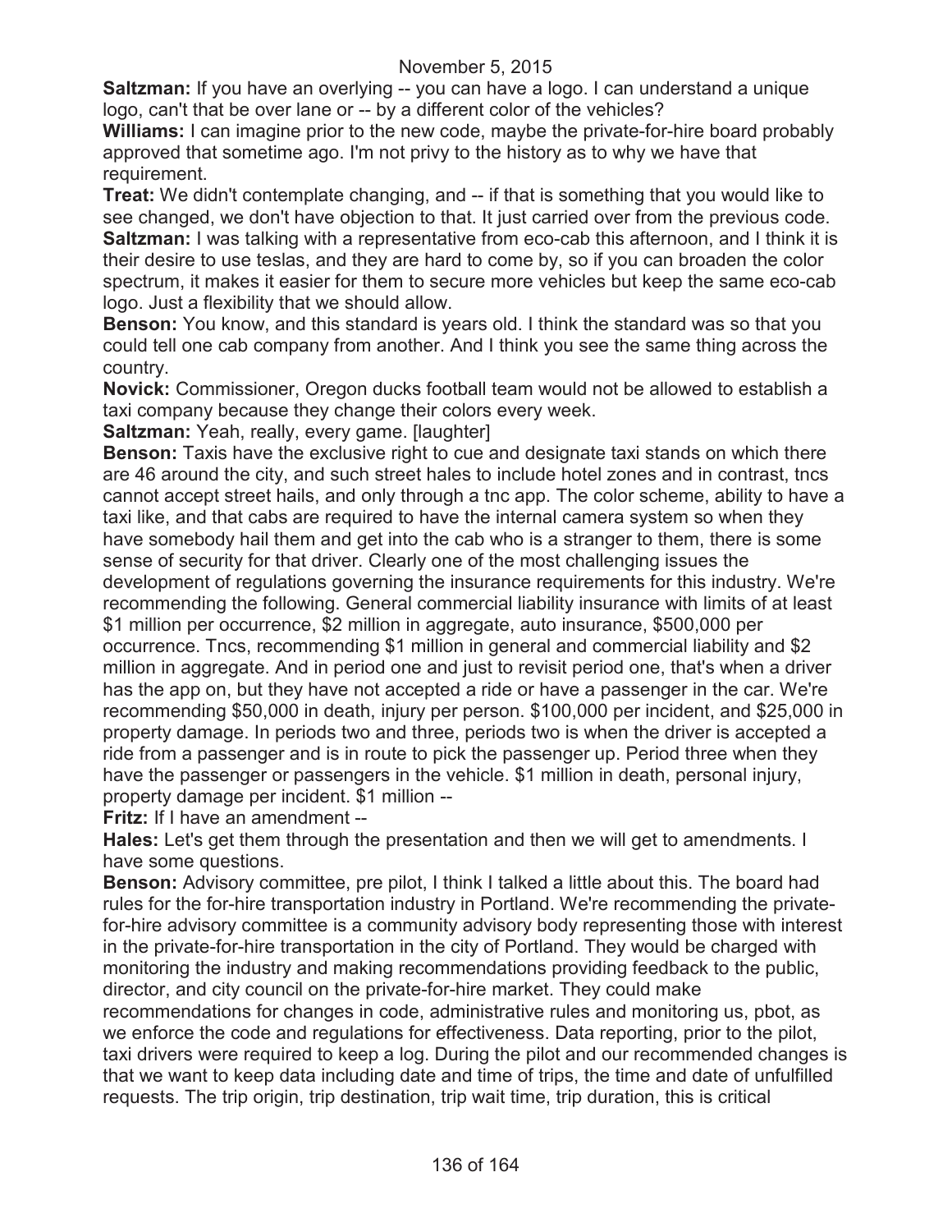**Saltzman:** If you have an overlying -- you can have a logo. I can understand a unique logo, can't that be over lane or -- by a different color of the vehicles?

**Williams:** I can imagine prior to the new code, maybe the private-for-hire board probably approved that sometime ago. I'm not privy to the history as to why we have that requirement.

**Treat:** We didn't contemplate changing, and -- if that is something that you would like to see changed, we don't have objection to that. It just carried over from the previous code.

**Saltzman:** I was talking with a representative from eco-cab this afternoon, and I think it is their desire to use teslas, and they are hard to come by, so if you can broaden the color spectrum, it makes it easier for them to secure more vehicles but keep the same eco-cab logo. Just a flexibility that we should allow.

**Benson:** You know, and this standard is years old. I think the standard was so that you could tell one cab company from another. And I think you see the same thing across the country.

**Novick:** Commissioner, Oregon ducks football team would not be allowed to establish a taxi company because they change their colors every week.

**Saltzman:** Yeah, really, every game. [laughter]

**Benson:** Taxis have the exclusive right to cue and designate taxi stands on which there are 46 around the city, and such street hales to include hotel zones and in contrast, tncs cannot accept street hails, and only through a tnc app. The color scheme, ability to have a taxi like, and that cabs are required to have the internal camera system so when they have somebody hail them and get into the cab who is a stranger to them, there is some sense of security for that driver. Clearly one of the most challenging issues the development of regulations governing the insurance requirements for this industry. We're recommending the following. General commercial liability insurance with limits of at least $1 million per occurrence, $2 million in aggregate, auto insurance, $500,000 per occurrence. Tncs, recommending $1 million in general and commercial liability and $2 million in aggregate. And in period one and just to revisit period one, that's when a driver has the app on, but they have not accepted a ride or have a passenger in the car. We're recommending $50,000 in death, injury per person. $100,000 per incident, and $25,000 in property damage. In periods two and three, periods two is when the driver is accepted a ride from a passenger and is in route to pick the passenger up. Period three when they have the passenger or passengers in the vehicle. $1 million in death, personal injury, property damage per incident. $1 million --

**Fritz:** If I have an amendment --

**Hales:** Let's get them through the presentation and then we will get to amendments. I have some questions.

**Benson:** Advisory committee, pre pilot, I think I talked a little about this. The board had rules for the for-hire transportation industry in Portland. We're recommending the private-for-hire advisory committee is a community advisory body representing those with interest in the private-for-hire transportation in the city of Portland. They would be charged with monitoring the industry and making recommendations providing feedback to the public, director, and city council on the private-for-hire market. They could make recommendations for changes in code, administrative rules and monitoring us, pbot, as we enforce the code and regulations for effectiveness. Data reporting, prior to the pilot, taxi drivers were required to keep a log. During the pilot and our recommended changes is that we want to keep data including date and time of trips, the time and date of unfulfilled requests. The trip origin, trip destination, trip wait time, trip duration, this is critical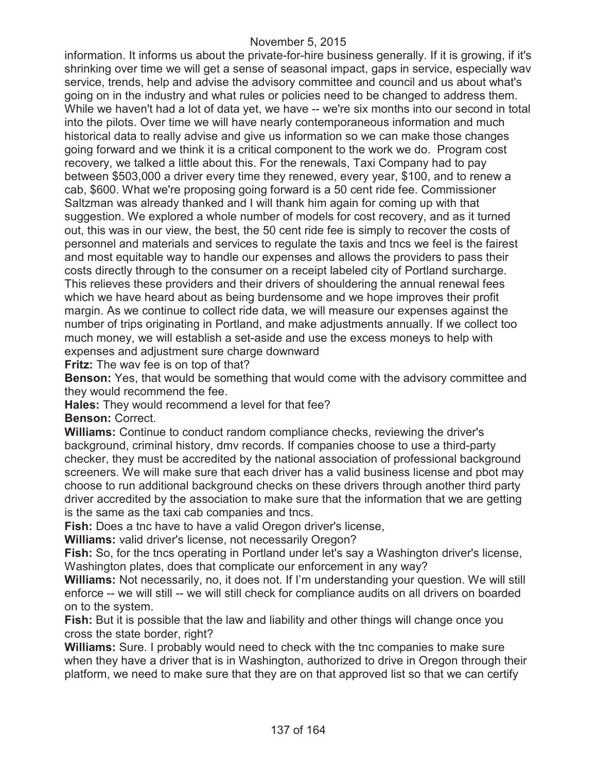information. It informs us about the private-for-hire business generally. If it is growing, if it's shrinking over time we will get a sense of seasonal impact, gaps in service, especially wav service, trends, help and advise the advisory committee and council and us about what's going on in the industry and what rules or policies need to be changed to address them. While we haven't had a lot of data yet, we have -- we're six months into our second in total into the pilots. Over time we will have nearly contemporaneous information and much historical data to really advise and give us information so we can make those changes going forward and we think it is a critical component to the work we do. Program cost recovery, we talked a little about this. For the renewals, Taxi Company had to pay between $503,000 a driver every time they renewed, every year, $100, and to renew a cab, $600. What we're proposing going forward is a 50 cent ride fee. Commissioner Saltzman was already thanked and I will thank him again for coming up with that suggestion. We explored a whole number of models for cost recovery, and as it turned out, this was in our view, the best, the 50 cent ride fee is simply to recover the costs of personnel and materials and services to regulate the taxis and tncs we feel is the fairest and most equitable way to handle our expenses and allows the providers to pass their costs directly through to the consumer on a receipt labeled city of Portland surcharge. This relieves these providers and their drivers of shouldering the annual renewal fees which we have heard about as being burdensome and we hope improves their profit margin. As we continue to collect ride data, we will measure our expenses against the number of trips originating in Portland, and make adjustments annually. If we collect too much money, we will establish a set-aside and use the excess moneys to help with expenses and adjustment sure charge downward

**Fritz:** The wav fee is on top of that?

**Benson:** Yes, that would be something that would come with the advisory committee and they would recommend the fee.

**Hales:** They would recommend a level for that fee?

**Benson:** Correct.

**Williams:** Continue to conduct random compliance checks, reviewing the driver's background, criminal history, dmv records. If companies choose to use a third-party checker, they must be accredited by the national association of professional background screeners. We will make sure that each driver has a valid business license and pbot may choose to run additional background checks on these drivers through another third party driver accredited by the association to make sure that the information that we are getting is the same as the taxi cab companies and tncs.

**Fish:** Does a tnc have to have a valid Oregon driver's license,

**Williams:** valid driver's license, not necessarily Oregon?

**Fish:** So, for the tncs operating in Portland under let's say a Washington driver's license, Washington plates, does that complicate our enforcement in any way?

**Williams:** Not necessarily, no, it does not. If I'm understanding your question. We will still enforce -- we will still -- we will still check for compliance audits on all drivers on boarded on to the system.

**Fish:** But it is possible that the law and liability and other things will change once you cross the state border, right?

**Williams:** Sure. I probably would need to check with the tnc companies to make sure when they have a driver that is in Washington, authorized to drive in Oregon through their platform, we need to make sure that they are on that approved list so that we can certify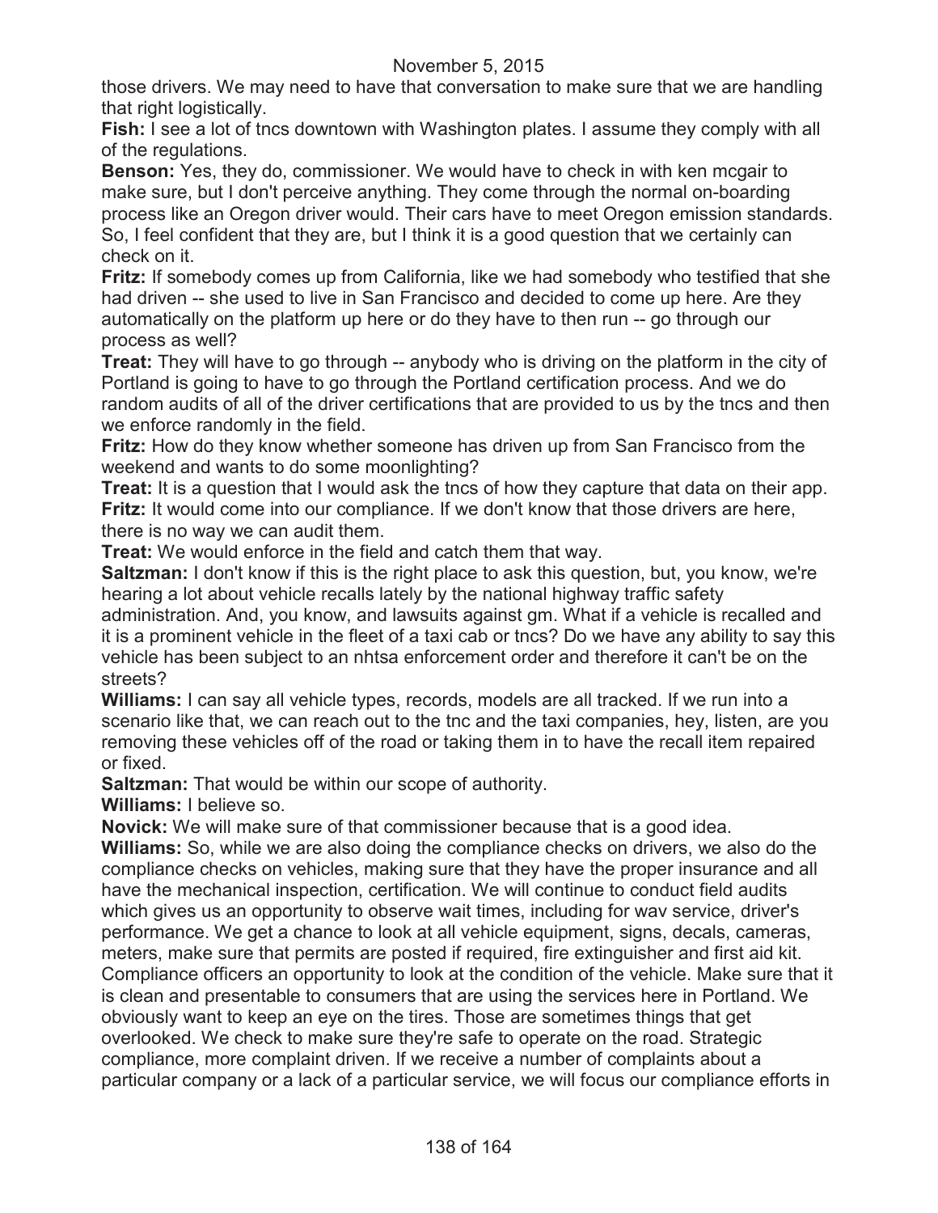those drivers. We may need to have that conversation to make sure that we are handling that right logistically.

**Fish:** I see a lot of tncs downtown with Washington plates. I assume they comply with all of the regulations.

**Benson:** Yes, they do, commissioner. We would have to check in with ken mcgair to make sure, but I don't perceive anything. They come through the normal on-boarding process like an Oregon driver would. Their cars have to meet Oregon emission standards. So, I feel confident that they are, but I think it is a good question that we certainly can check on it.

**Fritz:** If somebody comes up from California, like we had somebody who testified that she had driven -- she used to live in San Francisco and decided to come up here. Are they automatically on the platform up here or do they have to then run -- go through our process as well?

**Treat:** They will have to go through -- anybody who is driving on the platform in the city of Portland is going to have to go through the Portland certification process. And we do random audits of all of the driver certifications that are provided to us by the tncs and then we enforce randomly in the field.

**Fritz:** How do they know whether someone has driven up from San Francisco from the weekend and wants to do some moonlighting?

**Treat:** It is a question that I would ask the tncs of how they capture that data on their app.

**Fritz:** It would come into our compliance. If we don't know that those drivers are here, there is no way we can audit them.

**Treat:** We would enforce in the field and catch them that way.

**Saltzman:** I don't know if this is the right place to ask this question, but, you know, we're hearing a lot about vehicle recalls lately by the national highway traffic safety administration. And, you know, and lawsuits against gm. What if a vehicle is recalled and it is a prominent vehicle in the fleet of a taxi cab or tncs? Do we have any ability to say this vehicle has been subject to an nhtsa enforcement order and therefore it can't be on the streets?

**Williams:** I can say all vehicle types, records, models are all tracked. If we run into a scenario like that, we can reach out to the tnc and the taxi companies, hey, listen, are you removing these vehicles off of the road or taking them in to have the recall item repaired or fixed.

**Saltzman:** That would be within our scope of authority.

**Williams:** I believe so.

**Novick:** We will make sure of that commissioner because that is a good idea.

**Williams:** So, while we are also doing the compliance checks on drivers, we also do the compliance checks on vehicles, making sure that they have the proper insurance and all have the mechanical inspection, certification. We will continue to conduct field audits which gives us an opportunity to observe wait times, including for wav service, driver's performance. We get a chance to look at all vehicle equipment, signs, decals, cameras, meters, make sure that permits are posted if required, fire extinguisher and first aid kit. Compliance officers an opportunity to look at the condition of the vehicle. Make sure that it is clean and presentable to consumers that are using the services here in Portland. We obviously want to keep an eye on the tires. Those are sometimes things that get overlooked. We check to make sure they're safe to operate on the road. Strategic compliance, more complaint driven. If we receive a number of complaints about a particular company or a lack of a particular service, we will focus our compliance efforts in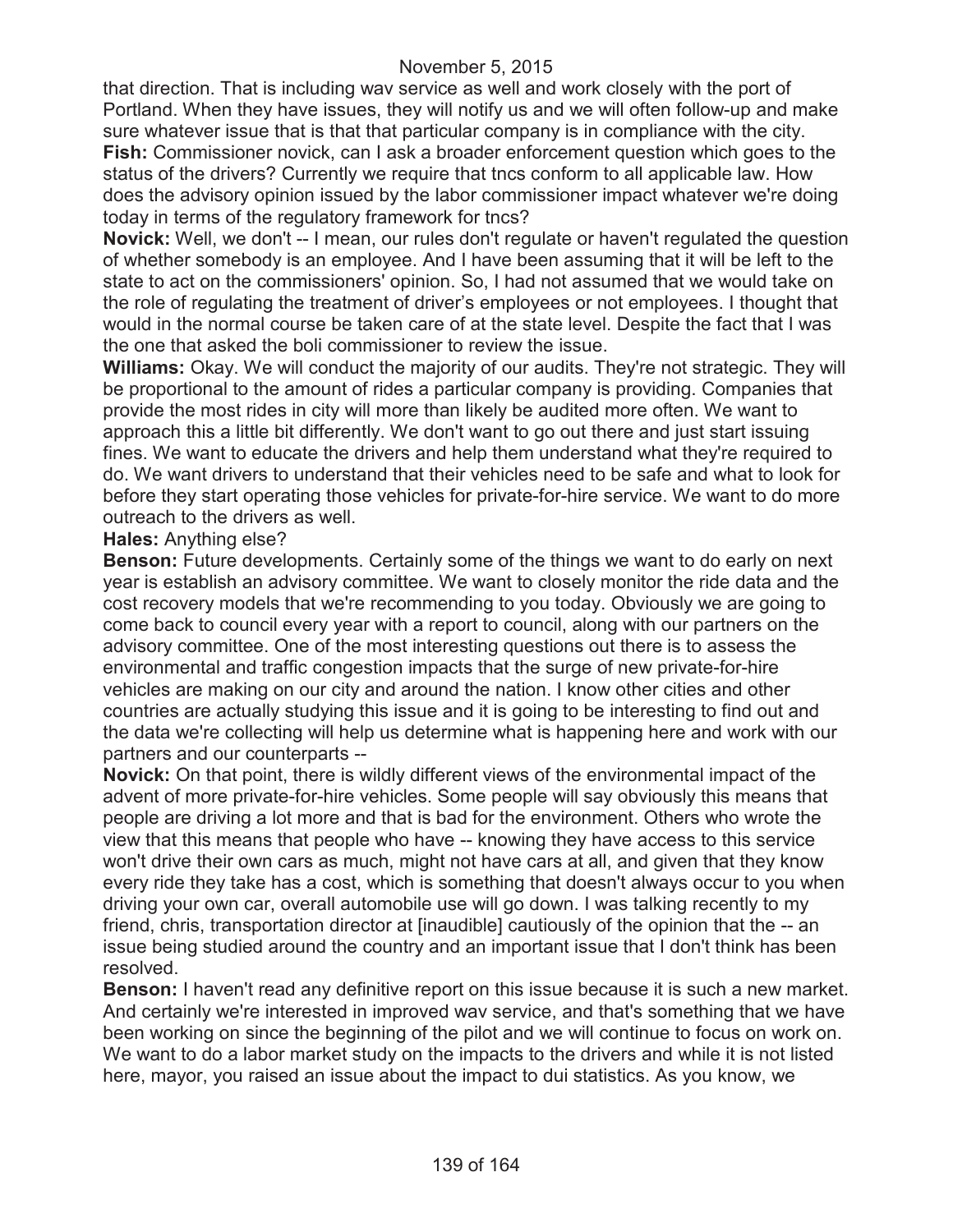that direction. That is including wav service as well and work closely with the port of Portland. When they have issues, they will notify us and we will often follow-up and make sure whatever issue that is that that particular company is in compliance with the city.

**Fish:** Commissioner novick, can I ask a broader enforcement question which goes to the status of the drivers? Currently we require that tncs conform to all applicable law. How does the advisory opinion issued by the labor commissioner impact whatever we're doing today in terms of the regulatory framework for tncs?

**Novick:** Well, we don't -- I mean, our rules don't regulate or haven't regulated the question of whether somebody is an employee. And I have been assuming that it will be left to the state to act on the commissioners' opinion. So, I had not assumed that we would take on the role of regulating the treatment of driver's employees or not employees. I thought that would in the normal course be taken care of at the state level. Despite the fact that I was the one that asked the boli commissioner to review the issue.

**Williams:** Okay. We will conduct the majority of our audits. They're not strategic. They will be proportional to the amount of rides a particular company is providing. Companies that provide the most rides in city will more than likely be audited more often. We want to approach this a little bit differently. We don't want to go out there and just start issuing fines. We want to educate the drivers and help them understand what they're required to do. We want drivers to understand that their vehicles need to be safe and what to look for before they start operating those vehicles for private-for-hire service. We want to do more outreach to the drivers as well.

**Hales:** Anything else?

**Benson:** Future developments. Certainly some of the things we want to do early on next year is establish an advisory committee. We want to closely monitor the ride data and the cost recovery models that we're recommending to you today. Obviously we are going to come back to council every year with a report to council, along with our partners on the advisory committee. One of the most interesting questions out there is to assess the environmental and traffic congestion impacts that the surge of new private-for-hire vehicles are making on our city and around the nation. I know other cities and other countries are actually studying this issue and it is going to be interesting to find out and the data we're collecting will help us determine what is happening here and work with our partners and our counterparts --

**Novick:** On that point, there is wildly different views of the environmental impact of the advent of more private-for-hire vehicles. Some people will say obviously this means that people are driving a lot more and that is bad for the environment. Others who wrote the view that this means that people who have -- knowing they have access to this service won't drive their own cars as much, might not have cars at all, and given that they know every ride they take has a cost, which is something that doesn't always occur to you when driving your own car, overall automobile use will go down. I was talking recently to my friend, chris, transportation director at [inaudible] cautiously of the opinion that the -- an issue being studied around the country and an important issue that I don't think has been resolved.

**Benson:** I haven't read any definitive report on this issue because it is such a new market. And certainly we're interested in improved wav service, and that's something that we have been working on since the beginning of the pilot and we will continue to focus on work on. We want to do a labor market study on the impacts to the drivers and while it is not listed here, mayor, you raised an issue about the impact to dui statistics. As you know, we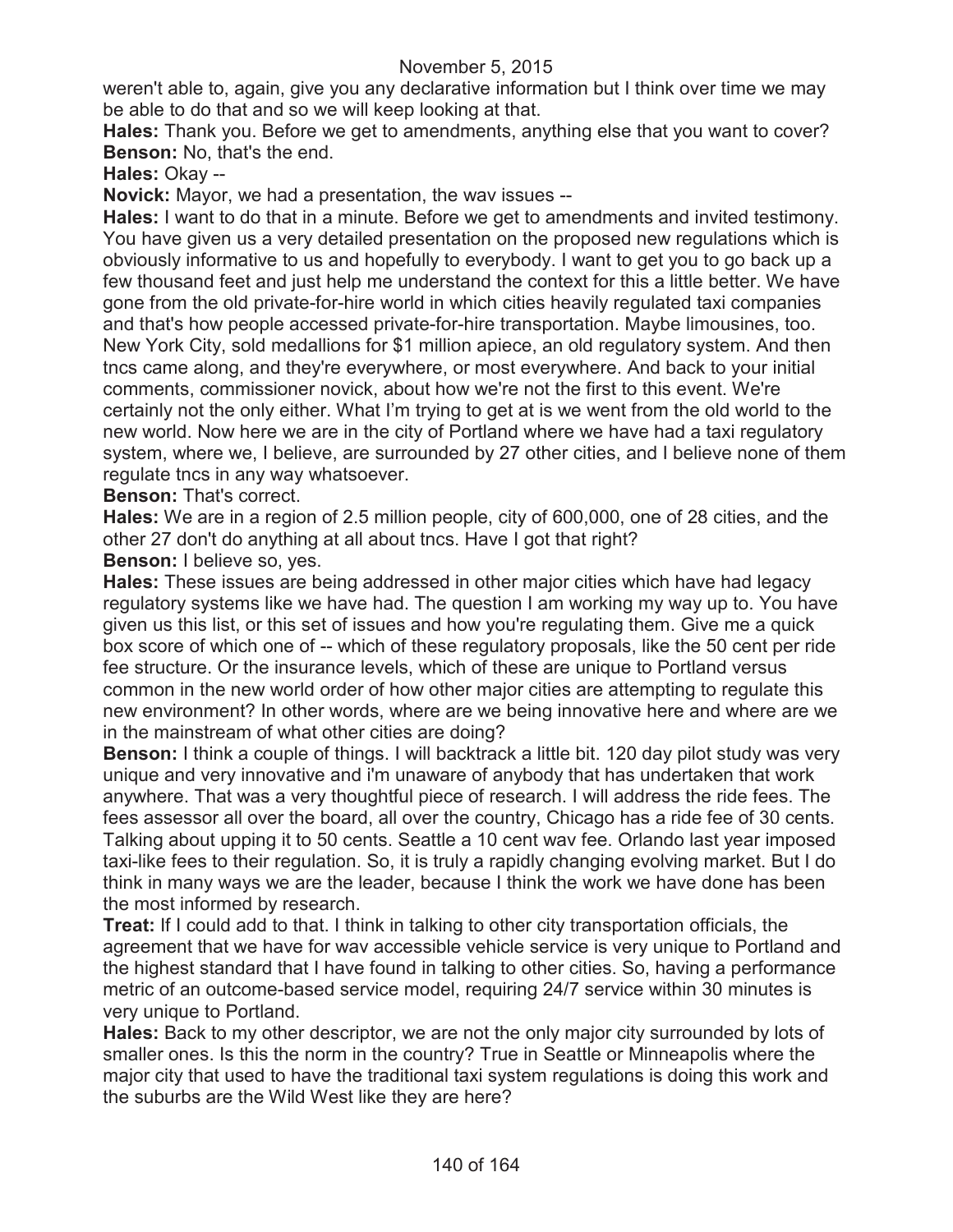weren't able to, again, give you any declarative information but I think over time we may be able to do that and so we will keep looking at that.

**Hales:** Thank you. Before we get to amendments, anything else that you want to cover?

**Benson:** No, that's the end.

**Hales:** Okay --

**Novick:** Mayor, we had a presentation, the wav issues --

**Hales:** I want to do that in a minute. Before we get to amendments and invited testimony. You have given us a very detailed presentation on the proposed new regulations which is obviously informative to us and hopefully to everybody. I want to get you to go back up a few thousand feet and just help me understand the context for this a little better. We have gone from the old private-for-hire world in which cities heavily regulated taxi companies and that's how people accessed private-for-hire transportation. Maybe limousines, too. New York City, sold medallions for $1 million apiece, an old regulatory system. And then tncs came along, and they're everywhere, or most everywhere. And back to your initial comments, commissioner novick, about how we're not the first to this event. We're certainly not the only either. What I'm trying to get at is we went from the old world to the new world. Now here we are in the city of Portland where we have had a taxi regulatory system, where we, I believe, are surrounded by 27 other cities, and I believe none of them regulate tncs in any way whatsoever.

**Benson:** That's correct.

**Hales:** We are in a region of 2.5 million people, city of 600,000, one of 28 cities, and the other 27 don't do anything at all about tncs. Have I got that right?

**Benson:** I believe so, yes.

**Hales:** These issues are being addressed in other major cities which have had legacy regulatory systems like we have had. The question I am working my way up to. You have given us this list, or this set of issues and how you're regulating them. Give me a quick box score of which one of -- which of these regulatory proposals, like the 50 cent per ride fee structure. Or the insurance levels, which of these are unique to Portland versus common in the new world order of how other major cities are attempting to regulate this new environment? In other words, where are we being innovative here and where are we in the mainstream of what other cities are doing?

**Benson:** I think a couple of things. I will backtrack a little bit. 120 day pilot study was very unique and very innovative and i'm unaware of anybody that has undertaken that work anywhere. That was a very thoughtful piece of research. I will address the ride fees. The fees assessor all over the board, all over the country, Chicago has a ride fee of 30 cents. Talking about upping it to 50 cents. Seattle a 10 cent wav fee. Orlando last year imposed taxi-like fees to their regulation. So, it is truly a rapidly changing evolving market. But I do think in many ways we are the leader, because I think the work we have done has been the most informed by research.

**Treat:** If I could add to that. I think in talking to other city transportation officials, the agreement that we have for wav accessible vehicle service is very unique to Portland and the highest standard that I have found in talking to other cities. So, having a performance metric of an outcome-based service model, requiring 24/7 service within 30 minutes is very unique to Portland.

**Hales:** Back to my other descriptor, we are not the only major city surrounded by lots of smaller ones. Is this the norm in the country? True in Seattle or Minneapolis where the major city that used to have the traditional taxi system regulations is doing this work and the suburbs are the Wild West like they are here?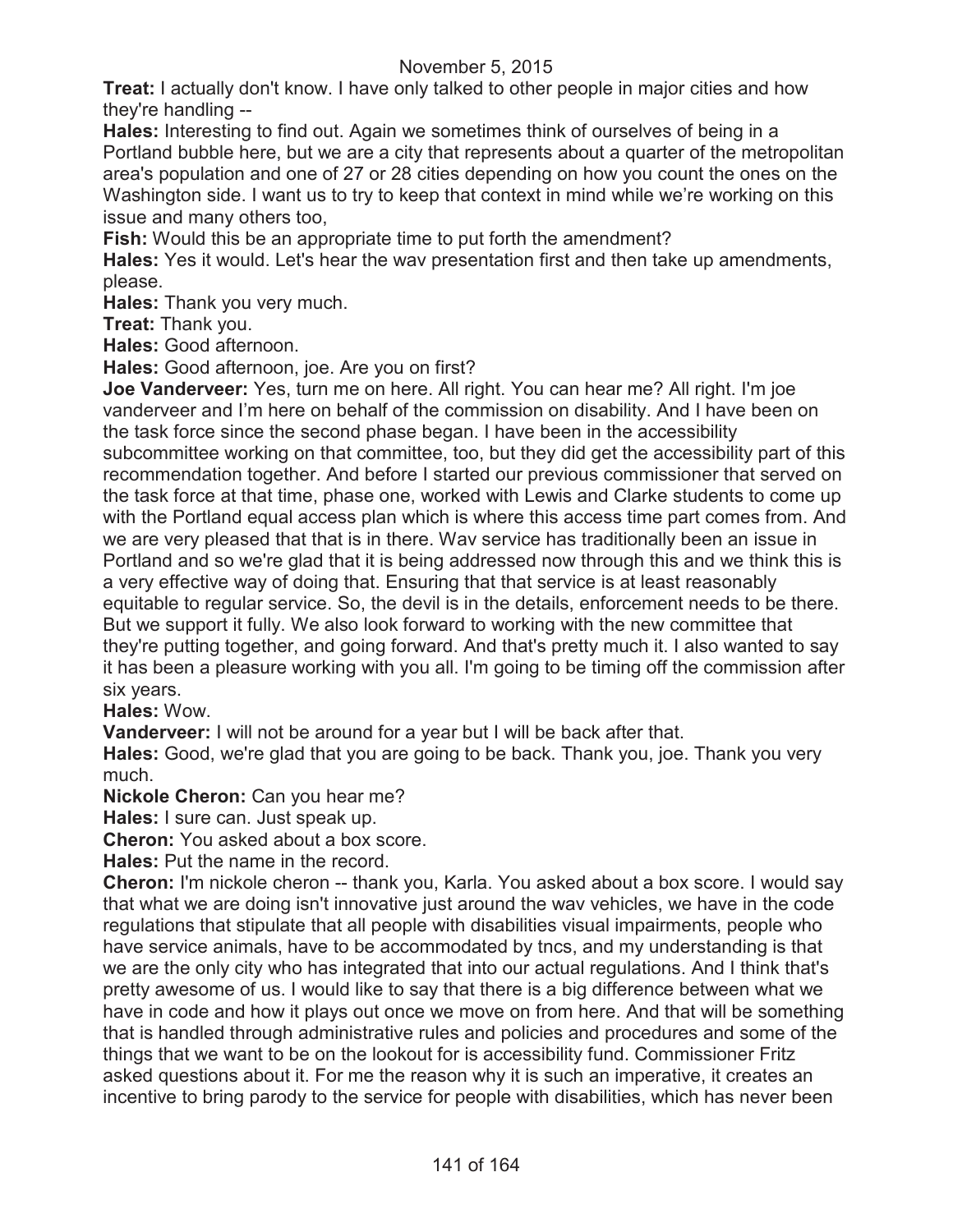**Treat:** I actually don't know. I have only talked to other people in major cities and how they're handling --

**Hales:** Interesting to find out. Again we sometimes think of ourselves of being in a Portland bubble here, but we are a city that represents about a quarter of the metropolitan area's population and one of 27 or 28 cities depending on how you count the ones on the Washington side. I want us to try to keep that context in mind while we're working on this issue and many others too,

**Fish:** Would this be an appropriate time to put forth the amendment?

**Hales:** Yes it would. Let's hear the wav presentation first and then take up amendments, please.

**Hales:** Thank you very much.

**Treat:** Thank you.

**Hales:** Good afternoon.

**Hales:** Good afternoon, joe. Are you on first?

**Joe Vanderveer:** Yes, turn me on here. All right. You can hear me? All right. I'm joe vanderveer and I'm here on behalf of the commission on disability. And I have been on the task force since the second phase began. I have been in the accessibility subcommittee working on that committee, too, but they did get the accessibility part of this recommendation together. And before I started our previous commissioner that served on the task force at that time, phase one, worked with Lewis and Clarke students to come up with the Portland equal access plan which is where this access time part comes from. And we are very pleased that that is in there. Wav service has traditionally been an issue in Portland and so we're glad that it is being addressed now through this and we think this is a very effective way of doing that. Ensuring that that service is at least reasonably equitable to regular service. So, the devil is in the details, enforcement needs to be there. But we support it fully. We also look forward to working with the new committee that they're putting together, and going forward. And that's pretty much it. I also wanted to say it has been a pleasure working with you all. I'm going to be timing off the commission after six years.

**Hales:** Wow.

**Vanderveer:** I will not be around for a year but I will be back after that.

**Hales:** Good, we're glad that you are going to be back. Thank you, joe. Thank you very much.

**Nickole Cheron:** Can you hear me?

**Hales:** I sure can. Just speak up.

**Cheron:** You asked about a box score.

**Hales:** Put the name in the record.

**Cheron:** I'm nickole cheron -- thank you, Karla. You asked about a box score. I would say that what we are doing isn't innovative just around the wav vehicles, we have in the code regulations that stipulate that all people with disabilities visual impairments, people who have service animals, have to be accommodated by tncs, and my understanding is that we are the only city who has integrated that into our actual regulations. And I think that's pretty awesome of us. I would like to say that there is a big difference between what we have in code and how it plays out once we move on from here. And that will be something that is handled through administrative rules and policies and procedures and some of the things that we want to be on the lookout for is accessibility fund. Commissioner Fritz asked questions about it. For me the reason why it is such an imperative, it creates an incentive to bring parody to the service for people with disabilities, which has never been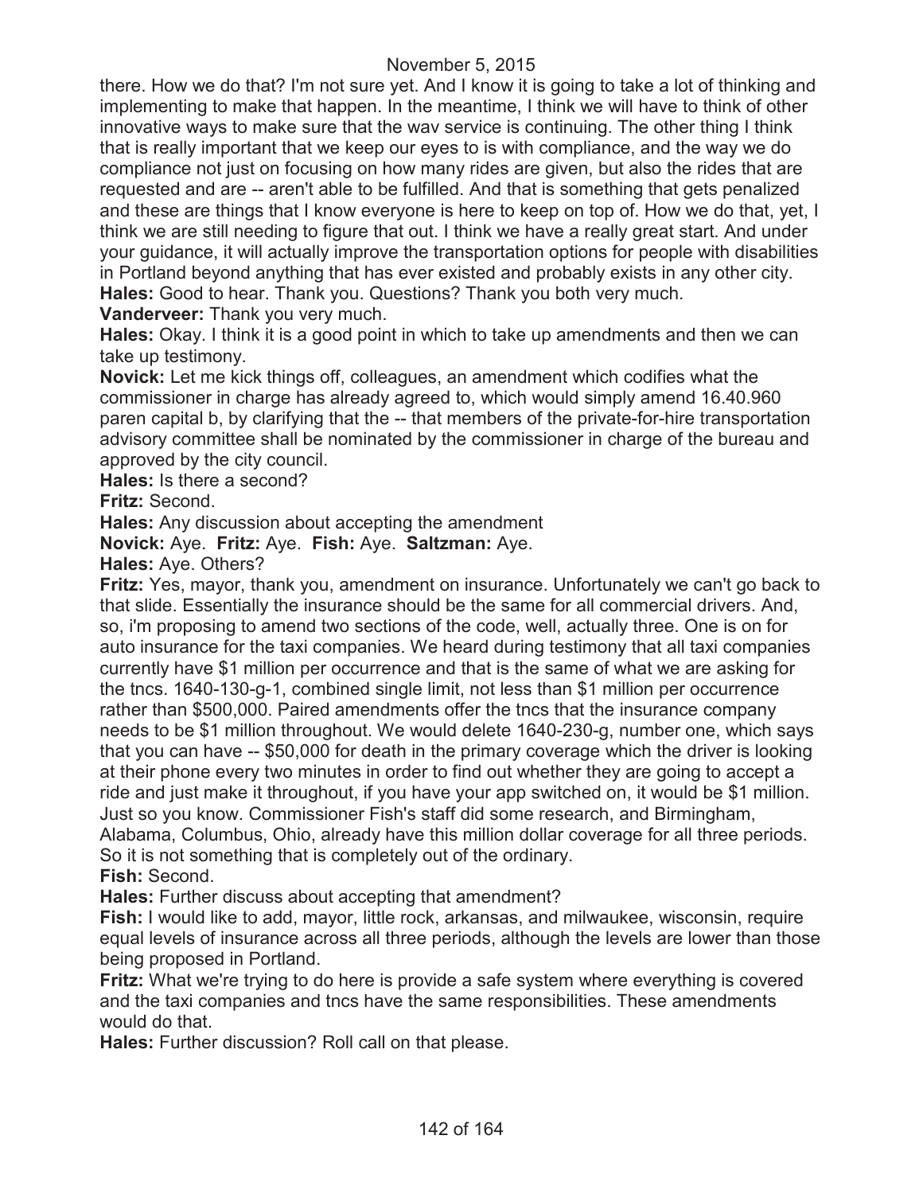there. How we do that? I'm not sure yet. And I know it is going to take a lot of thinking and implementing to make that happen. In the meantime, I think we will have to think of other innovative ways to make sure that the wav service is continuing. The other thing I think that is really important that we keep our eyes to is with compliance, and the way we do compliance not just on focusing on how many rides are given, but also the rides that are requested and are -- aren't able to be fulfilled. And that is something that gets penalized and these are things that I know everyone is here to keep on top of. How we do that, yet, I think we are still needing to figure that out. I think we have a really great start. And under your guidance, it will actually improve the transportation options for people with disabilities in Portland beyond anything that has ever existed and probably exists in any other city.
**Hales:** Good to hear. Thank you. Questions? Thank you both very much.
**Vanderveer:** Thank you very much.
**Hales:** Okay. I think it is a good point in which to take up amendments and then we can take up testimony.
**Novick:** Let me kick things off, colleagues, an amendment which codifies what the commissioner in charge has already agreed to, which would simply amend 16.40.960 paren capital b, by clarifying that the -- that members of the private-for-hire transportation advisory committee shall be nominated by the commissioner in charge of the bureau and approved by the city council.
**Hales:** Is there a second?
**Fritz:** Second.
**Hales:** Any discussion about accepting the amendment
**Novick:** Aye. **Fritz:** Aye. **Fish:** Aye. **Saltzman:** Aye.
**Hales:** Aye. Others?
**Fritz:** Yes, mayor, thank you, amendment on insurance. Unfortunately we can't go back to that slide. Essentially the insurance should be the same for all commercial drivers. And, so, i'm proposing to amend two sections of the code, well, actually three. One is on for auto insurance for the taxi companies. We heard during testimony that all taxi companies currently have $1 million per occurrence and that is the same of what we are asking for the tncs. 1640-130-g-1, combined single limit, not less than $1 million per occurrence rather than $500,000. Paired amendments offer the tncs that the insurance company needs to be $1 million throughout. We would delete 1640-230-g, number one, which says that you can have -- $50,000 for death in the primary coverage which the driver is looking at their phone every two minutes in order to find out whether they are going to accept a ride and just make it throughout, if you have your app switched on, it would be $1 million. Just so you know. Commissioner Fish's staff did some research, and Birmingham, Alabama, Columbus, Ohio, already have this million dollar coverage for all three periods. So it is not something that is completely out of the ordinary.
**Fish:** Second.
**Hales:** Further discuss about accepting that amendment?
**Fish:** I would like to add, mayor, little rock, arkansas, and milwaukee, wisconsin, require equal levels of insurance across all three periods, although the levels are lower than those being proposed in Portland.
**Fritz:** What we're trying to do here is provide a safe system where everything is covered and the taxi companies and tncs have the same responsibilities. These amendments would do that.
**Hales:** Further discussion? Roll call on that please.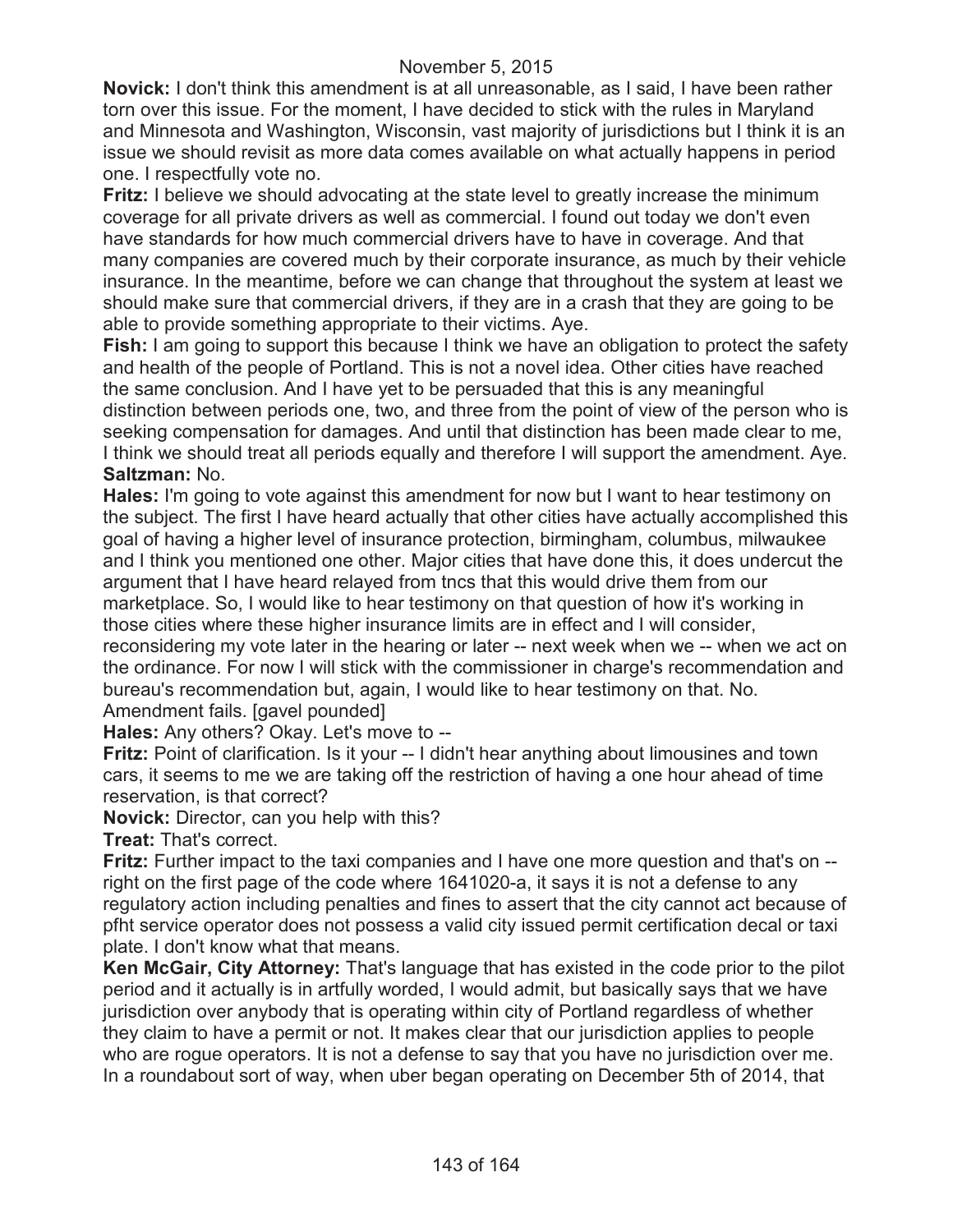**Novick:** I don't think this amendment is at all unreasonable, as I said, I have been rather torn over this issue. For the moment, I have decided to stick with the rules in Maryland and Minnesota and Washington, Wisconsin, vast majority of jurisdictions but I think it is an issue we should revisit as more data comes available on what actually happens in period one. I respectfully vote no.

**Fritz:** I believe we should advocating at the state level to greatly increase the minimum coverage for all private drivers as well as commercial. I found out today we don't even have standards for how much commercial drivers have to have in coverage. And that many companies are covered much by their corporate insurance, as much by their vehicle insurance. In the meantime, before we can change that throughout the system at least we should make sure that commercial drivers, if they are in a crash that they are going to be able to provide something appropriate to their victims. Aye.

**Fish:** I am going to support this because I think we have an obligation to protect the safety and health of the people of Portland. This is not a novel idea. Other cities have reached the same conclusion. And I have yet to be persuaded that this is any meaningful distinction between periods one, two, and three from the point of view of the person who is seeking compensation for damages. And until that distinction has been made clear to me, I think we should treat all periods equally and therefore I will support the amendment. Aye.

**Saltzman:** No.

**Hales:** I'm going to vote against this amendment for now but I want to hear testimony on the subject. The first I have heard actually that other cities have actually accomplished this goal of having a higher level of insurance protection, birmingham, columbus, milwaukee and I think you mentioned one other. Major cities that have done this, it does undercut the argument that I have heard relayed from tncs that this would drive them from our marketplace. So, I would like to hear testimony on that question of how it's working in those cities where these higher insurance limits are in effect and I will consider, reconsidering my vote later in the hearing or later -- next week when we -- when we act on the ordinance. For now I will stick with the commissioner in charge's recommendation and bureau's recommendation but, again, I would like to hear testimony on that. No. Amendment fails. [gavel pounded]

**Hales:** Any others? Okay. Let's move to --

**Fritz:** Point of clarification. Is it your -- I didn't hear anything about limousines and town cars, it seems to me we are taking off the restriction of having a one hour ahead of time reservation, is that correct?

**Novick:** Director, can you help with this?

**Treat:** That's correct.

**Fritz:** Further impact to the taxi companies and I have one more question and that's on -- right on the first page of the code where 1641020-a, it says it is not a defense to any regulatory action including penalties and fines to assert that the city cannot act because of pfht service operator does not possess a valid city issued permit certification decal or taxi plate. I don't know what that means.

**Ken McGair, City Attorney:** That's language that has existed in the code prior to the pilot period and it actually is in artfully worded, I would admit, but basically says that we have jurisdiction over anybody that is operating within city of Portland regardless of whether they claim to have a permit or not. It makes clear that our jurisdiction applies to people who are rogue operators. It is not a defense to say that you have no jurisdiction over me. In a roundabout sort of way, when uber began operating on December 5th of 2014, that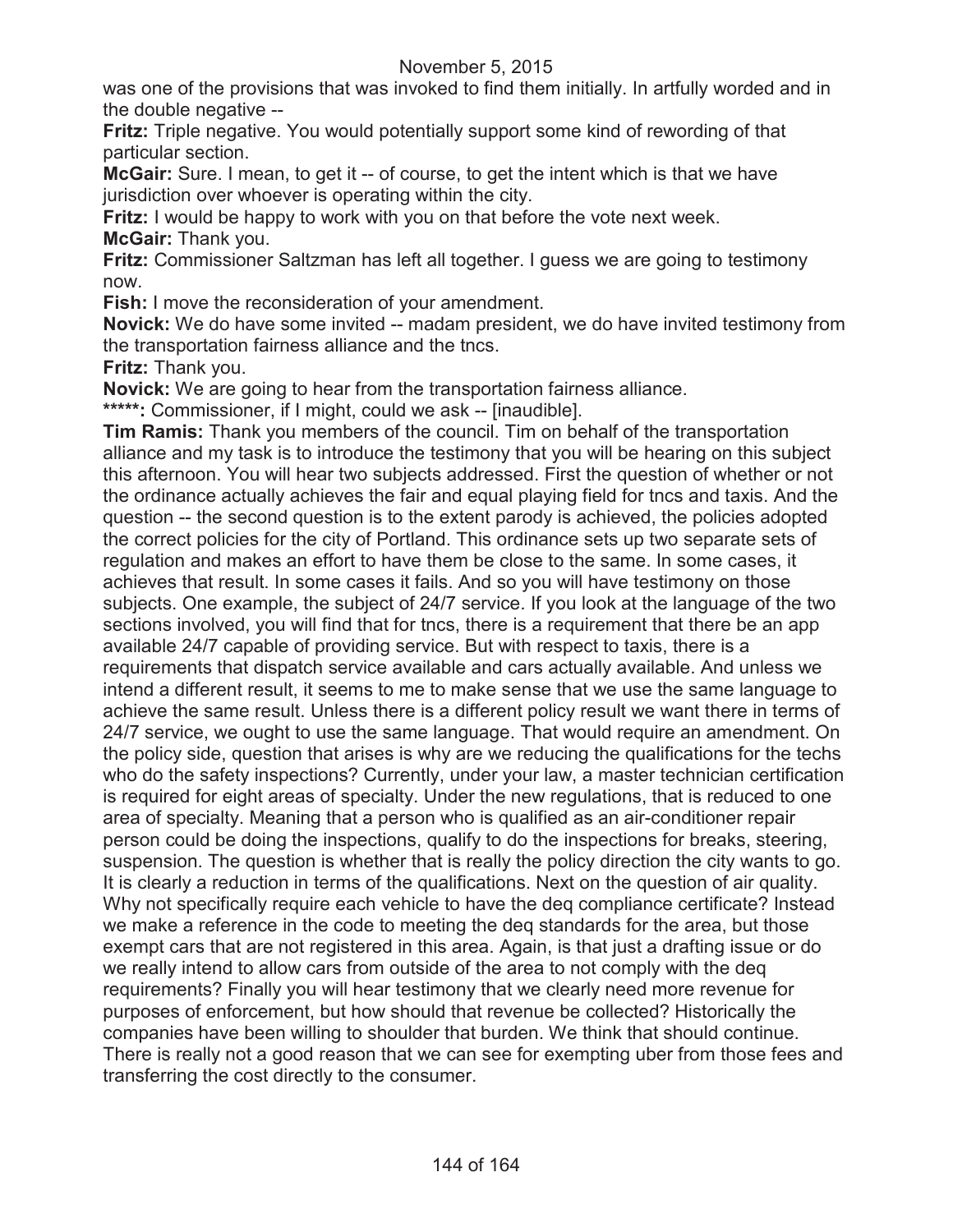was one of the provisions that was invoked to find them initially. In artfully worded and in the double negative --

**Fritz:** Triple negative. You would potentially support some kind of rewording of that particular section.

**McGair:** Sure. I mean, to get it -- of course, to get the intent which is that we have jurisdiction over whoever is operating within the city.

**Fritz:** I would be happy to work with you on that before the vote next week.

**McGair:** Thank you.

**Fritz:** Commissioner Saltzman has left all together. I guess we are going to testimony now.

**Fish:** I move the reconsideration of your amendment.

**Novick:** We do have some invited -- madam president, we do have invited testimony from the transportation fairness alliance and the tncs.

**Fritz:** Thank you.

**Novick:** We are going to hear from the transportation fairness alliance.

**\*\*\*\*\*:** Commissioner, if I might, could we ask -- [inaudible].

**Tim Ramis:** Thank you members of the council. Tim on behalf of the transportation alliance and my task is to introduce the testimony that you will be hearing on this subject this afternoon. You will hear two subjects addressed. First the question of whether or not the ordinance actually achieves the fair and equal playing field for tncs and taxis. And the question -- the second question is to the extent parody is achieved, the policies adopted the correct policies for the city of Portland. This ordinance sets up two separate sets of regulation and makes an effort to have them be close to the same. In some cases, it achieves that result. In some cases it fails. And so you will have testimony on those subjects. One example, the subject of 24/7 service. If you look at the language of the two sections involved, you will find that for tncs, there is a requirement that there be an app available 24/7 capable of providing service. But with respect to taxis, there is a requirements that dispatch service available and cars actually available. And unless we intend a different result, it seems to me to make sense that we use the same language to achieve the same result. Unless there is a different policy result we want there in terms of 24/7 service, we ought to use the same language. That would require an amendment. On the policy side, question that arises is why are we reducing the qualifications for the techs who do the safety inspections? Currently, under your law, a master technician certification is required for eight areas of specialty. Under the new regulations, that is reduced to one area of specialty. Meaning that a person who is qualified as an air-conditioner repair person could be doing the inspections, qualify to do the inspections for breaks, steering, suspension. The question is whether that is really the policy direction the city wants to go. It is clearly a reduction in terms of the qualifications. Next on the question of air quality. Why not specifically require each vehicle to have the deq compliance certificate? Instead we make a reference in the code to meeting the deq standards for the area, but those exempt cars that are not registered in this area. Again, is that just a drafting issue or do we really intend to allow cars from outside of the area to not comply with the deq requirements? Finally you will hear testimony that we clearly need more revenue for purposes of enforcement, but how should that revenue be collected? Historically the companies have been willing to shoulder that burden. We think that should continue. There is really not a good reason that we can see for exempting uber from those fees and transferring the cost directly to the consumer.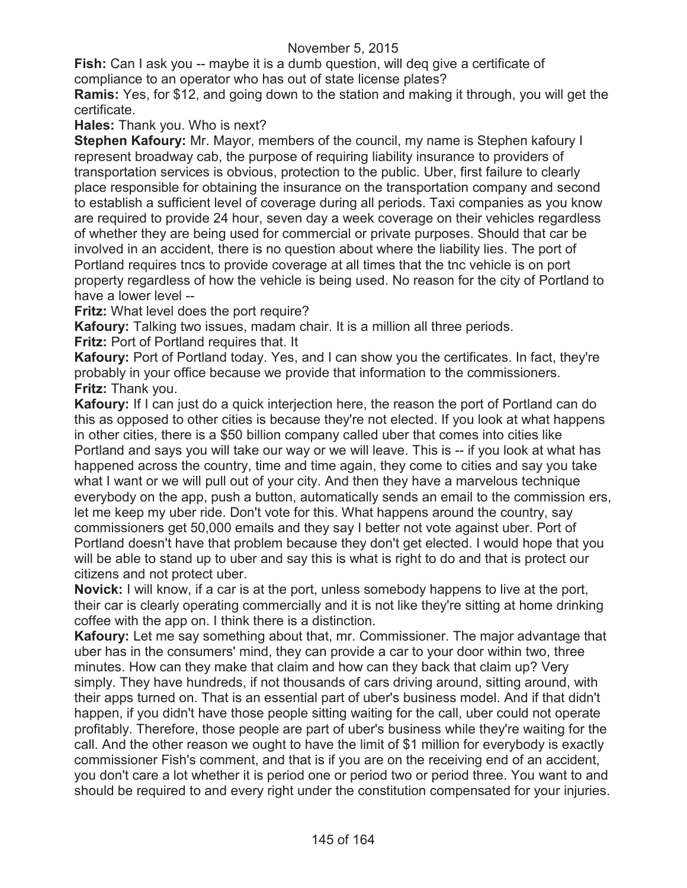**Fish:** Can I ask you -- maybe it is a dumb question, will deq give a certificate of compliance to an operator who has out of state license plates?

**Ramis:** Yes, for $12, and going down to the station and making it through, you will get the certificate.

**Hales:** Thank you. Who is next?

**Stephen Kafoury:** Mr. Mayor, members of the council, my name is Stephen kafoury I represent broadway cab, the purpose of requiring liability insurance to providers of transportation services is obvious, protection to the public. Uber, first failure to clearly place responsible for obtaining the insurance on the transportation company and second to establish a sufficient level of coverage during all periods. Taxi companies as you know are required to provide 24 hour, seven day a week coverage on their vehicles regardless of whether they are being used for commercial or private purposes. Should that car be involved in an accident, there is no question about where the liability lies. The port of Portland requires tncs to provide coverage at all times that the tnc vehicle is on port property regardless of how the vehicle is being used. No reason for the city of Portland to have a lower level --

**Fritz:** What level does the port require?

**Kafoury:** Talking two issues, madam chair. It is a million all three periods.

**Fritz:** Port of Portland requires that. It

**Kafoury:** Port of Portland today. Yes, and I can show you the certificates. In fact, they're probably in your office because we provide that information to the commissioners.

**Fritz:** Thank you.

**Kafoury:** If I can just do a quick interjection here, the reason the port of Portland can do this as opposed to other cities is because they're not elected. If you look at what happens in other cities, there is a $50 billion company called uber that comes into cities like Portland and says you will take our way or we will leave. This is -- if you look at what has happened across the country, time and time again, they come to cities and say you take what I want or we will pull out of your city. And then they have a marvelous technique everybody on the app, push a button, automatically sends an email to the commission ers, let me keep my uber ride. Don't vote for this. What happens around the country, say commissioners get 50,000 emails and they say I better not vote against uber. Port of Portland doesn't have that problem because they don't get elected. I would hope that you will be able to stand up to uber and say this is what is right to do and that is protect our citizens and not protect uber.

**Novick:** I will know, if a car is at the port, unless somebody happens to live at the port, their car is clearly operating commercially and it is not like they're sitting at home drinking coffee with the app on. I think there is a distinction.

**Kafoury:** Let me say something about that, mr. Commissioner. The major advantage that uber has in the consumers' mind, they can provide a car to your door within two, three minutes. How can they make that claim and how can they back that claim up? Very simply. They have hundreds, if not thousands of cars driving around, sitting around, with their apps turned on. That is an essential part of uber's business model. And if that didn't happen, if you didn't have those people sitting waiting for the call, uber could not operate profitably. Therefore, those people are part of uber's business while they're waiting for the call. And the other reason we ought to have the limit of $1 million for everybody is exactly commissioner Fish's comment, and that is if you are on the receiving end of an accident, you don't care a lot whether it is period one or period two or period three. You want to and should be required to and every right under the constitution compensated for your injuries.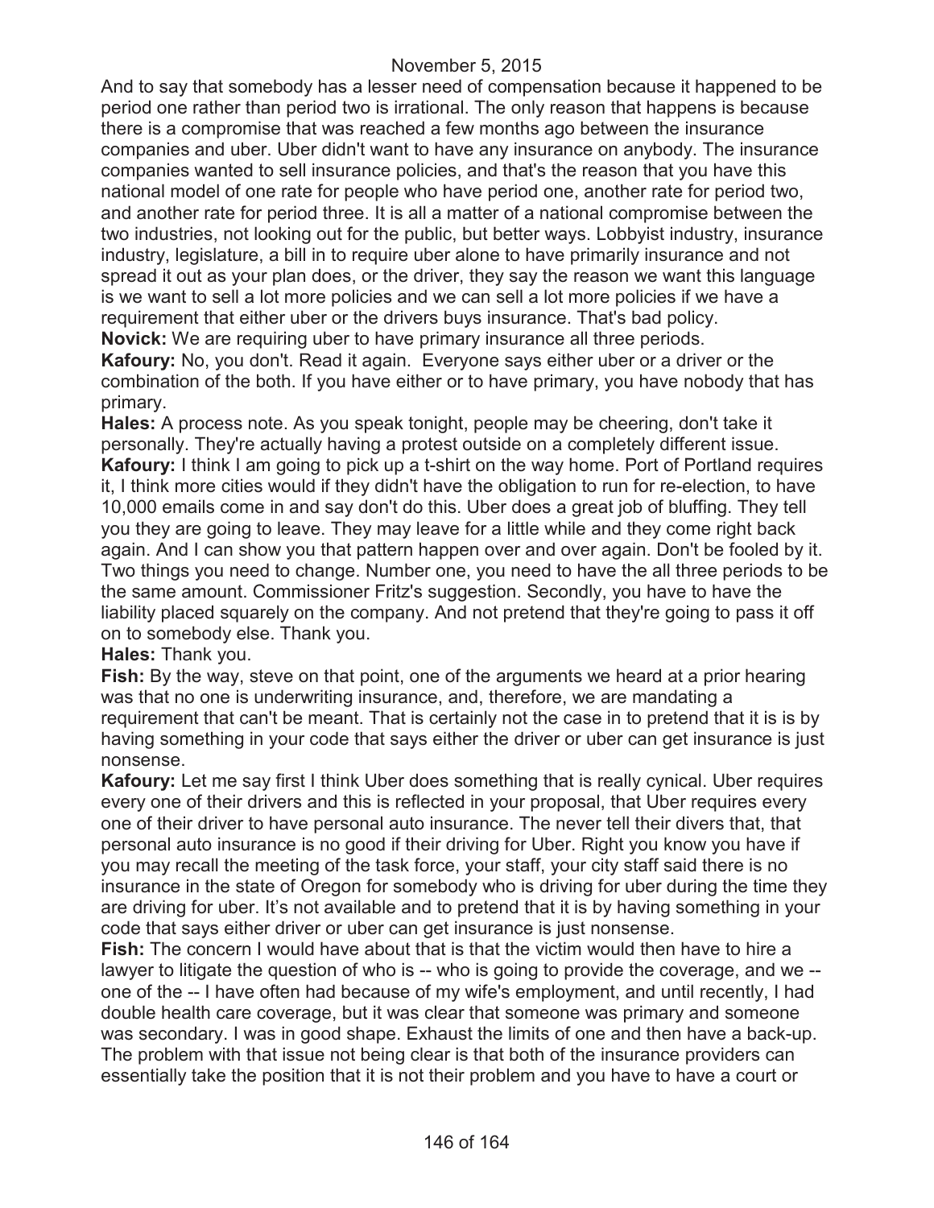And to say that somebody has a lesser need of compensation because it happened to be period one rather than period two is irrational. The only reason that happens is because there is a compromise that was reached a few months ago between the insurance companies and uber. Uber didn't want to have any insurance on anybody. The insurance companies wanted to sell insurance policies, and that's the reason that you have this national model of one rate for people who have period one, another rate for period two, and another rate for period three. It is all a matter of a national compromise between the two industries, not looking out for the public, but better ways. Lobbyist industry, insurance industry, legislature, a bill in to require uber alone to have primarily insurance and not spread it out as your plan does, or the driver, they say the reason we want this language is we want to sell a lot more policies and we can sell a lot more policies if we have a requirement that either uber or the drivers buys insurance. That's bad policy.

**Novick:** We are requiring uber to have primary insurance all three periods.

**Kafoury:** No, you don't. Read it again. Everyone says either uber or a driver or the combination of the both. If you have either or to have primary, you have nobody that has primary.

**Hales:** A process note. As you speak tonight, people may be cheering, don't take it personally. They're actually having a protest outside on a completely different issue.

**Kafoury:** I think I am going to pick up a t-shirt on the way home. Port of Portland requires it, I think more cities would if they didn't have the obligation to run for re-election, to have 10,000 emails come in and say don't do this. Uber does a great job of bluffing. They tell you they are going to leave. They may leave for a little while and they come right back again. And I can show you that pattern happen over and over again. Don't be fooled by it. Two things you need to change. Number one, you need to have the all three periods to be the same amount. Commissioner Fritz's suggestion. Secondly, you have to have the liability placed squarely on the company. And not pretend that they're going to pass it off on to somebody else. Thank you.

**Hales:** Thank you.

**Fish:** By the way, steve on that point, one of the arguments we heard at a prior hearing was that no one is underwriting insurance, and, therefore, we are mandating a requirement that can't be meant. That is certainly not the case in to pretend that it is is by having something in your code that says either the driver or uber can get insurance is just nonsense.

**Kafoury:** Let me say first I think Uber does something that is really cynical. Uber requires every one of their drivers and this is reflected in your proposal, that Uber requires every one of their driver to have personal auto insurance. The never tell their divers that, that personal auto insurance is no good if their driving for Uber. Right you know you have if you may recall the meeting of the task force, your staff, your city staff said there is no insurance in the state of Oregon for somebody who is driving for uber during the time they are driving for uber. It's not available and to pretend that it is by having something in your code that says either driver or uber can get insurance is just nonsense.

**Fish:** The concern I would have about that is that the victim would then have to hire a lawyer to litigate the question of who is -- who is going to provide the coverage, and we -- one of the -- I have often had because of my wife's employment, and until recently, I had double health care coverage, but it was clear that someone was primary and someone was secondary. I was in good shape. Exhaust the limits of one and then have a back-up. The problem with that issue not being clear is that both of the insurance providers can essentially take the position that it is not their problem and you have to have a court or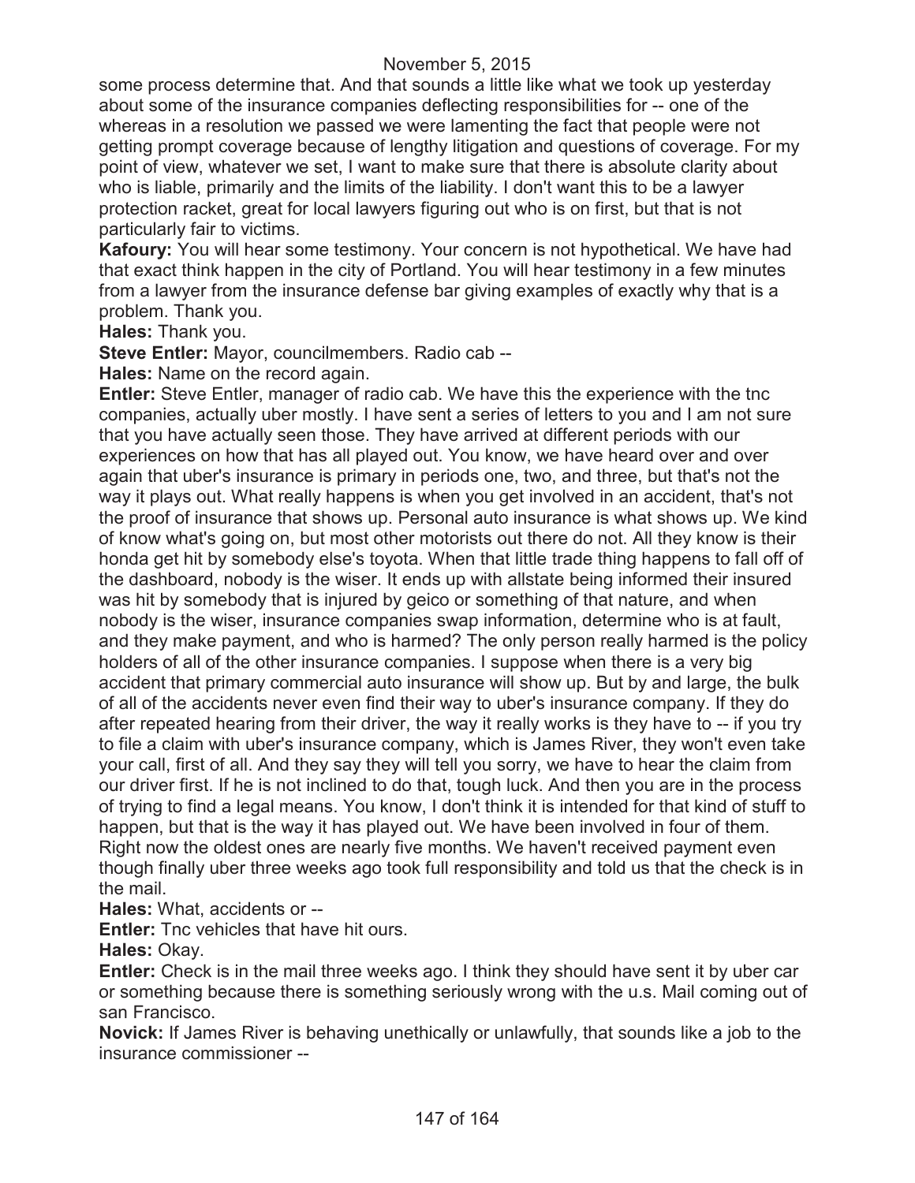some process determine that. And that sounds a little like what we took up yesterday about some of the insurance companies deflecting responsibilities for -- one of the whereas in a resolution we passed we were lamenting the fact that people were not getting prompt coverage because of lengthy litigation and questions of coverage. For my point of view, whatever we set, I want to make sure that there is absolute clarity about who is liable, primarily and the limits of the liability. I don't want this to be a lawyer protection racket, great for local lawyers figuring out who is on first, but that is not particularly fair to victims.

**Kafoury:** You will hear some testimony. Your concern is not hypothetical. We have had that exact think happen in the city of Portland. You will hear testimony in a few minutes from a lawyer from the insurance defense bar giving examples of exactly why that is a problem. Thank you.

**Hales:** Thank you.

**Steve Entler:** Mayor, councilmembers. Radio cab --

**Hales:** Name on the record again.

**Entler:** Steve Entler, manager of radio cab. We have this the experience with the tnc companies, actually uber mostly. I have sent a series of letters to you and I am not sure that you have actually seen those. They have arrived at different periods with our experiences on how that has all played out. You know, we have heard over and over again that uber's insurance is primary in periods one, two, and three, but that's not the way it plays out. What really happens is when you get involved in an accident, that's not the proof of insurance that shows up. Personal auto insurance is what shows up. We kind of know what's going on, but most other motorists out there do not. All they know is their honda get hit by somebody else's toyota. When that little trade thing happens to fall off of the dashboard, nobody is the wiser. It ends up with allstate being informed their insured was hit by somebody that is injured by geico or something of that nature, and when nobody is the wiser, insurance companies swap information, determine who is at fault, and they make payment, and who is harmed? The only person really harmed is the policy holders of all of the other insurance companies. I suppose when there is a very big accident that primary commercial auto insurance will show up. But by and large, the bulk of all of the accidents never even find their way to uber's insurance company. If they do after repeated hearing from their driver, the way it really works is they have to -- if you try to file a claim with uber's insurance company, which is James River, they won't even take your call, first of all. And they say they will tell you sorry, we have to hear the claim from our driver first. If he is not inclined to do that, tough luck. And then you are in the process of trying to find a legal means. You know, I don't think it is intended for that kind of stuff to happen, but that is the way it has played out. We have been involved in four of them. Right now the oldest ones are nearly five months. We haven't received payment even though finally uber three weeks ago took full responsibility and told us that the check is in the mail.

**Hales:** What, accidents or --

**Entler:** Tnc vehicles that have hit ours.

**Hales:** Okay.

**Entler:** Check is in the mail three weeks ago. I think they should have sent it by uber car or something because there is something seriously wrong with the u.s. Mail coming out of san Francisco.

**Novick:** If James River is behaving unethically or unlawfully, that sounds like a job to the insurance commissioner --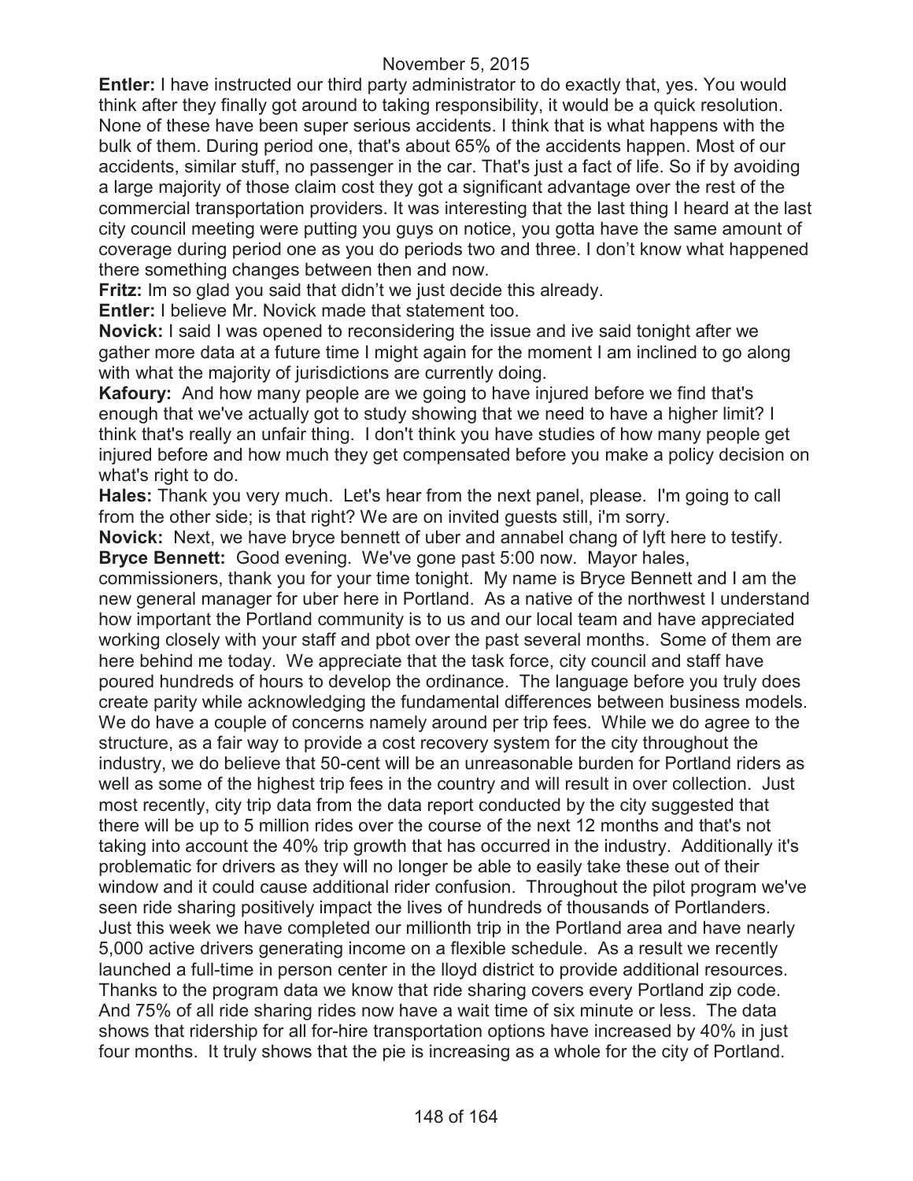**Entler:** I have instructed our third party administrator to do exactly that, yes. You would think after they finally got around to taking responsibility, it would be a quick resolution. None of these have been super serious accidents. I think that is what happens with the bulk of them. During period one, that's about 65% of the accidents happen. Most of our accidents, similar stuff, no passenger in the car. That's just a fact of life. So if by avoiding a large majority of those claim cost they got a significant advantage over the rest of the commercial transportation providers. It was interesting that the last thing I heard at the last city council meeting were putting you guys on notice, you gotta have the same amount of coverage during period one as you do periods two and three. I don't know what happened there something changes between then and now.

**Fritz:** Im so glad you said that didn't we just decide this already.

**Entler:** I believe Mr. Novick made that statement too.

**Novick:** I said I was opened to reconsidering the issue and ive said tonight after we gather more data at a future time I might again for the moment I am inclined to go along with what the majority of jurisdictions are currently doing.

**Kafoury:** And how many people are we going to have injured before we find that's enough that we've actually got to study showing that we need to have a higher limit? I think that's really an unfair thing. I don't think you have studies of how many people get injured before and how much they get compensated before you make a policy decision on what's right to do.

**Hales:** Thank you very much. Let's hear from the next panel, please. I'm going to call from the other side; is that right? We are on invited guests still, i'm sorry.

**Novick:** Next, we have bryce bennett of uber and annabel chang of lyft here to testify.

**Bryce Bennett:** Good evening. We've gone past 5:00 now. Mayor hales, commissioners, thank you for your time tonight. My name is Bryce Bennett and I am the new general manager for uber here in Portland. As a native of the northwest I understand how important the Portland community is to us and our local team and have appreciated working closely with your staff and pbot over the past several months. Some of them are here behind me today. We appreciate that the task force, city council and staff have poured hundreds of hours to develop the ordinance. The language before you truly does create parity while acknowledging the fundamental differences between business models. We do have a couple of concerns namely around per trip fees. While we do agree to the structure, as a fair way to provide a cost recovery system for the city throughout the industry, we do believe that 50-cent will be an unreasonable burden for Portland riders as well as some of the highest trip fees in the country and will result in over collection. Just most recently, city trip data from the data report conducted by the city suggested that there will be up to 5 million rides over the course of the next 12 months and that's not taking into account the 40% trip growth that has occurred in the industry. Additionally it's problematic for drivers as they will no longer be able to easily take these out of their window and it could cause additional rider confusion. Throughout the pilot program we've seen ride sharing positively impact the lives of hundreds of thousands of Portlanders. Just this week we have completed our millionth trip in the Portland area and have nearly 5,000 active drivers generating income on a flexible schedule. As a result we recently launched a full-time in person center in the lloyd district to provide additional resources. Thanks to the program data we know that ride sharing covers every Portland zip code. And 75% of all ride sharing rides now have a wait time of six minute or less. The data shows that ridership for all for-hire transportation options have increased by 40% in just four months. It truly shows that the pie is increasing as a whole for the city of Portland.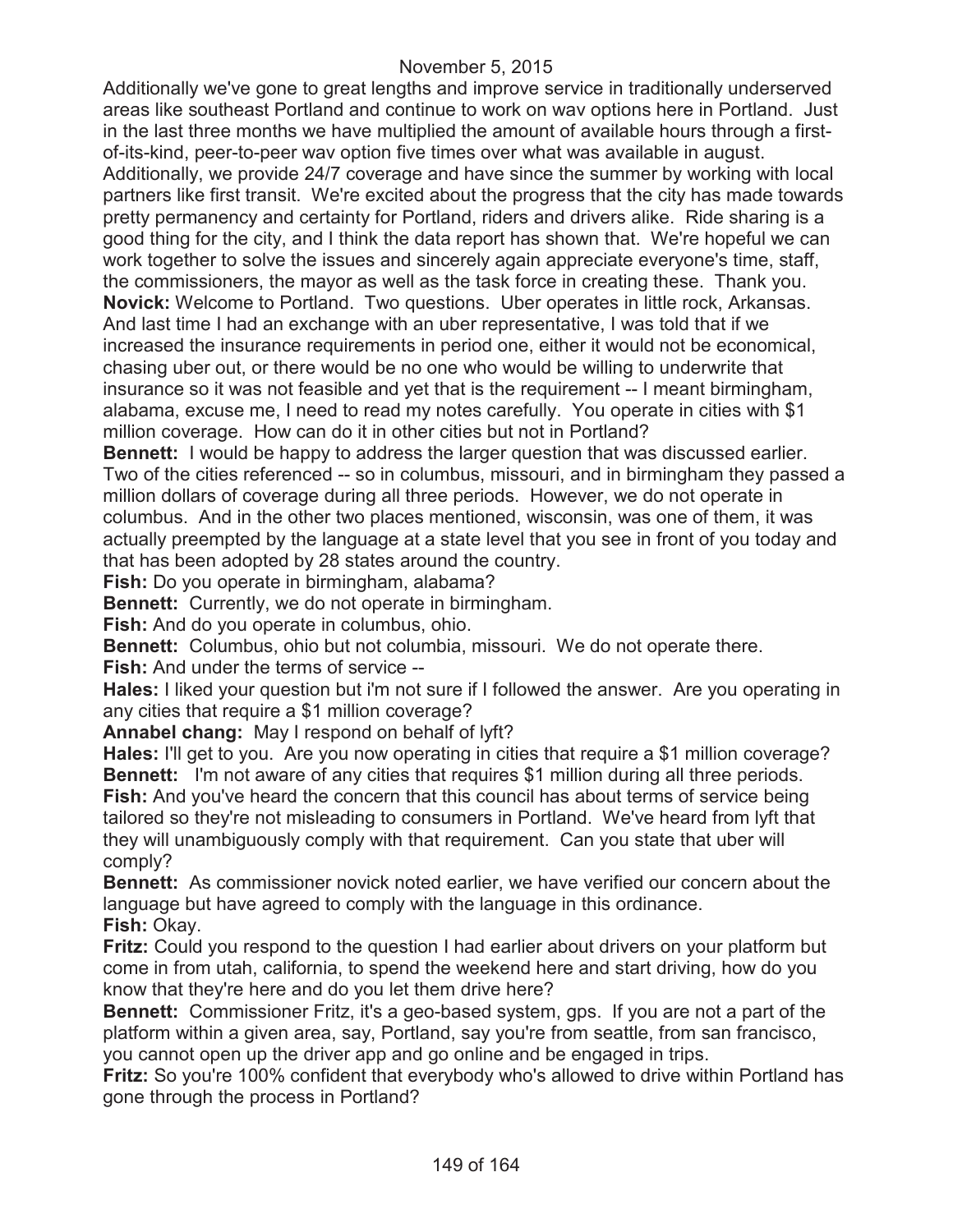Additionally we've gone to great lengths and improve service in traditionally underserved areas like southeast Portland and continue to work on wav options here in Portland. Just in the last three months we have multiplied the amount of available hours through a first-of-its-kind, peer-to-peer wav option five times over what was available in august. Additionally, we provide 24/7 coverage and have since the summer by working with local partners like first transit. We're excited about the progress that the city has made towards pretty permanency and certainty for Portland, riders and drivers alike. Ride sharing is a good thing for the city, and I think the data report has shown that. We're hopeful we can work together to solve the issues and sincerely again appreciate everyone's time, staff, the commissioners, the mayor as well as the task force in creating these. Thank you.

**Novick:** Welcome to Portland. Two questions. Uber operates in little rock, Arkansas. And last time I had an exchange with an uber representative, I was told that if we increased the insurance requirements in period one, either it would not be economical, chasing uber out, or there would be no one who would be willing to underwrite that insurance so it was not feasible and yet that is the requirement -- I meant birmingham, alabama, excuse me, I need to read my notes carefully. You operate in cities with $1 million coverage. How can do it in other cities but not in Portland?

**Bennett:** I would be happy to address the larger question that was discussed earlier. Two of the cities referenced -- so in columbus, missouri, and in birmingham they passed a million dollars of coverage during all three periods. However, we do not operate in columbus. And in the other two places mentioned, wisconsin, was one of them, it was actually preempted by the language at a state level that you see in front of you today and that has been adopted by 28 states around the country.

**Fish:** Do you operate in birmingham, alabama?

**Bennett:** Currently, we do not operate in birmingham.

**Fish:** And do you operate in columbus, ohio.

**Bennett:** Columbus, ohio but not columbia, missouri. We do not operate there.

**Fish:** And under the terms of service --

**Hales:** I liked your question but i'm not sure if I followed the answer. Are you operating in any cities that require a $1 million coverage?

**Annabel chang:** May I respond on behalf of lyft?

**Hales:** I'll get to you. Are you now operating in cities that require a $1 million coverage?

**Bennett:** I'm not aware of any cities that requires $1 million during all three periods.

**Fish:** And you've heard the concern that this council has about terms of service being tailored so they're not misleading to consumers in Portland. We've heard from lyft that they will unambiguously comply with that requirement. Can you state that uber will comply?

**Bennett:** As commissioner novick noted earlier, we have verified our concern about the language but have agreed to comply with the language in this ordinance.

**Fish:** Okay.

**Fritz:** Could you respond to the question I had earlier about drivers on your platform but come in from utah, california, to spend the weekend here and start driving, how do you know that they're here and do you let them drive here?

**Bennett:** Commissioner Fritz, it's a geo-based system, gps. If you are not a part of the platform within a given area, say, Portland, say you're from seattle, from san francisco, you cannot open up the driver app and go online and be engaged in trips.

**Fritz:** So you're 100% confident that everybody who's allowed to drive within Portland has gone through the process in Portland?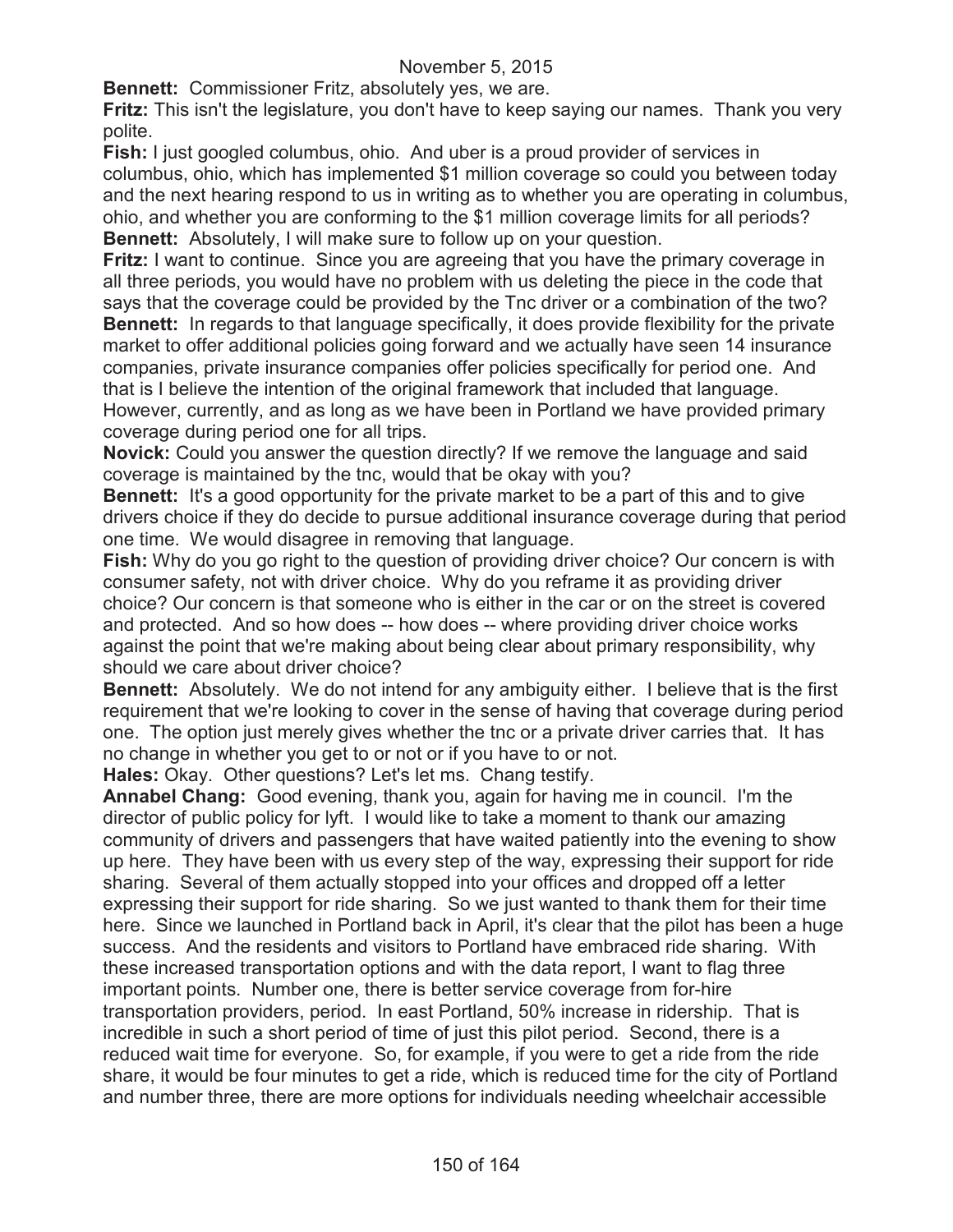**Bennett:** Commissioner Fritz, absolutely yes, we are.

**Fritz:** This isn't the legislature, you don't have to keep saying our names. Thank you very polite.

**Fish:** I just googled columbus, ohio. And uber is a proud provider of services in columbus, ohio, which has implemented $1 million coverage so could you between today and the next hearing respond to us in writing as to whether you are operating in columbus, ohio, and whether you are conforming to the $1 million coverage limits for all periods?

**Bennett:** Absolutely, I will make sure to follow up on your question.

**Fritz:** I want to continue. Since you are agreeing that you have the primary coverage in all three periods, you would have no problem with us deleting the piece in the code that says that the coverage could be provided by the Tnc driver or a combination of the two?

**Bennett:** In regards to that language specifically, it does provide flexibility for the private market to offer additional policies going forward and we actually have seen 14 insurance companies, private insurance companies offer policies specifically for period one. And that is I believe the intention of the original framework that included that language. However, currently, and as long as we have been in Portland we have provided primary coverage during period one for all trips.

**Novick:** Could you answer the question directly? If we remove the language and said coverage is maintained by the tnc, would that be okay with you?

**Bennett:** It's a good opportunity for the private market to be a part of this and to give drivers choice if they do decide to pursue additional insurance coverage during that period one time. We would disagree in removing that language.

**Fish:** Why do you go right to the question of providing driver choice? Our concern is with consumer safety, not with driver choice. Why do you reframe it as providing driver choice? Our concern is that someone who is either in the car or on the street is covered and protected. And so how does -- how does -- where providing driver choice works against the point that we're making about being clear about primary responsibility, why should we care about driver choice?

**Bennett:** Absolutely. We do not intend for any ambiguity either. I believe that is the first requirement that we're looking to cover in the sense of having that coverage during period one. The option just merely gives whether the tnc or a private driver carries that. It has no change in whether you get to or not or if you have to or not.

**Hales:** Okay. Other questions? Let's let ms. Chang testify.

**Annabel Chang:** Good evening, thank you, again for having me in council. I'm the director of public policy for lyft. I would like to take a moment to thank our amazing community of drivers and passengers that have waited patiently into the evening to show up here. They have been with us every step of the way, expressing their support for ride sharing. Several of them actually stopped into your offices and dropped off a letter expressing their support for ride sharing. So we just wanted to thank them for their time here. Since we launched in Portland back in April, it's clear that the pilot has been a huge success. And the residents and visitors to Portland have embraced ride sharing. With these increased transportation options and with the data report, I want to flag three important points. Number one, there is better service coverage from for-hire transportation providers, period. In east Portland, 50% increase in ridership. That is incredible in such a short period of time of just this pilot period. Second, there is a reduced wait time for everyone. So, for example, if you were to get a ride from the ride share, it would be four minutes to get a ride, which is reduced time for the city of Portland and number three, there are more options for individuals needing wheelchair accessible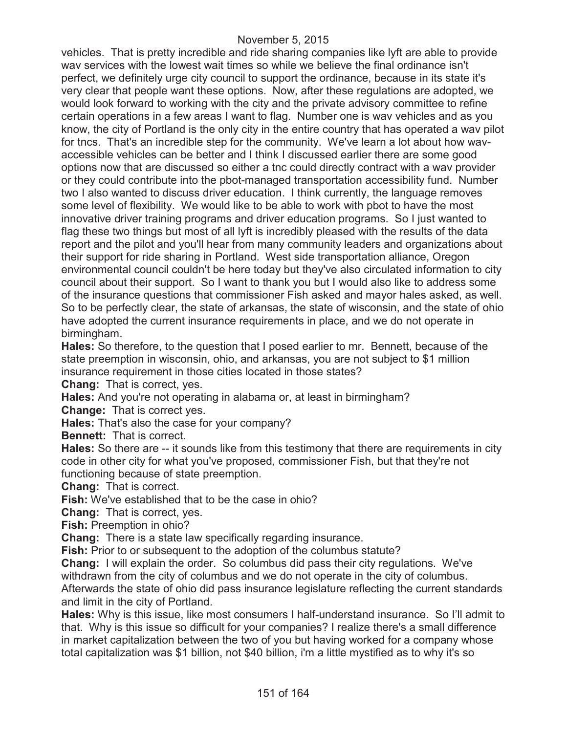vehicles. That is pretty incredible and ride sharing companies like lyft are able to provide wav services with the lowest wait times so while we believe the final ordinance isn't perfect, we definitely urge city council to support the ordinance, because in its state it's very clear that people want these options. Now, after these regulations are adopted, we would look forward to working with the city and the private advisory committee to refine certain operations in a few areas I want to flag. Number one is wav vehicles and as you know, the city of Portland is the only city in the entire country that has operated a wav pilot for tncs. That's an incredible step for the community. We've learn a lot about how wav-accessible vehicles can be better and I think I discussed earlier there are some good options now that are discussed so either a tnc could directly contract with a wav provider or they could contribute into the pbot-managed transportation accessibility fund. Number two I also wanted to discuss driver education. I think currently, the language removes some level of flexibility. We would like to be able to work with pbot to have the most innovative driver training programs and driver education programs. So I just wanted to flag these two things but most of all lyft is incredibly pleased with the results of the data report and the pilot and you'll hear from many community leaders and organizations about their support for ride sharing in Portland. West side transportation alliance, Oregon environmental council couldn't be here today but they've also circulated information to city council about their support. So I want to thank you but I would also like to address some of the insurance questions that commissioner Fish asked and mayor hales asked, as well. So to be perfectly clear, the state of arkansas, the state of wisconsin, and the state of ohio have adopted the current insurance requirements in place, and we do not operate in birmingham.

**Hales:** So therefore, to the question that I posed earlier to mr. Bennett, because of the state preemption in wisconsin, ohio, and arkansas, you are not subject to $1 million insurance requirement in those cities located in those states?

**Chang:** That is correct, yes.

**Hales:** And you're not operating in alabama or, at least in birmingham?

**Change:** That is correct yes.

**Hales:** That's also the case for your company?

**Bennett:** That is correct.

**Hales:** So there are -- it sounds like from this testimony that there are requirements in city code in other city for what you've proposed, commissioner Fish, but that they're not functioning because of state preemption.

**Chang:** That is correct.

**Fish:** We've established that to be the case in ohio?

**Chang:** That is correct, yes.

**Fish:** Preemption in ohio?

**Chang:** There is a state law specifically regarding insurance.

**Fish:** Prior to or subsequent to the adoption of the columbus statute?

**Chang:** I will explain the order. So columbus did pass their city regulations. We've withdrawn from the city of columbus and we do not operate in the city of columbus. Afterwards the state of ohio did pass insurance legislature reflecting the current standards and limit in the city of Portland.

**Hales:** Why is this issue, like most consumers I half-understand insurance. So I'll admit to that. Why is this issue so difficult for your companies? I realize there's a small difference in market capitalization between the two of you but having worked for a company whose total capitalization was $1 billion, not $40 billion, i'm a little mystified as to why it's so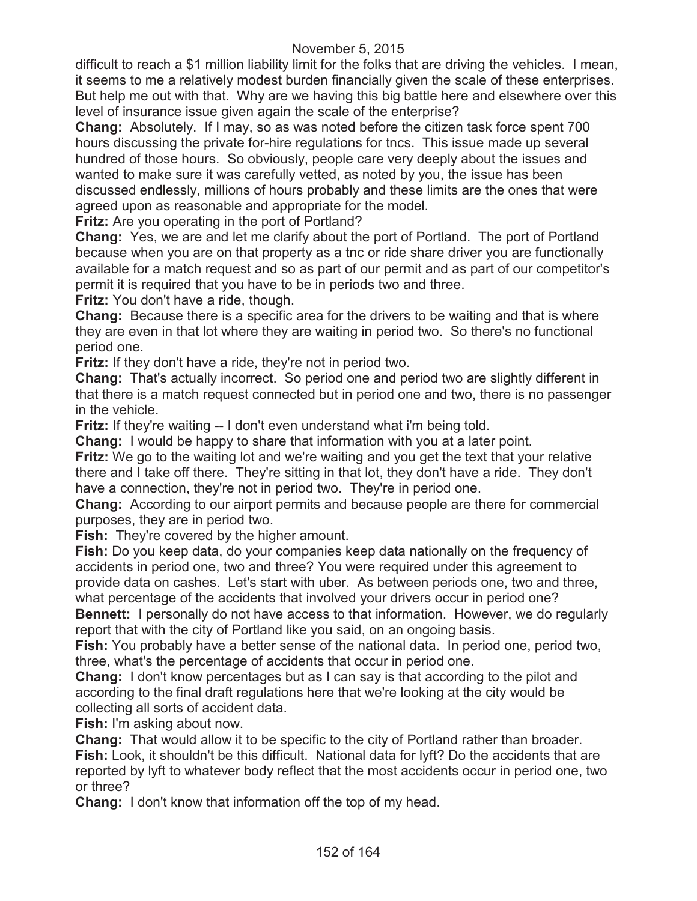difficult to reach a $1 million liability limit for the folks that are driving the vehicles. I mean, it seems to me a relatively modest burden financially given the scale of these enterprises. But help me out with that. Why are we having this big battle here and elsewhere over this level of insurance issue given again the scale of the enterprise?

**Chang:** Absolutely. If I may, so as was noted before the citizen task force spent 700 hours discussing the private for-hire regulations for tncs. This issue made up several hundred of those hours. So obviously, people care very deeply about the issues and wanted to make sure it was carefully vetted, as noted by you, the issue has been discussed endlessly, millions of hours probably and these limits are the ones that were agreed upon as reasonable and appropriate for the model.

**Fritz:** Are you operating in the port of Portland?

**Chang:** Yes, we are and let me clarify about the port of Portland. The port of Portland because when you are on that property as a tnc or ride share driver you are functionally available for a match request and so as part of our permit and as part of our competitor's permit it is required that you have to be in periods two and three.

**Fritz:** You don't have a ride, though.

**Chang:** Because there is a specific area for the drivers to be waiting and that is where they are even in that lot where they are waiting in period two. So there's no functional period one.

**Fritz:** If they don't have a ride, they're not in period two.

**Chang:** That's actually incorrect. So period one and period two are slightly different in that there is a match request connected but in period one and two, there is no passenger in the vehicle.

**Fritz:** If they're waiting -- I don't even understand what i'm being told.

**Chang:** I would be happy to share that information with you at a later point.

**Fritz:** We go to the waiting lot and we're waiting and you get the text that your relative there and I take off there. They're sitting in that lot, they don't have a ride. They don't have a connection, they're not in period two. They're in period one.

**Chang:** According to our airport permits and because people are there for commercial purposes, they are in period two.

**Fish:** They're covered by the higher amount.

**Fish:** Do you keep data, do your companies keep data nationally on the frequency of accidents in period one, two and three? You were required under this agreement to provide data on cashes. Let's start with uber. As between periods one, two and three, what percentage of the accidents that involved your drivers occur in period one?

**Bennett:** I personally do not have access to that information. However, we do regularly report that with the city of Portland like you said, on an ongoing basis.

**Fish:** You probably have a better sense of the national data. In period one, period two, three, what's the percentage of accidents that occur in period one.

**Chang:** I don't know percentages but as I can say is that according to the pilot and according to the final draft regulations here that we're looking at the city would be collecting all sorts of accident data.

**Fish:** I'm asking about now.

**Chang:** That would allow it to be specific to the city of Portland rather than broader.

**Fish:** Look, it shouldn't be this difficult. National data for lyft? Do the accidents that are reported by lyft to whatever body reflect that the most accidents occur in period one, two or three?

**Chang:** I don't know that information off the top of my head.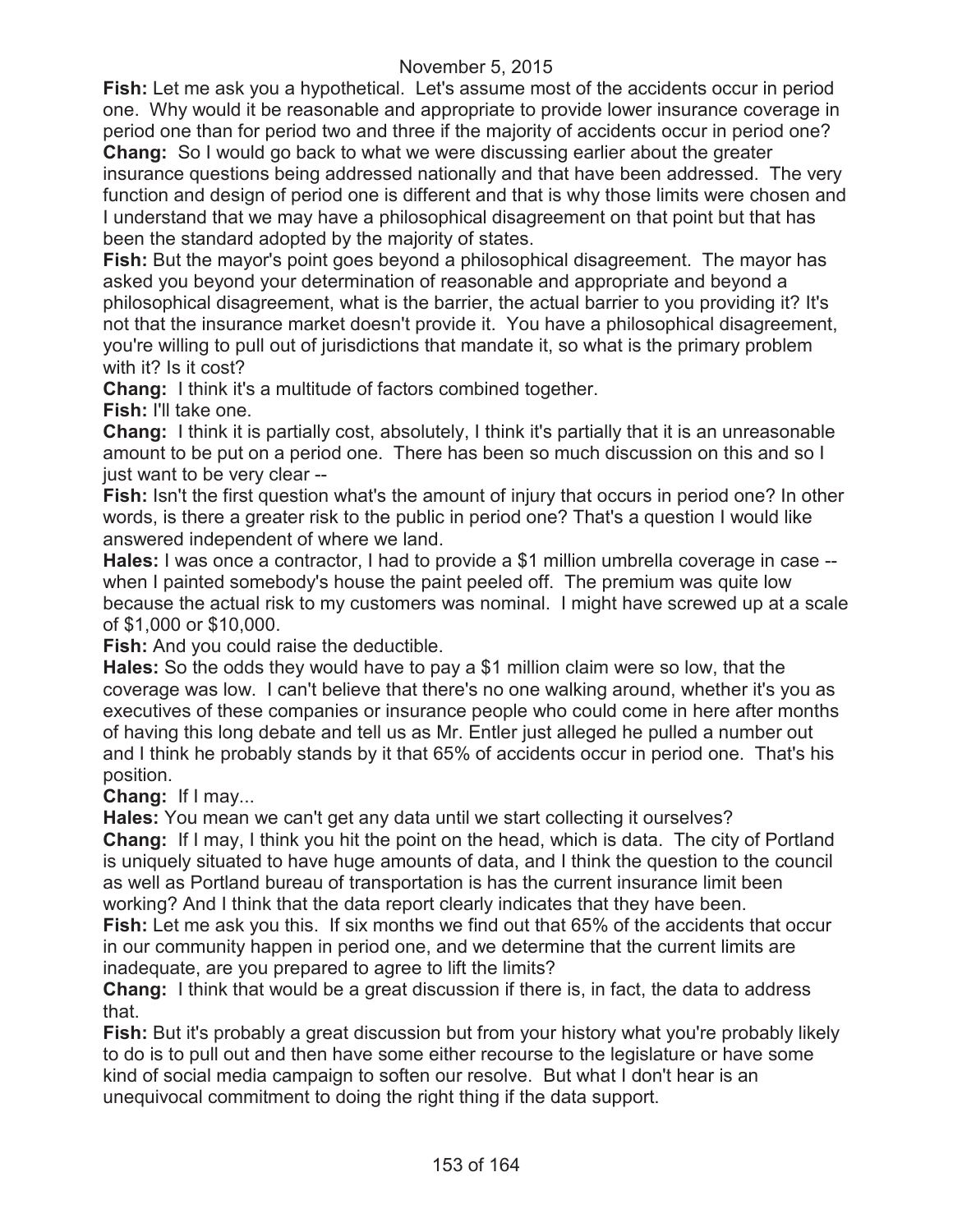**Fish:** Let me ask you a hypothetical. Let's assume most of the accidents occur in period one. Why would it be reasonable and appropriate to provide lower insurance coverage in period one than for period two and three if the majority of accidents occur in period one?

**Chang:** So I would go back to what we were discussing earlier about the greater insurance questions being addressed nationally and that have been addressed. The very function and design of period one is different and that is why those limits were chosen and I understand that we may have a philosophical disagreement on that point but that has been the standard adopted by the majority of states.

**Fish:** But the mayor's point goes beyond a philosophical disagreement. The mayor has asked you beyond your determination of reasonable and appropriate and beyond a philosophical disagreement, what is the barrier, the actual barrier to you providing it? It's not that the insurance market doesn't provide it. You have a philosophical disagreement, you're willing to pull out of jurisdictions that mandate it, so what is the primary problem with it? Is it cost?

**Chang:** I think it's a multitude of factors combined together.

**Fish:** I'll take one.

**Chang:** I think it is partially cost, absolutely, I think it's partially that it is an unreasonable amount to be put on a period one. There has been so much discussion on this and so I just want to be very clear --

**Fish:** Isn't the first question what's the amount of injury that occurs in period one? In other words, is there a greater risk to the public in period one? That's a question I would like answered independent of where we land.

**Hales:** I was once a contractor, I had to provide a $1 million umbrella coverage in case -- when I painted somebody's house the paint peeled off. The premium was quite low because the actual risk to my customers was nominal. I might have screwed up at a scale of $1,000 or $10,000.

**Fish:** And you could raise the deductible.

**Hales:** So the odds they would have to pay a $1 million claim were so low, that the coverage was low. I can't believe that there's no one walking around, whether it's you as executives of these companies or insurance people who could come in here after months of having this long debate and tell us as Mr. Entler just alleged he pulled a number out and I think he probably stands by it that 65% of accidents occur in period one. That's his position.

**Chang:** If I may...

**Hales:** You mean we can't get any data until we start collecting it ourselves?

**Chang:** If I may, I think you hit the point on the head, which is data. The city of Portland is uniquely situated to have huge amounts of data, and I think the question to the council as well as Portland bureau of transportation is has the current insurance limit been working? And I think that the data report clearly indicates that they have been.

**Fish:** Let me ask you this. If six months we find out that 65% of the accidents that occur in our community happen in period one, and we determine that the current limits are inadequate, are you prepared to agree to lift the limits?

**Chang:** I think that would be a great discussion if there is, in fact, the data to address that.

**Fish:** But it's probably a great discussion but from your history what you're probably likely to do is to pull out and then have some either recourse to the legislature or have some kind of social media campaign to soften our resolve. But what I don't hear is an unequivocal commitment to doing the right thing if the data support.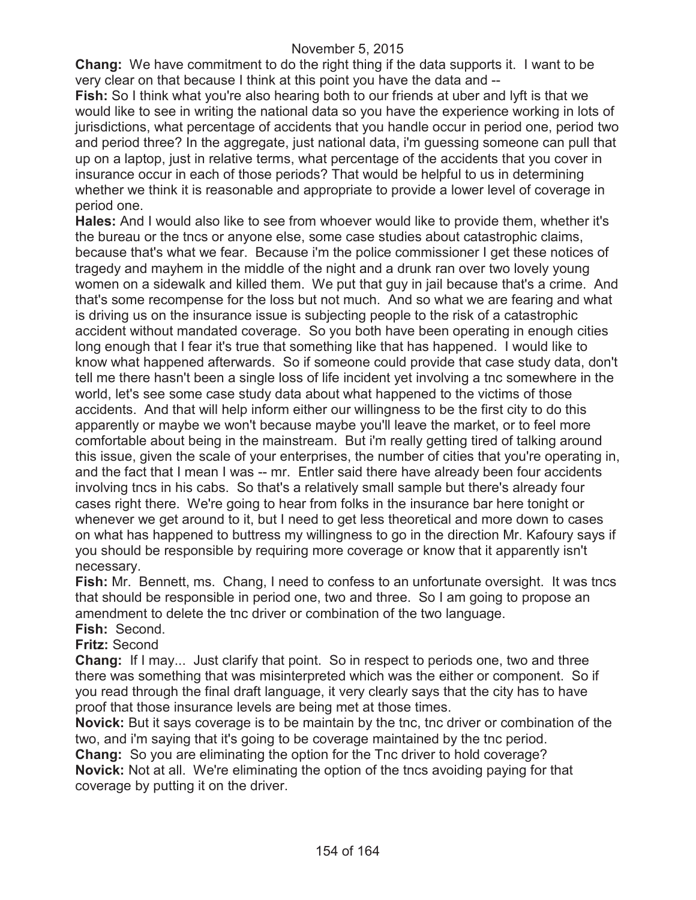November 5, 2015

**Chang:** We have commitment to do the right thing if the data supports it. I want to be very clear on that because I think at this point you have the data and --

**Fish:** So I think what you're also hearing both to our friends at uber and lyft is that we would like to see in writing the national data so you have the experience working in lots of jurisdictions, what percentage of accidents that you handle occur in period one, period two and period three? In the aggregate, just national data, i'm guessing someone can pull that up on a laptop, just in relative terms, what percentage of the accidents that you cover in insurance occur in each of those periods? That would be helpful to us in determining whether we think it is reasonable and appropriate to provide a lower level of coverage in period one.

**Hales:** And I would also like to see from whoever would like to provide them, whether it's the bureau or the tncs or anyone else, some case studies about catastrophic claims, because that's what we fear. Because i'm the police commissioner I get these notices of tragedy and mayhem in the middle of the night and a drunk ran over two lovely young women on a sidewalk and killed them. We put that guy in jail because that's a crime. And that's some recompense for the loss but not much. And so what we are fearing and what is driving us on the insurance issue is subjecting people to the risk of a catastrophic accident without mandated coverage. So you both have been operating in enough cities long enough that I fear it's true that something like that has happened. I would like to know what happened afterwards. So if someone could provide that case study data, don't tell me there hasn't been a single loss of life incident yet involving a tnc somewhere in the world, let's see some case study data about what happened to the victims of those accidents. And that will help inform either our willingness to be the first city to do this apparently or maybe we won't because maybe you'll leave the market, or to feel more comfortable about being in the mainstream. But i'm really getting tired of talking around this issue, given the scale of your enterprises, the number of cities that you're operating in, and the fact that I mean I was -- mr. Entler said there have already been four accidents involving tncs in his cabs. So that's a relatively small sample but there's already four cases right there. We're going to hear from folks in the insurance bar here tonight or whenever we get around to it, but I need to get less theoretical and more down to cases on what has happened to buttress my willingness to go in the direction Mr. Kafoury says if you should be responsible by requiring more coverage or know that it apparently isn't necessary.

**Fish:** Mr. Bennett, ms. Chang, I need to confess to an unfortunate oversight. It was tncs that should be responsible in period one, two and three. So I am going to propose an amendment to delete the tnc driver or combination of the two language.

**Fish:** Second.

**Fritz:** Second

**Chang:** If I may... Just clarify that point. So in respect to periods one, two and three there was something that was misinterpreted which was the either or component. So if you read through the final draft language, it very clearly says that the city has to have proof that those insurance levels are being met at those times.

**Novick:** But it says coverage is to be maintain by the tnc, tnc driver or combination of the two, and i'm saying that it's going to be coverage maintained by the tnc period.

**Chang:** So you are eliminating the option for the Tnc driver to hold coverage?

**Novick:** Not at all. We're eliminating the option of the tncs avoiding paying for that coverage by putting it on the driver.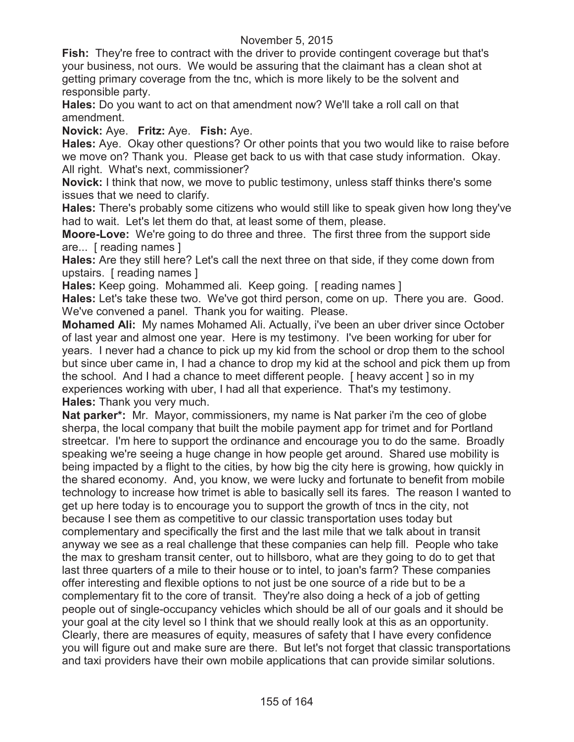**Fish:** They're free to contract with the driver to provide contingent coverage but that's your business, not ours. We would be assuring that the claimant has a clean shot at getting primary coverage from the tnc, which is more likely to be the solvent and responsible party.

**Hales:** Do you want to act on that amendment now? We'll take a roll call on that amendment.

**Novick:** Aye. **Fritz:** Aye. **Fish:** Aye.

**Hales:** Aye. Okay other questions? Or other points that you two would like to raise before we move on? Thank you. Please get back to us with that case study information. Okay. All right. What's next, commissioner?

**Novick:** I think that now, we move to public testimony, unless staff thinks there's some issues that we need to clarify.

**Hales:** There's probably some citizens who would still like to speak given how long they've had to wait. Let's let them do that, at least some of them, please.

**Moore-Love:** We're going to do three and three. The first three from the support side are... [ reading names ]

**Hales:** Are they still here? Let's call the next three on that side, if they come down from upstairs. [ reading names ]

**Hales:** Keep going. Mohammed ali. Keep going. [ reading names ]

**Hales:** Let's take these two. We've got third person, come on up. There you are. Good. We've convened a panel. Thank you for waiting. Please.

**Mohamed Ali:** My names Mohamed Ali. Actually, i've been an uber driver since October of last year and almost one year. Here is my testimony. I've been working for uber for years. I never had a chance to pick up my kid from the school or drop them to the school but since uber came in, I had a chance to drop my kid at the school and pick them up from the school. And I had a chance to meet different people. [ heavy accent ] so in my experiences working with uber, I had all that experience. That's my testimony.

**Hales:** Thank you very much.

**Nat parker*:** Mr. Mayor, commissioners, my name is Nat parker i'm the ceo of globe sherpa, the local company that built the mobile payment app for trimet and for Portland streetcar. I'm here to support the ordinance and encourage you to do the same. Broadly speaking we're seeing a huge change in how people get around. Shared use mobility is being impacted by a flight to the cities, by how big the city here is growing, how quickly in the shared economy. And, you know, we were lucky and fortunate to benefit from mobile technology to increase how trimet is able to basically sell its fares. The reason I wanted to get up here today is to encourage you to support the growth of tncs in the city, not because I see them as competitive to our classic transportation uses today but complementary and specifically the first and the last mile that we talk about in transit anyway we see as a real challenge that these companies can help fill. People who take the max to gresham transit center, out to hillsboro, what are they going to do to get that last three quarters of a mile to their house or to intel, to joan's farm? These companies offer interesting and flexible options to not just be one source of a ride but to be a complementary fit to the core of transit. They're also doing a heck of a job of getting people out of single-occupancy vehicles which should be all of our goals and it should be your goal at the city level so I think that we should really look at this as an opportunity. Clearly, there are measures of equity, measures of safety that I have every confidence you will figure out and make sure are there. But let's not forget that classic transportations and taxi providers have their own mobile applications that can provide similar solutions.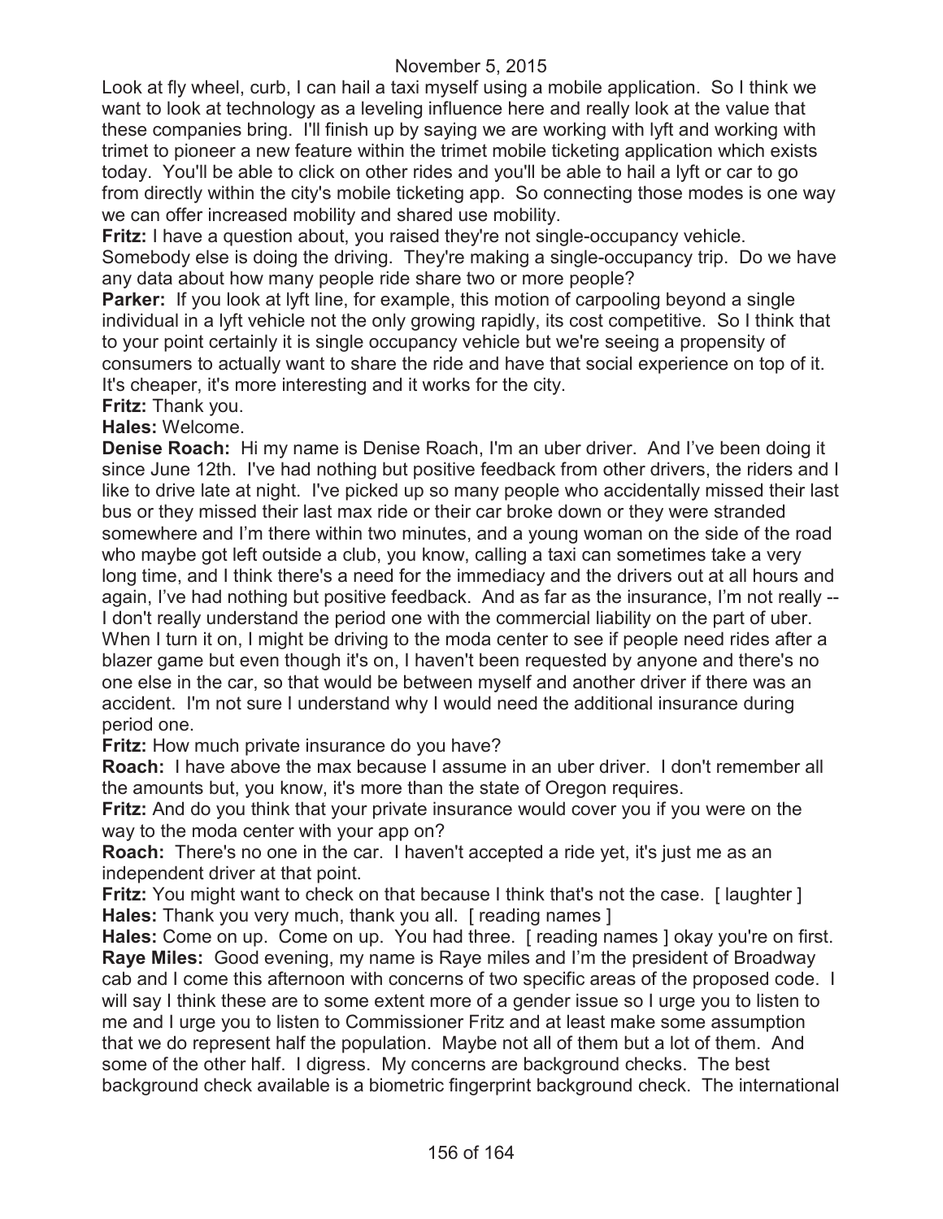Look at fly wheel, curb, I can hail a taxi myself using a mobile application. So I think we want to look at technology as a leveling influence here and really look at the value that these companies bring. I'll finish up by saying we are working with lyft and working with trimet to pioneer a new feature within the trimet mobile ticketing application which exists today. You'll be able to click on other rides and you'll be able to hail a lyft or car to go from directly within the city's mobile ticketing app. So connecting those modes is one way we can offer increased mobility and shared use mobility.

**Fritz:** I have a question about, you raised they're not single-occupancy vehicle. Somebody else is doing the driving. They're making a single-occupancy trip. Do we have any data about how many people ride share two or more people?

**Parker:** If you look at lyft line, for example, this motion of carpooling beyond a single individual in a lyft vehicle not the only growing rapidly, its cost competitive. So I think that to your point certainly it is single occupancy vehicle but we're seeing a propensity of consumers to actually want to share the ride and have that social experience on top of it. It's cheaper, it's more interesting and it works for the city.

**Fritz:** Thank you.

**Hales:** Welcome.

**Denise Roach:** Hi my name is Denise Roach, I'm an uber driver. And I've been doing it since June 12th. I've had nothing but positive feedback from other drivers, the riders and I like to drive late at night. I've picked up so many people who accidentally missed their last bus or they missed their last max ride or their car broke down or they were stranded somewhere and I'm there within two minutes, and a young woman on the side of the road who maybe got left outside a club, you know, calling a taxi can sometimes take a very long time, and I think there's a need for the immediacy and the drivers out at all hours and again, I've had nothing but positive feedback. And as far as the insurance, I'm not really -- I don't really understand the period one with the commercial liability on the part of uber. When I turn it on, I might be driving to the moda center to see if people need rides after a blazer game but even though it's on, I haven't been requested by anyone and there's no one else in the car, so that would be between myself and another driver if there was an accident. I'm not sure I understand why I would need the additional insurance during period one.

**Fritz:** How much private insurance do you have?

**Roach:** I have above the max because I assume in an uber driver. I don't remember all the amounts but, you know, it's more than the state of Oregon requires.

**Fritz:** And do you think that your private insurance would cover you if you were on the way to the moda center with your app on?

**Roach:** There's no one in the car. I haven't accepted a ride yet, it's just me as an independent driver at that point.

**Fritz:** You might want to check on that because I think that's not the case. [ laughter ]

**Hales:** Thank you very much, thank you all. [ reading names ]

**Hales:** Come on up. Come on up. You had three. [ reading names ] okay you're on first.

**Raye Miles:** Good evening, my name is Raye miles and I'm the president of Broadway cab and I come this afternoon with concerns of two specific areas of the proposed code. I will say I think these are to some extent more of a gender issue so I urge you to listen to me and I urge you to listen to Commissioner Fritz and at least make some assumption that we do represent half the population. Maybe not all of them but a lot of them. And some of the other half. I digress. My concerns are background checks. The best background check available is a biometric fingerprint background check. The international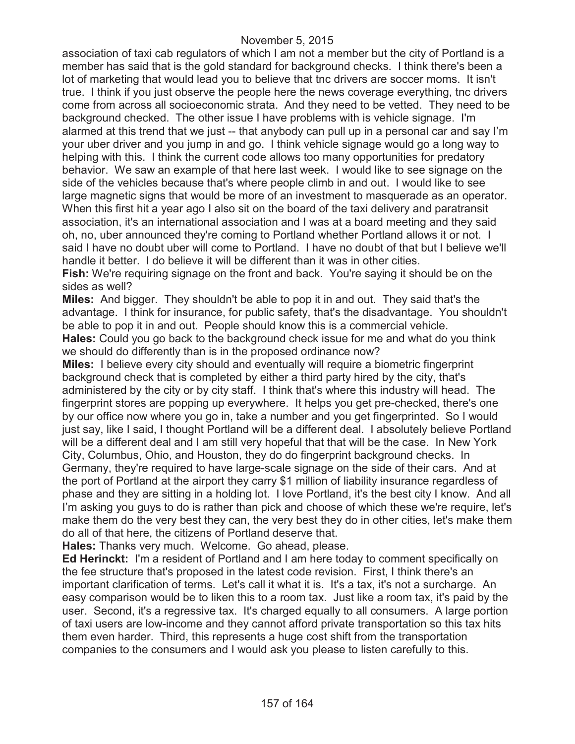association of taxi cab regulators of which I am not a member but the city of Portland is a member has said that is the gold standard for background checks. I think there's been a lot of marketing that would lead you to believe that tnc drivers are soccer moms. It isn't true. I think if you just observe the people here the news coverage everything, tnc drivers come from across all socioeconomic strata. And they need to be vetted. They need to be background checked. The other issue I have problems with is vehicle signage. I'm alarmed at this trend that we just -- that anybody can pull up in a personal car and say I'm your uber driver and you jump in and go. I think vehicle signage would go a long way to helping with this. I think the current code allows too many opportunities for predatory behavior. We saw an example of that here last week. I would like to see signage on the side of the vehicles because that's where people climb in and out. I would like to see large magnetic signs that would be more of an investment to masquerade as an operator. When this first hit a year ago I also sit on the board of the taxi delivery and paratransit association, it's an international association and I was at a board meeting and they said oh, no, uber announced they're coming to Portland whether Portland allows it or not. I said I have no doubt uber will come to Portland. I have no doubt of that but I believe we'll handle it better. I do believe it will be different than it was in other cities.

**Fish:** We're requiring signage on the front and back. You're saying it should be on the sides as well?

**Miles:** And bigger. They shouldn't be able to pop it in and out. They said that's the advantage. I think for insurance, for public safety, that's the disadvantage. You shouldn't be able to pop it in and out. People should know this is a commercial vehicle.

**Hales:** Could you go back to the background check issue for me and what do you think we should do differently than is in the proposed ordinance now?

**Miles:** I believe every city should and eventually will require a biometric fingerprint background check that is completed by either a third party hired by the city, that's administered by the city or by city staff. I think that's where this industry will head. The fingerprint stores are popping up everywhere. It helps you get pre-checked, there's one by our office now where you go in, take a number and you get fingerprinted. So I would just say, like I said, I thought Portland will be a different deal. I absolutely believe Portland will be a different deal and I am still very hopeful that that will be the case. In New York City, Columbus, Ohio, and Houston, they do do fingerprint background checks. In Germany, they're required to have large-scale signage on the side of their cars. And at the port of Portland at the airport they carry $1 million of liability insurance regardless of phase and they are sitting in a holding lot. I love Portland, it's the best city I know. And all I'm asking you guys to do is rather than pick and choose of which these we're require, let's make them do the very best they can, the very best they do in other cities, let's make them do all of that here, the citizens of Portland deserve that.

**Hales:** Thanks very much. Welcome. Go ahead, please.

**Ed Herinckt:** I'm a resident of Portland and I am here today to comment specifically on the fee structure that's proposed in the latest code revision. First, I think there's an important clarification of terms. Let's call it what it is. It's a tax, it's not a surcharge. An easy comparison would be to liken this to a room tax. Just like a room tax, it's paid by the user. Second, it's a regressive tax. It's charged equally to all consumers. A large portion of taxi users are low-income and they cannot afford private transportation so this tax hits them even harder. Third, this represents a huge cost shift from the transportation companies to the consumers and I would ask you please to listen carefully to this.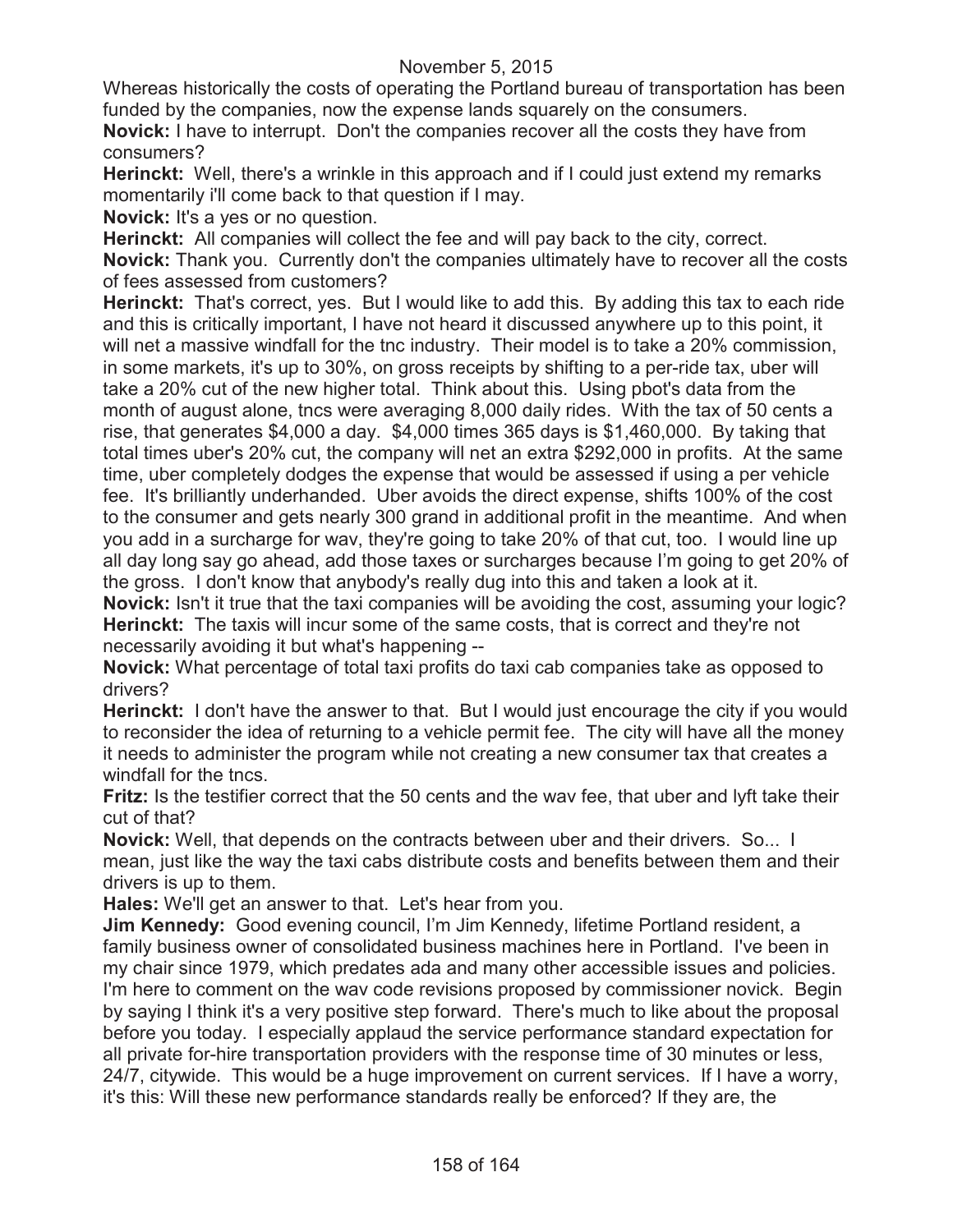Whereas historically the costs of operating the Portland bureau of transportation has been funded by the companies, now the expense lands squarely on the consumers.

**Novick:** I have to interrupt. Don't the companies recover all the costs they have from consumers?

**Herinckt:** Well, there's a wrinkle in this approach and if I could just extend my remarks momentarily i'll come back to that question if I may.

**Novick:** It's a yes or no question.

**Herinckt:** All companies will collect the fee and will pay back to the city, correct.

**Novick:** Thank you. Currently don't the companies ultimately have to recover all the costs of fees assessed from customers?

**Herinckt:** That's correct, yes. But I would like to add this. By adding this tax to each ride and this is critically important, I have not heard it discussed anywhere up to this point, it will net a massive windfall for the tnc industry. Their model is to take a 20% commission, in some markets, it's up to 30%, on gross receipts by shifting to a per-ride tax, uber will take a 20% cut of the new higher total. Think about this. Using pbot's data from the month of august alone, tncs were averaging 8,000 daily rides. With the tax of 50 cents a rise, that generates $4,000 a day. $4,000 times 365 days is $1,460,000. By taking that total times uber's 20% cut, the company will net an extra $292,000 in profits. At the same time, uber completely dodges the expense that would be assessed if using a per vehicle fee. It's brilliantly underhanded. Uber avoids the direct expense, shifts 100% of the cost to the consumer and gets nearly 300 grand in additional profit in the meantime. And when you add in a surcharge for wav, they're going to take 20% of that cut, too. I would line up all day long say go ahead, add those taxes or surcharges because I'm going to get 20% of the gross. I don't know that anybody's really dug into this and taken a look at it.

**Novick:** Isn't it true that the taxi companies will be avoiding the cost, assuming your logic?

**Herinckt:** The taxis will incur some of the same costs, that is correct and they're not necessarily avoiding it but what's happening --

**Novick:** What percentage of total taxi profits do taxi cab companies take as opposed to drivers?

**Herinckt:** I don't have the answer to that. But I would just encourage the city if you would to reconsider the idea of returning to a vehicle permit fee. The city will have all the money it needs to administer the program while not creating a new consumer tax that creates a windfall for the tncs.

**Fritz:** Is the testifier correct that the 50 cents and the wav fee, that uber and lyft take their cut of that?

**Novick:** Well, that depends on the contracts between uber and their drivers. So... I mean, just like the way the taxi cabs distribute costs and benefits between them and their drivers is up to them.

**Hales:** We'll get an answer to that. Let's hear from you.

**Jim Kennedy:** Good evening council, I'm Jim Kennedy, lifetime Portland resident, a family business owner of consolidated business machines here in Portland. I've been in my chair since 1979, which predates ada and many other accessible issues and policies. I'm here to comment on the wav code revisions proposed by commissioner novick. Begin by saying I think it's a very positive step forward. There's much to like about the proposal before you today. I especially applaud the service performance standard expectation for all private for-hire transportation providers with the response time of 30 minutes or less, 24/7, citywide. This would be a huge improvement on current services. If I have a worry, it's this: Will these new performance standards really be enforced? If they are, the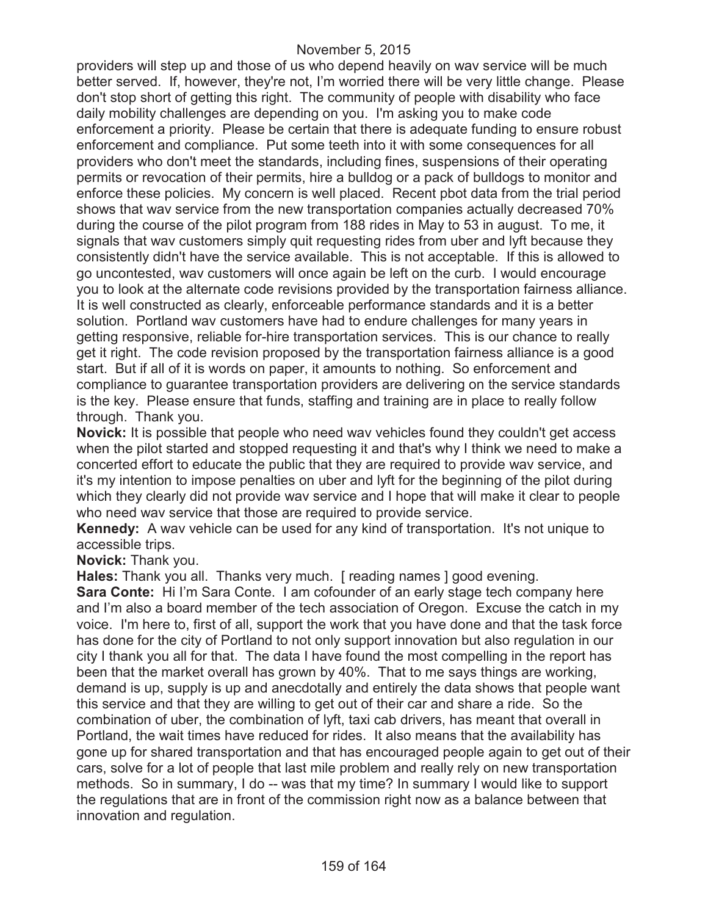providers will step up and those of us who depend heavily on wav service will be much better served. If, however, they're not, I'm worried there will be very little change. Please don't stop short of getting this right. The community of people with disability who face daily mobility challenges are depending on you. I'm asking you to make code enforcement a priority. Please be certain that there is adequate funding to ensure robust enforcement and compliance. Put some teeth into it with some consequences for all providers who don't meet the standards, including fines, suspensions of their operating permits or revocation of their permits, hire a bulldog or a pack of bulldogs to monitor and enforce these policies. My concern is well placed. Recent pbot data from the trial period shows that wav service from the new transportation companies actually decreased 70% during the course of the pilot program from 188 rides in May to 53 in august. To me, it signals that wav customers simply quit requesting rides from uber and lyft because they consistently didn't have the service available. This is not acceptable. If this is allowed to go uncontested, wav customers will once again be left on the curb. I would encourage you to look at the alternate code revisions provided by the transportation fairness alliance. It is well constructed as clearly, enforceable performance standards and it is a better solution. Portland wav customers have had to endure challenges for many years in getting responsive, reliable for-hire transportation services. This is our chance to really get it right. The code revision proposed by the transportation fairness alliance is a good start. But if all of it is words on paper, it amounts to nothing. So enforcement and compliance to guarantee transportation providers are delivering on the service standards is the key. Please ensure that funds, staffing and training are in place to really follow through. Thank you.

**Novick:** It is possible that people who need wav vehicles found they couldn't get access when the pilot started and stopped requesting it and that's why I think we need to make a concerted effort to educate the public that they are required to provide wav service, and it's my intention to impose penalties on uber and lyft for the beginning of the pilot during which they clearly did not provide wav service and I hope that will make it clear to people who need wav service that those are required to provide service.

**Kennedy:** A wav vehicle can be used for any kind of transportation. It's not unique to accessible trips.

**Novick:** Thank you.

**Hales:** Thank you all. Thanks very much. [ reading names ] good evening.

**Sara Conte:** Hi I'm Sara Conte. I am cofounder of an early stage tech company here and I'm also a board member of the tech association of Oregon. Excuse the catch in my voice. I'm here to, first of all, support the work that you have done and that the task force has done for the city of Portland to not only support innovation but also regulation in our city I thank you all for that. The data I have found the most compelling in the report has been that the market overall has grown by 40%. That to me says things are working, demand is up, supply is up and anecdotally and entirely the data shows that people want this service and that they are willing to get out of their car and share a ride. So the combination of uber, the combination of lyft, taxi cab drivers, has meant that overall in Portland, the wait times have reduced for rides. It also means that the availability has gone up for shared transportation and that has encouraged people again to get out of their cars, solve for a lot of people that last mile problem and really rely on new transportation methods. So in summary, I do -- was that my time? In summary I would like to support the regulations that are in front of the commission right now as a balance between that innovation and regulation.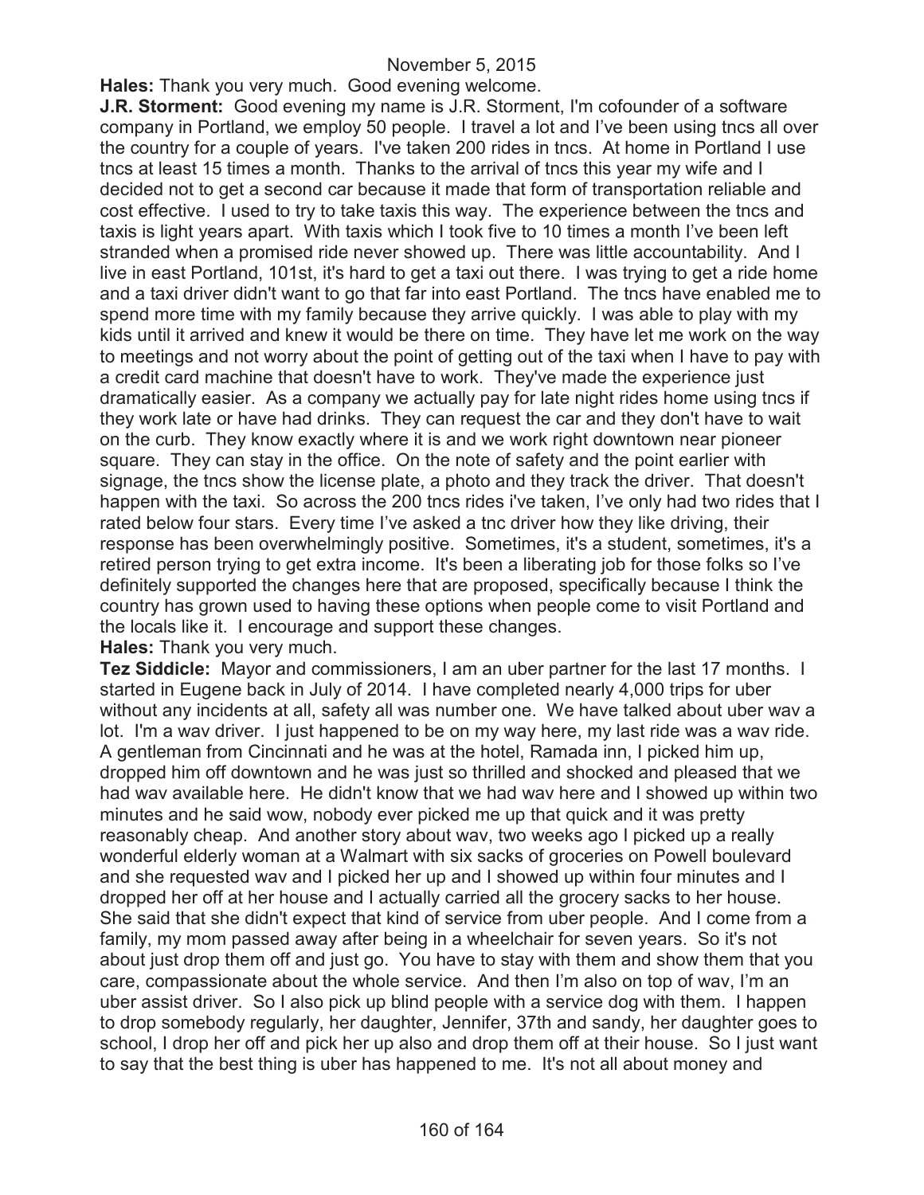**Hales:** Thank you very much. Good evening welcome.

**J.R. Storment:** Good evening my name is J.R. Storment, I'm cofounder of a software company in Portland, we employ 50 people. I travel a lot and I've been using tncs all over the country for a couple of years. I've taken 200 rides in tncs. At home in Portland I use tncs at least 15 times a month. Thanks to the arrival of tncs this year my wife and I decided not to get a second car because it made that form of transportation reliable and cost effective. I used to try to take taxis this way. The experience between the tncs and taxis is light years apart. With taxis which I took five to 10 times a month I've been left stranded when a promised ride never showed up. There was little accountability. And I live in east Portland, 101st, it's hard to get a taxi out there. I was trying to get a ride home and a taxi driver didn't want to go that far into east Portland. The tncs have enabled me to spend more time with my family because they arrive quickly. I was able to play with my kids until it arrived and knew it would be there on time. They have let me work on the way to meetings and not worry about the point of getting out of the taxi when I have to pay with a credit card machine that doesn't have to work. They've made the experience just dramatically easier. As a company we actually pay for late night rides home using tncs if they work late or have had drinks. They can request the car and they don't have to wait on the curb. They know exactly where it is and we work right downtown near pioneer square. They can stay in the office. On the note of safety and the point earlier with signage, the tncs show the license plate, a photo and they track the driver. That doesn't happen with the taxi. So across the 200 tncs rides i've taken, I've only had two rides that I rated below four stars. Every time I've asked a tnc driver how they like driving, their response has been overwhelmingly positive. Sometimes, it's a student, sometimes, it's a retired person trying to get extra income. It's been a liberating job for those folks so I've definitely supported the changes here that are proposed, specifically because I think the country has grown used to having these options when people come to visit Portland and the locals like it. I encourage and support these changes.

**Hales:** Thank you very much.

**Tez Siddicle:** Mayor and commissioners, I am an uber partner for the last 17 months. I started in Eugene back in July of 2014. I have completed nearly 4,000 trips for uber without any incidents at all, safety all was number one. We have talked about uber wav a lot. I'm a wav driver. I just happened to be on my way here, my last ride was a wav ride. A gentleman from Cincinnati and he was at the hotel, Ramada inn, I picked him up, dropped him off downtown and he was just so thrilled and shocked and pleased that we had wav available here. He didn't know that we had wav here and I showed up within two minutes and he said wow, nobody ever picked me up that quick and it was pretty reasonably cheap. And another story about wav, two weeks ago I picked up a really wonderful elderly woman at a Walmart with six sacks of groceries on Powell boulevard and she requested wav and I picked her up and I showed up within four minutes and I dropped her off at her house and I actually carried all the grocery sacks to her house. She said that she didn't expect that kind of service from uber people. And I come from a family, my mom passed away after being in a wheelchair for seven years. So it's not about just drop them off and just go. You have to stay with them and show them that you care, compassionate about the whole service. And then I'm also on top of wav, I'm an uber assist driver. So I also pick up blind people with a service dog with them. I happen to drop somebody regularly, her daughter, Jennifer, 37th and sandy, her daughter goes to school, I drop her off and pick her up also and drop them off at their house. So I just want to say that the best thing is uber has happened to me. It's not all about money and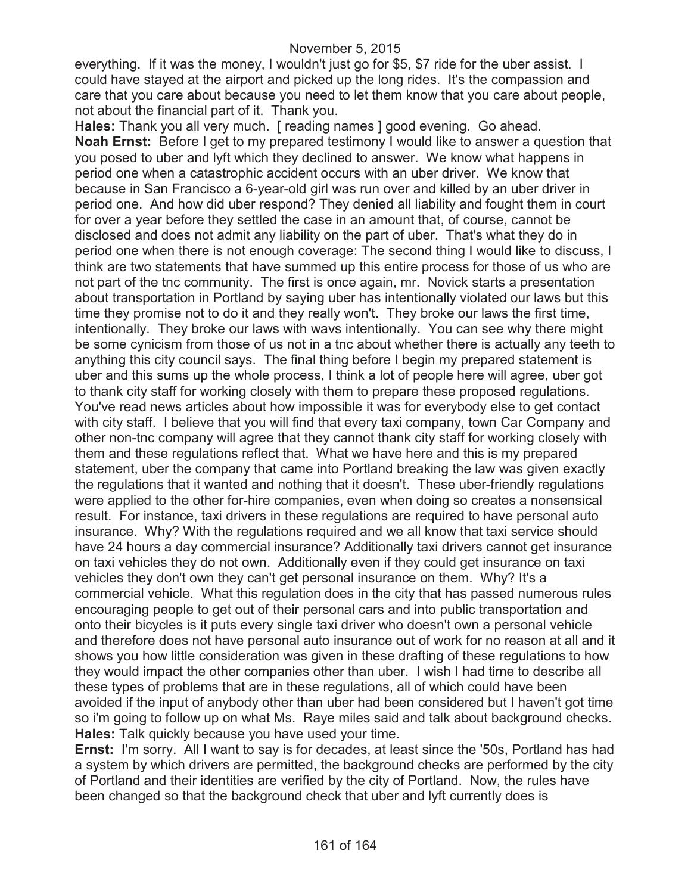everything. If it was the money, I wouldn't just go for $5, $7 ride for the uber assist. I could have stayed at the airport and picked up the long rides. It's the compassion and care that you care about because you need to let them know that you care about people, not about the financial part of it. Thank you.

**Hales:** Thank you all very much. [ reading names ] good evening. Go ahead.

**Noah Ernst:** Before I get to my prepared testimony I would like to answer a question that you posed to uber and lyft which they declined to answer. We know what happens in period one when a catastrophic accident occurs with an uber driver. We know that because in San Francisco a 6-year-old girl was run over and killed by an uber driver in period one. And how did uber respond? They denied all liability and fought them in court for over a year before they settled the case in an amount that, of course, cannot be disclosed and does not admit any liability on the part of uber. That's what they do in period one when there is not enough coverage: The second thing I would like to discuss, I think are two statements that have summed up this entire process for those of us who are not part of the tnc community. The first is once again, mr. Novick starts a presentation about transportation in Portland by saying uber has intentionally violated our laws but this time they promise not to do it and they really won't. They broke our laws the first time, intentionally. They broke our laws with wavs intentionally. You can see why there might be some cynicism from those of us not in a tnc about whether there is actually any teeth to anything this city council says. The final thing before I begin my prepared statement is uber and this sums up the whole process, I think a lot of people here will agree, uber got to thank city staff for working closely with them to prepare these proposed regulations. You've read news articles about how impossible it was for everybody else to get contact with city staff. I believe that you will find that every taxi company, town Car Company and other non-tnc company will agree that they cannot thank city staff for working closely with them and these regulations reflect that. What we have here and this is my prepared statement, uber the company that came into Portland breaking the law was given exactly the regulations that it wanted and nothing that it doesn't. These uber-friendly regulations were applied to the other for-hire companies, even when doing so creates a nonsensical result. For instance, taxi drivers in these regulations are required to have personal auto insurance. Why? With the regulations required and we all know that taxi service should have 24 hours a day commercial insurance? Additionally taxi drivers cannot get insurance on taxi vehicles they do not own. Additionally even if they could get insurance on taxi vehicles they don't own they can't get personal insurance on them. Why? It's a commercial vehicle. What this regulation does in the city that has passed numerous rules encouraging people to get out of their personal cars and into public transportation and onto their bicycles is it puts every single taxi driver who doesn't own a personal vehicle and therefore does not have personal auto insurance out of work for no reason at all and it shows you how little consideration was given in these drafting of these regulations to how they would impact the other companies other than uber. I wish I had time to describe all these types of problems that are in these regulations, all of which could have been avoided if the input of anybody other than uber had been considered but I haven't got time so i'm going to follow up on what Ms. Raye miles said and talk about background checks.

**Hales:** Talk quickly because you have used your time.

**Ernst:** I'm sorry. All I want to say is for decades, at least since the '50s, Portland has had a system by which drivers are permitted, the background checks are performed by the city of Portland and their identities are verified by the city of Portland. Now, the rules have been changed so that the background check that uber and lyft currently does is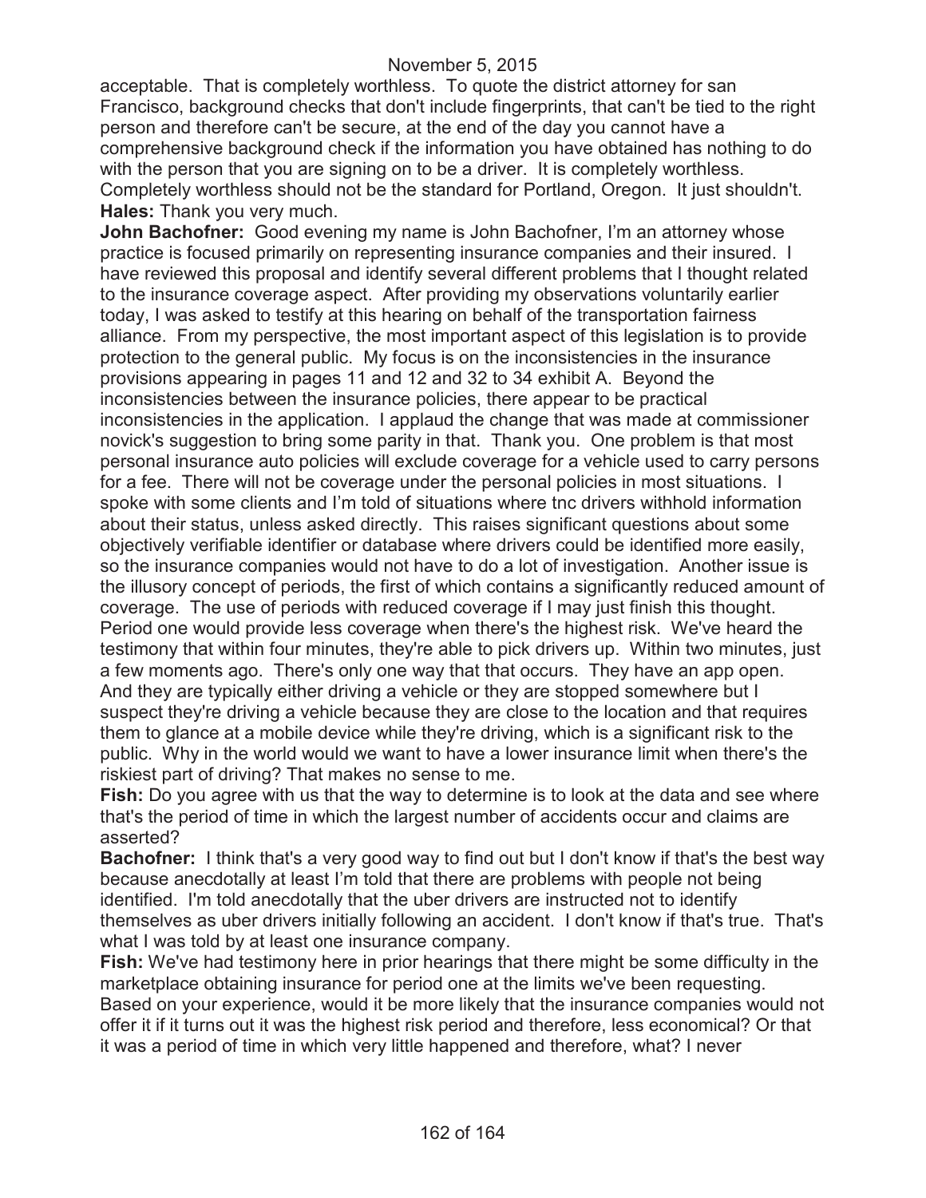acceptable. That is completely worthless. To quote the district attorney for san Francisco, background checks that don't include fingerprints, that can't be tied to the right person and therefore can't be secure, at the end of the day you cannot have a comprehensive background check if the information you have obtained has nothing to do with the person that you are signing on to be a driver. It is completely worthless. Completely worthless should not be the standard for Portland, Oregon. It just shouldn't.

**Hales:** Thank you very much.

**John Bachofner:** Good evening my name is John Bachofner, I'm an attorney whose practice is focused primarily on representing insurance companies and their insured. I have reviewed this proposal and identify several different problems that I thought related to the insurance coverage aspect. After providing my observations voluntarily earlier today, I was asked to testify at this hearing on behalf of the transportation fairness alliance. From my perspective, the most important aspect of this legislation is to provide protection to the general public. My focus is on the inconsistencies in the insurance provisions appearing in pages 11 and 12 and 32 to 34 exhibit A. Beyond the inconsistencies between the insurance policies, there appear to be practical inconsistencies in the application. I applaud the change that was made at commissioner novick's suggestion to bring some parity in that. Thank you. One problem is that most personal insurance auto policies will exclude coverage for a vehicle used to carry persons for a fee. There will not be coverage under the personal policies in most situations. I spoke with some clients and I'm told of situations where tnc drivers withhold information about their status, unless asked directly. This raises significant questions about some objectively verifiable identifier or database where drivers could be identified more easily, so the insurance companies would not have to do a lot of investigation. Another issue is the illusory concept of periods, the first of which contains a significantly reduced amount of coverage. The use of periods with reduced coverage if I may just finish this thought. Period one would provide less coverage when there's the highest risk. We've heard the testimony that within four minutes, they're able to pick drivers up. Within two minutes, just a few moments ago. There's only one way that that occurs. They have an app open. And they are typically either driving a vehicle or they are stopped somewhere but I suspect they're driving a vehicle because they are close to the location and that requires them to glance at a mobile device while they're driving, which is a significant risk to the public. Why in the world would we want to have a lower insurance limit when there's the riskiest part of driving? That makes no sense to me.

**Fish:** Do you agree with us that the way to determine is to look at the data and see where that's the period of time in which the largest number of accidents occur and claims are asserted?

**Bachofner:** I think that's a very good way to find out but I don't know if that's the best way because anecdotally at least I'm told that there are problems with people not being identified. I'm told anecdotally that the uber drivers are instructed not to identify themselves as uber drivers initially following an accident. I don't know if that's true. That's what I was told by at least one insurance company.

**Fish:** We've had testimony here in prior hearings that there might be some difficulty in the marketplace obtaining insurance for period one at the limits we've been requesting. Based on your experience, would it be more likely that the insurance companies would not offer it if it turns out it was the highest risk period and therefore, less economical? Or that it was a period of time in which very little happened and therefore, what? I never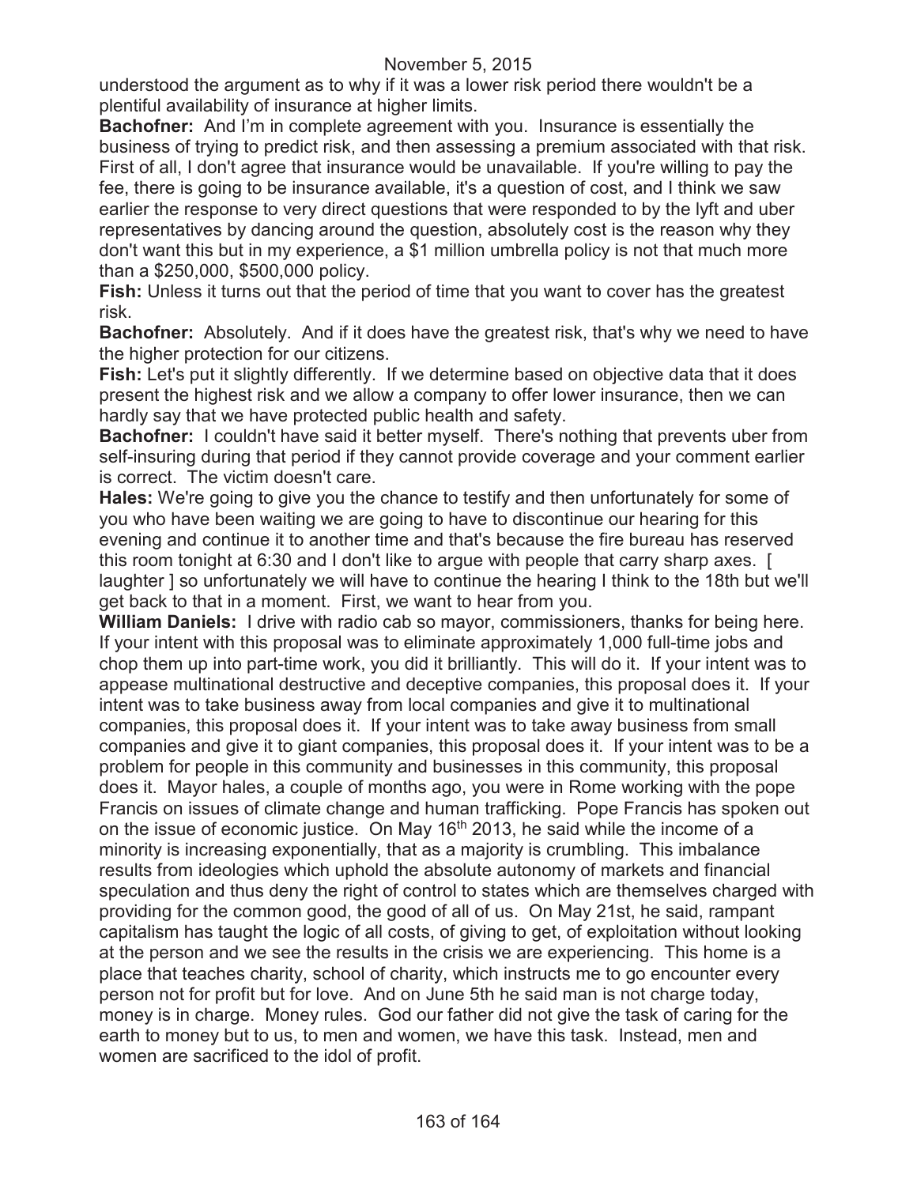understood the argument as to why if it was a lower risk period there wouldn't be a plentiful availability of insurance at higher limits.

**Bachofner:** And I'm in complete agreement with you. Insurance is essentially the business of trying to predict risk, and then assessing a premium associated with that risk. First of all, I don't agree that insurance would be unavailable. If you're willing to pay the fee, there is going to be insurance available, it's a question of cost, and I think we saw earlier the response to very direct questions that were responded to by the lyft and uber representatives by dancing around the question, absolutely cost is the reason why they don't want this but in my experience, a $1 million umbrella policy is not that much more than a $250,000, $500,000 policy.

**Fish:** Unless it turns out that the period of time that you want to cover has the greatest risk.

**Bachofner:** Absolutely. And if it does have the greatest risk, that's why we need to have the higher protection for our citizens.

**Fish:** Let's put it slightly differently. If we determine based on objective data that it does present the highest risk and we allow a company to offer lower insurance, then we can hardly say that we have protected public health and safety.

**Bachofner:** I couldn't have said it better myself. There's nothing that prevents uber from self-insuring during that period if they cannot provide coverage and your comment earlier is correct. The victim doesn't care.

**Hales:** We're going to give you the chance to testify and then unfortunately for some of you who have been waiting we are going to have to discontinue our hearing for this evening and continue it to another time and that's because the fire bureau has reserved this room tonight at 6:30 and I don't like to argue with people that carry sharp axes. [ laughter ] so unfortunately we will have to continue the hearing I think to the 18th but we'll get back to that in a moment. First, we want to hear from you.

**William Daniels:** I drive with radio cab so mayor, commissioners, thanks for being here. If your intent with this proposal was to eliminate approximately 1,000 full-time jobs and chop them up into part-time work, you did it brilliantly. This will do it. If your intent was to appease multinational destructive and deceptive companies, this proposal does it. If your intent was to take business away from local companies and give it to multinational companies, this proposal does it. If your intent was to take away business from small companies and give it to giant companies, this proposal does it. If your intent was to be a problem for people in this community and businesses in this community, this proposal does it. Mayor hales, a couple of months ago, you were in Rome working with the pope Francis on issues of climate change and human trafficking. Pope Francis has spoken out on the issue of economic justice. On May 16th 2013, he said while the income of a minority is increasing exponentially, that as a majority is crumbling. This imbalance results from ideologies which uphold the absolute autonomy of markets and financial speculation and thus deny the right of control to states which are themselves charged with providing for the common good, the good of all of us. On May 21st, he said, rampant capitalism has taught the logic of all costs, of giving to get, of exploitation without looking at the person and we see the results in the crisis we are experiencing. This home is a place that teaches charity, school of charity, which instructs me to go encounter every person not for profit but for love. And on June 5th he said man is not charge today, money is in charge. Money rules. God our father did not give the task of caring for the earth to money but to us, to men and women, we have this task. Instead, men and women are sacrificed to the idol of profit.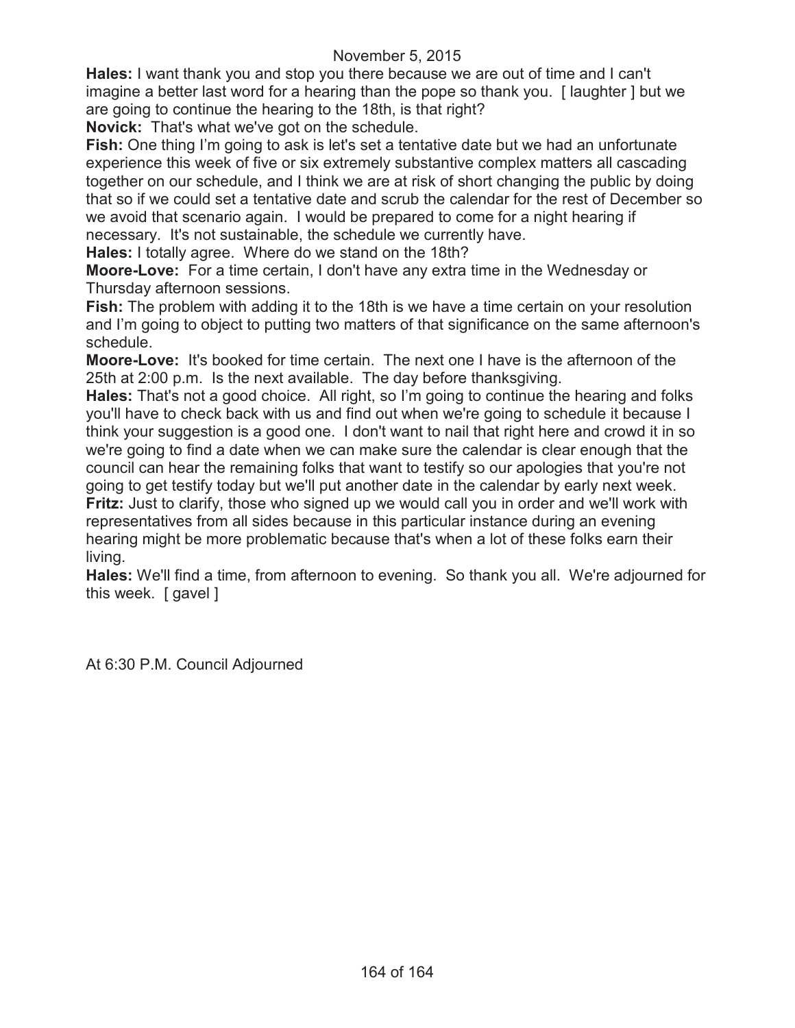**Hales:** I want thank you and stop you there because we are out of time and I can't imagine a better last word for a hearing than the pope so thank you. [ laughter ] but we are going to continue the hearing to the 18th, is that right?

**Novick:** That's what we've got on the schedule.

**Fish:** One thing I'm going to ask is let's set a tentative date but we had an unfortunate experience this week of five or six extremely substantive complex matters all cascading together on our schedule, and I think we are at risk of short changing the public by doing that so if we could set a tentative date and scrub the calendar for the rest of December so we avoid that scenario again. I would be prepared to come for a night hearing if necessary. It's not sustainable, the schedule we currently have.

**Hales:** I totally agree. Where do we stand on the 18th?

**Moore-Love:** For a time certain, I don't have any extra time in the Wednesday or Thursday afternoon sessions.

**Fish:** The problem with adding it to the 18th is we have a time certain on your resolution and I'm going to object to putting two matters of that significance on the same afternoon's schedule.

**Moore-Love:** It's booked for time certain. The next one I have is the afternoon of the 25th at 2:00 p.m. Is the next available. The day before thanksgiving.

**Hales:** That's not a good choice. All right, so I'm going to continue the hearing and folks you'll have to check back with us and find out when we're going to schedule it because I think your suggestion is a good one. I don't want to nail that right here and crowd it in so we're going to find a date when we can make sure the calendar is clear enough that the council can hear the remaining folks that want to testify so our apologies that you're not going to get testify today but we'll put another date in the calendar by early next week.

**Fritz:** Just to clarify, those who signed up we would call you in order and we'll work with representatives from all sides because in this particular instance during an evening hearing might be more problematic because that's when a lot of these folks earn their living.

**Hales:** We'll find a time, from afternoon to evening. So thank you all. We're adjourned for this week. [ gavel ]

At 6:30 P.M. Council Adjourned